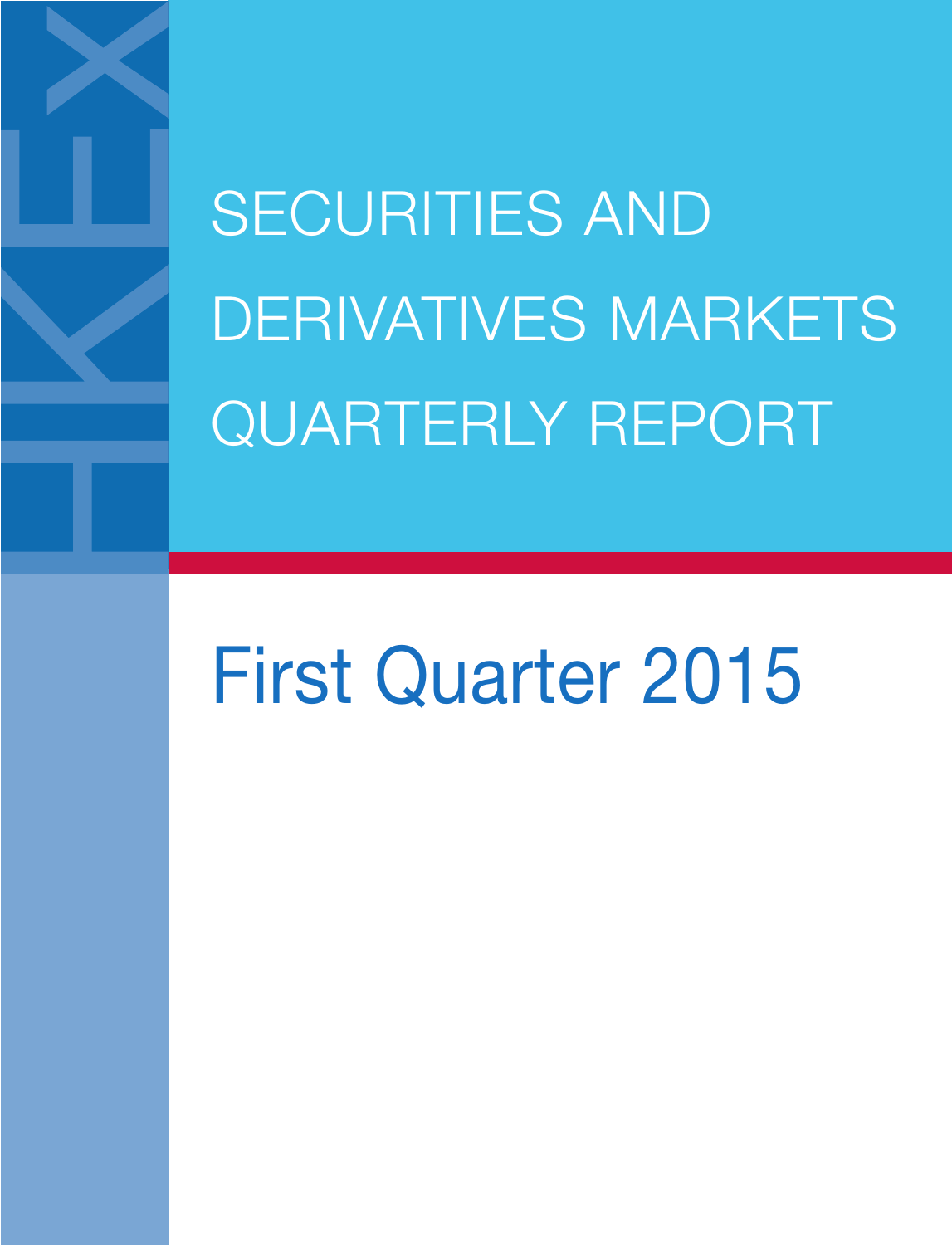# SECURITIES AND DERIVATIVES MARKETS QUARTERLY REPORT

## First Quarter 2015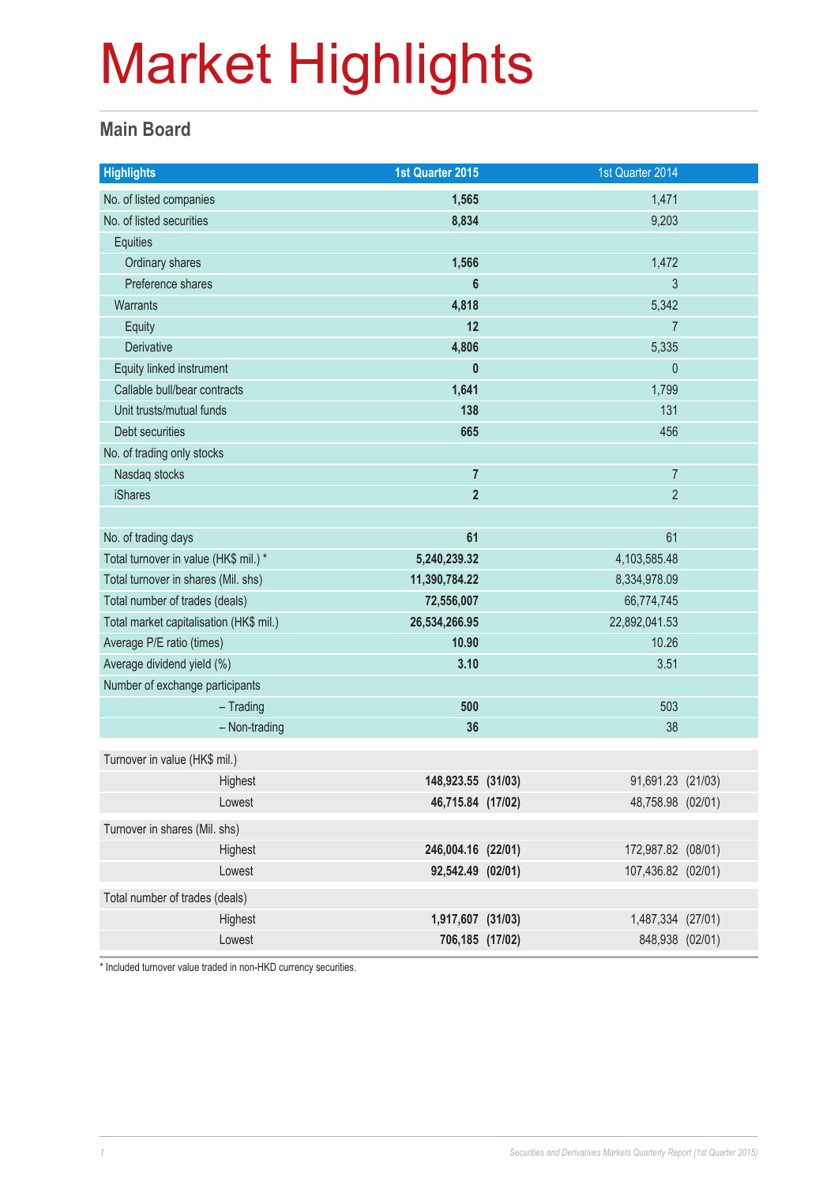# Market Highlights

## Main Board

| Highlights | 1st Quarter 2015 | 1st Quarter 2014 |
|---|---|---|
| No. of listed companies | **1,565** | 1,471 |
| No. of listed securities | **8,834** | 9,203 |
| Equities | | |
| Ordinary shares | **1,566** | 1,472 |
| Preference shares | **6** | 3 |
| Warrants | **4,818** | 5,342 |
| Equity | **12** | 7 |
| Derivative | **4,806** | 5,335 |
| Equity linked instrument | **0** | 0 |
| Callable bull/bear contracts | **1,641** | 1,799 |
| Unit trusts/mutual funds | **138** | 131 |
| Debt securities | **665** | 456 |
| No. of trading only stocks | | |
| Nasdaq stocks | **7** | 7 |
| iShares | **2** | 2 |
| | | |
| No. of trading days | **61** | 61 |
| Total turnover in value (HK$ mil.) * | **5,240,239.32** | 4,103,585.48 |
| Total turnover in shares (Mil. shs) | **11,390,784.22** | 8,334,978.09 |
| Total number of trades (deals) | **72,556,007** | 66,774,745 |
| Total market capitalisation (HK$ mil.) | **26,534,266.95** | 22,892,041.53 |
| Average P/E ratio (times) | **10.90** | 10.26 |
| Average dividend yield (%) | **3.10** | 3.51 |
| Number of exchange participants | | |
| – Trading | **500** | 503 |
| – Non-trading | **36** | 38 |
| Turnover in value (HK$ mil.) | | |
| Highest | **148,923.55 (31/03)** | 91,691.23 (21/03) |
| Lowest | **46,715.84 (17/02)** | 48,758.98 (02/01) |
| Turnover in shares (Mil. shs) | | |
| Highest | **246,004.16 (22/01)** | 172,987.82 (08/01) |
| Lowest | **92,542.49 (02/01)** | 107,436.82 (02/01) |
| Total number of trades (deals) | | |
| Highest | **1,917,607 (31/03)** | 1,487,334 (27/01) |
| Lowest | **706,185 (17/02)** | 848,938 (02/01) |

* Included turnover value traded in non-HKD currency securities.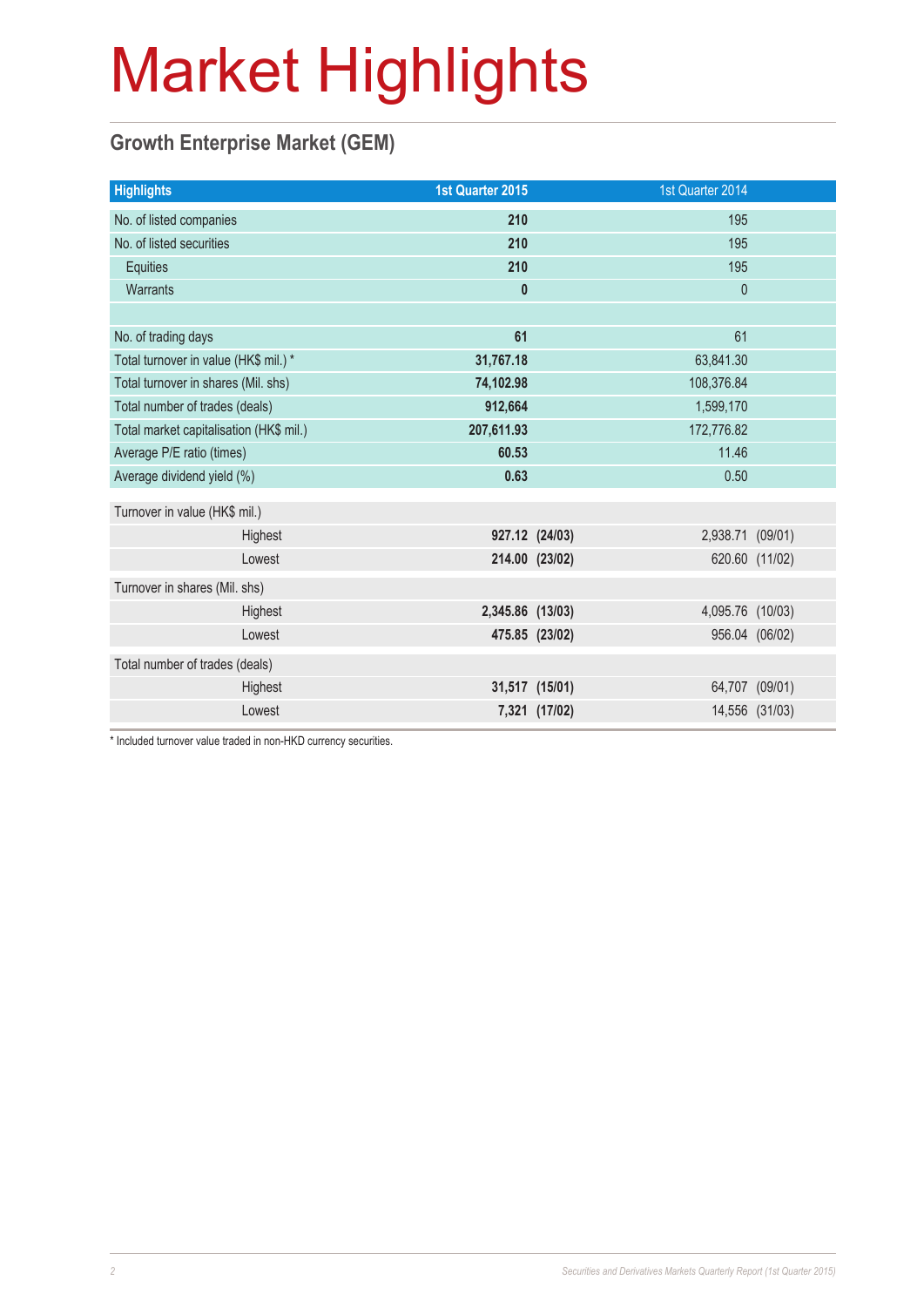# Market Highlights

## Growth Enterprise Market (GEM)

| Highlights | 1st Quarter 2015 | | 1st Quarter 2014 | |
|---|---|---|---|---|
| No. of listed companies | **210** | | 195 | |
| No. of listed securities | **210** | | 195 | |
| Equities | **210** | | 195 | |
| Warrants | **0** | | 0 | |
| | | | | |
| No. of trading days | **61** | | 61 | |
| Total turnover in value (HK$ mil.) * | **31,767.18** | | 63,841.30 | |
| Total turnover in shares (Mil. shs) | **74,102.98** | | 108,376.84 | |
| Total number of trades (deals) | **912,664** | | 1,599,170 | |
| Total market capitalisation (HK$ mil.) | **207,611.93** | | 172,776.82 | |
| Average P/E ratio (times) | **60.53** | | 11.46 | |
| Average dividend yield (%) | **0.63** | | 0.50 | |
| Turnover in value (HK$ mil.) | | | | |
| Highest | **927.12** | **(24/03)** | 2,938.71 | (09/01) |
| Lowest | **214.00** | **(23/02)** | 620.60 | (11/02) |
| Turnover in shares (Mil. shs) | | | | |
| Highest | **2,345.86** | **(13/03)** | 4,095.76 | (10/03) |
| Lowest | **475.85** | **(23/02)** | 956.04 | (06/02) |
| Total number of trades (deals) | | | | |
| Highest | **31,517** | **(15/01)** | 64,707 | (09/01) |
| Lowest | **7,321** | **(17/02)** | 14,556 | (31/03) |

* Included turnover value traded in non-HKD currency securities.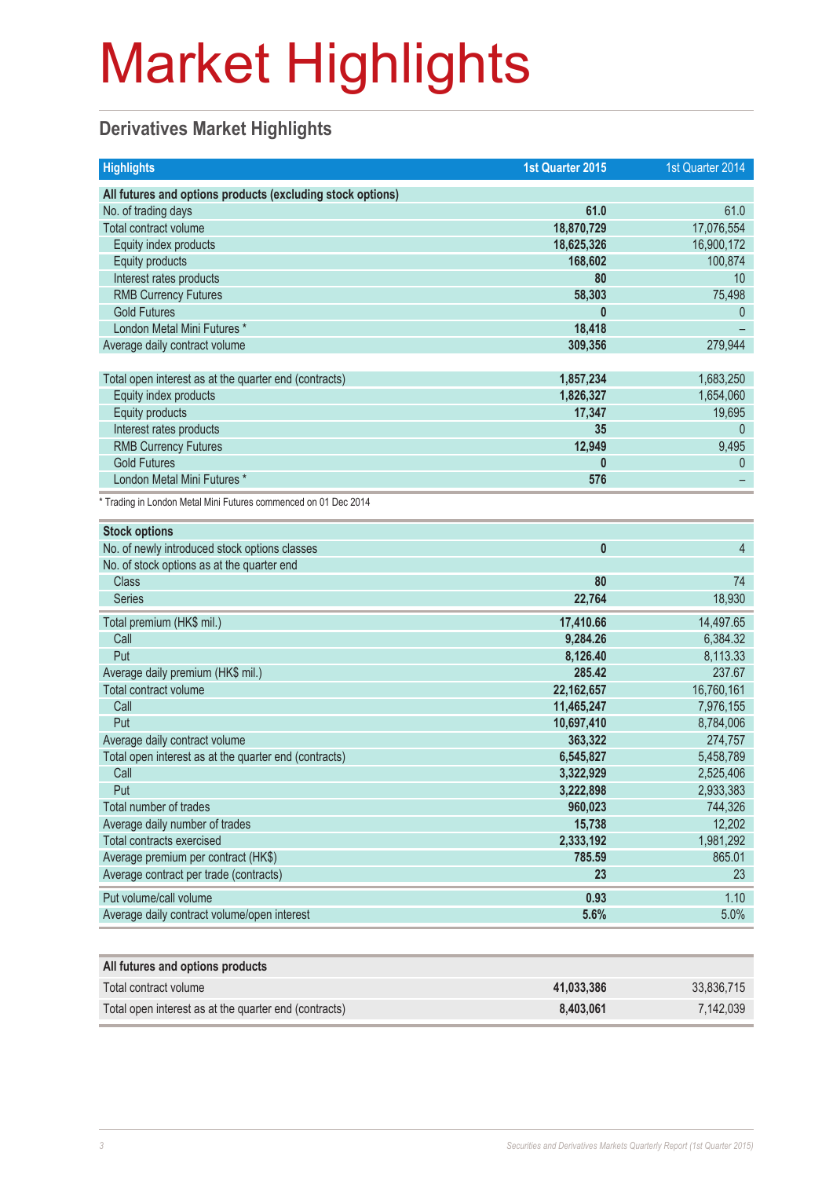# Market Highlights

## Derivatives Market Highlights

| Highlights | 1st Quarter 2015 | 1st Quarter 2014 |
|---|---|---|
| **All futures and options products (excluding stock options)** | | |
| No. of trading days | **61.0** | 61.0 |
| Total contract volume | **18,870,729** | 17,076,554 |
| Equity index products | **18,625,326** | 16,900,172 |
| Equity products | **168,602** | 100,874 |
| Interest rates products | **80** | 10 |
| RMB Currency Futures | **58,303** | 75,498 |
| Gold Futures | **0** | 0 |
| London Metal Mini Futures * | **18,418** | – |
| Average daily contract volume | **309,356** | 279,944 |
| | | |
| Total open interest as at the quarter end (contracts) | **1,857,234** | 1,683,250 |
| Equity index products | **1,826,327** | 1,654,060 |
| Equity products | **17,347** | 19,695 |
| Interest rates products | **35** | 0 |
| RMB Currency Futures | **12,949** | 9,495 |
| Gold Futures | **0** | 0 |
| London Metal Mini Futures * | **576** | – |

* Trading in London Metal Mini Futures commenced on 01 Dec 2014

| **Stock options** | | |
|---|---|---|
| No. of newly introduced stock options classes | **0** | 4 |
| No. of stock options as at the quarter end | | |
| Class | **80** | 74 |
| Series | **22,764** | 18,930 |
| Total premium (HK$ mil.) | **17,410.66** | 14,497.65 |
| Call | **9,284.26** | 6,384.32 |
| Put | **8,126.40** | 8,113.33 |
| Average daily premium (HK$ mil.) | **285.42** | 237.67 |
| Total contract volume | **22,162,657** | 16,760,161 |
| Call | **11,465,247** | 7,976,155 |
| Put | **10,697,410** | 8,784,006 |
| Average daily contract volume | **363,322** | 274,757 |
| Total open interest as at the quarter end (contracts) | **6,545,827** | 5,458,789 |
| Call | **3,322,929** | 2,525,406 |
| Put | **3,222,898** | 2,933,383 |
| Total number of trades | **960,023** | 744,326 |
| Average daily number of trades | **15,738** | 12,202 |
| Total contracts exercised | **2,333,192** | 1,981,292 |
| Average premium per contract (HK$) | **785.59** | 865.01 |
| Average contract per trade (contracts) | **23** | 23 |
| Put volume/call volume | **0.93** | 1.10 |
| Average daily contract volume/open interest | **5.6%** | 5.0% |

| **All futures and options products** | | |
|---|---|---|
| Total contract volume | **41,033,386** | 33,836,715 |
| Total open interest as at the quarter end (contracts) | **8,403,061** | 7,142,039 |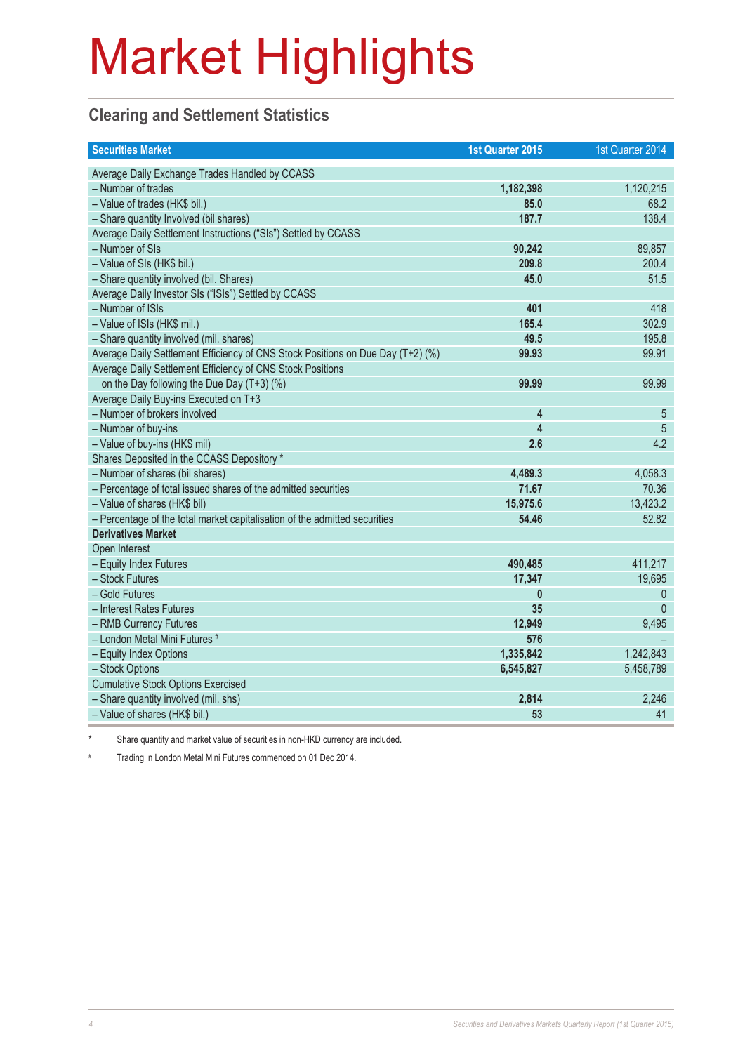# Market Highlights

## Clearing and Settlement Statistics

| Securities Market | 1st Quarter 2015 | 1st Quarter 2014 |
|---|---|---|
| Average Daily Exchange Trades Handled by CCASS | | |
| – Number of trades | **1,182,398** | 1,120,215 |
| – Value of trades (HK$ bil.) | **85.0** | 68.2 |
| – Share quantity Involved (bil shares) | **187.7** | 138.4 |
| Average Daily Settlement Instructions ("SIs") Settled by CCASS | | |
| – Number of SIs | **90,242** | 89,857 |
| – Value of SIs (HK$ bil.) | **209.8** | 200.4 |
| – Share quantity involved (bil. Shares) | **45.0** | 51.5 |
| Average Daily Investor SIs ("ISIs") Settled by CCASS | | |
| – Number of ISIs | **401** | 418 |
| – Value of ISIs (HK$ mil.) | **165.4** | 302.9 |
| – Share quantity involved (mil. shares) | **49.5** | 195.8 |
| Average Daily Settlement Efficiency of CNS Stock Positions on Due Day (T+2) (%) | **99.93** | 99.91 |
| Average Daily Settlement Efficiency of CNS Stock Positions on the Day following the Due Day (T+3) (%) | **99.99** | 99.99 |
| Average Daily Buy-ins Executed on T+3 | | |
| – Number of brokers involved | **4** | 5 |
| – Number of buy-ins | **4** | 5 |
| – Value of buy-ins (HK$ mil) | **2.6** | 4.2 |
| Shares Deposited in the CCASS Depository * | | |
| – Number of shares (bil shares) | **4,489.3** | 4,058.3 |
| – Percentage of total issued shares of the admitted securities | **71.67** | 70.36 |
| – Value of shares (HK$ bil) | **15,975.6** | 13,423.2 |
| – Percentage of the total market capitalisation of the admitted securities | **54.46** | 52.82 |
| **Derivatives Market** | | |
| Open Interest | | |
| – Equity Index Futures | **490,485** | 411,217 |
| – Stock Futures | **17,347** | 19,695 |
| – Gold Futures | **0** | 0 |
| – Interest Rates Futures | **35** | 0 |
| – RMB Currency Futures | **12,949** | 9,495 |
| – London Metal Mini Futures # | **576** | – |
| – Equity Index Options | **1,335,842** | 1,242,843 |
| – Stock Options | **6,545,827** | 5,458,789 |
| Cumulative Stock Options Exercised | | |
| – Share quantity involved (mil. shs) | **2,814** | 2,246 |
| – Value of shares (HK$ bil.) | **53** | 41 |

\* Share quantity and market value of securities in non-HKD currency are included.

# Trading in London Metal Mini Futures commenced on 01 Dec 2014.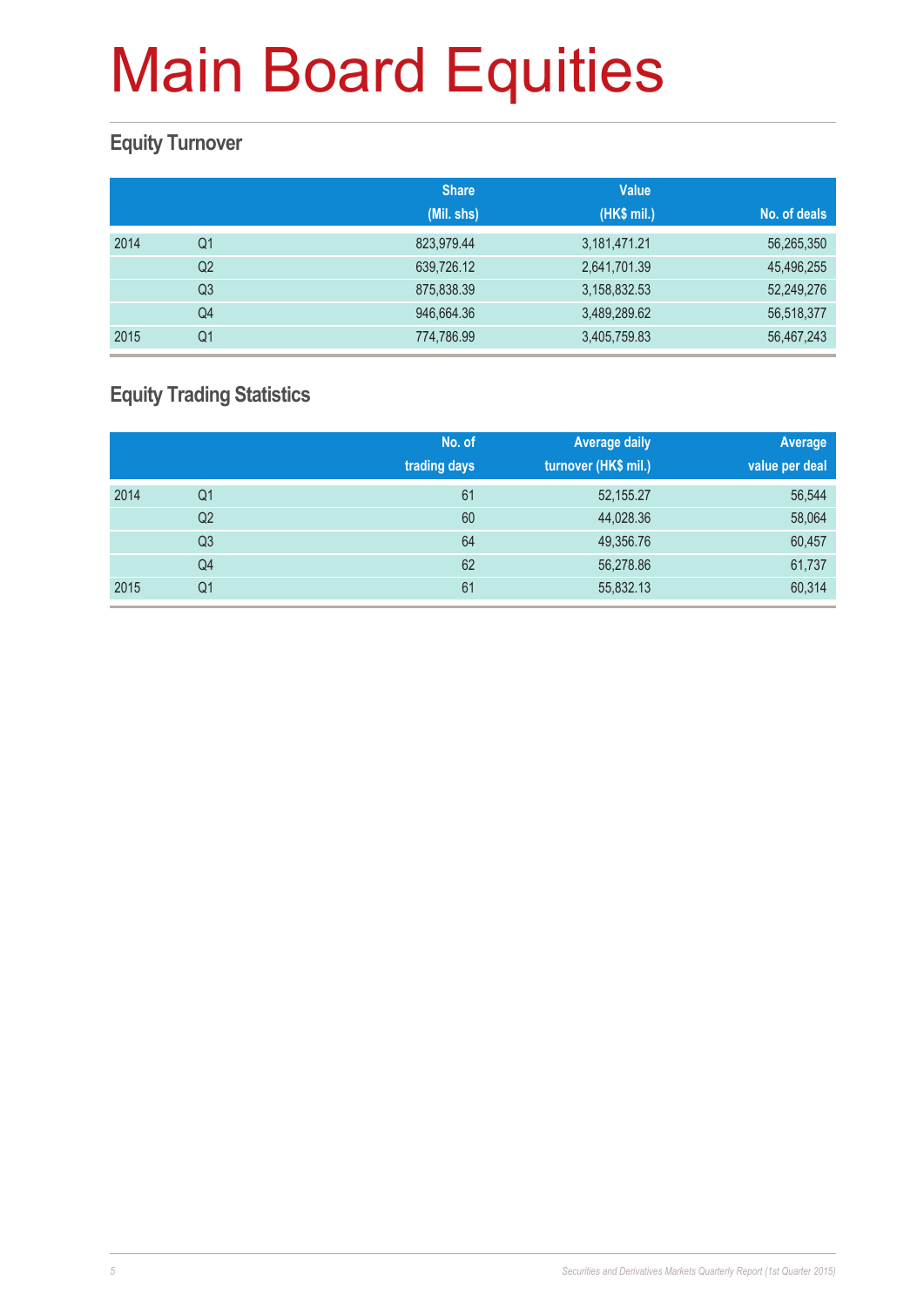# Main Board Equities

## Equity Turnover

| | | Share (Mil. shs) | Value (HK$ mil.) | No. of deals |
|---|---|---|---|---|
| 2014 | Q1 | 823,979.44 | 3,181,471.21 | 56,265,350 |
| | Q2 | 639,726.12 | 2,641,701.39 | 45,496,255 |
| | Q3 | 875,838.39 | 3,158,832.53 | 52,249,276 |
| | Q4 | 946,664.36 | 3,489,289.62 | 56,518,377 |
| 2015 | Q1 | 774,786.99 | 3,405,759.83 | 56,467,243 |

## Equity Trading Statistics

| | | No. of trading days | Average daily turnover (HK$ mil.) | Average value per deal |
|---|---|---|---|---|
| 2014 | Q1 | 61 | 52,155.27 | 56,544 |
| | Q2 | 60 | 44,028.36 | 58,064 |
| | Q3 | 64 | 49,356.76 | 60,457 |
| | Q4 | 62 | 56,278.86 | 61,737 |
| 2015 | Q1 | 61 | 55,832.13 | 60,314 |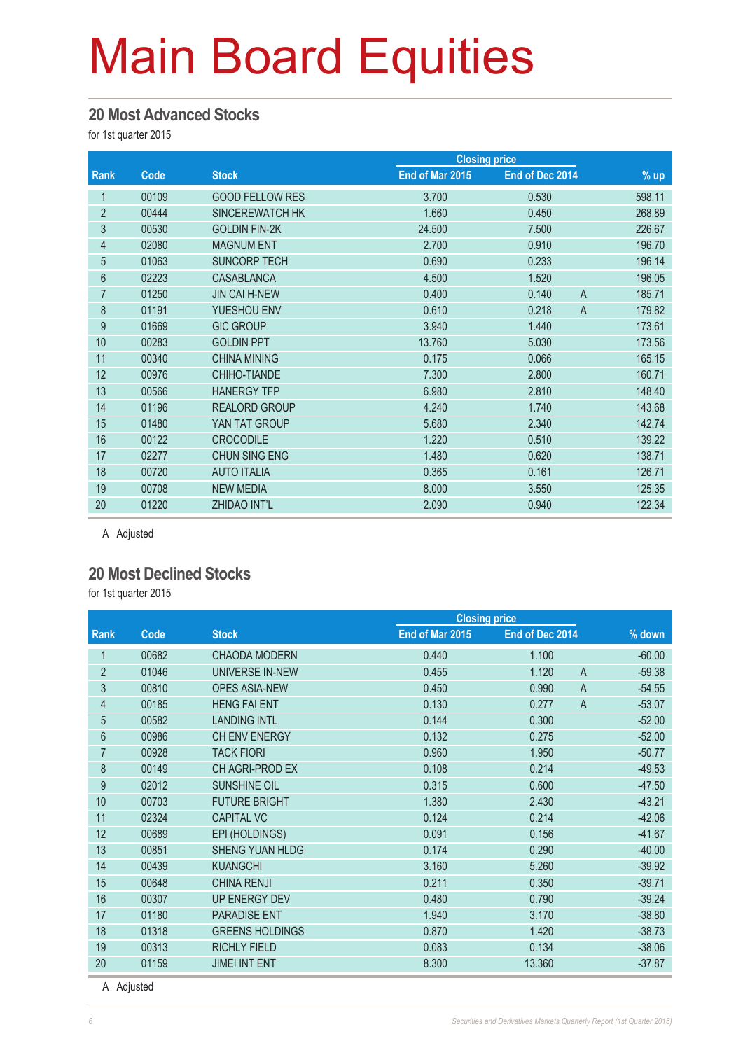# Main Board Equities

## 20 Most Advanced Stocks

for 1st quarter 2015

| Rank | Code | Stock | Closing price | | | % up |
|---|---|---|---|---|---|---|
| | | | End of Mar 2015 | End of Dec 2014 | | |
| 1 | 00109 | GOOD FELLOW RES | 3.700 | 0.530 | | 598.11 |
| 2 | 00444 | SINCEREWATCH HK | 1.660 | 0.450 | | 268.89 |
| 3 | 00530 | GOLDIN FIN-2K | 24.500 | 7.500 | | 226.67 |
| 4 | 02080 | MAGNUM ENT | 2.700 | 0.910 | | 196.70 |
| 5 | 01063 | SUNCORP TECH | 0.690 | 0.233 | | 196.14 |
| 6 | 02223 | CASABLANCA | 4.500 | 1.520 | | 196.05 |
| 7 | 01250 | JIN CAI H-NEW | 0.400 | 0.140 | A | 185.71 |
| 8 | 01191 | YUESHOU ENV | 0.610 | 0.218 | A | 179.82 |
| 9 | 01669 | GIC GROUP | 3.940 | 1.440 | | 173.61 |
| 10 | 00283 | GOLDIN PPT | 13.760 | 5.030 | | 173.56 |
| 11 | 00340 | CHINA MINING | 0.175 | 0.066 | | 165.15 |
| 12 | 00976 | CHIHO-TIANDE | 7.300 | 2.800 | | 160.71 |
| 13 | 00566 | HANERGY TFP | 6.980 | 2.810 | | 148.40 |
| 14 | 01196 | REALORD GROUP | 4.240 | 1.740 | | 143.68 |
| 15 | 01480 | YAN TAT GROUP | 5.680 | 2.340 | | 142.74 |
| 16 | 00122 | CROCODILE | 1.220 | 0.510 | | 139.22 |
| 17 | 02277 | CHUN SING ENG | 1.480 | 0.620 | | 138.71 |
| 18 | 00720 | AUTO ITALIA | 0.365 | 0.161 | | 126.71 |
| 19 | 00708 | NEW MEDIA | 8.000 | 3.550 | | 125.35 |
| 20 | 01220 | ZHIDAO INT'L | 2.090 | 0.940 | | 122.34 |

A Adjusted

## 20 Most Declined Stocks

for 1st quarter 2015

| Rank | Code | Stock | Closing price | | | % down |
|---|---|---|---|---|---|---|
| | | | End of Mar 2015 | End of Dec 2014 | | |
| 1 | 00682 | CHAODA MODERN | 0.440 | 1.100 | | -60.00 |
| 2 | 01046 | UNIVERSE IN-NEW | 0.455 | 1.120 | A | -59.38 |
| 3 | 00810 | OPES ASIA-NEW | 0.450 | 0.990 | A | -54.55 |
| 4 | 00185 | HENG FAI ENT | 0.130 | 0.277 | A | -53.07 |
| 5 | 00582 | LANDING INTL | 0.144 | 0.300 | | -52.00 |
| 6 | 00986 | CH ENV ENERGY | 0.132 | 0.275 | | -52.00 |
| 7 | 00928 | TACK FIORI | 0.960 | 1.950 | | -50.77 |
| 8 | 00149 | CH AGRI-PROD EX | 0.108 | 0.214 | | -49.53 |
| 9 | 02012 | SUNSHINE OIL | 0.315 | 0.600 | | -47.50 |
| 10 | 00703 | FUTURE BRIGHT | 1.380 | 2.430 | | -43.21 |
| 11 | 02324 | CAPITAL VC | 0.124 | 0.214 | | -42.06 |
| 12 | 00689 | EPI (HOLDINGS) | 0.091 | 0.156 | | -41.67 |
| 13 | 00851 | SHENG YUAN HLDG | 0.174 | 0.290 | | -40.00 |
| 14 | 00439 | KUANGCHI | 3.160 | 5.260 | | -39.92 |
| 15 | 00648 | CHINA RENJI | 0.211 | 0.350 | | -39.71 |
| 16 | 00307 | UP ENERGY DEV | 0.480 | 0.790 | | -39.24 |
| 17 | 01180 | PARADISE ENT | 1.940 | 3.170 | | -38.80 |
| 18 | 01318 | GREENS HOLDINGS | 0.870 | 1.420 | | -38.73 |
| 19 | 00313 | RICHLY FIELD | 0.083 | 0.134 | | -38.06 |
| 20 | 01159 | JIMEI INT ENT | 8.300 | 13.360 | | -37.87 |

A Adjusted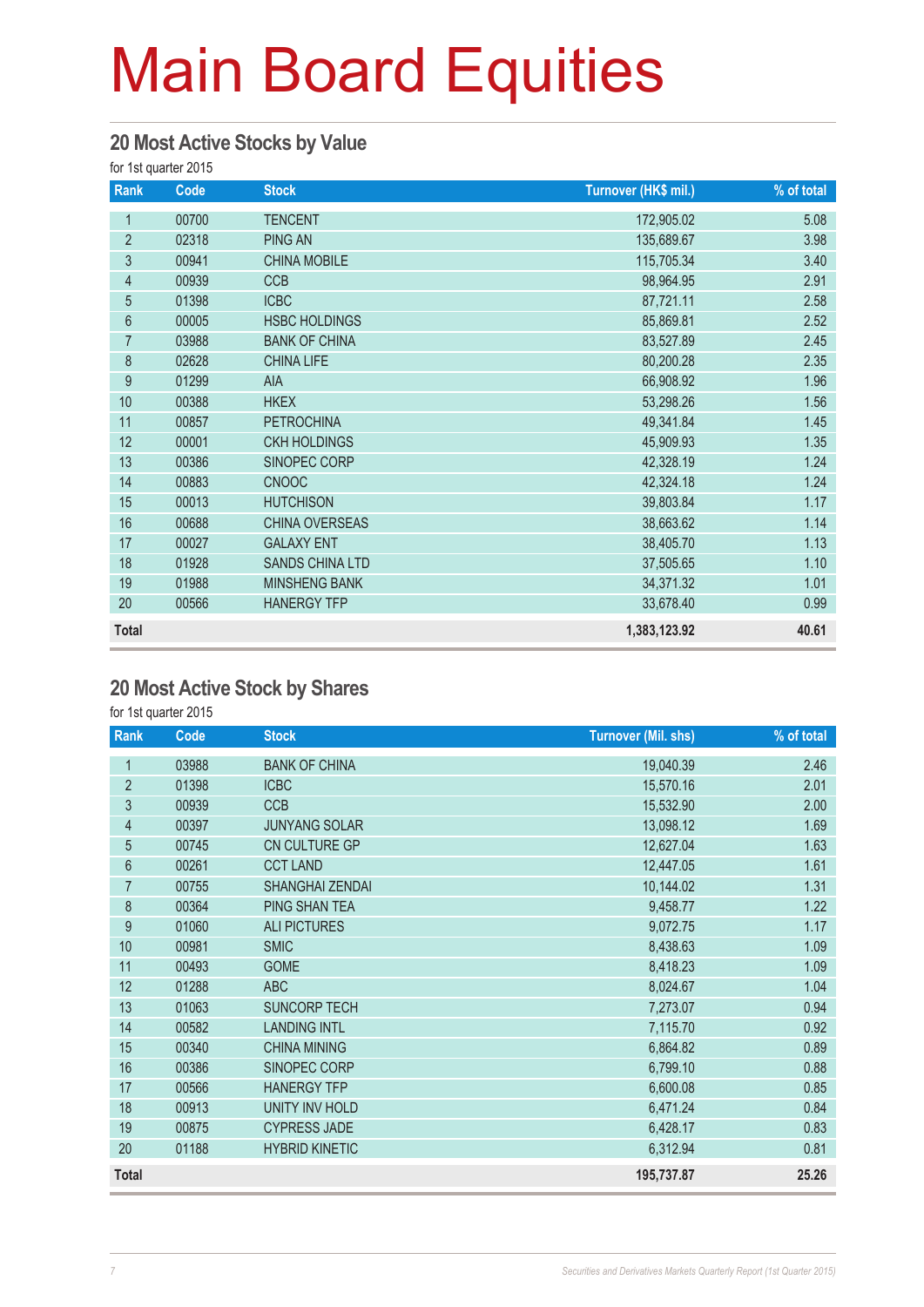# Main Board Equities

## 20 Most Active Stocks by Value

for 1st quarter 2015

| Rank | Code | Stock | Turnover (HK$ mil.) | % of total |
|---|---|---|---|---|
| 1 | 00700 | TENCENT | 172,905.02 | 5.08 |
| 2 | 02318 | PING AN | 135,689.67 | 3.98 |
| 3 | 00941 | CHINA MOBILE | 115,705.34 | 3.40 |
| 4 | 00939 | CCB | 98,964.95 | 2.91 |
| 5 | 01398 | ICBC | 87,721.11 | 2.58 |
| 6 | 00005 | HSBC HOLDINGS | 85,869.81 | 2.52 |
| 7 | 03988 | BANK OF CHINA | 83,527.89 | 2.45 |
| 8 | 02628 | CHINA LIFE | 80,200.28 | 2.35 |
| 9 | 01299 | AIA | 66,908.92 | 1.96 |
| 10 | 00388 | HKEX | 53,298.26 | 1.56 |
| 11 | 00857 | PETROCHINA | 49,341.84 | 1.45 |
| 12 | 00001 | CKH HOLDINGS | 45,909.93 | 1.35 |
| 13 | 00386 | SINOPEC CORP | 42,328.19 | 1.24 |
| 14 | 00883 | CNOOC | 42,324.18 | 1.24 |
| 15 | 00013 | HUTCHISON | 39,803.84 | 1.17 |
| 16 | 00688 | CHINA OVERSEAS | 38,663.62 | 1.14 |
| 17 | 00027 | GALAXY ENT | 38,405.70 | 1.13 |
| 18 | 01928 | SANDS CHINA LTD | 37,505.65 | 1.10 |
| 19 | 01988 | MINSHENG BANK | 34,371.32 | 1.01 |
| 20 | 00566 | HANERGY TFP | 33,678.40 | 0.99 |
| **Total** | | | **1,383,123.92** | **40.61** |

## 20 Most Active Stock by Shares

for 1st quarter 2015

| Rank | Code | Stock | Turnover (Mil. shs) | % of total |
|---|---|---|---|---|
| 1 | 03988 | BANK OF CHINA | 19,040.39 | 2.46 |
| 2 | 01398 | ICBC | 15,570.16 | 2.01 |
| 3 | 00939 | CCB | 15,532.90 | 2.00 |
| 4 | 00397 | JUNYANG SOLAR | 13,098.12 | 1.69 |
| 5 | 00745 | CN CULTURE GP | 12,627.04 | 1.63 |
| 6 | 00261 | CCT LAND | 12,447.05 | 1.61 |
| 7 | 00755 | SHANGHAI ZENDAI | 10,144.02 | 1.31 |
| 8 | 00364 | PING SHAN TEA | 9,458.77 | 1.22 |
| 9 | 01060 | ALI PICTURES | 9,072.75 | 1.17 |
| 10 | 00981 | SMIC | 8,438.63 | 1.09 |
| 11 | 00493 | GOME | 8,418.23 | 1.09 |
| 12 | 01288 | ABC | 8,024.67 | 1.04 |
| 13 | 01063 | SUNCORP TECH | 7,273.07 | 0.94 |
| 14 | 00582 | LANDING INTL | 7,115.70 | 0.92 |
| 15 | 00340 | CHINA MINING | 6,864.82 | 0.89 |
| 16 | 00386 | SINOPEC CORP | 6,799.10 | 0.88 |
| 17 | 00566 | HANERGY TFP | 6,600.08 | 0.85 |
| 18 | 00913 | UNITY INV HOLD | 6,471.24 | 0.84 |
| 19 | 00875 | CYPRESS JADE | 6,428.17 | 0.83 |
| 20 | 01188 | HYBRID KINETIC | 6,312.94 | 0.81 |
| **Total** | | | **195,737.87** | **25.26** |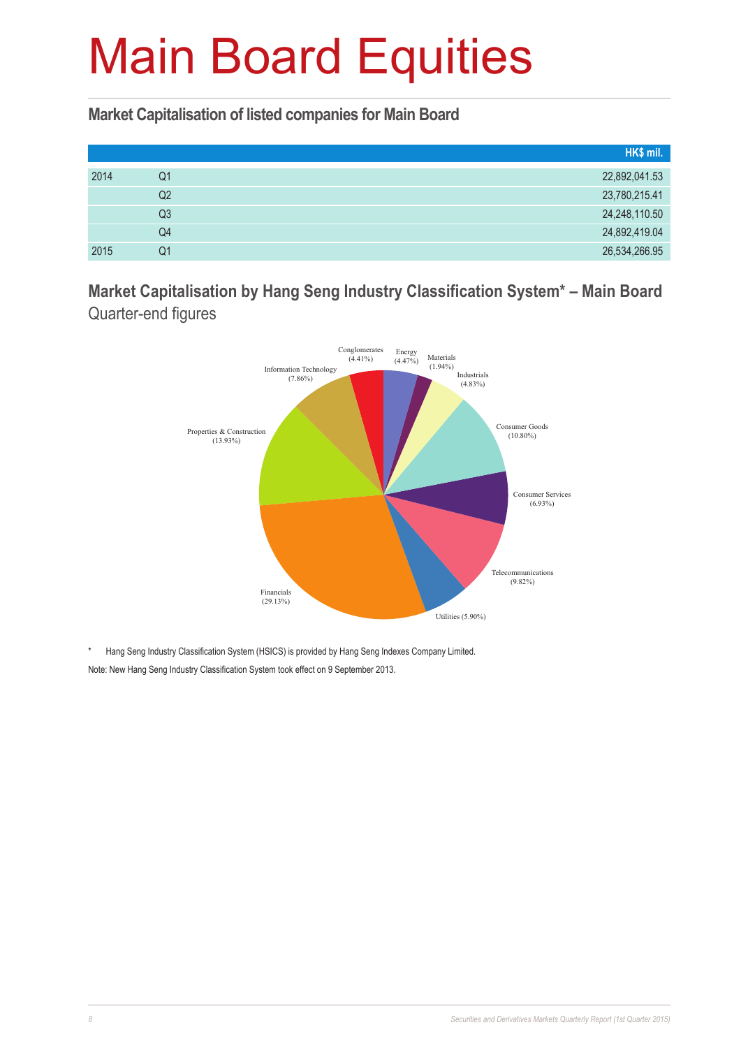# Main Board Equities

## Market Capitalisation of listed companies for Main Board

| | | HK$ mil. |
|---|---|---|
| 2014 | Q1 | 22,892,041.53 |
| | Q2 | 23,780,215.41 |
| | Q3 | 24,248,110.50 |
| | Q4 | 24,892,419.04 |
| 2015 | Q1 | 26,534,266.95 |

## Market Capitalisation by Hang Seng Industry Classification System* – Main Board

Quarter-end figures

| Industry | % |
|---|---|
| Energy | 4.47% |
| Materials | 1.94% |
| Industrials | 4.83% |
| Consumer Goods | 10.80% |
| Consumer Services | 6.93% |
| Telecommunications | 9.82% |
| Utilities | 5.90% |
| Financials | 29.13% |
| Properties & Construction | 13.93% |
| Information Technology | 7.86% |
| Conglomerates | 4.41% |

\* Hang Seng Industry Classification System (HSICS) is provided by Hang Seng Indexes Company Limited.

Note: New Hang Seng Industry Classification System took effect on 9 September 2013.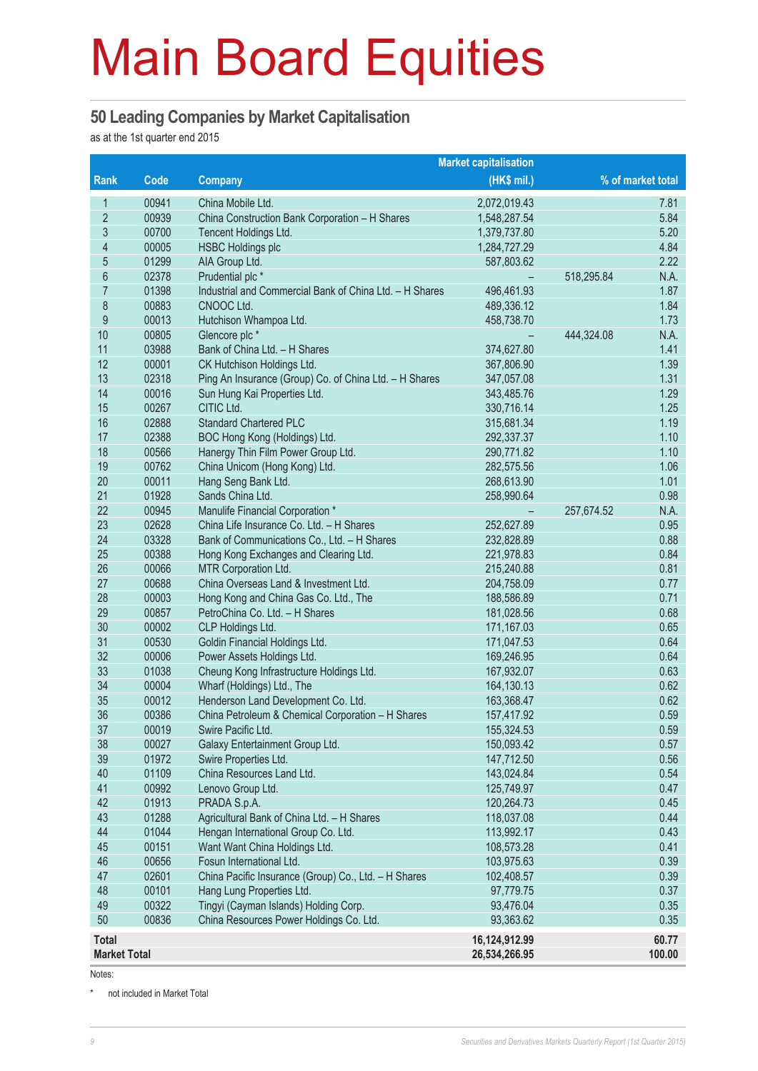# Main Board Equities

## 50 Leading Companies by Market Capitalisation

as at the 1st quarter end 2015

| Rank | Code | Company | Market capitalisation (HK$ mil.) | | % of market total |
|---|---|---|---|---|---|
| 1 | 00941 | China Mobile Ltd. | 2,072,019.43 | | 7.81 |
| 2 | 00939 | China Construction Bank Corporation – H Shares | 1,548,287.54 | | 5.84 |
| 3 | 00700 | Tencent Holdings Ltd. | 1,379,737.80 | | 5.20 |
| 4 | 00005 | HSBC Holdings plc | 1,284,727.29 | | 4.84 |
| 5 | 01299 | AIA Group Ltd. | 587,803.62 | | 2.22 |
| 6 | 02378 | Prudential plc * | – | 518,295.84 | N.A. |
| 7 | 01398 | Industrial and Commercial Bank of China Ltd. – H Shares | 496,461.93 | | 1.87 |
| 8 | 00883 | CNOOC Ltd. | 489,336.12 | | 1.84 |
| 9 | 00013 | Hutchison Whampoa Ltd. | 458,738.70 | | 1.73 |
| 10 | 00805 | Glencore plc * | – | 444,324.08 | N.A. |
| 11 | 03988 | Bank of China Ltd. – H Shares | 374,627.80 | | 1.41 |
| 12 | 00001 | CK Hutchison Holdings Ltd. | 367,806.90 | | 1.39 |
| 13 | 02318 | Ping An Insurance (Group) Co. of China Ltd. – H Shares | 347,057.08 | | 1.31 |
| 14 | 00016 | Sun Hung Kai Properties Ltd. | 343,485.76 | | 1.29 |
| 15 | 00267 | CITIC Ltd. | 330,716.14 | | 1.25 |
| 16 | 02888 | Standard Chartered PLC | 315,681.34 | | 1.19 |
| 17 | 02388 | BOC Hong Kong (Holdings) Ltd. | 292,337.37 | | 1.10 |
| 18 | 00566 | Hanergy Thin Film Power Group Ltd. | 290,771.82 | | 1.10 |
| 19 | 00762 | China Unicom (Hong Kong) Ltd. | 282,575.56 | | 1.06 |
| 20 | 00011 | Hang Seng Bank Ltd. | 268,613.90 | | 1.01 |
| 21 | 01928 | Sands China Ltd. | 258,990.64 | | 0.98 |
| 22 | 00945 | Manulife Financial Corporation * | – | 257,674.52 | N.A. |
| 23 | 02628 | China Life Insurance Co. Ltd. – H Shares | 252,627.89 | | 0.95 |
| 24 | 03328 | Bank of Communications Co., Ltd. – H Shares | 232,828.89 | | 0.88 |
| 25 | 00388 | Hong Kong Exchanges and Clearing Ltd. | 221,978.83 | | 0.84 |
| 26 | 00066 | MTR Corporation Ltd. | 215,240.88 | | 0.81 |
| 27 | 00688 | China Overseas Land & Investment Ltd. | 204,758.09 | | 0.77 |
| 28 | 00003 | Hong Kong and China Gas Co. Ltd., The | 188,586.89 | | 0.71 |
| 29 | 00857 | PetroChina Co. Ltd. – H Shares | 181,028.56 | | 0.68 |
| 30 | 00002 | CLP Holdings Ltd. | 171,167.03 | | 0.65 |
| 31 | 00530 | Goldin Financial Holdings Ltd. | 171,047.53 | | 0.64 |
| 32 | 00006 | Power Assets Holdings Ltd. | 169,246.95 | | 0.64 |
| 33 | 01038 | Cheung Kong Infrastructure Holdings Ltd. | 167,932.07 | | 0.63 |
| 34 | 00004 | Wharf (Holdings) Ltd., The | 164,130.13 | | 0.62 |
| 35 | 00012 | Henderson Land Development Co. Ltd. | 163,368.47 | | 0.62 |
| 36 | 00386 | China Petroleum & Chemical Corporation – H Shares | 157,417.92 | | 0.59 |
| 37 | 00019 | Swire Pacific Ltd. | 155,324.53 | | 0.59 |
| 38 | 00027 | Galaxy Entertainment Group Ltd. | 150,093.42 | | 0.57 |
| 39 | 01972 | Swire Properties Ltd. | 147,712.50 | | 0.56 |
| 40 | 01109 | China Resources Land Ltd. | 143,024.84 | | 0.54 |
| 41 | 00992 | Lenovo Group Ltd. | 125,749.97 | | 0.47 |
| 42 | 01913 | PRADA S.p.A. | 120,264.73 | | 0.45 |
| 43 | 01288 | Agricultural Bank of China Ltd. – H Shares | 118,037.08 | | 0.44 |
| 44 | 01044 | Hengan International Group Co. Ltd. | 113,992.17 | | 0.43 |
| 45 | 00151 | Want Want China Holdings Ltd. | 108,573.28 | | 0.41 |
| 46 | 00656 | Fosun International Ltd. | 103,975.63 | | 0.39 |
| 47 | 02601 | China Pacific Insurance (Group) Co., Ltd. – H Shares | 102,408.57 | | 0.39 |
| 48 | 00101 | Hang Lung Properties Ltd. | 97,779.75 | | 0.37 |
| 49 | 00322 | Tingyi (Cayman Islands) Holding Corp. | 93,476.04 | | 0.35 |
| 50 | 00836 | China Resources Power Holdings Co. Ltd. | 93,363.62 | | 0.35 |
| **Total** | | | **16,124,912.99** | | **60.77** |
| **Market Total** | | | **26,534,266.95** | | **100.00** |

Notes:

\* not included in Market Total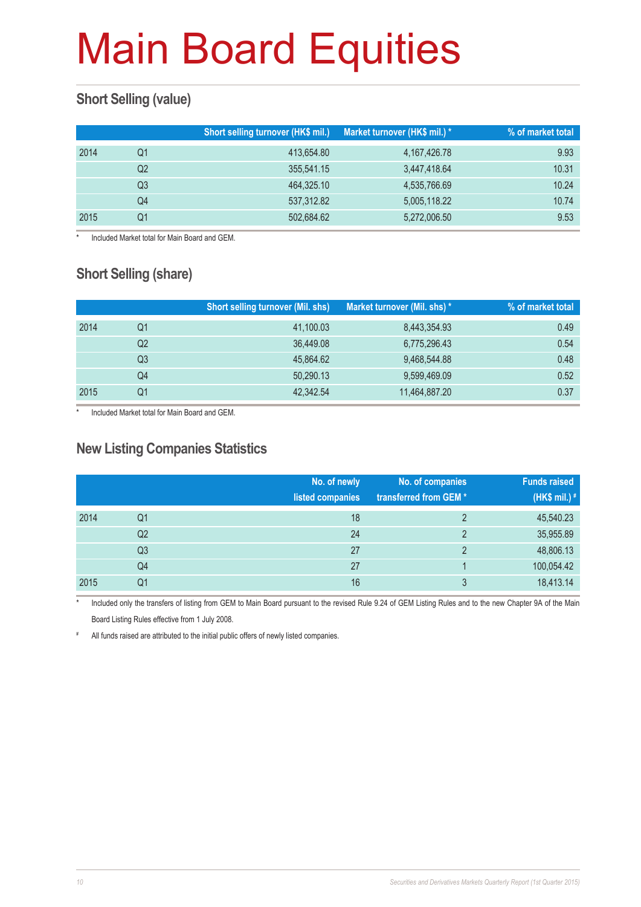# Main Board Equities

## Short Selling (value)

| | | Short selling turnover (HK$ mil.) | Market turnover (HK$ mil.) * | % of market total |
|---|---|---|---|---|
| 2014 | Q1 | 413,654.80 | 4,167,426.78 | 9.93 |
| | Q2 | 355,541.15 | 3,447,418.64 | 10.31 |
| | Q3 | 464,325.10 | 4,535,766.69 | 10.24 |
| | Q4 | 537,312.82 | 5,005,118.22 | 10.74 |
| 2015 | Q1 | 502,684.62 | 5,272,006.50 | 9.53 |

\* Included Market total for Main Board and GEM.

## Short Selling (share)

| | | Short selling turnover (Mil. shs) | Market turnover (Mil. shs) * | % of market total |
|---|---|---|---|---|
| 2014 | Q1 | 41,100.03 | 8,443,354.93 | 0.49 |
| | Q2 | 36,449.08 | 6,775,296.43 | 0.54 |
| | Q3 | 45,864.62 | 9,468,544.88 | 0.48 |
| | Q4 | 50,290.13 | 9,599,469.09 | 0.52 |
| 2015 | Q1 | 42,342.54 | 11,464,887.20 | 0.37 |

\* Included Market total for Main Board and GEM.

## New Listing Companies Statistics

| | | No. of newly listed companies | No. of companies transferred from GEM * | Funds raised (HK$ mil.) # |
|---|---|---|---|---|
| 2014 | Q1 | 18 | 2 | 45,540.23 |
| | Q2 | 24 | 2 | 35,955.89 |
| | Q3 | 27 | 2 | 48,806.13 |
| | Q4 | 27 | 1 | 100,054.42 |
| 2015 | Q1 | 16 | 3 | 18,413.14 |

\* Included only the transfers of listing from GEM to Main Board pursuant to the revised Rule 9.24 of GEM Listing Rules and to the new Chapter 9A of the Main Board Listing Rules effective from 1 July 2008.

\# All funds raised are attributed to the initial public offers of newly listed companies.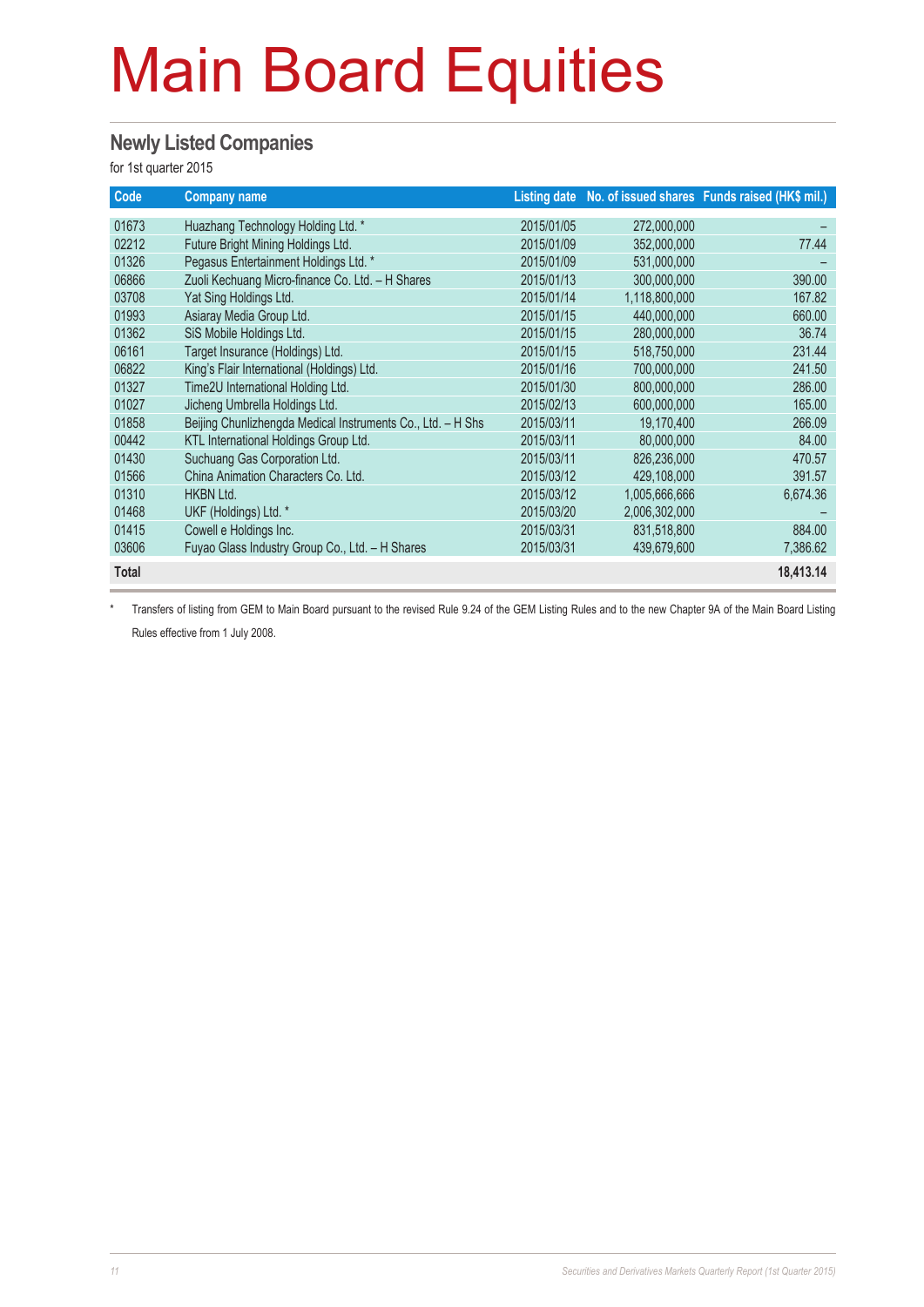# Main Board Equities

## Newly Listed Companies

for 1st quarter 2015

| Code | Company name | Listing date | No. of issued shares | Funds raised (HK$ mil.) |
|---|---|---|---|---|
| 01673 | Huazhang Technology Holding Ltd. * | 2015/01/05 | 272,000,000 | – |
| 02212 | Future Bright Mining Holdings Ltd. | 2015/01/09 | 352,000,000 | 77.44 |
| 01326 | Pegasus Entertainment Holdings Ltd. * | 2015/01/09 | 531,000,000 | – |
| 06866 | Zuoli Kechuang Micro-finance Co. Ltd. – H Shares | 2015/01/13 | 300,000,000 | 390.00 |
| 03708 | Yat Sing Holdings Ltd. | 2015/01/14 | 1,118,800,000 | 167.82 |
| 01993 | Asiaray Media Group Ltd. | 2015/01/15 | 440,000,000 | 660.00 |
| 01362 | SiS Mobile Holdings Ltd. | 2015/01/15 | 280,000,000 | 36.74 |
| 06161 | Target Insurance (Holdings) Ltd. | 2015/01/15 | 518,750,000 | 231.44 |
| 06822 | King's Flair International (Holdings) Ltd. | 2015/01/16 | 700,000,000 | 241.50 |
| 01327 | Time2U International Holding Ltd. | 2015/01/30 | 800,000,000 | 286.00 |
| 01027 | Jicheng Umbrella Holdings Ltd. | 2015/02/13 | 600,000,000 | 165.00 |
| 01858 | Beijing Chunlizhengda Medical Instruments Co., Ltd. – H Shs | 2015/03/11 | 19,170,400 | 266.09 |
| 00442 | KTL International Holdings Group Ltd. | 2015/03/11 | 80,000,000 | 84.00 |
| 01430 | Suchuang Gas Corporation Ltd. | 2015/03/11 | 826,236,000 | 470.57 |
| 01566 | China Animation Characters Co. Ltd. | 2015/03/12 | 429,108,000 | 391.57 |
| 01310 | HKBN Ltd. | 2015/03/12 | 1,005,666,666 | 6,674.36 |
| 01468 | UKF (Holdings) Ltd. * | 2015/03/20 | 2,006,302,000 | – |
| 01415 | Cowell e Holdings Inc. | 2015/03/31 | 831,518,800 | 884.00 |
| 03606 | Fuyao Glass Industry Group Co., Ltd. – H Shares | 2015/03/31 | 439,679,600 | 7,386.62 |
| **Total** | | | | **18,413.14** |

\* Transfers of listing from GEM to Main Board pursuant to the revised Rule 9.24 of the GEM Listing Rules and to the new Chapter 9A of the Main Board Listing Rules effective from 1 July 2008.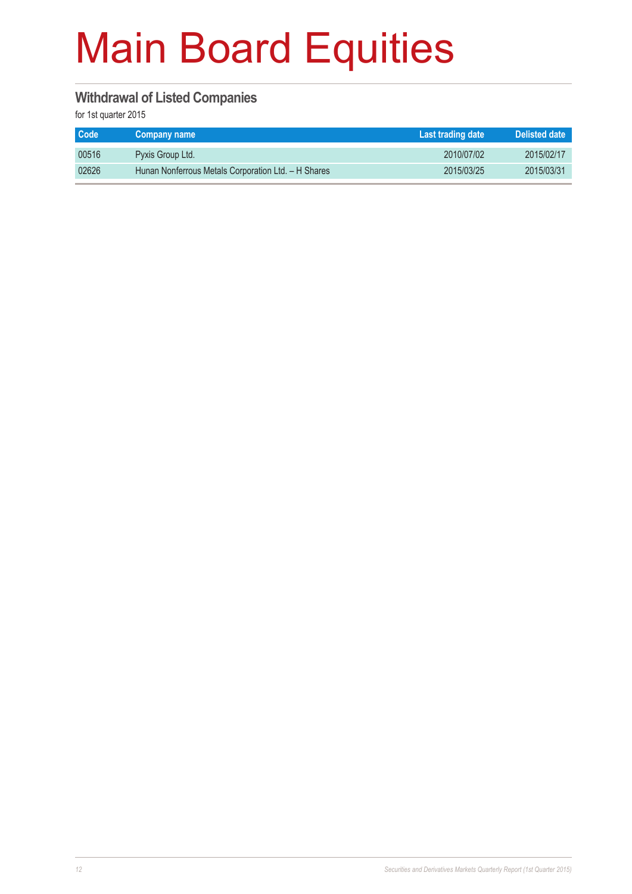# Main Board Equities

## Withdrawal of Listed Companies

for 1st quarter 2015

| Code | Company name | Last trading date | Delisted date |
|---|---|---|---|
| 00516 | Pyxis Group Ltd. | 2010/07/02 | 2015/02/17 |
| 02626 | Hunan Nonferrous Metals Corporation Ltd. – H Shares | 2015/03/25 | 2015/03/31 |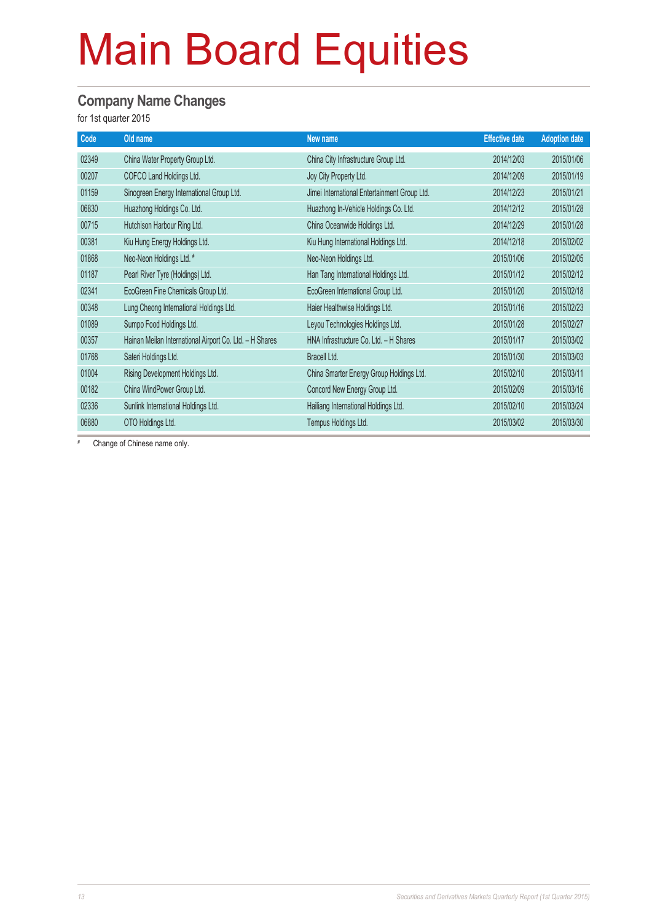# Main Board Equities

## Company Name Changes

for 1st quarter 2015

| Code | Old name | New name | Effective date | Adoption date |
|---|---|---|---|---|
| 02349 | China Water Property Group Ltd. | China City Infrastructure Group Ltd. | 2014/12/03 | 2015/01/06 |
| 00207 | COFCO Land Holdings Ltd. | Joy City Property Ltd. | 2014/12/09 | 2015/01/19 |
| 01159 | Sinogreen Energy International Group Ltd. | Jimei International Entertainment Group Ltd. | 2014/12/23 | 2015/01/21 |
| 06830 | Huazhong Holdings Co. Ltd. | Huazhong In-Vehicle Holdings Co. Ltd. | 2014/12/12 | 2015/01/28 |
| 00715 | Hutchison Harbour Ring Ltd. | China Oceanwide Holdings Ltd. | 2014/12/29 | 2015/01/28 |
| 00381 | Kiu Hung Energy Holdings Ltd. | Kiu Hung International Holdings Ltd. | 2014/12/18 | 2015/02/02 |
| 01868 | Neo-Neon Holdings Ltd. # | Neo-Neon Holdings Ltd. | 2015/01/06 | 2015/02/05 |
| 01187 | Pearl River Tyre (Holdings) Ltd. | Han Tang International Holdings Ltd. | 2015/01/12 | 2015/02/12 |
| 02341 | EcoGreen Fine Chemicals Group Ltd. | EcoGreen International Group Ltd. | 2015/01/20 | 2015/02/18 |
| 00348 | Lung Cheong International Holdings Ltd. | Haier Healthwise Holdings Ltd. | 2015/01/16 | 2015/02/23 |
| 01089 | Sumpo Food Holdings Ltd. | Leyou Technologies Holdings Ltd. | 2015/01/28 | 2015/02/27 |
| 00357 | Hainan Meilan International Airport Co. Ltd. – H Shares | HNA Infrastructure Co. Ltd. – H Shares | 2015/01/17 | 2015/03/02 |
| 01768 | Sateri Holdings Ltd. | Bracell Ltd. | 2015/01/30 | 2015/03/03 |
| 01004 | Rising Development Holdings Ltd. | China Smarter Energy Group Holdings Ltd. | 2015/02/10 | 2015/03/11 |
| 00182 | China WindPower Group Ltd. | Concord New Energy Group Ltd. | 2015/02/09 | 2015/03/16 |
| 02336 | Sunlink International Holdings Ltd. | Hailiang International Holdings Ltd. | 2015/02/10 | 2015/03/24 |
| 06880 | OTO Holdings Ltd. | Tempus Holdings Ltd. | 2015/03/02 | 2015/03/30 |

# Change of Chinese name only.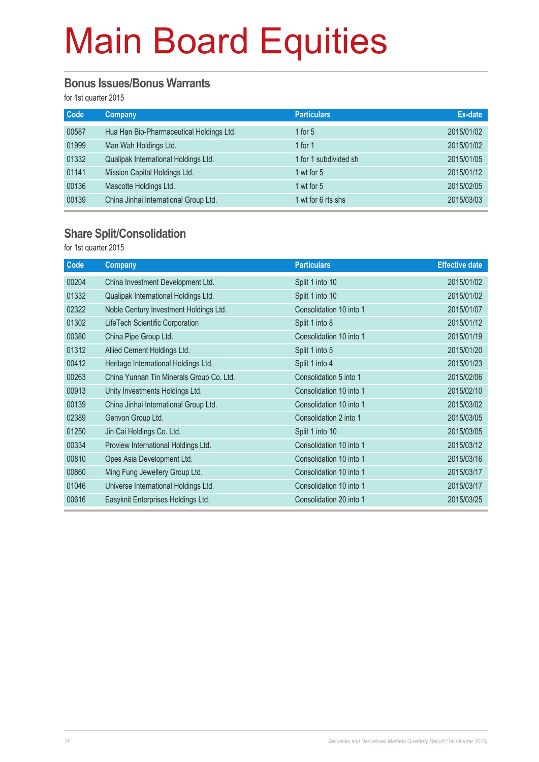# Main Board Equities

## Bonus Issues/Bonus Warrants

for 1st quarter 2015

| Code | Company | Particulars | Ex-date |
|---|---|---|---|
| 00587 | Hua Han Bio-Pharmaceutical Holdings Ltd. | 1 for 5 | 2015/01/02 |
| 01999 | Man Wah Holdings Ltd. | 1 for 1 | 2015/01/02 |
| 01332 | Qualipak International Holdings Ltd. | 1 for 1 subdivided sh | 2015/01/05 |
| 01141 | Mission Capital Holdings Ltd. | 1 wt for 5 | 2015/01/12 |
| 00136 | Mascotte Holdings Ltd. | 1 wt for 5 | 2015/02/05 |
| 00139 | China Jinhai International Group Ltd. | 1 wt for 6 rts shs | 2015/03/03 |

## Share Split/Consolidation

for 1st quarter 2015

| Code | Company | Particulars | Effective date |
|---|---|---|---|
| 00204 | China Investment Development Ltd. | Split 1 into 10 | 2015/01/02 |
| 01332 | Qualipak International Holdings Ltd. | Split 1 into 10 | 2015/01/02 |
| 02322 | Noble Century Investment Holdings Ltd. | Consolidation 10 into 1 | 2015/01/07 |
| 01302 | LifeTech Scientific Corporation | Split 1 into 8 | 2015/01/12 |
| 00380 | China Pipe Group Ltd. | Consolidation 10 into 1 | 2015/01/19 |
| 01312 | Allied Cement Holdings Ltd. | Split 1 into 5 | 2015/01/20 |
| 00412 | Heritage International Holdings Ltd. | Split 1 into 4 | 2015/01/23 |
| 00263 | China Yunnan Tin Minerals Group Co. Ltd. | Consolidation 5 into 1 | 2015/02/06 |
| 00913 | Unity Investments Holdings Ltd. | Consolidation 10 into 1 | 2015/02/10 |
| 00139 | China Jinhai International Group Ltd. | Consolidation 10 into 1 | 2015/03/02 |
| 02389 | Genvon Group Ltd. | Consolidation 2 into 1 | 2015/03/05 |
| 01250 | Jin Cai Holdings Co. Ltd. | Split 1 into 10 | 2015/03/05 |
| 00334 | Proview International Holdings Ltd. | Consolidation 10 into 1 | 2015/03/12 |
| 00810 | Opes Asia Development Ltd. | Consolidation 10 into 1 | 2015/03/16 |
| 00860 | Ming Fung Jewellery Group Ltd. | Consolidation 10 into 1 | 2015/03/17 |
| 01046 | Universe International Holdings Ltd. | Consolidation 10 into 1 | 2015/03/17 |
| 00616 | Easyknit Enterprises Holdings Ltd. | Consolidation 20 into 1 | 2015/03/25 |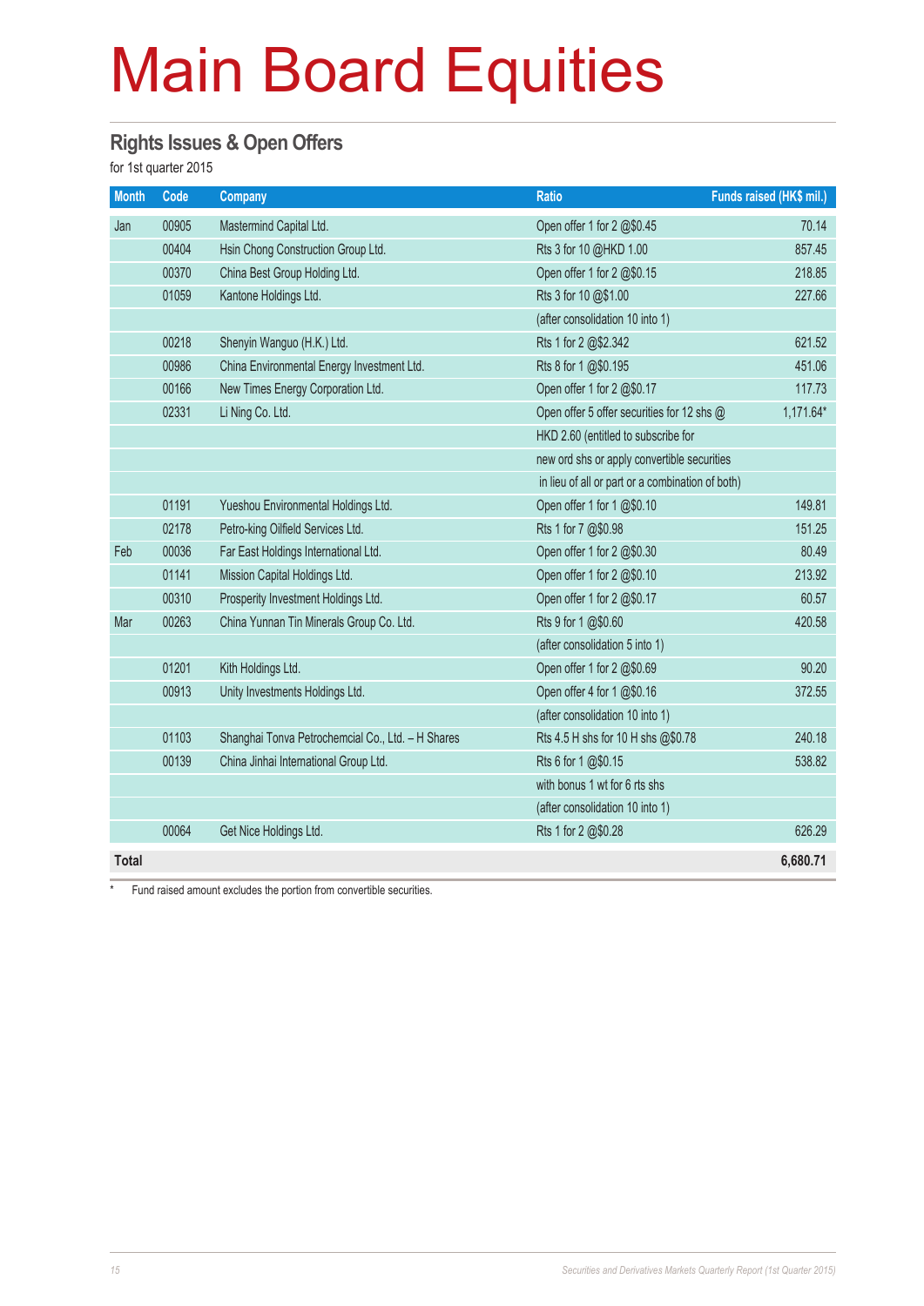# Main Board Equities

## Rights Issues & Open Offers

for 1st quarter 2015

| Month | Code | Company | Ratio | Funds raised (HK$ mil.) |
|---|---|---|---|---|
| Jan | 00905 | Mastermind Capital Ltd. | Open offer 1 for 2 @$0.45 | 70.14 |
| | 00404 | Hsin Chong Construction Group Ltd. | Rts 3 for 10 @HKD 1.00 | 857.45 |
| | 00370 | China Best Group Holding Ltd. | Open offer 1 for 2 @$0.15 | 218.85 |
| | 01059 | Kantone Holdings Ltd. | Rts 3 for 10 @$1.00 | 227.66 |
| | | | (after consolidation 10 into 1) | |
| | 00218 | Shenyin Wanguo (H.K.) Ltd. | Rts 1 for 2 @$2.342 | 621.52 |
| | 00986 | China Environmental Energy Investment Ltd. | Rts 8 for 1 @$0.195 | 451.06 |
| | 00166 | New Times Energy Corporation Ltd. | Open offer 1 for 2 @$0.17 | 117.73 |
| | 02331 | Li Ning Co. Ltd. | Open offer 5 offer securities for 12 shs @ | 1,171.64* |
| | | | HKD 2.60 (entitled to subscribe for | |
| | | | new ord shs or apply convertible securities | |
| | | | in lieu of all or part or a combination of both) | |
| | 01191 | Yueshou Environmental Holdings Ltd. | Open offer 1 for 1 @$0.10 | 149.81 |
| | 02178 | Petro-king Oilfield Services Ltd. | Rts 1 for 7 @$0.98 | 151.25 |
| Feb | 00036 | Far East Holdings International Ltd. | Open offer 1 for 2 @$0.30 | 80.49 |
| | 01141 | Mission Capital Holdings Ltd. | Open offer 1 for 2 @$0.10 | 213.92 |
| | 00310 | Prosperity Investment Holdings Ltd. | Open offer 1 for 2 @$0.17 | 60.57 |
| Mar | 00263 | China Yunnan Tin Minerals Group Co. Ltd. | Rts 9 for 1 @$0.60 | 420.58 |
| | | | (after consolidation 5 into 1) | |
| | 01201 | Kith Holdings Ltd. | Open offer 1 for 2 @$0.69 | 90.20 |
| | 00913 | Unity Investments Holdings Ltd. | Open offer 4 for 1 @$0.16 | 372.55 |
| | | | (after consolidation 10 into 1) | |
| | 01103 | Shanghai Tonva Petrochemcial Co., Ltd. – H Shares | Rts 4.5 H shs for 10 H shs @$0.78 | 240.18 |
| | 00139 | China Jinhai International Group Ltd. | Rts 6 for 1 @$0.15 | 538.82 |
| | | | with bonus 1 wt for 6 rts shs | |
| | | | (after consolidation 10 into 1) | |
| | 00064 | Get Nice Holdings Ltd. | Rts 1 for 2 @$0.28 | 626.29 |
| **Total** | | | | **6,680.71** |

\* Fund raised amount excludes the portion from convertible securities.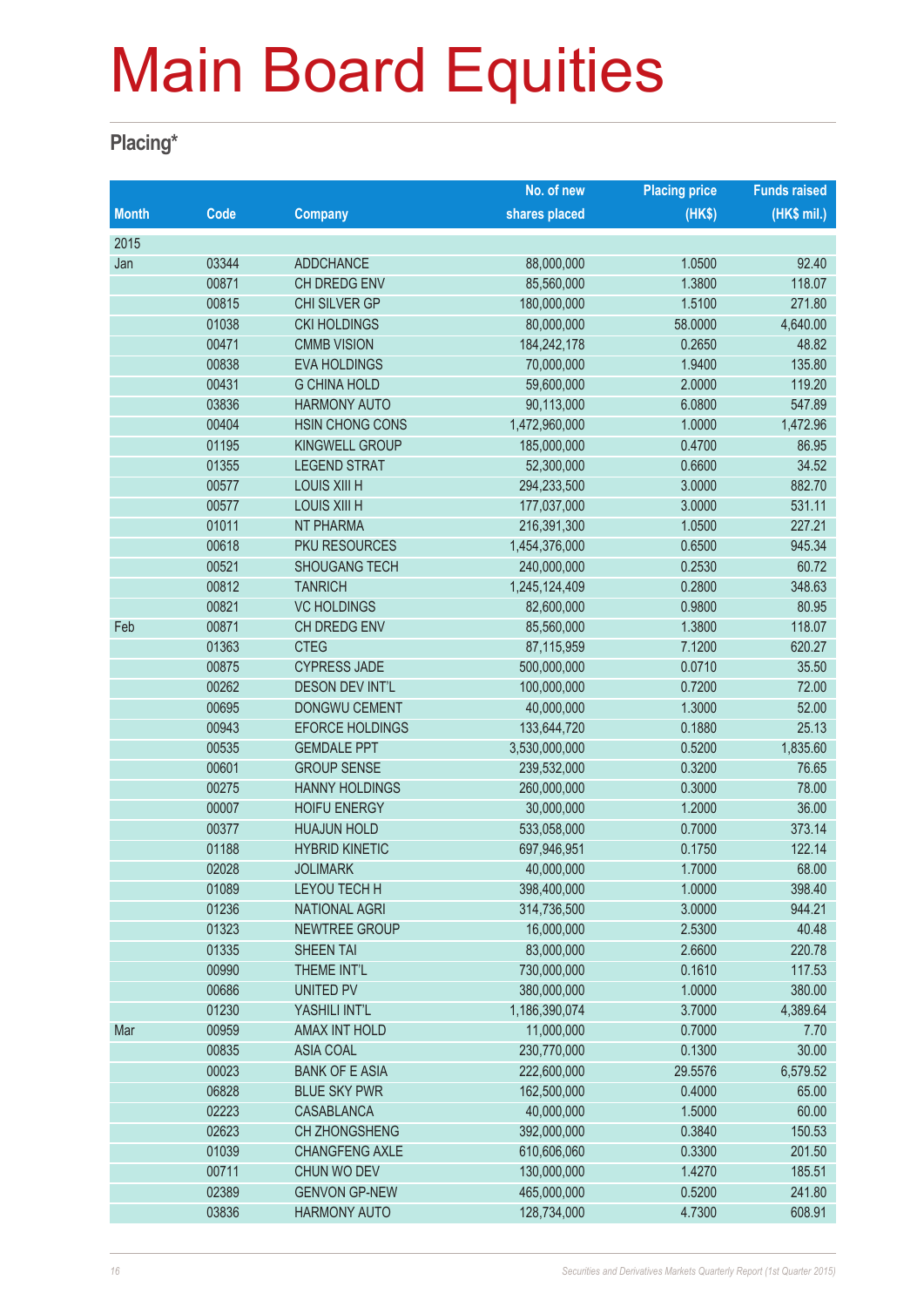# Main Board Equities

## Placing*

| Month | Code | Company | No. of new shares placed | Placing price (HK$) | Funds raised (HK$ mil.) |
|---|---|---|---|---|---|
| 2015 | | | | | |
| Jan | 03344 | ADDCHANCE | 88,000,000 | 1.0500 | 92.40 |
| | 00871 | CH DREDG ENV | 85,560,000 | 1.3800 | 118.07 |
| | 00815 | CHI SILVER GP | 180,000,000 | 1.5100 | 271.80 |
| | 01038 | CKI HOLDINGS | 80,000,000 | 58.0000 | 4,640.00 |
| | 00471 | CMMB VISION | 184,242,178 | 0.2650 | 48.82 |
| | 00838 | EVA HOLDINGS | 70,000,000 | 1.9400 | 135.80 |
| | 00431 | G CHINA HOLD | 59,600,000 | 2.0000 | 119.20 |
| | 03836 | HARMONY AUTO | 90,113,000 | 6.0800 | 547.89 |
| | 00404 | HSIN CHONG CONS | 1,472,960,000 | 1.0000 | 1,472.96 |
| | 01195 | KINGWELL GROUP | 185,000,000 | 0.4700 | 86.95 |
| | 01355 | LEGEND STRAT | 52,300,000 | 0.6600 | 34.52 |
| | 00577 | LOUIS XIII H | 294,233,500 | 3.0000 | 882.70 |
| | 00577 | LOUIS XIII H | 177,037,000 | 3.0000 | 531.11 |
| | 01011 | NT PHARMA | 216,391,300 | 1.0500 | 227.21 |
| | 00618 | PKU RESOURCES | 1,454,376,000 | 0.6500 | 945.34 |
| | 00521 | SHOUGANG TECH | 240,000,000 | 0.2530 | 60.72 |
| | 00812 | TANRICH | 1,245,124,409 | 0.2800 | 348.63 |
| | 00821 | VC HOLDINGS | 82,600,000 | 0.9800 | 80.95 |
| Feb | 00871 | CH DREDG ENV | 85,560,000 | 1.3800 | 118.07 |
| | 01363 | CTEG | 87,115,959 | 7.1200 | 620.27 |
| | 00875 | CYPRESS JADE | 500,000,000 | 0.0710 | 35.50 |
| | 00262 | DESON DEV INT'L | 100,000,000 | 0.7200 | 72.00 |
| | 00695 | DONGWU CEMENT | 40,000,000 | 1.3000 | 52.00 |
| | 00943 | EFORCE HOLDINGS | 133,644,720 | 0.1880 | 25.13 |
| | 00535 | GEMDALE PPT | 3,530,000,000 | 0.5200 | 1,835.60 |
| | 00601 | GROUP SENSE | 239,532,000 | 0.3200 | 76.65 |
| | 00275 | HANNY HOLDINGS | 260,000,000 | 0.3000 | 78.00 |
| | 00007 | HOIFU ENERGY | 30,000,000 | 1.2000 | 36.00 |
| | 00377 | HUAJUN HOLD | 533,058,000 | 0.7000 | 373.14 |
| | 01188 | HYBRID KINETIC | 697,946,951 | 0.1750 | 122.14 |
| | 02028 | JOLIMARK | 40,000,000 | 1.7000 | 68.00 |
| | 01089 | LEYOU TECH H | 398,400,000 | 1.0000 | 398.40 |
| | 01236 | NATIONAL AGRI | 314,736,500 | 3.0000 | 944.21 |
| | 01323 | NEWTREE GROUP | 16,000,000 | 2.5300 | 40.48 |
| | 01335 | SHEEN TAI | 83,000,000 | 2.6600 | 220.78 |
| | 00990 | THEME INT'L | 730,000,000 | 0.1610 | 117.53 |
| | 00686 | UNITED PV | 380,000,000 | 1.0000 | 380.00 |
| | 01230 | YASHILI INT'L | 1,186,390,074 | 3.7000 | 4,389.64 |
| Mar | 00959 | AMAX INT HOLD | 11,000,000 | 0.7000 | 7.70 |
| | 00835 | ASIA COAL | 230,770,000 | 0.1300 | 30.00 |
| | 00023 | BANK OF E ASIA | 222,600,000 | 29.5576 | 6,579.52 |
| | 06828 | BLUE SKY PWR | 162,500,000 | 0.4000 | 65.00 |
| | 02223 | CASABLANCA | 40,000,000 | 1.5000 | 60.00 |
| | 02623 | CH ZHONGSHENG | 392,000,000 | 0.3840 | 150.53 |
| | 01039 | CHANGFENG AXLE | 610,606,060 | 0.3300 | 201.50 |
| | 00711 | CHUN WO DEV | 130,000,000 | 1.4270 | 185.51 |
| | 02389 | GENVON GP-NEW | 465,000,000 | 0.5200 | 241.80 |
| | 03836 | HARMONY AUTO | 128,734,000 | 4.7300 | 608.91 |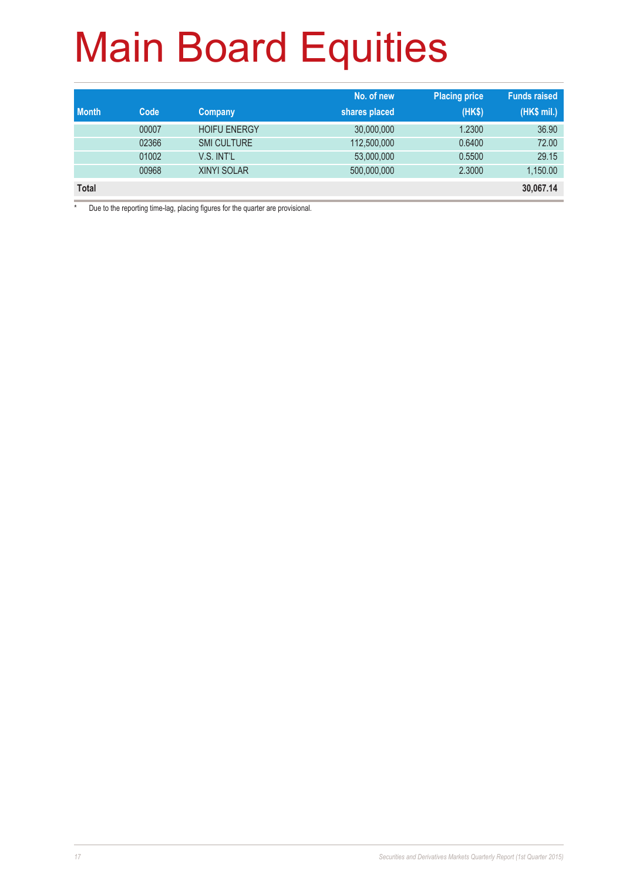# Main Board Equities

| Month | Code | Company | No. of new shares placed | Placing price (HK$) | Funds raised (HK$ mil.) |
|---|---|---|---|---|---|
| | 00007 | HOIFU ENERGY | 30,000,000 | 1.2300 | 36.90 |
| | 02366 | SMI CULTURE | 112,500,000 | 0.6400 | 72.00 |
| | 01002 | V.S. INT'L | 53,000,000 | 0.5500 | 29.15 |
| | 00968 | XINYI SOLAR | 500,000,000 | 2.3000 | 1,150.00 |
| **Total** | | | | | **30,067.14** |

\* Due to the reporting time-lag, placing figures for the quarter are provisional.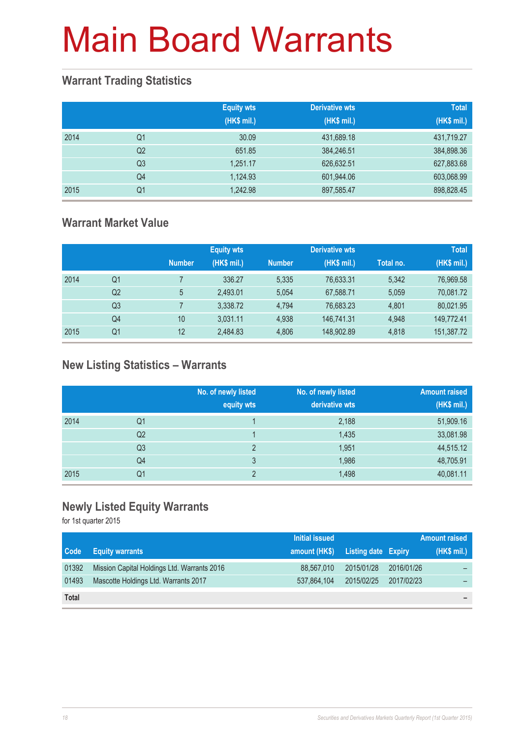# Main Board Warrants

## Warrant Trading Statistics

| | | Equity wts (HK$ mil.) | Derivative wts (HK$ mil.) | Total (HK$ mil.) |
|---|---|---|---|---|
| 2014 | Q1 | 30.09 | 431,689.18 | 431,719.27 |
| | Q2 | 651.85 | 384,246.51 | 384,898.36 |
| | Q3 | 1,251.17 | 626,632.51 | 627,883.68 |
| | Q4 | 1,124.93 | 601,944.06 | 603,068.99 |
| 2015 | Q1 | 1,242.98 | 897,585.47 | 898,828.45 |

## Warrant Market Value

| | | Equity wts | | Derivative wts | | | Total |
|---|---|---|---|---|---|---|---|
| | | Number | (HK$ mil.) | Number | (HK$ mil.) | Total no. | (HK$ mil.) |
| 2014 | Q1 | 7 | 336.27 | 5,335 | 76,633.31 | 5,342 | 76,969.58 |
| | Q2 | 5 | 2,493.01 | 5,054 | 67,588.71 | 5,059 | 70,081.72 |
| | Q3 | 7 | 3,338.72 | 4,794 | 76,683.23 | 4,801 | 80,021.95 |
| | Q4 | 10 | 3,031.11 | 4,938 | 146,741.31 | 4,948 | 149,772.41 |
| 2015 | Q1 | 12 | 2,484.83 | 4,806 | 148,902.89 | 4,818 | 151,387.72 |

## New Listing Statistics – Warrants

| | | No. of newly listed equity wts | No. of newly listed derivative wts | Amount raised (HK$ mil.) |
|---|---|---|---|---|
| 2014 | Q1 | 1 | 2,188 | 51,909.16 |
| | Q2 | 1 | 1,435 | 33,081.98 |
| | Q3 | 2 | 1,951 | 44,515.12 |
| | Q4 | 3 | 1,986 | 48,705.91 |
| 2015 | Q1 | 2 | 1,498 | 40,081.11 |

## Newly Listed Equity Warrants

for 1st quarter 2015

| Code | Equity warrants | Initial issued amount (HK$) | Listing date | Expiry | Amount raised (HK$ mil.) |
|---|---|---|---|---|---|
| 01392 | Mission Capital Holdings Ltd. Warrants 2016 | 88,567,010 | 2015/01/28 | 2016/01/26 | – |
| 01493 | Mascotte Holdings Ltd. Warrants 2017 | 537,864,104 | 2015/02/25 | 2017/02/23 | – |
| **Total** | | | | | – |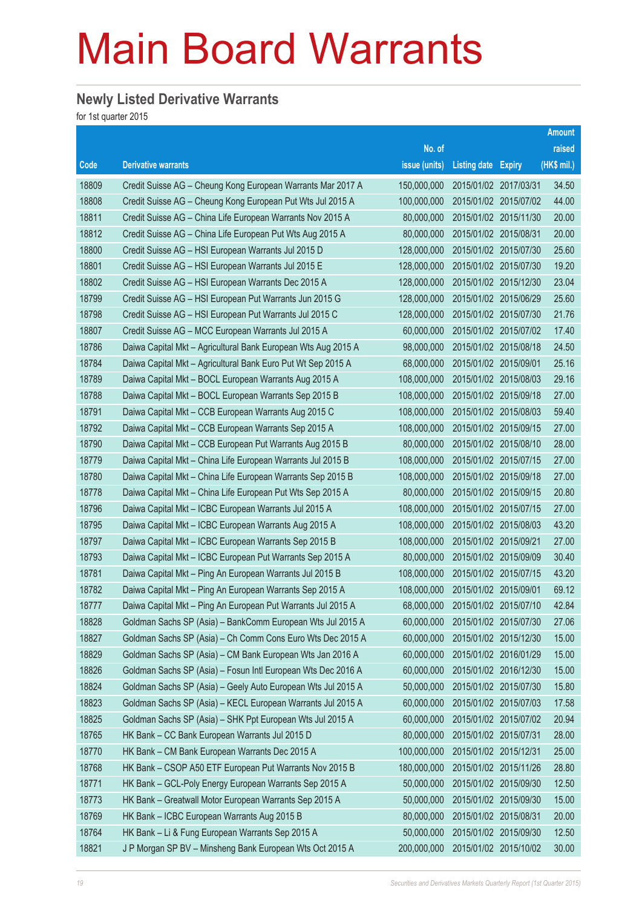# Main Board Warrants

## Newly Listed Derivative Warrants

for 1st quarter 2015

| Code | Derivative warrants | No. of issue (units) | Listing date | Expiry | Amount raised (HK$ mil.) |
|---|---|---|---|---|---|
| 18809 | Credit Suisse AG – Cheung Kong European Warrants Mar 2017 A | 150,000,000 | 2015/01/02 | 2017/03/31 | 34.50 |
| 18808 | Credit Suisse AG – Cheung Kong European Put Wts Jul 2015 A | 100,000,000 | 2015/01/02 | 2015/07/02 | 44.00 |
| 18811 | Credit Suisse AG – China Life European Warrants Nov 2015 A | 80,000,000 | 2015/01/02 | 2015/11/30 | 20.00 |
| 18812 | Credit Suisse AG – China Life European Put Wts Aug 2015 A | 80,000,000 | 2015/01/02 | 2015/08/31 | 20.00 |
| 18800 | Credit Suisse AG – HSI European Warrants Jul 2015 D | 128,000,000 | 2015/01/02 | 2015/07/30 | 25.60 |
| 18801 | Credit Suisse AG – HSI European Warrants Jul 2015 E | 128,000,000 | 2015/01/02 | 2015/07/30 | 19.20 |
| 18802 | Credit Suisse AG – HSI European Warrants Dec 2015 A | 128,000,000 | 2015/01/02 | 2015/12/30 | 23.04 |
| 18799 | Credit Suisse AG – HSI European Put Warrants Jun 2015 G | 128,000,000 | 2015/01/02 | 2015/06/29 | 25.60 |
| 18798 | Credit Suisse AG – HSI European Put Warrants Jul 2015 C | 128,000,000 | 2015/01/02 | 2015/07/30 | 21.76 |
| 18807 | Credit Suisse AG – MCC European Warrants Jul 2015 A | 60,000,000 | 2015/01/02 | 2015/07/02 | 17.40 |
| 18786 | Daiwa Capital Mkt – Agricultural Bank European Wts Aug 2015 A | 98,000,000 | 2015/01/02 | 2015/08/18 | 24.50 |
| 18784 | Daiwa Capital Mkt – Agricultural Bank Euro Put Wt Sep 2015 A | 68,000,000 | 2015/01/02 | 2015/09/01 | 25.16 |
| 18789 | Daiwa Capital Mkt – BOCL European Warrants Aug 2015 A | 108,000,000 | 2015/01/02 | 2015/08/03 | 29.16 |
| 18788 | Daiwa Capital Mkt – BOCL European Warrants Sep 2015 B | 108,000,000 | 2015/01/02 | 2015/09/18 | 27.00 |
| 18791 | Daiwa Capital Mkt – CCB European Warrants Aug 2015 C | 108,000,000 | 2015/01/02 | 2015/08/03 | 59.40 |
| 18792 | Daiwa Capital Mkt – CCB European Warrants Sep 2015 A | 108,000,000 | 2015/01/02 | 2015/09/15 | 27.00 |
| 18790 | Daiwa Capital Mkt – CCB European Put Warrants Aug 2015 B | 80,000,000 | 2015/01/02 | 2015/08/10 | 28.00 |
| 18779 | Daiwa Capital Mkt – China Life European Warrants Jul 2015 B | 108,000,000 | 2015/01/02 | 2015/07/15 | 27.00 |
| 18780 | Daiwa Capital Mkt – China Life European Warrants Sep 2015 B | 108,000,000 | 2015/01/02 | 2015/09/18 | 27.00 |
| 18778 | Daiwa Capital Mkt – China Life European Put Wts Sep 2015 A | 80,000,000 | 2015/01/02 | 2015/09/15 | 20.80 |
| 18796 | Daiwa Capital Mkt – ICBC European Warrants Jul 2015 A | 108,000,000 | 2015/01/02 | 2015/07/15 | 27.00 |
| 18795 | Daiwa Capital Mkt – ICBC European Warrants Aug 2015 A | 108,000,000 | 2015/01/02 | 2015/08/03 | 43.20 |
| 18797 | Daiwa Capital Mkt – ICBC European Warrants Sep 2015 B | 108,000,000 | 2015/01/02 | 2015/09/21 | 27.00 |
| 18793 | Daiwa Capital Mkt – ICBC European Put Warrants Sep 2015 A | 80,000,000 | 2015/01/02 | 2015/09/09 | 30.40 |
| 18781 | Daiwa Capital Mkt – Ping An European Warrants Jul 2015 B | 108,000,000 | 2015/01/02 | 2015/07/15 | 43.20 |
| 18782 | Daiwa Capital Mkt – Ping An European Warrants Sep 2015 A | 108,000,000 | 2015/01/02 | 2015/09/01 | 69.12 |
| 18777 | Daiwa Capital Mkt – Ping An European Put Warrants Jul 2015 A | 68,000,000 | 2015/01/02 | 2015/07/10 | 42.84 |
| 18828 | Goldman Sachs SP (Asia) – BankComm European Wts Jul 2015 A | 60,000,000 | 2015/01/02 | 2015/07/30 | 27.06 |
| 18827 | Goldman Sachs SP (Asia) – Ch Comm Cons Euro Wts Dec 2015 A | 60,000,000 | 2015/01/02 | 2015/12/30 | 15.00 |
| 18829 | Goldman Sachs SP (Asia) – CM Bank European Wts Jan 2016 A | 60,000,000 | 2015/01/02 | 2016/01/29 | 15.00 |
| 18826 | Goldman Sachs SP (Asia) – Fosun Intl European Wts Dec 2016 A | 60,000,000 | 2015/01/02 | 2016/12/30 | 15.00 |
| 18824 | Goldman Sachs SP (Asia) – Geely Auto European Wts Jul 2015 A | 50,000,000 | 2015/01/02 | 2015/07/30 | 15.80 |
| 18823 | Goldman Sachs SP (Asia) – KECL European Warrants Jul 2015 A | 60,000,000 | 2015/01/02 | 2015/07/03 | 17.58 |
| 18825 | Goldman Sachs SP (Asia) – SHK Ppt European Wts Jul 2015 A | 60,000,000 | 2015/01/02 | 2015/07/02 | 20.94 |
| 18765 | HK Bank – CC Bank European Warrants Jul 2015 D | 80,000,000 | 2015/01/02 | 2015/07/31 | 28.00 |
| 18770 | HK Bank – CM Bank European Warrants Dec 2015 A | 100,000,000 | 2015/01/02 | 2015/12/31 | 25.00 |
| 18768 | HK Bank – CSOP A50 ETF European Put Warrants Nov 2015 B | 180,000,000 | 2015/01/02 | 2015/11/26 | 28.80 |
| 18771 | HK Bank – GCL-Poly Energy European Warrants Sep 2015 A | 50,000,000 | 2015/01/02 | 2015/09/30 | 12.50 |
| 18773 | HK Bank – Greatwall Motor European Warrants Sep 2015 A | 50,000,000 | 2015/01/02 | 2015/09/30 | 15.00 |
| 18769 | HK Bank – ICBC European Warrants Aug 2015 B | 80,000,000 | 2015/01/02 | 2015/08/31 | 20.00 |
| 18764 | HK Bank – Li & Fung European Warrants Sep 2015 A | 50,000,000 | 2015/01/02 | 2015/09/30 | 12.50 |
| 18821 | J P Morgan SP BV – Minsheng Bank European Wts Oct 2015 A | 200,000,000 | 2015/01/02 | 2015/10/02 | 30.00 |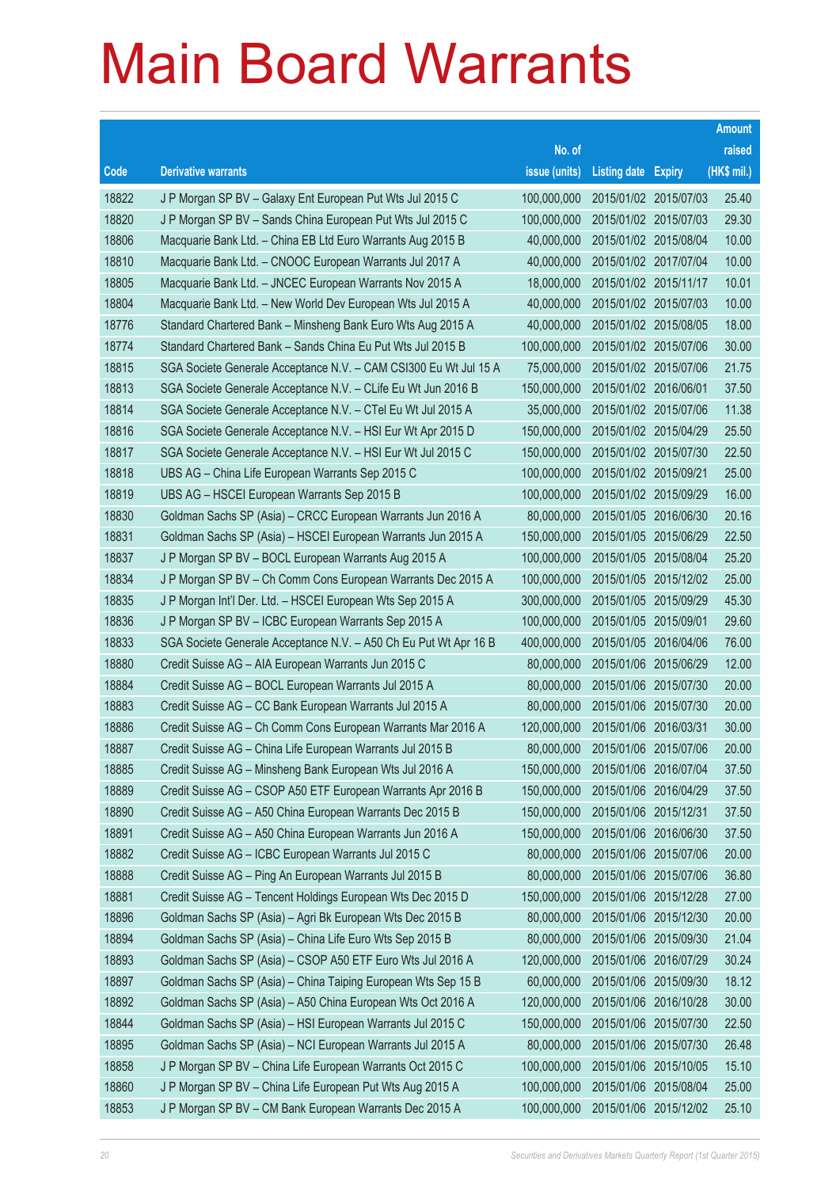# Main Board Warrants

| Code | Derivative warrants | No. of issue (units) | Listing date | Expiry | Amount raised (HK$ mil.) |
|---|---|---|---|---|---|
| 18822 | J P Morgan SP BV – Galaxy Ent European Put Wts Jul 2015 C | 100,000,000 | 2015/01/02 | 2015/07/03 | 25.40 |
| 18820 | J P Morgan SP BV – Sands China European Put Wts Jul 2015 C | 100,000,000 | 2015/01/02 | 2015/07/03 | 29.30 |
| 18806 | Macquarie Bank Ltd. – China EB Ltd Euro Warrants Aug 2015 B | 40,000,000 | 2015/01/02 | 2015/08/04 | 10.00 |
| 18810 | Macquarie Bank Ltd. – CNOOC European Warrants Jul 2017 A | 40,000,000 | 2015/01/02 | 2017/07/04 | 10.00 |
| 18805 | Macquarie Bank Ltd. – JNCEC European Warrants Nov 2015 A | 18,000,000 | 2015/01/02 | 2015/11/17 | 10.01 |
| 18804 | Macquarie Bank Ltd. – New World Dev European Wts Jul 2015 A | 40,000,000 | 2015/01/02 | 2015/07/03 | 10.00 |
| 18776 | Standard Chartered Bank – Minsheng Bank Euro Wts Aug 2015 A | 40,000,000 | 2015/01/02 | 2015/08/05 | 18.00 |
| 18774 | Standard Chartered Bank – Sands China Eu Put Wts Jul 2015 B | 100,000,000 | 2015/01/02 | 2015/07/06 | 30.00 |
| 18815 | SGA Societe Generale Acceptance N.V. – CAM CSI300 Eu Wt Jul 15 A | 75,000,000 | 2015/01/02 | 2015/07/06 | 21.75 |
| 18813 | SGA Societe Generale Acceptance N.V. – CLife Eu Wt Jun 2016 B | 150,000,000 | 2015/01/02 | 2016/06/01 | 37.50 |
| 18814 | SGA Societe Generale Acceptance N.V. – CTel Eu Wt Jul 2015 A | 35,000,000 | 2015/01/02 | 2015/07/06 | 11.38 |
| 18816 | SGA Societe Generale Acceptance N.V. – HSI Eur Wt Apr 2015 D | 150,000,000 | 2015/01/02 | 2015/04/29 | 25.50 |
| 18817 | SGA Societe Generale Acceptance N.V. – HSI Eur Wt Jul 2015 C | 150,000,000 | 2015/01/02 | 2015/07/30 | 22.50 |
| 18818 | UBS AG – China Life European Warrants Sep 2015 C | 100,000,000 | 2015/01/02 | 2015/09/21 | 25.00 |
| 18819 | UBS AG – HSCEI European Warrants Sep 2015 B | 100,000,000 | 2015/01/02 | 2015/09/29 | 16.00 |
| 18830 | Goldman Sachs SP (Asia) – CRCC European Warrants Jun 2016 A | 80,000,000 | 2015/01/05 | 2016/06/30 | 20.16 |
| 18831 | Goldman Sachs SP (Asia) – HSCEI European Warrants Jun 2015 A | 150,000,000 | 2015/01/05 | 2015/06/29 | 22.50 |
| 18837 | J P Morgan SP BV – BOCL European Warrants Aug 2015 A | 100,000,000 | 2015/01/05 | 2015/08/04 | 25.20 |
| 18834 | J P Morgan SP BV – Ch Comm Cons European Warrants Dec 2015 A | 100,000,000 | 2015/01/05 | 2015/12/02 | 25.00 |
| 18835 | J P Morgan Int'l Der. Ltd. – HSCEI European Wts Sep 2015 A | 300,000,000 | 2015/01/05 | 2015/09/29 | 45.30 |
| 18836 | J P Morgan SP BV – ICBC European Warrants Sep 2015 A | 100,000,000 | 2015/01/05 | 2015/09/01 | 29.60 |
| 18833 | SGA Societe Generale Acceptance N.V. – A50 Ch Eu Put Wt Apr 16 B | 400,000,000 | 2015/01/05 | 2016/04/06 | 76.00 |
| 18880 | Credit Suisse AG – AIA European Warrants Jun 2015 C | 80,000,000 | 2015/01/06 | 2015/06/29 | 12.00 |
| 18884 | Credit Suisse AG – BOCL European Warrants Jul 2015 A | 80,000,000 | 2015/01/06 | 2015/07/30 | 20.00 |
| 18883 | Credit Suisse AG – CC Bank European Warrants Jul 2015 A | 80,000,000 | 2015/01/06 | 2015/07/30 | 20.00 |
| 18886 | Credit Suisse AG – Ch Comm Cons European Warrants Mar 2016 A | 120,000,000 | 2015/01/06 | 2016/03/31 | 30.00 |
| 18887 | Credit Suisse AG – China Life European Warrants Jul 2015 B | 80,000,000 | 2015/01/06 | 2015/07/06 | 20.00 |
| 18885 | Credit Suisse AG – Minsheng Bank European Wts Jul 2016 A | 150,000,000 | 2015/01/06 | 2016/07/04 | 37.50 |
| 18889 | Credit Suisse AG – CSOP A50 ETF European Warrants Apr 2016 B | 150,000,000 | 2015/01/06 | 2016/04/29 | 37.50 |
| 18890 | Credit Suisse AG – A50 China European Warrants Dec 2015 B | 150,000,000 | 2015/01/06 | 2015/12/31 | 37.50 |
| 18891 | Credit Suisse AG – A50 China European Warrants Jun 2016 A | 150,000,000 | 2015/01/06 | 2016/06/30 | 37.50 |
| 18882 | Credit Suisse AG – ICBC European Warrants Jul 2015 C | 80,000,000 | 2015/01/06 | 2015/07/06 | 20.00 |
| 18888 | Credit Suisse AG – Ping An European Warrants Jul 2015 B | 80,000,000 | 2015/01/06 | 2015/07/06 | 36.80 |
| 18881 | Credit Suisse AG – Tencent Holdings European Wts Dec 2015 D | 150,000,000 | 2015/01/06 | 2015/12/28 | 27.00 |
| 18896 | Goldman Sachs SP (Asia) – Agri Bk European Wts Dec 2015 B | 80,000,000 | 2015/01/06 | 2015/12/30 | 20.00 |
| 18894 | Goldman Sachs SP (Asia) – China Life Euro Wts Sep 2015 B | 80,000,000 | 2015/01/06 | 2015/09/30 | 21.04 |
| 18893 | Goldman Sachs SP (Asia) – CSOP A50 ETF Euro Wts Jul 2016 A | 120,000,000 | 2015/01/06 | 2016/07/29 | 30.24 |
| 18897 | Goldman Sachs SP (Asia) – China Taiping European Wts Sep 15 B | 60,000,000 | 2015/01/06 | 2015/09/30 | 18.12 |
| 18892 | Goldman Sachs SP (Asia) – A50 China European Wts Oct 2016 A | 120,000,000 | 2015/01/06 | 2016/10/28 | 30.00 |
| 18844 | Goldman Sachs SP (Asia) – HSI European Warrants Jul 2015 C | 150,000,000 | 2015/01/06 | 2015/07/30 | 22.50 |
| 18895 | Goldman Sachs SP (Asia) – NCI European Warrants Jul 2015 A | 80,000,000 | 2015/01/06 | 2015/07/30 | 26.48 |
| 18858 | J P Morgan SP BV – China Life European Warrants Oct 2015 C | 100,000,000 | 2015/01/06 | 2015/10/05 | 15.10 |
| 18860 | J P Morgan SP BV – China Life European Put Wts Aug 2015 A | 100,000,000 | 2015/01/06 | 2015/08/04 | 25.00 |
| 18853 | J P Morgan SP BV – CM Bank European Warrants Dec 2015 A | 100,000,000 | 2015/01/06 | 2015/12/02 | 25.10 |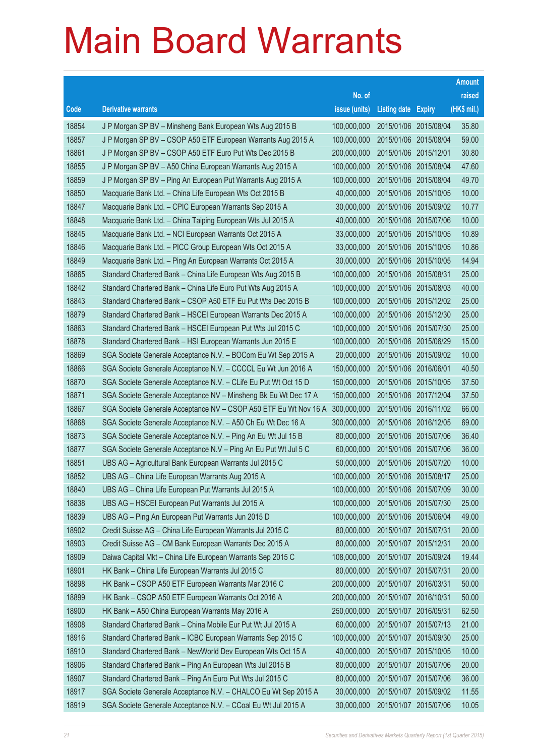# Main Board Warrants

| Code | Derivative warrants | No. of issue (units) | Listing date | Expiry | Amount raised (HK$ mil.) |
|---|---|---|---|---|---|
| 18854 | J P Morgan SP BV – Minsheng Bank European Wts Aug 2015 B | 100,000,000 | 2015/01/06 | 2015/08/04 | 35.80 |
| 18857 | J P Morgan SP BV – CSOP A50 ETF European Warrants Aug 2015 A | 100,000,000 | 2015/01/06 | 2015/08/04 | 59.00 |
| 18861 | J P Morgan SP BV – CSOP A50 ETF Euro Put Wts Dec 2015 B | 200,000,000 | 2015/01/06 | 2015/12/01 | 30.80 |
| 18855 | J P Morgan SP BV – A50 China European Warrants Aug 2015 A | 100,000,000 | 2015/01/06 | 2015/08/04 | 47.60 |
| 18859 | J P Morgan SP BV – Ping An European Put Warrants Aug 2015 A | 100,000,000 | 2015/01/06 | 2015/08/04 | 49.70 |
| 18850 | Macquarie Bank Ltd. – China Life European Wts Oct 2015 B | 40,000,000 | 2015/01/06 | 2015/10/05 | 10.00 |
| 18847 | Macquarie Bank Ltd. – CPIC European Warrants Sep 2015 A | 30,000,000 | 2015/01/06 | 2015/09/02 | 10.77 |
| 18848 | Macquarie Bank Ltd. – China Taiping European Wts Jul 2015 A | 40,000,000 | 2015/01/06 | 2015/07/06 | 10.00 |
| 18845 | Macquarie Bank Ltd. – NCI European Warrants Oct 2015 A | 33,000,000 | 2015/01/06 | 2015/10/05 | 10.89 |
| 18846 | Macquarie Bank Ltd. – PICC Group European Wts Oct 2015 A | 33,000,000 | 2015/01/06 | 2015/10/05 | 10.86 |
| 18849 | Macquarie Bank Ltd. – Ping An European Warrants Oct 2015 A | 30,000,000 | 2015/01/06 | 2015/10/05 | 14.94 |
| 18865 | Standard Chartered Bank – China Life European Wts Aug 2015 B | 100,000,000 | 2015/01/06 | 2015/08/31 | 25.00 |
| 18842 | Standard Chartered Bank – China Life Euro Put Wts Aug 2015 A | 100,000,000 | 2015/01/06 | 2015/08/03 | 40.00 |
| 18843 | Standard Chartered Bank – CSOP A50 ETF Eu Put Wts Dec 2015 B | 100,000,000 | 2015/01/06 | 2015/12/02 | 25.00 |
| 18879 | Standard Chartered Bank – HSCEI European Warrants Dec 2015 A | 100,000,000 | 2015/01/06 | 2015/12/30 | 25.00 |
| 18863 | Standard Chartered Bank – HSCEI European Put Wts Jul 2015 C | 100,000,000 | 2015/01/06 | 2015/07/30 | 25.00 |
| 18878 | Standard Chartered Bank – HSI European Warrants Jun 2015 E | 100,000,000 | 2015/01/06 | 2015/06/29 | 15.00 |
| 18869 | SGA Societe Generale Acceptance N.V. – BOCom Eu Wt Sep 2015 A | 20,000,000 | 2015/01/06 | 2015/09/02 | 10.00 |
| 18866 | SGA Societe Generale Acceptance N.V. – CCCCL Eu Wt Jun 2016 A | 150,000,000 | 2015/01/06 | 2016/06/01 | 40.50 |
| 18870 | SGA Societe Generale Acceptance N.V. – CLife Eu Put Wt Oct 15 D | 150,000,000 | 2015/01/06 | 2015/10/05 | 37.50 |
| 18871 | SGA Societe Generale Acceptance NV – Minsheng Bk Eu Wt Dec 17 A | 150,000,000 | 2015/01/06 | 2017/12/04 | 37.50 |
| 18867 | SGA Societe Generale Acceptance NV – CSOP A50 ETF Eu Wt Nov 16 A | 300,000,000 | 2015/01/06 | 2016/11/02 | 66.00 |
| 18868 | SGA Societe Generale Acceptance N.V. – A50 Ch Eu Wt Dec 16 A | 300,000,000 | 2015/01/06 | 2016/12/05 | 69.00 |
| 18873 | SGA Societe Generale Acceptance N.V. – Ping An Eu Wt Jul 15 B | 80,000,000 | 2015/01/06 | 2015/07/06 | 36.40 |
| 18877 | SGA Societe Generale Acceptance N.V – Ping An Eu Put Wt Jul 5 C | 60,000,000 | 2015/01/06 | 2015/07/06 | 36.00 |
| 18851 | UBS AG – Agricultural Bank European Warrants Jul 2015 C | 50,000,000 | 2015/01/06 | 2015/07/20 | 10.00 |
| 18852 | UBS AG – China Life European Warrants Aug 2015 A | 100,000,000 | 2015/01/06 | 2015/08/17 | 25.00 |
| 18840 | UBS AG – China Life European Put Warrants Jul 2015 A | 100,000,000 | 2015/01/06 | 2015/07/09 | 30.00 |
| 18838 | UBS AG – HSCEI European Put Warrants Jul 2015 A | 100,000,000 | 2015/01/06 | 2015/07/30 | 25.00 |
| 18839 | UBS AG – Ping An European Put Warrants Jun 2015 D | 100,000,000 | 2015/01/06 | 2015/06/04 | 49.00 |
| 18902 | Credit Suisse AG – China Life European Warrants Jul 2015 C | 80,000,000 | 2015/01/07 | 2015/07/31 | 20.00 |
| 18903 | Credit Suisse AG – CM Bank European Warrants Dec 2015 A | 80,000,000 | 2015/01/07 | 2015/12/31 | 20.00 |
| 18909 | Daiwa Capital Mkt – China Life European Warrants Sep 2015 C | 108,000,000 | 2015/01/07 | 2015/09/24 | 19.44 |
| 18901 | HK Bank – China Life European Warrants Jul 2015 C | 80,000,000 | 2015/01/07 | 2015/07/31 | 20.00 |
| 18898 | HK Bank – CSOP A50 ETF European Warrants Mar 2016 C | 200,000,000 | 2015/01/07 | 2016/03/31 | 50.00 |
| 18899 | HK Bank – CSOP A50 ETF European Warrants Oct 2016 A | 200,000,000 | 2015/01/07 | 2016/10/31 | 50.00 |
| 18900 | HK Bank – A50 China European Warrants May 2016 A | 250,000,000 | 2015/01/07 | 2016/05/31 | 62.50 |
| 18908 | Standard Chartered Bank – China Mobile Eur Put Wt Jul 2015 A | 60,000,000 | 2015/01/07 | 2015/07/13 | 21.00 |
| 18916 | Standard Chartered Bank – ICBC European Warrants Sep 2015 C | 100,000,000 | 2015/01/07 | 2015/09/30 | 25.00 |
| 18910 | Standard Chartered Bank – NewWorld Dev European Wts Oct 15 A | 40,000,000 | 2015/01/07 | 2015/10/05 | 10.00 |
| 18906 | Standard Chartered Bank – Ping An European Wts Jul 2015 B | 80,000,000 | 2015/01/07 | 2015/07/06 | 20.00 |
| 18907 | Standard Chartered Bank – Ping An Euro Put Wts Jul 2015 C | 80,000,000 | 2015/01/07 | 2015/07/06 | 36.00 |
| 18917 | SGA Societe Generale Acceptance N.V. – CHALCO Eu Wt Sep 2015 A | 30,000,000 | 2015/01/07 | 2015/09/02 | 11.55 |
| 18919 | SGA Societe Generale Acceptance N.V. – CCoal Eu Wt Jul 2015 A | 30,000,000 | 2015/01/07 | 2015/07/06 | 10.05 |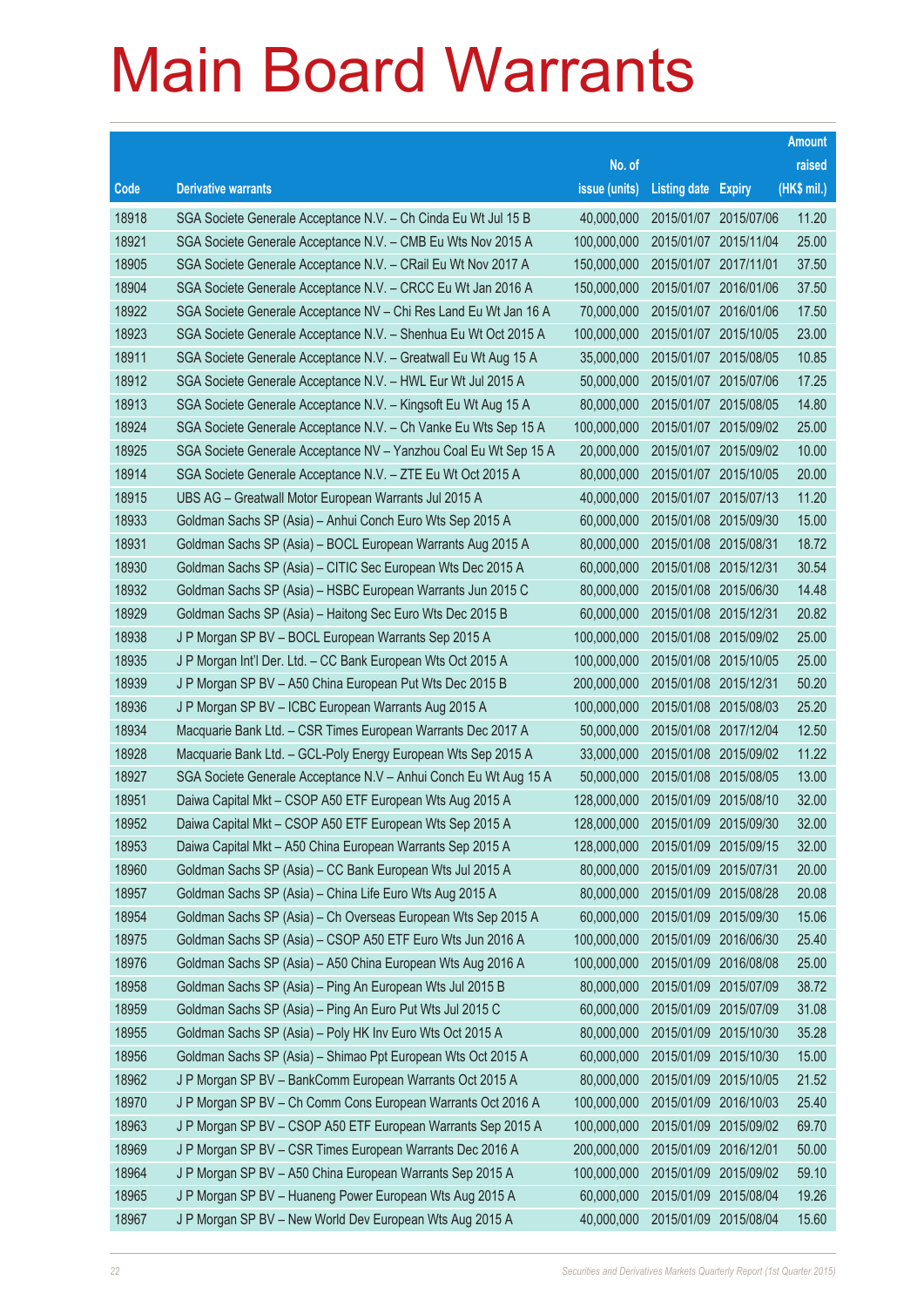# Main Board Warrants

| Code | Derivative warrants | No. of issue (units) | Listing date | Expiry | Amount raised (HK$ mil.) |
|---|---|---|---|---|---|
| 18918 | SGA Societe Generale Acceptance N.V. – Ch Cinda Eu Wt Jul 15 B | 40,000,000 | 2015/01/07 | 2015/07/06 | 11.20 |
| 18921 | SGA Societe Generale Acceptance N.V. – CMB Eu Wts Nov 2015 A | 100,000,000 | 2015/01/07 | 2015/11/04 | 25.00 |
| 18905 | SGA Societe Generale Acceptance N.V. – CRail Eu Wt Nov 2017 A | 150,000,000 | 2015/01/07 | 2017/11/01 | 37.50 |
| 18904 | SGA Societe Generale Acceptance N.V. – CRCC Eu Wt Jan 2016 A | 150,000,000 | 2015/01/07 | 2016/01/06 | 37.50 |
| 18922 | SGA Societe Generale Acceptance NV – Chi Res Land Eu Wt Jan 16 A | 70,000,000 | 2015/01/07 | 2016/01/06 | 17.50 |
| 18923 | SGA Societe Generale Acceptance N.V. – Shenhua Eu Wt Oct 2015 A | 100,000,000 | 2015/01/07 | 2015/10/05 | 23.00 |
| 18911 | SGA Societe Generale Acceptance N.V. – Greatwall Eu Wt Aug 15 A | 35,000,000 | 2015/01/07 | 2015/08/05 | 10.85 |
| 18912 | SGA Societe Generale Acceptance N.V. – HWL Eur Wt Jul 2015 A | 50,000,000 | 2015/01/07 | 2015/07/06 | 17.25 |
| 18913 | SGA Societe Generale Acceptance N.V. – Kingsoft Eu Wt Aug 15 A | 80,000,000 | 2015/01/07 | 2015/08/05 | 14.80 |
| 18924 | SGA Societe Generale Acceptance N.V. – Ch Vanke Eu Wts Sep 15 A | 100,000,000 | 2015/01/07 | 2015/09/02 | 25.00 |
| 18925 | SGA Societe Generale Acceptance NV – Yanzhou Coal Eu Wt Sep 15 A | 20,000,000 | 2015/01/07 | 2015/09/02 | 10.00 |
| 18914 | SGA Societe Generale Acceptance N.V. – ZTE Eu Wt Oct 2015 A | 80,000,000 | 2015/01/07 | 2015/10/05 | 20.00 |
| 18915 | UBS AG – Greatwall Motor European Warrants Jul 2015 A | 40,000,000 | 2015/01/07 | 2015/07/13 | 11.20 |
| 18933 | Goldman Sachs SP (Asia) – Anhui Conch Euro Wts Sep 2015 A | 60,000,000 | 2015/01/08 | 2015/09/30 | 15.00 |
| 18931 | Goldman Sachs SP (Asia) – BOCL European Warrants Aug 2015 A | 80,000,000 | 2015/01/08 | 2015/08/31 | 18.72 |
| 18930 | Goldman Sachs SP (Asia) – CITIC Sec European Wts Dec 2015 A | 60,000,000 | 2015/01/08 | 2015/12/31 | 30.54 |
| 18932 | Goldman Sachs SP (Asia) – HSBC European Warrants Jun 2015 C | 80,000,000 | 2015/01/08 | 2015/06/30 | 14.48 |
| 18929 | Goldman Sachs SP (Asia) – Haitong Sec Euro Wts Dec 2015 B | 60,000,000 | 2015/01/08 | 2015/12/31 | 20.82 |
| 18938 | J P Morgan SP BV – BOCL European Warrants Sep 2015 A | 100,000,000 | 2015/01/08 | 2015/09/02 | 25.00 |
| 18935 | J P Morgan Int'l Der. Ltd. – CC Bank European Wts Oct 2015 A | 100,000,000 | 2015/01/08 | 2015/10/05 | 25.00 |
| 18939 | J P Morgan SP BV – A50 China European Put Wts Dec 2015 B | 200,000,000 | 2015/01/08 | 2015/12/31 | 50.20 |
| 18936 | J P Morgan SP BV – ICBC European Warrants Aug 2015 A | 100,000,000 | 2015/01/08 | 2015/08/03 | 25.20 |
| 18934 | Macquarie Bank Ltd. – CSR Times European Warrants Dec 2017 A | 50,000,000 | 2015/01/08 | 2017/12/04 | 12.50 |
| 18928 | Macquarie Bank Ltd. – GCL-Poly Energy European Wts Sep 2015 A | 33,000,000 | 2015/01/08 | 2015/09/02 | 11.22 |
| 18927 | SGA Societe Generale Acceptance N.V – Anhui Conch Eu Wt Aug 15 A | 50,000,000 | 2015/01/08 | 2015/08/05 | 13.00 |
| 18951 | Daiwa Capital Mkt – CSOP A50 ETF European Wts Aug 2015 A | 128,000,000 | 2015/01/09 | 2015/08/10 | 32.00 |
| 18952 | Daiwa Capital Mkt – CSOP A50 ETF European Wts Sep 2015 A | 128,000,000 | 2015/01/09 | 2015/09/30 | 32.00 |
| 18953 | Daiwa Capital Mkt – A50 China European Warrants Sep 2015 A | 128,000,000 | 2015/01/09 | 2015/09/15 | 32.00 |
| 18960 | Goldman Sachs SP (Asia) – CC Bank European Wts Jul 2015 A | 80,000,000 | 2015/01/09 | 2015/07/31 | 20.00 |
| 18957 | Goldman Sachs SP (Asia) – China Life Euro Wts Aug 2015 A | 80,000,000 | 2015/01/09 | 2015/08/28 | 20.08 |
| 18954 | Goldman Sachs SP (Asia) – Ch Overseas European Wts Sep 2015 A | 60,000,000 | 2015/01/09 | 2015/09/30 | 15.06 |
| 18975 | Goldman Sachs SP (Asia) – CSOP A50 ETF Euro Wts Jun 2016 A | 100,000,000 | 2015/01/09 | 2016/06/30 | 25.40 |
| 18976 | Goldman Sachs SP (Asia) – A50 China European Wts Aug 2016 A | 100,000,000 | 2015/01/09 | 2016/08/08 | 25.00 |
| 18958 | Goldman Sachs SP (Asia) – Ping An European Wts Jul 2015 B | 80,000,000 | 2015/01/09 | 2015/07/09 | 38.72 |
| 18959 | Goldman Sachs SP (Asia) – Ping An Euro Put Wts Jul 2015 C | 60,000,000 | 2015/01/09 | 2015/07/09 | 31.08 |
| 18955 | Goldman Sachs SP (Asia) – Poly HK Inv Euro Wts Oct 2015 A | 80,000,000 | 2015/01/09 | 2015/10/30 | 35.28 |
| 18956 | Goldman Sachs SP (Asia) – Shimao Ppt European Wts Oct 2015 A | 60,000,000 | 2015/01/09 | 2015/10/30 | 15.00 |
| 18962 | J P Morgan SP BV – BankComm European Warrants Oct 2015 A | 80,000,000 | 2015/01/09 | 2015/10/05 | 21.52 |
| 18970 | J P Morgan SP BV – Ch Comm Cons European Warrants Oct 2016 A | 100,000,000 | 2015/01/09 | 2016/10/03 | 25.40 |
| 18963 | J P Morgan SP BV – CSOP A50 ETF European Warrants Sep 2015 A | 100,000,000 | 2015/01/09 | 2015/09/02 | 69.70 |
| 18969 | J P Morgan SP BV – CSR Times European Warrants Dec 2016 A | 200,000,000 | 2015/01/09 | 2016/12/01 | 50.00 |
| 18964 | J P Morgan SP BV – A50 China European Warrants Sep 2015 A | 100,000,000 | 2015/01/09 | 2015/09/02 | 59.10 |
| 18965 | J P Morgan SP BV – Huaneng Power European Wts Aug 2015 A | 60,000,000 | 2015/01/09 | 2015/08/04 | 19.26 |
| 18967 | J P Morgan SP BV – New World Dev European Wts Aug 2015 A | 40,000,000 | 2015/01/09 | 2015/08/04 | 15.60 |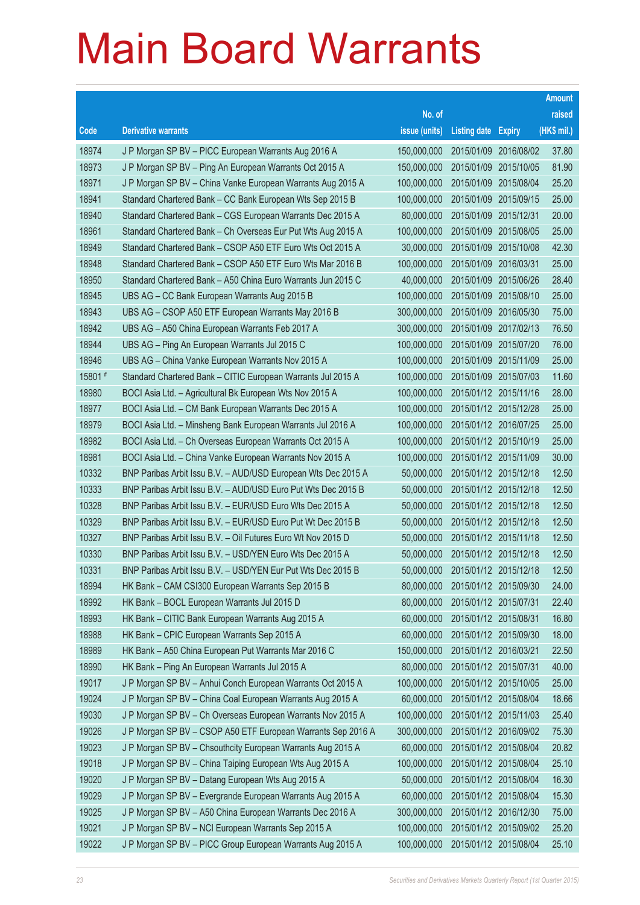# Main Board Warrants

| Code | Derivative warrants | No. of issue (units) | Listing date | Expiry | Amount raised (HK$ mil.) |
|---|---|---|---|---|---|
| 18974 | J P Morgan SP BV – PICC European Warrants Aug 2016 A | 150,000,000 | 2015/01/09 | 2016/08/02 | 37.80 |
| 18973 | J P Morgan SP BV – Ping An European Warrants Oct 2015 A | 150,000,000 | 2015/01/09 | 2015/10/05 | 81.90 |
| 18971 | J P Morgan SP BV – China Vanke European Warrants Aug 2015 A | 100,000,000 | 2015/01/09 | 2015/08/04 | 25.20 |
| 18941 | Standard Chartered Bank – CC Bank European Wts Sep 2015 B | 100,000,000 | 2015/01/09 | 2015/09/15 | 25.00 |
| 18940 | Standard Chartered Bank – CGS European Warrants Dec 2015 A | 80,000,000 | 2015/01/09 | 2015/12/31 | 20.00 |
| 18961 | Standard Chartered Bank – Ch Overseas Eur Put Wts Aug 2015 A | 100,000,000 | 2015/01/09 | 2015/08/05 | 25.00 |
| 18949 | Standard Chartered Bank – CSOP A50 ETF Euro Wts Oct 2015 A | 30,000,000 | 2015/01/09 | 2015/10/08 | 42.30 |
| 18948 | Standard Chartered Bank – CSOP A50 ETF Euro Wts Mar 2016 B | 100,000,000 | 2015/01/09 | 2016/03/31 | 25.00 |
| 18950 | Standard Chartered Bank – A50 China Euro Warrants Jun 2015 C | 40,000,000 | 2015/01/09 | 2015/06/26 | 28.40 |
| 18945 | UBS AG – CC Bank European Warrants Aug 2015 B | 100,000,000 | 2015/01/09 | 2015/08/10 | 25.00 |
| 18943 | UBS AG – CSOP A50 ETF European Warrants May 2016 B | 300,000,000 | 2015/01/09 | 2016/05/30 | 75.00 |
| 18942 | UBS AG – A50 China European Warrants Feb 2017 A | 300,000,000 | 2015/01/09 | 2017/02/13 | 76.50 |
| 18944 | UBS AG – Ping An European Warrants Jul 2015 C | 100,000,000 | 2015/01/09 | 2015/07/20 | 76.00 |
| 18946 | UBS AG – China Vanke European Warrants Nov 2015 A | 100,000,000 | 2015/01/09 | 2015/11/09 | 25.00 |
| 15801 # | Standard Chartered Bank – CITIC European Warrants Jul 2015 A | 100,000,000 | 2015/01/09 | 2015/07/03 | 11.60 |
| 18980 | BOCI Asia Ltd. – Agricultural Bk European Wts Nov 2015 A | 100,000,000 | 2015/01/12 | 2015/11/16 | 28.00 |
| 18977 | BOCI Asia Ltd. – CM Bank European Warrants Dec 2015 A | 100,000,000 | 2015/01/12 | 2015/12/28 | 25.00 |
| 18979 | BOCI Asia Ltd. – Minsheng Bank European Warrants Jul 2016 A | 100,000,000 | 2015/01/12 | 2016/07/25 | 25.00 |
| 18982 | BOCI Asia Ltd. – Ch Overseas European Warrants Oct 2015 A | 100,000,000 | 2015/01/12 | 2015/10/19 | 25.00 |
| 18981 | BOCI Asia Ltd. – China Vanke European Warrants Nov 2015 A | 100,000,000 | 2015/01/12 | 2015/11/09 | 30.00 |
| 10332 | BNP Paribas Arbit Issu B.V. – AUD/USD European Wts Dec 2015 A | 50,000,000 | 2015/01/12 | 2015/12/18 | 12.50 |
| 10333 | BNP Paribas Arbit Issu B.V. – AUD/USD Euro Put Wts Dec 2015 B | 50,000,000 | 2015/01/12 | 2015/12/18 | 12.50 |
| 10328 | BNP Paribas Arbit Issu B.V. – EUR/USD Euro Wts Dec 2015 A | 50,000,000 | 2015/01/12 | 2015/12/18 | 12.50 |
| 10329 | BNP Paribas Arbit Issu B.V. – EUR/USD Euro Put Wt Dec 2015 B | 50,000,000 | 2015/01/12 | 2015/12/18 | 12.50 |
| 10327 | BNP Paribas Arbit Issu B.V. – Oil Futures Euro Wt Nov 2015 D | 50,000,000 | 2015/01/12 | 2015/11/18 | 12.50 |
| 10330 | BNP Paribas Arbit Issu B.V. – USD/YEN Euro Wts Dec 2015 A | 50,000,000 | 2015/01/12 | 2015/12/18 | 12.50 |
| 10331 | BNP Paribas Arbit Issu B.V. – USD/YEN Eur Put Wts Dec 2015 B | 50,000,000 | 2015/01/12 | 2015/12/18 | 12.50 |
| 18994 | HK Bank – CAM CSI300 European Warrants Sep 2015 B | 80,000,000 | 2015/01/12 | 2015/09/30 | 24.00 |
| 18992 | HK Bank – BOCL European Warrants Jul 2015 D | 80,000,000 | 2015/01/12 | 2015/07/31 | 22.40 |
| 18993 | HK Bank – CITIC Bank European Warrants Aug 2015 A | 60,000,000 | 2015/01/12 | 2015/08/31 | 16.80 |
| 18988 | HK Bank – CPIC European Warrants Sep 2015 A | 60,000,000 | 2015/01/12 | 2015/09/30 | 18.00 |
| 18989 | HK Bank – A50 China European Put Warrants Mar 2016 C | 150,000,000 | 2015/01/12 | 2016/03/21 | 22.50 |
| 18990 | HK Bank – Ping An European Warrants Jul 2015 A | 80,000,000 | 2015/01/12 | 2015/07/31 | 40.00 |
| 19017 | J P Morgan SP BV – Anhui Conch European Warrants Oct 2015 A | 100,000,000 | 2015/01/12 | 2015/10/05 | 25.00 |
| 19024 | J P Morgan SP BV – China Coal European Warrants Aug 2015 A | 60,000,000 | 2015/01/12 | 2015/08/04 | 18.66 |
| 19030 | J P Morgan SP BV – Ch Overseas European Warrants Nov 2015 A | 100,000,000 | 2015/01/12 | 2015/11/03 | 25.40 |
| 19026 | J P Morgan SP BV – CSOP A50 ETF European Warrants Sep 2016 A | 300,000,000 | 2015/01/12 | 2016/09/02 | 75.30 |
| 19023 | J P Morgan SP BV – Chsouthcity European Warrants Aug 2015 A | 60,000,000 | 2015/01/12 | 2015/08/04 | 20.82 |
| 19018 | J P Morgan SP BV – China Taiping European Wts Aug 2015 A | 100,000,000 | 2015/01/12 | 2015/08/04 | 25.10 |
| 19020 | J P Morgan SP BV – Datang European Wts Aug 2015 A | 50,000,000 | 2015/01/12 | 2015/08/04 | 16.30 |
| 19029 | J P Morgan SP BV – Evergrande European Warrants Aug 2015 A | 60,000,000 | 2015/01/12 | 2015/08/04 | 15.30 |
| 19025 | J P Morgan SP BV – A50 China European Warrants Dec 2016 A | 300,000,000 | 2015/01/12 | 2016/12/30 | 75.00 |
| 19021 | J P Morgan SP BV – NCI European Warrants Sep 2015 A | 100,000,000 | 2015/01/12 | 2015/09/02 | 25.20 |
| 19022 | J P Morgan SP BV – PICC Group European Warrants Aug 2015 A | 100,000,000 | 2015/01/12 | 2015/08/04 | 25.10 |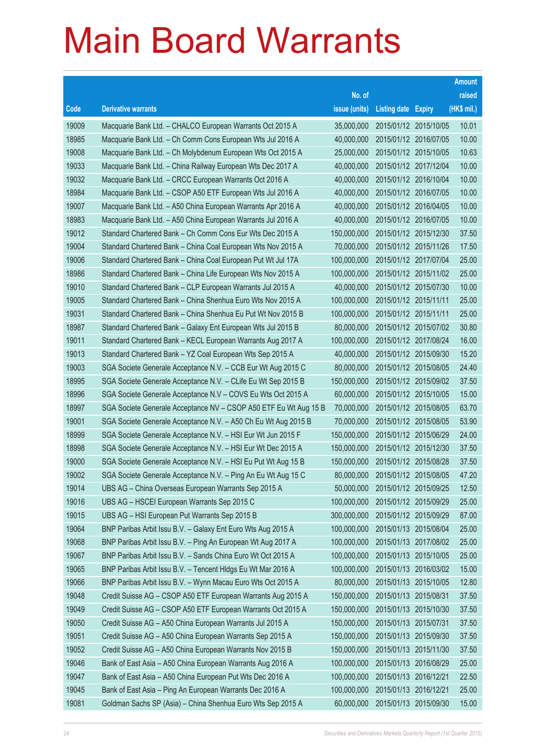# Main Board Warrants

| Code | Derivative warrants | No. of issue (units) | Listing date | Expiry | Amount raised (HK$ mil.) |
|---|---|---|---|---|---|
| 19009 | Macquarie Bank Ltd. – CHALCO European Warrants Oct 2015 A | 35,000,000 | 2015/01/12 | 2015/10/05 | 10.01 |
| 18985 | Macquarie Bank Ltd. – Ch Comm Cons European Wts Jul 2016 A | 40,000,000 | 2015/01/12 | 2016/07/05 | 10.00 |
| 19008 | Macquarie Bank Ltd. – Ch Molybdenum European Wts Oct 2015 A | 25,000,000 | 2015/01/12 | 2015/10/05 | 10.63 |
| 19033 | Macquarie Bank Ltd. – China Railway European Wts Dec 2017 A | 40,000,000 | 2015/01/12 | 2017/12/04 | 10.00 |
| 19032 | Macquarie Bank Ltd. – CRCC European Warrants Oct 2016 A | 40,000,000 | 2015/01/12 | 2016/10/04 | 10.00 |
| 18984 | Macquarie Bank Ltd. – CSOP A50 ETF European Wts Jul 2016 A | 40,000,000 | 2015/01/12 | 2016/07/05 | 10.00 |
| 19007 | Macquarie Bank Ltd. – A50 China European Warrants Apr 2016 A | 40,000,000 | 2015/01/12 | 2016/04/05 | 10.00 |
| 18983 | Macquarie Bank Ltd. – A50 China European Warrants Jul 2016 A | 40,000,000 | 2015/01/12 | 2016/07/05 | 10.00 |
| 19012 | Standard Chartered Bank – Ch Comm Cons Eur Wts Dec 2015 A | 150,000,000 | 2015/01/12 | 2015/12/30 | 37.50 |
| 19004 | Standard Chartered Bank – China Coal European Wts Nov 2015 A | 70,000,000 | 2015/01/12 | 2015/11/26 | 17.50 |
| 19006 | Standard Chartered Bank – China Coal European Put Wt Jul 17A | 100,000,000 | 2015/01/12 | 2017/07/04 | 25.00 |
| 18986 | Standard Chartered Bank – China Life European Wts Nov 2015 A | 100,000,000 | 2015/01/12 | 2015/11/02 | 25.00 |
| 19010 | Standard Chartered Bank – CLP European Warrants Jul 2015 A | 40,000,000 | 2015/01/12 | 2015/07/30 | 10.00 |
| 19005 | Standard Chartered Bank – China Shenhua Euro Wts Nov 2015 A | 100,000,000 | 2015/01/12 | 2015/11/11 | 25.00 |
| 19031 | Standard Chartered Bank – China Shenhua Eu Put Wt Nov 2015 B | 100,000,000 | 2015/01/12 | 2015/11/11 | 25.00 |
| 18987 | Standard Chartered Bank – Galaxy Ent European Wts Jul 2015 B | 80,000,000 | 2015/01/12 | 2015/07/02 | 30.80 |
| 19011 | Standard Chartered Bank – KECL European Warrants Aug 2017 A | 100,000,000 | 2015/01/12 | 2017/08/24 | 16.00 |
| 19013 | Standard Chartered Bank – YZ Coal European Wts Sep 2015 A | 40,000,000 | 2015/01/12 | 2015/09/30 | 15.20 |
| 19003 | SGA Societe Generale Acceptance N.V. – CCB Eur Wt Aug 2015 C | 80,000,000 | 2015/01/12 | 2015/08/05 | 24.40 |
| 18995 | SGA Societe Generale Acceptance N.V. – CLife Eu Wt Sep 2015 B | 150,000,000 | 2015/01/12 | 2015/09/02 | 37.50 |
| 18996 | SGA Societe Generale Acceptance N.V – COVS Eu Wts Oct 2015 A | 60,000,000 | 2015/01/12 | 2015/10/05 | 15.00 |
| 18997 | SGA Societe Generale Acceptance NV – CSOP A50 ETF Eu Wt Aug 15 B | 70,000,000 | 2015/01/12 | 2015/08/05 | 63.70 |
| 19001 | SGA Societe Generale Acceptance N.V. – A50 Ch Eu Wt Aug 2015 B | 70,000,000 | 2015/01/12 | 2015/08/05 | 53.90 |
| 18999 | SGA Societe Generale Acceptance N.V. – HSI Eur Wt Jun 2015 F | 150,000,000 | 2015/01/12 | 2015/06/29 | 24.00 |
| 18998 | SGA Societe Generale Acceptance N.V. – HSI Eur Wt Dec 2015 A | 150,000,000 | 2015/01/12 | 2015/12/30 | 37.50 |
| 19000 | SGA Societe Generale Acceptance N.V. – HSI Eu Put Wt Aug 15 B | 150,000,000 | 2015/01/12 | 2015/08/28 | 37.50 |
| 19002 | SGA Societe Generale Acceptance N.V. – Ping An Eu Wt Aug 15 C | 80,000,000 | 2015/01/12 | 2015/08/05 | 47.20 |
| 19014 | UBS AG – China Overseas European Warrants Sep 2015 A | 50,000,000 | 2015/01/12 | 2015/09/25 | 12.50 |
| 19016 | UBS AG – HSCEI European Warrants Sep 2015 C | 100,000,000 | 2015/01/12 | 2015/09/29 | 25.00 |
| 19015 | UBS AG – HSI European Put Warrants Sep 2015 B | 300,000,000 | 2015/01/12 | 2015/09/29 | 87.00 |
| 19064 | BNP Paribas Arbit Issu B.V. – Galaxy Ent Euro Wts Aug 2015 A | 100,000,000 | 2015/01/13 | 2015/08/04 | 25.00 |
| 19068 | BNP Paribas Arbit Issu B.V. – Ping An European Wt Aug 2017 A | 100,000,000 | 2015/01/13 | 2017/08/02 | 25.00 |
| 19067 | BNP Paribas Arbit Issu B.V. – Sands China Euro Wt Oct 2015 A | 100,000,000 | 2015/01/13 | 2015/10/05 | 25.00 |
| 19065 | BNP Paribas Arbit Issu B.V. – Tencent Hldgs Eu Wt Mar 2016 A | 100,000,000 | 2015/01/13 | 2016/03/02 | 15.00 |
| 19066 | BNP Paribas Arbit Issu B.V. – Wynn Macau Euro Wts Oct 2015 A | 80,000,000 | 2015/01/13 | 2015/10/05 | 12.80 |
| 19048 | Credit Suisse AG – CSOP A50 ETF European Warrants Aug 2015 A | 150,000,000 | 2015/01/13 | 2015/08/31 | 37.50 |
| 19049 | Credit Suisse AG – CSOP A50 ETF European Warrants Oct 2015 A | 150,000,000 | 2015/01/13 | 2015/10/30 | 37.50 |
| 19050 | Credit Suisse AG – A50 China European Warrants Jul 2015 A | 150,000,000 | 2015/01/13 | 2015/07/31 | 37.50 |
| 19051 | Credit Suisse AG – A50 China European Warrants Sep 2015 A | 150,000,000 | 2015/01/13 | 2015/09/30 | 37.50 |
| 19052 | Credit Suisse AG – A50 China European Warrants Nov 2015 B | 150,000,000 | 2015/01/13 | 2015/11/30 | 37.50 |
| 19046 | Bank of East Asia – A50 China European Warrants Aug 2016 A | 100,000,000 | 2015/01/13 | 2016/08/29 | 25.00 |
| 19047 | Bank of East Asia – A50 China European Put Wts Dec 2016 A | 100,000,000 | 2015/01/13 | 2016/12/21 | 22.50 |
| 19045 | Bank of East Asia – Ping An European Warrants Dec 2016 A | 100,000,000 | 2015/01/13 | 2016/12/21 | 25.00 |
| 19081 | Goldman Sachs SP (Asia) – China Shenhua Euro Wts Sep 2015 A | 60,000,000 | 2015/01/13 | 2015/09/30 | 15.00 |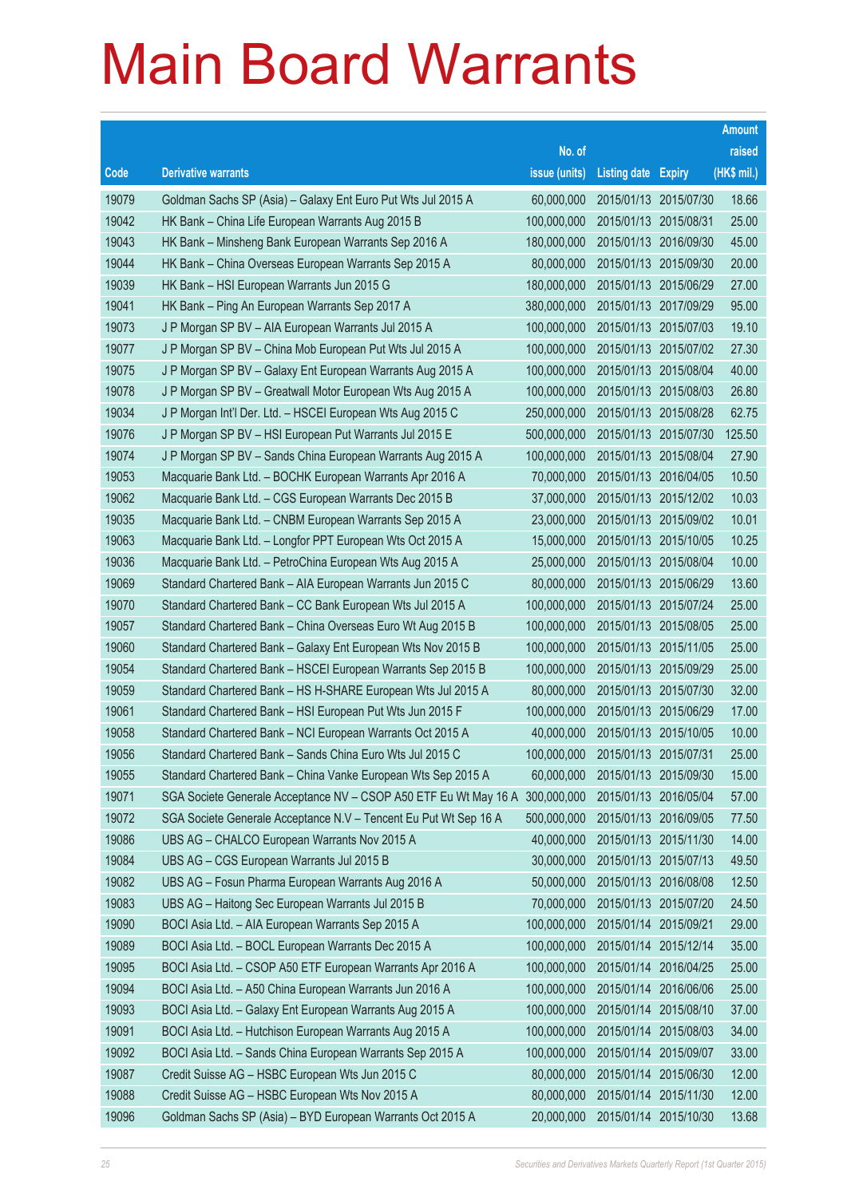# Main Board Warrants

| Code | Derivative warrants | No. of issue (units) | Listing date | Expiry | Amount raised (HK$ mil.) |
|---|---|---|---|---|---|
| 19079 | Goldman Sachs SP (Asia) – Galaxy Ent Euro Put Wts Jul 2015 A | 60,000,000 | 2015/01/13 | 2015/07/30 | 18.66 |
| 19042 | HK Bank – China Life European Warrants Aug 2015 B | 100,000,000 | 2015/01/13 | 2015/08/31 | 25.00 |
| 19043 | HK Bank – Minsheng Bank European Warrants Sep 2016 A | 180,000,000 | 2015/01/13 | 2016/09/30 | 45.00 |
| 19044 | HK Bank – China Overseas European Warrants Sep 2015 A | 80,000,000 | 2015/01/13 | 2015/09/30 | 20.00 |
| 19039 | HK Bank – HSI European Warrants Jun 2015 G | 180,000,000 | 2015/01/13 | 2015/06/29 | 27.00 |
| 19041 | HK Bank – Ping An European Warrants Sep 2017 A | 380,000,000 | 2015/01/13 | 2017/09/29 | 95.00 |
| 19073 | J P Morgan SP BV – AIA European Warrants Jul 2015 A | 100,000,000 | 2015/01/13 | 2015/07/03 | 19.10 |
| 19077 | J P Morgan SP BV – China Mob European Put Wts Jul 2015 A | 100,000,000 | 2015/01/13 | 2015/07/02 | 27.30 |
| 19075 | J P Morgan SP BV – Galaxy Ent European Warrants Aug 2015 A | 100,000,000 | 2015/01/13 | 2015/08/04 | 40.00 |
| 19078 | J P Morgan SP BV – Greatwall Motor European Wts Aug 2015 A | 100,000,000 | 2015/01/13 | 2015/08/03 | 26.80 |
| 19034 | J P Morgan Int'l Der. Ltd. – HSCEI European Wts Aug 2015 C | 250,000,000 | 2015/01/13 | 2015/08/28 | 62.75 |
| 19076 | J P Morgan SP BV – HSI European Put Warrants Jul 2015 E | 500,000,000 | 2015/01/13 | 2015/07/30 | 125.50 |
| 19074 | J P Morgan SP BV – Sands China European Warrants Aug 2015 A | 100,000,000 | 2015/01/13 | 2015/08/04 | 27.90 |
| 19053 | Macquarie Bank Ltd. – BOCHK European Warrants Apr 2016 A | 70,000,000 | 2015/01/13 | 2016/04/05 | 10.50 |
| 19062 | Macquarie Bank Ltd. – CGS European Warrants Dec 2015 B | 37,000,000 | 2015/01/13 | 2015/12/02 | 10.03 |
| 19035 | Macquarie Bank Ltd. – CNBM European Warrants Sep 2015 A | 23,000,000 | 2015/01/13 | 2015/09/02 | 10.01 |
| 19063 | Macquarie Bank Ltd. – Longfor PPT European Wts Oct 2015 A | 15,000,000 | 2015/01/13 | 2015/10/05 | 10.25 |
| 19036 | Macquarie Bank Ltd. – PetroChina European Wts Aug 2015 A | 25,000,000 | 2015/01/13 | 2015/08/04 | 10.00 |
| 19069 | Standard Chartered Bank – AIA European Warrants Jun 2015 C | 80,000,000 | 2015/01/13 | 2015/06/29 | 13.60 |
| 19070 | Standard Chartered Bank – CC Bank European Wts Jul 2015 A | 100,000,000 | 2015/01/13 | 2015/07/24 | 25.00 |
| 19057 | Standard Chartered Bank – China Overseas Euro Wt Aug 2015 B | 100,000,000 | 2015/01/13 | 2015/08/05 | 25.00 |
| 19060 | Standard Chartered Bank – Galaxy Ent European Wts Nov 2015 B | 100,000,000 | 2015/01/13 | 2015/11/05 | 25.00 |
| 19054 | Standard Chartered Bank – HSCEI European Warrants Sep 2015 B | 100,000,000 | 2015/01/13 | 2015/09/29 | 25.00 |
| 19059 | Standard Chartered Bank – HS H-SHARE European Wts Jul 2015 A | 80,000,000 | 2015/01/13 | 2015/07/30 | 32.00 |
| 19061 | Standard Chartered Bank – HSI European Put Wts Jun 2015 F | 100,000,000 | 2015/01/13 | 2015/06/29 | 17.00 |
| 19058 | Standard Chartered Bank – NCI European Warrants Oct 2015 A | 40,000,000 | 2015/01/13 | 2015/10/05 | 10.00 |
| 19056 | Standard Chartered Bank – Sands China Euro Wts Jul 2015 C | 100,000,000 | 2015/01/13 | 2015/07/31 | 25.00 |
| 19055 | Standard Chartered Bank – China Vanke European Wts Sep 2015 A | 60,000,000 | 2015/01/13 | 2015/09/30 | 15.00 |
| 19071 | SGA Societe Generale Acceptance NV – CSOP A50 ETF Eu Wt May 16 A | 300,000,000 | 2015/01/13 | 2016/05/04 | 57.00 |
| 19072 | SGA Societe Generale Acceptance N.V – Tencent Eu Put Wt Sep 16 A | 500,000,000 | 2015/01/13 | 2016/09/05 | 77.50 |
| 19086 | UBS AG – CHALCO European Warrants Nov 2015 A | 40,000,000 | 2015/01/13 | 2015/11/30 | 14.00 |
| 19084 | UBS AG – CGS European Warrants Jul 2015 B | 30,000,000 | 2015/01/13 | 2015/07/13 | 49.50 |
| 19082 | UBS AG – Fosun Pharma European Warrants Aug 2016 A | 50,000,000 | 2015/01/13 | 2016/08/08 | 12.50 |
| 19083 | UBS AG – Haitong Sec European Warrants Jul 2015 B | 70,000,000 | 2015/01/13 | 2015/07/20 | 24.50 |
| 19090 | BOCI Asia Ltd. – AIA European Warrants Sep 2015 A | 100,000,000 | 2015/01/14 | 2015/09/21 | 29.00 |
| 19089 | BOCI Asia Ltd. – BOCL European Warrants Dec 2015 A | 100,000,000 | 2015/01/14 | 2015/12/14 | 35.00 |
| 19095 | BOCI Asia Ltd. – CSOP A50 ETF European Warrants Apr 2016 A | 100,000,000 | 2015/01/14 | 2016/04/25 | 25.00 |
| 19094 | BOCI Asia Ltd. – A50 China European Warrants Jun 2016 A | 100,000,000 | 2015/01/14 | 2016/06/06 | 25.00 |
| 19093 | BOCI Asia Ltd. – Galaxy Ent European Warrants Aug 2015 A | 100,000,000 | 2015/01/14 | 2015/08/10 | 37.00 |
| 19091 | BOCI Asia Ltd. – Hutchison European Warrants Aug 2015 A | 100,000,000 | 2015/01/14 | 2015/08/03 | 34.00 |
| 19092 | BOCI Asia Ltd. – Sands China European Warrants Sep 2015 A | 100,000,000 | 2015/01/14 | 2015/09/07 | 33.00 |
| 19087 | Credit Suisse AG – HSBC European Wts Jun 2015 C | 80,000,000 | 2015/01/14 | 2015/06/30 | 12.00 |
| 19088 | Credit Suisse AG – HSBC European Wts Nov 2015 A | 80,000,000 | 2015/01/14 | 2015/11/30 | 12.00 |
| 19096 | Goldman Sachs SP (Asia) – BYD European Warrants Oct 2015 A | 20,000,000 | 2015/01/14 | 2015/10/30 | 13.68 |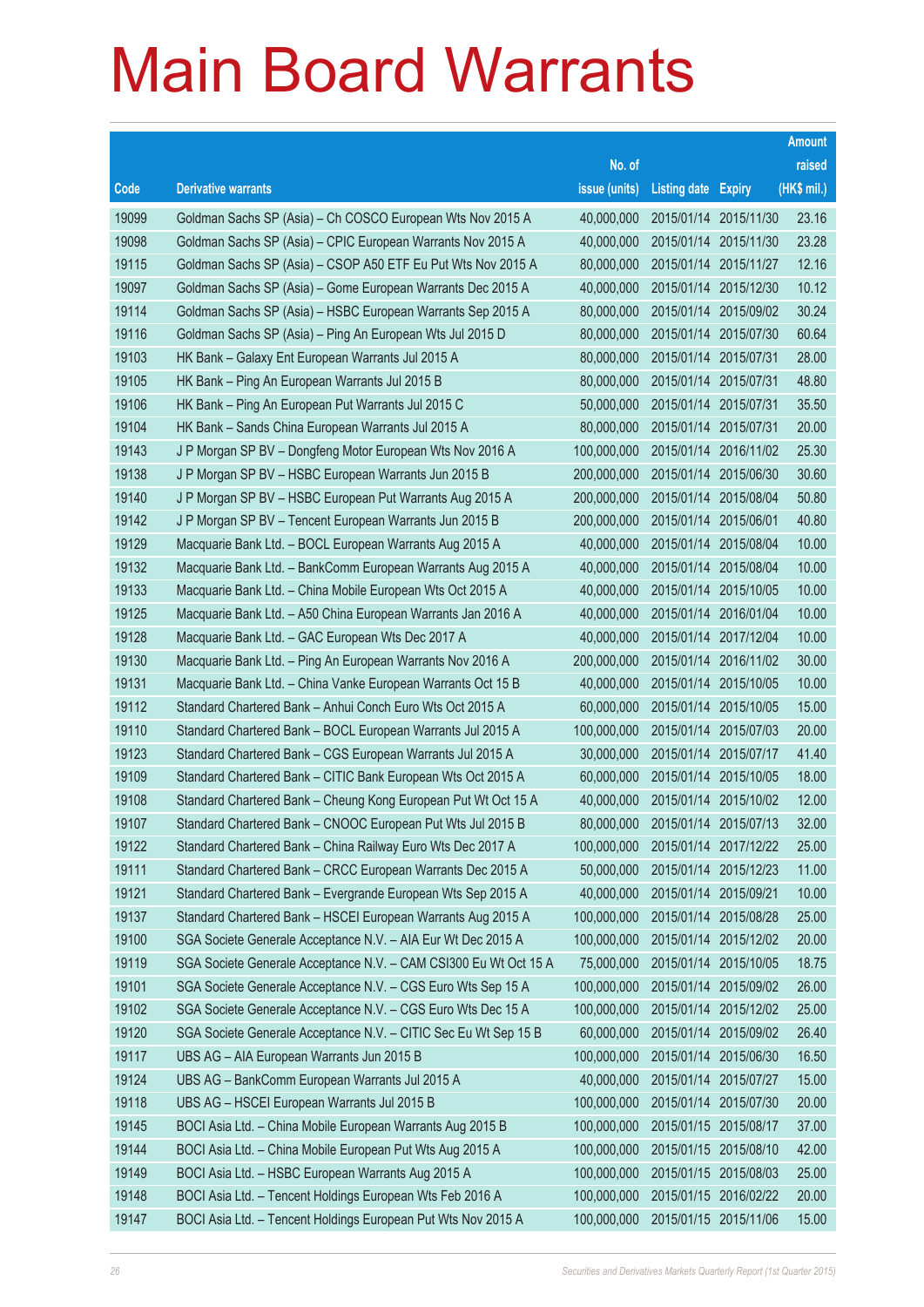# Main Board Warrants

| Code | Derivative warrants | No. of issue (units) | Listing date | Expiry | Amount raised (HK$ mil.) |
|---|---|---|---|---|---|
| 19099 | Goldman Sachs SP (Asia) – Ch COSCO European Wts Nov 2015 A | 40,000,000 | 2015/01/14 | 2015/11/30 | 23.16 |
| 19098 | Goldman Sachs SP (Asia) – CPIC European Warrants Nov 2015 A | 40,000,000 | 2015/01/14 | 2015/11/30 | 23.28 |
| 19115 | Goldman Sachs SP (Asia) – CSOP A50 ETF Eu Put Wts Nov 2015 A | 80,000,000 | 2015/01/14 | 2015/11/27 | 12.16 |
| 19097 | Goldman Sachs SP (Asia) – Gome European Warrants Dec 2015 A | 40,000,000 | 2015/01/14 | 2015/12/30 | 10.12 |
| 19114 | Goldman Sachs SP (Asia) – HSBC European Warrants Sep 2015 A | 80,000,000 | 2015/01/14 | 2015/09/02 | 30.24 |
| 19116 | Goldman Sachs SP (Asia) – Ping An European Wts Jul 2015 D | 80,000,000 | 2015/01/14 | 2015/07/30 | 60.64 |
| 19103 | HK Bank – Galaxy Ent European Warrants Jul 2015 A | 80,000,000 | 2015/01/14 | 2015/07/31 | 28.00 |
| 19105 | HK Bank – Ping An European Warrants Jul 2015 B | 80,000,000 | 2015/01/14 | 2015/07/31 | 48.80 |
| 19106 | HK Bank – Ping An European Put Warrants Jul 2015 C | 50,000,000 | 2015/01/14 | 2015/07/31 | 35.50 |
| 19104 | HK Bank – Sands China European Warrants Jul 2015 A | 80,000,000 | 2015/01/14 | 2015/07/31 | 20.00 |
| 19143 | J P Morgan SP BV – Dongfeng Motor European Wts Nov 2016 A | 100,000,000 | 2015/01/14 | 2016/11/02 | 25.30 |
| 19138 | J P Morgan SP BV – HSBC European Warrants Jun 2015 B | 200,000,000 | 2015/01/14 | 2015/06/30 | 30.60 |
| 19140 | J P Morgan SP BV – HSBC European Put Warrants Aug 2015 A | 200,000,000 | 2015/01/14 | 2015/08/04 | 50.80 |
| 19142 | J P Morgan SP BV – Tencent European Warrants Jun 2015 B | 200,000,000 | 2015/01/14 | 2015/06/01 | 40.80 |
| 19129 | Macquarie Bank Ltd. – BOCL European Warrants Aug 2015 A | 40,000,000 | 2015/01/14 | 2015/08/04 | 10.00 |
| 19132 | Macquarie Bank Ltd. – BankComm European Warrants Aug 2015 A | 40,000,000 | 2015/01/14 | 2015/08/04 | 10.00 |
| 19133 | Macquarie Bank Ltd. – China Mobile European Wts Oct 2015 A | 40,000,000 | 2015/01/14 | 2015/10/05 | 10.00 |
| 19125 | Macquarie Bank Ltd. – A50 China European Warrants Jan 2016 A | 40,000,000 | 2015/01/14 | 2016/01/04 | 10.00 |
| 19128 | Macquarie Bank Ltd. – GAC European Wts Dec 2017 A | 40,000,000 | 2015/01/14 | 2017/12/04 | 10.00 |
| 19130 | Macquarie Bank Ltd. – Ping An European Warrants Nov 2016 A | 200,000,000 | 2015/01/14 | 2016/11/02 | 30.00 |
| 19131 | Macquarie Bank Ltd. – China Vanke European Warrants Oct 15 B | 40,000,000 | 2015/01/14 | 2015/10/05 | 10.00 |
| 19112 | Standard Chartered Bank – Anhui Conch Euro Wts Oct 2015 A | 60,000,000 | 2015/01/14 | 2015/10/05 | 15.00 |
| 19110 | Standard Chartered Bank – BOCL European Warrants Jul 2015 A | 100,000,000 | 2015/01/14 | 2015/07/03 | 20.00 |
| 19123 | Standard Chartered Bank – CGS European Warrants Jul 2015 A | 30,000,000 | 2015/01/14 | 2015/07/17 | 41.40 |
| 19109 | Standard Chartered Bank – CITIC Bank European Wts Oct 2015 A | 60,000,000 | 2015/01/14 | 2015/10/05 | 18.00 |
| 19108 | Standard Chartered Bank – Cheung Kong European Put Wt Oct 15 A | 40,000,000 | 2015/01/14 | 2015/10/02 | 12.00 |
| 19107 | Standard Chartered Bank – CNOOC European Put Wts Jul 2015 B | 80,000,000 | 2015/01/14 | 2015/07/13 | 32.00 |
| 19122 | Standard Chartered Bank – China Railway Euro Wts Dec 2017 A | 100,000,000 | 2015/01/14 | 2017/12/22 | 25.00 |
| 19111 | Standard Chartered Bank – CRCC European Warrants Dec 2015 A | 50,000,000 | 2015/01/14 | 2015/12/23 | 11.00 |
| 19121 | Standard Chartered Bank – Evergrande European Wts Sep 2015 A | 40,000,000 | 2015/01/14 | 2015/09/21 | 10.00 |
| 19137 | Standard Chartered Bank – HSCEI European Warrants Aug 2015 A | 100,000,000 | 2015/01/14 | 2015/08/28 | 25.00 |
| 19100 | SGA Societe Generale Acceptance N.V. – AIA Eur Wt Dec 2015 A | 100,000,000 | 2015/01/14 | 2015/12/02 | 20.00 |
| 19119 | SGA Societe Generale Acceptance N.V. – CAM CSI300 Eu Wt Oct 15 A | 75,000,000 | 2015/01/14 | 2015/10/05 | 18.75 |
| 19101 | SGA Societe Generale Acceptance N.V. – CGS Euro Wts Sep 15 A | 100,000,000 | 2015/01/14 | 2015/09/02 | 26.00 |
| 19102 | SGA Societe Generale Acceptance N.V. – CGS Euro Wts Dec 15 A | 100,000,000 | 2015/01/14 | 2015/12/02 | 25.00 |
| 19120 | SGA Societe Generale Acceptance N.V. – CITIC Sec Eu Wt Sep 15 B | 60,000,000 | 2015/01/14 | 2015/09/02 | 26.40 |
| 19117 | UBS AG – AIA European Warrants Jun 2015 B | 100,000,000 | 2015/01/14 | 2015/06/30 | 16.50 |
| 19124 | UBS AG – BankComm European Warrants Jul 2015 A | 40,000,000 | 2015/01/14 | 2015/07/27 | 15.00 |
| 19118 | UBS AG – HSCEI European Warrants Jul 2015 B | 100,000,000 | 2015/01/14 | 2015/07/30 | 20.00 |
| 19145 | BOCI Asia Ltd. – China Mobile European Warrants Aug 2015 B | 100,000,000 | 2015/01/15 | 2015/08/17 | 37.00 |
| 19144 | BOCI Asia Ltd. – China Mobile European Put Wts Aug 2015 A | 100,000,000 | 2015/01/15 | 2015/08/10 | 42.00 |
| 19149 | BOCI Asia Ltd. – HSBC European Warrants Aug 2015 A | 100,000,000 | 2015/01/15 | 2015/08/03 | 25.00 |
| 19148 | BOCI Asia Ltd. – Tencent Holdings European Wts Feb 2016 A | 100,000,000 | 2015/01/15 | 2016/02/22 | 20.00 |
| 19147 | BOCI Asia Ltd. – Tencent Holdings European Put Wts Nov 2015 A | 100,000,000 | 2015/01/15 | 2015/11/06 | 15.00 |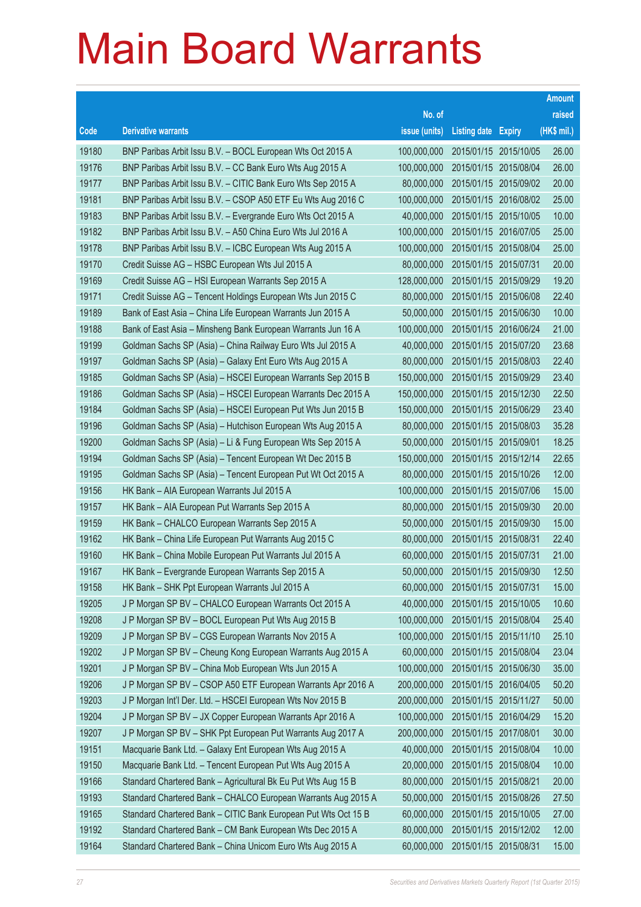# Main Board Warrants

| Code | Derivative warrants | No. of issue (units) | Listing date | Expiry | Amount raised (HK$ mil.) |
|---|---|---|---|---|---|
| 19180 | BNP Paribas Arbit Issu B.V. – BOCL European Wts Oct 2015 A | 100,000,000 | 2015/01/15 | 2015/10/05 | 26.00 |
| 19176 | BNP Paribas Arbit Issu B.V. – CC Bank Euro Wts Aug 2015 A | 100,000,000 | 2015/01/15 | 2015/08/04 | 26.00 |
| 19177 | BNP Paribas Arbit Issu B.V. – CITIC Bank Euro Wts Sep 2015 A | 80,000,000 | 2015/01/15 | 2015/09/02 | 20.00 |
| 19181 | BNP Paribas Arbit Issu B.V. – CSOP A50 ETF Eu Wts Aug 2016 C | 100,000,000 | 2015/01/15 | 2016/08/02 | 25.00 |
| 19183 | BNP Paribas Arbit Issu B.V. – Evergrande Euro Wts Oct 2015 A | 40,000,000 | 2015/01/15 | 2015/10/05 | 10.00 |
| 19182 | BNP Paribas Arbit Issu B.V. – A50 China Euro Wts Jul 2016 A | 100,000,000 | 2015/01/15 | 2016/07/05 | 25.00 |
| 19178 | BNP Paribas Arbit Issu B.V. – ICBC European Wts Aug 2015 A | 100,000,000 | 2015/01/15 | 2015/08/04 | 25.00 |
| 19170 | Credit Suisse AG – HSBC European Wts Jul 2015 A | 80,000,000 | 2015/01/15 | 2015/07/31 | 20.00 |
| 19169 | Credit Suisse AG – HSI European Warrants Sep 2015 A | 128,000,000 | 2015/01/15 | 2015/09/29 | 19.20 |
| 19171 | Credit Suisse AG – Tencent Holdings European Wts Jun 2015 C | 80,000,000 | 2015/01/15 | 2015/06/08 | 22.40 |
| 19189 | Bank of East Asia – China Life European Warrants Jun 2015 A | 50,000,000 | 2015/01/15 | 2015/06/30 | 10.00 |
| 19188 | Bank of East Asia – Minsheng Bank European Warrants Jun 16 A | 100,000,000 | 2015/01/15 | 2016/06/24 | 21.00 |
| 19199 | Goldman Sachs SP (Asia) – China Railway Euro Wts Jul 2015 A | 40,000,000 | 2015/01/15 | 2015/07/20 | 23.68 |
| 19197 | Goldman Sachs SP (Asia) – Galaxy Ent Euro Wts Aug 2015 A | 80,000,000 | 2015/01/15 | 2015/08/03 | 22.40 |
| 19185 | Goldman Sachs SP (Asia) – HSCEI European Warrants Sep 2015 B | 150,000,000 | 2015/01/15 | 2015/09/29 | 23.40 |
| 19186 | Goldman Sachs SP (Asia) – HSCEI European Warrants Dec 2015 A | 150,000,000 | 2015/01/15 | 2015/12/30 | 22.50 |
| 19184 | Goldman Sachs SP (Asia) – HSCEI European Put Wts Jun 2015 B | 150,000,000 | 2015/01/15 | 2015/06/29 | 23.40 |
| 19196 | Goldman Sachs SP (Asia) – Hutchison European Wts Aug 2015 A | 80,000,000 | 2015/01/15 | 2015/08/03 | 35.28 |
| 19200 | Goldman Sachs SP (Asia) – Li & Fung European Wts Sep 2015 A | 50,000,000 | 2015/01/15 | 2015/09/01 | 18.25 |
| 19194 | Goldman Sachs SP (Asia) – Tencent European Wt Dec 2015 B | 150,000,000 | 2015/01/15 | 2015/12/14 | 22.65 |
| 19195 | Goldman Sachs SP (Asia) – Tencent European Put Wt Oct 2015 A | 80,000,000 | 2015/01/15 | 2015/10/26 | 12.00 |
| 19156 | HK Bank – AIA European Warrants Jul 2015 A | 100,000,000 | 2015/01/15 | 2015/07/06 | 15.00 |
| 19157 | HK Bank – AIA European Put Warrants Sep 2015 A | 80,000,000 | 2015/01/15 | 2015/09/30 | 20.00 |
| 19159 | HK Bank – CHALCO European Warrants Sep 2015 A | 50,000,000 | 2015/01/15 | 2015/09/30 | 15.00 |
| 19162 | HK Bank – China Life European Put Warrants Aug 2015 C | 80,000,000 | 2015/01/15 | 2015/08/31 | 22.40 |
| 19160 | HK Bank – China Mobile European Put Warrants Jul 2015 A | 60,000,000 | 2015/01/15 | 2015/07/31 | 21.00 |
| 19167 | HK Bank – Evergrande European Warrants Sep 2015 A | 50,000,000 | 2015/01/15 | 2015/09/30 | 12.50 |
| 19158 | HK Bank – SHK Ppt European Warrants Jul 2015 A | 60,000,000 | 2015/01/15 | 2015/07/31 | 15.00 |
| 19205 | J P Morgan SP BV – CHALCO European Warrants Oct 2015 A | 40,000,000 | 2015/01/15 | 2015/10/05 | 10.60 |
| 19208 | J P Morgan SP BV – BOCL European Put Wts Aug 2015 B | 100,000,000 | 2015/01/15 | 2015/08/04 | 25.40 |
| 19209 | J P Morgan SP BV – CGS European Warrants Nov 2015 A | 100,000,000 | 2015/01/15 | 2015/11/10 | 25.10 |
| 19202 | J P Morgan SP BV – Cheung Kong European Warrants Aug 2015 A | 60,000,000 | 2015/01/15 | 2015/08/04 | 23.04 |
| 19201 | J P Morgan SP BV – China Mob European Wts Jun 2015 A | 100,000,000 | 2015/01/15 | 2015/06/30 | 35.00 |
| 19206 | J P Morgan SP BV – CSOP A50 ETF European Warrants Apr 2016 A | 200,000,000 | 2015/01/15 | 2016/04/05 | 50.20 |
| 19203 | J P Morgan Int'l Der. Ltd. – HSCEI European Wts Nov 2015 B | 200,000,000 | 2015/01/15 | 2015/11/27 | 50.00 |
| 19204 | J P Morgan SP BV – JX Copper European Warrants Apr 2016 A | 100,000,000 | 2015/01/15 | 2016/04/29 | 15.20 |
| 19207 | J P Morgan SP BV – SHK Ppt European Put Warrants Aug 2017 A | 200,000,000 | 2015/01/15 | 2017/08/01 | 30.00 |
| 19151 | Macquarie Bank Ltd. – Galaxy Ent European Wts Aug 2015 A | 40,000,000 | 2015/01/15 | 2015/08/04 | 10.00 |
| 19150 | Macquarie Bank Ltd. – Tencent European Put Wts Aug 2015 A | 20,000,000 | 2015/01/15 | 2015/08/04 | 10.00 |
| 19166 | Standard Chartered Bank – Agricultural Bk Eu Put Wts Aug 15 B | 80,000,000 | 2015/01/15 | 2015/08/21 | 20.00 |
| 19193 | Standard Chartered Bank – CHALCO European Warrants Aug 2015 A | 50,000,000 | 2015/01/15 | 2015/08/26 | 27.50 |
| 19165 | Standard Chartered Bank – CITIC Bank European Put Wts Oct 15 B | 60,000,000 | 2015/01/15 | 2015/10/05 | 27.00 |
| 19192 | Standard Chartered Bank – CM Bank European Wts Dec 2015 A | 80,000,000 | 2015/01/15 | 2015/12/02 | 12.00 |
| 19164 | Standard Chartered Bank – China Unicom Euro Wts Aug 2015 A | 60,000,000 | 2015/01/15 | 2015/08/31 | 15.00 |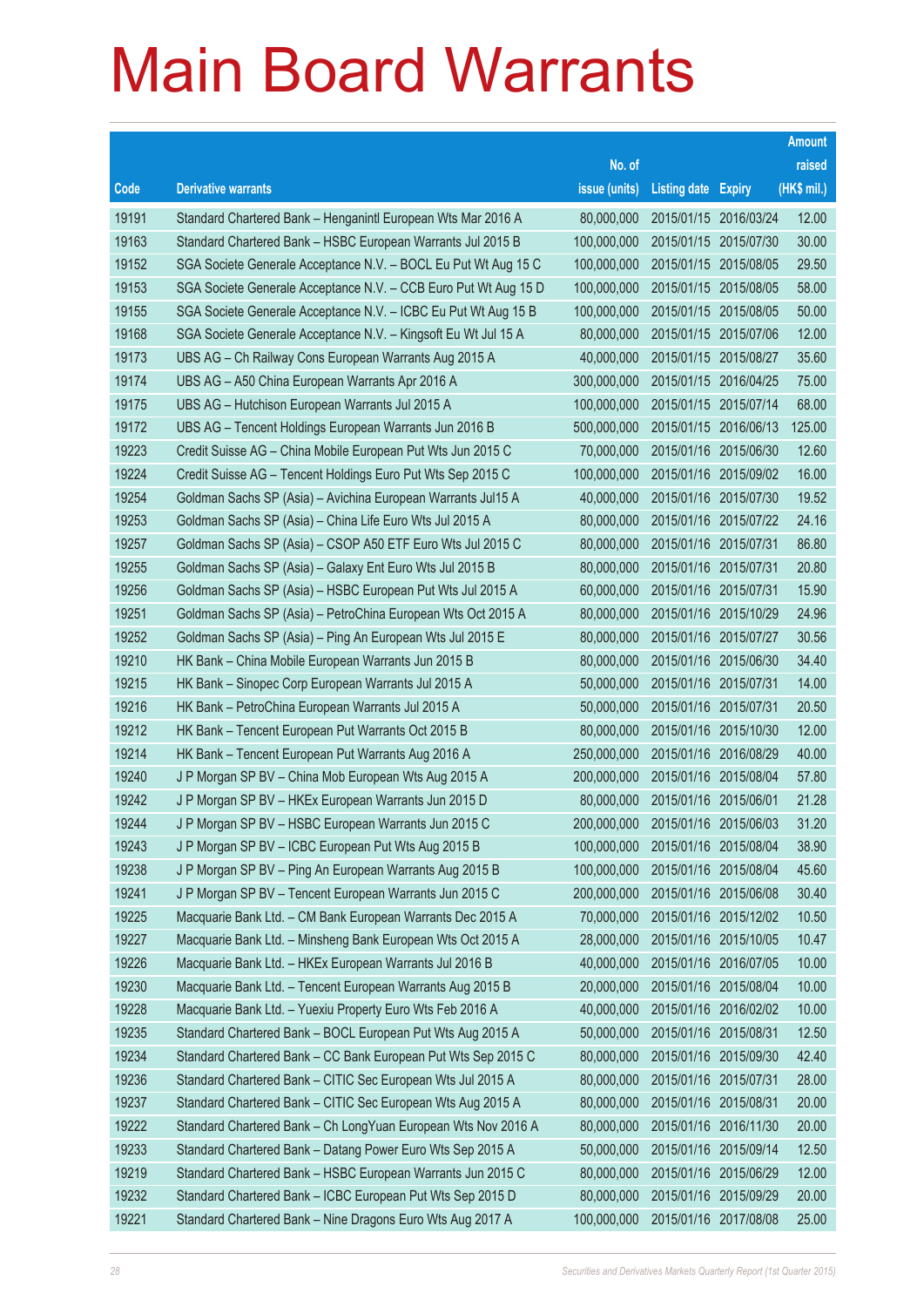# Main Board Warrants

| Code | Derivative warrants | No. of issue (units) | Listing date | Expiry | Amount raised (HK$ mil.) |
|---|---|---|---|---|---|
| 19191 | Standard Chartered Bank – Henganintl European Wts Mar 2016 A | 80,000,000 | 2015/01/15 | 2016/03/24 | 12.00 |
| 19163 | Standard Chartered Bank – HSBC European Warrants Jul 2015 B | 100,000,000 | 2015/01/15 | 2015/07/30 | 30.00 |
| 19152 | SGA Societe Generale Acceptance N.V. – BOCL Eu Put Wt Aug 15 C | 100,000,000 | 2015/01/15 | 2015/08/05 | 29.50 |
| 19153 | SGA Societe Generale Acceptance N.V. – CCB Euro Put Wt Aug 15 D | 100,000,000 | 2015/01/15 | 2015/08/05 | 58.00 |
| 19155 | SGA Societe Generale Acceptance N.V. – ICBC Eu Put Wt Aug 15 B | 100,000,000 | 2015/01/15 | 2015/08/05 | 50.00 |
| 19168 | SGA Societe Generale Acceptance N.V. – Kingsoft Eu Wt Jul 15 A | 80,000,000 | 2015/01/15 | 2015/07/06 | 12.00 |
| 19173 | UBS AG – Ch Railway Cons European Warrants Aug 2015 A | 40,000,000 | 2015/01/15 | 2015/08/27 | 35.60 |
| 19174 | UBS AG – A50 China European Warrants Apr 2016 A | 300,000,000 | 2015/01/15 | 2016/04/25 | 75.00 |
| 19175 | UBS AG – Hutchison European Warrants Jul 2015 A | 100,000,000 | 2015/01/15 | 2015/07/14 | 68.00 |
| 19172 | UBS AG – Tencent Holdings European Warrants Jun 2016 B | 500,000,000 | 2015/01/15 | 2016/06/13 | 125.00 |
| 19223 | Credit Suisse AG – China Mobile European Put Wts Jun 2015 C | 70,000,000 | 2015/01/16 | 2015/06/30 | 12.60 |
| 19224 | Credit Suisse AG – Tencent Holdings Euro Put Wts Sep 2015 C | 100,000,000 | 2015/01/16 | 2015/09/02 | 16.00 |
| 19254 | Goldman Sachs SP (Asia) – Avichina European Warrants Jul15 A | 40,000,000 | 2015/01/16 | 2015/07/30 | 19.52 |
| 19253 | Goldman Sachs SP (Asia) – China Life Euro Wts Jul 2015 A | 80,000,000 | 2015/01/16 | 2015/07/22 | 24.16 |
| 19257 | Goldman Sachs SP (Asia) – CSOP A50 ETF Euro Wts Jul 2015 C | 80,000,000 | 2015/01/16 | 2015/07/31 | 86.80 |
| 19255 | Goldman Sachs SP (Asia) – Galaxy Ent Euro Wts Jul 2015 B | 80,000,000 | 2015/01/16 | 2015/07/31 | 20.80 |
| 19256 | Goldman Sachs SP (Asia) – HSBC European Put Wts Jul 2015 A | 60,000,000 | 2015/01/16 | 2015/07/31 | 15.90 |
| 19251 | Goldman Sachs SP (Asia) – PetroChina European Wts Oct 2015 A | 80,000,000 | 2015/01/16 | 2015/10/29 | 24.96 |
| 19252 | Goldman Sachs SP (Asia) – Ping An European Wts Jul 2015 E | 80,000,000 | 2015/01/16 | 2015/07/27 | 30.56 |
| 19210 | HK Bank – China Mobile European Warrants Jun 2015 B | 80,000,000 | 2015/01/16 | 2015/06/30 | 34.40 |
| 19215 | HK Bank – Sinopec Corp European Warrants Jul 2015 A | 50,000,000 | 2015/01/16 | 2015/07/31 | 14.00 |
| 19216 | HK Bank – PetroChina European Warrants Jul 2015 A | 50,000,000 | 2015/01/16 | 2015/07/31 | 20.50 |
| 19212 | HK Bank – Tencent European Put Warrants Oct 2015 B | 80,000,000 | 2015/01/16 | 2015/10/30 | 12.00 |
| 19214 | HK Bank – Tencent European Put Warrants Aug 2016 A | 250,000,000 | 2015/01/16 | 2016/08/29 | 40.00 |
| 19240 | J P Morgan SP BV – China Mob European Wts Aug 2015 A | 200,000,000 | 2015/01/16 | 2015/08/04 | 57.80 |
| 19242 | J P Morgan SP BV – HKEx European Warrants Jun 2015 D | 80,000,000 | 2015/01/16 | 2015/06/01 | 21.28 |
| 19244 | J P Morgan SP BV – HSBC European Warrants Jun 2015 C | 200,000,000 | 2015/01/16 | 2015/06/03 | 31.20 |
| 19243 | J P Morgan SP BV – ICBC European Put Wts Aug 2015 B | 100,000,000 | 2015/01/16 | 2015/08/04 | 38.90 |
| 19238 | J P Morgan SP BV – Ping An European Warrants Aug 2015 B | 100,000,000 | 2015/01/16 | 2015/08/04 | 45.60 |
| 19241 | J P Morgan SP BV – Tencent European Warrants Jun 2015 C | 200,000,000 | 2015/01/16 | 2015/06/08 | 30.40 |
| 19225 | Macquarie Bank Ltd. – CM Bank European Warrants Dec 2015 A | 70,000,000 | 2015/01/16 | 2015/12/02 | 10.50 |
| 19227 | Macquarie Bank Ltd. – Minsheng Bank European Wts Oct 2015 A | 28,000,000 | 2015/01/16 | 2015/10/05 | 10.47 |
| 19226 | Macquarie Bank Ltd. – HKEx European Warrants Jul 2016 B | 40,000,000 | 2015/01/16 | 2016/07/05 | 10.00 |
| 19230 | Macquarie Bank Ltd. – Tencent European Warrants Aug 2015 B | 20,000,000 | 2015/01/16 | 2015/08/04 | 10.00 |
| 19228 | Macquarie Bank Ltd. – Yuexiu Property Euro Wts Feb 2016 A | 40,000,000 | 2015/01/16 | 2016/02/02 | 10.00 |
| 19235 | Standard Chartered Bank – BOCL European Put Wts Aug 2015 A | 50,000,000 | 2015/01/16 | 2015/08/31 | 12.50 |
| 19234 | Standard Chartered Bank – CC Bank European Put Wts Sep 2015 C | 80,000,000 | 2015/01/16 | 2015/09/30 | 42.40 |
| 19236 | Standard Chartered Bank – CITIC Sec European Wts Jul 2015 A | 80,000,000 | 2015/01/16 | 2015/07/31 | 28.00 |
| 19237 | Standard Chartered Bank – CITIC Sec European Wts Aug 2015 A | 80,000,000 | 2015/01/16 | 2015/08/31 | 20.00 |
| 19222 | Standard Chartered Bank – Ch LongYuan European Wts Nov 2016 A | 80,000,000 | 2015/01/16 | 2016/11/30 | 20.00 |
| 19233 | Standard Chartered Bank – Datang Power Euro Wts Sep 2015 A | 50,000,000 | 2015/01/16 | 2015/09/14 | 12.50 |
| 19219 | Standard Chartered Bank – HSBC European Warrants Jun 2015 C | 80,000,000 | 2015/01/16 | 2015/06/29 | 12.00 |
| 19232 | Standard Chartered Bank – ICBC European Put Wts Sep 2015 D | 80,000,000 | 2015/01/16 | 2015/09/29 | 20.00 |
| 19221 | Standard Chartered Bank – Nine Dragons Euro Wts Aug 2017 A | 100,000,000 | 2015/01/16 | 2017/08/08 | 25.00 |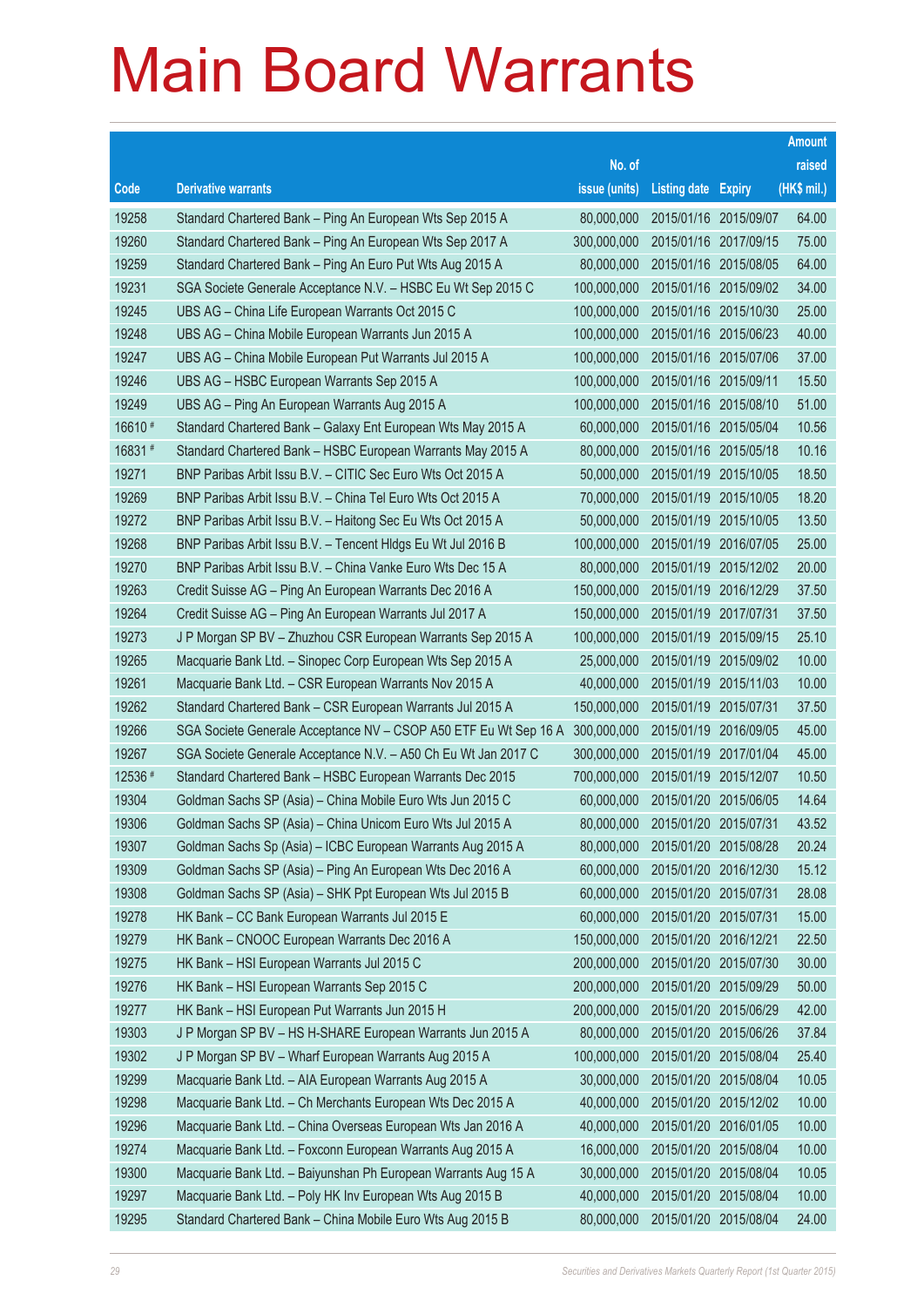# Main Board Warrants

| Code | Derivative warrants | No. of issue (units) | Listing date | Expiry | Amount raised (HK$ mil.) |
|---|---|---|---|---|---|
| 19258 | Standard Chartered Bank – Ping An European Wts Sep 2015 A | 80,000,000 | 2015/01/16 | 2015/09/07 | 64.00 |
| 19260 | Standard Chartered Bank – Ping An European Wts Sep 2017 A | 300,000,000 | 2015/01/16 | 2017/09/15 | 75.00 |
| 19259 | Standard Chartered Bank – Ping An Euro Put Wts Aug 2015 A | 80,000,000 | 2015/01/16 | 2015/08/05 | 64.00 |
| 19231 | SGA Societe Generale Acceptance N.V. – HSBC Eu Wt Sep 2015 C | 100,000,000 | 2015/01/16 | 2015/09/02 | 34.00 |
| 19245 | UBS AG – China Life European Warrants Oct 2015 C | 100,000,000 | 2015/01/16 | 2015/10/30 | 25.00 |
| 19248 | UBS AG – China Mobile European Warrants Jun 2015 A | 100,000,000 | 2015/01/16 | 2015/06/23 | 40.00 |
| 19247 | UBS AG – China Mobile European Put Warrants Jul 2015 A | 100,000,000 | 2015/01/16 | 2015/07/06 | 37.00 |
| 19246 | UBS AG – HSBC European Warrants Sep 2015 A | 100,000,000 | 2015/01/16 | 2015/09/11 | 15.50 |
| 19249 | UBS AG – Ping An European Warrants Aug 2015 A | 100,000,000 | 2015/01/16 | 2015/08/10 | 51.00 |
| 16610 # | Standard Chartered Bank – Galaxy Ent European Wts May 2015 A | 60,000,000 | 2015/01/16 | 2015/05/04 | 10.56 |
| 16831 # | Standard Chartered Bank – HSBC European Warrants May 2015 A | 80,000,000 | 2015/01/16 | 2015/05/18 | 10.16 |
| 19271 | BNP Paribas Arbit Issu B.V. – CITIC Sec Euro Wts Oct 2015 A | 50,000,000 | 2015/01/19 | 2015/10/05 | 18.50 |
| 19269 | BNP Paribas Arbit Issu B.V. – China Tel Euro Wts Oct 2015 A | 70,000,000 | 2015/01/19 | 2015/10/05 | 18.20 |
| 19272 | BNP Paribas Arbit Issu B.V. – Haitong Sec Eu Wts Oct 2015 A | 50,000,000 | 2015/01/19 | 2015/10/05 | 13.50 |
| 19268 | BNP Paribas Arbit Issu B.V. – Tencent Hldgs Eu Wt Jul 2016 B | 100,000,000 | 2015/01/19 | 2016/07/05 | 25.00 |
| 19270 | BNP Paribas Arbit Issu B.V. – China Vanke Euro Wts Dec 15 A | 80,000,000 | 2015/01/19 | 2015/12/02 | 20.00 |
| 19263 | Credit Suisse AG – Ping An European Warrants Dec 2016 A | 150,000,000 | 2015/01/19 | 2016/12/29 | 37.50 |
| 19264 | Credit Suisse AG – Ping An European Warrants Jul 2017 A | 150,000,000 | 2015/01/19 | 2017/07/31 | 37.50 |
| 19273 | J P Morgan SP BV – Zhuzhou CSR European Warrants Sep 2015 A | 100,000,000 | 2015/01/19 | 2015/09/15 | 25.10 |
| 19265 | Macquarie Bank Ltd. – Sinopec Corp European Wts Sep 2015 A | 25,000,000 | 2015/01/19 | 2015/09/02 | 10.00 |
| 19261 | Macquarie Bank Ltd. – CSR European Warrants Nov 2015 A | 40,000,000 | 2015/01/19 | 2015/11/03 | 10.00 |
| 19262 | Standard Chartered Bank – CSR European Warrants Jul 2015 A | 150,000,000 | 2015/01/19 | 2015/07/31 | 37.50 |
| 19266 | SGA Societe Generale Acceptance NV – CSOP A50 ETF Eu Wt Sep 16 A | 300,000,000 | 2015/01/19 | 2016/09/05 | 45.00 |
| 19267 | SGA Societe Generale Acceptance N.V. – A50 Ch Eu Wt Jan 2017 C | 300,000,000 | 2015/01/19 | 2017/01/04 | 45.00 |
| 12536 # | Standard Chartered Bank – HSBC European Warrants Dec 2015 | 700,000,000 | 2015/01/19 | 2015/12/07 | 10.50 |
| 19304 | Goldman Sachs SP (Asia) – China Mobile Euro Wts Jun 2015 C | 60,000,000 | 2015/01/20 | 2015/06/05 | 14.64 |
| 19306 | Goldman Sachs SP (Asia) – China Unicom Euro Wts Jul 2015 A | 80,000,000 | 2015/01/20 | 2015/07/31 | 43.52 |
| 19307 | Goldman Sachs Sp (Asia) – ICBC European Warrants Aug 2015 A | 80,000,000 | 2015/01/20 | 2015/08/28 | 20.24 |
| 19309 | Goldman Sachs SP (Asia) – Ping An European Wts Dec 2016 A | 60,000,000 | 2015/01/20 | 2016/12/30 | 15.12 |
| 19308 | Goldman Sachs SP (Asia) – SHK Ppt European Wts Jul 2015 B | 60,000,000 | 2015/01/20 | 2015/07/31 | 28.08 |
| 19278 | HK Bank – CC Bank European Warrants Jul 2015 E | 60,000,000 | 2015/01/20 | 2015/07/31 | 15.00 |
| 19279 | HK Bank – CNOOC European Warrants Dec 2016 A | 150,000,000 | 2015/01/20 | 2016/12/21 | 22.50 |
| 19275 | HK Bank – HSI European Warrants Jul 2015 C | 200,000,000 | 2015/01/20 | 2015/07/30 | 30.00 |
| 19276 | HK Bank – HSI European Warrants Sep 2015 C | 200,000,000 | 2015/01/20 | 2015/09/29 | 50.00 |
| 19277 | HK Bank – HSI European Put Warrants Jun 2015 H | 200,000,000 | 2015/01/20 | 2015/06/29 | 42.00 |
| 19303 | J P Morgan SP BV – HS H-SHARE European Warrants Jun 2015 A | 80,000,000 | 2015/01/20 | 2015/06/26 | 37.84 |
| 19302 | J P Morgan SP BV – Wharf European Warrants Aug 2015 A | 100,000,000 | 2015/01/20 | 2015/08/04 | 25.40 |
| 19299 | Macquarie Bank Ltd. – AIA European Warrants Aug 2015 A | 30,000,000 | 2015/01/20 | 2015/08/04 | 10.05 |
| 19298 | Macquarie Bank Ltd. – Ch Merchants European Wts Dec 2015 A | 40,000,000 | 2015/01/20 | 2015/12/02 | 10.00 |
| 19296 | Macquarie Bank Ltd. – China Overseas European Wts Jan 2016 A | 40,000,000 | 2015/01/20 | 2016/01/05 | 10.00 |
| 19274 | Macquarie Bank Ltd. – Foxconn European Warrants Aug 2015 A | 16,000,000 | 2015/01/20 | 2015/08/04 | 10.00 |
| 19300 | Macquarie Bank Ltd. – Baiyunshan Ph European Warrants Aug 15 A | 30,000,000 | 2015/01/20 | 2015/08/04 | 10.05 |
| 19297 | Macquarie Bank Ltd. – Poly HK Inv European Wts Aug 2015 B | 40,000,000 | 2015/01/20 | 2015/08/04 | 10.00 |
| 19295 | Standard Chartered Bank – China Mobile Euro Wts Aug 2015 B | 80,000,000 | 2015/01/20 | 2015/08/04 | 24.00 |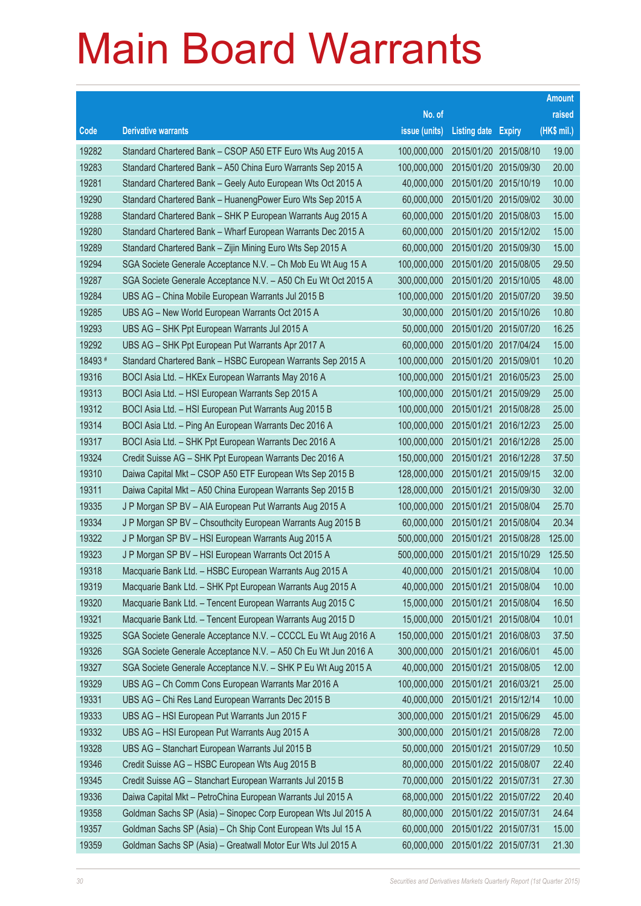# Main Board Warrants

| Code | Derivative warrants | No. of issue (units) | Listing date | Expiry | Amount raised (HK$ mil.) |
|---|---|---|---|---|---|
| 19282 | Standard Chartered Bank – CSOP A50 ETF Euro Wts Aug 2015 A | 100,000,000 | 2015/01/20 | 2015/08/10 | 19.00 |
| 19283 | Standard Chartered Bank – A50 China Euro Warrants Sep 2015 A | 100,000,000 | 2015/01/20 | 2015/09/30 | 20.00 |
| 19281 | Standard Chartered Bank – Geely Auto European Wts Oct 2015 A | 40,000,000 | 2015/01/20 | 2015/10/19 | 10.00 |
| 19290 | Standard Chartered Bank – HuanengPower Euro Wts Sep 2015 A | 60,000,000 | 2015/01/20 | 2015/09/02 | 30.00 |
| 19288 | Standard Chartered Bank – SHK P European Warrants Aug 2015 A | 60,000,000 | 2015/01/20 | 2015/08/03 | 15.00 |
| 19280 | Standard Chartered Bank – Wharf European Warrants Dec 2015 A | 60,000,000 | 2015/01/20 | 2015/12/02 | 15.00 |
| 19289 | Standard Chartered Bank – Zijin Mining Euro Wts Sep 2015 A | 60,000,000 | 2015/01/20 | 2015/09/30 | 15.00 |
| 19294 | SGA Societe Generale Acceptance N.V. – Ch Mob Eu Wt Aug 15 A | 100,000,000 | 2015/01/20 | 2015/08/05 | 29.50 |
| 19287 | SGA Societe Generale Acceptance N.V. – A50 Ch Eu Wt Oct 2015 A | 300,000,000 | 2015/01/20 | 2015/10/05 | 48.00 |
| 19284 | UBS AG – China Mobile European Warrants Jul 2015 B | 100,000,000 | 2015/01/20 | 2015/07/20 | 39.50 |
| 19285 | UBS AG – New World European Warrants Oct 2015 A | 30,000,000 | 2015/01/20 | 2015/10/26 | 10.80 |
| 19293 | UBS AG – SHK Ppt European Warrants Jul 2015 A | 50,000,000 | 2015/01/20 | 2015/07/20 | 16.25 |
| 19292 | UBS AG – SHK Ppt European Put Warrants Apr 2017 A | 60,000,000 | 2015/01/20 | 2017/04/24 | 15.00 |
| 18493 # | Standard Chartered Bank – HSBC European Warrants Sep 2015 A | 100,000,000 | 2015/01/20 | 2015/09/01 | 10.20 |
| 19316 | BOCI Asia Ltd. – HKEx European Warrants May 2016 A | 100,000,000 | 2015/01/21 | 2016/05/23 | 25.00 |
| 19313 | BOCI Asia Ltd. – HSI European Warrants Sep 2015 A | 100,000,000 | 2015/01/21 | 2015/09/29 | 25.00 |
| 19312 | BOCI Asia Ltd. – HSI European Put Warrants Aug 2015 B | 100,000,000 | 2015/01/21 | 2015/08/28 | 25.00 |
| 19314 | BOCI Asia Ltd. – Ping An European Warrants Dec 2016 A | 100,000,000 | 2015/01/21 | 2016/12/23 | 25.00 |
| 19317 | BOCI Asia Ltd. – SHK Ppt European Warrants Dec 2016 A | 100,000,000 | 2015/01/21 | 2016/12/28 | 25.00 |
| 19324 | Credit Suisse AG – SHK Ppt European Warrants Dec 2016 A | 150,000,000 | 2015/01/21 | 2016/12/28 | 37.50 |
| 19310 | Daiwa Capital Mkt – CSOP A50 ETF European Wts Sep 2015 B | 128,000,000 | 2015/01/21 | 2015/09/15 | 32.00 |
| 19311 | Daiwa Capital Mkt – A50 China European Warrants Sep 2015 B | 128,000,000 | 2015/01/21 | 2015/09/30 | 32.00 |
| 19335 | J P Morgan SP BV – AIA European Put Warrants Aug 2015 A | 100,000,000 | 2015/01/21 | 2015/08/04 | 25.70 |
| 19334 | J P Morgan SP BV – Chsouthcity European Warrants Aug 2015 B | 60,000,000 | 2015/01/21 | 2015/08/04 | 20.34 |
| 19322 | J P Morgan SP BV – HSI European Warrants Aug 2015 A | 500,000,000 | 2015/01/21 | 2015/08/28 | 125.00 |
| 19323 | J P Morgan SP BV – HSI European Warrants Oct 2015 A | 500,000,000 | 2015/01/21 | 2015/10/29 | 125.50 |
| 19318 | Macquarie Bank Ltd. – HSBC European Warrants Aug 2015 A | 40,000,000 | 2015/01/21 | 2015/08/04 | 10.00 |
| 19319 | Macquarie Bank Ltd. – SHK Ppt European Warrants Aug 2015 A | 40,000,000 | 2015/01/21 | 2015/08/04 | 10.00 |
| 19320 | Macquarie Bank Ltd. – Tencent European Warrants Aug 2015 C | 15,000,000 | 2015/01/21 | 2015/08/04 | 16.50 |
| 19321 | Macquarie Bank Ltd. – Tencent European Warrants Aug 2015 D | 15,000,000 | 2015/01/21 | 2015/08/04 | 10.01 |
| 19325 | SGA Societe Generale Acceptance N.V. – CCCCL Eu Wt Aug 2016 A | 150,000,000 | 2015/01/21 | 2016/08/03 | 37.50 |
| 19326 | SGA Societe Generale Acceptance N.V. – A50 Ch Eu Wt Jun 2016 A | 300,000,000 | 2015/01/21 | 2016/06/01 | 45.00 |
| 19327 | SGA Societe Generale Acceptance N.V. – SHK P Eu Wt Aug 2015 A | 40,000,000 | 2015/01/21 | 2015/08/05 | 12.00 |
| 19329 | UBS AG – Ch Comm Cons European Warrants Mar 2016 A | 100,000,000 | 2015/01/21 | 2016/03/21 | 25.00 |
| 19331 | UBS AG – Chi Res Land European Warrants Dec 2015 B | 40,000,000 | 2015/01/21 | 2015/12/14 | 10.00 |
| 19333 | UBS AG – HSI European Put Warrants Jun 2015 F | 300,000,000 | 2015/01/21 | 2015/06/29 | 45.00 |
| 19332 | UBS AG – HSI European Put Warrants Aug 2015 A | 300,000,000 | 2015/01/21 | 2015/08/28 | 72.00 |
| 19328 | UBS AG – Stanchart European Warrants Jul 2015 B | 50,000,000 | 2015/01/21 | 2015/07/29 | 10.50 |
| 19346 | Credit Suisse AG – HSBC European Wts Aug 2015 B | 80,000,000 | 2015/01/22 | 2015/08/07 | 22.40 |
| 19345 | Credit Suisse AG – Stanchart European Warrants Jul 2015 B | 70,000,000 | 2015/01/22 | 2015/07/31 | 27.30 |
| 19336 | Daiwa Capital Mkt – PetroChina European Warrants Jul 2015 A | 68,000,000 | 2015/01/22 | 2015/07/22 | 20.40 |
| 19358 | Goldman Sachs SP (Asia) – Sinopec Corp European Wts Jul 2015 A | 80,000,000 | 2015/01/22 | 2015/07/31 | 24.64 |
| 19357 | Goldman Sachs SP (Asia) – Ch Ship Cont European Wts Jul 15 A | 60,000,000 | 2015/01/22 | 2015/07/31 | 15.00 |
| 19359 | Goldman Sachs SP (Asia) – Greatwall Motor Eur Wts Jul 2015 A | 60,000,000 | 2015/01/22 | 2015/07/31 | 21.30 |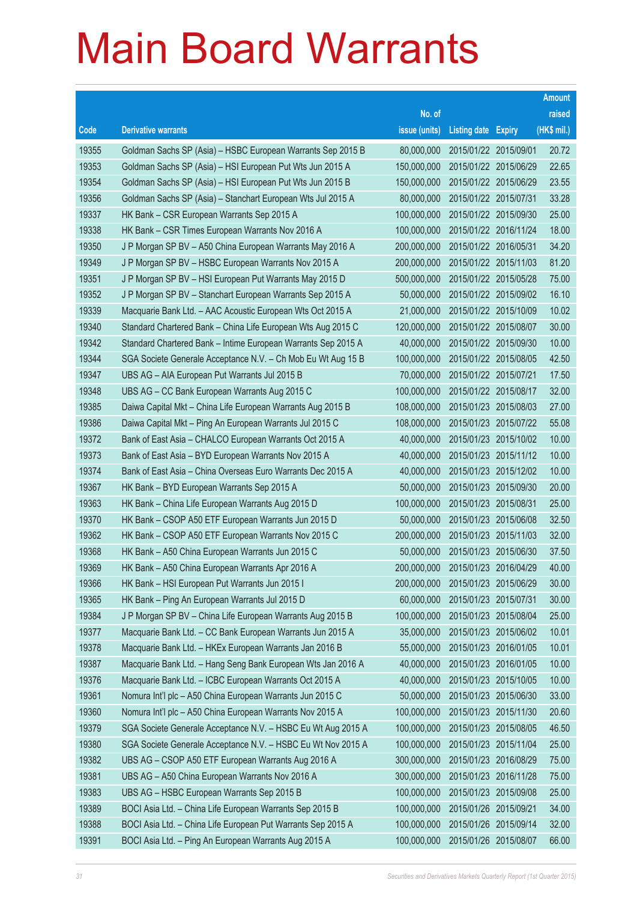# Main Board Warrants

| Code | Derivative warrants | No. of issue (units) | Listing date | Expiry | Amount raised (HK$ mil.) |
|---|---|---|---|---|---|
| 19355 | Goldman Sachs SP (Asia) – HSBC European Warrants Sep 2015 B | 80,000,000 | 2015/01/22 | 2015/09/01 | 20.72 |
| 19353 | Goldman Sachs SP (Asia) – HSI European Put Wts Jun 2015 A | 150,000,000 | 2015/01/22 | 2015/06/29 | 22.65 |
| 19354 | Goldman Sachs SP (Asia) – HSI European Put Wts Jun 2015 B | 150,000,000 | 2015/01/22 | 2015/06/29 | 23.55 |
| 19356 | Goldman Sachs SP (Asia) – Stanchart European Wts Jul 2015 A | 80,000,000 | 2015/01/22 | 2015/07/31 | 33.28 |
| 19337 | HK Bank – CSR European Warrants Sep 2015 A | 100,000,000 | 2015/01/22 | 2015/09/30 | 25.00 |
| 19338 | HK Bank – CSR Times European Warrants Nov 2016 A | 100,000,000 | 2015/01/22 | 2016/11/24 | 18.00 |
| 19350 | J P Morgan SP BV – A50 China European Warrants May 2016 A | 200,000,000 | 2015/01/22 | 2016/05/31 | 34.20 |
| 19349 | J P Morgan SP BV – HSBC European Warrants Nov 2015 A | 200,000,000 | 2015/01/22 | 2015/11/03 | 81.20 |
| 19351 | J P Morgan SP BV – HSI European Put Warrants May 2015 D | 500,000,000 | 2015/01/22 | 2015/05/28 | 75.00 |
| 19352 | J P Morgan SP BV – Stanchart European Warrants Sep 2015 A | 50,000,000 | 2015/01/22 | 2015/09/02 | 16.10 |
| 19339 | Macquarie Bank Ltd. – AAC Acoustic European Wts Oct 2015 A | 21,000,000 | 2015/01/22 | 2015/10/09 | 10.02 |
| 19340 | Standard Chartered Bank – China Life European Wts Aug 2015 C | 120,000,000 | 2015/01/22 | 2015/08/07 | 30.00 |
| 19342 | Standard Chartered Bank – Intime European Warrants Sep 2015 A | 40,000,000 | 2015/01/22 | 2015/09/30 | 10.00 |
| 19344 | SGA Societe Generale Acceptance N.V. – Ch Mob Eu Wt Aug 15 B | 100,000,000 | 2015/01/22 | 2015/08/05 | 42.50 |
| 19347 | UBS AG – AIA European Put Warrants Jul 2015 B | 70,000,000 | 2015/01/22 | 2015/07/21 | 17.50 |
| 19348 | UBS AG – CC Bank European Warrants Aug 2015 C | 100,000,000 | 2015/01/22 | 2015/08/17 | 32.00 |
| 19385 | Daiwa Capital Mkt – China Life European Warrants Aug 2015 B | 108,000,000 | 2015/01/23 | 2015/08/03 | 27.00 |
| 19386 | Daiwa Capital Mkt – Ping An European Warrants Jul 2015 C | 108,000,000 | 2015/01/23 | 2015/07/22 | 55.08 |
| 19372 | Bank of East Asia – CHALCO European Warrants Oct 2015 A | 40,000,000 | 2015/01/23 | 2015/10/02 | 10.00 |
| 19373 | Bank of East Asia – BYD European Warrants Nov 2015 A | 40,000,000 | 2015/01/23 | 2015/11/12 | 10.00 |
| 19374 | Bank of East Asia – China Overseas Euro Warrants Dec 2015 A | 40,000,000 | 2015/01/23 | 2015/12/02 | 10.00 |
| 19367 | HK Bank – BYD European Warrants Sep 2015 A | 50,000,000 | 2015/01/23 | 2015/09/30 | 20.00 |
| 19363 | HK Bank – China Life European Warrants Aug 2015 D | 100,000,000 | 2015/01/23 | 2015/08/31 | 25.00 |
| 19370 | HK Bank – CSOP A50 ETF European Warrants Jun 2015 D | 50,000,000 | 2015/01/23 | 2015/06/08 | 32.50 |
| 19362 | HK Bank – CSOP A50 ETF European Warrants Nov 2015 C | 200,000,000 | 2015/01/23 | 2015/11/03 | 32.00 |
| 19368 | HK Bank – A50 China European Warrants Jun 2015 C | 50,000,000 | 2015/01/23 | 2015/06/30 | 37.50 |
| 19369 | HK Bank – A50 China European Warrants Apr 2016 A | 200,000,000 | 2015/01/23 | 2016/04/29 | 40.00 |
| 19366 | HK Bank – HSI European Put Warrants Jun 2015 I | 200,000,000 | 2015/01/23 | 2015/06/29 | 30.00 |
| 19365 | HK Bank – Ping An European Warrants Jul 2015 D | 60,000,000 | 2015/01/23 | 2015/07/31 | 30.00 |
| 19384 | J P Morgan SP BV – China Life European Warrants Aug 2015 B | 100,000,000 | 2015/01/23 | 2015/08/04 | 25.00 |
| 19377 | Macquarie Bank Ltd. – CC Bank European Warrants Jun 2015 A | 35,000,000 | 2015/01/23 | 2015/06/02 | 10.01 |
| 19378 | Macquarie Bank Ltd. – HKEx European Warrants Jan 2016 B | 55,000,000 | 2015/01/23 | 2016/01/05 | 10.01 |
| 19387 | Macquarie Bank Ltd. – Hang Seng Bank European Wts Jan 2016 A | 40,000,000 | 2015/01/23 | 2016/01/05 | 10.00 |
| 19376 | Macquarie Bank Ltd. – ICBC European Warrants Oct 2015 A | 40,000,000 | 2015/01/23 | 2015/10/05 | 10.00 |
| 19361 | Nomura Int'l plc – A50 China European Warrants Jun 2015 C | 50,000,000 | 2015/01/23 | 2015/06/30 | 33.00 |
| 19360 | Nomura Int'l plc – A50 China European Warrants Nov 2015 A | 100,000,000 | 2015/01/23 | 2015/11/30 | 20.60 |
| 19379 | SGA Societe Generale Acceptance N.V. – HSBC Eu Wt Aug 2015 A | 100,000,000 | 2015/01/23 | 2015/08/05 | 46.50 |
| 19380 | SGA Societe Generale Acceptance N.V. – HSBC Eu Wt Nov 2015 A | 100,000,000 | 2015/01/23 | 2015/11/04 | 25.00 |
| 19382 | UBS AG – CSOP A50 ETF European Warrants Aug 2016 A | 300,000,000 | 2015/01/23 | 2016/08/29 | 75.00 |
| 19381 | UBS AG – A50 China European Warrants Nov 2016 A | 300,000,000 | 2015/01/23 | 2016/11/28 | 75.00 |
| 19383 | UBS AG – HSBC European Warrants Sep 2015 B | 100,000,000 | 2015/01/23 | 2015/09/08 | 25.00 |
| 19389 | BOCI Asia Ltd. – China Life European Warrants Sep 2015 B | 100,000,000 | 2015/01/26 | 2015/09/21 | 34.00 |
| 19388 | BOCI Asia Ltd. – China Life European Put Warrants Sep 2015 A | 100,000,000 | 2015/01/26 | 2015/09/14 | 32.00 |
| 19391 | BOCI Asia Ltd. – Ping An European Warrants Aug 2015 A | 100,000,000 | 2015/01/26 | 2015/08/07 | 66.00 |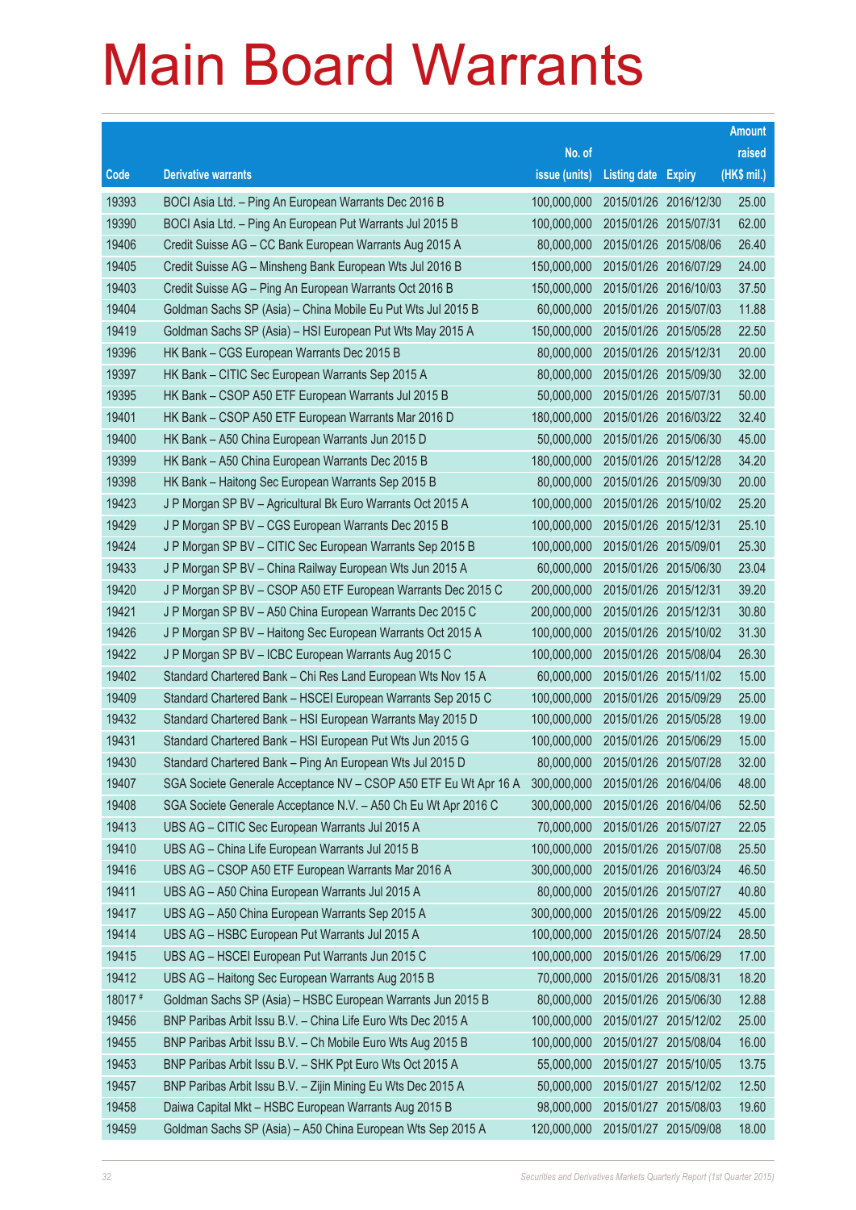# Main Board Warrants

| Code | Derivative warrants | No. of issue (units) | Listing date | Expiry | Amount raised (HK$ mil.) |
|---|---|---|---|---|---|
| 19393 | BOCI Asia Ltd. – Ping An European Warrants Dec 2016 B | 100,000,000 | 2015/01/26 | 2016/12/30 | 25.00 |
| 19390 | BOCI Asia Ltd. – Ping An European Put Warrants Jul 2015 B | 100,000,000 | 2015/01/26 | 2015/07/31 | 62.00 |
| 19406 | Credit Suisse AG – CC Bank European Warrants Aug 2015 A | 80,000,000 | 2015/01/26 | 2015/08/06 | 26.40 |
| 19405 | Credit Suisse AG – Minsheng Bank European Wts Jul 2016 B | 150,000,000 | 2015/01/26 | 2016/07/29 | 24.00 |
| 19403 | Credit Suisse AG – Ping An European Warrants Oct 2016 B | 150,000,000 | 2015/01/26 | 2016/10/03 | 37.50 |
| 19404 | Goldman Sachs SP (Asia) – China Mobile Eu Put Wts Jul 2015 B | 60,000,000 | 2015/01/26 | 2015/07/03 | 11.88 |
| 19419 | Goldman Sachs SP (Asia) – HSI European Put Wts May 2015 A | 150,000,000 | 2015/01/26 | 2015/05/28 | 22.50 |
| 19396 | HK Bank – CGS European Warrants Dec 2015 B | 80,000,000 | 2015/01/26 | 2015/12/31 | 20.00 |
| 19397 | HK Bank – CITIC Sec European Warrants Sep 2015 A | 80,000,000 | 2015/01/26 | 2015/09/30 | 32.00 |
| 19395 | HK Bank – CSOP A50 ETF European Warrants Jul 2015 B | 50,000,000 | 2015/01/26 | 2015/07/31 | 50.00 |
| 19401 | HK Bank – CSOP A50 ETF European Warrants Mar 2016 D | 180,000,000 | 2015/01/26 | 2016/03/22 | 32.40 |
| 19400 | HK Bank – A50 China European Warrants Jun 2015 D | 50,000,000 | 2015/01/26 | 2015/06/30 | 45.00 |
| 19399 | HK Bank – A50 China European Warrants Dec 2015 B | 180,000,000 | 2015/01/26 | 2015/12/28 | 34.20 |
| 19398 | HK Bank – Haitong Sec European Warrants Sep 2015 B | 80,000,000 | 2015/01/26 | 2015/09/30 | 20.00 |
| 19423 | J P Morgan SP BV – Agricultural Bk Euro Warrants Oct 2015 A | 100,000,000 | 2015/01/26 | 2015/10/02 | 25.20 |
| 19429 | J P Morgan SP BV – CGS European Warrants Dec 2015 B | 100,000,000 | 2015/01/26 | 2015/12/31 | 25.10 |
| 19424 | J P Morgan SP BV – CITIC Sec European Warrants Sep 2015 B | 100,000,000 | 2015/01/26 | 2015/09/01 | 25.30 |
| 19433 | J P Morgan SP BV – China Railway European Wts Jun 2015 A | 60,000,000 | 2015/01/26 | 2015/06/30 | 23.04 |
| 19420 | J P Morgan SP BV – CSOP A50 ETF European Warrants Dec 2015 C | 200,000,000 | 2015/01/26 | 2015/12/31 | 39.20 |
| 19421 | J P Morgan SP BV – A50 China European Warrants Dec 2015 C | 200,000,000 | 2015/01/26 | 2015/12/31 | 30.80 |
| 19426 | J P Morgan SP BV – Haitong Sec European Warrants Oct 2015 A | 100,000,000 | 2015/01/26 | 2015/10/02 | 31.30 |
| 19422 | J P Morgan SP BV – ICBC European Warrants Aug 2015 C | 100,000,000 | 2015/01/26 | 2015/08/04 | 26.30 |
| 19402 | Standard Chartered Bank – Chi Res Land European Wts Nov 15 A | 60,000,000 | 2015/01/26 | 2015/11/02 | 15.00 |
| 19409 | Standard Chartered Bank – HSCEI European Warrants Sep 2015 C | 100,000,000 | 2015/01/26 | 2015/09/29 | 25.00 |
| 19432 | Standard Chartered Bank – HSI European Warrants May 2015 D | 100,000,000 | 2015/01/26 | 2015/05/28 | 19.00 |
| 19431 | Standard Chartered Bank – HSI European Put Wts Jun 2015 G | 100,000,000 | 2015/01/26 | 2015/06/29 | 15.00 |
| 19430 | Standard Chartered Bank – Ping An European Wts Jul 2015 D | 80,000,000 | 2015/01/26 | 2015/07/28 | 32.00 |
| 19407 | SGA Societe Generale Acceptance NV – CSOP A50 ETF Eu Wt Apr 16 A | 300,000,000 | 2015/01/26 | 2016/04/06 | 48.00 |
| 19408 | SGA Societe Generale Acceptance N.V. – A50 Ch Eu Wt Apr 2016 C | 300,000,000 | 2015/01/26 | 2016/04/06 | 52.50 |
| 19413 | UBS AG – CITIC Sec European Warrants Jul 2015 A | 70,000,000 | 2015/01/26 | 2015/07/27 | 22.05 |
| 19410 | UBS AG – China Life European Warrants Jul 2015 B | 100,000,000 | 2015/01/26 | 2015/07/08 | 25.50 |
| 19416 | UBS AG – CSOP A50 ETF European Warrants Mar 2016 A | 300,000,000 | 2015/01/26 | 2016/03/24 | 46.50 |
| 19411 | UBS AG – A50 China European Warrants Jul 2015 A | 80,000,000 | 2015/01/26 | 2015/07/27 | 40.80 |
| 19417 | UBS AG – A50 China European Warrants Sep 2015 A | 300,000,000 | 2015/01/26 | 2015/09/22 | 45.00 |
| 19414 | UBS AG – HSBC European Put Warrants Jul 2015 A | 100,000,000 | 2015/01/26 | 2015/07/24 | 28.50 |
| 19415 | UBS AG – HSCEI European Put Warrants Jun 2015 C | 100,000,000 | 2015/01/26 | 2015/06/29 | 17.00 |
| 19412 | UBS AG – Haitong Sec European Warrants Aug 2015 B | 70,000,000 | 2015/01/26 | 2015/08/31 | 18.20 |
| 18017 # | Goldman Sachs SP (Asia) – HSBC European Warrants Jun 2015 B | 80,000,000 | 2015/01/26 | 2015/06/30 | 12.88 |
| 19456 | BNP Paribas Arbit Issu B.V. – China Life Euro Wts Dec 2015 A | 100,000,000 | 2015/01/27 | 2015/12/02 | 25.00 |
| 19455 | BNP Paribas Arbit Issu B.V. – Ch Mobile Euro Wts Aug 2015 B | 100,000,000 | 2015/01/27 | 2015/08/04 | 16.00 |
| 19453 | BNP Paribas Arbit Issu B.V. – SHK Ppt Euro Wts Oct 2015 A | 55,000,000 | 2015/01/27 | 2015/10/05 | 13.75 |
| 19457 | BNP Paribas Arbit Issu B.V. – Zijin Mining Eu Wts Dec 2015 A | 50,000,000 | 2015/01/27 | 2015/12/02 | 12.50 |
| 19458 | Daiwa Capital Mkt – HSBC European Warrants Aug 2015 B | 98,000,000 | 2015/01/27 | 2015/08/03 | 19.60 |
| 19459 | Goldman Sachs SP (Asia) – A50 China European Wts Sep 2015 A | 120,000,000 | 2015/01/27 | 2015/09/08 | 18.00 |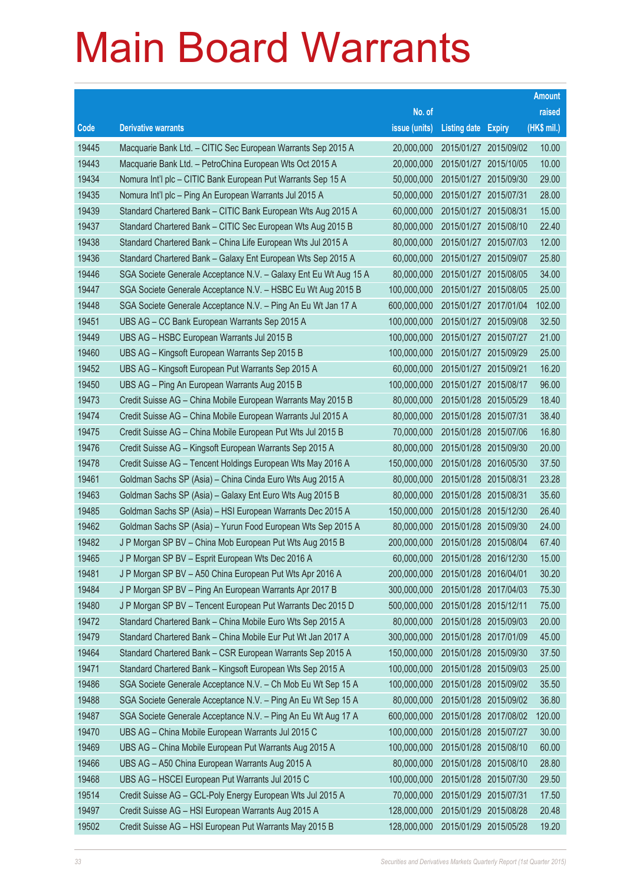# Main Board Warrants

| Code | Derivative warrants | No. of issue (units) | Listing date | Expiry | Amount raised (HK$ mil.) |
|---|---|---|---|---|---|
| 19445 | Macquarie Bank Ltd. – CITIC Sec European Warrants Sep 2015 A | 20,000,000 | 2015/01/27 | 2015/09/02 | 10.00 |
| 19443 | Macquarie Bank Ltd. – PetroChina European Wts Oct 2015 A | 20,000,000 | 2015/01/27 | 2015/10/05 | 10.00 |
| 19434 | Nomura Int'l plc – CITIC Bank European Put Warrants Sep 15 A | 50,000,000 | 2015/01/27 | 2015/09/30 | 29.00 |
| 19435 | Nomura Int'l plc – Ping An European Warrants Jul 2015 A | 50,000,000 | 2015/01/27 | 2015/07/31 | 28.00 |
| 19439 | Standard Chartered Bank – CITIC Bank European Wts Aug 2015 A | 60,000,000 | 2015/01/27 | 2015/08/31 | 15.00 |
| 19437 | Standard Chartered Bank – CITIC Sec European Wts Aug 2015 B | 80,000,000 | 2015/01/27 | 2015/08/10 | 22.40 |
| 19438 | Standard Chartered Bank – China Life European Wts Jul 2015 A | 80,000,000 | 2015/01/27 | 2015/07/03 | 12.00 |
| 19436 | Standard Chartered Bank – Galaxy Ent European Wts Sep 2015 A | 60,000,000 | 2015/01/27 | 2015/09/07 | 25.80 |
| 19446 | SGA Societe Generale Acceptance N.V. – Galaxy Ent Eu Wt Aug 15 A | 80,000,000 | 2015/01/27 | 2015/08/05 | 34.00 |
| 19447 | SGA Societe Generale Acceptance N.V. – HSBC Eu Wt Aug 2015 B | 100,000,000 | 2015/01/27 | 2015/08/05 | 25.00 |
| 19448 | SGA Societe Generale Acceptance N.V. – Ping An Eu Wt Jan 17 A | 600,000,000 | 2015/01/27 | 2017/01/04 | 102.00 |
| 19451 | UBS AG – CC Bank European Warrants Sep 2015 A | 100,000,000 | 2015/01/27 | 2015/09/08 | 32.50 |
| 19449 | UBS AG – HSBC European Warrants Jul 2015 B | 100,000,000 | 2015/01/27 | 2015/07/27 | 21.00 |
| 19460 | UBS AG – Kingsoft European Warrants Sep 2015 B | 100,000,000 | 2015/01/27 | 2015/09/29 | 25.00 |
| 19452 | UBS AG – Kingsoft European Put Warrants Sep 2015 A | 60,000,000 | 2015/01/27 | 2015/09/21 | 16.20 |
| 19450 | UBS AG – Ping An European Warrants Aug 2015 B | 100,000,000 | 2015/01/27 | 2015/08/17 | 96.00 |
| 19473 | Credit Suisse AG – China Mobile European Warrants May 2015 B | 80,000,000 | 2015/01/28 | 2015/05/29 | 18.40 |
| 19474 | Credit Suisse AG – China Mobile European Warrants Jul 2015 A | 80,000,000 | 2015/01/28 | 2015/07/31 | 38.40 |
| 19475 | Credit Suisse AG – China Mobile European Put Wts Jul 2015 B | 70,000,000 | 2015/01/28 | 2015/07/06 | 16.80 |
| 19476 | Credit Suisse AG – Kingsoft European Warrants Sep 2015 A | 80,000,000 | 2015/01/28 | 2015/09/30 | 20.00 |
| 19478 | Credit Suisse AG – Tencent Holdings European Wts May 2016 A | 150,000,000 | 2015/01/28 | 2016/05/30 | 37.50 |
| 19461 | Goldman Sachs SP (Asia) – China Cinda Euro Wts Aug 2015 A | 80,000,000 | 2015/01/28 | 2015/08/31 | 23.28 |
| 19463 | Goldman Sachs SP (Asia) – Galaxy Ent Euro Wts Aug 2015 B | 80,000,000 | 2015/01/28 | 2015/08/31 | 35.60 |
| 19485 | Goldman Sachs SP (Asia) – HSI European Warrants Dec 2015 A | 150,000,000 | 2015/01/28 | 2015/12/30 | 26.40 |
| 19462 | Goldman Sachs SP (Asia) – Yurun Food European Wts Sep 2015 A | 80,000,000 | 2015/01/28 | 2015/09/30 | 24.00 |
| 19482 | J P Morgan SP BV – China Mob European Put Wts Aug 2015 B | 200,000,000 | 2015/01/28 | 2015/08/04 | 67.40 |
| 19465 | J P Morgan SP BV – Esprit European Wts Dec 2016 A | 60,000,000 | 2015/01/28 | 2016/12/30 | 15.00 |
| 19481 | J P Morgan SP BV – A50 China European Put Wts Apr 2016 A | 200,000,000 | 2015/01/28 | 2016/04/01 | 30.20 |
| 19484 | J P Morgan SP BV – Ping An European Warrants Apr 2017 B | 300,000,000 | 2015/01/28 | 2017/04/03 | 75.30 |
| 19480 | J P Morgan SP BV – Tencent European Put Warrants Dec 2015 D | 500,000,000 | 2015/01/28 | 2015/12/11 | 75.00 |
| 19472 | Standard Chartered Bank – China Mobile Euro Wts Sep 2015 A | 80,000,000 | 2015/01/28 | 2015/09/03 | 20.00 |
| 19479 | Standard Chartered Bank – China Mobile Eur Put Wt Jan 2017 A | 300,000,000 | 2015/01/28 | 2017/01/09 | 45.00 |
| 19464 | Standard Chartered Bank – CSR European Warrants Sep 2015 A | 150,000,000 | 2015/01/28 | 2015/09/30 | 37.50 |
| 19471 | Standard Chartered Bank – Kingsoft European Wts Sep 2015 A | 100,000,000 | 2015/01/28 | 2015/09/03 | 25.00 |
| 19486 | SGA Societe Generale Acceptance N.V. – Ch Mob Eu Wt Sep 15 A | 100,000,000 | 2015/01/28 | 2015/09/02 | 35.50 |
| 19488 | SGA Societe Generale Acceptance N.V. – Ping An Eu Wt Sep 15 A | 80,000,000 | 2015/01/28 | 2015/09/02 | 36.80 |
| 19487 | SGA Societe Generale Acceptance N.V. – Ping An Eu Wt Aug 17 A | 600,000,000 | 2015/01/28 | 2017/08/02 | 120.00 |
| 19470 | UBS AG – China Mobile European Warrants Jul 2015 C | 100,000,000 | 2015/01/28 | 2015/07/27 | 30.00 |
| 19469 | UBS AG – China Mobile European Put Warrants Aug 2015 A | 100,000,000 | 2015/01/28 | 2015/08/10 | 60.00 |
| 19466 | UBS AG – A50 China European Warrants Aug 2015 A | 80,000,000 | 2015/01/28 | 2015/08/10 | 28.80 |
| 19468 | UBS AG – HSCEI European Put Warrants Jul 2015 C | 100,000,000 | 2015/01/28 | 2015/07/30 | 29.50 |
| 19514 | Credit Suisse AG – GCL-Poly Energy European Wts Jul 2015 A | 70,000,000 | 2015/01/29 | 2015/07/31 | 17.50 |
| 19497 | Credit Suisse AG – HSI European Warrants Aug 2015 A | 128,000,000 | 2015/01/29 | 2015/08/28 | 20.48 |
| 19502 | Credit Suisse AG – HSI European Put Warrants May 2015 B | 128,000,000 | 2015/01/29 | 2015/05/28 | 19.20 |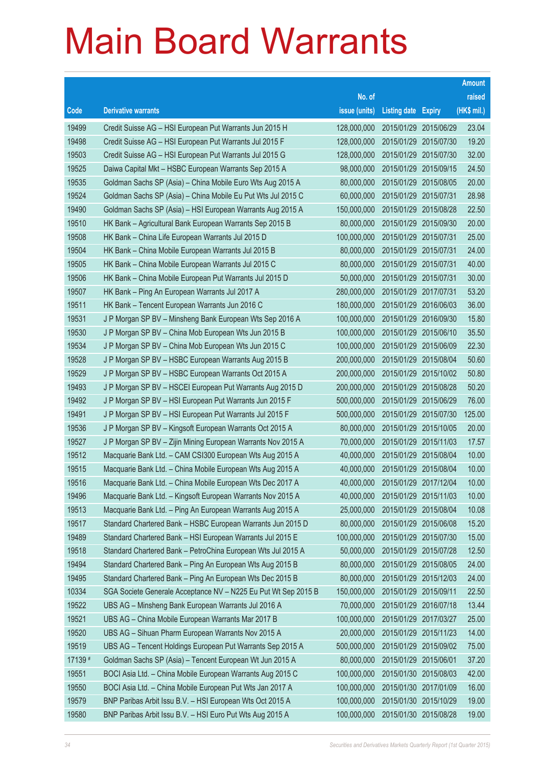# Main Board Warrants

| Code | Derivative warrants | No. of issue (units) | Listing date | Expiry | Amount raised (HK$ mil.) |
|---|---|---|---|---|---|
| 19499 | Credit Suisse AG – HSI European Put Warrants Jun 2015 H | 128,000,000 | 2015/01/29 | 2015/06/29 | 23.04 |
| 19498 | Credit Suisse AG – HSI European Put Warrants Jul 2015 F | 128,000,000 | 2015/01/29 | 2015/07/30 | 19.20 |
| 19503 | Credit Suisse AG – HSI European Put Warrants Jul 2015 G | 128,000,000 | 2015/01/29 | 2015/07/30 | 32.00 |
| 19525 | Daiwa Capital Mkt – HSBC European Warrants Sep 2015 A | 98,000,000 | 2015/01/29 | 2015/09/15 | 24.50 |
| 19535 | Goldman Sachs SP (Asia) – China Mobile Euro Wts Aug 2015 A | 80,000,000 | 2015/01/29 | 2015/08/05 | 20.00 |
| 19524 | Goldman Sachs SP (Asia) – China Mobile Eu Put Wts Jul 2015 C | 60,000,000 | 2015/01/29 | 2015/07/31 | 28.98 |
| 19490 | Goldman Sachs SP (Asia) – HSI European Warrants Aug 2015 A | 150,000,000 | 2015/01/29 | 2015/08/28 | 22.50 |
| 19510 | HK Bank – Agricultural Bank European Warrants Sep 2015 B | 80,000,000 | 2015/01/29 | 2015/09/30 | 20.00 |
| 19508 | HK Bank – China Life European Warrants Jul 2015 D | 100,000,000 | 2015/01/29 | 2015/07/31 | 25.00 |
| 19504 | HK Bank – China Mobile European Warrants Jul 2015 B | 80,000,000 | 2015/01/29 | 2015/07/31 | 24.00 |
| 19505 | HK Bank – China Mobile European Warrants Jul 2015 C | 80,000,000 | 2015/01/29 | 2015/07/31 | 40.00 |
| 19506 | HK Bank – China Mobile European Put Warrants Jul 2015 D | 50,000,000 | 2015/01/29 | 2015/07/31 | 30.00 |
| 19507 | HK Bank – Ping An European Warrants Jul 2017 A | 280,000,000 | 2015/01/29 | 2017/07/31 | 53.20 |
| 19511 | HK Bank – Tencent European Warrants Jun 2016 C | 180,000,000 | 2015/01/29 | 2016/06/03 | 36.00 |
| 19531 | J P Morgan SP BV – Minsheng Bank European Wts Sep 2016 A | 100,000,000 | 2015/01/29 | 2016/09/30 | 15.80 |
| 19530 | J P Morgan SP BV – China Mob European Wts Jun 2015 B | 100,000,000 | 2015/01/29 | 2015/06/10 | 35.50 |
| 19534 | J P Morgan SP BV – China Mob European Wts Jun 2015 C | 100,000,000 | 2015/01/29 | 2015/06/09 | 22.30 |
| 19528 | J P Morgan SP BV – HSBC European Warrants Aug 2015 B | 200,000,000 | 2015/01/29 | 2015/08/04 | 50.60 |
| 19529 | J P Morgan SP BV – HSBC European Warrants Oct 2015 A | 200,000,000 | 2015/01/29 | 2015/10/02 | 50.80 |
| 19493 | J P Morgan SP BV – HSCEI European Put Warrants Aug 2015 D | 200,000,000 | 2015/01/29 | 2015/08/28 | 50.20 |
| 19492 | J P Morgan SP BV – HSI European Put Warrants Jun 2015 F | 500,000,000 | 2015/01/29 | 2015/06/29 | 76.00 |
| 19491 | J P Morgan SP BV – HSI European Put Warrants Jul 2015 F | 500,000,000 | 2015/01/29 | 2015/07/30 | 125.00 |
| 19536 | J P Morgan SP BV – Kingsoft European Warrants Oct 2015 A | 80,000,000 | 2015/01/29 | 2015/10/05 | 20.00 |
| 19527 | J P Morgan SP BV – Zijin Mining European Warrants Nov 2015 A | 70,000,000 | 2015/01/29 | 2015/11/03 | 17.57 |
| 19512 | Macquarie Bank Ltd. – CAM CSI300 European Wts Aug 2015 A | 40,000,000 | 2015/01/29 | 2015/08/04 | 10.00 |
| 19515 | Macquarie Bank Ltd. – China Mobile European Wts Aug 2015 A | 40,000,000 | 2015/01/29 | 2015/08/04 | 10.00 |
| 19516 | Macquarie Bank Ltd. – China Mobile European Wts Dec 2017 A | 40,000,000 | 2015/01/29 | 2017/12/04 | 10.00 |
| 19496 | Macquarie Bank Ltd. – Kingsoft European Warrants Nov 2015 A | 40,000,000 | 2015/01/29 | 2015/11/03 | 10.00 |
| 19513 | Macquarie Bank Ltd. – Ping An European Warrants Aug 2015 A | 25,000,000 | 2015/01/29 | 2015/08/04 | 10.08 |
| 19517 | Standard Chartered Bank – HSBC European Warrants Jun 2015 D | 80,000,000 | 2015/01/29 | 2015/06/08 | 15.20 |
| 19489 | Standard Chartered Bank – HSI European Warrants Jul 2015 E | 100,000,000 | 2015/01/29 | 2015/07/30 | 15.00 |
| 19518 | Standard Chartered Bank – PetroChina European Wts Jul 2015 A | 50,000,000 | 2015/01/29 | 2015/07/28 | 12.50 |
| 19494 | Standard Chartered Bank – Ping An European Wts Aug 2015 B | 80,000,000 | 2015/01/29 | 2015/08/05 | 24.00 |
| 19495 | Standard Chartered Bank – Ping An European Wts Dec 2015 B | 80,000,000 | 2015/01/29 | 2015/12/03 | 24.00 |
| 10334 | SGA Societe Generale Acceptance NV – N225 Eu Put Wt Sep 2015 B | 150,000,000 | 2015/01/29 | 2015/09/11 | 22.50 |
| 19522 | UBS AG – Minsheng Bank European Warrants Jul 2016 A | 70,000,000 | 2015/01/29 | 2016/07/18 | 13.44 |
| 19521 | UBS AG – China Mobile European Warrants Mar 2017 B | 100,000,000 | 2015/01/29 | 2017/03/27 | 25.00 |
| 19520 | UBS AG – Sihuan Pharm European Warrants Nov 2015 A | 20,000,000 | 2015/01/29 | 2015/11/23 | 14.00 |
| 19519 | UBS AG – Tencent Holdings European Put Warrants Sep 2015 A | 500,000,000 | 2015/01/29 | 2015/09/02 | 75.00 |
| 17139 # | Goldman Sachs SP (Asia) – Tencent European Wt Jun 2015 A | 80,000,000 | 2015/01/29 | 2015/06/01 | 37.20 |
| 19551 | BOCI Asia Ltd. – China Mobile European Warrants Aug 2015 C | 100,000,000 | 2015/01/30 | 2015/08/03 | 42.00 |
| 19550 | BOCI Asia Ltd. – China Mobile European Put Wts Jan 2017 A | 100,000,000 | 2015/01/30 | 2017/01/09 | 16.00 |
| 19579 | BNP Paribas Arbit Issu B.V. – HSI European Wts Oct 2015 A | 100,000,000 | 2015/01/30 | 2015/10/29 | 19.00 |
| 19580 | BNP Paribas Arbit Issu B.V. – HSI Euro Put Wts Aug 2015 A | 100,000,000 | 2015/01/30 | 2015/08/28 | 19.00 |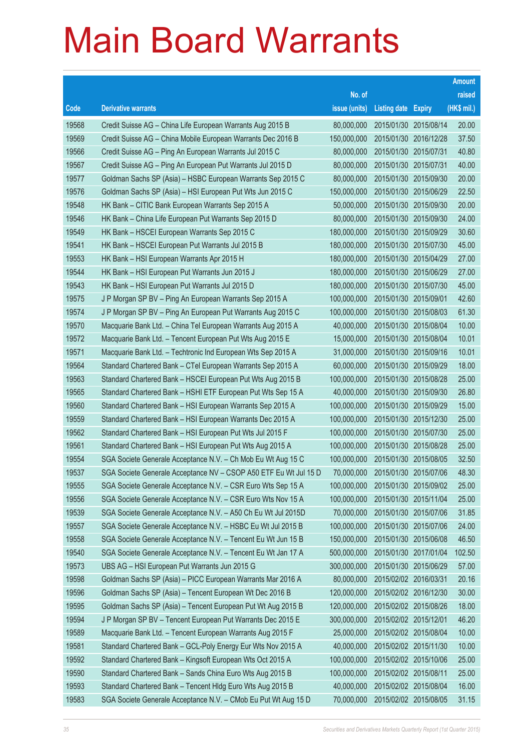# Main Board Warrants

| Code | Derivative warrants | No. of issue (units) | Listing date | Expiry | Amount raised (HK$ mil.) |
|---|---|---|---|---|---|
| 19568 | Credit Suisse AG – China Life European Warrants Aug 2015 B | 80,000,000 | 2015/01/30 | 2015/08/14 | 20.00 |
| 19569 | Credit Suisse AG – China Mobile European Warrants Dec 2016 B | 150,000,000 | 2015/01/30 | 2016/12/28 | 37.50 |
| 19566 | Credit Suisse AG – Ping An European Warrants Jul 2015 C | 80,000,000 | 2015/01/30 | 2015/07/31 | 40.80 |
| 19567 | Credit Suisse AG – Ping An European Put Warrants Jul 2015 D | 80,000,000 | 2015/01/30 | 2015/07/31 | 40.00 |
| 19577 | Goldman Sachs SP (Asia) – HSBC European Warrants Sep 2015 C | 80,000,000 | 2015/01/30 | 2015/09/30 | 20.00 |
| 19576 | Goldman Sachs SP (Asia) – HSI European Put Wts Jun 2015 C | 150,000,000 | 2015/01/30 | 2015/06/29 | 22.50 |
| 19548 | HK Bank – CITIC Bank European Warrants Sep 2015 A | 50,000,000 | 2015/01/30 | 2015/09/30 | 20.00 |
| 19546 | HK Bank – China Life European Put Warrants Sep 2015 D | 80,000,000 | 2015/01/30 | 2015/09/30 | 24.00 |
| 19549 | HK Bank – HSCEI European Warrants Sep 2015 C | 180,000,000 | 2015/01/30 | 2015/09/29 | 30.60 |
| 19541 | HK Bank – HSCEI European Put Warrants Jul 2015 B | 180,000,000 | 2015/01/30 | 2015/07/30 | 45.00 |
| 19553 | HK Bank – HSI European Warrants Apr 2015 H | 180,000,000 | 2015/01/30 | 2015/04/29 | 27.00 |
| 19544 | HK Bank – HSI European Put Warrants Jun 2015 J | 180,000,000 | 2015/01/30 | 2015/06/29 | 27.00 |
| 19543 | HK Bank – HSI European Put Warrants Jul 2015 D | 180,000,000 | 2015/01/30 | 2015/07/30 | 45.00 |
| 19575 | J P Morgan SP BV – Ping An European Warrants Sep 2015 A | 100,000,000 | 2015/01/30 | 2015/09/01 | 42.60 |
| 19574 | J P Morgan SP BV – Ping An European Put Warrants Aug 2015 C | 100,000,000 | 2015/01/30 | 2015/08/03 | 61.30 |
| 19570 | Macquarie Bank Ltd. – China Tel European Warrants Aug 2015 A | 40,000,000 | 2015/01/30 | 2015/08/04 | 10.00 |
| 19572 | Macquarie Bank Ltd. – Tencent European Put Wts Aug 2015 E | 15,000,000 | 2015/01/30 | 2015/08/04 | 10.01 |
| 19571 | Macquarie Bank Ltd. – Techtronic Ind European Wts Sep 2015 A | 31,000,000 | 2015/01/30 | 2015/09/16 | 10.01 |
| 19564 | Standard Chartered Bank – CTel European Warrants Sep 2015 A | 60,000,000 | 2015/01/30 | 2015/09/29 | 18.00 |
| 19563 | Standard Chartered Bank – HSCEI European Put Wts Aug 2015 B | 100,000,000 | 2015/01/30 | 2015/08/28 | 25.00 |
| 19565 | Standard Chartered Bank – HSHI ETF European Put Wts Sep 15 A | 40,000,000 | 2015/01/30 | 2015/09/30 | 26.80 |
| 19560 | Standard Chartered Bank – HSI European Warrants Sep 2015 A | 100,000,000 | 2015/01/30 | 2015/09/29 | 15.00 |
| 19559 | Standard Chartered Bank – HSI European Warrants Dec 2015 A | 100,000,000 | 2015/01/30 | 2015/12/30 | 25.00 |
| 19562 | Standard Chartered Bank – HSI European Put Wts Jul 2015 F | 100,000,000 | 2015/01/30 | 2015/07/30 | 25.00 |
| 19561 | Standard Chartered Bank – HSI European Put Wts Aug 2015 A | 100,000,000 | 2015/01/30 | 2015/08/28 | 25.00 |
| 19554 | SGA Societe Generale Acceptance N.V. – Ch Mob Eu Wt Aug 15 C | 100,000,000 | 2015/01/30 | 2015/08/05 | 32.50 |
| 19537 | SGA Societe Generale Acceptance NV – CSOP A50 ETF Eu Wt Jul 15 D | 70,000,000 | 2015/01/30 | 2015/07/06 | 48.30 |
| 19555 | SGA Societe Generale Acceptance N.V. – CSR Euro Wts Sep 15 A | 100,000,000 | 2015/01/30 | 2015/09/02 | 25.00 |
| 19556 | SGA Societe Generale Acceptance N.V. – CSR Euro Wts Nov 15 A | 100,000,000 | 2015/01/30 | 2015/11/04 | 25.00 |
| 19539 | SGA Societe Generale Acceptance N.V. – A50 Ch Eu Wt Jul 2015D | 70,000,000 | 2015/01/30 | 2015/07/06 | 31.85 |
| 19557 | SGA Societe Generale Acceptance N.V. – HSBC Eu Wt Jul 2015 B | 100,000,000 | 2015/01/30 | 2015/07/06 | 24.00 |
| 19558 | SGA Societe Generale Acceptance N.V. – Tencent Eu Wt Jun 15 B | 150,000,000 | 2015/01/30 | 2015/06/08 | 46.50 |
| 19540 | SGA Societe Generale Acceptance N.V. – Tencent Eu Wt Jan 17 A | 500,000,000 | 2015/01/30 | 2017/01/04 | 102.50 |
| 19573 | UBS AG – HSI European Put Warrants Jun 2015 G | 300,000,000 | 2015/01/30 | 2015/06/29 | 57.00 |
| 19598 | Goldman Sachs SP (Asia) – PICC European Warrants Mar 2016 A | 80,000,000 | 2015/02/02 | 2016/03/31 | 20.16 |
| 19596 | Goldman Sachs SP (Asia) – Tencent European Wt Dec 2016 B | 120,000,000 | 2015/02/02 | 2016/12/30 | 30.00 |
| 19595 | Goldman Sachs SP (Asia) – Tencent European Put Wt Aug 2015 B | 120,000,000 | 2015/02/02 | 2015/08/26 | 18.00 |
| 19594 | J P Morgan SP BV – Tencent European Put Warrants Dec 2015 E | 300,000,000 | 2015/02/02 | 2015/12/01 | 46.20 |
| 19589 | Macquarie Bank Ltd. – Tencent European Warrants Aug 2015 F | 25,000,000 | 2015/02/02 | 2015/08/04 | 10.00 |
| 19581 | Standard Chartered Bank – GCL-Poly Energy Eur Wts Nov 2015 A | 40,000,000 | 2015/02/02 | 2015/11/30 | 10.00 |
| 19592 | Standard Chartered Bank – Kingsoft European Wts Oct 2015 A | 100,000,000 | 2015/02/02 | 2015/10/06 | 25.00 |
| 19590 | Standard Chartered Bank – Sands China Euro Wts Aug 2015 B | 100,000,000 | 2015/02/02 | 2015/08/11 | 25.00 |
| 19593 | Standard Chartered Bank – Tencent Hldg Euro Wts Aug 2015 B | 40,000,000 | 2015/02/02 | 2015/08/04 | 16.00 |
| 19583 | SGA Societe Generale Acceptance N.V. – CMob Eu Put Wt Aug 15 D | 70,000,000 | 2015/02/02 | 2015/08/05 | 31.15 |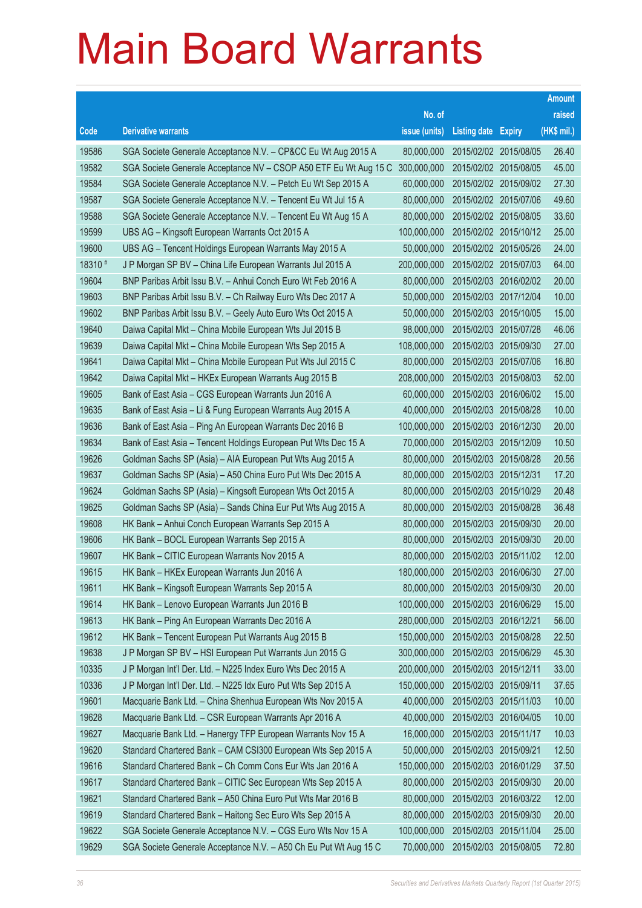# Main Board Warrants

| Code | Derivative warrants | No. of issue (units) | Listing date | Expiry | Amount raised (HK$ mil.) |
|---|---|---|---|---|---|
| 19586 | SGA Societe Generale Acceptance N.V. – CP&CC Eu Wt Aug 2015 A | 80,000,000 | 2015/02/02 | 2015/08/05 | 26.40 |
| 19582 | SGA Societe Generale Acceptance NV – CSOP A50 ETF Eu Wt Aug 15 C | 300,000,000 | 2015/02/02 | 2015/08/05 | 45.00 |
| 19584 | SGA Societe Generale Acceptance N.V. – Petch Eu Wt Sep 2015 A | 60,000,000 | 2015/02/02 | 2015/09/02 | 27.30 |
| 19587 | SGA Societe Generale Acceptance N.V. – Tencent Eu Wt Jul 15 A | 80,000,000 | 2015/02/02 | 2015/07/06 | 49.60 |
| 19588 | SGA Societe Generale Acceptance N.V. – Tencent Eu Wt Aug 15 A | 80,000,000 | 2015/02/02 | 2015/08/05 | 33.60 |
| 19599 | UBS AG – Kingsoft European Warrants Oct 2015 A | 100,000,000 | 2015/02/02 | 2015/10/12 | 25.00 |
| 19600 | UBS AG – Tencent Holdings European Warrants May 2015 A | 50,000,000 | 2015/02/02 | 2015/05/26 | 24.00 |
| 18310 # | J P Morgan SP BV – China Life European Warrants Jul 2015 A | 200,000,000 | 2015/02/02 | 2015/07/03 | 64.00 |
| 19604 | BNP Paribas Arbit Issu B.V. – Anhui Conch Euro Wt Feb 2016 A | 80,000,000 | 2015/02/03 | 2016/02/02 | 20.00 |
| 19603 | BNP Paribas Arbit Issu B.V. – Ch Railway Euro Wts Dec 2017 A | 50,000,000 | 2015/02/03 | 2017/12/04 | 10.00 |
| 19602 | BNP Paribas Arbit Issu B.V. – Geely Auto Euro Wts Oct 2015 A | 50,000,000 | 2015/02/03 | 2015/10/05 | 15.00 |
| 19640 | Daiwa Capital Mkt – China Mobile European Wts Jul 2015 B | 98,000,000 | 2015/02/03 | 2015/07/28 | 46.06 |
| 19639 | Daiwa Capital Mkt – China Mobile European Wts Sep 2015 A | 108,000,000 | 2015/02/03 | 2015/09/30 | 27.00 |
| 19641 | Daiwa Capital Mkt – China Mobile European Put Wts Jul 2015 C | 80,000,000 | 2015/02/03 | 2015/07/06 | 16.80 |
| 19642 | Daiwa Capital Mkt – HKEx European Warrants Aug 2015 B | 208,000,000 | 2015/02/03 | 2015/08/03 | 52.00 |
| 19605 | Bank of East Asia – CGS European Warrants Jun 2016 A | 60,000,000 | 2015/02/03 | 2016/06/02 | 15.00 |
| 19635 | Bank of East Asia – Li & Fung European Warrants Aug 2015 A | 40,000,000 | 2015/02/03 | 2015/08/28 | 10.00 |
| 19636 | Bank of East Asia – Ping An European Warrants Dec 2016 B | 100,000,000 | 2015/02/03 | 2016/12/30 | 20.00 |
| 19634 | Bank of East Asia – Tencent Holdings European Put Wts Dec 15 A | 70,000,000 | 2015/02/03 | 2015/12/09 | 10.50 |
| 19626 | Goldman Sachs SP (Asia) – AIA European Put Wts Aug 2015 A | 80,000,000 | 2015/02/03 | 2015/08/28 | 20.56 |
| 19637 | Goldman Sachs SP (Asia) – A50 China Euro Put Wts Dec 2015 A | 80,000,000 | 2015/02/03 | 2015/12/31 | 17.20 |
| 19624 | Goldman Sachs SP (Asia) – Kingsoft European Wts Oct 2015 A | 80,000,000 | 2015/02/03 | 2015/10/29 | 20.48 |
| 19625 | Goldman Sachs SP (Asia) – Sands China Eur Put Wts Aug 2015 A | 80,000,000 | 2015/02/03 | 2015/08/28 | 36.48 |
| 19608 | HK Bank – Anhui Conch European Warrants Sep 2015 A | 80,000,000 | 2015/02/03 | 2015/09/30 | 20.00 |
| 19606 | HK Bank – BOCL European Warrants Sep 2015 A | 80,000,000 | 2015/02/03 | 2015/09/30 | 20.00 |
| 19607 | HK Bank – CITIC European Warrants Nov 2015 A | 80,000,000 | 2015/02/03 | 2015/11/02 | 12.00 |
| 19615 | HK Bank – HKEx European Warrants Jun 2016 A | 180,000,000 | 2015/02/03 | 2016/06/30 | 27.00 |
| 19611 | HK Bank – Kingsoft European Warrants Sep 2015 A | 80,000,000 | 2015/02/03 | 2015/09/30 | 20.00 |
| 19614 | HK Bank – Lenovo European Warrants Jun 2016 B | 100,000,000 | 2015/02/03 | 2016/06/29 | 15.00 |
| 19613 | HK Bank – Ping An European Warrants Dec 2016 A | 280,000,000 | 2015/02/03 | 2016/12/21 | 56.00 |
| 19612 | HK Bank – Tencent European Put Warrants Aug 2015 B | 150,000,000 | 2015/02/03 | 2015/08/28 | 22.50 |
| 19638 | J P Morgan SP BV – HSI European Put Warrants Jun 2015 G | 300,000,000 | 2015/02/03 | 2015/06/29 | 45.30 |
| 10335 | J P Morgan Int'l Der. Ltd. – N225 Index Euro Wts Dec 2015 A | 200,000,000 | 2015/02/03 | 2015/12/11 | 33.00 |
| 10336 | J P Morgan Int'l Der. Ltd. – N225 Idx Euro Put Wts Sep 2015 A | 150,000,000 | 2015/02/03 | 2015/09/11 | 37.65 |
| 19601 | Macquarie Bank Ltd. – China Shenhua European Wts Nov 2015 A | 40,000,000 | 2015/02/03 | 2015/11/03 | 10.00 |
| 19628 | Macquarie Bank Ltd. – CSR European Warrants Apr 2016 A | 40,000,000 | 2015/02/03 | 2016/04/05 | 10.00 |
| 19627 | Macquarie Bank Ltd. – Hanergy TFP European Warrants Nov 15 A | 16,000,000 | 2015/02/03 | 2015/11/17 | 10.03 |
| 19620 | Standard Chartered Bank – CAM CSI300 European Wts Sep 2015 A | 50,000,000 | 2015/02/03 | 2015/09/21 | 12.50 |
| 19616 | Standard Chartered Bank – Ch Comm Cons Eur Wts Jan 2016 A | 150,000,000 | 2015/02/03 | 2016/01/29 | 37.50 |
| 19617 | Standard Chartered Bank – CITIC Sec European Wts Sep 2015 A | 80,000,000 | 2015/02/03 | 2015/09/30 | 20.00 |
| 19621 | Standard Chartered Bank – A50 China Euro Put Wts Mar 2016 B | 80,000,000 | 2015/02/03 | 2016/03/22 | 12.00 |
| 19619 | Standard Chartered Bank – Haitong Sec Euro Wts Sep 2015 A | 80,000,000 | 2015/02/03 | 2015/09/30 | 20.00 |
| 19622 | SGA Societe Generale Acceptance N.V. – CGS Euro Wts Nov 15 A | 100,000,000 | 2015/02/03 | 2015/11/04 | 25.00 |
| 19629 | SGA Societe Generale Acceptance N.V. – A50 Ch Eu Put Wt Aug 15 C | 70,000,000 | 2015/02/03 | 2015/08/05 | 72.80 |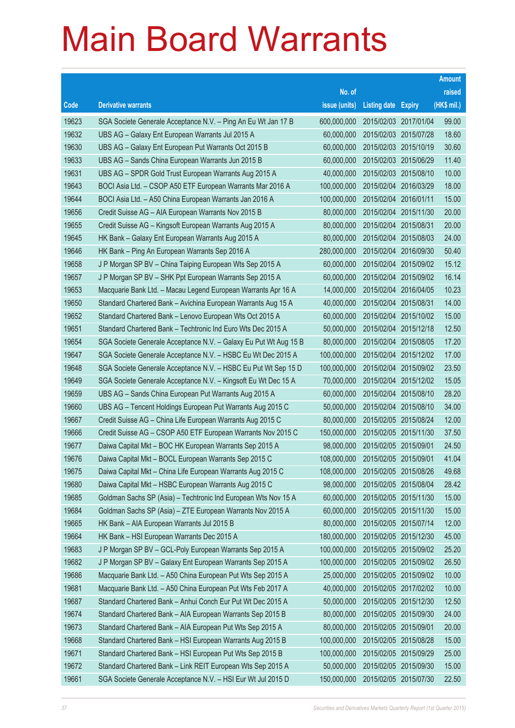# Main Board Warrants

| Code | Derivative warrants | No. of issue (units) | Listing date | Expiry | Amount raised (HK$ mil.) |
|---|---|---|---|---|---|
| 19623 | SGA Societe Generale Acceptance N.V. – Ping An Eu Wt Jan 17 B | 600,000,000 | 2015/02/03 | 2017/01/04 | 99.00 |
| 19632 | UBS AG – Galaxy Ent European Warrants Jul 2015 A | 60,000,000 | 2015/02/03 | 2015/07/28 | 18.60 |
| 19630 | UBS AG – Galaxy Ent European Put Warrants Oct 2015 B | 60,000,000 | 2015/02/03 | 2015/10/19 | 30.60 |
| 19633 | UBS AG – Sands China European Warrants Jun 2015 B | 60,000,000 | 2015/02/03 | 2015/06/29 | 11.40 |
| 19631 | UBS AG – SPDR Gold Trust European Warrants Aug 2015 A | 40,000,000 | 2015/02/03 | 2015/08/10 | 10.00 |
| 19643 | BOCI Asia Ltd. – CSOP A50 ETF European Warrants Mar 2016 A | 100,000,000 | 2015/02/04 | 2016/03/29 | 18.00 |
| 19644 | BOCI Asia Ltd. – A50 China European Warrants Jan 2016 A | 100,000,000 | 2015/02/04 | 2016/01/11 | 15.00 |
| 19656 | Credit Suisse AG – AIA European Warrants Nov 2015 B | 80,000,000 | 2015/02/04 | 2015/11/30 | 20.00 |
| 19655 | Credit Suisse AG – Kingsoft European Warrants Aug 2015 A | 80,000,000 | 2015/02/04 | 2015/08/31 | 20.00 |
| 19645 | HK Bank – Galaxy Ent European Warrants Aug 2015 A | 80,000,000 | 2015/02/04 | 2015/08/03 | 24.00 |
| 19646 | HK Bank – Ping An European Warrants Sep 2016 A | 280,000,000 | 2015/02/04 | 2016/09/30 | 50.40 |
| 19658 | J P Morgan SP BV – China Taiping European Wts Sep 2015 A | 60,000,000 | 2015/02/04 | 2015/09/02 | 15.12 |
| 19657 | J P Morgan SP BV – SHK Ppt European Warrants Sep 2015 A | 60,000,000 | 2015/02/04 | 2015/09/02 | 16.14 |
| 19653 | Macquarie Bank Ltd. – Macau Legend European Warrants Apr 16 A | 14,000,000 | 2015/02/04 | 2016/04/05 | 10.23 |
| 19650 | Standard Chartered Bank – Avichina European Warrants Aug 15 A | 40,000,000 | 2015/02/04 | 2015/08/31 | 14.00 |
| 19652 | Standard Chartered Bank – Lenovo European Wts Oct 2015 A | 60,000,000 | 2015/02/04 | 2015/10/02 | 15.00 |
| 19651 | Standard Chartered Bank – Techtronic Ind Euro Wts Dec 2015 A | 50,000,000 | 2015/02/04 | 2015/12/18 | 12.50 |
| 19654 | SGA Societe Generale Acceptance N.V. – Galaxy Eu Put Wt Aug 15 B | 80,000,000 | 2015/02/04 | 2015/08/05 | 17.20 |
| 19647 | SGA Societe Generale Acceptance N.V. – HSBC Eu Wt Dec 2015 A | 100,000,000 | 2015/02/04 | 2015/12/02 | 17.00 |
| 19648 | SGA Societe Generale Acceptance N.V. – HSBC Eu Put Wt Sep 15 D | 100,000,000 | 2015/02/04 | 2015/09/02 | 23.50 |
| 19649 | SGA Societe Generale Acceptance N.V. – Kingsoft Eu Wt Dec 15 A | 70,000,000 | 2015/02/04 | 2015/12/02 | 15.05 |
| 19659 | UBS AG – Sands China European Put Warrants Aug 2015 A | 60,000,000 | 2015/02/04 | 2015/08/10 | 28.20 |
| 19660 | UBS AG – Tencent Holdings European Put Warrants Aug 2015 C | 50,000,000 | 2015/02/04 | 2015/08/10 | 34.00 |
| 19667 | Credit Suisse AG – China Life European Warrants Aug 2015 C | 80,000,000 | 2015/02/05 | 2015/08/24 | 12.00 |
| 19666 | Credit Suisse AG – CSOP A50 ETF European Warrants Nov 2015 C | 150,000,000 | 2015/02/05 | 2015/11/30 | 37.50 |
| 19677 | Daiwa Capital Mkt – BOC HK European Warrants Sep 2015 A | 98,000,000 | 2015/02/05 | 2015/09/01 | 24.50 |
| 19676 | Daiwa Capital Mkt – BOCL European Warrants Sep 2015 C | 108,000,000 | 2015/02/05 | 2015/09/01 | 41.04 |
| 19675 | Daiwa Capital Mkt – China Life European Warrants Aug 2015 C | 108,000,000 | 2015/02/05 | 2015/08/26 | 49.68 |
| 19680 | Daiwa Capital Mkt – HSBC European Warrants Aug 2015 C | 98,000,000 | 2015/02/05 | 2015/08/04 | 28.42 |
| 19685 | Goldman Sachs SP (Asia) – Techtronic Ind European Wts Nov 15 A | 60,000,000 | 2015/02/05 | 2015/11/30 | 15.00 |
| 19684 | Goldman Sachs SP (Asia) – ZTE European Warrants Nov 2015 A | 60,000,000 | 2015/02/05 | 2015/11/30 | 15.00 |
| 19665 | HK Bank – AIA European Warrants Jul 2015 B | 80,000,000 | 2015/02/05 | 2015/07/14 | 12.00 |
| 19664 | HK Bank – HSI European Warrants Dec 2015 A | 180,000,000 | 2015/02/05 | 2015/12/30 | 45.00 |
| 19683 | J P Morgan SP BV – GCL-Poly European Warrants Sep 2015 A | 100,000,000 | 2015/02/05 | 2015/09/02 | 25.20 |
| 19682 | J P Morgan SP BV – Galaxy Ent European Warrants Sep 2015 A | 100,000,000 | 2015/02/05 | 2015/09/02 | 26.50 |
| 19686 | Macquarie Bank Ltd. – A50 China European Put Wts Sep 2015 A | 25,000,000 | 2015/02/05 | 2015/09/02 | 10.00 |
| 19681 | Macquarie Bank Ltd. – A50 China European Put Wts Feb 2017 A | 40,000,000 | 2015/02/05 | 2017/02/02 | 10.00 |
| 19687 | Standard Chartered Bank – Anhui Conch Eur Put Wt Dec 2015 A | 50,000,000 | 2015/02/05 | 2015/12/30 | 12.50 |
| 19674 | Standard Chartered Bank – AIA European Warrants Sep 2015 B | 80,000,000 | 2015/02/05 | 2015/09/30 | 24.00 |
| 19673 | Standard Chartered Bank – AIA European Put Wts Sep 2015 A | 80,000,000 | 2015/02/05 | 2015/09/01 | 20.00 |
| 19668 | Standard Chartered Bank – HSI European Warrants Aug 2015 B | 100,000,000 | 2015/02/05 | 2015/08/28 | 15.00 |
| 19671 | Standard Chartered Bank – HSI European Put Wts Sep 2015 B | 100,000,000 | 2015/02/05 | 2015/09/29 | 25.00 |
| 19672 | Standard Chartered Bank – Link REIT European Wts Sep 2015 A | 50,000,000 | 2015/02/05 | 2015/09/30 | 15.00 |
| 19661 | SGA Societe Generale Acceptance N.V. – HSI Eur Wt Jul 2015 D | 150,000,000 | 2015/02/05 | 2015/07/30 | 22.50 |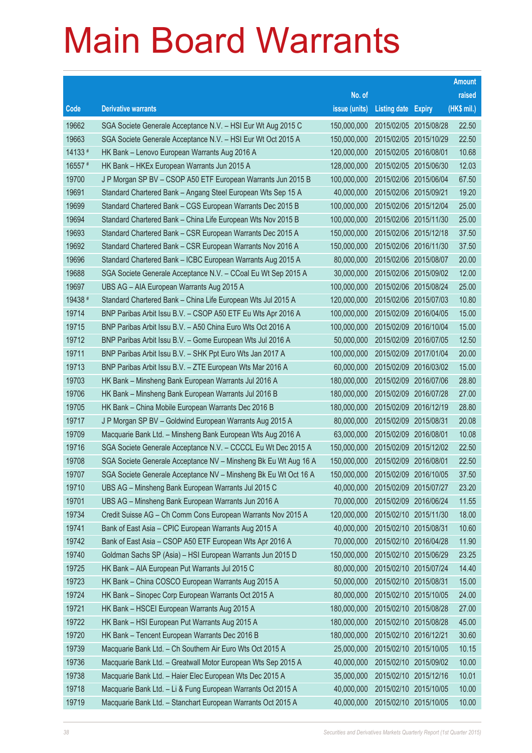# Main Board Warrants

| Code | Derivative warrants | No. of issue (units) | Listing date | Expiry | Amount raised (HK$ mil.) |
|---|---|---|---|---|---|
| 19662 | SGA Societe Generale Acceptance N.V. – HSI Eur Wt Aug 2015 C | 150,000,000 | 2015/02/05 | 2015/08/28 | 22.50 |
| 19663 | SGA Societe Generale Acceptance N.V. – HSI Eur Wt Oct 2015 A | 150,000,000 | 2015/02/05 | 2015/10/29 | 22.50 |
| 14133 # | HK Bank – Lenovo European Warrants Aug 2016 A | 120,000,000 | 2015/02/05 | 2016/08/01 | 10.68 |
| 16557 # | HK Bank – HKEx European Warrants Jun 2015 A | 128,000,000 | 2015/02/05 | 2015/06/30 | 12.03 |
| 19700 | J P Morgan SP BV – CSOP A50 ETF European Warrants Jun 2015 B | 100,000,000 | 2015/02/06 | 2015/06/04 | 67.50 |
| 19691 | Standard Chartered Bank – Angang Steel European Wts Sep 15 A | 40,000,000 | 2015/02/06 | 2015/09/21 | 19.20 |
| 19699 | Standard Chartered Bank – CGS European Warrants Dec 2015 B | 100,000,000 | 2015/02/06 | 2015/12/04 | 25.00 |
| 19694 | Standard Chartered Bank – China Life European Wts Nov 2015 B | 100,000,000 | 2015/02/06 | 2015/11/30 | 25.00 |
| 19693 | Standard Chartered Bank – CSR European Warrants Dec 2015 A | 150,000,000 | 2015/02/06 | 2015/12/18 | 37.50 |
| 19692 | Standard Chartered Bank – CSR European Warrants Nov 2016 A | 150,000,000 | 2015/02/06 | 2016/11/30 | 37.50 |
| 19696 | Standard Chartered Bank – ICBC European Warrants Aug 2015 A | 80,000,000 | 2015/02/06 | 2015/08/07 | 20.00 |
| 19688 | SGA Societe Generale Acceptance N.V. – CCoal Eu Wt Sep 2015 A | 30,000,000 | 2015/02/06 | 2015/09/02 | 12.00 |
| 19697 | UBS AG – AIA European Warrants Aug 2015 A | 100,000,000 | 2015/02/06 | 2015/08/24 | 25.00 |
| 19438 # | Standard Chartered Bank – China Life European Wts Jul 2015 A | 120,000,000 | 2015/02/06 | 2015/07/03 | 10.80 |
| 19714 | BNP Paribas Arbit Issu B.V. – CSOP A50 ETF Eu Wts Apr 2016 A | 100,000,000 | 2015/02/09 | 2016/04/05 | 15.00 |
| 19715 | BNP Paribas Arbit Issu B.V. – A50 China Euro Wts Oct 2016 A | 100,000,000 | 2015/02/09 | 2016/10/04 | 15.00 |
| 19712 | BNP Paribas Arbit Issu B.V. – Gome European Wts Jul 2016 A | 50,000,000 | 2015/02/09 | 2016/07/05 | 12.50 |
| 19711 | BNP Paribas Arbit Issu B.V. – SHK Ppt Euro Wts Jan 2017 A | 100,000,000 | 2015/02/09 | 2017/01/04 | 20.00 |
| 19713 | BNP Paribas Arbit Issu B.V. – ZTE European Wts Mar 2016 A | 60,000,000 | 2015/02/09 | 2016/03/02 | 15.00 |
| 19703 | HK Bank – Minsheng Bank European Warrants Jul 2016 A | 180,000,000 | 2015/02/09 | 2016/07/06 | 28.80 |
| 19706 | HK Bank – Minsheng Bank European Warrants Jul 2016 B | 180,000,000 | 2015/02/09 | 2016/07/28 | 27.00 |
| 19705 | HK Bank – China Mobile European Warrants Dec 2016 B | 180,000,000 | 2015/02/09 | 2016/12/19 | 28.80 |
| 19717 | J P Morgan SP BV – Goldwind European Warrants Aug 2015 A | 80,000,000 | 2015/02/09 | 2015/08/31 | 20.08 |
| 19709 | Macquarie Bank Ltd. – Minsheng Bank European Wts Aug 2016 A | 63,000,000 | 2015/02/09 | 2016/08/01 | 10.08 |
| 19716 | SGA Societe Generale Acceptance N.V. – CCCCL Eu Wt Dec 2015 A | 150,000,000 | 2015/02/09 | 2015/12/02 | 22.50 |
| 19708 | SGA Societe Generale Acceptance NV – Minsheng Bk Eu Wt Aug 16 A | 150,000,000 | 2015/02/09 | 2016/08/01 | 22.50 |
| 19707 | SGA Societe Generale Acceptance NV – Minsheng Bk Eu Wt Oct 16 A | 150,000,000 | 2015/02/09 | 2016/10/05 | 37.50 |
| 19710 | UBS AG – Minsheng Bank European Warrants Jul 2015 C | 40,000,000 | 2015/02/09 | 2015/07/27 | 23.20 |
| 19701 | UBS AG – Minsheng Bank European Warrants Jun 2016 A | 70,000,000 | 2015/02/09 | 2016/06/24 | 11.55 |
| 19734 | Credit Suisse AG – Ch Comm Cons European Warrants Nov 2015 A | 120,000,000 | 2015/02/10 | 2015/11/30 | 18.00 |
| 19741 | Bank of East Asia – CPIC European Warrants Aug 2015 A | 40,000,000 | 2015/02/10 | 2015/08/31 | 10.60 |
| 19742 | Bank of East Asia – CSOP A50 ETF European Wts Apr 2016 A | 70,000,000 | 2015/02/10 | 2016/04/28 | 11.90 |
| 19740 | Goldman Sachs SP (Asia) – HSI European Warrants Jun 2015 D | 150,000,000 | 2015/02/10 | 2015/06/29 | 23.25 |
| 19725 | HK Bank – AIA European Put Warrants Jul 2015 C | 80,000,000 | 2015/02/10 | 2015/07/24 | 14.40 |
| 19723 | HK Bank – China COSCO European Warrants Aug 2015 A | 50,000,000 | 2015/02/10 | 2015/08/31 | 15.00 |
| 19724 | HK Bank – Sinopec Corp European Warrants Oct 2015 A | 80,000,000 | 2015/02/10 | 2015/10/05 | 24.00 |
| 19721 | HK Bank – HSCEI European Warrants Aug 2015 A | 180,000,000 | 2015/02/10 | 2015/08/28 | 27.00 |
| 19722 | HK Bank – HSI European Put Warrants Aug 2015 A | 180,000,000 | 2015/02/10 | 2015/08/28 | 45.00 |
| 19720 | HK Bank – Tencent European Warrants Dec 2016 B | 180,000,000 | 2015/02/10 | 2016/12/21 | 30.60 |
| 19739 | Macquarie Bank Ltd. – Ch Southern Air Euro Wts Oct 2015 A | 25,000,000 | 2015/02/10 | 2015/10/05 | 10.15 |
| 19736 | Macquarie Bank Ltd. – Greatwall Motor European Wts Sep 2015 A | 40,000,000 | 2015/02/10 | 2015/09/02 | 10.00 |
| 19738 | Macquarie Bank Ltd. – Haier Elec European Wts Dec 2015 A | 35,000,000 | 2015/02/10 | 2015/12/16 | 10.01 |
| 19718 | Macquarie Bank Ltd. – Li & Fung European Warrants Oct 2015 A | 40,000,000 | 2015/02/10 | 2015/10/05 | 10.00 |
| 19719 | Macquarie Bank Ltd. – Stanchart European Warrants Oct 2015 A | 40,000,000 | 2015/02/10 | 2015/10/05 | 10.00 |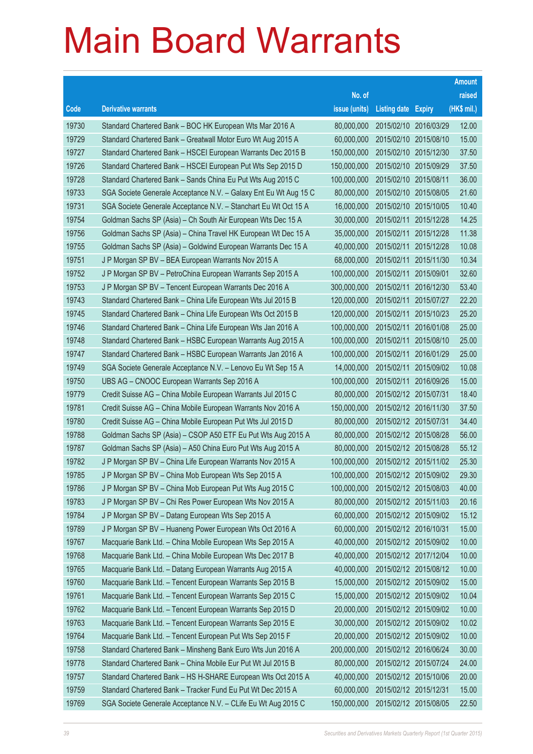# Main Board Warrants

| Code | Derivative warrants | No. of issue (units) | Listing date | Expiry | Amount raised (HK$ mil.) |
|---|---|---|---|---|---|
| 19730 | Standard Chartered Bank – BOC HK European Wts Mar 2016 A | 80,000,000 | 2015/02/10 | 2016/03/29 | 12.00 |
| 19729 | Standard Chartered Bank – Greatwall Motor Euro Wt Aug 2015 A | 60,000,000 | 2015/02/10 | 2015/08/10 | 15.00 |
| 19727 | Standard Chartered Bank – HSCEI European Warrants Dec 2015 B | 150,000,000 | 2015/02/10 | 2015/12/30 | 37.50 |
| 19726 | Standard Chartered Bank – HSCEI European Put Wts Sep 2015 D | 150,000,000 | 2015/02/10 | 2015/09/29 | 37.50 |
| 19728 | Standard Chartered Bank – Sands China Eu Put Wts Aug 2015 C | 100,000,000 | 2015/02/10 | 2015/08/11 | 36.00 |
| 19733 | SGA Societe Generale Acceptance N.V. – Galaxy Ent Eu Wt Aug 15 C | 80,000,000 | 2015/02/10 | 2015/08/05 | 21.60 |
| 19731 | SGA Societe Generale Acceptance N.V. – Stanchart Eu Wt Oct 15 A | 16,000,000 | 2015/02/10 | 2015/10/05 | 10.40 |
| 19754 | Goldman Sachs SP (Asia) – Ch South Air European Wts Dec 15 A | 30,000,000 | 2015/02/11 | 2015/12/28 | 14.25 |
| 19756 | Goldman Sachs SP (Asia) – China Travel HK European Wt Dec 15 A | 35,000,000 | 2015/02/11 | 2015/12/28 | 11.38 |
| 19755 | Goldman Sachs SP (Asia) – Goldwind European Warrants Dec 15 A | 40,000,000 | 2015/02/11 | 2015/12/28 | 10.08 |
| 19751 | J P Morgan SP BV – BEA European Warrants Nov 2015 A | 68,000,000 | 2015/02/11 | 2015/11/30 | 10.34 |
| 19752 | J P Morgan SP BV – PetroChina European Warrants Sep 2015 A | 100,000,000 | 2015/02/11 | 2015/09/01 | 32.60 |
| 19753 | J P Morgan SP BV – Tencent European Warrants Dec 2016 A | 300,000,000 | 2015/02/11 | 2016/12/30 | 53.40 |
| 19743 | Standard Chartered Bank – China Life European Wts Jul 2015 B | 120,000,000 | 2015/02/11 | 2015/07/27 | 22.20 |
| 19745 | Standard Chartered Bank – China Life European Wts Oct 2015 B | 120,000,000 | 2015/02/11 | 2015/10/23 | 25.20 |
| 19746 | Standard Chartered Bank – China Life European Wts Jan 2016 A | 100,000,000 | 2015/02/11 | 2016/01/08 | 25.00 |
| 19748 | Standard Chartered Bank – HSBC European Warrants Aug 2015 A | 100,000,000 | 2015/02/11 | 2015/08/10 | 25.00 |
| 19747 | Standard Chartered Bank – HSBC European Warrants Jan 2016 A | 100,000,000 | 2015/02/11 | 2016/01/29 | 25.00 |
| 19749 | SGA Societe Generale Acceptance N.V. – Lenovo Eu Wt Sep 15 A | 14,000,000 | 2015/02/11 | 2015/09/02 | 10.08 |
| 19750 | UBS AG – CNOOC European Warrants Sep 2016 A | 100,000,000 | 2015/02/11 | 2016/09/26 | 15.00 |
| 19779 | Credit Suisse AG – China Mobile European Warrants Jul 2015 C | 80,000,000 | 2015/02/12 | 2015/07/31 | 18.40 |
| 19781 | Credit Suisse AG – China Mobile European Warrants Nov 2016 A | 150,000,000 | 2015/02/12 | 2016/11/30 | 37.50 |
| 19780 | Credit Suisse AG – China Mobile European Put Wts Jul 2015 D | 80,000,000 | 2015/02/12 | 2015/07/31 | 34.40 |
| 19788 | Goldman Sachs SP (Asia) – CSOP A50 ETF Eu Put Wts Aug 2015 A | 80,000,000 | 2015/02/12 | 2015/08/28 | 56.00 |
| 19787 | Goldman Sachs SP (Asia) – A50 China Euro Put Wts Aug 2015 A | 80,000,000 | 2015/02/12 | 2015/08/28 | 55.12 |
| 19782 | J P Morgan SP BV – China Life European Warrants Nov 2015 A | 100,000,000 | 2015/02/12 | 2015/11/02 | 25.30 |
| 19785 | J P Morgan SP BV – China Mob European Wts Sep 2015 A | 100,000,000 | 2015/02/12 | 2015/09/02 | 29.30 |
| 19786 | J P Morgan SP BV – China Mob European Put Wts Aug 2015 C | 100,000,000 | 2015/02/12 | 2015/08/03 | 40.00 |
| 19783 | J P Morgan SP BV – Chi Res Power European Wts Nov 2015 A | 80,000,000 | 2015/02/12 | 2015/11/03 | 20.16 |
| 19784 | J P Morgan SP BV – Datang European Wts Sep 2015 A | 60,000,000 | 2015/02/12 | 2015/09/02 | 15.12 |
| 19789 | J P Morgan SP BV – Huaneng Power European Wts Oct 2016 A | 60,000,000 | 2015/02/12 | 2016/10/31 | 15.00 |
| 19767 | Macquarie Bank Ltd. – China Mobile European Wts Sep 2015 A | 40,000,000 | 2015/02/12 | 2015/09/02 | 10.00 |
| 19768 | Macquarie Bank Ltd. – China Mobile European Wts Dec 2017 B | 40,000,000 | 2015/02/12 | 2017/12/04 | 10.00 |
| 19765 | Macquarie Bank Ltd. – Datang European Warrants Aug 2015 A | 40,000,000 | 2015/02/12 | 2015/08/12 | 10.00 |
| 19760 | Macquarie Bank Ltd. – Tencent European Warrants Sep 2015 B | 15,000,000 | 2015/02/12 | 2015/09/02 | 15.00 |
| 19761 | Macquarie Bank Ltd. – Tencent European Warrants Sep 2015 C | 15,000,000 | 2015/02/12 | 2015/09/02 | 10.04 |
| 19762 | Macquarie Bank Ltd. – Tencent European Warrants Sep 2015 D | 20,000,000 | 2015/02/12 | 2015/09/02 | 10.00 |
| 19763 | Macquarie Bank Ltd. – Tencent European Warrants Sep 2015 E | 30,000,000 | 2015/02/12 | 2015/09/02 | 10.02 |
| 19764 | Macquarie Bank Ltd. – Tencent European Put Wts Sep 2015 F | 20,000,000 | 2015/02/12 | 2015/09/02 | 10.00 |
| 19758 | Standard Chartered Bank – Minsheng Bank Euro Wts Jun 2016 A | 200,000,000 | 2015/02/12 | 2016/06/24 | 30.00 |
| 19778 | Standard Chartered Bank – China Mobile Eur Put Wt Jul 2015 B | 80,000,000 | 2015/02/12 | 2015/07/24 | 24.00 |
| 19757 | Standard Chartered Bank – HS H-SHARE European Wts Oct 2015 A | 40,000,000 | 2015/02/12 | 2015/10/06 | 20.00 |
| 19759 | Standard Chartered Bank – Tracker Fund Eu Put Wt Dec 2015 A | 60,000,000 | 2015/02/12 | 2015/12/31 | 15.00 |
| 19769 | SGA Societe Generale Acceptance N.V. – CLife Eu Wt Aug 2015 C | 150,000,000 | 2015/02/12 | 2015/08/05 | 22.50 |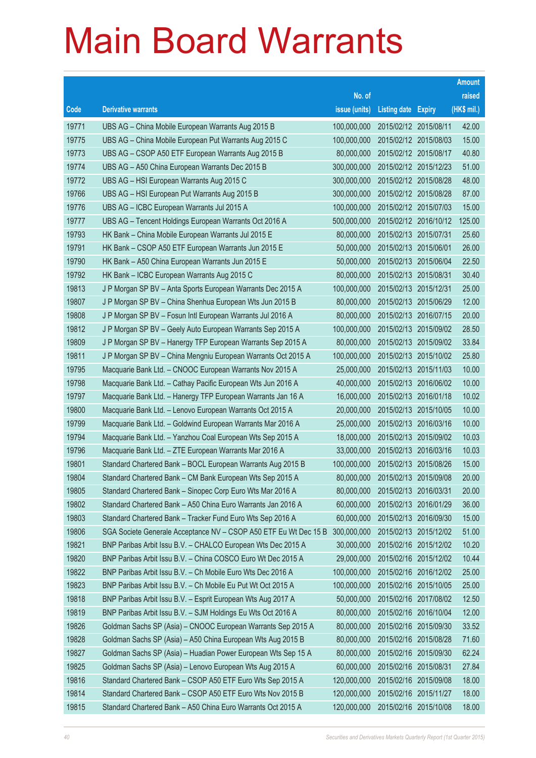# Main Board Warrants

| Code | Derivative warrants | No. of issue (units) | Listing date | Expiry | Amount raised (HK$ mil.) |
|---|---|---|---|---|---|
| 19771 | UBS AG – China Mobile European Warrants Aug 2015 B | 100,000,000 | 2015/02/12 | 2015/08/11 | 42.00 |
| 19775 | UBS AG – China Mobile European Put Warrants Aug 2015 C | 100,000,000 | 2015/02/12 | 2015/08/03 | 15.00 |
| 19773 | UBS AG – CSOP A50 ETF European Warrants Aug 2015 B | 80,000,000 | 2015/02/12 | 2015/08/17 | 40.80 |
| 19774 | UBS AG – A50 China European Warrants Dec 2015 B | 300,000,000 | 2015/02/12 | 2015/12/23 | 51.00 |
| 19772 | UBS AG – HSI European Warrants Aug 2015 C | 300,000,000 | 2015/02/12 | 2015/08/28 | 48.00 |
| 19766 | UBS AG – HSI European Put Warrants Aug 2015 B | 300,000,000 | 2015/02/12 | 2015/08/28 | 87.00 |
| 19776 | UBS AG – ICBC European Warrants Jul 2015 A | 100,000,000 | 2015/02/12 | 2015/07/03 | 15.00 |
| 19777 | UBS AG – Tencent Holdings European Warrants Oct 2016 A | 500,000,000 | 2015/02/12 | 2016/10/12 | 125.00 |
| 19793 | HK Bank – China Mobile European Warrants Jul 2015 E | 80,000,000 | 2015/02/13 | 2015/07/31 | 25.60 |
| 19791 | HK Bank – CSOP A50 ETF European Warrants Jun 2015 E | 50,000,000 | 2015/02/13 | 2015/06/01 | 26.00 |
| 19790 | HK Bank – A50 China European Warrants Jun 2015 E | 50,000,000 | 2015/02/13 | 2015/06/04 | 22.50 |
| 19792 | HK Bank – ICBC European Warrants Aug 2015 C | 80,000,000 | 2015/02/13 | 2015/08/31 | 30.40 |
| 19813 | J P Morgan SP BV – Anta Sports European Warrants Dec 2015 A | 100,000,000 | 2015/02/13 | 2015/12/31 | 25.00 |
| 19807 | J P Morgan SP BV – China Shenhua European Wts Jun 2015 B | 80,000,000 | 2015/02/13 | 2015/06/29 | 12.00 |
| 19808 | J P Morgan SP BV – Fosun Intl European Warrants Jul 2016 A | 80,000,000 | 2015/02/13 | 2016/07/15 | 20.00 |
| 19812 | J P Morgan SP BV – Geely Auto European Warrants Sep 2015 A | 100,000,000 | 2015/02/13 | 2015/09/02 | 28.50 |
| 19809 | J P Morgan SP BV – Hanergy TFP European Warrants Sep 2015 A | 80,000,000 | 2015/02/13 | 2015/09/02 | 33.84 |
| 19811 | J P Morgan SP BV – China Mengniu European Warrants Oct 2015 A | 100,000,000 | 2015/02/13 | 2015/10/02 | 25.80 |
| 19795 | Macquarie Bank Ltd. – CNOOC European Warrants Nov 2015 A | 25,000,000 | 2015/02/13 | 2015/11/03 | 10.00 |
| 19798 | Macquarie Bank Ltd. – Cathay Pacific European Wts Jun 2016 A | 40,000,000 | 2015/02/13 | 2016/06/02 | 10.00 |
| 19797 | Macquarie Bank Ltd. – Hanergy TFP European Warrants Jan 16 A | 16,000,000 | 2015/02/13 | 2016/01/18 | 10.02 |
| 19800 | Macquarie Bank Ltd. – Lenovo European Warrants Oct 2015 A | 20,000,000 | 2015/02/13 | 2015/10/05 | 10.00 |
| 19799 | Macquarie Bank Ltd. – Goldwind European Warrants Mar 2016 A | 25,000,000 | 2015/02/13 | 2016/03/16 | 10.00 |
| 19794 | Macquarie Bank Ltd. – Yanzhou Coal European Wts Sep 2015 A | 18,000,000 | 2015/02/13 | 2015/09/02 | 10.03 |
| 19796 | Macquarie Bank Ltd. – ZTE European Warrants Mar 2016 A | 33,000,000 | 2015/02/13 | 2016/03/16 | 10.03 |
| 19801 | Standard Chartered Bank – BOCL European Warrants Aug 2015 B | 100,000,000 | 2015/02/13 | 2015/08/26 | 15.00 |
| 19804 | Standard Chartered Bank – CM Bank European Wts Sep 2015 A | 80,000,000 | 2015/02/13 | 2015/09/08 | 20.00 |
| 19805 | Standard Chartered Bank – Sinopec Corp Euro Wts Mar 2016 A | 80,000,000 | 2015/02/13 | 2016/03/31 | 20.00 |
| 19802 | Standard Chartered Bank – A50 China Euro Warrants Jan 2016 A | 60,000,000 | 2015/02/13 | 2016/01/29 | 36.00 |
| 19803 | Standard Chartered Bank – Tracker Fund Euro Wts Sep 2016 A | 60,000,000 | 2015/02/13 | 2016/09/30 | 15.00 |
| 19806 | SGA Societe Generale Acceptance NV – CSOP A50 ETF Eu Wt Dec 15 B | 300,000,000 | 2015/02/13 | 2015/12/02 | 51.00 |
| 19821 | BNP Paribas Arbit Issu B.V. – CHALCO European Wts Dec 2015 A | 30,000,000 | 2015/02/16 | 2015/12/02 | 10.20 |
| 19820 | BNP Paribas Arbit Issu B.V. – China COSCO Euro Wt Dec 2015 A | 29,000,000 | 2015/02/16 | 2015/12/02 | 10.44 |
| 19822 | BNP Paribas Arbit Issu B.V. – Ch Mobile Euro Wts Dec 2016 A | 100,000,000 | 2015/02/16 | 2016/12/02 | 25.00 |
| 19823 | BNP Paribas Arbit Issu B.V. – Ch Mobile Eu Put Wt Oct 2015 A | 100,000,000 | 2015/02/16 | 2015/10/05 | 25.00 |
| 19818 | BNP Paribas Arbit Issu B.V. – Esprit European Wts Aug 2017 A | 50,000,000 | 2015/02/16 | 2017/08/02 | 12.50 |
| 19819 | BNP Paribas Arbit Issu B.V. – SJM Holdings Eu Wts Oct 2016 A | 80,000,000 | 2015/02/16 | 2016/10/04 | 12.00 |
| 19826 | Goldman Sachs SP (Asia) – CNOOC European Warrants Sep 2015 A | 80,000,000 | 2015/02/16 | 2015/09/30 | 33.52 |
| 19828 | Goldman Sachs SP (Asia) – A50 China European Wts Aug 2015 B | 80,000,000 | 2015/02/16 | 2015/08/28 | 71.60 |
| 19827 | Goldman Sachs SP (Asia) – Huadian Power European Wts Sep 15 A | 80,000,000 | 2015/02/16 | 2015/09/30 | 62.24 |
| 19825 | Goldman Sachs SP (Asia) – Lenovo European Wts Aug 2015 A | 60,000,000 | 2015/02/16 | 2015/08/31 | 27.84 |
| 19816 | Standard Chartered Bank – CSOP A50 ETF Euro Wts Sep 2015 A | 120,000,000 | 2015/02/16 | 2015/09/08 | 18.00 |
| 19814 | Standard Chartered Bank – CSOP A50 ETF Euro Wts Nov 2015 B | 120,000,000 | 2015/02/16 | 2015/11/27 | 18.00 |
| 19815 | Standard Chartered Bank – A50 China Euro Warrants Oct 2015 A | 120,000,000 | 2015/02/16 | 2015/10/08 | 18.00 |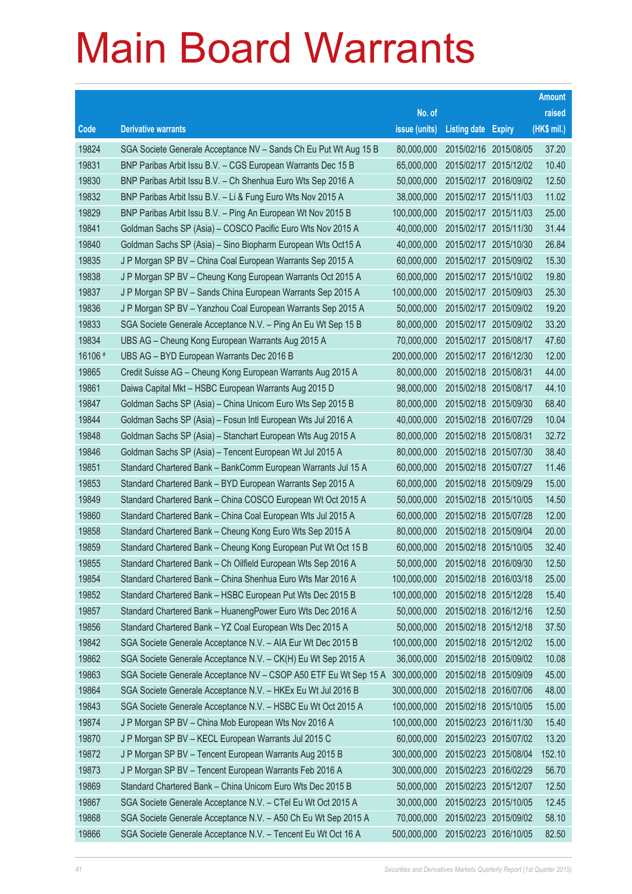# Main Board Warrants

| Code | Derivative warrants | No. of issue (units) | Listing date | Expiry | Amount raised (HK$ mil.) |
|---|---|---|---|---|---|
| 19824 | SGA Societe Generale Acceptance NV – Sands Ch Eu Put Wt Aug 15 B | 80,000,000 | 2015/02/16 | 2015/08/05 | 37.20 |
| 19831 | BNP Paribas Arbit Issu B.V. – CGS European Warrants Dec 15 B | 65,000,000 | 2015/02/17 | 2015/12/02 | 10.40 |
| 19830 | BNP Paribas Arbit Issu B.V. – Ch Shenhua Euro Wts Sep 2016 A | 50,000,000 | 2015/02/17 | 2016/09/02 | 12.50 |
| 19832 | BNP Paribas Arbit Issu B.V. – Li & Fung Euro Wts Nov 2015 A | 38,000,000 | 2015/02/17 | 2015/11/03 | 11.02 |
| 19829 | BNP Paribas Arbit Issu B.V. – Ping An European Wt Nov 2015 B | 100,000,000 | 2015/02/17 | 2015/11/03 | 25.00 |
| 19841 | Goldman Sachs SP (Asia) – COSCO Pacific Euro Wts Nov 2015 A | 40,000,000 | 2015/02/17 | 2015/11/30 | 31.44 |
| 19840 | Goldman Sachs SP (Asia) – Sino Biopharm European Wts Oct15 A | 40,000,000 | 2015/02/17 | 2015/10/30 | 26.84 |
| 19835 | J P Morgan SP BV – China Coal European Warrants Sep 2015 A | 60,000,000 | 2015/02/17 | 2015/09/02 | 15.30 |
| 19838 | J P Morgan SP BV – Cheung Kong European Warrants Oct 2015 A | 60,000,000 | 2015/02/17 | 2015/10/02 | 19.80 |
| 19837 | J P Morgan SP BV – Sands China European Warrants Sep 2015 A | 100,000,000 | 2015/02/17 | 2015/09/03 | 25.30 |
| 19836 | J P Morgan SP BV – Yanzhou Coal European Warrants Sep 2015 A | 50,000,000 | 2015/02/17 | 2015/09/02 | 19.20 |
| 19833 | SGA Societe Generale Acceptance N.V. – Ping An Eu Wt Sep 15 B | 80,000,000 | 2015/02/17 | 2015/09/02 | 33.20 |
| 19834 | UBS AG – Cheung Kong European Warrants Aug 2015 A | 70,000,000 | 2015/02/17 | 2015/08/17 | 47.60 |
| 16106 # | UBS AG – BYD European Warrants Dec 2016 B | 200,000,000 | 2015/02/17 | 2016/12/30 | 12.00 |
| 19865 | Credit Suisse AG – Cheung Kong European Warrants Aug 2015 A | 80,000,000 | 2015/02/18 | 2015/08/31 | 44.00 |
| 19861 | Daiwa Capital Mkt – HSBC European Warrants Aug 2015 D | 98,000,000 | 2015/02/18 | 2015/08/17 | 44.10 |
| 19847 | Goldman Sachs SP (Asia) – China Unicom Euro Wts Sep 2015 B | 80,000,000 | 2015/02/18 | 2015/09/30 | 68.40 |
| 19844 | Goldman Sachs SP (Asia) – Fosun Intl European Wts Jul 2016 A | 40,000,000 | 2015/02/18 | 2016/07/29 | 10.04 |
| 19848 | Goldman Sachs SP (Asia) – Stanchart European Wts Aug 2015 A | 80,000,000 | 2015/02/18 | 2015/08/31 | 32.72 |
| 19846 | Goldman Sachs SP (Asia) – Tencent European Wt Jul 2015 A | 80,000,000 | 2015/02/18 | 2015/07/30 | 38.40 |
| 19851 | Standard Chartered Bank – BankComm European Warrants Jul 15 A | 60,000,000 | 2015/02/18 | 2015/07/27 | 11.46 |
| 19853 | Standard Chartered Bank – BYD European Warrants Sep 2015 A | 60,000,000 | 2015/02/18 | 2015/09/29 | 15.00 |
| 19849 | Standard Chartered Bank – China COSCO European Wt Oct 2015 A | 50,000,000 | 2015/02/18 | 2015/10/05 | 14.50 |
| 19860 | Standard Chartered Bank – China Coal European Wts Jul 2015 A | 60,000,000 | 2015/02/18 | 2015/07/28 | 12.00 |
| 19858 | Standard Chartered Bank – Cheung Kong Euro Wts Sep 2015 A | 80,000,000 | 2015/02/18 | 2015/09/04 | 20.00 |
| 19859 | Standard Chartered Bank – Cheung Kong European Put Wt Oct 15 B | 60,000,000 | 2015/02/18 | 2015/10/05 | 32.40 |
| 19855 | Standard Chartered Bank – Ch Oilfield European Wts Sep 2016 A | 50,000,000 | 2015/02/18 | 2016/09/30 | 12.50 |
| 19854 | Standard Chartered Bank – China Shenhua Euro Wts Mar 2016 A | 100,000,000 | 2015/02/18 | 2016/03/18 | 25.00 |
| 19852 | Standard Chartered Bank – HSBC European Put Wts Dec 2015 B | 100,000,000 | 2015/02/18 | 2015/12/28 | 15.40 |
| 19857 | Standard Chartered Bank – HuanengPower Euro Wts Dec 2016 A | 50,000,000 | 2015/02/18 | 2016/12/16 | 12.50 |
| 19856 | Standard Chartered Bank – YZ Coal European Wts Dec 2015 A | 50,000,000 | 2015/02/18 | 2015/12/18 | 37.50 |
| 19842 | SGA Societe Generale Acceptance N.V. – AIA Eur Wt Dec 2015 B | 100,000,000 | 2015/02/18 | 2015/12/02 | 15.00 |
| 19862 | SGA Societe Generale Acceptance N.V. – CK(H) Eu Wt Sep 2015 A | 36,000,000 | 2015/02/18 | 2015/09/02 | 10.08 |
| 19863 | SGA Societe Generale Acceptance NV – CSOP A50 ETF Eu Wt Sep 15 A | 300,000,000 | 2015/02/18 | 2015/09/09 | 45.00 |
| 19864 | SGA Societe Generale Acceptance N.V. – HKEx Eu Wt Jul 2016 B | 300,000,000 | 2015/02/18 | 2016/07/06 | 48.00 |
| 19843 | SGA Societe Generale Acceptance N.V. – HSBC Eu Wt Oct 2015 A | 100,000,000 | 2015/02/18 | 2015/10/05 | 15.00 |
| 19874 | J P Morgan SP BV – China Mob European Wts Nov 2016 A | 100,000,000 | 2015/02/23 | 2016/11/30 | 15.40 |
| 19870 | J P Morgan SP BV – KECL European Warrants Jul 2015 C | 60,000,000 | 2015/02/23 | 2015/07/02 | 13.20 |
| 19872 | J P Morgan SP BV – Tencent European Warrants Aug 2015 B | 300,000,000 | 2015/02/23 | 2015/08/04 | 152.10 |
| 19873 | J P Morgan SP BV – Tencent European Warrants Feb 2016 A | 300,000,000 | 2015/02/23 | 2016/02/29 | 56.70 |
| 19869 | Standard Chartered Bank – China Unicom Euro Wts Dec 2015 B | 50,000,000 | 2015/02/23 | 2015/12/07 | 12.50 |
| 19867 | SGA Societe Generale Acceptance N.V. – CTel Eu Wt Oct 2015 A | 30,000,000 | 2015/02/23 | 2015/10/05 | 12.45 |
| 19868 | SGA Societe Generale Acceptance N.V. – A50 Ch Eu Wt Sep 2015 A | 70,000,000 | 2015/02/23 | 2015/09/02 | 58.10 |
| 19866 | SGA Societe Generale Acceptance N.V. – Tencent Eu Wt Oct 16 A | 500,000,000 | 2015/02/23 | 2016/10/05 | 82.50 |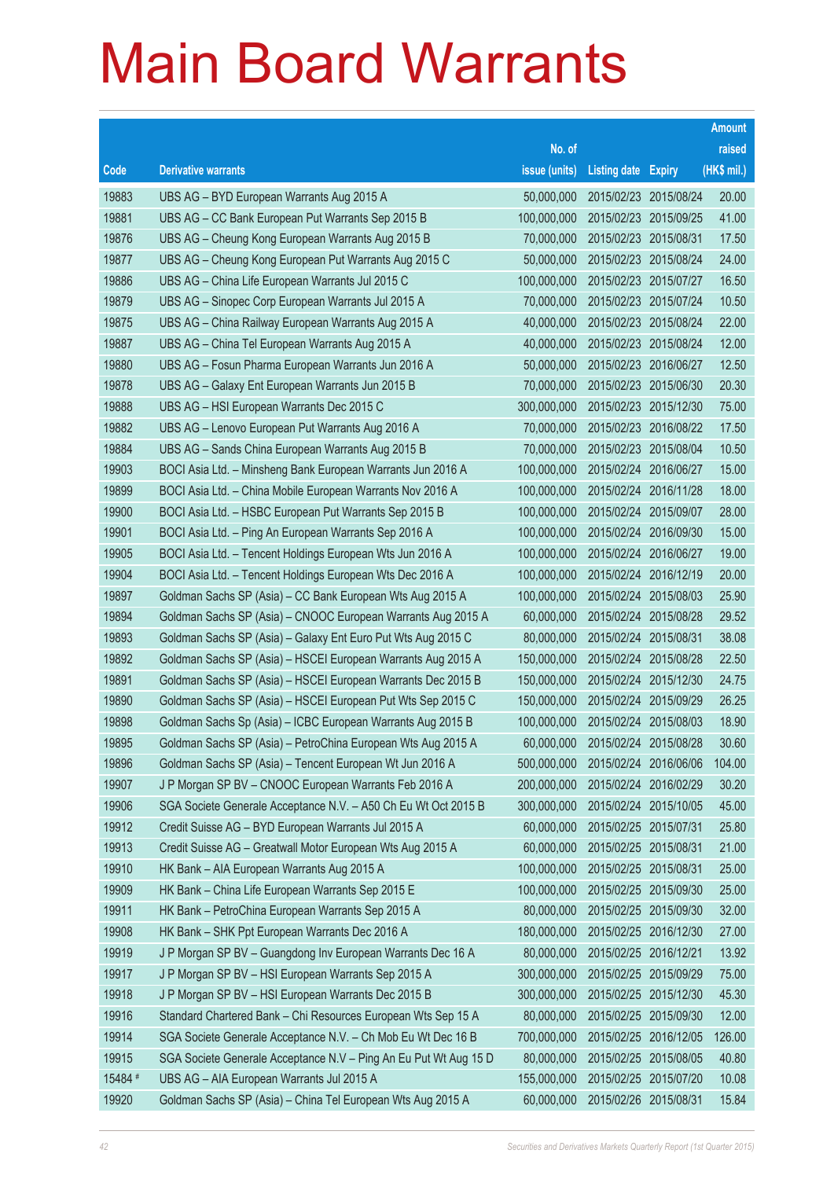# Main Board Warrants

| Code | Derivative warrants | No. of issue (units) | Listing date | Expiry | Amount raised (HK$ mil.) |
|---|---|---|---|---|---|
| 19883 | UBS AG – BYD European Warrants Aug 2015 A | 50,000,000 | 2015/02/23 | 2015/08/24 | 20.00 |
| 19881 | UBS AG – CC Bank European Put Warrants Sep 2015 B | 100,000,000 | 2015/02/23 | 2015/09/25 | 41.00 |
| 19876 | UBS AG – Cheung Kong European Warrants Aug 2015 B | 70,000,000 | 2015/02/23 | 2015/08/31 | 17.50 |
| 19877 | UBS AG – Cheung Kong European Put Warrants Aug 2015 C | 50,000,000 | 2015/02/23 | 2015/08/24 | 24.00 |
| 19886 | UBS AG – China Life European Warrants Jul 2015 C | 100,000,000 | 2015/02/23 | 2015/07/27 | 16.50 |
| 19879 | UBS AG – Sinopec Corp European Warrants Jul 2015 A | 70,000,000 | 2015/02/23 | 2015/07/24 | 10.50 |
| 19875 | UBS AG – China Railway European Warrants Aug 2015 A | 40,000,000 | 2015/02/23 | 2015/08/24 | 22.00 |
| 19887 | UBS AG – China Tel European Warrants Aug 2015 A | 40,000,000 | 2015/02/23 | 2015/08/24 | 12.00 |
| 19880 | UBS AG – Fosun Pharma European Warrants Jun 2016 A | 50,000,000 | 2015/02/23 | 2016/06/27 | 12.50 |
| 19878 | UBS AG – Galaxy Ent European Warrants Jun 2015 B | 70,000,000 | 2015/02/23 | 2015/06/30 | 20.30 |
| 19888 | UBS AG – HSI European Warrants Dec 2015 C | 300,000,000 | 2015/02/23 | 2015/12/30 | 75.00 |
| 19882 | UBS AG – Lenovo European Put Warrants Aug 2016 A | 70,000,000 | 2015/02/23 | 2016/08/22 | 17.50 |
| 19884 | UBS AG – Sands China European Warrants Aug 2015 B | 70,000,000 | 2015/02/23 | 2015/08/04 | 10.50 |
| 19903 | BOCI Asia Ltd. – Minsheng Bank European Warrants Jun 2016 A | 100,000,000 | 2015/02/24 | 2016/06/27 | 15.00 |
| 19899 | BOCI Asia Ltd. – China Mobile European Warrants Nov 2016 A | 100,000,000 | 2015/02/24 | 2016/11/28 | 18.00 |
| 19900 | BOCI Asia Ltd. – HSBC European Put Warrants Sep 2015 B | 100,000,000 | 2015/02/24 | 2015/09/07 | 28.00 |
| 19901 | BOCI Asia Ltd. – Ping An European Warrants Sep 2016 A | 100,000,000 | 2015/02/24 | 2016/09/30 | 15.00 |
| 19905 | BOCI Asia Ltd. – Tencent Holdings European Wts Jun 2016 A | 100,000,000 | 2015/02/24 | 2016/06/27 | 19.00 |
| 19904 | BOCI Asia Ltd. – Tencent Holdings European Wts Dec 2016 A | 100,000,000 | 2015/02/24 | 2016/12/19 | 20.00 |
| 19897 | Goldman Sachs SP (Asia) – CC Bank European Wts Aug 2015 A | 100,000,000 | 2015/02/24 | 2015/08/03 | 25.90 |
| 19894 | Goldman Sachs SP (Asia) – CNOOC European Warrants Aug 2015 A | 60,000,000 | 2015/02/24 | 2015/08/28 | 29.52 |
| 19893 | Goldman Sachs SP (Asia) – Galaxy Ent Euro Put Wts Aug 2015 C | 80,000,000 | 2015/02/24 | 2015/08/31 | 38.08 |
| 19892 | Goldman Sachs SP (Asia) – HSCEI European Warrants Aug 2015 A | 150,000,000 | 2015/02/24 | 2015/08/28 | 22.50 |
| 19891 | Goldman Sachs SP (Asia) – HSCEI European Warrants Dec 2015 B | 150,000,000 | 2015/02/24 | 2015/12/30 | 24.75 |
| 19890 | Goldman Sachs SP (Asia) – HSCEI European Put Wts Sep 2015 C | 150,000,000 | 2015/02/24 | 2015/09/29 | 26.25 |
| 19898 | Goldman Sachs Sp (Asia) – ICBC European Warrants Aug 2015 B | 100,000,000 | 2015/02/24 | 2015/08/03 | 18.90 |
| 19895 | Goldman Sachs SP (Asia) – PetroChina European Wts Aug 2015 A | 60,000,000 | 2015/02/24 | 2015/08/28 | 30.60 |
| 19896 | Goldman Sachs SP (Asia) – Tencent European Wt Jun 2016 A | 500,000,000 | 2015/02/24 | 2016/06/06 | 104.00 |
| 19907 | J P Morgan SP BV – CNOOC European Warrants Feb 2016 A | 200,000,000 | 2015/02/24 | 2016/02/29 | 30.20 |
| 19906 | SGA Societe Generale Acceptance N.V. – A50 Ch Eu Wt Oct 2015 B | 300,000,000 | 2015/02/24 | 2015/10/05 | 45.00 |
| 19912 | Credit Suisse AG – BYD European Warrants Jul 2015 A | 60,000,000 | 2015/02/25 | 2015/07/31 | 25.80 |
| 19913 | Credit Suisse AG – Greatwall Motor European Wts Aug 2015 A | 60,000,000 | 2015/02/25 | 2015/08/31 | 21.00 |
| 19910 | HK Bank – AIA European Warrants Aug 2015 A | 100,000,000 | 2015/02/25 | 2015/08/31 | 25.00 |
| 19909 | HK Bank – China Life European Warrants Sep 2015 E | 100,000,000 | 2015/02/25 | 2015/09/30 | 25.00 |
| 19911 | HK Bank – PetroChina European Warrants Sep 2015 A | 80,000,000 | 2015/02/25 | 2015/09/30 | 32.00 |
| 19908 | HK Bank – SHK Ppt European Warrants Dec 2016 A | 180,000,000 | 2015/02/25 | 2016/12/30 | 27.00 |
| 19919 | J P Morgan SP BV – Guangdong Inv European Warrants Dec 16 A | 80,000,000 | 2015/02/25 | 2016/12/21 | 13.92 |
| 19917 | J P Morgan SP BV – HSI European Warrants Sep 2015 A | 300,000,000 | 2015/02/25 | 2015/09/29 | 75.00 |
| 19918 | J P Morgan SP BV – HSI European Warrants Dec 2015 B | 300,000,000 | 2015/02/25 | 2015/12/30 | 45.30 |
| 19916 | Standard Chartered Bank – Chi Resources European Wts Sep 15 A | 80,000,000 | 2015/02/25 | 2015/09/30 | 12.00 |
| 19914 | SGA Societe Generale Acceptance N.V. – Ch Mob Eu Wt Dec 16 B | 700,000,000 | 2015/02/25 | 2016/12/05 | 126.00 |
| 19915 | SGA Societe Generale Acceptance N.V – Ping An Eu Put Wt Aug 15 D | 80,000,000 | 2015/02/25 | 2015/08/05 | 40.80 |
| 15484 # | UBS AG – AIA European Warrants Jul 2015 A | 155,000,000 | 2015/02/25 | 2015/07/20 | 10.08 |
| 19920 | Goldman Sachs SP (Asia) – China Tel European Wts Aug 2015 A | 60,000,000 | 2015/02/26 | 2015/08/31 | 15.84 |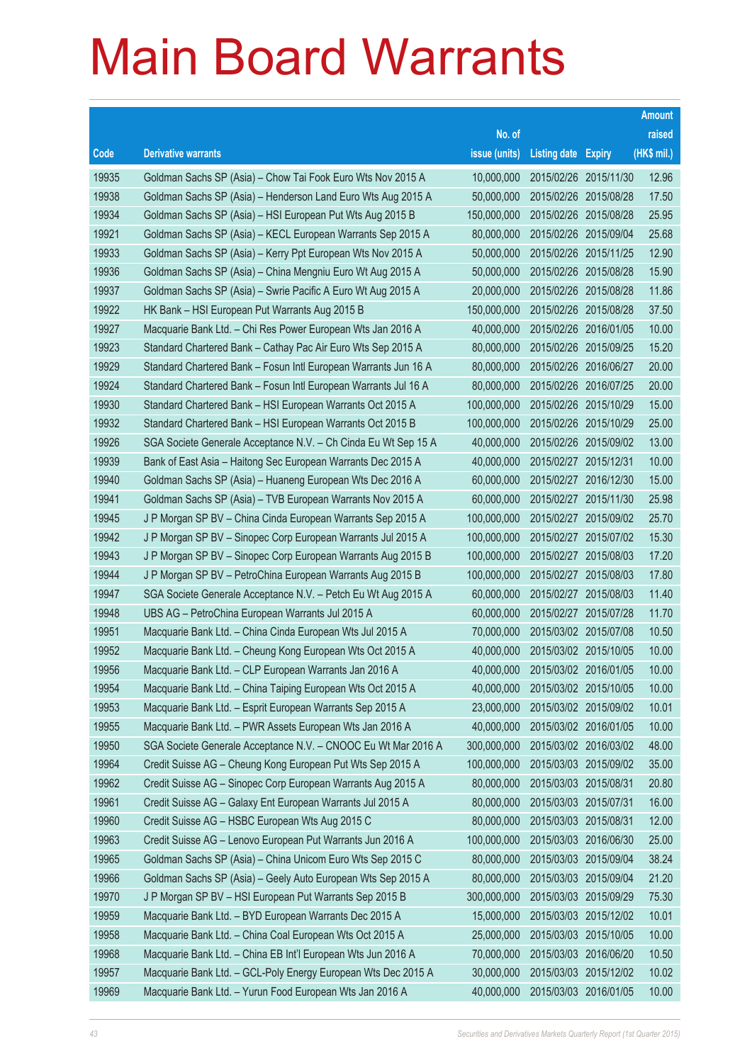# Main Board Warrants

| Code | Derivative warrants | No. of issue (units) | Listing date | Expiry | Amount raised (HK$ mil.) |
|---|---|---|---|---|---|
| 19935 | Goldman Sachs SP (Asia) – Chow Tai Fook Euro Wts Nov 2015 A | 10,000,000 | 2015/02/26 | 2015/11/30 | 12.96 |
| 19938 | Goldman Sachs SP (Asia) – Henderson Land Euro Wts Aug 2015 A | 50,000,000 | 2015/02/26 | 2015/08/28 | 17.50 |
| 19934 | Goldman Sachs SP (Asia) – HSI European Put Wts Aug 2015 B | 150,000,000 | 2015/02/26 | 2015/08/28 | 25.95 |
| 19921 | Goldman Sachs SP (Asia) – KECL European Warrants Sep 2015 A | 80,000,000 | 2015/02/26 | 2015/09/04 | 25.68 |
| 19933 | Goldman Sachs SP (Asia) – Kerry Ppt European Wts Nov 2015 A | 50,000,000 | 2015/02/26 | 2015/11/25 | 12.90 |
| 19936 | Goldman Sachs SP (Asia) – China Mengniu Euro Wt Aug 2015 A | 50,000,000 | 2015/02/26 | 2015/08/28 | 15.90 |
| 19937 | Goldman Sachs SP (Asia) – Swrie Pacific A Euro Wt Aug 2015 A | 20,000,000 | 2015/02/26 | 2015/08/28 | 11.86 |
| 19922 | HK Bank – HSI European Put Warrants Aug 2015 B | 150,000,000 | 2015/02/26 | 2015/08/28 | 37.50 |
| 19927 | Macquarie Bank Ltd. – Chi Res Power European Wts Jan 2016 A | 40,000,000 | 2015/02/26 | 2016/01/05 | 10.00 |
| 19923 | Standard Chartered Bank – Cathay Pac Air Euro Wts Sep 2015 A | 80,000,000 | 2015/02/26 | 2015/09/25 | 15.20 |
| 19929 | Standard Chartered Bank – Fosun Intl European Warrants Jun 16 A | 80,000,000 | 2015/02/26 | 2016/06/27 | 20.00 |
| 19924 | Standard Chartered Bank – Fosun Intl European Warrants Jul 16 A | 80,000,000 | 2015/02/26 | 2016/07/25 | 20.00 |
| 19930 | Standard Chartered Bank – HSI European Warrants Oct 2015 A | 100,000,000 | 2015/02/26 | 2015/10/29 | 15.00 |
| 19932 | Standard Chartered Bank – HSI European Warrants Oct 2015 B | 100,000,000 | 2015/02/26 | 2015/10/29 | 25.00 |
| 19926 | SGA Societe Generale Acceptance N.V. – Ch Cinda Eu Wt Sep 15 A | 40,000,000 | 2015/02/26 | 2015/09/02 | 13.00 |
| 19939 | Bank of East Asia – Haitong Sec European Warrants Dec 2015 A | 40,000,000 | 2015/02/27 | 2015/12/31 | 10.00 |
| 19940 | Goldman Sachs SP (Asia) – Huaneng European Wts Dec 2016 A | 60,000,000 | 2015/02/27 | 2016/12/30 | 15.00 |
| 19941 | Goldman Sachs SP (Asia) – TVB European Warrants Nov 2015 A | 60,000,000 | 2015/02/27 | 2015/11/30 | 25.98 |
| 19945 | J P Morgan SP BV – China Cinda European Warrants Sep 2015 A | 100,000,000 | 2015/02/27 | 2015/09/02 | 25.70 |
| 19942 | J P Morgan SP BV – Sinopec Corp European Warrants Jul 2015 A | 100,000,000 | 2015/02/27 | 2015/07/02 | 15.30 |
| 19943 | J P Morgan SP BV – Sinopec Corp European Warrants Aug 2015 B | 100,000,000 | 2015/02/27 | 2015/08/03 | 17.20 |
| 19944 | J P Morgan SP BV – PetroChina European Warrants Aug 2015 B | 100,000,000 | 2015/02/27 | 2015/08/03 | 17.80 |
| 19947 | SGA Societe Generale Acceptance N.V. – Petch Eu Wt Aug 2015 A | 60,000,000 | 2015/02/27 | 2015/08/03 | 11.40 |
| 19948 | UBS AG – PetroChina European Warrants Jul 2015 A | 60,000,000 | 2015/02/27 | 2015/07/28 | 11.70 |
| 19951 | Macquarie Bank Ltd. – China Cinda European Wts Jul 2015 A | 70,000,000 | 2015/03/02 | 2015/07/08 | 10.50 |
| 19952 | Macquarie Bank Ltd. – Cheung Kong European Wts Oct 2015 A | 40,000,000 | 2015/03/02 | 2015/10/05 | 10.00 |
| 19956 | Macquarie Bank Ltd. – CLP European Warrants Jan 2016 A | 40,000,000 | 2015/03/02 | 2016/01/05 | 10.00 |
| 19954 | Macquarie Bank Ltd. – China Taiping European Wts Oct 2015 A | 40,000,000 | 2015/03/02 | 2015/10/05 | 10.00 |
| 19953 | Macquarie Bank Ltd. – Esprit European Warrants Sep 2015 A | 23,000,000 | 2015/03/02 | 2015/09/02 | 10.01 |
| 19955 | Macquarie Bank Ltd. – PWR Assets European Wts Jan 2016 A | 40,000,000 | 2015/03/02 | 2016/01/05 | 10.00 |
| 19950 | SGA Societe Generale Acceptance N.V. – CNOOC Eu Wt Mar 2016 A | 300,000,000 | 2015/03/02 | 2016/03/02 | 48.00 |
| 19964 | Credit Suisse AG – Cheung Kong European Put Wts Sep 2015 A | 100,000,000 | 2015/03/03 | 2015/09/02 | 35.00 |
| 19962 | Credit Suisse AG – Sinopec Corp European Warrants Aug 2015 A | 80,000,000 | 2015/03/03 | 2015/08/31 | 20.80 |
| 19961 | Credit Suisse AG – Galaxy Ent European Warrants Jul 2015 A | 80,000,000 | 2015/03/03 | 2015/07/31 | 16.00 |
| 19960 | Credit Suisse AG – HSBC European Wts Aug 2015 C | 80,000,000 | 2015/03/03 | 2015/08/31 | 12.00 |
| 19963 | Credit Suisse AG – Lenovo European Put Warrants Jun 2016 A | 100,000,000 | 2015/03/03 | 2016/06/30 | 25.00 |
| 19965 | Goldman Sachs SP (Asia) – China Unicom Euro Wts Sep 2015 C | 80,000,000 | 2015/03/03 | 2015/09/04 | 38.24 |
| 19966 | Goldman Sachs SP (Asia) – Geely Auto European Wts Sep 2015 A | 80,000,000 | 2015/03/03 | 2015/09/04 | 21.20 |
| 19970 | J P Morgan SP BV – HSI European Put Warrants Sep 2015 B | 300,000,000 | 2015/03/03 | 2015/09/29 | 75.30 |
| 19959 | Macquarie Bank Ltd. – BYD European Warrants Dec 2015 A | 15,000,000 | 2015/03/03 | 2015/12/02 | 10.01 |
| 19958 | Macquarie Bank Ltd. – China Coal European Wts Oct 2015 A | 25,000,000 | 2015/03/03 | 2015/10/05 | 10.00 |
| 19968 | Macquarie Bank Ltd. – China EB Int'l European Wts Jun 2016 A | 70,000,000 | 2015/03/03 | 2016/06/20 | 10.50 |
| 19957 | Macquarie Bank Ltd. – GCL-Poly Energy European Wts Dec 2015 A | 30,000,000 | 2015/03/03 | 2015/12/02 | 10.02 |
| 19969 | Macquarie Bank Ltd. – Yurun Food European Wts Jan 2016 A | 40,000,000 | 2015/03/03 | 2016/01/05 | 10.00 |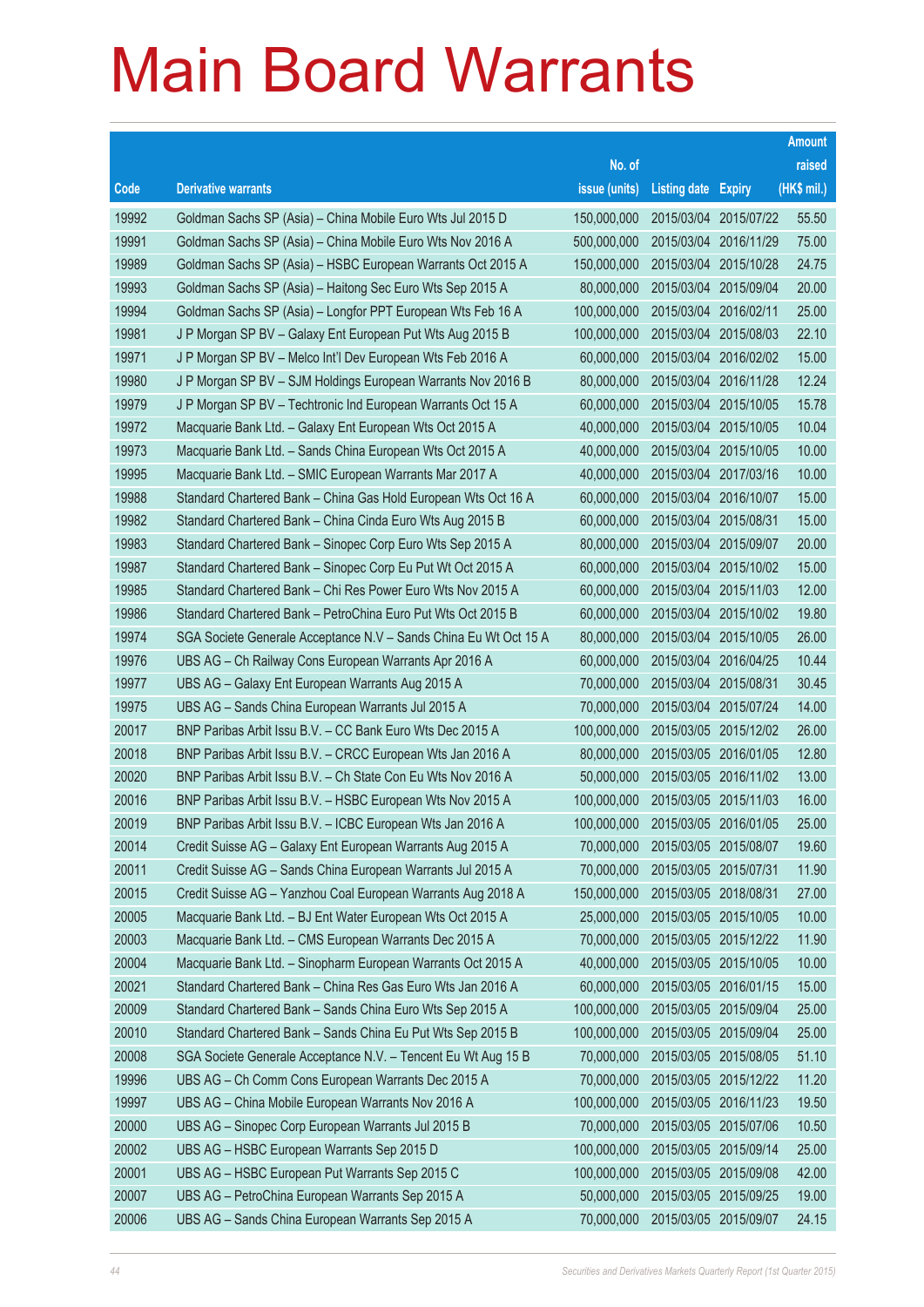# Main Board Warrants

| Code | Derivative warrants | No. of issue (units) | Listing date | Expiry | Amount raised (HK$ mil.) |
|---|---|---|---|---|---|
| 19992 | Goldman Sachs SP (Asia) – China Mobile Euro Wts Jul 2015 D | 150,000,000 | 2015/03/04 | 2015/07/22 | 55.50 |
| 19991 | Goldman Sachs SP (Asia) – China Mobile Euro Wts Nov 2016 A | 500,000,000 | 2015/03/04 | 2016/11/29 | 75.00 |
| 19989 | Goldman Sachs SP (Asia) – HSBC European Warrants Oct 2015 A | 150,000,000 | 2015/03/04 | 2015/10/28 | 24.75 |
| 19993 | Goldman Sachs SP (Asia) – Haitong Sec Euro Wts Sep 2015 A | 80,000,000 | 2015/03/04 | 2015/09/04 | 20.00 |
| 19994 | Goldman Sachs SP (Asia) – Longfor PPT European Wts Feb 16 A | 100,000,000 | 2015/03/04 | 2016/02/11 | 25.00 |
| 19981 | J P Morgan SP BV – Galaxy Ent European Put Wts Aug 2015 B | 100,000,000 | 2015/03/04 | 2015/08/03 | 22.10 |
| 19971 | J P Morgan SP BV – Melco Int'l Dev European Wts Feb 2016 A | 60,000,000 | 2015/03/04 | 2016/02/02 | 15.00 |
| 19980 | J P Morgan SP BV – SJM Holdings European Warrants Nov 2016 B | 80,000,000 | 2015/03/04 | 2016/11/28 | 12.24 |
| 19979 | J P Morgan SP BV – Techtronic Ind European Warrants Oct 15 A | 60,000,000 | 2015/03/04 | 2015/10/05 | 15.78 |
| 19972 | Macquarie Bank Ltd. – Galaxy Ent European Wts Oct 2015 A | 40,000,000 | 2015/03/04 | 2015/10/05 | 10.04 |
| 19973 | Macquarie Bank Ltd. – Sands China European Wts Oct 2015 A | 40,000,000 | 2015/03/04 | 2015/10/05 | 10.00 |
| 19995 | Macquarie Bank Ltd. – SMIC European Warrants Mar 2017 A | 40,000,000 | 2015/03/04 | 2017/03/16 | 10.00 |
| 19988 | Standard Chartered Bank – China Gas Hold European Wts Oct 16 A | 60,000,000 | 2015/03/04 | 2016/10/07 | 15.00 |
| 19982 | Standard Chartered Bank – China Cinda Euro Wts Aug 2015 B | 60,000,000 | 2015/03/04 | 2015/08/31 | 15.00 |
| 19983 | Standard Chartered Bank – Sinopec Corp Euro Wts Sep 2015 A | 80,000,000 | 2015/03/04 | 2015/09/07 | 20.00 |
| 19987 | Standard Chartered Bank – Sinopec Corp Eu Put Wt Oct 2015 A | 60,000,000 | 2015/03/04 | 2015/10/02 | 15.00 |
| 19985 | Standard Chartered Bank – Chi Res Power Euro Wts Nov 2015 A | 60,000,000 | 2015/03/04 | 2015/11/03 | 12.00 |
| 19986 | Standard Chartered Bank – PetroChina Euro Put Wts Oct 2015 B | 60,000,000 | 2015/03/04 | 2015/10/02 | 19.80 |
| 19974 | SGA Societe Generale Acceptance N.V – Sands China Eu Wt Oct 15 A | 80,000,000 | 2015/03/04 | 2015/10/05 | 26.00 |
| 19976 | UBS AG – Ch Railway Cons European Warrants Apr 2016 A | 60,000,000 | 2015/03/04 | 2016/04/25 | 10.44 |
| 19977 | UBS AG – Galaxy Ent European Warrants Aug 2015 A | 70,000,000 | 2015/03/04 | 2015/08/31 | 30.45 |
| 19975 | UBS AG – Sands China European Warrants Jul 2015 A | 70,000,000 | 2015/03/04 | 2015/07/24 | 14.00 |
| 20017 | BNP Paribas Arbit Issu B.V. – CC Bank Euro Wts Dec 2015 A | 100,000,000 | 2015/03/05 | 2015/12/02 | 26.00 |
| 20018 | BNP Paribas Arbit Issu B.V. – CRCC European Wts Jan 2016 A | 80,000,000 | 2015/03/05 | 2016/01/05 | 12.80 |
| 20020 | BNP Paribas Arbit Issu B.V. – Ch State Con Eu Wts Nov 2016 A | 50,000,000 | 2015/03/05 | 2016/11/02 | 13.00 |
| 20016 | BNP Paribas Arbit Issu B.V. – HSBC European Wts Nov 2015 A | 100,000,000 | 2015/03/05 | 2015/11/03 | 16.00 |
| 20019 | BNP Paribas Arbit Issu B.V. – ICBC European Wts Jan 2016 A | 100,000,000 | 2015/03/05 | 2016/01/05 | 25.00 |
| 20014 | Credit Suisse AG – Galaxy Ent European Warrants Aug 2015 A | 70,000,000 | 2015/03/05 | 2015/08/07 | 19.60 |
| 20011 | Credit Suisse AG – Sands China European Warrants Jul 2015 A | 70,000,000 | 2015/03/05 | 2015/07/31 | 11.90 |
| 20015 | Credit Suisse AG – Yanzhou Coal European Warrants Aug 2018 A | 150,000,000 | 2015/03/05 | 2018/08/31 | 27.00 |
| 20005 | Macquarie Bank Ltd. – BJ Ent Water European Wts Oct 2015 A | 25,000,000 | 2015/03/05 | 2015/10/05 | 10.00 |
| 20003 | Macquarie Bank Ltd. – CMS European Warrants Dec 2015 A | 70,000,000 | 2015/03/05 | 2015/12/22 | 11.90 |
| 20004 | Macquarie Bank Ltd. – Sinopharm European Warrants Oct 2015 A | 40,000,000 | 2015/03/05 | 2015/10/05 | 10.00 |
| 20021 | Standard Chartered Bank – China Res Gas Euro Wts Jan 2016 A | 60,000,000 | 2015/03/05 | 2016/01/15 | 15.00 |
| 20009 | Standard Chartered Bank – Sands China Euro Wts Sep 2015 A | 100,000,000 | 2015/03/05 | 2015/09/04 | 25.00 |
| 20010 | Standard Chartered Bank – Sands China Eu Put Wts Sep 2015 B | 100,000,000 | 2015/03/05 | 2015/09/04 | 25.00 |
| 20008 | SGA Societe Generale Acceptance N.V. – Tencent Eu Wt Aug 15 B | 70,000,000 | 2015/03/05 | 2015/08/05 | 51.10 |
| 19996 | UBS AG – Ch Comm Cons European Warrants Dec 2015 A | 70,000,000 | 2015/03/05 | 2015/12/22 | 11.20 |
| 19997 | UBS AG – China Mobile European Warrants Nov 2016 A | 100,000,000 | 2015/03/05 | 2016/11/23 | 19.50 |
| 20000 | UBS AG – Sinopec Corp European Warrants Jul 2015 B | 70,000,000 | 2015/03/05 | 2015/07/06 | 10.50 |
| 20002 | UBS AG – HSBC European Warrants Sep 2015 D | 100,000,000 | 2015/03/05 | 2015/09/14 | 25.00 |
| 20001 | UBS AG – HSBC European Put Warrants Sep 2015 C | 100,000,000 | 2015/03/05 | 2015/09/08 | 42.00 |
| 20007 | UBS AG – PetroChina European Warrants Sep 2015 A | 50,000,000 | 2015/03/05 | 2015/09/25 | 19.00 |
| 20006 | UBS AG – Sands China European Warrants Sep 2015 A | 70,000,000 | 2015/03/05 | 2015/09/07 | 24.15 |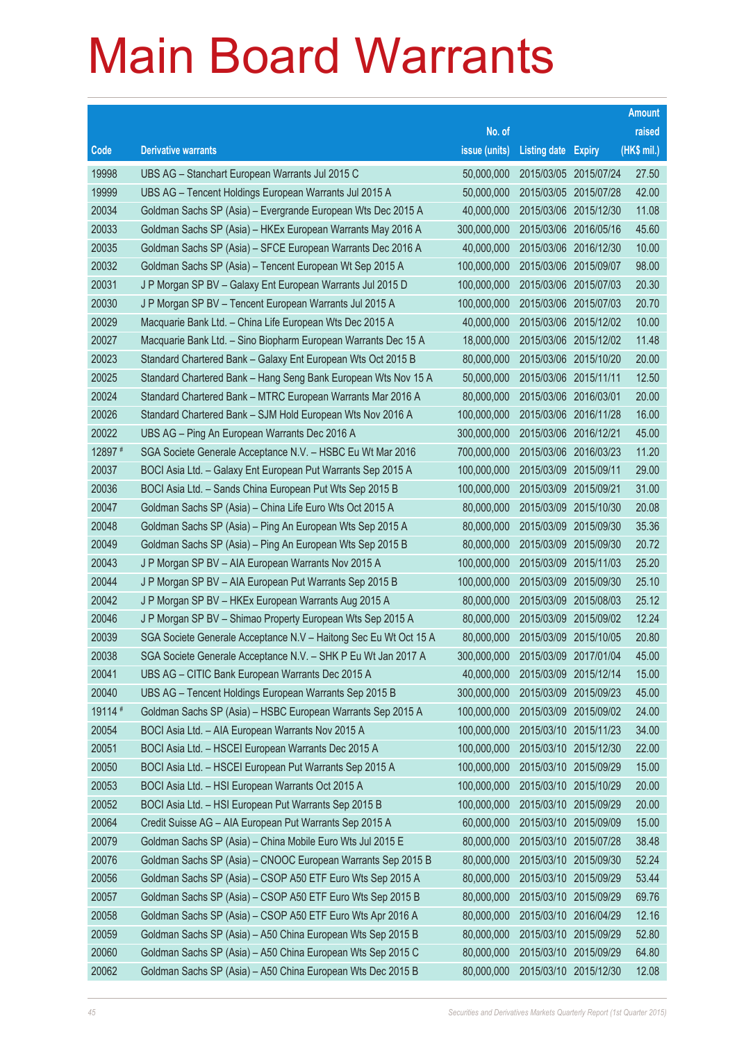# Main Board Warrants

| Code | Derivative warrants | No. of issue (units) | Listing date | Expiry | Amount raised (HK$ mil.) |
|---|---|---|---|---|---|
| 19998 | UBS AG – Stanchart European Warrants Jul 2015 C | 50,000,000 | 2015/03/05 | 2015/07/24 | 27.50 |
| 19999 | UBS AG – Tencent Holdings European Warrants Jul 2015 A | 50,000,000 | 2015/03/05 | 2015/07/28 | 42.00 |
| 20034 | Goldman Sachs SP (Asia) – Evergrande European Wts Dec 2015 A | 40,000,000 | 2015/03/06 | 2015/12/30 | 11.08 |
| 20033 | Goldman Sachs SP (Asia) – HKEx European Warrants May 2016 A | 300,000,000 | 2015/03/06 | 2016/05/16 | 45.60 |
| 20035 | Goldman Sachs SP (Asia) – SFCE European Warrants Dec 2016 A | 40,000,000 | 2015/03/06 | 2016/12/30 | 10.00 |
| 20032 | Goldman Sachs SP (Asia) – Tencent European Wt Sep 2015 A | 100,000,000 | 2015/03/06 | 2015/09/07 | 98.00 |
| 20031 | J P Morgan SP BV – Galaxy Ent European Warrants Jul 2015 D | 100,000,000 | 2015/03/06 | 2015/07/03 | 20.30 |
| 20030 | J P Morgan SP BV – Tencent European Warrants Jul 2015 A | 100,000,000 | 2015/03/06 | 2015/07/03 | 20.70 |
| 20029 | Macquarie Bank Ltd. – China Life European Wts Dec 2015 A | 40,000,000 | 2015/03/06 | 2015/12/02 | 10.00 |
| 20027 | Macquarie Bank Ltd. – Sino Biopharm European Warrants Dec 15 A | 18,000,000 | 2015/03/06 | 2015/12/02 | 11.48 |
| 20023 | Standard Chartered Bank – Galaxy Ent European Wts Oct 2015 B | 80,000,000 | 2015/03/06 | 2015/10/20 | 20.00 |
| 20025 | Standard Chartered Bank – Hang Seng Bank European Wts Nov 15 A | 50,000,000 | 2015/03/06 | 2015/11/11 | 12.50 |
| 20024 | Standard Chartered Bank – MTRC European Warrants Mar 2016 A | 80,000,000 | 2015/03/06 | 2016/03/01 | 20.00 |
| 20026 | Standard Chartered Bank – SJM Hold European Wts Nov 2016 A | 100,000,000 | 2015/03/06 | 2016/11/28 | 16.00 |
| 20022 | UBS AG – Ping An European Warrants Dec 2016 A | 300,000,000 | 2015/03/06 | 2016/12/21 | 45.00 |
| 12897 # | SGA Societe Generale Acceptance N.V. – HSBC Eu Wt Mar 2016 | 700,000,000 | 2015/03/06 | 2016/03/23 | 11.20 |
| 20037 | BOCI Asia Ltd. – Galaxy Ent European Put Warrants Sep 2015 A | 100,000,000 | 2015/03/09 | 2015/09/11 | 29.00 |
| 20036 | BOCI Asia Ltd. – Sands China European Put Wts Sep 2015 B | 100,000,000 | 2015/03/09 | 2015/09/21 | 31.00 |
| 20047 | Goldman Sachs SP (Asia) – China Life Euro Wts Oct 2015 A | 80,000,000 | 2015/03/09 | 2015/10/30 | 20.08 |
| 20048 | Goldman Sachs SP (Asia) – Ping An European Wts Sep 2015 A | 80,000,000 | 2015/03/09 | 2015/09/30 | 35.36 |
| 20049 | Goldman Sachs SP (Asia) – Ping An European Wts Sep 2015 B | 80,000,000 | 2015/03/09 | 2015/09/30 | 20.72 |
| 20043 | J P Morgan SP BV – AIA European Warrants Nov 2015 A | 100,000,000 | 2015/03/09 | 2015/11/03 | 25.20 |
| 20044 | J P Morgan SP BV – AIA European Put Warrants Sep 2015 B | 100,000,000 | 2015/03/09 | 2015/09/30 | 25.10 |
| 20042 | J P Morgan SP BV – HKEx European Warrants Aug 2015 A | 80,000,000 | 2015/03/09 | 2015/08/03 | 25.12 |
| 20046 | J P Morgan SP BV – Shimao Property European Wts Sep 2015 A | 80,000,000 | 2015/03/09 | 2015/09/02 | 12.24 |
| 20039 | SGA Societe Generale Acceptance N.V – Haitong Sec Eu Wt Oct 15 A | 80,000,000 | 2015/03/09 | 2015/10/05 | 20.80 |
| 20038 | SGA Societe Generale Acceptance N.V. – SHK P Eu Wt Jan 2017 A | 300,000,000 | 2015/03/09 | 2017/01/04 | 45.00 |
| 20041 | UBS AG – CITIC Bank European Warrants Dec 2015 A | 40,000,000 | 2015/03/09 | 2015/12/14 | 15.00 |
| 20040 | UBS AG – Tencent Holdings European Warrants Sep 2015 B | 300,000,000 | 2015/03/09 | 2015/09/23 | 45.00 |
| 19114 # | Goldman Sachs SP (Asia) – HSBC European Warrants Sep 2015 A | 100,000,000 | 2015/03/09 | 2015/09/02 | 24.00 |
| 20054 | BOCI Asia Ltd. – AIA European Warrants Nov 2015 A | 100,000,000 | 2015/03/10 | 2015/11/23 | 34.00 |
| 20051 | BOCI Asia Ltd. – HSCEI European Warrants Dec 2015 A | 100,000,000 | 2015/03/10 | 2015/12/30 | 22.00 |
| 20050 | BOCI Asia Ltd. – HSCEI European Put Warrants Sep 2015 A | 100,000,000 | 2015/03/10 | 2015/09/29 | 15.00 |
| 20053 | BOCI Asia Ltd. – HSI European Warrants Oct 2015 A | 100,000,000 | 2015/03/10 | 2015/10/29 | 20.00 |
| 20052 | BOCI Asia Ltd. – HSI European Put Warrants Sep 2015 B | 100,000,000 | 2015/03/10 | 2015/09/29 | 20.00 |
| 20064 | Credit Suisse AG – AIA European Put Warrants Sep 2015 A | 60,000,000 | 2015/03/10 | 2015/09/09 | 15.00 |
| 20079 | Goldman Sachs SP (Asia) – China Mobile Euro Wts Jul 2015 E | 80,000,000 | 2015/03/10 | 2015/07/28 | 38.48 |
| 20076 | Goldman Sachs SP (Asia) – CNOOC European Warrants Sep 2015 B | 80,000,000 | 2015/03/10 | 2015/09/30 | 52.24 |
| 20056 | Goldman Sachs SP (Asia) – CSOP A50 ETF Euro Wts Sep 2015 A | 80,000,000 | 2015/03/10 | 2015/09/29 | 53.44 |
| 20057 | Goldman Sachs SP (Asia) – CSOP A50 ETF Euro Wts Sep 2015 B | 80,000,000 | 2015/03/10 | 2015/09/29 | 69.76 |
| 20058 | Goldman Sachs SP (Asia) – CSOP A50 ETF Euro Wts Apr 2016 A | 80,000,000 | 2015/03/10 | 2016/04/29 | 12.16 |
| 20059 | Goldman Sachs SP (Asia) – A50 China European Wts Sep 2015 B | 80,000,000 | 2015/03/10 | 2015/09/29 | 52.80 |
| 20060 | Goldman Sachs SP (Asia) – A50 China European Wts Sep 2015 C | 80,000,000 | 2015/03/10 | 2015/09/29 | 64.80 |
| 20062 | Goldman Sachs SP (Asia) – A50 China European Wts Dec 2015 B | 80,000,000 | 2015/03/10 | 2015/12/30 | 12.08 |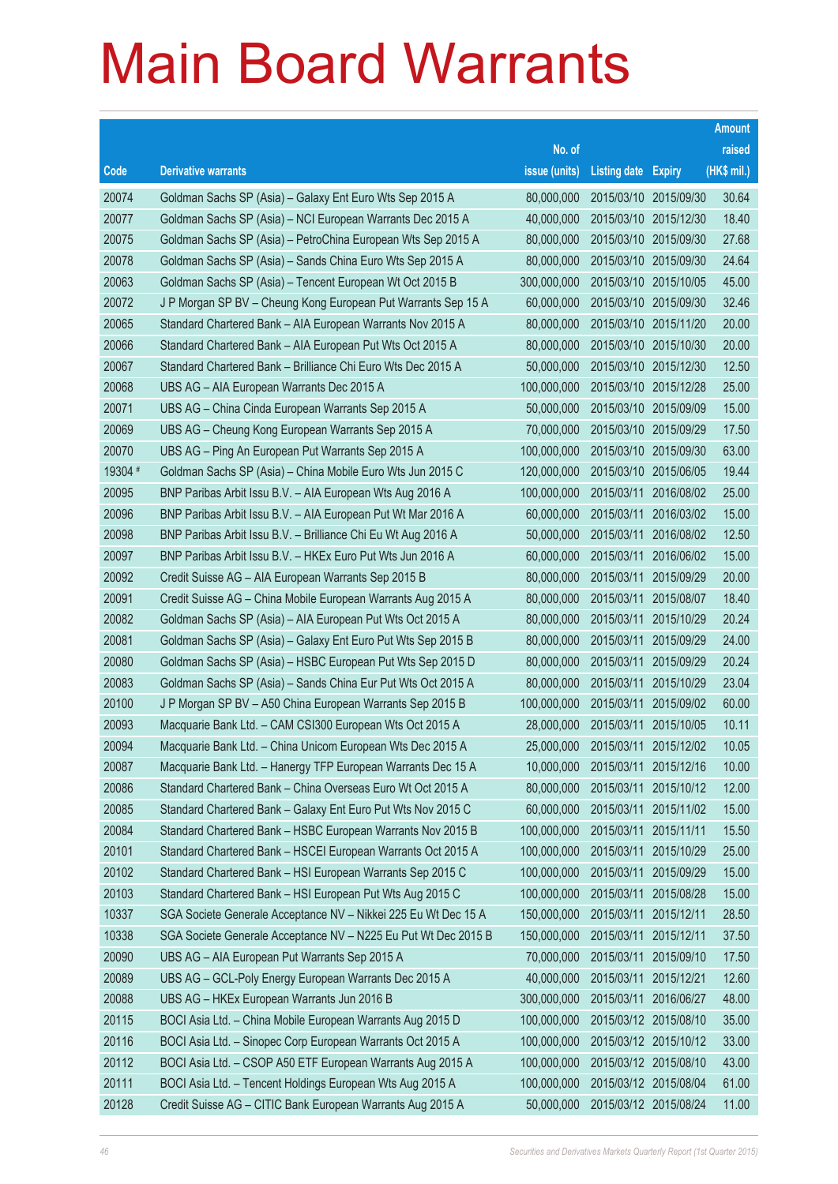# Main Board Warrants

| Code | Derivative warrants | No. of issue (units) | Listing date | Expiry | Amount raised (HK$ mil.) |
|---|---|---|---|---|---|
| 20074 | Goldman Sachs SP (Asia) – Galaxy Ent Euro Wts Sep 2015 A | 80,000,000 | 2015/03/10 | 2015/09/30 | 30.64 |
| 20077 | Goldman Sachs SP (Asia) – NCI European Warrants Dec 2015 A | 40,000,000 | 2015/03/10 | 2015/12/30 | 18.40 |
| 20075 | Goldman Sachs SP (Asia) – PetroChina European Wts Sep 2015 A | 80,000,000 | 2015/03/10 | 2015/09/30 | 27.68 |
| 20078 | Goldman Sachs SP (Asia) – Sands China Euro Wts Sep 2015 A | 80,000,000 | 2015/03/10 | 2015/09/30 | 24.64 |
| 20063 | Goldman Sachs SP (Asia) – Tencent European Wt Oct 2015 B | 300,000,000 | 2015/03/10 | 2015/10/05 | 45.00 |
| 20072 | J P Morgan SP BV – Cheung Kong European Put Warrants Sep 15 A | 60,000,000 | 2015/03/10 | 2015/09/30 | 32.46 |
| 20065 | Standard Chartered Bank – AIA European Warrants Nov 2015 A | 80,000,000 | 2015/03/10 | 2015/11/20 | 20.00 |
| 20066 | Standard Chartered Bank – AIA European Put Wts Oct 2015 A | 80,000,000 | 2015/03/10 | 2015/10/30 | 20.00 |
| 20067 | Standard Chartered Bank – Brilliance Chi Euro Wts Dec 2015 A | 50,000,000 | 2015/03/10 | 2015/12/30 | 12.50 |
| 20068 | UBS AG – AIA European Warrants Dec 2015 A | 100,000,000 | 2015/03/10 | 2015/12/28 | 25.00 |
| 20071 | UBS AG – China Cinda European Warrants Sep 2015 A | 50,000,000 | 2015/03/10 | 2015/09/09 | 15.00 |
| 20069 | UBS AG – Cheung Kong European Warrants Sep 2015 A | 70,000,000 | 2015/03/10 | 2015/09/29 | 17.50 |
| 20070 | UBS AG – Ping An European Put Warrants Sep 2015 A | 100,000,000 | 2015/03/10 | 2015/09/30 | 63.00 |
| 19304 # | Goldman Sachs SP (Asia) – China Mobile Euro Wts Jun 2015 C | 120,000,000 | 2015/03/10 | 2015/06/05 | 19.44 |
| 20095 | BNP Paribas Arbit Issu B.V. – AIA European Wts Aug 2016 A | 100,000,000 | 2015/03/11 | 2016/08/02 | 25.00 |
| 20096 | BNP Paribas Arbit Issu B.V. – AIA European Put Wt Mar 2016 A | 60,000,000 | 2015/03/11 | 2016/03/02 | 15.00 |
| 20098 | BNP Paribas Arbit Issu B.V. – Brilliance Chi Eu Wt Aug 2016 A | 50,000,000 | 2015/03/11 | 2016/08/02 | 12.50 |
| 20097 | BNP Paribas Arbit Issu B.V. – HKEx Euro Put Wts Jun 2016 A | 60,000,000 | 2015/03/11 | 2016/06/02 | 15.00 |
| 20092 | Credit Suisse AG – AIA European Warrants Sep 2015 B | 80,000,000 | 2015/03/11 | 2015/09/29 | 20.00 |
| 20091 | Credit Suisse AG – China Mobile European Warrants Aug 2015 A | 80,000,000 | 2015/03/11 | 2015/08/07 | 18.40 |
| 20082 | Goldman Sachs SP (Asia) – AIA European Put Wts Oct 2015 A | 80,000,000 | 2015/03/11 | 2015/10/29 | 20.24 |
| 20081 | Goldman Sachs SP (Asia) – Galaxy Ent Euro Put Wts Sep 2015 B | 80,000,000 | 2015/03/11 | 2015/09/29 | 24.00 |
| 20080 | Goldman Sachs SP (Asia) – HSBC European Put Wts Sep 2015 D | 80,000,000 | 2015/03/11 | 2015/09/29 | 20.24 |
| 20083 | Goldman Sachs SP (Asia) – Sands China Eur Put Wts Oct 2015 A | 80,000,000 | 2015/03/11 | 2015/10/29 | 23.04 |
| 20100 | J P Morgan SP BV – A50 China European Warrants Sep 2015 B | 100,000,000 | 2015/03/11 | 2015/09/02 | 60.00 |
| 20093 | Macquarie Bank Ltd. – CAM CSI300 European Wts Oct 2015 A | 28,000,000 | 2015/03/11 | 2015/10/05 | 10.11 |
| 20094 | Macquarie Bank Ltd. – China Unicom European Wts Dec 2015 A | 25,000,000 | 2015/03/11 | 2015/12/02 | 10.05 |
| 20087 | Macquarie Bank Ltd. – Hanergy TFP European Warrants Dec 15 A | 10,000,000 | 2015/03/11 | 2015/12/16 | 10.00 |
| 20086 | Standard Chartered Bank – China Overseas Euro Wt Oct 2015 A | 80,000,000 | 2015/03/11 | 2015/10/12 | 12.00 |
| 20085 | Standard Chartered Bank – Galaxy Ent Euro Put Wts Nov 2015 C | 60,000,000 | 2015/03/11 | 2015/11/02 | 15.00 |
| 20084 | Standard Chartered Bank – HSBC European Warrants Nov 2015 B | 100,000,000 | 2015/03/11 | 2015/11/11 | 15.50 |
| 20101 | Standard Chartered Bank – HSCEI European Warrants Oct 2015 A | 100,000,000 | 2015/03/11 | 2015/10/29 | 25.00 |
| 20102 | Standard Chartered Bank – HSI European Warrants Sep 2015 C | 100,000,000 | 2015/03/11 | 2015/09/29 | 15.00 |
| 20103 | Standard Chartered Bank – HSI European Put Wts Aug 2015 C | 100,000,000 | 2015/03/11 | 2015/08/28 | 15.00 |
| 10337 | SGA Societe Generale Acceptance NV – Nikkei 225 Eu Wt Dec 15 A | 150,000,000 | 2015/03/11 | 2015/12/11 | 28.50 |
| 10338 | SGA Societe Generale Acceptance NV – N225 Eu Put Wt Dec 2015 B | 150,000,000 | 2015/03/11 | 2015/12/11 | 37.50 |
| 20090 | UBS AG – AIA European Put Warrants Sep 2015 A | 70,000,000 | 2015/03/11 | 2015/09/10 | 17.50 |
| 20089 | UBS AG – GCL-Poly Energy European Warrants Dec 2015 A | 40,000,000 | 2015/03/11 | 2015/12/21 | 12.60 |
| 20088 | UBS AG – HKEx European Warrants Jun 2016 B | 300,000,000 | 2015/03/11 | 2016/06/27 | 48.00 |
| 20115 | BOCI Asia Ltd. – China Mobile European Warrants Aug 2015 D | 100,000,000 | 2015/03/12 | 2015/08/10 | 35.00 |
| 20116 | BOCI Asia Ltd. – Sinopec Corp European Warrants Oct 2015 A | 100,000,000 | 2015/03/12 | 2015/10/12 | 33.00 |
| 20112 | BOCI Asia Ltd. – CSOP A50 ETF European Warrants Aug 2015 A | 100,000,000 | 2015/03/12 | 2015/08/10 | 43.00 |
| 20111 | BOCI Asia Ltd. – Tencent Holdings European Wts Aug 2015 A | 100,000,000 | 2015/03/12 | 2015/08/04 | 61.00 |
| 20128 | Credit Suisse AG – CITIC Bank European Warrants Aug 2015 A | 50,000,000 | 2015/03/12 | 2015/08/24 | 11.00 |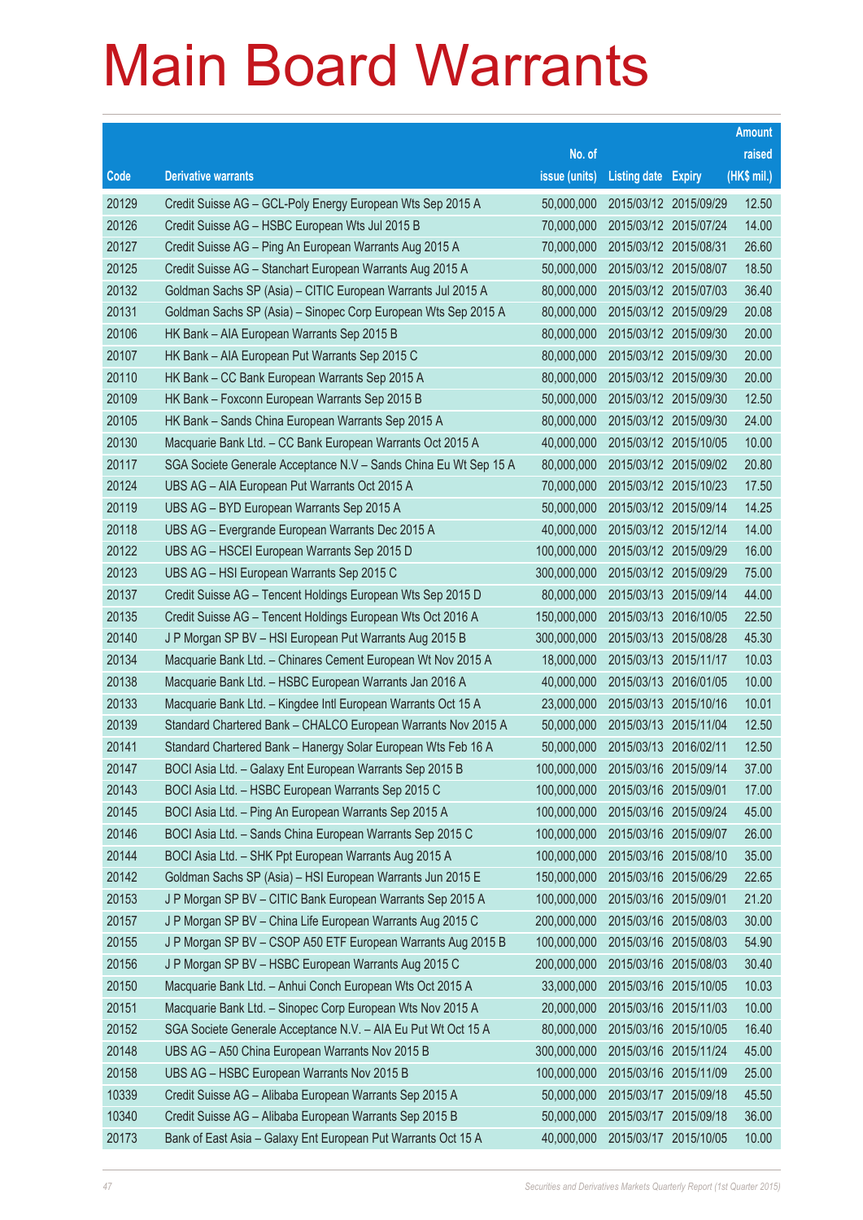# Main Board Warrants

| Code | Derivative warrants | No. of issue (units) | Listing date | Expiry | Amount raised (HK$ mil.) |
|---|---|---|---|---|---|
| 20129 | Credit Suisse AG – GCL-Poly Energy European Wts Sep 2015 A | 50,000,000 | 2015/03/12 | 2015/09/29 | 12.50 |
| 20126 | Credit Suisse AG – HSBC European Wts Jul 2015 B | 70,000,000 | 2015/03/12 | 2015/07/24 | 14.00 |
| 20127 | Credit Suisse AG – Ping An European Warrants Aug 2015 A | 70,000,000 | 2015/03/12 | 2015/08/31 | 26.60 |
| 20125 | Credit Suisse AG – Stanchart European Warrants Aug 2015 A | 50,000,000 | 2015/03/12 | 2015/08/07 | 18.50 |
| 20132 | Goldman Sachs SP (Asia) – CITIC European Warrants Jul 2015 A | 80,000,000 | 2015/03/12 | 2015/07/03 | 36.40 |
| 20131 | Goldman Sachs SP (Asia) – Sinopec Corp European Wts Sep 2015 A | 80,000,000 | 2015/03/12 | 2015/09/29 | 20.08 |
| 20106 | HK Bank – AIA European Warrants Sep 2015 B | 80,000,000 | 2015/03/12 | 2015/09/30 | 20.00 |
| 20107 | HK Bank – AIA European Put Warrants Sep 2015 C | 80,000,000 | 2015/03/12 | 2015/09/30 | 20.00 |
| 20110 | HK Bank – CC Bank European Warrants Sep 2015 A | 80,000,000 | 2015/03/12 | 2015/09/30 | 20.00 |
| 20109 | HK Bank – Foxconn European Warrants Sep 2015 B | 50,000,000 | 2015/03/12 | 2015/09/30 | 12.50 |
| 20105 | HK Bank – Sands China European Warrants Sep 2015 A | 80,000,000 | 2015/03/12 | 2015/09/30 | 24.00 |
| 20130 | Macquarie Bank Ltd. – CC Bank European Warrants Oct 2015 A | 40,000,000 | 2015/03/12 | 2015/10/05 | 10.00 |
| 20117 | SGA Societe Generale Acceptance N.V – Sands China Eu Wt Sep 15 A | 80,000,000 | 2015/03/12 | 2015/09/02 | 20.80 |
| 20124 | UBS AG – AIA European Put Warrants Oct 2015 A | 70,000,000 | 2015/03/12 | 2015/10/23 | 17.50 |
| 20119 | UBS AG – BYD European Warrants Sep 2015 A | 50,000,000 | 2015/03/12 | 2015/09/14 | 14.25 |
| 20118 | UBS AG – Evergrande European Warrants Dec 2015 A | 40,000,000 | 2015/03/12 | 2015/12/14 | 14.00 |
| 20122 | UBS AG – HSCEI European Warrants Sep 2015 D | 100,000,000 | 2015/03/12 | 2015/09/29 | 16.00 |
| 20123 | UBS AG – HSI European Warrants Sep 2015 C | 300,000,000 | 2015/03/12 | 2015/09/29 | 75.00 |
| 20137 | Credit Suisse AG – Tencent Holdings European Wts Sep 2015 D | 80,000,000 | 2015/03/13 | 2015/09/14 | 44.00 |
| 20135 | Credit Suisse AG – Tencent Holdings European Wts Oct 2016 A | 150,000,000 | 2015/03/13 | 2016/10/05 | 22.50 |
| 20140 | J P Morgan SP BV – HSI European Put Warrants Aug 2015 B | 300,000,000 | 2015/03/13 | 2015/08/28 | 45.30 |
| 20134 | Macquarie Bank Ltd. – Chinares Cement European Wt Nov 2015 A | 18,000,000 | 2015/03/13 | 2015/11/17 | 10.03 |
| 20138 | Macquarie Bank Ltd. – HSBC European Warrants Jan 2016 A | 40,000,000 | 2015/03/13 | 2016/01/05 | 10.00 |
| 20133 | Macquarie Bank Ltd. – Kingdee Intl European Warrants Oct 15 A | 23,000,000 | 2015/03/13 | 2015/10/16 | 10.01 |
| 20139 | Standard Chartered Bank – CHALCO European Warrants Nov 2015 A | 50,000,000 | 2015/03/13 | 2015/11/04 | 12.50 |
| 20141 | Standard Chartered Bank – Hanergy Solar European Wts Feb 16 A | 50,000,000 | 2015/03/13 | 2016/02/11 | 12.50 |
| 20147 | BOCI Asia Ltd. – Galaxy Ent European Warrants Sep 2015 B | 100,000,000 | 2015/03/16 | 2015/09/14 | 37.00 |
| 20143 | BOCI Asia Ltd. – HSBC European Warrants Sep 2015 C | 100,000,000 | 2015/03/16 | 2015/09/01 | 17.00 |
| 20145 | BOCI Asia Ltd. – Ping An European Warrants Sep 2015 A | 100,000,000 | 2015/03/16 | 2015/09/24 | 45.00 |
| 20146 | BOCI Asia Ltd. – Sands China European Warrants Sep 2015 C | 100,000,000 | 2015/03/16 | 2015/09/07 | 26.00 |
| 20144 | BOCI Asia Ltd. – SHK Ppt European Warrants Aug 2015 A | 100,000,000 | 2015/03/16 | 2015/08/10 | 35.00 |
| 20142 | Goldman Sachs SP (Asia) – HSI European Warrants Jun 2015 E | 150,000,000 | 2015/03/16 | 2015/06/29 | 22.65 |
| 20153 | J P Morgan SP BV – CITIC Bank European Warrants Sep 2015 A | 100,000,000 | 2015/03/16 | 2015/09/01 | 21.20 |
| 20157 | J P Morgan SP BV – China Life European Warrants Aug 2015 C | 200,000,000 | 2015/03/16 | 2015/08/03 | 30.00 |
| 20155 | J P Morgan SP BV – CSOP A50 ETF European Warrants Aug 2015 B | 100,000,000 | 2015/03/16 | 2015/08/03 | 54.90 |
| 20156 | J P Morgan SP BV – HSBC European Warrants Aug 2015 C | 200,000,000 | 2015/03/16 | 2015/08/03 | 30.40 |
| 20150 | Macquarie Bank Ltd. – Anhui Conch European Wts Oct 2015 A | 33,000,000 | 2015/03/16 | 2015/10/05 | 10.03 |
| 20151 | Macquarie Bank Ltd. – Sinopec Corp European Wts Nov 2015 A | 20,000,000 | 2015/03/16 | 2015/11/03 | 10.00 |
| 20152 | SGA Societe Generale Acceptance N.V. – AIA Eu Put Wt Oct 15 A | 80,000,000 | 2015/03/16 | 2015/10/05 | 16.40 |
| 20148 | UBS AG – A50 China European Warrants Nov 2015 B | 300,000,000 | 2015/03/16 | 2015/11/24 | 45.00 |
| 20158 | UBS AG – HSBC European Warrants Nov 2015 B | 100,000,000 | 2015/03/16 | 2015/11/09 | 25.00 |
| 10339 | Credit Suisse AG – Alibaba European Warrants Sep 2015 A | 50,000,000 | 2015/03/17 | 2015/09/18 | 45.50 |
| 10340 | Credit Suisse AG – Alibaba European Warrants Sep 2015 B | 50,000,000 | 2015/03/17 | 2015/09/18 | 36.00 |
| 20173 | Bank of East Asia – Galaxy Ent European Put Warrants Oct 15 A | 40,000,000 | 2015/03/17 | 2015/10/05 | 10.00 |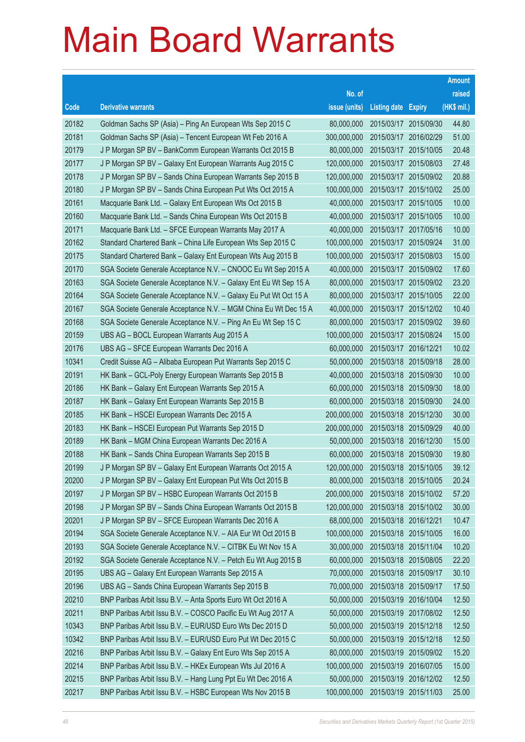# Main Board Warrants

| Code | Derivative warrants | No. of issue (units) | Listing date | Expiry | Amount raised (HK$ mil.) |
|---|---|---|---|---|---|
| 20182 | Goldman Sachs SP (Asia) – Ping An European Wts Sep 2015 C | 80,000,000 | 2015/03/17 | 2015/09/30 | 44.80 |
| 20181 | Goldman Sachs SP (Asia) – Tencent European Wt Feb 2016 A | 300,000,000 | 2015/03/17 | 2016/02/29 | 51.00 |
| 20179 | J P Morgan SP BV – BankComm European Warrants Oct 2015 B | 80,000,000 | 2015/03/17 | 2015/10/05 | 20.48 |
| 20177 | J P Morgan SP BV – Galaxy Ent European Warrants Aug 2015 C | 120,000,000 | 2015/03/17 | 2015/08/03 | 27.48 |
| 20178 | J P Morgan SP BV – Sands China European Warrants Sep 2015 B | 120,000,000 | 2015/03/17 | 2015/09/02 | 20.88 |
| 20180 | J P Morgan SP BV – Sands China European Put Wts Oct 2015 A | 100,000,000 | 2015/03/17 | 2015/10/02 | 25.00 |
| 20161 | Macquarie Bank Ltd. – Galaxy Ent European Wts Oct 2015 B | 40,000,000 | 2015/03/17 | 2015/10/05 | 10.00 |
| 20160 | Macquarie Bank Ltd. – Sands China European Wts Oct 2015 B | 40,000,000 | 2015/03/17 | 2015/10/05 | 10.00 |
| 20171 | Macquarie Bank Ltd. – SFCE European Warrants May 2017 A | 40,000,000 | 2015/03/17 | 2017/05/16 | 10.00 |
| 20162 | Standard Chartered Bank – China Life European Wts Sep 2015 C | 100,000,000 | 2015/03/17 | 2015/09/24 | 31.00 |
| 20175 | Standard Chartered Bank – Galaxy Ent European Wts Aug 2015 B | 100,000,000 | 2015/03/17 | 2015/08/03 | 15.00 |
| 20170 | SGA Societe Generale Acceptance N.V. – CNOOC Eu Wt Sep 2015 A | 40,000,000 | 2015/03/17 | 2015/09/02 | 17.60 |
| 20163 | SGA Societe Generale Acceptance N.V. – Galaxy Ent Eu Wt Sep 15 A | 80,000,000 | 2015/03/17 | 2015/09/02 | 23.20 |
| 20164 | SGA Societe Generale Acceptance N.V. – Galaxy Eu Put Wt Oct 15 A | 80,000,000 | 2015/03/17 | 2015/10/05 | 22.00 |
| 20167 | SGA Societe Generale Acceptance N.V. – MGM China Eu Wt Dec 15 A | 40,000,000 | 2015/03/17 | 2015/12/02 | 10.40 |
| 20168 | SGA Societe Generale Acceptance N.V. – Ping An Eu Wt Sep 15 C | 80,000,000 | 2015/03/17 | 2015/09/02 | 39.60 |
| 20159 | UBS AG – BOCL European Warrants Aug 2015 A | 100,000,000 | 2015/03/17 | 2015/08/24 | 15.00 |
| 20176 | UBS AG – SFCE European Warrants Dec 2016 A | 60,000,000 | 2015/03/17 | 2016/12/21 | 10.02 |
| 10341 | Credit Suisse AG – Alibaba European Put Warrants Sep 2015 C | 50,000,000 | 2015/03/18 | 2015/09/18 | 28.00 |
| 20191 | HK Bank – GCL-Poly Energy European Warrants Sep 2015 B | 40,000,000 | 2015/03/18 | 2015/09/30 | 10.00 |
| 20186 | HK Bank – Galaxy Ent European Warrants Sep 2015 A | 60,000,000 | 2015/03/18 | 2015/09/30 | 18.00 |
| 20187 | HK Bank – Galaxy Ent European Warrants Sep 2015 B | 60,000,000 | 2015/03/18 | 2015/09/30 | 24.00 |
| 20185 | HK Bank – HSCEI European Warrants Dec 2015 A | 200,000,000 | 2015/03/18 | 2015/12/30 | 30.00 |
| 20183 | HK Bank – HSCEI European Put Warrants Sep 2015 D | 200,000,000 | 2015/03/18 | 2015/09/29 | 40.00 |
| 20189 | HK Bank – MGM China European Warrants Dec 2016 A | 50,000,000 | 2015/03/18 | 2016/12/30 | 15.00 |
| 20188 | HK Bank – Sands China European Warrants Sep 2015 B | 60,000,000 | 2015/03/18 | 2015/09/30 | 19.80 |
| 20199 | J P Morgan SP BV – Galaxy Ent European Warrants Oct 2015 A | 120,000,000 | 2015/03/18 | 2015/10/05 | 39.12 |
| 20200 | J P Morgan SP BV – Galaxy Ent European Put Wts Oct 2015 B | 80,000,000 | 2015/03/18 | 2015/10/05 | 20.24 |
| 20197 | J P Morgan SP BV – HSBC European Warrants Oct 2015 B | 200,000,000 | 2015/03/18 | 2015/10/02 | 57.20 |
| 20198 | J P Morgan SP BV – Sands China European Warrants Oct 2015 B | 120,000,000 | 2015/03/18 | 2015/10/02 | 30.00 |
| 20201 | J P Morgan SP BV – SFCE European Warrants Dec 2016 A | 68,000,000 | 2015/03/18 | 2016/12/21 | 10.47 |
| 20194 | SGA Societe Generale Acceptance N.V. – AIA Eur Wt Oct 2015 B | 100,000,000 | 2015/03/18 | 2015/10/05 | 16.00 |
| 20193 | SGA Societe Generale Acceptance N.V. – CITBK Eu Wt Nov 15 A | 30,000,000 | 2015/03/18 | 2015/11/04 | 10.20 |
| 20192 | SGA Societe Generale Acceptance N.V. – Petch Eu Wt Aug 2015 B | 60,000,000 | 2015/03/18 | 2015/08/05 | 22.20 |
| 20195 | UBS AG – Galaxy Ent European Warrants Sep 2015 A | 70,000,000 | 2015/03/18 | 2015/09/17 | 30.10 |
| 20196 | UBS AG – Sands China European Warrants Sep 2015 B | 70,000,000 | 2015/03/18 | 2015/09/17 | 17.50 |
| 20210 | BNP Paribas Arbit Issu B.V. – Anta Sports Euro Wt Oct 2016 A | 50,000,000 | 2015/03/19 | 2016/10/04 | 12.50 |
| 20211 | BNP Paribas Arbit Issu B.V. – COSCO Pacific Eu Wt Aug 2017 A | 50,000,000 | 2015/03/19 | 2017/08/02 | 12.50 |
| 10343 | BNP Paribas Arbit Issu B.V. – EUR/USD Euro Wts Dec 2015 D | 50,000,000 | 2015/03/19 | 2015/12/18 | 12.50 |
| 10342 | BNP Paribas Arbit Issu B.V. – EUR/USD Euro Put Wt Dec 2015 C | 50,000,000 | 2015/03/19 | 2015/12/18 | 12.50 |
| 20216 | BNP Paribas Arbit Issu B.V. – Galaxy Ent Euro Wts Sep 2015 A | 80,000,000 | 2015/03/19 | 2015/09/02 | 15.20 |
| 20214 | BNP Paribas Arbit Issu B.V. – HKEx European Wts Jul 2016 A | 100,000,000 | 2015/03/19 | 2016/07/05 | 15.00 |
| 20215 | BNP Paribas Arbit Issu B.V. – Hang Lung Ppt Eu Wt Dec 2016 A | 50,000,000 | 2015/03/19 | 2016/12/02 | 12.50 |
| 20217 | BNP Paribas Arbit Issu B.V. – HSBC European Wts Nov 2015 B | 100,000,000 | 2015/03/19 | 2015/11/03 | 25.00 |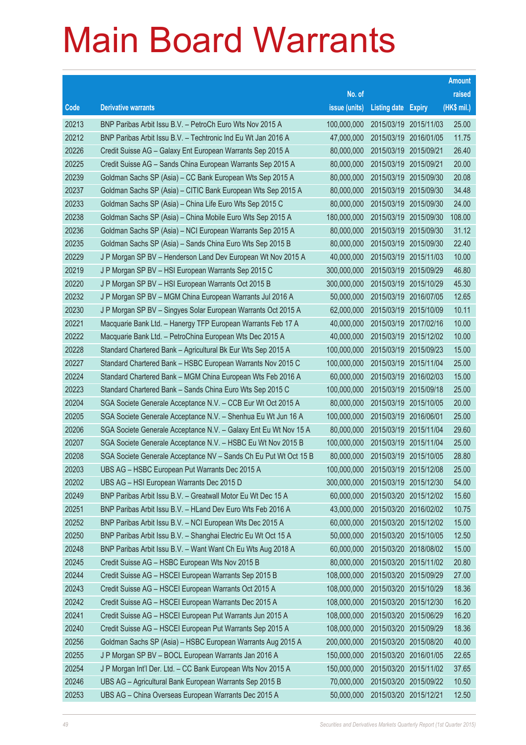# Main Board Warrants

| Code | Derivative warrants | No. of issue (units) | Listing date | Expiry | Amount raised (HK$ mil.) |
|---|---|---|---|---|---|
| 20213 | BNP Paribas Arbit Issu B.V. – PetroCh Euro Wts Nov 2015 A | 100,000,000 | 2015/03/19 | 2015/11/03 | 25.00 |
| 20212 | BNP Paribas Arbit Issu B.V. – Techtronic Ind Eu Wt Jan 2016 A | 47,000,000 | 2015/03/19 | 2016/01/05 | 11.75 |
| 20226 | Credit Suisse AG – Galaxy Ent European Warrants Sep 2015 A | 80,000,000 | 2015/03/19 | 2015/09/21 | 26.40 |
| 20225 | Credit Suisse AG – Sands China European Warrants Sep 2015 A | 80,000,000 | 2015/03/19 | 2015/09/21 | 20.00 |
| 20239 | Goldman Sachs SP (Asia) – CC Bank European Wts Sep 2015 A | 80,000,000 | 2015/03/19 | 2015/09/30 | 20.08 |
| 20237 | Goldman Sachs SP (Asia) – CITIC Bank European Wts Sep 2015 A | 80,000,000 | 2015/03/19 | 2015/09/30 | 34.48 |
| 20233 | Goldman Sachs SP (Asia) – China Life Euro Wts Sep 2015 C | 80,000,000 | 2015/03/19 | 2015/09/30 | 24.00 |
| 20238 | Goldman Sachs SP (Asia) – China Mobile Euro Wts Sep 2015 A | 180,000,000 | 2015/03/19 | 2015/09/30 | 108.00 |
| 20236 | Goldman Sachs SP (Asia) – NCI European Warrants Sep 2015 A | 80,000,000 | 2015/03/19 | 2015/09/30 | 31.12 |
| 20235 | Goldman Sachs SP (Asia) – Sands China Euro Wts Sep 2015 B | 80,000,000 | 2015/03/19 | 2015/09/30 | 22.40 |
| 20229 | J P Morgan SP BV – Henderson Land Dev European Wt Nov 2015 A | 40,000,000 | 2015/03/19 | 2015/11/03 | 10.00 |
| 20219 | J P Morgan SP BV – HSI European Warrants Sep 2015 C | 300,000,000 | 2015/03/19 | 2015/09/29 | 46.80 |
| 20220 | J P Morgan SP BV – HSI European Warrants Oct 2015 B | 300,000,000 | 2015/03/19 | 2015/10/29 | 45.30 |
| 20232 | J P Morgan SP BV – MGM China European Warrants Jul 2016 A | 50,000,000 | 2015/03/19 | 2016/07/05 | 12.65 |
| 20230 | J P Morgan SP BV – Singyes Solar European Warrants Oct 2015 A | 62,000,000 | 2015/03/19 | 2015/10/09 | 10.11 |
| 20221 | Macquarie Bank Ltd. – Hanergy TFP European Warrants Feb 17 A | 40,000,000 | 2015/03/19 | 2017/02/16 | 10.00 |
| 20222 | Macquarie Bank Ltd. – PetroChina European Wts Dec 2015 A | 40,000,000 | 2015/03/19 | 2015/12/02 | 10.00 |
| 20228 | Standard Chartered Bank – Agricultural Bk Eur Wts Sep 2015 A | 100,000,000 | 2015/03/19 | 2015/09/23 | 15.00 |
| 20227 | Standard Chartered Bank – HSBC European Warrants Nov 2015 C | 100,000,000 | 2015/03/19 | 2015/11/04 | 25.00 |
| 20224 | Standard Chartered Bank – MGM China European Wts Feb 2016 A | 60,000,000 | 2015/03/19 | 2016/02/03 | 15.00 |
| 20223 | Standard Chartered Bank – Sands China Euro Wts Sep 2015 C | 100,000,000 | 2015/03/19 | 2015/09/18 | 25.00 |
| 20204 | SGA Societe Generale Acceptance N.V. – CCB Eur Wt Oct 2015 A | 80,000,000 | 2015/03/19 | 2015/10/05 | 20.00 |
| 20205 | SGA Societe Generale Acceptance N.V. – Shenhua Eu Wt Jun 16 A | 100,000,000 | 2015/03/19 | 2016/06/01 | 25.00 |
| 20206 | SGA Societe Generale Acceptance N.V. – Galaxy Ent Eu Wt Nov 15 A | 80,000,000 | 2015/03/19 | 2015/11/04 | 29.60 |
| 20207 | SGA Societe Generale Acceptance N.V. – HSBC Eu Wt Nov 2015 B | 100,000,000 | 2015/03/19 | 2015/11/04 | 25.00 |
| 20208 | SGA Societe Generale Acceptance NV – Sands Ch Eu Put Wt Oct 15 B | 80,000,000 | 2015/03/19 | 2015/10/05 | 28.80 |
| 20203 | UBS AG – HSBC European Put Warrants Dec 2015 A | 100,000,000 | 2015/03/19 | 2015/12/08 | 25.00 |
| 20202 | UBS AG – HSI European Warrants Dec 2015 D | 300,000,000 | 2015/03/19 | 2015/12/30 | 54.00 |
| 20249 | BNP Paribas Arbit Issu B.V. – Greatwall Motor Eu Wt Dec 15 A | 60,000,000 | 2015/03/20 | 2015/12/02 | 15.60 |
| 20251 | BNP Paribas Arbit Issu B.V. – HLand Dev Euro Wts Feb 2016 A | 43,000,000 | 2015/03/20 | 2016/02/02 | 10.75 |
| 20252 | BNP Paribas Arbit Issu B.V. – NCI European Wts Dec 2015 A | 60,000,000 | 2015/03/20 | 2015/12/02 | 15.00 |
| 20250 | BNP Paribas Arbit Issu B.V. – Shanghai Electric Eu Wt Oct 15 A | 50,000,000 | 2015/03/20 | 2015/10/05 | 12.50 |
| 20248 | BNP Paribas Arbit Issu B.V. – Want Want Ch Eu Wts Aug 2018 A | 60,000,000 | 2015/03/20 | 2018/08/02 | 15.00 |
| 20245 | Credit Suisse AG – HSBC European Wts Nov 2015 B | 80,000,000 | 2015/03/20 | 2015/11/02 | 20.80 |
| 20244 | Credit Suisse AG – HSCEI European Warrants Sep 2015 B | 108,000,000 | 2015/03/20 | 2015/09/29 | 27.00 |
| 20243 | Credit Suisse AG – HSCEI European Warrants Oct 2015 A | 108,000,000 | 2015/03/20 | 2015/10/29 | 18.36 |
| 20242 | Credit Suisse AG – HSCEI European Warrants Dec 2015 A | 108,000,000 | 2015/03/20 | 2015/12/30 | 16.20 |
| 20241 | Credit Suisse AG – HSCEI European Put Warrants Jun 2015 A | 108,000,000 | 2015/03/20 | 2015/06/29 | 16.20 |
| 20240 | Credit Suisse AG – HSCEI European Put Warrants Sep 2015 A | 108,000,000 | 2015/03/20 | 2015/09/29 | 18.36 |
| 20256 | Goldman Sachs SP (Asia) – HSBC European Warrants Aug 2015 A | 200,000,000 | 2015/03/20 | 2015/08/20 | 40.00 |
| 20255 | J P Morgan SP BV – BOCL European Warrants Jan 2016 A | 150,000,000 | 2015/03/20 | 2016/01/05 | 22.65 |
| 20254 | J P Morgan Int'l Der. Ltd. – CC Bank European Wts Nov 2015 A | 150,000,000 | 2015/03/20 | 2015/11/02 | 37.65 |
| 20246 | UBS AG – Agricultural Bank European Warrants Sep 2015 B | 70,000,000 | 2015/03/20 | 2015/09/22 | 10.50 |
| 20253 | UBS AG – China Overseas European Warrants Dec 2015 A | 50,000,000 | 2015/03/20 | 2015/12/21 | 12.50 |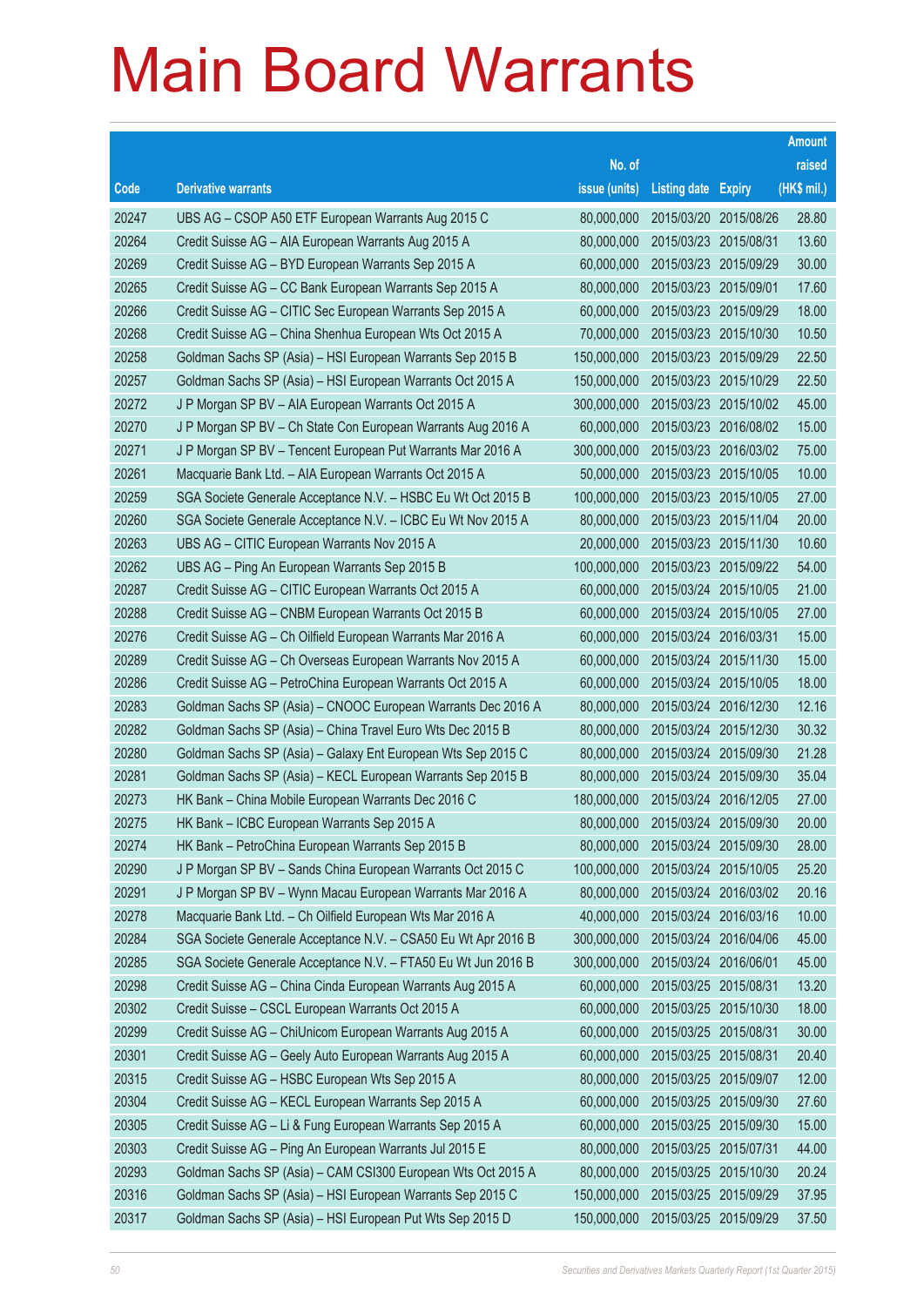# Main Board Warrants

| Code | Derivative warrants | No. of issue (units) | Listing date | Expiry | Amount raised (HK$ mil.) |
|---|---|---|---|---|---|
| 20247 | UBS AG – CSOP A50 ETF European Warrants Aug 2015 C | 80,000,000 | 2015/03/20 | 2015/08/26 | 28.80 |
| 20264 | Credit Suisse AG – AIA European Warrants Aug 2015 A | 80,000,000 | 2015/03/23 | 2015/08/31 | 13.60 |
| 20269 | Credit Suisse AG – BYD European Warrants Sep 2015 A | 60,000,000 | 2015/03/23 | 2015/09/29 | 30.00 |
| 20265 | Credit Suisse AG – CC Bank European Warrants Sep 2015 A | 80,000,000 | 2015/03/23 | 2015/09/01 | 17.60 |
| 20266 | Credit Suisse AG – CITIC Sec European Warrants Sep 2015 A | 60,000,000 | 2015/03/23 | 2015/09/29 | 18.00 |
| 20268 | Credit Suisse AG – China Shenhua European Wts Oct 2015 A | 70,000,000 | 2015/03/23 | 2015/10/30 | 10.50 |
| 20258 | Goldman Sachs SP (Asia) – HSI European Warrants Sep 2015 B | 150,000,000 | 2015/03/23 | 2015/09/29 | 22.50 |
| 20257 | Goldman Sachs SP (Asia) – HSI European Warrants Oct 2015 A | 150,000,000 | 2015/03/23 | 2015/10/29 | 22.50 |
| 20272 | J P Morgan SP BV – AIA European Warrants Oct 2015 A | 300,000,000 | 2015/03/23 | 2015/10/02 | 45.00 |
| 20270 | J P Morgan SP BV – Ch State Con European Warrants Aug 2016 A | 60,000,000 | 2015/03/23 | 2016/08/02 | 15.00 |
| 20271 | J P Morgan SP BV – Tencent European Put Warrants Mar 2016 A | 300,000,000 | 2015/03/23 | 2016/03/02 | 75.00 |
| 20261 | Macquarie Bank Ltd. – AIA European Warrants Oct 2015 A | 50,000,000 | 2015/03/23 | 2015/10/05 | 10.00 |
| 20259 | SGA Societe Generale Acceptance N.V. – HSBC Eu Wt Oct 2015 B | 100,000,000 | 2015/03/23 | 2015/10/05 | 27.00 |
| 20260 | SGA Societe Generale Acceptance N.V. – ICBC Eu Wt Nov 2015 A | 80,000,000 | 2015/03/23 | 2015/11/04 | 20.00 |
| 20263 | UBS AG – CITIC European Warrants Nov 2015 A | 20,000,000 | 2015/03/23 | 2015/11/30 | 10.60 |
| 20262 | UBS AG – Ping An European Warrants Sep 2015 B | 100,000,000 | 2015/03/23 | 2015/09/22 | 54.00 |
| 20287 | Credit Suisse AG – CITIC European Warrants Oct 2015 A | 60,000,000 | 2015/03/24 | 2015/10/05 | 21.00 |
| 20288 | Credit Suisse AG – CNBM European Warrants Oct 2015 B | 60,000,000 | 2015/03/24 | 2015/10/05 | 27.00 |
| 20276 | Credit Suisse AG – Ch Oilfield European Warrants Mar 2016 A | 60,000,000 | 2015/03/24 | 2016/03/31 | 15.00 |
| 20289 | Credit Suisse AG – Ch Overseas European Warrants Nov 2015 A | 60,000,000 | 2015/03/24 | 2015/11/30 | 15.00 |
| 20286 | Credit Suisse AG – PetroChina European Warrants Oct 2015 A | 60,000,000 | 2015/03/24 | 2015/10/05 | 18.00 |
| 20283 | Goldman Sachs SP (Asia) – CNOOC European Warrants Dec 2016 A | 80,000,000 | 2015/03/24 | 2016/12/30 | 12.16 |
| 20282 | Goldman Sachs SP (Asia) – China Travel Euro Wts Dec 2015 B | 80,000,000 | 2015/03/24 | 2015/12/30 | 30.32 |
| 20280 | Goldman Sachs SP (Asia) – Galaxy Ent European Wts Sep 2015 C | 80,000,000 | 2015/03/24 | 2015/09/30 | 21.28 |
| 20281 | Goldman Sachs SP (Asia) – KECL European Warrants Sep 2015 B | 80,000,000 | 2015/03/24 | 2015/09/30 | 35.04 |
| 20273 | HK Bank – China Mobile European Warrants Dec 2016 C | 180,000,000 | 2015/03/24 | 2016/12/05 | 27.00 |
| 20275 | HK Bank – ICBC European Warrants Sep 2015 A | 80,000,000 | 2015/03/24 | 2015/09/30 | 20.00 |
| 20274 | HK Bank – PetroChina European Warrants Sep 2015 B | 80,000,000 | 2015/03/24 | 2015/09/30 | 28.00 |
| 20290 | J P Morgan SP BV – Sands China European Warrants Oct 2015 C | 100,000,000 | 2015/03/24 | 2015/10/05 | 25.20 |
| 20291 | J P Morgan SP BV – Wynn Macau European Warrants Mar 2016 A | 80,000,000 | 2015/03/24 | 2016/03/02 | 20.16 |
| 20278 | Macquarie Bank Ltd. – Ch Oilfield European Wts Mar 2016 A | 40,000,000 | 2015/03/24 | 2016/03/16 | 10.00 |
| 20284 | SGA Societe Generale Acceptance N.V. – CSA50 Eu Wt Apr 2016 B | 300,000,000 | 2015/03/24 | 2016/04/06 | 45.00 |
| 20285 | SGA Societe Generale Acceptance N.V. – FTA50 Eu Wt Jun 2016 B | 300,000,000 | 2015/03/24 | 2016/06/01 | 45.00 |
| 20298 | Credit Suisse AG – China Cinda European Warrants Aug 2015 A | 60,000,000 | 2015/03/25 | 2015/08/31 | 13.20 |
| 20302 | Credit Suisse – CSCL European Warrants Oct 2015 A | 60,000,000 | 2015/03/25 | 2015/10/30 | 18.00 |
| 20299 | Credit Suisse AG – ChiUnicom European Warrants Aug 2015 A | 60,000,000 | 2015/03/25 | 2015/08/31 | 30.00 |
| 20301 | Credit Suisse AG – Geely Auto European Warrants Aug 2015 A | 60,000,000 | 2015/03/25 | 2015/08/31 | 20.40 |
| 20315 | Credit Suisse AG – HSBC European Wts Sep 2015 A | 80,000,000 | 2015/03/25 | 2015/09/07 | 12.00 |
| 20304 | Credit Suisse AG – KECL European Warrants Sep 2015 A | 60,000,000 | 2015/03/25 | 2015/09/30 | 27.60 |
| 20305 | Credit Suisse AG – Li & Fung European Warrants Sep 2015 A | 60,000,000 | 2015/03/25 | 2015/09/30 | 15.00 |
| 20303 | Credit Suisse AG – Ping An European Warrants Jul 2015 E | 80,000,000 | 2015/03/25 | 2015/07/31 | 44.00 |
| 20293 | Goldman Sachs SP (Asia) – CAM CSI300 European Wts Oct 2015 A | 80,000,000 | 2015/03/25 | 2015/10/30 | 20.24 |
| 20316 | Goldman Sachs SP (Asia) – HSI European Warrants Sep 2015 C | 150,000,000 | 2015/03/25 | 2015/09/29 | 37.95 |
| 20317 | Goldman Sachs SP (Asia) – HSI European Put Wts Sep 2015 D | 150,000,000 | 2015/03/25 | 2015/09/29 | 37.50 |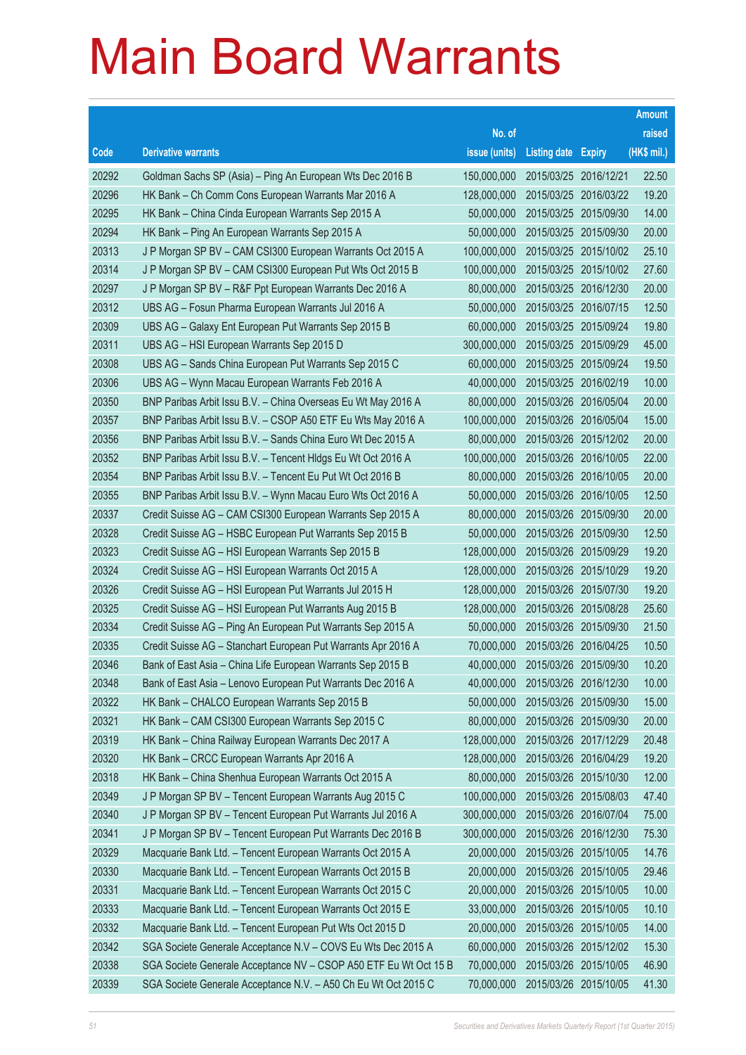# Main Board Warrants

| Code | Derivative warrants | No. of issue (units) | Listing date | Expiry | Amount raised (HK$ mil.) |
|---|---|---|---|---|---|
| 20292 | Goldman Sachs SP (Asia) – Ping An European Wts Dec 2016 B | 150,000,000 | 2015/03/25 | 2016/12/21 | 22.50 |
| 20296 | HK Bank – Ch Comm Cons European Warrants Mar 2016 A | 128,000,000 | 2015/03/25 | 2016/03/22 | 19.20 |
| 20295 | HK Bank – China Cinda European Warrants Sep 2015 A | 50,000,000 | 2015/03/25 | 2015/09/30 | 14.00 |
| 20294 | HK Bank – Ping An European Warrants Sep 2015 A | 50,000,000 | 2015/03/25 | 2015/09/30 | 20.00 |
| 20313 | J P Morgan SP BV – CAM CSI300 European Warrants Oct 2015 A | 100,000,000 | 2015/03/25 | 2015/10/02 | 25.10 |
| 20314 | J P Morgan SP BV – CAM CSI300 European Put Wts Oct 2015 B | 100,000,000 | 2015/03/25 | 2015/10/02 | 27.60 |
| 20297 | J P Morgan SP BV – R&F Ppt European Warrants Dec 2016 A | 80,000,000 | 2015/03/25 | 2016/12/30 | 20.00 |
| 20312 | UBS AG – Fosun Pharma European Warrants Jul 2016 A | 50,000,000 | 2015/03/25 | 2016/07/15 | 12.50 |
| 20309 | UBS AG – Galaxy Ent European Put Warrants Sep 2015 B | 60,000,000 | 2015/03/25 | 2015/09/24 | 19.80 |
| 20311 | UBS AG – HSI European Warrants Sep 2015 D | 300,000,000 | 2015/03/25 | 2015/09/29 | 45.00 |
| 20308 | UBS AG – Sands China European Put Warrants Sep 2015 C | 60,000,000 | 2015/03/25 | 2015/09/24 | 19.50 |
| 20306 | UBS AG – Wynn Macau European Warrants Feb 2016 A | 40,000,000 | 2015/03/25 | 2016/02/19 | 10.00 |
| 20350 | BNP Paribas Arbit Issu B.V. – China Overseas Eu Wt May 2016 A | 80,000,000 | 2015/03/26 | 2016/05/04 | 20.00 |
| 20357 | BNP Paribas Arbit Issu B.V. – CSOP A50 ETF Eu Wts May 2016 A | 100,000,000 | 2015/03/26 | 2016/05/04 | 15.00 |
| 20356 | BNP Paribas Arbit Issu B.V. – Sands China Euro Wt Dec 2015 A | 80,000,000 | 2015/03/26 | 2015/12/02 | 20.00 |
| 20352 | BNP Paribas Arbit Issu B.V. – Tencent Hldgs Eu Wt Oct 2016 A | 100,000,000 | 2015/03/26 | 2016/10/05 | 22.00 |
| 20354 | BNP Paribas Arbit Issu B.V. – Tencent Eu Put Wt Oct 2016 B | 80,000,000 | 2015/03/26 | 2016/10/05 | 20.00 |
| 20355 | BNP Paribas Arbit Issu B.V. – Wynn Macau Euro Wts Oct 2016 A | 50,000,000 | 2015/03/26 | 2016/10/05 | 12.50 |
| 20337 | Credit Suisse AG – CAM CSI300 European Warrants Sep 2015 A | 80,000,000 | 2015/03/26 | 2015/09/30 | 20.00 |
| 20328 | Credit Suisse AG – HSBC European Put Warrants Sep 2015 B | 50,000,000 | 2015/03/26 | 2015/09/30 | 12.50 |
| 20323 | Credit Suisse AG – HSI European Warrants Sep 2015 B | 128,000,000 | 2015/03/26 | 2015/09/29 | 19.20 |
| 20324 | Credit Suisse AG – HSI European Warrants Oct 2015 A | 128,000,000 | 2015/03/26 | 2015/10/29 | 19.20 |
| 20326 | Credit Suisse AG – HSI European Put Warrants Jul 2015 H | 128,000,000 | 2015/03/26 | 2015/07/30 | 19.20 |
| 20325 | Credit Suisse AG – HSI European Put Warrants Aug 2015 B | 128,000,000 | 2015/03/26 | 2015/08/28 | 25.60 |
| 20334 | Credit Suisse AG – Ping An European Put Warrants Sep 2015 A | 50,000,000 | 2015/03/26 | 2015/09/30 | 21.50 |
| 20335 | Credit Suisse AG – Stanchart European Put Warrants Apr 2016 A | 70,000,000 | 2015/03/26 | 2016/04/25 | 10.50 |
| 20346 | Bank of East Asia – China Life European Warrants Sep 2015 B | 40,000,000 | 2015/03/26 | 2015/09/30 | 10.20 |
| 20348 | Bank of East Asia – Lenovo European Put Warrants Dec 2016 A | 40,000,000 | 2015/03/26 | 2016/12/30 | 10.00 |
| 20322 | HK Bank – CHALCO European Warrants Sep 2015 B | 50,000,000 | 2015/03/26 | 2015/09/30 | 15.00 |
| 20321 | HK Bank – CAM CSI300 European Warrants Sep 2015 C | 80,000,000 | 2015/03/26 | 2015/09/30 | 20.00 |
| 20319 | HK Bank – China Railway European Warrants Dec 2017 A | 128,000,000 | 2015/03/26 | 2017/12/29 | 20.48 |
| 20320 | HK Bank – CRCC European Warrants Apr 2016 A | 128,000,000 | 2015/03/26 | 2016/04/29 | 19.20 |
| 20318 | HK Bank – China Shenhua European Warrants Oct 2015 A | 80,000,000 | 2015/03/26 | 2015/10/30 | 12.00 |
| 20349 | J P Morgan SP BV – Tencent European Warrants Aug 2015 C | 100,000,000 | 2015/03/26 | 2015/08/03 | 47.40 |
| 20340 | J P Morgan SP BV – Tencent European Put Warrants Jul 2016 A | 300,000,000 | 2015/03/26 | 2016/07/04 | 75.00 |
| 20341 | J P Morgan SP BV – Tencent European Put Warrants Dec 2016 B | 300,000,000 | 2015/03/26 | 2016/12/30 | 75.30 |
| 20329 | Macquarie Bank Ltd. – Tencent European Warrants Oct 2015 A | 20,000,000 | 2015/03/26 | 2015/10/05 | 14.76 |
| 20330 | Macquarie Bank Ltd. – Tencent European Warrants Oct 2015 B | 20,000,000 | 2015/03/26 | 2015/10/05 | 29.46 |
| 20331 | Macquarie Bank Ltd. – Tencent European Warrants Oct 2015 C | 20,000,000 | 2015/03/26 | 2015/10/05 | 10.00 |
| 20333 | Macquarie Bank Ltd. – Tencent European Warrants Oct 2015 E | 33,000,000 | 2015/03/26 | 2015/10/05 | 10.10 |
| 20332 | Macquarie Bank Ltd. – Tencent European Put Wts Oct 2015 D | 20,000,000 | 2015/03/26 | 2015/10/05 | 14.00 |
| 20342 | SGA Societe Generale Acceptance N.V – COVS Eu Wts Dec 2015 A | 60,000,000 | 2015/03/26 | 2015/12/02 | 15.30 |
| 20338 | SGA Societe Generale Acceptance NV – CSOP A50 ETF Eu Wt Oct 15 B | 70,000,000 | 2015/03/26 | 2015/10/05 | 46.90 |
| 20339 | SGA Societe Generale Acceptance N.V. – A50 Ch Eu Wt Oct 2015 C | 70,000,000 | 2015/03/26 | 2015/10/05 | 41.30 |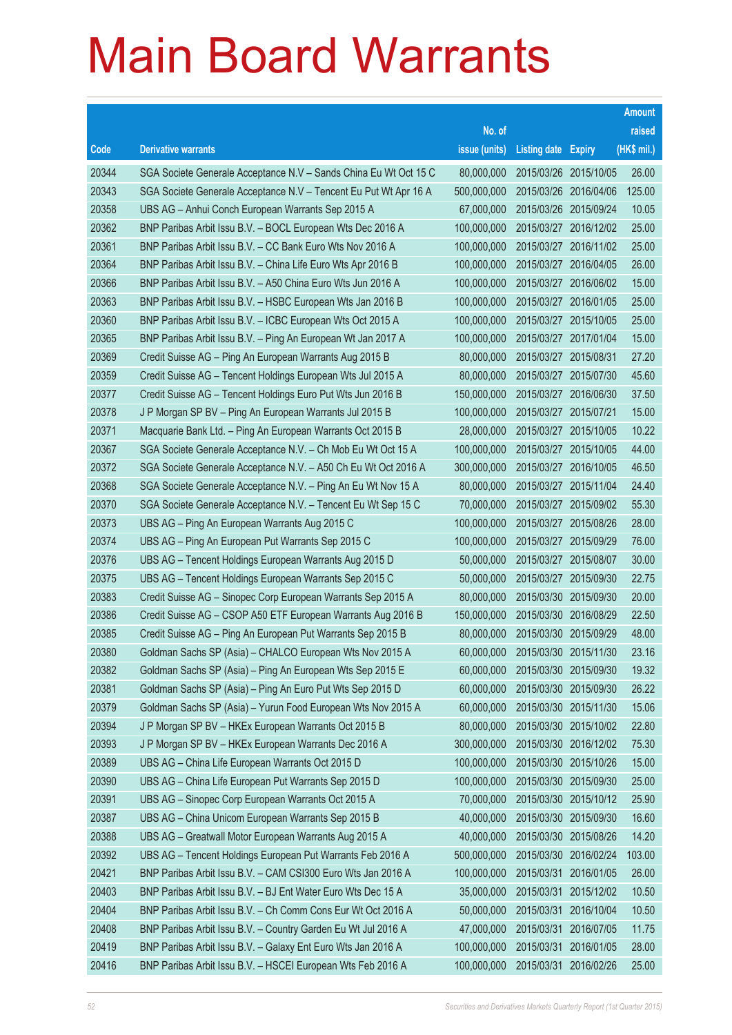# Main Board Warrants

| Code | Derivative warrants | No. of issue (units) | Listing date | Expiry | Amount raised (HK$ mil.) |
|---|---|---|---|---|---|
| 20344 | SGA Societe Generale Acceptance N.V – Sands China Eu Wt Oct 15 C | 80,000,000 | 2015/03/26 | 2015/10/05 | 26.00 |
| 20343 | SGA Societe Generale Acceptance N.V – Tencent Eu Put Wt Apr 16 A | 500,000,000 | 2015/03/26 | 2016/04/06 | 125.00 |
| 20358 | UBS AG – Anhui Conch European Warrants Sep 2015 A | 67,000,000 | 2015/03/26 | 2015/09/24 | 10.05 |
| 20362 | BNP Paribas Arbit Issu B.V. – BOCL European Wts Dec 2016 A | 100,000,000 | 2015/03/27 | 2016/12/02 | 25.00 |
| 20361 | BNP Paribas Arbit Issu B.V. – CC Bank Euro Wts Nov 2016 A | 100,000,000 | 2015/03/27 | 2016/11/02 | 25.00 |
| 20364 | BNP Paribas Arbit Issu B.V. – China Life Euro Wts Apr 2016 B | 100,000,000 | 2015/03/27 | 2016/04/05 | 26.00 |
| 20366 | BNP Paribas Arbit Issu B.V. – A50 China Euro Wts Jun 2016 A | 100,000,000 | 2015/03/27 | 2016/06/02 | 15.00 |
| 20363 | BNP Paribas Arbit Issu B.V. – HSBC European Wts Jan 2016 B | 100,000,000 | 2015/03/27 | 2016/01/05 | 25.00 |
| 20360 | BNP Paribas Arbit Issu B.V. – ICBC European Wts Oct 2015 A | 100,000,000 | 2015/03/27 | 2015/10/05 | 25.00 |
| 20365 | BNP Paribas Arbit Issu B.V. – Ping An European Wt Jan 2017 A | 100,000,000 | 2015/03/27 | 2017/01/04 | 15.00 |
| 20369 | Credit Suisse AG – Ping An European Warrants Aug 2015 B | 80,000,000 | 2015/03/27 | 2015/08/31 | 27.20 |
| 20359 | Credit Suisse AG – Tencent Holdings European Wts Jul 2015 A | 80,000,000 | 2015/03/27 | 2015/07/30 | 45.60 |
| 20377 | Credit Suisse AG – Tencent Holdings Euro Put Wts Jun 2016 B | 150,000,000 | 2015/03/27 | 2016/06/30 | 37.50 |
| 20378 | J P Morgan SP BV – Ping An European Warrants Jul 2015 B | 100,000,000 | 2015/03/27 | 2015/07/21 | 15.00 |
| 20371 | Macquarie Bank Ltd. – Ping An European Warrants Oct 2015 B | 28,000,000 | 2015/03/27 | 2015/10/05 | 10.22 |
| 20367 | SGA Societe Generale Acceptance N.V. – Ch Mob Eu Wt Oct 15 A | 100,000,000 | 2015/03/27 | 2015/10/05 | 44.00 |
| 20372 | SGA Societe Generale Acceptance N.V. – A50 Ch Eu Wt Oct 2016 A | 300,000,000 | 2015/03/27 | 2016/10/05 | 46.50 |
| 20368 | SGA Societe Generale Acceptance N.V. – Ping An Eu Wt Nov 15 A | 80,000,000 | 2015/03/27 | 2015/11/04 | 24.40 |
| 20370 | SGA Societe Generale Acceptance N.V. – Tencent Eu Wt Sep 15 C | 70,000,000 | 2015/03/27 | 2015/09/02 | 55.30 |
| 20373 | UBS AG – Ping An European Warrants Aug 2015 C | 100,000,000 | 2015/03/27 | 2015/08/26 | 28.00 |
| 20374 | UBS AG – Ping An European Put Warrants Sep 2015 C | 100,000,000 | 2015/03/27 | 2015/09/29 | 76.00 |
| 20376 | UBS AG – Tencent Holdings European Warrants Aug 2015 D | 50,000,000 | 2015/03/27 | 2015/08/07 | 30.00 |
| 20375 | UBS AG – Tencent Holdings European Warrants Sep 2015 C | 50,000,000 | 2015/03/27 | 2015/09/30 | 22.75 |
| 20383 | Credit Suisse AG – Sinopec Corp European Warrants Sep 2015 A | 80,000,000 | 2015/03/30 | 2015/09/30 | 20.00 |
| 20386 | Credit Suisse AG – CSOP A50 ETF European Warrants Aug 2016 B | 150,000,000 | 2015/03/30 | 2016/08/29 | 22.50 |
| 20385 | Credit Suisse AG – Ping An European Put Warrants Sep 2015 B | 80,000,000 | 2015/03/30 | 2015/09/29 | 48.00 |
| 20380 | Goldman Sachs SP (Asia) – CHALCO European Wts Nov 2015 A | 60,000,000 | 2015/03/30 | 2015/11/30 | 23.16 |
| 20382 | Goldman Sachs SP (Asia) – Ping An European Wts Sep 2015 E | 60,000,000 | 2015/03/30 | 2015/09/30 | 19.32 |
| 20381 | Goldman Sachs SP (Asia) – Ping An Euro Put Wts Sep 2015 D | 60,000,000 | 2015/03/30 | 2015/09/30 | 26.22 |
| 20379 | Goldman Sachs SP (Asia) – Yurun Food European Wts Nov 2015 A | 60,000,000 | 2015/03/30 | 2015/11/30 | 15.06 |
| 20394 | J P Morgan SP BV – HKEx European Warrants Oct 2015 B | 80,000,000 | 2015/03/30 | 2015/10/02 | 22.80 |
| 20393 | J P Morgan SP BV – HKEx European Warrants Dec 2016 A | 300,000,000 | 2015/03/30 | 2016/12/02 | 75.30 |
| 20389 | UBS AG – China Life European Warrants Oct 2015 D | 100,000,000 | 2015/03/30 | 2015/10/26 | 15.00 |
| 20390 | UBS AG – China Life European Put Warrants Sep 2015 D | 100,000,000 | 2015/03/30 | 2015/09/30 | 25.00 |
| 20391 | UBS AG – Sinopec Corp European Warrants Oct 2015 A | 70,000,000 | 2015/03/30 | 2015/10/12 | 25.90 |
| 20387 | UBS AG – China Unicom European Warrants Sep 2015 B | 40,000,000 | 2015/03/30 | 2015/09/30 | 16.60 |
| 20388 | UBS AG – Greatwall Motor European Warrants Aug 2015 A | 40,000,000 | 2015/03/30 | 2015/08/26 | 14.20 |
| 20392 | UBS AG – Tencent Holdings European Put Warrants Feb 2016 A | 500,000,000 | 2015/03/30 | 2016/02/24 | 103.00 |
| 20421 | BNP Paribas Arbit Issu B.V. – CAM CSI300 Euro Wts Jan 2016 A | 100,000,000 | 2015/03/31 | 2016/01/05 | 26.00 |
| 20403 | BNP Paribas Arbit Issu B.V. – BJ Ent Water Euro Wts Dec 15 A | 35,000,000 | 2015/03/31 | 2015/12/02 | 10.50 |
| 20404 | BNP Paribas Arbit Issu B.V. – Ch Comm Cons Eur Wt Oct 2016 A | 50,000,000 | 2015/03/31 | 2016/10/04 | 10.50 |
| 20408 | BNP Paribas Arbit Issu B.V. – Country Garden Eu Wt Jul 2016 A | 47,000,000 | 2015/03/31 | 2016/07/05 | 11.75 |
| 20419 | BNP Paribas Arbit Issu B.V. – Galaxy Ent Euro Wts Jan 2016 A | 100,000,000 | 2015/03/31 | 2016/01/05 | 28.00 |
| 20416 | BNP Paribas Arbit Issu B.V. – HSCEI European Wts Feb 2016 A | 100,000,000 | 2015/03/31 | 2016/02/26 | 25.00 |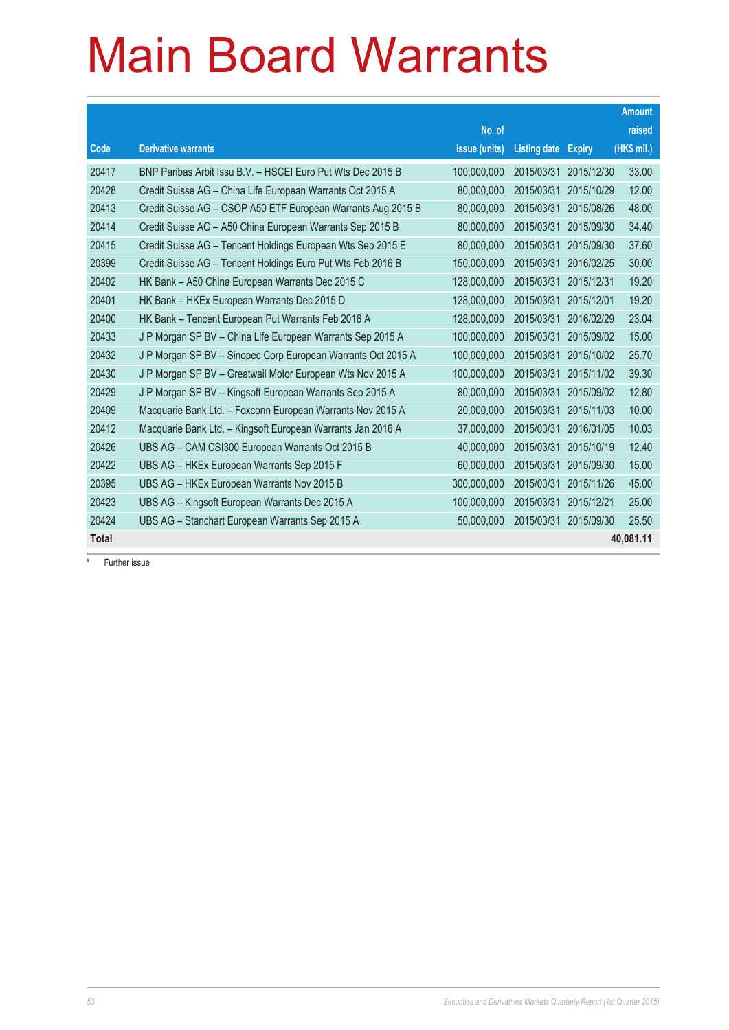# Main Board Warrants

| Code | Derivative warrants | No. of issue (units) | Listing date | Expiry | Amount raised (HK$ mil.) |
|---|---|---|---|---|---|
| 20417 | BNP Paribas Arbit Issu B.V. – HSCEI Euro Put Wts Dec 2015 B | 100,000,000 | 2015/03/31 | 2015/12/30 | 33.00 |
| 20428 | Credit Suisse AG – China Life European Warrants Oct 2015 A | 80,000,000 | 2015/03/31 | 2015/10/29 | 12.00 |
| 20413 | Credit Suisse AG – CSOP A50 ETF European Warrants Aug 2015 B | 80,000,000 | 2015/03/31 | 2015/08/26 | 48.00 |
| 20414 | Credit Suisse AG – A50 China European Warrants Sep 2015 B | 80,000,000 | 2015/03/31 | 2015/09/30 | 34.40 |
| 20415 | Credit Suisse AG – Tencent Holdings European Wts Sep 2015 E | 80,000,000 | 2015/03/31 | 2015/09/30 | 37.60 |
| 20399 | Credit Suisse AG – Tencent Holdings Euro Put Wts Feb 2016 B | 150,000,000 | 2015/03/31 | 2016/02/25 | 30.00 |
| 20402 | HK Bank – A50 China European Warrants Dec 2015 C | 128,000,000 | 2015/03/31 | 2015/12/31 | 19.20 |
| 20401 | HK Bank – HKEx European Warrants Dec 2015 D | 128,000,000 | 2015/03/31 | 2015/12/01 | 19.20 |
| 20400 | HK Bank – Tencent European Put Warrants Feb 2016 A | 128,000,000 | 2015/03/31 | 2016/02/29 | 23.04 |
| 20433 | J P Morgan SP BV – China Life European Warrants Sep 2015 A | 100,000,000 | 2015/03/31 | 2015/09/02 | 15.00 |
| 20432 | J P Morgan SP BV – Sinopec Corp European Warrants Oct 2015 A | 100,000,000 | 2015/03/31 | 2015/10/02 | 25.70 |
| 20430 | J P Morgan SP BV – Greatwall Motor European Wts Nov 2015 A | 100,000,000 | 2015/03/31 | 2015/11/02 | 39.30 |
| 20429 | J P Morgan SP BV – Kingsoft European Warrants Sep 2015 A | 80,000,000 | 2015/03/31 | 2015/09/02 | 12.80 |
| 20409 | Macquarie Bank Ltd. – Foxconn European Warrants Nov 2015 A | 20,000,000 | 2015/03/31 | 2015/11/03 | 10.00 |
| 20412 | Macquarie Bank Ltd. – Kingsoft European Warrants Jan 2016 A | 37,000,000 | 2015/03/31 | 2016/01/05 | 10.03 |
| 20426 | UBS AG – CAM CSI300 European Warrants Oct 2015 B | 40,000,000 | 2015/03/31 | 2015/10/19 | 12.40 |
| 20422 | UBS AG – HKEx European Warrants Sep 2015 F | 60,000,000 | 2015/03/31 | 2015/09/30 | 15.00 |
| 20395 | UBS AG – HKEx European Warrants Nov 2015 B | 300,000,000 | 2015/03/31 | 2015/11/26 | 45.00 |
| 20423 | UBS AG – Kingsoft European Warrants Dec 2015 A | 100,000,000 | 2015/03/31 | 2015/12/21 | 25.00 |
| 20424 | UBS AG – Stanchart European Warrants Sep 2015 A | 50,000,000 | 2015/03/31 | 2015/09/30 | 25.50 |
| **Total** | | | | | **40,081.11** |

# Further issue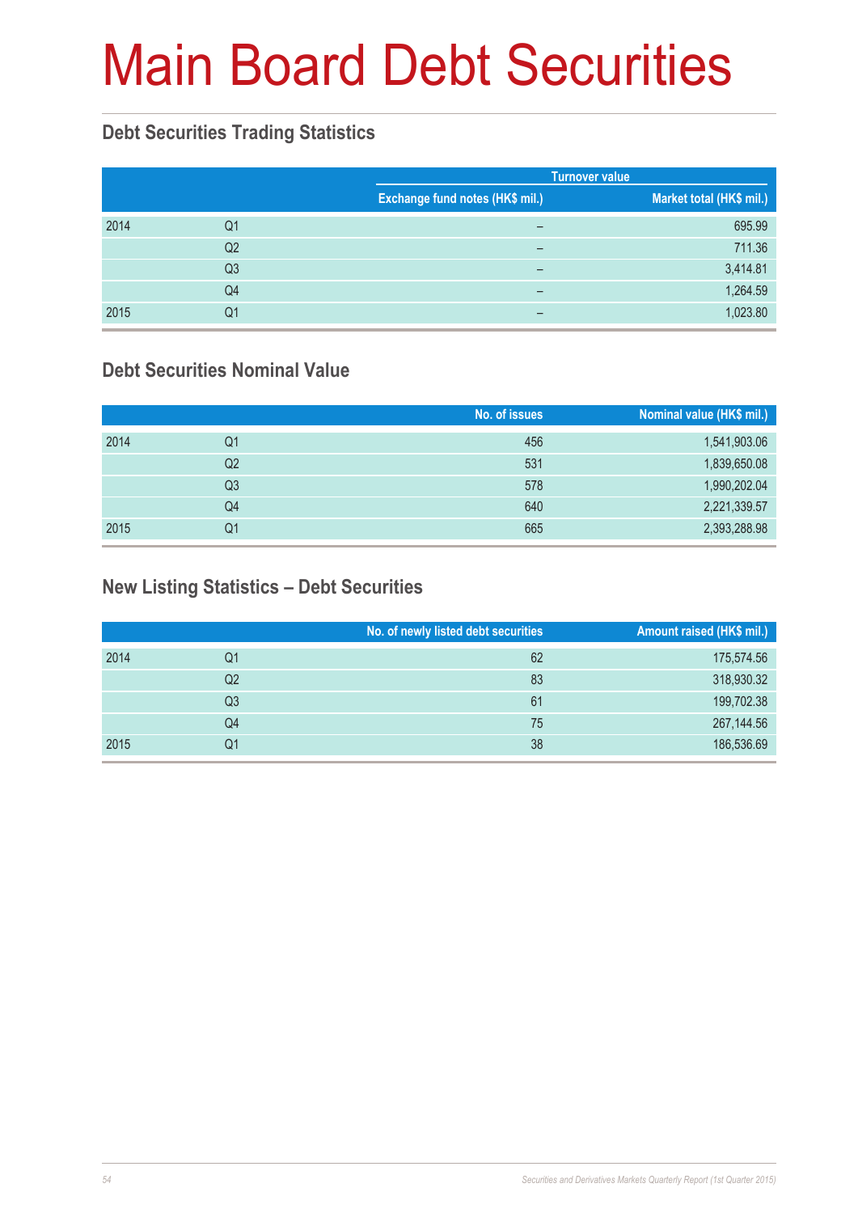# Main Board Debt Securities

## Debt Securities Trading Statistics

| | | Turnover value | |
|---|---|---|---|
| | | Exchange fund notes (HK$ mil.) | Market total (HK$ mil.) |
| 2014 | Q1 | – | 695.99 |
| | Q2 | – | 711.36 |
| | Q3 | – | 3,414.81 |
| | Q4 | – | 1,264.59 |
| 2015 | Q1 | – | 1,023.80 |

## Debt Securities Nominal Value

| | | No. of issues | Nominal value (HK$ mil.) |
|---|---|---|---|
| 2014 | Q1 | 456 | 1,541,903.06 |
| | Q2 | 531 | 1,839,650.08 |
| | Q3 | 578 | 1,990,202.04 |
| | Q4 | 640 | 2,221,339.57 |
| 2015 | Q1 | 665 | 2,393,288.98 |

## New Listing Statistics – Debt Securities

| | | No. of newly listed debt securities | Amount raised (HK$ mil.) |
|---|---|---|---|
| 2014 | Q1 | 62 | 175,574.56 |
| | Q2 | 83 | 318,930.32 |
| | Q3 | 61 | 199,702.38 |
| | Q4 | 75 | 267,144.56 |
| 2015 | Q1 | 38 | 186,536.69 |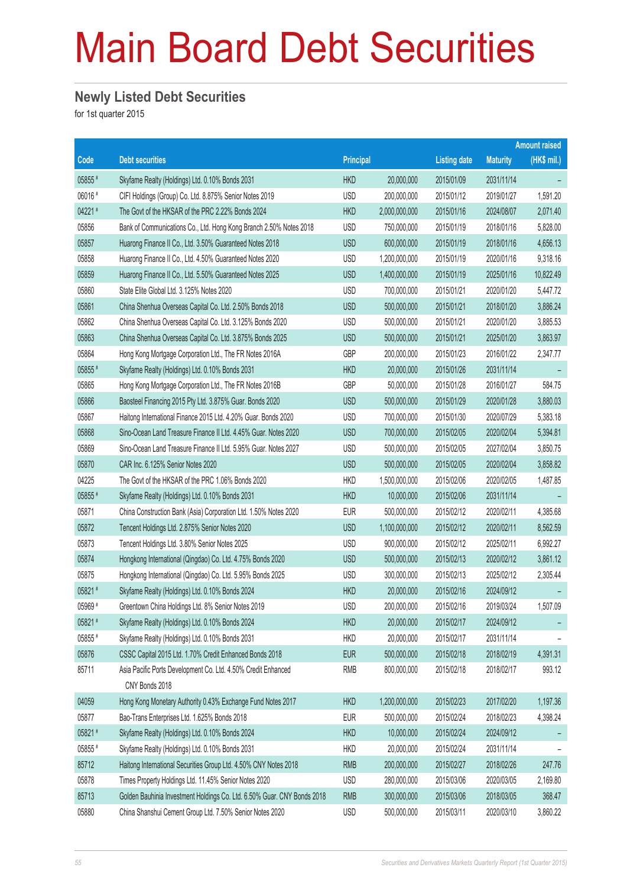# Main Board Debt Securities

## Newly Listed Debt Securities

for 1st quarter 2015

| Code | Debt securities | Principal | | Listing date | Maturity | Amount raised (HK$ mil.) |
|---|---|---|---|---|---|---|
| 05855 # | Skyfame Realty (Holdings) Ltd. 0.10% Bonds 2031 | HKD | 20,000,000 | 2015/01/09 | 2031/11/14 | – |
| 06016 # | CIFI Holdings (Group) Co. Ltd. 8.875% Senior Notes 2019 | USD | 200,000,000 | 2015/01/12 | 2019/01/27 | 1,591.20 |
| 04221 # | The Govt of the HKSAR of the PRC 2.22% Bonds 2024 | HKD | 2,000,000,000 | 2015/01/16 | 2024/08/07 | 2,071.40 |
| 05856 | Bank of Communications Co., Ltd. Hong Kong Branch 2.50% Notes 2018 | USD | 750,000,000 | 2015/01/19 | 2018/01/16 | 5,828.00 |
| 05857 | Huarong Finance II Co., Ltd. 3.50% Guaranteed Notes 2018 | USD | 600,000,000 | 2015/01/19 | 2018/01/16 | 4,656.13 |
| 05858 | Huarong Finance II Co., Ltd. 4.50% Guaranteed Notes 2020 | USD | 1,200,000,000 | 2015/01/19 | 2020/01/16 | 9,318.16 |
| 05859 | Huarong Finance II Co., Ltd. 5.50% Guaranteed Notes 2025 | USD | 1,400,000,000 | 2015/01/19 | 2025/01/16 | 10,822.49 |
| 05860 | State Elite Global Ltd. 3.125% Notes 2020 | USD | 700,000,000 | 2015/01/21 | 2020/01/20 | 5,447.72 |
| 05861 | China Shenhua Overseas Capital Co. Ltd. 2.50% Bonds 2018 | USD | 500,000,000 | 2015/01/21 | 2018/01/20 | 3,886.24 |
| 05862 | China Shenhua Overseas Capital Co. Ltd. 3.125% Bonds 2020 | USD | 500,000,000 | 2015/01/21 | 2020/01/20 | 3,885.53 |
| 05863 | China Shenhua Overseas Capital Co. Ltd. 3.875% Bonds 2025 | USD | 500,000,000 | 2015/01/21 | 2025/01/20 | 3,863.97 |
| 05864 | Hong Kong Mortgage Corporation Ltd., The FR Notes 2016A | GBP | 200,000,000 | 2015/01/23 | 2016/01/22 | 2,347.77 |
| 05855 # | Skyfame Realty (Holdings) Ltd. 0.10% Bonds 2031 | HKD | 20,000,000 | 2015/01/26 | 2031/11/14 | – |
| 05865 | Hong Kong Mortgage Corporation Ltd., The FR Notes 2016B | GBP | 50,000,000 | 2015/01/28 | 2016/01/27 | 584.75 |
| 05866 | Baosteel Financing 2015 Pty Ltd. 3.875% Guar. Bonds 2020 | USD | 500,000,000 | 2015/01/29 | 2020/01/28 | 3,880.03 |
| 05867 | Haitong International Finance 2015 Ltd. 4.20% Guar. Bonds 2020 | USD | 700,000,000 | 2015/01/30 | 2020/07/29 | 5,383.18 |
| 05868 | Sino-Ocean Land Treasure Finance II Ltd. 4.45% Guar. Notes 2020 | USD | 700,000,000 | 2015/02/05 | 2020/02/04 | 5,394.81 |
| 05869 | Sino-Ocean Land Treasure Finance II Ltd. 5.95% Guar. Notes 2027 | USD | 500,000,000 | 2015/02/05 | 2027/02/04 | 3,850.75 |
| 05870 | CAR Inc. 6.125% Senior Notes 2020 | USD | 500,000,000 | 2015/02/05 | 2020/02/04 | 3,858.82 |
| 04225 | The Govt of the HKSAR of the PRC 1.06% Bonds 2020 | HKD | 1,500,000,000 | 2015/02/06 | 2020/02/05 | 1,487.85 |
| 05855 # | Skyfame Realty (Holdings) Ltd. 0.10% Bonds 2031 | HKD | 10,000,000 | 2015/02/06 | 2031/11/14 | – |
| 05871 | China Construction Bank (Asia) Corporation Ltd. 1.50% Notes 2020 | EUR | 500,000,000 | 2015/02/12 | 2020/02/11 | 4,385.68 |
| 05872 | Tencent Holdings Ltd. 2.875% Senior Notes 2020 | USD | 1,100,000,000 | 2015/02/12 | 2020/02/11 | 8,562.59 |
| 05873 | Tencent Holdings Ltd. 3.80% Senior Notes 2025 | USD | 900,000,000 | 2015/02/12 | 2025/02/11 | 6,992.27 |
| 05874 | Hongkong International (Qingdao) Co. Ltd. 4.75% Bonds 2020 | USD | 500,000,000 | 2015/02/13 | 2020/02/12 | 3,861.12 |
| 05875 | Hongkong International (Qingdao) Co. Ltd. 5.95% Bonds 2025 | USD | 300,000,000 | 2015/02/13 | 2025/02/12 | 2,305.44 |
| 05821 # | Skyfame Realty (Holdings) Ltd. 0.10% Bonds 2024 | HKD | 20,000,000 | 2015/02/16 | 2024/09/12 | – |
| 05969 # | Greentown China Holdings Ltd. 8% Senior Notes 2019 | USD | 200,000,000 | 2015/02/16 | 2019/03/24 | 1,507.09 |
| 05821 # | Skyfame Realty (Holdings) Ltd. 0.10% Bonds 2024 | HKD | 20,000,000 | 2015/02/17 | 2024/09/12 | – |
| 05855 # | Skyfame Realty (Holdings) Ltd. 0.10% Bonds 2031 | HKD | 20,000,000 | 2015/02/17 | 2031/11/14 | – |
| 05876 | CSSC Capital 2015 Ltd. 1.70% Credit Enhanced Bonds 2018 | EUR | 500,000,000 | 2015/02/18 | 2018/02/19 | 4,391.31 |
| 85711 | Asia Pacific Ports Development Co. Ltd. 4.50% Credit Enhanced CNY Bonds 2018 | RMB | 800,000,000 | 2015/02/18 | 2018/02/17 | 993.12 |
| 04059 | Hong Kong Monetary Authority 0.43% Exchange Fund Notes 2017 | HKD | 1,200,000,000 | 2015/02/23 | 2017/02/20 | 1,197.36 |
| 05877 | Bao-Trans Enterprises Ltd. 1.625% Bonds 2018 | EUR | 500,000,000 | 2015/02/24 | 2018/02/23 | 4,398.24 |
| 05821 # | Skyfame Realty (Holdings) Ltd. 0.10% Bonds 2024 | HKD | 10,000,000 | 2015/02/24 | 2024/09/12 | – |
| 05855 # | Skyfame Realty (Holdings) Ltd. 0.10% Bonds 2031 | HKD | 20,000,000 | 2015/02/24 | 2031/11/14 | – |
| 85712 | Haitong International Securities Group Ltd. 4.50% CNY Notes 2018 | RMB | 200,000,000 | 2015/02/27 | 2018/02/26 | 247.76 |
| 05878 | Times Property Holdings Ltd. 11.45% Senior Notes 2020 | USD | 280,000,000 | 2015/03/06 | 2020/03/05 | 2,169.80 |
| 85713 | Golden Bauhinia Investment Holdings Co. Ltd. 6.50% Guar. CNY Bonds 2018 | RMB | 300,000,000 | 2015/03/06 | 2018/03/05 | 368.47 |
| 05880 | China Shanshui Cement Group Ltd. 7.50% Senior Notes 2020 | USD | 500,000,000 | 2015/03/11 | 2020/03/10 | 3,860.22 |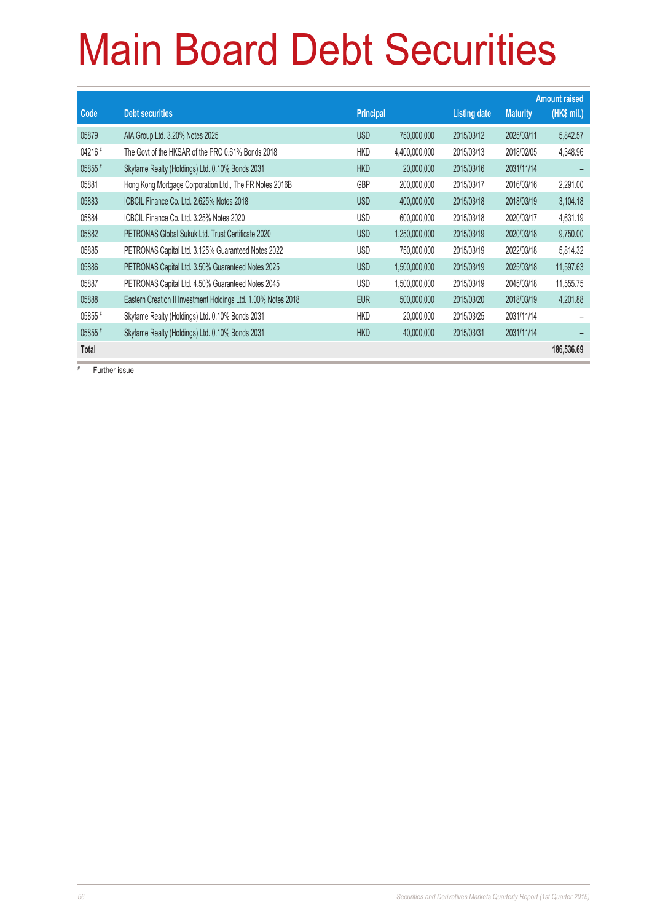# Main Board Debt Securities

| Code | Debt securities | Principal | | Listing date | Maturity | Amount raised (HK$ mil.) |
|---|---|---|---|---|---|---|
| 05879 | AIA Group Ltd. 3.20% Notes 2025 | USD | 750,000,000 | 2015/03/12 | 2025/03/11 | 5,842.57 |
| 04216 # | The Govt of the HKSAR of the PRC 0.61% Bonds 2018 | HKD | 4,400,000,000 | 2015/03/13 | 2018/02/05 | 4,348.96 |
| 05855 # | Skyfame Realty (Holdings) Ltd. 0.10% Bonds 2031 | HKD | 20,000,000 | 2015/03/16 | 2031/11/14 | – |
| 05881 | Hong Kong Mortgage Corporation Ltd., The FR Notes 2016B | GBP | 200,000,000 | 2015/03/17 | 2016/03/16 | 2,291.00 |
| 05883 | ICBCIL Finance Co. Ltd. 2.625% Notes 2018 | USD | 400,000,000 | 2015/03/18 | 2018/03/19 | 3,104.18 |
| 05884 | ICBCIL Finance Co. Ltd. 3.25% Notes 2020 | USD | 600,000,000 | 2015/03/18 | 2020/03/17 | 4,631.19 |
| 05882 | PETRONAS Global Sukuk Ltd. Trust Certificate 2020 | USD | 1,250,000,000 | 2015/03/19 | 2020/03/18 | 9,750.00 |
| 05885 | PETRONAS Capital Ltd. 3.125% Guaranteed Notes 2022 | USD | 750,000,000 | 2015/03/19 | 2022/03/18 | 5,814.32 |
| 05886 | PETRONAS Capital Ltd. 3.50% Guaranteed Notes 2025 | USD | 1,500,000,000 | 2015/03/19 | 2025/03/18 | 11,597.63 |
| 05887 | PETRONAS Capital Ltd. 4.50% Guaranteed Notes 2045 | USD | 1,500,000,000 | 2015/03/19 | 2045/03/18 | 11,555.75 |
| 05888 | Eastern Creation II Investment Holdings Ltd. 1.00% Notes 2018 | EUR | 500,000,000 | 2015/03/20 | 2018/03/19 | 4,201.88 |
| 05855 # | Skyfame Realty (Holdings) Ltd. 0.10% Bonds 2031 | HKD | 20,000,000 | 2015/03/25 | 2031/11/14 | – |
| 05855 # | Skyfame Realty (Holdings) Ltd. 0.10% Bonds 2031 | HKD | 40,000,000 | 2015/03/31 | 2031/11/14 | – |
| **Total** | | | | | | **186,536.69** |

# Further issue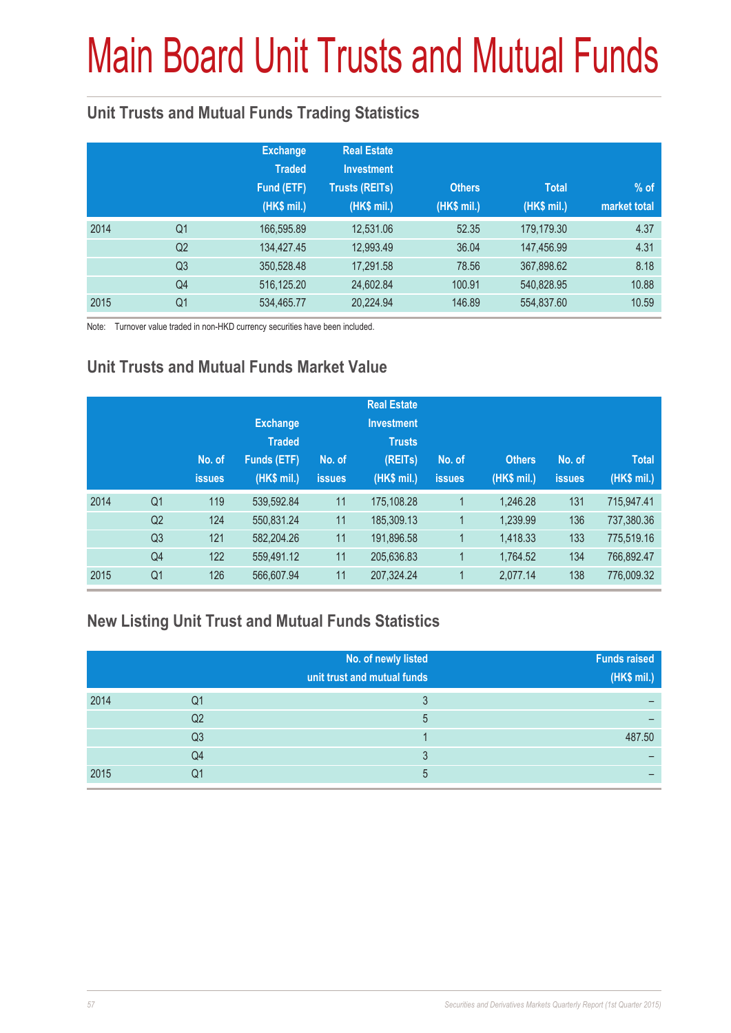# Main Board Unit Trusts and Mutual Funds

## Unit Trusts and Mutual Funds Trading Statistics

| | | Exchange Traded Fund (ETF) (HK$ mil.) | Real Estate Investment Trusts (REITs) (HK$ mil.) | Others (HK$ mil.) | Total (HK$ mil.) | % of market total |
|---|---|---|---|---|---|---|
| 2014 | Q1 | 166,595.89 | 12,531.06 | 52.35 | 179,179.30 | 4.37 |
| | Q2 | 134,427.45 | 12,993.49 | 36.04 | 147,456.99 | 4.31 |
| | Q3 | 350,528.48 | 17,291.58 | 78.56 | 367,898.62 | 8.18 |
| | Q4 | 516,125.20 | 24,602.84 | 100.91 | 540,828.95 | 10.88 |
| 2015 | Q1 | 534,465.77 | 20,224.94 | 146.89 | 554,837.60 | 10.59 |

Note: Turnover value traded in non-HKD currency securities have been included.

## Unit Trusts and Mutual Funds Market Value

| | | No. of issues | Exchange Traded Funds (ETF) (HK$ mil.) | No. of issues | Real Estate Investment Trusts (REITs) (HK$ mil.) | No. of issues | Others (HK$ mil.) | No. of issues | Total (HK$ mil.) |
|---|---|---|---|---|---|---|---|---|---|
| 2014 | Q1 | 119 | 539,592.84 | 11 | 175,108.28 | 1 | 1,246.28 | 131 | 715,947.41 |
| | Q2 | 124 | 550,831.24 | 11 | 185,309.13 | 1 | 1,239.99 | 136 | 737,380.36 |
| | Q3 | 121 | 582,204.26 | 11 | 191,896.58 | 1 | 1,418.33 | 133 | 775,519.16 |
| | Q4 | 122 | 559,491.12 | 11 | 205,636.83 | 1 | 1,764.52 | 134 | 766,892.47 |
| 2015 | Q1 | 126 | 566,607.94 | 11 | 207,324.24 | 1 | 2,077.14 | 138 | 776,009.32 |

## New Listing Unit Trust and Mutual Funds Statistics

| | | No. of newly listed unit trust and mutual funds | Funds raised (HK$ mil.) |
|---|---|---|---|
| 2014 | Q1 | 3 | – |
| | Q2 | 5 | – |
| | Q3 | 1 | 487.50 |
| | Q4 | 3 | – |
| 2015 | Q1 | 5 | – |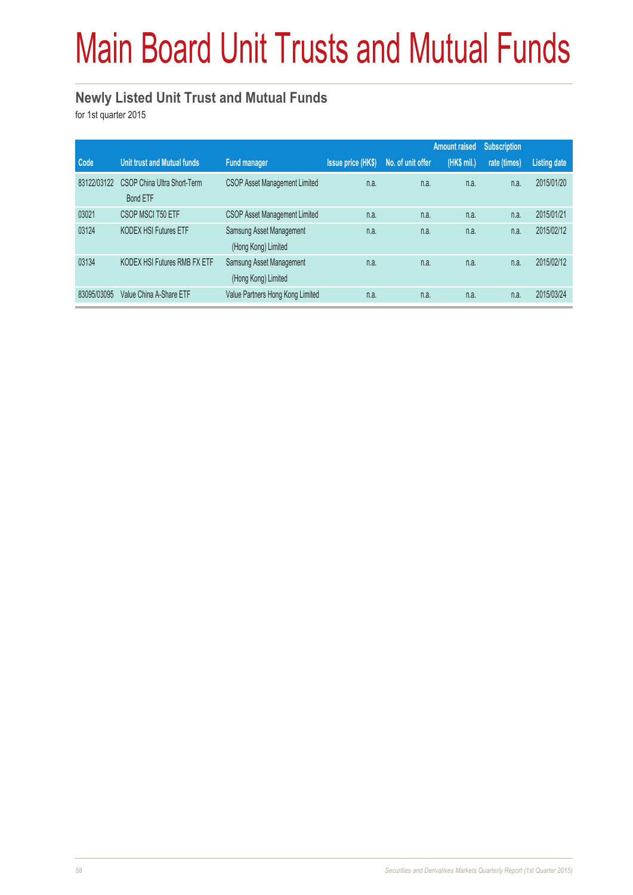# Main Board Unit Trusts and Mutual Funds

## Newly Listed Unit Trust and Mutual Funds

for 1st quarter 2015

| Code | Unit trust and Mutual funds | Fund manager | Issue price (HK$) | No. of unit offer | Amount raised (HK$ mil.) | Subscription rate (times) | Listing date |
|---|---|---|---|---|---|---|---|
| 83122/03122 | CSOP China Ultra Short-Term Bond ETF | CSOP Asset Management Limited | n.a. | n.a. | n.a. | n.a. | 2015/01/20 |
| 03021 | CSOP MSCI T50 ETF | CSOP Asset Management Limited | n.a. | n.a. | n.a. | n.a. | 2015/01/21 |
| 03124 | KODEX HSI Futures ETF | Samsung Asset Management (Hong Kong) Limited | n.a. | n.a. | n.a. | n.a. | 2015/02/12 |
| 03134 | KODEX HSI Futures RMB FX ETF | Samsung Asset Management (Hong Kong) Limited | n.a. | n.a. | n.a. | n.a. | 2015/02/12 |
| 83095/03095 | Value China A-Share ETF | Value Partners Hong Kong Limited | n.a. | n.a. | n.a. | n.a. | 2015/03/24 |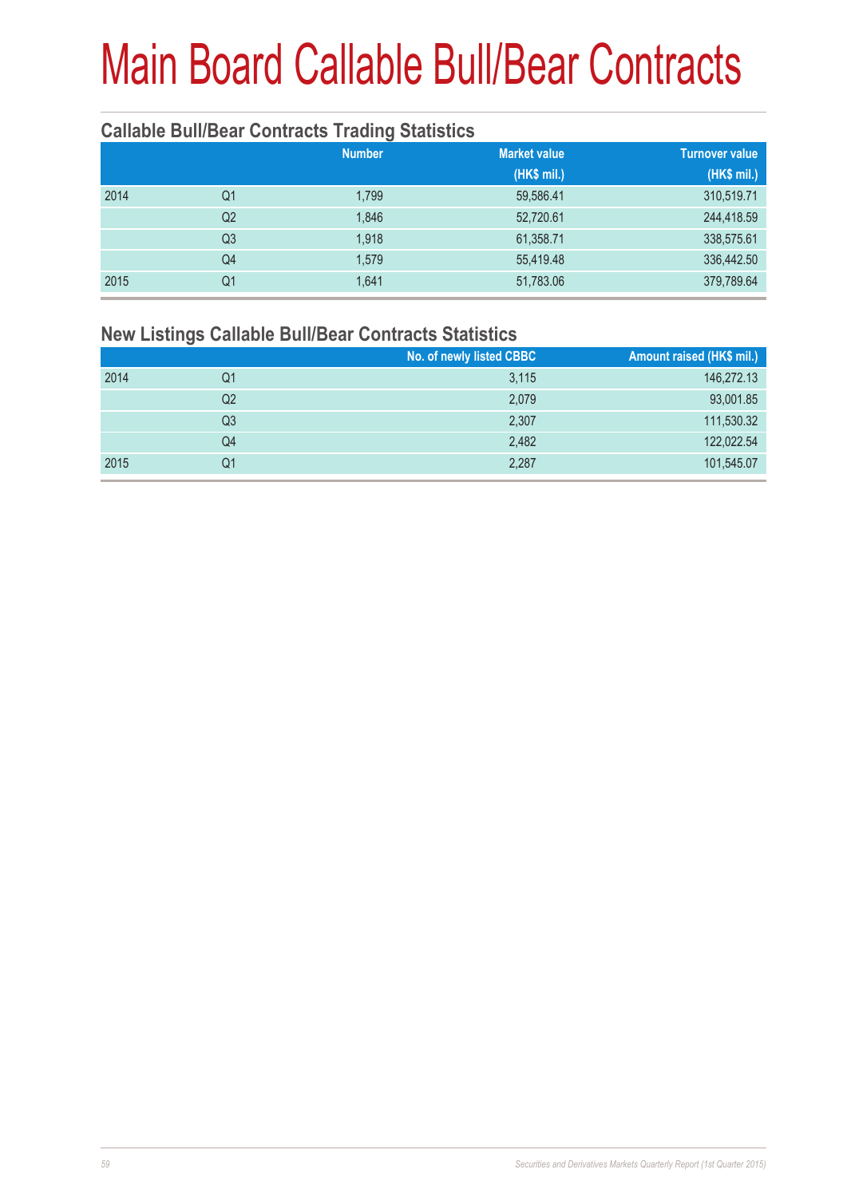# Main Board Callable Bull/Bear Contracts

## Callable Bull/Bear Contracts Trading Statistics

| | | Number | Market value (HK$ mil.) | Turnover value (HK$ mil.) |
|---|---|---|---|---|
| 2014 | Q1 | 1,799 | 59,586.41 | 310,519.71 |
| | Q2 | 1,846 | 52,720.61 | 244,418.59 |
| | Q3 | 1,918 | 61,358.71 | 338,575.61 |
| | Q4 | 1,579 | 55,419.48 | 336,442.50 |
| 2015 | Q1 | 1,641 | 51,783.06 | 379,789.64 |

## New Listings Callable Bull/Bear Contracts Statistics

| | | No. of newly listed CBBC | Amount raised (HK$ mil.) |
|---|---|---|---|
| 2014 | Q1 | 3,115 | 146,272.13 |
| | Q2 | 2,079 | 93,001.85 |
| | Q3 | 2,307 | 111,530.32 |
| | Q4 | 2,482 | 122,022.54 |
| 2015 | Q1 | 2,287 | 101,545.07 |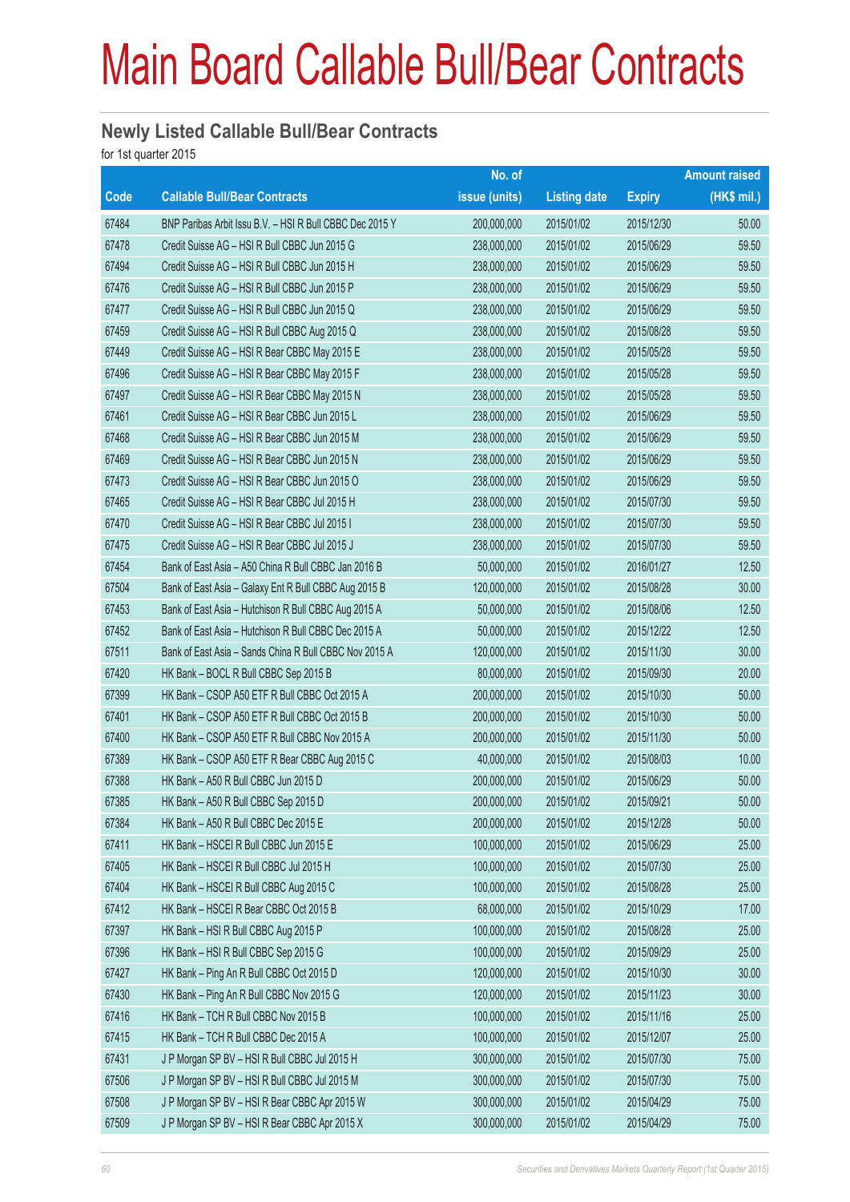# Main Board Callable Bull/Bear Contracts

## Newly Listed Callable Bull/Bear Contracts

for 1st quarter 2015

| Code | Callable Bull/Bear Contracts | No. of issue (units) | Listing date | Expiry | Amount raised (HK$ mil.) |
|---|---|---|---|---|---|
| 67484 | BNP Paribas Arbit Issu B.V. – HSI R Bull CBBC Dec 2015 Y | 200,000,000 | 2015/01/02 | 2015/12/30 | 50.00 |
| 67478 | Credit Suisse AG – HSI R Bull CBBC Jun 2015 G | 238,000,000 | 2015/01/02 | 2015/06/29 | 59.50 |
| 67494 | Credit Suisse AG – HSI R Bull CBBC Jun 2015 H | 238,000,000 | 2015/01/02 | 2015/06/29 | 59.50 |
| 67476 | Credit Suisse AG – HSI R Bull CBBC Jun 2015 P | 238,000,000 | 2015/01/02 | 2015/06/29 | 59.50 |
| 67477 | Credit Suisse AG – HSI R Bull CBBC Jun 2015 Q | 238,000,000 | 2015/01/02 | 2015/06/29 | 59.50 |
| 67459 | Credit Suisse AG – HSI R Bull CBBC Aug 2015 Q | 238,000,000 | 2015/01/02 | 2015/08/28 | 59.50 |
| 67449 | Credit Suisse AG – HSI R Bear CBBC May 2015 E | 238,000,000 | 2015/01/02 | 2015/05/28 | 59.50 |
| 67496 | Credit Suisse AG – HSI R Bear CBBC May 2015 F | 238,000,000 | 2015/01/02 | 2015/05/28 | 59.50 |
| 67497 | Credit Suisse AG – HSI R Bear CBBC May 2015 N | 238,000,000 | 2015/01/02 | 2015/05/28 | 59.50 |
| 67461 | Credit Suisse AG – HSI R Bear CBBC Jun 2015 L | 238,000,000 | 2015/01/02 | 2015/06/29 | 59.50 |
| 67468 | Credit Suisse AG – HSI R Bear CBBC Jun 2015 M | 238,000,000 | 2015/01/02 | 2015/06/29 | 59.50 |
| 67469 | Credit Suisse AG – HSI R Bear CBBC Jun 2015 N | 238,000,000 | 2015/01/02 | 2015/06/29 | 59.50 |
| 67473 | Credit Suisse AG – HSI R Bear CBBC Jun 2015 O | 238,000,000 | 2015/01/02 | 2015/06/29 | 59.50 |
| 67465 | Credit Suisse AG – HSI R Bear CBBC Jul 2015 H | 238,000,000 | 2015/01/02 | 2015/07/30 | 59.50 |
| 67470 | Credit Suisse AG – HSI R Bear CBBC Jul 2015 I | 238,000,000 | 2015/01/02 | 2015/07/30 | 59.50 |
| 67475 | Credit Suisse AG – HSI R Bear CBBC Jul 2015 J | 238,000,000 | 2015/01/02 | 2015/07/30 | 59.50 |
| 67454 | Bank of East Asia – A50 China R Bull CBBC Jan 2016 B | 50,000,000 | 2015/01/02 | 2016/01/27 | 12.50 |
| 67504 | Bank of East Asia – Galaxy Ent R Bull CBBC Aug 2015 B | 120,000,000 | 2015/01/02 | 2015/08/28 | 30.00 |
| 67453 | Bank of East Asia – Hutchison R Bull CBBC Aug 2015 A | 50,000,000 | 2015/01/02 | 2015/08/06 | 12.50 |
| 67452 | Bank of East Asia – Hutchison R Bull CBBC Dec 2015 A | 50,000,000 | 2015/01/02 | 2015/12/22 | 12.50 |
| 67511 | Bank of East Asia – Sands China R Bull CBBC Nov 2015 A | 120,000,000 | 2015/01/02 | 2015/11/30 | 30.00 |
| 67420 | HK Bank – BOCL R Bull CBBC Sep 2015 B | 80,000,000 | 2015/01/02 | 2015/09/30 | 20.00 |
| 67399 | HK Bank – CSOP A50 ETF R Bull CBBC Oct 2015 A | 200,000,000 | 2015/01/02 | 2015/10/30 | 50.00 |
| 67401 | HK Bank – CSOP A50 ETF R Bull CBBC Oct 2015 B | 200,000,000 | 2015/01/02 | 2015/10/30 | 50.00 |
| 67400 | HK Bank – CSOP A50 ETF R Bull CBBC Nov 2015 A | 200,000,000 | 2015/01/02 | 2015/11/30 | 50.00 |
| 67389 | HK Bank – CSOP A50 ETF R Bear CBBC Aug 2015 C | 40,000,000 | 2015/01/02 | 2015/08/03 | 10.00 |
| 67388 | HK Bank – A50 R Bull CBBC Jun 2015 D | 200,000,000 | 2015/01/02 | 2015/06/29 | 50.00 |
| 67385 | HK Bank – A50 R Bull CBBC Sep 2015 D | 200,000,000 | 2015/01/02 | 2015/09/21 | 50.00 |
| 67384 | HK Bank – A50 R Bull CBBC Dec 2015 E | 200,000,000 | 2015/01/02 | 2015/12/28 | 50.00 |
| 67411 | HK Bank – HSCEI R Bull CBBC Jun 2015 E | 100,000,000 | 2015/01/02 | 2015/06/29 | 25.00 |
| 67405 | HK Bank – HSCEI R Bull CBBC Jul 2015 H | 100,000,000 | 2015/01/02 | 2015/07/30 | 25.00 |
| 67404 | HK Bank – HSCEI R Bull CBBC Aug 2015 C | 100,000,000 | 2015/01/02 | 2015/08/28 | 25.00 |
| 67412 | HK Bank – HSCEI R Bear CBBC Oct 2015 B | 68,000,000 | 2015/01/02 | 2015/10/29 | 17.00 |
| 67397 | HK Bank – HSI R Bull CBBC Aug 2015 P | 100,000,000 | 2015/01/02 | 2015/08/28 | 25.00 |
| 67396 | HK Bank – HSI R Bull CBBC Sep 2015 G | 100,000,000 | 2015/01/02 | 2015/09/29 | 25.00 |
| 67427 | HK Bank – Ping An R Bull CBBC Oct 2015 D | 120,000,000 | 2015/01/02 | 2015/10/30 | 30.00 |
| 67430 | HK Bank – Ping An R Bull CBBC Nov 2015 G | 120,000,000 | 2015/01/02 | 2015/11/23 | 30.00 |
| 67416 | HK Bank – TCH R Bull CBBC Nov 2015 B | 100,000,000 | 2015/01/02 | 2015/11/16 | 25.00 |
| 67415 | HK Bank – TCH R Bull CBBC Dec 2015 A | 100,000,000 | 2015/01/02 | 2015/12/07 | 25.00 |
| 67431 | J P Morgan SP BV – HSI R Bull CBBC Jul 2015 H | 300,000,000 | 2015/01/02 | 2015/07/30 | 75.00 |
| 67506 | J P Morgan SP BV – HSI R Bull CBBC Jul 2015 M | 300,000,000 | 2015/01/02 | 2015/07/30 | 75.00 |
| 67508 | J P Morgan SP BV – HSI R Bear CBBC Apr 2015 W | 300,000,000 | 2015/01/02 | 2015/04/29 | 75.00 |
| 67509 | J P Morgan SP BV – HSI R Bear CBBC Apr 2015 X | 300,000,000 | 2015/01/02 | 2015/04/29 | 75.00 |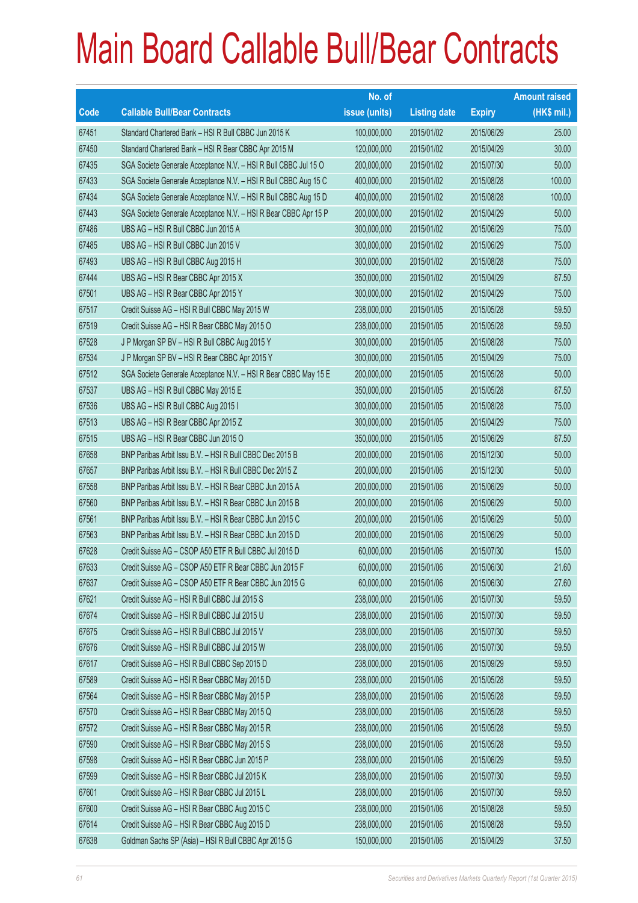# Main Board Callable Bull/Bear Contracts

| Code | Callable Bull/Bear Contracts | No. of issue (units) | Listing date | Expiry | Amount raised (HK$ mil.) |
|---|---|---|---|---|---|
| 67451 | Standard Chartered Bank – HSI R Bull CBBC Jun 2015 K | 100,000,000 | 2015/01/02 | 2015/06/29 | 25.00 |
| 67450 | Standard Chartered Bank – HSI R Bear CBBC Apr 2015 M | 120,000,000 | 2015/01/02 | 2015/04/29 | 30.00 |
| 67435 | SGA Societe Generale Acceptance N.V. – HSI R Bull CBBC Jul 15 O | 200,000,000 | 2015/01/02 | 2015/07/30 | 50.00 |
| 67433 | SGA Societe Generale Acceptance N.V. – HSI R Bull CBBC Aug 15 C | 400,000,000 | 2015/01/02 | 2015/08/28 | 100.00 |
| 67434 | SGA Societe Generale Acceptance N.V. – HSI R Bull CBBC Aug 15 D | 400,000,000 | 2015/01/02 | 2015/08/28 | 100.00 |
| 67443 | SGA Societe Generale Acceptance N.V. – HSI R Bear CBBC Apr 15 P | 200,000,000 | 2015/01/02 | 2015/04/29 | 50.00 |
| 67486 | UBS AG – HSI R Bull CBBC Jun 2015 A | 300,000,000 | 2015/01/02 | 2015/06/29 | 75.00 |
| 67485 | UBS AG – HSI R Bull CBBC Jun 2015 V | 300,000,000 | 2015/01/02 | 2015/06/29 | 75.00 |
| 67493 | UBS AG – HSI R Bull CBBC Aug 2015 H | 300,000,000 | 2015/01/02 | 2015/08/28 | 75.00 |
| 67444 | UBS AG – HSI R Bear CBBC Apr 2015 X | 350,000,000 | 2015/01/02 | 2015/04/29 | 87.50 |
| 67501 | UBS AG – HSI R Bear CBBC Apr 2015 Y | 300,000,000 | 2015/01/02 | 2015/04/29 | 75.00 |
| 67517 | Credit Suisse AG – HSI R Bull CBBC May 2015 W | 238,000,000 | 2015/01/05 | 2015/05/28 | 59.50 |
| 67519 | Credit Suisse AG – HSI R Bear CBBC May 2015 O | 238,000,000 | 2015/01/05 | 2015/05/28 | 59.50 |
| 67528 | J P Morgan SP BV – HSI R Bull CBBC Aug 2015 Y | 300,000,000 | 2015/01/05 | 2015/08/28 | 75.00 |
| 67534 | J P Morgan SP BV – HSI R Bear CBBC Apr 2015 Y | 300,000,000 | 2015/01/05 | 2015/04/29 | 75.00 |
| 67512 | SGA Societe Generale Acceptance N.V. – HSI R Bear CBBC May 15 E | 200,000,000 | 2015/01/05 | 2015/05/28 | 50.00 |
| 67537 | UBS AG – HSI R Bull CBBC May 2015 E | 350,000,000 | 2015/01/05 | 2015/05/28 | 87.50 |
| 67536 | UBS AG – HSI R Bull CBBC Aug 2015 I | 300,000,000 | 2015/01/05 | 2015/08/28 | 75.00 |
| 67513 | UBS AG – HSI R Bear CBBC Apr 2015 Z | 300,000,000 | 2015/01/05 | 2015/04/29 | 75.00 |
| 67515 | UBS AG – HSI R Bear CBBC Jun 2015 O | 350,000,000 | 2015/01/05 | 2015/06/29 | 87.50 |
| 67658 | BNP Paribas Arbit Issu B.V. – HSI R Bull CBBC Dec 2015 B | 200,000,000 | 2015/01/06 | 2015/12/30 | 50.00 |
| 67657 | BNP Paribas Arbit Issu B.V. – HSI R Bull CBBC Dec 2015 Z | 200,000,000 | 2015/01/06 | 2015/12/30 | 50.00 |
| 67558 | BNP Paribas Arbit Issu B.V. – HSI R Bear CBBC Jun 2015 A | 200,000,000 | 2015/01/06 | 2015/06/29 | 50.00 |
| 67560 | BNP Paribas Arbit Issu B.V. – HSI R Bear CBBC Jun 2015 B | 200,000,000 | 2015/01/06 | 2015/06/29 | 50.00 |
| 67561 | BNP Paribas Arbit Issu B.V. – HSI R Bear CBBC Jun 2015 C | 200,000,000 | 2015/01/06 | 2015/06/29 | 50.00 |
| 67563 | BNP Paribas Arbit Issu B.V. – HSI R Bear CBBC Jun 2015 D | 200,000,000 | 2015/01/06 | 2015/06/29 | 50.00 |
| 67628 | Credit Suisse AG – CSOP A50 ETF R Bull CBBC Jul 2015 D | 60,000,000 | 2015/01/06 | 2015/07/30 | 15.00 |
| 67633 | Credit Suisse AG – CSOP A50 ETF R Bear CBBC Jun 2015 F | 60,000,000 | 2015/01/06 | 2015/06/30 | 21.60 |
| 67637 | Credit Suisse AG – CSOP A50 ETF R Bear CBBC Jun 2015 G | 60,000,000 | 2015/01/06 | 2015/06/30 | 27.60 |
| 67621 | Credit Suisse AG – HSI R Bull CBBC Jul 2015 S | 238,000,000 | 2015/01/06 | 2015/07/30 | 59.50 |
| 67674 | Credit Suisse AG – HSI R Bull CBBC Jul 2015 U | 238,000,000 | 2015/01/06 | 2015/07/30 | 59.50 |
| 67675 | Credit Suisse AG – HSI R Bull CBBC Jul 2015 V | 238,000,000 | 2015/01/06 | 2015/07/30 | 59.50 |
| 67676 | Credit Suisse AG – HSI R Bull CBBC Jul 2015 W | 238,000,000 | 2015/01/06 | 2015/07/30 | 59.50 |
| 67617 | Credit Suisse AG – HSI R Bull CBBC Sep 2015 D | 238,000,000 | 2015/01/06 | 2015/09/29 | 59.50 |
| 67589 | Credit Suisse AG – HSI R Bear CBBC May 2015 D | 238,000,000 | 2015/01/06 | 2015/05/28 | 59.50 |
| 67564 | Credit Suisse AG – HSI R Bear CBBC May 2015 P | 238,000,000 | 2015/01/06 | 2015/05/28 | 59.50 |
| 67570 | Credit Suisse AG – HSI R Bear CBBC May 2015 Q | 238,000,000 | 2015/01/06 | 2015/05/28 | 59.50 |
| 67572 | Credit Suisse AG – HSI R Bear CBBC May 2015 R | 238,000,000 | 2015/01/06 | 2015/05/28 | 59.50 |
| 67590 | Credit Suisse AG – HSI R Bear CBBC May 2015 S | 238,000,000 | 2015/01/06 | 2015/05/28 | 59.50 |
| 67598 | Credit Suisse AG – HSI R Bear CBBC Jun 2015 P | 238,000,000 | 2015/01/06 | 2015/06/29 | 59.50 |
| 67599 | Credit Suisse AG – HSI R Bear CBBC Jul 2015 K | 238,000,000 | 2015/01/06 | 2015/07/30 | 59.50 |
| 67601 | Credit Suisse AG – HSI R Bear CBBC Jul 2015 L | 238,000,000 | 2015/01/06 | 2015/07/30 | 59.50 |
| 67600 | Credit Suisse AG – HSI R Bear CBBC Aug 2015 C | 238,000,000 | 2015/01/06 | 2015/08/28 | 59.50 |
| 67614 | Credit Suisse AG – HSI R Bear CBBC Aug 2015 D | 238,000,000 | 2015/01/06 | 2015/08/28 | 59.50 |
| 67638 | Goldman Sachs SP (Asia) – HSI R Bull CBBC Apr 2015 G | 150,000,000 | 2015/01/06 | 2015/04/29 | 37.50 |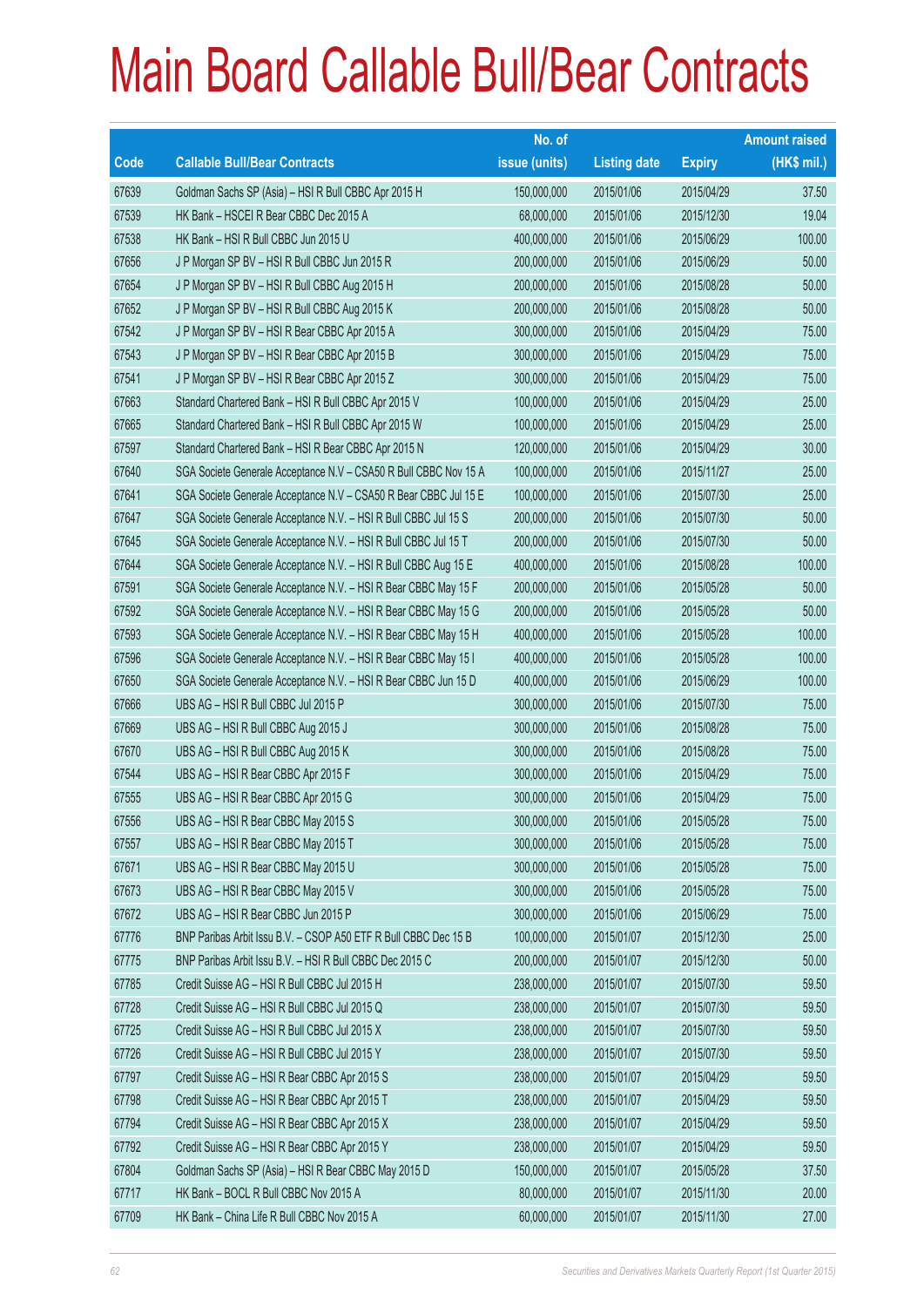# Main Board Callable Bull/Bear Contracts

| Code | Callable Bull/Bear Contracts | No. of issue (units) | Listing date | Expiry | Amount raised (HK$ mil.) |
|---|---|---|---|---|---|
| 67639 | Goldman Sachs SP (Asia) – HSI R Bull CBBC Apr 2015 H | 150,000,000 | 2015/01/06 | 2015/04/29 | 37.50 |
| 67539 | HK Bank – HSCEI R Bear CBBC Dec 2015 A | 68,000,000 | 2015/01/06 | 2015/12/30 | 19.04 |
| 67538 | HK Bank – HSI R Bull CBBC Jun 2015 U | 400,000,000 | 2015/01/06 | 2015/06/29 | 100.00 |
| 67656 | J P Morgan SP BV – HSI R Bull CBBC Jun 2015 R | 200,000,000 | 2015/01/06 | 2015/06/29 | 50.00 |
| 67654 | J P Morgan SP BV – HSI R Bull CBBC Aug 2015 H | 200,000,000 | 2015/01/06 | 2015/08/28 | 50.00 |
| 67652 | J P Morgan SP BV – HSI R Bull CBBC Aug 2015 K | 200,000,000 | 2015/01/06 | 2015/08/28 | 50.00 |
| 67542 | J P Morgan SP BV – HSI R Bear CBBC Apr 2015 A | 300,000,000 | 2015/01/06 | 2015/04/29 | 75.00 |
| 67543 | J P Morgan SP BV – HSI R Bear CBBC Apr 2015 B | 300,000,000 | 2015/01/06 | 2015/04/29 | 75.00 |
| 67541 | J P Morgan SP BV – HSI R Bear CBBC Apr 2015 Z | 300,000,000 | 2015/01/06 | 2015/04/29 | 75.00 |
| 67663 | Standard Chartered Bank – HSI R Bull CBBC Apr 2015 V | 100,000,000 | 2015/01/06 | 2015/04/29 | 25.00 |
| 67665 | Standard Chartered Bank – HSI R Bull CBBC Apr 2015 W | 100,000,000 | 2015/01/06 | 2015/04/29 | 25.00 |
| 67597 | Standard Chartered Bank – HSI R Bear CBBC Apr 2015 N | 120,000,000 | 2015/01/06 | 2015/04/29 | 30.00 |
| 67640 | SGA Societe Generale Acceptance N.V – CSA50 R Bull CBBC Nov 15 A | 100,000,000 | 2015/01/06 | 2015/11/27 | 25.00 |
| 67641 | SGA Societe Generale Acceptance N.V – CSA50 R Bear CBBC Jul 15 E | 100,000,000 | 2015/01/06 | 2015/07/30 | 25.00 |
| 67647 | SGA Societe Generale Acceptance N.V. – HSI R Bull CBBC Jul 15 S | 200,000,000 | 2015/01/06 | 2015/07/30 | 50.00 |
| 67645 | SGA Societe Generale Acceptance N.V. – HSI R Bull CBBC Jul 15 T | 200,000,000 | 2015/01/06 | 2015/07/30 | 50.00 |
| 67644 | SGA Societe Generale Acceptance N.V. – HSI R Bull CBBC Aug 15 E | 400,000,000 | 2015/01/06 | 2015/08/28 | 100.00 |
| 67591 | SGA Societe Generale Acceptance N.V. – HSI R Bear CBBC May 15 F | 200,000,000 | 2015/01/06 | 2015/05/28 | 50.00 |
| 67592 | SGA Societe Generale Acceptance N.V. – HSI R Bear CBBC May 15 G | 200,000,000 | 2015/01/06 | 2015/05/28 | 50.00 |
| 67593 | SGA Societe Generale Acceptance N.V. – HSI R Bear CBBC May 15 H | 400,000,000 | 2015/01/06 | 2015/05/28 | 100.00 |
| 67596 | SGA Societe Generale Acceptance N.V. – HSI R Bear CBBC May 15 I | 400,000,000 | 2015/01/06 | 2015/05/28 | 100.00 |
| 67650 | SGA Societe Generale Acceptance N.V. – HSI R Bear CBBC Jun 15 D | 400,000,000 | 2015/01/06 | 2015/06/29 | 100.00 |
| 67666 | UBS AG – HSI R Bull CBBC Jul 2015 P | 300,000,000 | 2015/01/06 | 2015/07/30 | 75.00 |
| 67669 | UBS AG – HSI R Bull CBBC Aug 2015 J | 300,000,000 | 2015/01/06 | 2015/08/28 | 75.00 |
| 67670 | UBS AG – HSI R Bull CBBC Aug 2015 K | 300,000,000 | 2015/01/06 | 2015/08/28 | 75.00 |
| 67544 | UBS AG – HSI R Bear CBBC Apr 2015 F | 300,000,000 | 2015/01/06 | 2015/04/29 | 75.00 |
| 67555 | UBS AG – HSI R Bear CBBC Apr 2015 G | 300,000,000 | 2015/01/06 | 2015/04/29 | 75.00 |
| 67556 | UBS AG – HSI R Bear CBBC May 2015 S | 300,000,000 | 2015/01/06 | 2015/05/28 | 75.00 |
| 67557 | UBS AG – HSI R Bear CBBC May 2015 T | 300,000,000 | 2015/01/06 | 2015/05/28 | 75.00 |
| 67671 | UBS AG – HSI R Bear CBBC May 2015 U | 300,000,000 | 2015/01/06 | 2015/05/28 | 75.00 |
| 67673 | UBS AG – HSI R Bear CBBC May 2015 V | 300,000,000 | 2015/01/06 | 2015/05/28 | 75.00 |
| 67672 | UBS AG – HSI R Bear CBBC Jun 2015 P | 300,000,000 | 2015/01/06 | 2015/06/29 | 75.00 |
| 67776 | BNP Paribas Arbit Issu B.V. – CSOP A50 ETF R Bull CBBC Dec 15 B | 100,000,000 | 2015/01/07 | 2015/12/30 | 25.00 |
| 67775 | BNP Paribas Arbit Issu B.V. – HSI R Bull CBBC Dec 2015 C | 200,000,000 | 2015/01/07 | 2015/12/30 | 50.00 |
| 67785 | Credit Suisse AG – HSI R Bull CBBC Jul 2015 H | 238,000,000 | 2015/01/07 | 2015/07/30 | 59.50 |
| 67728 | Credit Suisse AG – HSI R Bull CBBC Jul 2015 Q | 238,000,000 | 2015/01/07 | 2015/07/30 | 59.50 |
| 67725 | Credit Suisse AG – HSI R Bull CBBC Jul 2015 X | 238,000,000 | 2015/01/07 | 2015/07/30 | 59.50 |
| 67726 | Credit Suisse AG – HSI R Bull CBBC Jul 2015 Y | 238,000,000 | 2015/01/07 | 2015/07/30 | 59.50 |
| 67797 | Credit Suisse AG – HSI R Bear CBBC Apr 2015 S | 238,000,000 | 2015/01/07 | 2015/04/29 | 59.50 |
| 67798 | Credit Suisse AG – HSI R Bear CBBC Apr 2015 T | 238,000,000 | 2015/01/07 | 2015/04/29 | 59.50 |
| 67794 | Credit Suisse AG – HSI R Bear CBBC Apr 2015 X | 238,000,000 | 2015/01/07 | 2015/04/29 | 59.50 |
| 67792 | Credit Suisse AG – HSI R Bear CBBC Apr 2015 Y | 238,000,000 | 2015/01/07 | 2015/04/29 | 59.50 |
| 67804 | Goldman Sachs SP (Asia) – HSI R Bear CBBC May 2015 D | 150,000,000 | 2015/01/07 | 2015/05/28 | 37.50 |
| 67717 | HK Bank – BOCL R Bull CBBC Nov 2015 A | 80,000,000 | 2015/01/07 | 2015/11/30 | 20.00 |
| 67709 | HK Bank – China Life R Bull CBBC Nov 2015 A | 60,000,000 | 2015/01/07 | 2015/11/30 | 27.00 |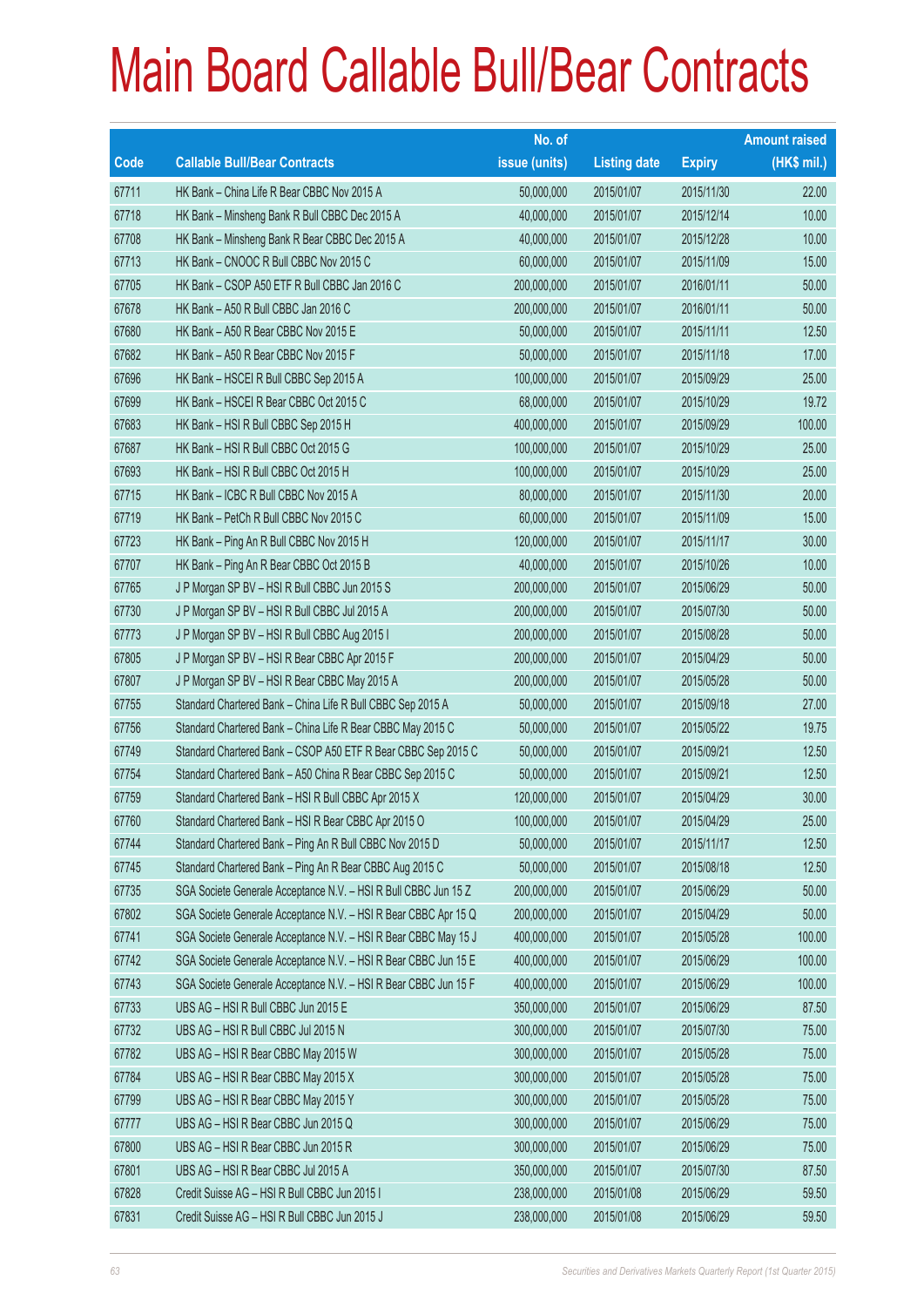# Main Board Callable Bull/Bear Contracts

| Code | Callable Bull/Bear Contracts | No. of issue (units) | Listing date | Expiry | Amount raised (HK$ mil.) |
|---|---|---|---|---|---|
| 67711 | HK Bank – China Life R Bear CBBC Nov 2015 A | 50,000,000 | 2015/01/07 | 2015/11/30 | 22.00 |
| 67718 | HK Bank – Minsheng Bank R Bull CBBC Dec 2015 A | 40,000,000 | 2015/01/07 | 2015/12/14 | 10.00 |
| 67708 | HK Bank – Minsheng Bank R Bear CBBC Dec 2015 A | 40,000,000 | 2015/01/07 | 2015/12/28 | 10.00 |
| 67713 | HK Bank – CNOOC R Bull CBBC Nov 2015 C | 60,000,000 | 2015/01/07 | 2015/11/09 | 15.00 |
| 67705 | HK Bank – CSOP A50 ETF R Bull CBBC Jan 2016 C | 200,000,000 | 2015/01/07 | 2016/01/11 | 50.00 |
| 67678 | HK Bank – A50 R Bull CBBC Jan 2016 C | 200,000,000 | 2015/01/07 | 2016/01/11 | 50.00 |
| 67680 | HK Bank – A50 R Bear CBBC Nov 2015 E | 50,000,000 | 2015/01/07 | 2015/11/11 | 12.50 |
| 67682 | HK Bank – A50 R Bear CBBC Nov 2015 F | 50,000,000 | 2015/01/07 | 2015/11/18 | 17.00 |
| 67696 | HK Bank – HSCEI R Bull CBBC Sep 2015 A | 100,000,000 | 2015/01/07 | 2015/09/29 | 25.00 |
| 67699 | HK Bank – HSCEI R Bear CBBC Oct 2015 C | 68,000,000 | 2015/01/07 | 2015/10/29 | 19.72 |
| 67683 | HK Bank – HSI R Bull CBBC Sep 2015 H | 400,000,000 | 2015/01/07 | 2015/09/29 | 100.00 |
| 67687 | HK Bank – HSI R Bull CBBC Oct 2015 G | 100,000,000 | 2015/01/07 | 2015/10/29 | 25.00 |
| 67693 | HK Bank – HSI R Bull CBBC Oct 2015 H | 100,000,000 | 2015/01/07 | 2015/10/29 | 25.00 |
| 67715 | HK Bank – ICBC R Bull CBBC Nov 2015 A | 80,000,000 | 2015/01/07 | 2015/11/30 | 20.00 |
| 67719 | HK Bank – PetCh R Bull CBBC Nov 2015 C | 60,000,000 | 2015/01/07 | 2015/11/09 | 15.00 |
| 67723 | HK Bank – Ping An R Bull CBBC Nov 2015 H | 120,000,000 | 2015/01/07 | 2015/11/17 | 30.00 |
| 67707 | HK Bank – Ping An R Bear CBBC Oct 2015 B | 40,000,000 | 2015/01/07 | 2015/10/26 | 10.00 |
| 67765 | J P Morgan SP BV – HSI R Bull CBBC Jun 2015 S | 200,000,000 | 2015/01/07 | 2015/06/29 | 50.00 |
| 67730 | J P Morgan SP BV – HSI R Bull CBBC Jul 2015 A | 200,000,000 | 2015/01/07 | 2015/07/30 | 50.00 |
| 67773 | J P Morgan SP BV – HSI R Bull CBBC Aug 2015 I | 200,000,000 | 2015/01/07 | 2015/08/28 | 50.00 |
| 67805 | J P Morgan SP BV – HSI R Bear CBBC Apr 2015 F | 200,000,000 | 2015/01/07 | 2015/04/29 | 50.00 |
| 67807 | J P Morgan SP BV – HSI R Bear CBBC May 2015 A | 200,000,000 | 2015/01/07 | 2015/05/28 | 50.00 |
| 67755 | Standard Chartered Bank – China Life R Bull CBBC Sep 2015 A | 50,000,000 | 2015/01/07 | 2015/09/18 | 27.00 |
| 67756 | Standard Chartered Bank – China Life R Bear CBBC May 2015 C | 50,000,000 | 2015/01/07 | 2015/05/22 | 19.75 |
| 67749 | Standard Chartered Bank – CSOP A50 ETF R Bear CBBC Sep 2015 C | 50,000,000 | 2015/01/07 | 2015/09/21 | 12.50 |
| 67754 | Standard Chartered Bank – A50 China R Bear CBBC Sep 2015 C | 50,000,000 | 2015/01/07 | 2015/09/21 | 12.50 |
| 67759 | Standard Chartered Bank – HSI R Bull CBBC Apr 2015 X | 120,000,000 | 2015/01/07 | 2015/04/29 | 30.00 |
| 67760 | Standard Chartered Bank – HSI R Bear CBBC Apr 2015 O | 100,000,000 | 2015/01/07 | 2015/04/29 | 25.00 |
| 67744 | Standard Chartered Bank – Ping An R Bull CBBC Nov 2015 D | 50,000,000 | 2015/01/07 | 2015/11/17 | 12.50 |
| 67745 | Standard Chartered Bank – Ping An R Bear CBBC Aug 2015 C | 50,000,000 | 2015/01/07 | 2015/08/18 | 12.50 |
| 67735 | SGA Societe Generale Acceptance N.V. – HSI R Bull CBBC Jun 15 Z | 200,000,000 | 2015/01/07 | 2015/06/29 | 50.00 |
| 67802 | SGA Societe Generale Acceptance N.V. – HSI R Bear CBBC Apr 15 Q | 200,000,000 | 2015/01/07 | 2015/04/29 | 50.00 |
| 67741 | SGA Societe Generale Acceptance N.V. – HSI R Bear CBBC May 15 J | 400,000,000 | 2015/01/07 | 2015/05/28 | 100.00 |
| 67742 | SGA Societe Generale Acceptance N.V. – HSI R Bear CBBC Jun 15 E | 400,000,000 | 2015/01/07 | 2015/06/29 | 100.00 |
| 67743 | SGA Societe Generale Acceptance N.V. – HSI R Bear CBBC Jun 15 F | 400,000,000 | 2015/01/07 | 2015/06/29 | 100.00 |
| 67733 | UBS AG – HSI R Bull CBBC Jun 2015 E | 350,000,000 | 2015/01/07 | 2015/06/29 | 87.50 |
| 67732 | UBS AG – HSI R Bull CBBC Jul 2015 N | 300,000,000 | 2015/01/07 | 2015/07/30 | 75.00 |
| 67782 | UBS AG – HSI R Bear CBBC May 2015 W | 300,000,000 | 2015/01/07 | 2015/05/28 | 75.00 |
| 67784 | UBS AG – HSI R Bear CBBC May 2015 X | 300,000,000 | 2015/01/07 | 2015/05/28 | 75.00 |
| 67799 | UBS AG – HSI R Bear CBBC May 2015 Y | 300,000,000 | 2015/01/07 | 2015/05/28 | 75.00 |
| 67777 | UBS AG – HSI R Bear CBBC Jun 2015 Q | 300,000,000 | 2015/01/07 | 2015/06/29 | 75.00 |
| 67800 | UBS AG – HSI R Bear CBBC Jun 2015 R | 300,000,000 | 2015/01/07 | 2015/06/29 | 75.00 |
| 67801 | UBS AG – HSI R Bear CBBC Jul 2015 A | 350,000,000 | 2015/01/07 | 2015/07/30 | 87.50 |
| 67828 | Credit Suisse AG – HSI R Bull CBBC Jun 2015 I | 238,000,000 | 2015/01/08 | 2015/06/29 | 59.50 |
| 67831 | Credit Suisse AG – HSI R Bull CBBC Jun 2015 J | 238,000,000 | 2015/01/08 | 2015/06/29 | 59.50 |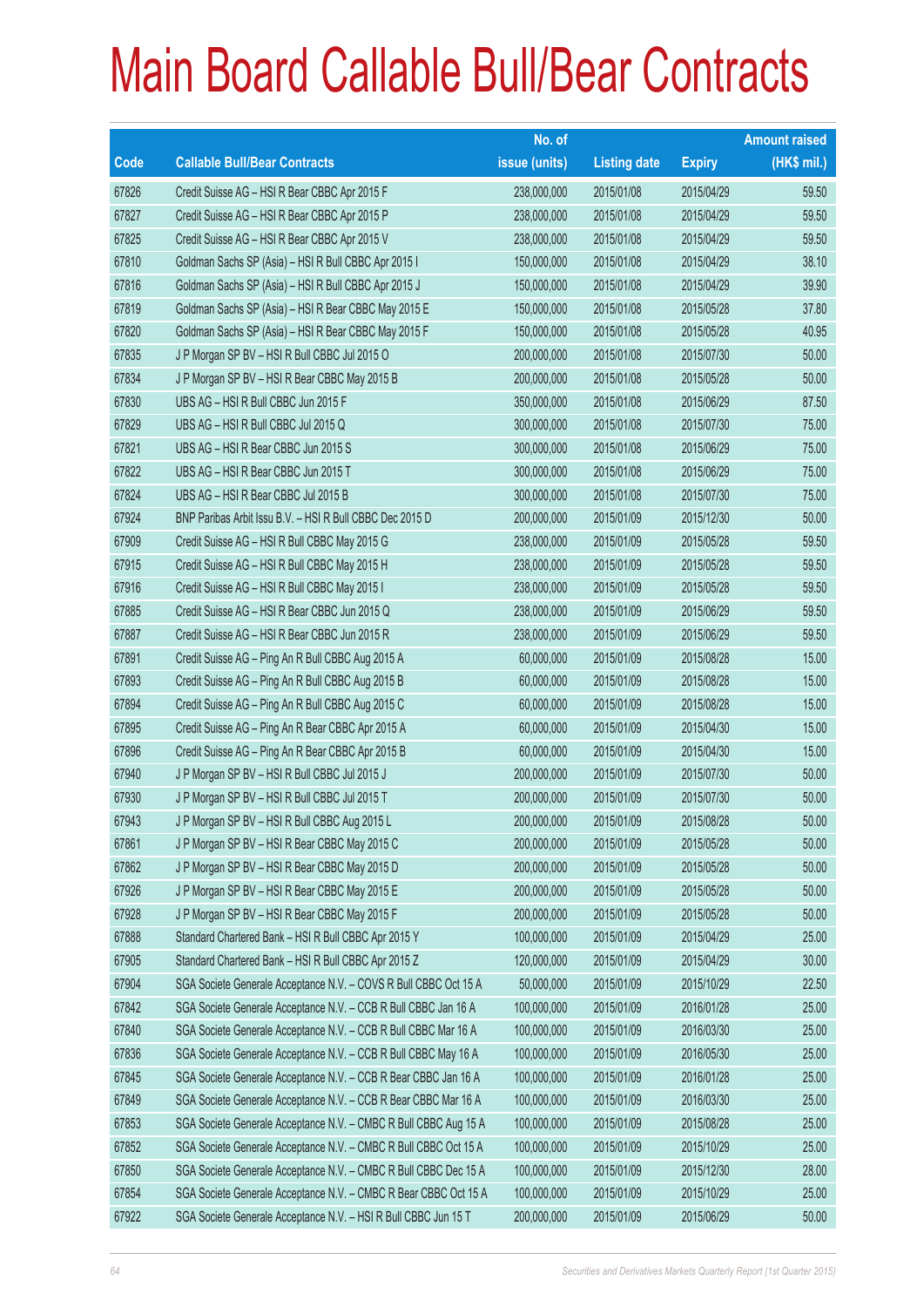# Main Board Callable Bull/Bear Contracts

| Code | Callable Bull/Bear Contracts | No. of issue (units) | Listing date | Expiry | Amount raised (HK$ mil.) |
|---|---|---|---|---|---|
| 67826 | Credit Suisse AG – HSI R Bear CBBC Apr 2015 F | 238,000,000 | 2015/01/08 | 2015/04/29 | 59.50 |
| 67827 | Credit Suisse AG – HSI R Bear CBBC Apr 2015 P | 238,000,000 | 2015/01/08 | 2015/04/29 | 59.50 |
| 67825 | Credit Suisse AG – HSI R Bear CBBC Apr 2015 V | 238,000,000 | 2015/01/08 | 2015/04/29 | 59.50 |
| 67810 | Goldman Sachs SP (Asia) – HSI R Bull CBBC Apr 2015 I | 150,000,000 | 2015/01/08 | 2015/04/29 | 38.10 |
| 67816 | Goldman Sachs SP (Asia) – HSI R Bull CBBC Apr 2015 J | 150,000,000 | 2015/01/08 | 2015/04/29 | 39.90 |
| 67819 | Goldman Sachs SP (Asia) – HSI R Bear CBBC May 2015 E | 150,000,000 | 2015/01/08 | 2015/05/28 | 37.80 |
| 67820 | Goldman Sachs SP (Asia) – HSI R Bear CBBC May 2015 F | 150,000,000 | 2015/01/08 | 2015/05/28 | 40.95 |
| 67835 | J P Morgan SP BV – HSI R Bull CBBC Jul 2015 O | 200,000,000 | 2015/01/08 | 2015/07/30 | 50.00 |
| 67834 | J P Morgan SP BV – HSI R Bear CBBC May 2015 B | 200,000,000 | 2015/01/08 | 2015/05/28 | 50.00 |
| 67830 | UBS AG – HSI R Bull CBBC Jun 2015 F | 350,000,000 | 2015/01/08 | 2015/06/29 | 87.50 |
| 67829 | UBS AG – HSI R Bull CBBC Jul 2015 Q | 300,000,000 | 2015/01/08 | 2015/07/30 | 75.00 |
| 67821 | UBS AG – HSI R Bear CBBC Jun 2015 S | 300,000,000 | 2015/01/08 | 2015/06/29 | 75.00 |
| 67822 | UBS AG – HSI R Bear CBBC Jun 2015 T | 300,000,000 | 2015/01/08 | 2015/06/29 | 75.00 |
| 67824 | UBS AG – HSI R Bear CBBC Jul 2015 B | 300,000,000 | 2015/01/08 | 2015/07/30 | 75.00 |
| 67924 | BNP Paribas Arbit Issu B.V. – HSI R Bull CBBC Dec 2015 D | 200,000,000 | 2015/01/09 | 2015/12/30 | 50.00 |
| 67909 | Credit Suisse AG – HSI R Bull CBBC May 2015 G | 238,000,000 | 2015/01/09 | 2015/05/28 | 59.50 |
| 67915 | Credit Suisse AG – HSI R Bull CBBC May 2015 H | 238,000,000 | 2015/01/09 | 2015/05/28 | 59.50 |
| 67916 | Credit Suisse AG – HSI R Bull CBBC May 2015 I | 238,000,000 | 2015/01/09 | 2015/05/28 | 59.50 |
| 67885 | Credit Suisse AG – HSI R Bear CBBC Jun 2015 Q | 238,000,000 | 2015/01/09 | 2015/06/29 | 59.50 |
| 67887 | Credit Suisse AG – HSI R Bear CBBC Jun 2015 R | 238,000,000 | 2015/01/09 | 2015/06/29 | 59.50 |
| 67891 | Credit Suisse AG – Ping An R Bull CBBC Aug 2015 A | 60,000,000 | 2015/01/09 | 2015/08/28 | 15.00 |
| 67893 | Credit Suisse AG – Ping An R Bull CBBC Aug 2015 B | 60,000,000 | 2015/01/09 | 2015/08/28 | 15.00 |
| 67894 | Credit Suisse AG – Ping An R Bull CBBC Aug 2015 C | 60,000,000 | 2015/01/09 | 2015/08/28 | 15.00 |
| 67895 | Credit Suisse AG – Ping An R Bear CBBC Apr 2015 A | 60,000,000 | 2015/01/09 | 2015/04/30 | 15.00 |
| 67896 | Credit Suisse AG – Ping An R Bear CBBC Apr 2015 B | 60,000,000 | 2015/01/09 | 2015/04/30 | 15.00 |
| 67940 | J P Morgan SP BV – HSI R Bull CBBC Jul 2015 J | 200,000,000 | 2015/01/09 | 2015/07/30 | 50.00 |
| 67930 | J P Morgan SP BV – HSI R Bull CBBC Jul 2015 T | 200,000,000 | 2015/01/09 | 2015/07/30 | 50.00 |
| 67943 | J P Morgan SP BV – HSI R Bull CBBC Aug 2015 L | 200,000,000 | 2015/01/09 | 2015/08/28 | 50.00 |
| 67861 | J P Morgan SP BV – HSI R Bear CBBC May 2015 C | 200,000,000 | 2015/01/09 | 2015/05/28 | 50.00 |
| 67862 | J P Morgan SP BV – HSI R Bear CBBC May 2015 D | 200,000,000 | 2015/01/09 | 2015/05/28 | 50.00 |
| 67926 | J P Morgan SP BV – HSI R Bear CBBC May 2015 E | 200,000,000 | 2015/01/09 | 2015/05/28 | 50.00 |
| 67928 | J P Morgan SP BV – HSI R Bear CBBC May 2015 F | 200,000,000 | 2015/01/09 | 2015/05/28 | 50.00 |
| 67888 | Standard Chartered Bank – HSI R Bull CBBC Apr 2015 Y | 100,000,000 | 2015/01/09 | 2015/04/29 | 25.00 |
| 67905 | Standard Chartered Bank – HSI R Bull CBBC Apr 2015 Z | 120,000,000 | 2015/01/09 | 2015/04/29 | 30.00 |
| 67904 | SGA Societe Generale Acceptance N.V. – COVS R Bull CBBC Oct 15 A | 50,000,000 | 2015/01/09 | 2015/10/29 | 22.50 |
| 67842 | SGA Societe Generale Acceptance N.V. – CCB R Bull CBBC Jan 16 A | 100,000,000 | 2015/01/09 | 2016/01/28 | 25.00 |
| 67840 | SGA Societe Generale Acceptance N.V. – CCB R Bull CBBC Mar 16 A | 100,000,000 | 2015/01/09 | 2016/03/30 | 25.00 |
| 67836 | SGA Societe Generale Acceptance N.V. – CCB R Bull CBBC May 16 A | 100,000,000 | 2015/01/09 | 2016/05/30 | 25.00 |
| 67845 | SGA Societe Generale Acceptance N.V. – CCB R Bear CBBC Jan 16 A | 100,000,000 | 2015/01/09 | 2016/01/28 | 25.00 |
| 67849 | SGA Societe Generale Acceptance N.V. – CCB R Bear CBBC Mar 16 A | 100,000,000 | 2015/01/09 | 2016/03/30 | 25.00 |
| 67853 | SGA Societe Generale Acceptance N.V. – CMBC R Bull CBBC Aug 15 A | 100,000,000 | 2015/01/09 | 2015/08/28 | 25.00 |
| 67852 | SGA Societe Generale Acceptance N.V. – CMBC R Bull CBBC Oct 15 A | 100,000,000 | 2015/01/09 | 2015/10/29 | 25.00 |
| 67850 | SGA Societe Generale Acceptance N.V. – CMBC R Bull CBBC Dec 15 A | 100,000,000 | 2015/01/09 | 2015/12/30 | 28.00 |
| 67854 | SGA Societe Generale Acceptance N.V. – CMBC R Bear CBBC Oct 15 A | 100,000,000 | 2015/01/09 | 2015/10/29 | 25.00 |
| 67922 | SGA Societe Generale Acceptance N.V. – HSI R Bull CBBC Jun 15 T | 200,000,000 | 2015/01/09 | 2015/06/29 | 50.00 |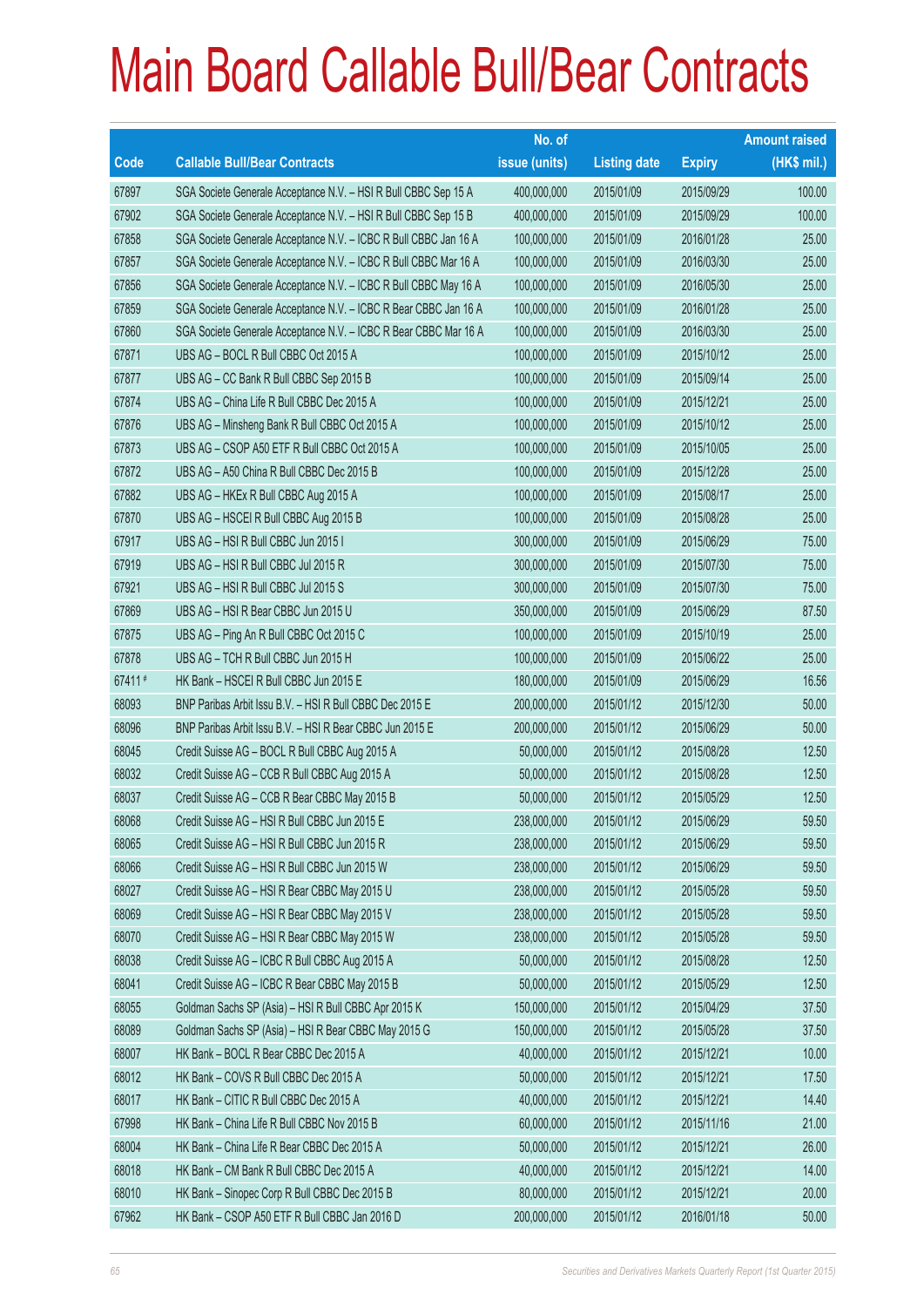# Main Board Callable Bull/Bear Contracts

| Code | Callable Bull/Bear Contracts | No. of issue (units) | Listing date | Expiry | Amount raised (HK$ mil.) |
|---|---|---|---|---|---|
| 67897 | SGA Societe Generale Acceptance N.V. – HSI R Bull CBBC Sep 15 A | 400,000,000 | 2015/01/09 | 2015/09/29 | 100.00 |
| 67902 | SGA Societe Generale Acceptance N.V. – HSI R Bull CBBC Sep 15 B | 400,000,000 | 2015/01/09 | 2015/09/29 | 100.00 |
| 67858 | SGA Societe Generale Acceptance N.V. – ICBC R Bull CBBC Jan 16 A | 100,000,000 | 2015/01/09 | 2016/01/28 | 25.00 |
| 67857 | SGA Societe Generale Acceptance N.V. – ICBC R Bull CBBC Mar 16 A | 100,000,000 | 2015/01/09 | 2016/03/30 | 25.00 |
| 67856 | SGA Societe Generale Acceptance N.V. – ICBC R Bull CBBC May 16 A | 100,000,000 | 2015/01/09 | 2016/05/30 | 25.00 |
| 67859 | SGA Societe Generale Acceptance N.V. – ICBC R Bear CBBC Jan 16 A | 100,000,000 | 2015/01/09 | 2016/01/28 | 25.00 |
| 67860 | SGA Societe Generale Acceptance N.V. – ICBC R Bear CBBC Mar 16 A | 100,000,000 | 2015/01/09 | 2016/03/30 | 25.00 |
| 67871 | UBS AG – BOCL R Bull CBBC Oct 2015 A | 100,000,000 | 2015/01/09 | 2015/10/12 | 25.00 |
| 67877 | UBS AG – CC Bank R Bull CBBC Sep 2015 B | 100,000,000 | 2015/01/09 | 2015/09/14 | 25.00 |
| 67874 | UBS AG – China Life R Bull CBBC Dec 2015 A | 100,000,000 | 2015/01/09 | 2015/12/21 | 25.00 |
| 67876 | UBS AG – Minsheng Bank R Bull CBBC Oct 2015 A | 100,000,000 | 2015/01/09 | 2015/10/12 | 25.00 |
| 67873 | UBS AG – CSOP A50 ETF R Bull CBBC Oct 2015 A | 100,000,000 | 2015/01/09 | 2015/10/05 | 25.00 |
| 67872 | UBS AG – A50 China R Bull CBBC Dec 2015 B | 100,000,000 | 2015/01/09 | 2015/12/28 | 25.00 |
| 67882 | UBS AG – HKEx R Bull CBBC Aug 2015 A | 100,000,000 | 2015/01/09 | 2015/08/17 | 25.00 |
| 67870 | UBS AG – HSCEI R Bull CBBC Aug 2015 B | 100,000,000 | 2015/01/09 | 2015/08/28 | 25.00 |
| 67917 | UBS AG – HSI R Bull CBBC Jun 2015 I | 300,000,000 | 2015/01/09 | 2015/06/29 | 75.00 |
| 67919 | UBS AG – HSI R Bull CBBC Jul 2015 R | 300,000,000 | 2015/01/09 | 2015/07/30 | 75.00 |
| 67921 | UBS AG – HSI R Bull CBBC Jul 2015 S | 300,000,000 | 2015/01/09 | 2015/07/30 | 75.00 |
| 67869 | UBS AG – HSI R Bear CBBC Jun 2015 U | 350,000,000 | 2015/01/09 | 2015/06/29 | 87.50 |
| 67875 | UBS AG – Ping An R Bull CBBC Oct 2015 C | 100,000,000 | 2015/01/09 | 2015/10/19 | 25.00 |
| 67878 | UBS AG – TCH R Bull CBBC Jun 2015 H | 100,000,000 | 2015/01/09 | 2015/06/22 | 25.00 |
| 67411 # | HK Bank – HSCEI R Bull CBBC Jun 2015 E | 180,000,000 | 2015/01/09 | 2015/06/29 | 16.56 |
| 68093 | BNP Paribas Arbit Issu B.V. – HSI R Bull CBBC Dec 2015 E | 200,000,000 | 2015/01/12 | 2015/12/30 | 50.00 |
| 68096 | BNP Paribas Arbit Issu B.V. – HSI R Bear CBBC Jun 2015 E | 200,000,000 | 2015/01/12 | 2015/06/29 | 50.00 |
| 68045 | Credit Suisse AG – BOCL R Bull CBBC Aug 2015 A | 50,000,000 | 2015/01/12 | 2015/08/28 | 12.50 |
| 68032 | Credit Suisse AG – CCB R Bull CBBC Aug 2015 A | 50,000,000 | 2015/01/12 | 2015/08/28 | 12.50 |
| 68037 | Credit Suisse AG – CCB R Bear CBBC May 2015 B | 50,000,000 | 2015/01/12 | 2015/05/29 | 12.50 |
| 68068 | Credit Suisse AG – HSI R Bull CBBC Jun 2015 E | 238,000,000 | 2015/01/12 | 2015/06/29 | 59.50 |
| 68065 | Credit Suisse AG – HSI R Bull CBBC Jun 2015 R | 238,000,000 | 2015/01/12 | 2015/06/29 | 59.50 |
| 68066 | Credit Suisse AG – HSI R Bull CBBC Jun 2015 W | 238,000,000 | 2015/01/12 | 2015/06/29 | 59.50 |
| 68027 | Credit Suisse AG – HSI R Bear CBBC May 2015 U | 238,000,000 | 2015/01/12 | 2015/05/28 | 59.50 |
| 68069 | Credit Suisse AG – HSI R Bear CBBC May 2015 V | 238,000,000 | 2015/01/12 | 2015/05/28 | 59.50 |
| 68070 | Credit Suisse AG – HSI R Bear CBBC May 2015 W | 238,000,000 | 2015/01/12 | 2015/05/28 | 59.50 |
| 68038 | Credit Suisse AG – ICBC R Bull CBBC Aug 2015 A | 50,000,000 | 2015/01/12 | 2015/08/28 | 12.50 |
| 68041 | Credit Suisse AG – ICBC R Bear CBBC May 2015 B | 50,000,000 | 2015/01/12 | 2015/05/29 | 12.50 |
| 68055 | Goldman Sachs SP (Asia) – HSI R Bull CBBC Apr 2015 K | 150,000,000 | 2015/01/12 | 2015/04/29 | 37.50 |
| 68089 | Goldman Sachs SP (Asia) – HSI R Bear CBBC May 2015 G | 150,000,000 | 2015/01/12 | 2015/05/28 | 37.50 |
| 68007 | HK Bank – BOCL R Bear CBBC Dec 2015 A | 40,000,000 | 2015/01/12 | 2015/12/21 | 10.00 |
| 68012 | HK Bank – COVS R Bull CBBC Dec 2015 A | 50,000,000 | 2015/01/12 | 2015/12/21 | 17.50 |
| 68017 | HK Bank – CITIC R Bull CBBC Dec 2015 A | 40,000,000 | 2015/01/12 | 2015/12/21 | 14.40 |
| 67998 | HK Bank – China Life R Bull CBBC Nov 2015 B | 60,000,000 | 2015/01/12 | 2015/11/16 | 21.00 |
| 68004 | HK Bank – China Life R Bear CBBC Dec 2015 A | 50,000,000 | 2015/01/12 | 2015/12/21 | 26.00 |
| 68018 | HK Bank – CM Bank R Bull CBBC Dec 2015 A | 40,000,000 | 2015/01/12 | 2015/12/21 | 14.00 |
| 68010 | HK Bank – Sinopec Corp R Bull CBBC Dec 2015 B | 80,000,000 | 2015/01/12 | 2015/12/21 | 20.00 |
| 67962 | HK Bank – CSOP A50 ETF R Bull CBBC Jan 2016 D | 200,000,000 | 2015/01/12 | 2016/01/18 | 50.00 |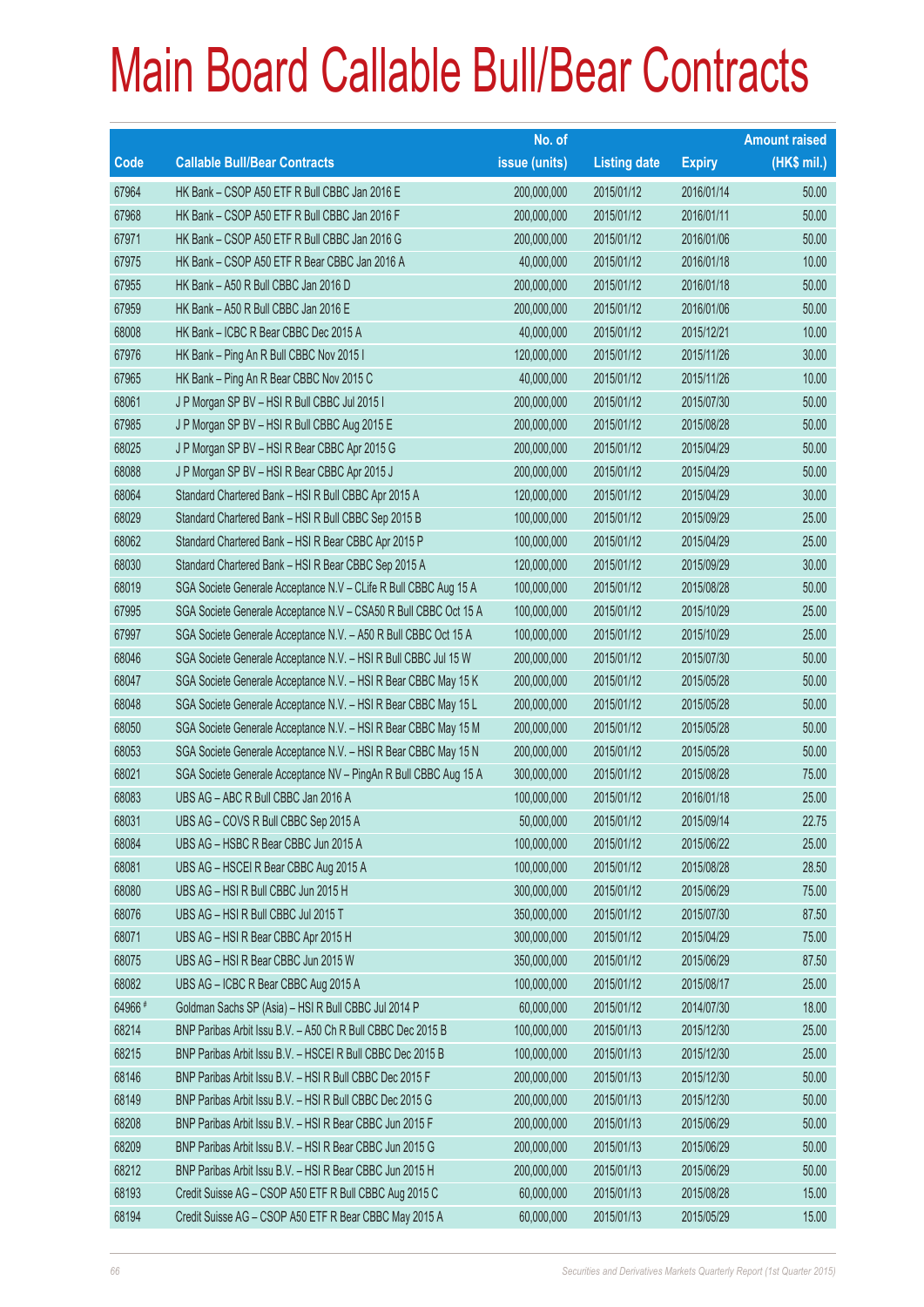# Main Board Callable Bull/Bear Contracts

| Code | Callable Bull/Bear Contracts | No. of issue (units) | Listing date | Expiry | Amount raised (HK$ mil.) |
|---|---|---|---|---|---|
| 67964 | HK Bank – CSOP A50 ETF R Bull CBBC Jan 2016 E | 200,000,000 | 2015/01/12 | 2016/01/14 | 50.00 |
| 67968 | HK Bank – CSOP A50 ETF R Bull CBBC Jan 2016 F | 200,000,000 | 2015/01/12 | 2016/01/11 | 50.00 |
| 67971 | HK Bank – CSOP A50 ETF R Bull CBBC Jan 2016 G | 200,000,000 | 2015/01/12 | 2016/01/06 | 50.00 |
| 67975 | HK Bank – CSOP A50 ETF R Bear CBBC Jan 2016 A | 40,000,000 | 2015/01/12 | 2016/01/18 | 10.00 |
| 67955 | HK Bank – A50 R Bull CBBC Jan 2016 D | 200,000,000 | 2015/01/12 | 2016/01/18 | 50.00 |
| 67959 | HK Bank – A50 R Bull CBBC Jan 2016 E | 200,000,000 | 2015/01/12 | 2016/01/06 | 50.00 |
| 68008 | HK Bank – ICBC R Bear CBBC Dec 2015 A | 40,000,000 | 2015/01/12 | 2015/12/21 | 10.00 |
| 67976 | HK Bank – Ping An R Bull CBBC Nov 2015 I | 120,000,000 | 2015/01/12 | 2015/11/26 | 30.00 |
| 67965 | HK Bank – Ping An R Bear CBBC Nov 2015 C | 40,000,000 | 2015/01/12 | 2015/11/26 | 10.00 |
| 68061 | J P Morgan SP BV – HSI R Bull CBBC Jul 2015 I | 200,000,000 | 2015/01/12 | 2015/07/30 | 50.00 |
| 67985 | J P Morgan SP BV – HSI R Bull CBBC Aug 2015 E | 200,000,000 | 2015/01/12 | 2015/08/28 | 50.00 |
| 68025 | J P Morgan SP BV – HSI R Bear CBBC Apr 2015 G | 200,000,000 | 2015/01/12 | 2015/04/29 | 50.00 |
| 68088 | J P Morgan SP BV – HSI R Bear CBBC Apr 2015 J | 200,000,000 | 2015/01/12 | 2015/04/29 | 50.00 |
| 68064 | Standard Chartered Bank – HSI R Bull CBBC Apr 2015 A | 120,000,000 | 2015/01/12 | 2015/04/29 | 30.00 |
| 68029 | Standard Chartered Bank – HSI R Bull CBBC Sep 2015 B | 100,000,000 | 2015/01/12 | 2015/09/29 | 25.00 |
| 68062 | Standard Chartered Bank – HSI R Bear CBBC Apr 2015 P | 100,000,000 | 2015/01/12 | 2015/04/29 | 25.00 |
| 68030 | Standard Chartered Bank – HSI R Bear CBBC Sep 2015 A | 120,000,000 | 2015/01/12 | 2015/09/29 | 30.00 |
| 68019 | SGA Societe Generale Acceptance N.V – CLife R Bull CBBC Aug 15 A | 100,000,000 | 2015/01/12 | 2015/08/28 | 50.00 |
| 67995 | SGA Societe Generale Acceptance N.V – CSA50 R Bull CBBC Oct 15 A | 100,000,000 | 2015/01/12 | 2015/10/29 | 25.00 |
| 67997 | SGA Societe Generale Acceptance N.V. – A50 R Bull CBBC Oct 15 A | 100,000,000 | 2015/01/12 | 2015/10/29 | 25.00 |
| 68046 | SGA Societe Generale Acceptance N.V. – HSI R Bull CBBC Jul 15 W | 200,000,000 | 2015/01/12 | 2015/07/30 | 50.00 |
| 68047 | SGA Societe Generale Acceptance N.V. – HSI R Bear CBBC May 15 K | 200,000,000 | 2015/01/12 | 2015/05/28 | 50.00 |
| 68048 | SGA Societe Generale Acceptance N.V. – HSI R Bear CBBC May 15 L | 200,000,000 | 2015/01/12 | 2015/05/28 | 50.00 |
| 68050 | SGA Societe Generale Acceptance N.V. – HSI R Bear CBBC May 15 M | 200,000,000 | 2015/01/12 | 2015/05/28 | 50.00 |
| 68053 | SGA Societe Generale Acceptance N.V. – HSI R Bear CBBC May 15 N | 200,000,000 | 2015/01/12 | 2015/05/28 | 50.00 |
| 68021 | SGA Societe Generale Acceptance NV – PingAn R Bull CBBC Aug 15 A | 300,000,000 | 2015/01/12 | 2015/08/28 | 75.00 |
| 68083 | UBS AG – ABC R Bull CBBC Jan 2016 A | 100,000,000 | 2015/01/12 | 2016/01/18 | 25.00 |
| 68031 | UBS AG – COVS R Bull CBBC Sep 2015 A | 50,000,000 | 2015/01/12 | 2015/09/14 | 22.75 |
| 68084 | UBS AG – HSBC R Bear CBBC Jun 2015 A | 100,000,000 | 2015/01/12 | 2015/06/22 | 25.00 |
| 68081 | UBS AG – HSCEI R Bear CBBC Aug 2015 A | 100,000,000 | 2015/01/12 | 2015/08/28 | 28.50 |
| 68080 | UBS AG – HSI R Bull CBBC Jun 2015 H | 300,000,000 | 2015/01/12 | 2015/06/29 | 75.00 |
| 68076 | UBS AG – HSI R Bull CBBC Jul 2015 T | 350,000,000 | 2015/01/12 | 2015/07/30 | 87.50 |
| 68071 | UBS AG – HSI R Bear CBBC Apr 2015 H | 300,000,000 | 2015/01/12 | 2015/04/29 | 75.00 |
| 68075 | UBS AG – HSI R Bear CBBC Jun 2015 W | 350,000,000 | 2015/01/12 | 2015/06/29 | 87.50 |
| 68082 | UBS AG – ICBC R Bear CBBC Aug 2015 A | 100,000,000 | 2015/01/12 | 2015/08/17 | 25.00 |
| 64966 # | Goldman Sachs SP (Asia) – HSI R Bull CBBC Jul 2014 P | 60,000,000 | 2015/01/12 | 2014/07/30 | 18.00 |
| 68214 | BNP Paribas Arbit Issu B.V. – A50 Ch R Bull CBBC Dec 2015 B | 100,000,000 | 2015/01/13 | 2015/12/30 | 25.00 |
| 68215 | BNP Paribas Arbit Issu B.V. – HSCEI R Bull CBBC Dec 2015 B | 100,000,000 | 2015/01/13 | 2015/12/30 | 25.00 |
| 68146 | BNP Paribas Arbit Issu B.V. – HSI R Bull CBBC Dec 2015 F | 200,000,000 | 2015/01/13 | 2015/12/30 | 50.00 |
| 68149 | BNP Paribas Arbit Issu B.V. – HSI R Bull CBBC Dec 2015 G | 200,000,000 | 2015/01/13 | 2015/12/30 | 50.00 |
| 68208 | BNP Paribas Arbit Issu B.V. – HSI R Bear CBBC Jun 2015 F | 200,000,000 | 2015/01/13 | 2015/06/29 | 50.00 |
| 68209 | BNP Paribas Arbit Issu B.V. – HSI R Bear CBBC Jun 2015 G | 200,000,000 | 2015/01/13 | 2015/06/29 | 50.00 |
| 68212 | BNP Paribas Arbit Issu B.V. – HSI R Bear CBBC Jun 2015 H | 200,000,000 | 2015/01/13 | 2015/06/29 | 50.00 |
| 68193 | Credit Suisse AG – CSOP A50 ETF R Bull CBBC Aug 2015 C | 60,000,000 | 2015/01/13 | 2015/08/28 | 15.00 |
| 68194 | Credit Suisse AG – CSOP A50 ETF R Bear CBBC May 2015 A | 60,000,000 | 2015/01/13 | 2015/05/29 | 15.00 |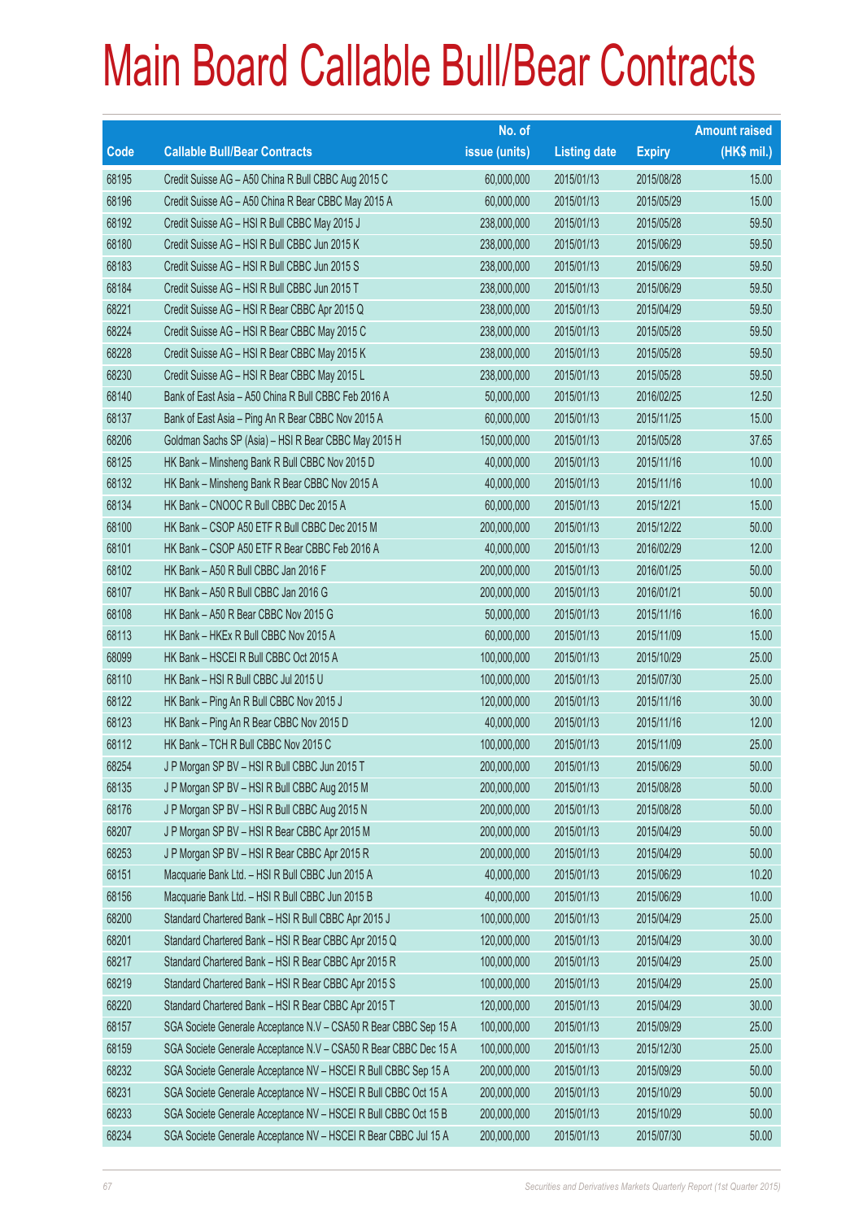# Main Board Callable Bull/Bear Contracts

| Code | Callable Bull/Bear Contracts | No. of issue (units) | Listing date | Expiry | Amount raised (HK$ mil.) |
|---|---|---|---|---|---|
| 68195 | Credit Suisse AG – A50 China R Bull CBBC Aug 2015 C | 60,000,000 | 2015/01/13 | 2015/08/28 | 15.00 |
| 68196 | Credit Suisse AG – A50 China R Bear CBBC May 2015 A | 60,000,000 | 2015/01/13 | 2015/05/29 | 15.00 |
| 68192 | Credit Suisse AG – HSI R Bull CBBC May 2015 J | 238,000,000 | 2015/01/13 | 2015/05/28 | 59.50 |
| 68180 | Credit Suisse AG – HSI R Bull CBBC Jun 2015 K | 238,000,000 | 2015/01/13 | 2015/06/29 | 59.50 |
| 68183 | Credit Suisse AG – HSI R Bull CBBC Jun 2015 S | 238,000,000 | 2015/01/13 | 2015/06/29 | 59.50 |
| 68184 | Credit Suisse AG – HSI R Bull CBBC Jun 2015 T | 238,000,000 | 2015/01/13 | 2015/06/29 | 59.50 |
| 68221 | Credit Suisse AG – HSI R Bear CBBC Apr 2015 Q | 238,000,000 | 2015/01/13 | 2015/04/29 | 59.50 |
| 68224 | Credit Suisse AG – HSI R Bear CBBC May 2015 C | 238,000,000 | 2015/01/13 | 2015/05/28 | 59.50 |
| 68228 | Credit Suisse AG – HSI R Bear CBBC May 2015 K | 238,000,000 | 2015/01/13 | 2015/05/28 | 59.50 |
| 68230 | Credit Suisse AG – HSI R Bear CBBC May 2015 L | 238,000,000 | 2015/01/13 | 2015/05/28 | 59.50 |
| 68140 | Bank of East Asia – A50 China R Bull CBBC Feb 2016 A | 50,000,000 | 2015/01/13 | 2016/02/25 | 12.50 |
| 68137 | Bank of East Asia – Ping An R Bear CBBC Nov 2015 A | 60,000,000 | 2015/01/13 | 2015/11/25 | 15.00 |
| 68206 | Goldman Sachs SP (Asia) – HSI R Bear CBBC May 2015 H | 150,000,000 | 2015/01/13 | 2015/05/28 | 37.65 |
| 68125 | HK Bank – Minsheng Bank R Bull CBBC Nov 2015 D | 40,000,000 | 2015/01/13 | 2015/11/16 | 10.00 |
| 68132 | HK Bank – Minsheng Bank R Bear CBBC Nov 2015 A | 40,000,000 | 2015/01/13 | 2015/11/16 | 10.00 |
| 68134 | HK Bank – CNOOC R Bull CBBC Dec 2015 A | 60,000,000 | 2015/01/13 | 2015/12/21 | 15.00 |
| 68100 | HK Bank – CSOP A50 ETF R Bull CBBC Dec 2015 M | 200,000,000 | 2015/01/13 | 2015/12/22 | 50.00 |
| 68101 | HK Bank – CSOP A50 ETF R Bear CBBC Feb 2016 A | 40,000,000 | 2015/01/13 | 2016/02/29 | 12.00 |
| 68102 | HK Bank – A50 R Bull CBBC Jan 2016 F | 200,000,000 | 2015/01/13 | 2016/01/25 | 50.00 |
| 68107 | HK Bank – A50 R Bull CBBC Jan 2016 G | 200,000,000 | 2015/01/13 | 2016/01/21 | 50.00 |
| 68108 | HK Bank – A50 R Bear CBBC Nov 2015 G | 50,000,000 | 2015/01/13 | 2015/11/16 | 16.00 |
| 68113 | HK Bank – HKEx R Bull CBBC Nov 2015 A | 60,000,000 | 2015/01/13 | 2015/11/09 | 15.00 |
| 68099 | HK Bank – HSCEI R Bull CBBC Oct 2015 A | 100,000,000 | 2015/01/13 | 2015/10/29 | 25.00 |
| 68110 | HK Bank – HSI R Bull CBBC Jul 2015 U | 100,000,000 | 2015/01/13 | 2015/07/30 | 25.00 |
| 68122 | HK Bank – Ping An R Bull CBBC Nov 2015 J | 120,000,000 | 2015/01/13 | 2015/11/16 | 30.00 |
| 68123 | HK Bank – Ping An R Bear CBBC Nov 2015 D | 40,000,000 | 2015/01/13 | 2015/11/16 | 12.00 |
| 68112 | HK Bank – TCH R Bull CBBC Nov 2015 C | 100,000,000 | 2015/01/13 | 2015/11/09 | 25.00 |
| 68254 | J P Morgan SP BV – HSI R Bull CBBC Jun 2015 T | 200,000,000 | 2015/01/13 | 2015/06/29 | 50.00 |
| 68135 | J P Morgan SP BV – HSI R Bull CBBC Aug 2015 M | 200,000,000 | 2015/01/13 | 2015/08/28 | 50.00 |
| 68176 | J P Morgan SP BV – HSI R Bull CBBC Aug 2015 N | 200,000,000 | 2015/01/13 | 2015/08/28 | 50.00 |
| 68207 | J P Morgan SP BV – HSI R Bear CBBC Apr 2015 M | 200,000,000 | 2015/01/13 | 2015/04/29 | 50.00 |
| 68253 | J P Morgan SP BV – HSI R Bear CBBC Apr 2015 R | 200,000,000 | 2015/01/13 | 2015/04/29 | 50.00 |
| 68151 | Macquarie Bank Ltd. – HSI R Bull CBBC Jun 2015 A | 40,000,000 | 2015/01/13 | 2015/06/29 | 10.20 |
| 68156 | Macquarie Bank Ltd. – HSI R Bull CBBC Jun 2015 B | 40,000,000 | 2015/01/13 | 2015/06/29 | 10.00 |
| 68200 | Standard Chartered Bank – HSI R Bull CBBC Apr 2015 J | 100,000,000 | 2015/01/13 | 2015/04/29 | 25.00 |
| 68201 | Standard Chartered Bank – HSI R Bear CBBC Apr 2015 Q | 120,000,000 | 2015/01/13 | 2015/04/29 | 30.00 |
| 68217 | Standard Chartered Bank – HSI R Bear CBBC Apr 2015 R | 100,000,000 | 2015/01/13 | 2015/04/29 | 25.00 |
| 68219 | Standard Chartered Bank – HSI R Bear CBBC Apr 2015 S | 100,000,000 | 2015/01/13 | 2015/04/29 | 25.00 |
| 68220 | Standard Chartered Bank – HSI R Bear CBBC Apr 2015 T | 120,000,000 | 2015/01/13 | 2015/04/29 | 30.00 |
| 68157 | SGA Societe Generale Acceptance N.V – CSA50 R Bear CBBC Sep 15 A | 100,000,000 | 2015/01/13 | 2015/09/29 | 25.00 |
| 68159 | SGA Societe Generale Acceptance N.V – CSA50 R Bear CBBC Dec 15 A | 100,000,000 | 2015/01/13 | 2015/12/30 | 25.00 |
| 68232 | SGA Societe Generale Acceptance NV – HSCEI R Bull CBBC Sep 15 A | 200,000,000 | 2015/01/13 | 2015/09/29 | 50.00 |
| 68231 | SGA Societe Generale Acceptance NV – HSCEI R Bull CBBC Oct 15 A | 200,000,000 | 2015/01/13 | 2015/10/29 | 50.00 |
| 68233 | SGA Societe Generale Acceptance NV – HSCEI R Bull CBBC Oct 15 B | 200,000,000 | 2015/01/13 | 2015/10/29 | 50.00 |
| 68234 | SGA Societe Generale Acceptance NV – HSCEI R Bear CBBC Jul 15 A | 200,000,000 | 2015/01/13 | 2015/07/30 | 50.00 |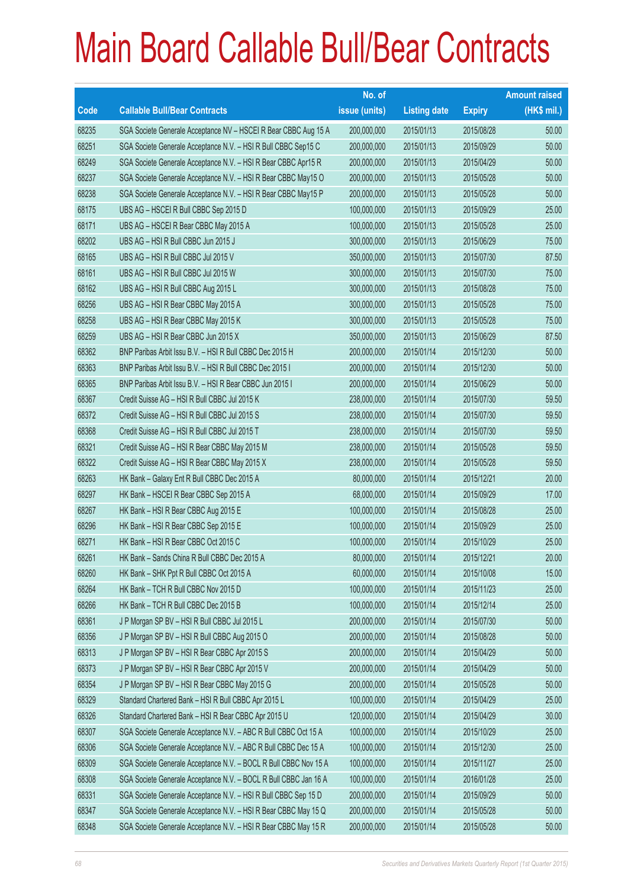# Main Board Callable Bull/Bear Contracts

| Code | Callable Bull/Bear Contracts | No. of issue (units) | Listing date | Expiry | Amount raised (HK$ mil.) |
|---|---|---|---|---|---|
| 68235 | SGA Societe Generale Acceptance NV – HSCEI R Bear CBBC Aug 15 A | 200,000,000 | 2015/01/13 | 2015/08/28 | 50.00 |
| 68251 | SGA Societe Generale Acceptance N.V. – HSI R Bull CBBC Sep15 C | 200,000,000 | 2015/01/13 | 2015/09/29 | 50.00 |
| 68249 | SGA Societe Generale Acceptance N.V. – HSI R Bear CBBC Apr15 R | 200,000,000 | 2015/01/13 | 2015/04/29 | 50.00 |
| 68237 | SGA Societe Generale Acceptance N.V. – HSI R Bear CBBC May15 O | 200,000,000 | 2015/01/13 | 2015/05/28 | 50.00 |
| 68238 | SGA Societe Generale Acceptance N.V. – HSI R Bear CBBC May15 P | 200,000,000 | 2015/01/13 | 2015/05/28 | 50.00 |
| 68175 | UBS AG – HSCEI R Bull CBBC Sep 2015 D | 100,000,000 | 2015/01/13 | 2015/09/29 | 25.00 |
| 68171 | UBS AG – HSCEI R Bear CBBC May 2015 A | 100,000,000 | 2015/01/13 | 2015/05/28 | 25.00 |
| 68202 | UBS AG – HSI R Bull CBBC Jun 2015 J | 300,000,000 | 2015/01/13 | 2015/06/29 | 75.00 |
| 68165 | UBS AG – HSI R Bull CBBC Jul 2015 V | 350,000,000 | 2015/01/13 | 2015/07/30 | 87.50 |
| 68161 | UBS AG – HSI R Bull CBBC Jul 2015 W | 300,000,000 | 2015/01/13 | 2015/07/30 | 75.00 |
| 68162 | UBS AG – HSI R Bull CBBC Aug 2015 L | 300,000,000 | 2015/01/13 | 2015/08/28 | 75.00 |
| 68256 | UBS AG – HSI R Bear CBBC May 2015 A | 300,000,000 | 2015/01/13 | 2015/05/28 | 75.00 |
| 68258 | UBS AG – HSI R Bear CBBC May 2015 K | 300,000,000 | 2015/01/13 | 2015/05/28 | 75.00 |
| 68259 | UBS AG – HSI R Bear CBBC Jun 2015 X | 350,000,000 | 2015/01/13 | 2015/06/29 | 87.50 |
| 68362 | BNP Paribas Arbit Issu B.V. – HSI R Bull CBBC Dec 2015 H | 200,000,000 | 2015/01/14 | 2015/12/30 | 50.00 |
| 68363 | BNP Paribas Arbit Issu B.V. – HSI R Bull CBBC Dec 2015 I | 200,000,000 | 2015/01/14 | 2015/12/30 | 50.00 |
| 68365 | BNP Paribas Arbit Issu B.V. – HSI R Bear CBBC Jun 2015 I | 200,000,000 | 2015/01/14 | 2015/06/29 | 50.00 |
| 68367 | Credit Suisse AG – HSI R Bull CBBC Jul 2015 K | 238,000,000 | 2015/01/14 | 2015/07/30 | 59.50 |
| 68372 | Credit Suisse AG – HSI R Bull CBBC Jul 2015 S | 238,000,000 | 2015/01/14 | 2015/07/30 | 59.50 |
| 68368 | Credit Suisse AG – HSI R Bull CBBC Jul 2015 T | 238,000,000 | 2015/01/14 | 2015/07/30 | 59.50 |
| 68321 | Credit Suisse AG – HSI R Bear CBBC May 2015 M | 238,000,000 | 2015/01/14 | 2015/05/28 | 59.50 |
| 68322 | Credit Suisse AG – HSI R Bear CBBC May 2015 X | 238,000,000 | 2015/01/14 | 2015/05/28 | 59.50 |
| 68263 | HK Bank – Galaxy Ent R Bull CBBC Dec 2015 A | 80,000,000 | 2015/01/14 | 2015/12/21 | 20.00 |
| 68297 | HK Bank – HSCEI R Bear CBBC Sep 2015 A | 68,000,000 | 2015/01/14 | 2015/09/29 | 17.00 |
| 68267 | HK Bank – HSI R Bear CBBC Aug 2015 E | 100,000,000 | 2015/01/14 | 2015/08/28 | 25.00 |
| 68296 | HK Bank – HSI R Bear CBBC Sep 2015 E | 100,000,000 | 2015/01/14 | 2015/09/29 | 25.00 |
| 68271 | HK Bank – HSI R Bear CBBC Oct 2015 C | 100,000,000 | 2015/01/14 | 2015/10/29 | 25.00 |
| 68261 | HK Bank – Sands China R Bull CBBC Dec 2015 A | 80,000,000 | 2015/01/14 | 2015/12/21 | 20.00 |
| 68260 | HK Bank – SHK Ppt R Bull CBBC Oct 2015 A | 60,000,000 | 2015/01/14 | 2015/10/08 | 15.00 |
| 68264 | HK Bank – TCH R Bull CBBC Nov 2015 D | 100,000,000 | 2015/01/14 | 2015/11/23 | 25.00 |
| 68266 | HK Bank – TCH R Bull CBBC Dec 2015 B | 100,000,000 | 2015/01/14 | 2015/12/14 | 25.00 |
| 68361 | J P Morgan SP BV – HSI R Bull CBBC Jul 2015 L | 200,000,000 | 2015/01/14 | 2015/07/30 | 50.00 |
| 68356 | J P Morgan SP BV – HSI R Bull CBBC Aug 2015 O | 200,000,000 | 2015/01/14 | 2015/08/28 | 50.00 |
| 68313 | J P Morgan SP BV – HSI R Bear CBBC Apr 2015 S | 200,000,000 | 2015/01/14 | 2015/04/29 | 50.00 |
| 68373 | J P Morgan SP BV – HSI R Bear CBBC Apr 2015 V | 200,000,000 | 2015/01/14 | 2015/04/29 | 50.00 |
| 68354 | J P Morgan SP BV – HSI R Bear CBBC May 2015 G | 200,000,000 | 2015/01/14 | 2015/05/28 | 50.00 |
| 68329 | Standard Chartered Bank – HSI R Bull CBBC Apr 2015 L | 100,000,000 | 2015/01/14 | 2015/04/29 | 25.00 |
| 68326 | Standard Chartered Bank – HSI R Bear CBBC Apr 2015 U | 120,000,000 | 2015/01/14 | 2015/04/29 | 30.00 |
| 68307 | SGA Societe Generale Acceptance N.V. – ABC R Bull CBBC Oct 15 A | 100,000,000 | 2015/01/14 | 2015/10/29 | 25.00 |
| 68306 | SGA Societe Generale Acceptance N.V. – ABC R Bull CBBC Dec 15 A | 100,000,000 | 2015/01/14 | 2015/12/30 | 25.00 |
| 68309 | SGA Societe Generale Acceptance N.V. – BOCL R Bull CBBC Nov 15 A | 100,000,000 | 2015/01/14 | 2015/11/27 | 25.00 |
| 68308 | SGA Societe Generale Acceptance N.V. – BOCL R Bull CBBC Jan 16 A | 100,000,000 | 2015/01/14 | 2016/01/28 | 25.00 |
| 68331 | SGA Societe Generale Acceptance N.V. – HSI R Bull CBBC Sep 15 D | 200,000,000 | 2015/01/14 | 2015/09/29 | 50.00 |
| 68347 | SGA Societe Generale Acceptance N.V. – HSI R Bear CBBC May 15 Q | 200,000,000 | 2015/01/14 | 2015/05/28 | 50.00 |
| 68348 | SGA Societe Generale Acceptance N.V. – HSI R Bear CBBC May 15 R | 200,000,000 | 2015/01/14 | 2015/05/28 | 50.00 |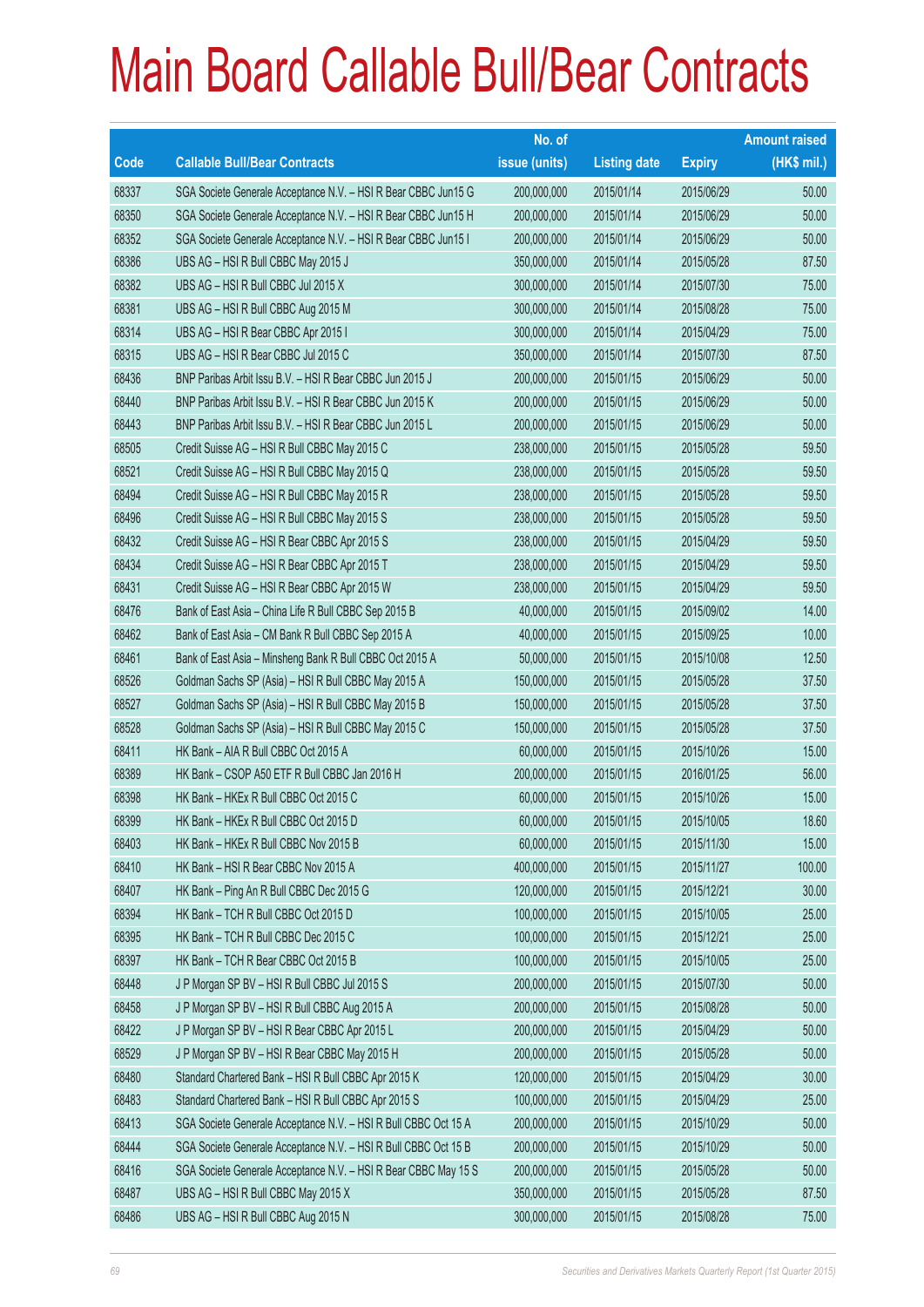# Main Board Callable Bull/Bear Contracts

| Code | Callable Bull/Bear Contracts | No. of issue (units) | Listing date | Expiry | Amount raised (HK$ mil.) |
|---|---|---|---|---|---|
| 68337 | SGA Societe Generale Acceptance N.V. – HSI R Bear CBBC Jun15 G | 200,000,000 | 2015/01/14 | 2015/06/29 | 50.00 |
| 68350 | SGA Societe Generale Acceptance N.V. – HSI R Bear CBBC Jun15 H | 200,000,000 | 2015/01/14 | 2015/06/29 | 50.00 |
| 68352 | SGA Societe Generale Acceptance N.V. – HSI R Bear CBBC Jun15 I | 200,000,000 | 2015/01/14 | 2015/06/29 | 50.00 |
| 68386 | UBS AG – HSI R Bull CBBC May 2015 J | 350,000,000 | 2015/01/14 | 2015/05/28 | 87.50 |
| 68382 | UBS AG – HSI R Bull CBBC Jul 2015 X | 300,000,000 | 2015/01/14 | 2015/07/30 | 75.00 |
| 68381 | UBS AG – HSI R Bull CBBC Aug 2015 M | 300,000,000 | 2015/01/14 | 2015/08/28 | 75.00 |
| 68314 | UBS AG – HSI R Bear CBBC Apr 2015 I | 300,000,000 | 2015/01/14 | 2015/04/29 | 75.00 |
| 68315 | UBS AG – HSI R Bear CBBC Jul 2015 C | 350,000,000 | 2015/01/14 | 2015/07/30 | 87.50 |
| 68436 | BNP Paribas Arbit Issu B.V. – HSI R Bear CBBC Jun 2015 J | 200,000,000 | 2015/01/15 | 2015/06/29 | 50.00 |
| 68440 | BNP Paribas Arbit Issu B.V. – HSI R Bear CBBC Jun 2015 K | 200,000,000 | 2015/01/15 | 2015/06/29 | 50.00 |
| 68443 | BNP Paribas Arbit Issu B.V. – HSI R Bear CBBC Jun 2015 L | 200,000,000 | 2015/01/15 | 2015/06/29 | 50.00 |
| 68505 | Credit Suisse AG – HSI R Bull CBBC May 2015 C | 238,000,000 | 2015/01/15 | 2015/05/28 | 59.50 |
| 68521 | Credit Suisse AG – HSI R Bull CBBC May 2015 Q | 238,000,000 | 2015/01/15 | 2015/05/28 | 59.50 |
| 68494 | Credit Suisse AG – HSI R Bull CBBC May 2015 R | 238,000,000 | 2015/01/15 | 2015/05/28 | 59.50 |
| 68496 | Credit Suisse AG – HSI R Bull CBBC May 2015 S | 238,000,000 | 2015/01/15 | 2015/05/28 | 59.50 |
| 68432 | Credit Suisse AG – HSI R Bear CBBC Apr 2015 S | 238,000,000 | 2015/01/15 | 2015/04/29 | 59.50 |
| 68434 | Credit Suisse AG – HSI R Bear CBBC Apr 2015 T | 238,000,000 | 2015/01/15 | 2015/04/29 | 59.50 |
| 68431 | Credit Suisse AG – HSI R Bear CBBC Apr 2015 W | 238,000,000 | 2015/01/15 | 2015/04/29 | 59.50 |
| 68476 | Bank of East Asia – China Life R Bull CBBC Sep 2015 B | 40,000,000 | 2015/01/15 | 2015/09/02 | 14.00 |
| 68462 | Bank of East Asia – CM Bank R Bull CBBC Sep 2015 A | 40,000,000 | 2015/01/15 | 2015/09/25 | 10.00 |
| 68461 | Bank of East Asia – Minsheng Bank R Bull CBBC Oct 2015 A | 50,000,000 | 2015/01/15 | 2015/10/08 | 12.50 |
| 68526 | Goldman Sachs SP (Asia) – HSI R Bull CBBC May 2015 A | 150,000,000 | 2015/01/15 | 2015/05/28 | 37.50 |
| 68527 | Goldman Sachs SP (Asia) – HSI R Bull CBBC May 2015 B | 150,000,000 | 2015/01/15 | 2015/05/28 | 37.50 |
| 68528 | Goldman Sachs SP (Asia) – HSI R Bull CBBC May 2015 C | 150,000,000 | 2015/01/15 | 2015/05/28 | 37.50 |
| 68411 | HK Bank – AIA R Bull CBBC Oct 2015 A | 60,000,000 | 2015/01/15 | 2015/10/26 | 15.00 |
| 68389 | HK Bank – CSOP A50 ETF R Bull CBBC Jan 2016 H | 200,000,000 | 2015/01/15 | 2016/01/25 | 56.00 |
| 68398 | HK Bank – HKEx R Bull CBBC Oct 2015 C | 60,000,000 | 2015/01/15 | 2015/10/26 | 15.00 |
| 68399 | HK Bank – HKEx R Bull CBBC Oct 2015 D | 60,000,000 | 2015/01/15 | 2015/10/05 | 18.60 |
| 68403 | HK Bank – HKEx R Bull CBBC Nov 2015 B | 60,000,000 | 2015/01/15 | 2015/11/30 | 15.00 |
| 68410 | HK Bank – HSI R Bear CBBC Nov 2015 A | 400,000,000 | 2015/01/15 | 2015/11/27 | 100.00 |
| 68407 | HK Bank – Ping An R Bull CBBC Dec 2015 G | 120,000,000 | 2015/01/15 | 2015/12/21 | 30.00 |
| 68394 | HK Bank – TCH R Bull CBBC Oct 2015 D | 100,000,000 | 2015/01/15 | 2015/10/05 | 25.00 |
| 68395 | HK Bank – TCH R Bull CBBC Dec 2015 C | 100,000,000 | 2015/01/15 | 2015/12/21 | 25.00 |
| 68397 | HK Bank – TCH R Bear CBBC Oct 2015 B | 100,000,000 | 2015/01/15 | 2015/10/05 | 25.00 |
| 68448 | J P Morgan SP BV – HSI R Bull CBBC Jul 2015 S | 200,000,000 | 2015/01/15 | 2015/07/30 | 50.00 |
| 68458 | J P Morgan SP BV – HSI R Bull CBBC Aug 2015 A | 200,000,000 | 2015/01/15 | 2015/08/28 | 50.00 |
| 68422 | J P Morgan SP BV – HSI R Bear CBBC Apr 2015 L | 200,000,000 | 2015/01/15 | 2015/04/29 | 50.00 |
| 68529 | J P Morgan SP BV – HSI R Bear CBBC May 2015 H | 200,000,000 | 2015/01/15 | 2015/05/28 | 50.00 |
| 68480 | Standard Chartered Bank – HSI R Bull CBBC Apr 2015 K | 120,000,000 | 2015/01/15 | 2015/04/29 | 30.00 |
| 68483 | Standard Chartered Bank – HSI R Bull CBBC Apr 2015 S | 100,000,000 | 2015/01/15 | 2015/04/29 | 25.00 |
| 68413 | SGA Societe Generale Acceptance N.V. – HSI R Bull CBBC Oct 15 A | 200,000,000 | 2015/01/15 | 2015/10/29 | 50.00 |
| 68444 | SGA Societe Generale Acceptance N.V. – HSI R Bull CBBC Oct 15 B | 200,000,000 | 2015/01/15 | 2015/10/29 | 50.00 |
| 68416 | SGA Societe Generale Acceptance N.V. – HSI R Bear CBBC May 15 S | 200,000,000 | 2015/01/15 | 2015/05/28 | 50.00 |
| 68487 | UBS AG – HSI R Bull CBBC May 2015 X | 350,000,000 | 2015/01/15 | 2015/05/28 | 87.50 |
| 68486 | UBS AG – HSI R Bull CBBC Aug 2015 N | 300,000,000 | 2015/01/15 | 2015/08/28 | 75.00 |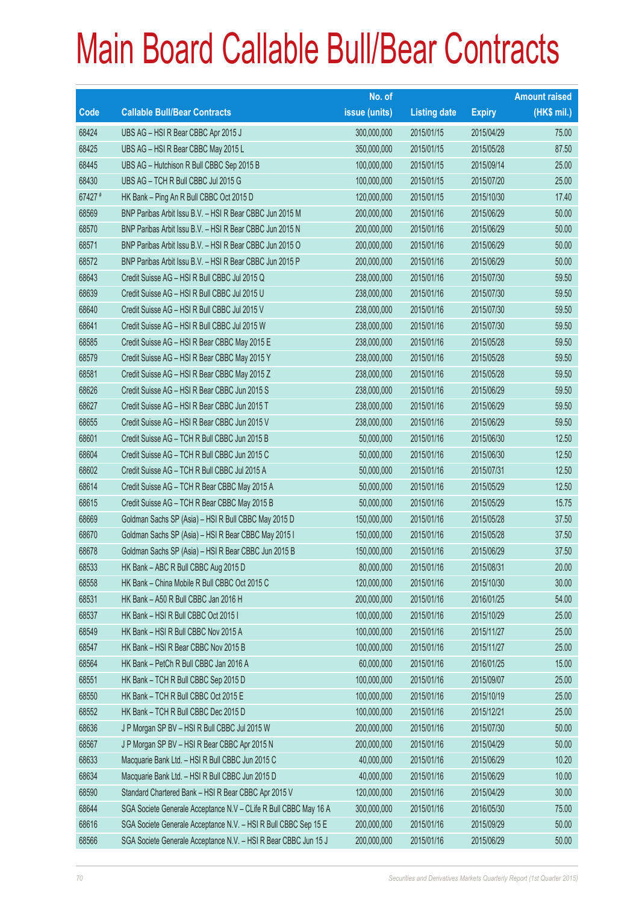# Main Board Callable Bull/Bear Contracts

| Code | Callable Bull/Bear Contracts | No. of issue (units) | Listing date | Expiry | Amount raised (HK$ mil.) |
|---|---|---|---|---|---|
| 68424 | UBS AG – HSI R Bear CBBC Apr 2015 J | 300,000,000 | 2015/01/15 | 2015/04/29 | 75.00 |
| 68425 | UBS AG – HSI R Bear CBBC May 2015 L | 350,000,000 | 2015/01/15 | 2015/05/28 | 87.50 |
| 68445 | UBS AG – Hutchison R Bull CBBC Sep 2015 B | 100,000,000 | 2015/01/15 | 2015/09/14 | 25.00 |
| 68430 | UBS AG – TCH R Bull CBBC Jul 2015 G | 100,000,000 | 2015/01/15 | 2015/07/20 | 25.00 |
| 67427 # | HK Bank – Ping An R Bull CBBC Oct 2015 D | 120,000,000 | 2015/01/15 | 2015/10/30 | 17.40 |
| 68569 | BNP Paribas Arbit Issu B.V. – HSI R Bear CBBC Jun 2015 M | 200,000,000 | 2015/01/16 | 2015/06/29 | 50.00 |
| 68570 | BNP Paribas Arbit Issu B.V. – HSI R Bear CBBC Jun 2015 N | 200,000,000 | 2015/01/16 | 2015/06/29 | 50.00 |
| 68571 | BNP Paribas Arbit Issu B.V. – HSI R Bear CBBC Jun 2015 O | 200,000,000 | 2015/01/16 | 2015/06/29 | 50.00 |
| 68572 | BNP Paribas Arbit Issu B.V. – HSI R Bear CBBC Jun 2015 P | 200,000,000 | 2015/01/16 | 2015/06/29 | 50.00 |
| 68643 | Credit Suisse AG – HSI R Bull CBBC Jul 2015 Q | 238,000,000 | 2015/01/16 | 2015/07/30 | 59.50 |
| 68639 | Credit Suisse AG – HSI R Bull CBBC Jul 2015 U | 238,000,000 | 2015/01/16 | 2015/07/30 | 59.50 |
| 68640 | Credit Suisse AG – HSI R Bull CBBC Jul 2015 V | 238,000,000 | 2015/01/16 | 2015/07/30 | 59.50 |
| 68641 | Credit Suisse AG – HSI R Bull CBBC Jul 2015 W | 238,000,000 | 2015/01/16 | 2015/07/30 | 59.50 |
| 68585 | Credit Suisse AG – HSI R Bear CBBC May 2015 E | 238,000,000 | 2015/01/16 | 2015/05/28 | 59.50 |
| 68579 | Credit Suisse AG – HSI R Bear CBBC May 2015 Y | 238,000,000 | 2015/01/16 | 2015/05/28 | 59.50 |
| 68581 | Credit Suisse AG – HSI R Bear CBBC May 2015 Z | 238,000,000 | 2015/01/16 | 2015/05/28 | 59.50 |
| 68626 | Credit Suisse AG – HSI R Bear CBBC Jun 2015 S | 238,000,000 | 2015/01/16 | 2015/06/29 | 59.50 |
| 68627 | Credit Suisse AG – HSI R Bear CBBC Jun 2015 T | 238,000,000 | 2015/01/16 | 2015/06/29 | 59.50 |
| 68655 | Credit Suisse AG – HSI R Bear CBBC Jun 2015 V | 238,000,000 | 2015/01/16 | 2015/06/29 | 59.50 |
| 68601 | Credit Suisse AG – TCH R Bull CBBC Jun 2015 B | 50,000,000 | 2015/01/16 | 2015/06/30 | 12.50 |
| 68604 | Credit Suisse AG – TCH R Bull CBBC Jun 2015 C | 50,000,000 | 2015/01/16 | 2015/06/30 | 12.50 |
| 68602 | Credit Suisse AG – TCH R Bull CBBC Jul 2015 A | 50,000,000 | 2015/01/16 | 2015/07/31 | 12.50 |
| 68614 | Credit Suisse AG – TCH R Bear CBBC May 2015 A | 50,000,000 | 2015/01/16 | 2015/05/29 | 12.50 |
| 68615 | Credit Suisse AG – TCH R Bear CBBC May 2015 B | 50,000,000 | 2015/01/16 | 2015/05/29 | 15.75 |
| 68669 | Goldman Sachs SP (Asia) – HSI R Bull CBBC May 2015 D | 150,000,000 | 2015/01/16 | 2015/05/28 | 37.50 |
| 68670 | Goldman Sachs SP (Asia) – HSI R Bear CBBC May 2015 I | 150,000,000 | 2015/01/16 | 2015/05/28 | 37.50 |
| 68678 | Goldman Sachs SP (Asia) – HSI R Bear CBBC Jun 2015 B | 150,000,000 | 2015/01/16 | 2015/06/29 | 37.50 |
| 68533 | HK Bank – ABC R Bull CBBC Aug 2015 D | 80,000,000 | 2015/01/16 | 2015/08/31 | 20.00 |
| 68558 | HK Bank – China Mobile R Bull CBBC Oct 2015 C | 120,000,000 | 2015/01/16 | 2015/10/30 | 30.00 |
| 68531 | HK Bank – A50 R Bull CBBC Jan 2016 H | 200,000,000 | 2015/01/16 | 2016/01/25 | 54.00 |
| 68537 | HK Bank – HSI R Bull CBBC Oct 2015 I | 100,000,000 | 2015/01/16 | 2015/10/29 | 25.00 |
| 68549 | HK Bank – HSI R Bull CBBC Nov 2015 A | 100,000,000 | 2015/01/16 | 2015/11/27 | 25.00 |
| 68547 | HK Bank – HSI R Bear CBBC Nov 2015 B | 100,000,000 | 2015/01/16 | 2015/11/27 | 25.00 |
| 68564 | HK Bank – PetCh R Bull CBBC Jan 2016 A | 60,000,000 | 2015/01/16 | 2016/01/25 | 15.00 |
| 68551 | HK Bank – TCH R Bull CBBC Sep 2015 D | 100,000,000 | 2015/01/16 | 2015/09/07 | 25.00 |
| 68550 | HK Bank – TCH R Bull CBBC Oct 2015 E | 100,000,000 | 2015/01/16 | 2015/10/19 | 25.00 |
| 68552 | HK Bank – TCH R Bull CBBC Dec 2015 D | 100,000,000 | 2015/01/16 | 2015/12/21 | 25.00 |
| 68636 | J P Morgan SP BV – HSI R Bull CBBC Jul 2015 W | 200,000,000 | 2015/01/16 | 2015/07/30 | 50.00 |
| 68567 | J P Morgan SP BV – HSI R Bear CBBC Apr 2015 N | 200,000,000 | 2015/01/16 | 2015/04/29 | 50.00 |
| 68633 | Macquarie Bank Ltd. – HSI R Bull CBBC Jun 2015 C | 40,000,000 | 2015/01/16 | 2015/06/29 | 10.20 |
| 68634 | Macquarie Bank Ltd. – HSI R Bull CBBC Jun 2015 D | 40,000,000 | 2015/01/16 | 2015/06/29 | 10.00 |
| 68590 | Standard Chartered Bank – HSI R Bear CBBC Apr 2015 V | 120,000,000 | 2015/01/16 | 2015/04/29 | 30.00 |
| 68644 | SGA Societe Generale Acceptance N.V – CLife R Bull CBBC May 16 A | 300,000,000 | 2015/01/16 | 2016/05/30 | 75.00 |
| 68616 | SGA Societe Generale Acceptance N.V. – HSI R Bull CBBC Sep 15 E | 200,000,000 | 2015/01/16 | 2015/09/29 | 50.00 |
| 68566 | SGA Societe Generale Acceptance N.V. – HSI R Bear CBBC Jun 15 J | 200,000,000 | 2015/01/16 | 2015/06/29 | 50.00 |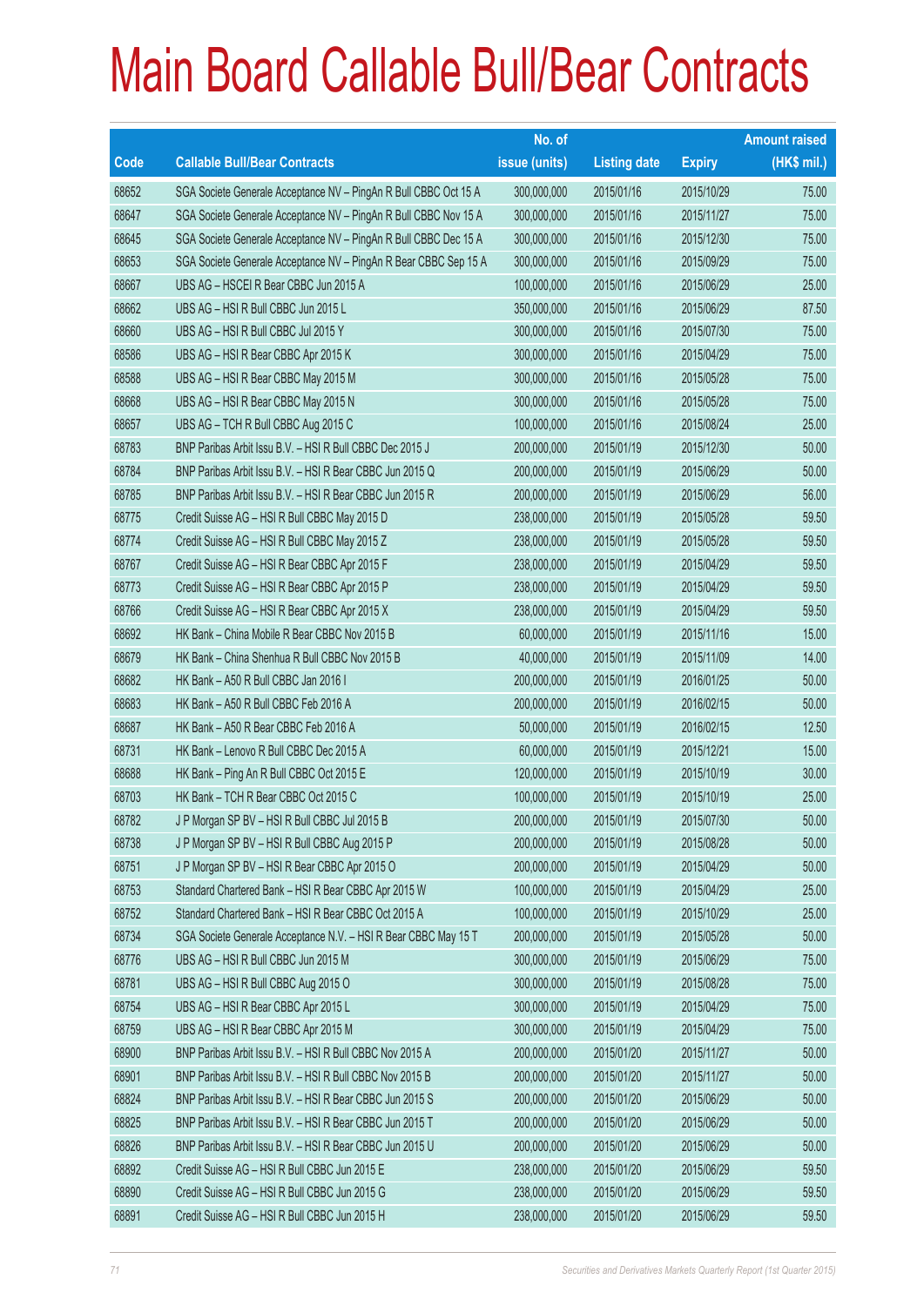# Main Board Callable Bull/Bear Contracts

| Code | Callable Bull/Bear Contracts | No. of issue (units) | Listing date | Expiry | Amount raised (HK$ mil.) |
|---|---|---|---|---|---|
| 68652 | SGA Societe Generale Acceptance NV – PingAn R Bull CBBC Oct 15 A | 300,000,000 | 2015/01/16 | 2015/10/29 | 75.00 |
| 68647 | SGA Societe Generale Acceptance NV – PingAn R Bull CBBC Nov 15 A | 300,000,000 | 2015/01/16 | 2015/11/27 | 75.00 |
| 68645 | SGA Societe Generale Acceptance NV – PingAn R Bull CBBC Dec 15 A | 300,000,000 | 2015/01/16 | 2015/12/30 | 75.00 |
| 68653 | SGA Societe Generale Acceptance NV – PingAn R Bear CBBC Sep 15 A | 300,000,000 | 2015/01/16 | 2015/09/29 | 75.00 |
| 68667 | UBS AG – HSCEI R Bear CBBC Jun 2015 A | 100,000,000 | 2015/01/16 | 2015/06/29 | 25.00 |
| 68662 | UBS AG – HSI R Bull CBBC Jun 2015 L | 350,000,000 | 2015/01/16 | 2015/06/29 | 87.50 |
| 68660 | UBS AG – HSI R Bull CBBC Jul 2015 Y | 300,000,000 | 2015/01/16 | 2015/07/30 | 75.00 |
| 68586 | UBS AG – HSI R Bear CBBC Apr 2015 K | 300,000,000 | 2015/01/16 | 2015/04/29 | 75.00 |
| 68588 | UBS AG – HSI R Bear CBBC May 2015 M | 300,000,000 | 2015/01/16 | 2015/05/28 | 75.00 |
| 68668 | UBS AG – HSI R Bear CBBC May 2015 N | 300,000,000 | 2015/01/16 | 2015/05/28 | 75.00 |
| 68657 | UBS AG – TCH R Bull CBBC Aug 2015 C | 100,000,000 | 2015/01/16 | 2015/08/24 | 25.00 |
| 68783 | BNP Paribas Arbit Issu B.V. – HSI R Bull CBBC Dec 2015 J | 200,000,000 | 2015/01/19 | 2015/12/30 | 50.00 |
| 68784 | BNP Paribas Arbit Issu B.V. – HSI R Bear CBBC Jun 2015 Q | 200,000,000 | 2015/01/19 | 2015/06/29 | 50.00 |
| 68785 | BNP Paribas Arbit Issu B.V. – HSI R Bear CBBC Jun 2015 R | 200,000,000 | 2015/01/19 | 2015/06/29 | 56.00 |
| 68775 | Credit Suisse AG – HSI R Bull CBBC May 2015 D | 238,000,000 | 2015/01/19 | 2015/05/28 | 59.50 |
| 68774 | Credit Suisse AG – HSI R Bull CBBC May 2015 Z | 238,000,000 | 2015/01/19 | 2015/05/28 | 59.50 |
| 68767 | Credit Suisse AG – HSI R Bear CBBC Apr 2015 F | 238,000,000 | 2015/01/19 | 2015/04/29 | 59.50 |
| 68773 | Credit Suisse AG – HSI R Bear CBBC Apr 2015 P | 238,000,000 | 2015/01/19 | 2015/04/29 | 59.50 |
| 68766 | Credit Suisse AG – HSI R Bear CBBC Apr 2015 X | 238,000,000 | 2015/01/19 | 2015/04/29 | 59.50 |
| 68692 | HK Bank – China Mobile R Bear CBBC Nov 2015 B | 60,000,000 | 2015/01/19 | 2015/11/16 | 15.00 |
| 68679 | HK Bank – China Shenhua R Bull CBBC Nov 2015 B | 40,000,000 | 2015/01/19 | 2015/11/09 | 14.00 |
| 68682 | HK Bank – A50 R Bull CBBC Jan 2016 I | 200,000,000 | 2015/01/19 | 2016/01/25 | 50.00 |
| 68683 | HK Bank – A50 R Bull CBBC Feb 2016 A | 200,000,000 | 2015/01/19 | 2016/02/15 | 50.00 |
| 68687 | HK Bank – A50 R Bear CBBC Feb 2016 A | 50,000,000 | 2015/01/19 | 2016/02/15 | 12.50 |
| 68731 | HK Bank – Lenovo R Bull CBBC Dec 2015 A | 60,000,000 | 2015/01/19 | 2015/12/21 | 15.00 |
| 68688 | HK Bank – Ping An R Bull CBBC Oct 2015 E | 120,000,000 | 2015/01/19 | 2015/10/19 | 30.00 |
| 68703 | HK Bank – TCH R Bear CBBC Oct 2015 C | 100,000,000 | 2015/01/19 | 2015/10/19 | 25.00 |
| 68782 | J P Morgan SP BV – HSI R Bull CBBC Jul 2015 B | 200,000,000 | 2015/01/19 | 2015/07/30 | 50.00 |
| 68738 | J P Morgan SP BV – HSI R Bull CBBC Aug 2015 P | 200,000,000 | 2015/01/19 | 2015/08/28 | 50.00 |
| 68751 | J P Morgan SP BV – HSI R Bear CBBC Apr 2015 O | 200,000,000 | 2015/01/19 | 2015/04/29 | 50.00 |
| 68753 | Standard Chartered Bank – HSI R Bear CBBC Apr 2015 W | 100,000,000 | 2015/01/19 | 2015/04/29 | 25.00 |
| 68752 | Standard Chartered Bank – HSI R Bear CBBC Oct 2015 A | 100,000,000 | 2015/01/19 | 2015/10/29 | 25.00 |
| 68734 | SGA Societe Generale Acceptance N.V. – HSI R Bear CBBC May 15 T | 200,000,000 | 2015/01/19 | 2015/05/28 | 50.00 |
| 68776 | UBS AG – HSI R Bull CBBC Jun 2015 M | 300,000,000 | 2015/01/19 | 2015/06/29 | 75.00 |
| 68781 | UBS AG – HSI R Bull CBBC Aug 2015 O | 300,000,000 | 2015/01/19 | 2015/08/28 | 75.00 |
| 68754 | UBS AG – HSI R Bear CBBC Apr 2015 L | 300,000,000 | 2015/01/19 | 2015/04/29 | 75.00 |
| 68759 | UBS AG – HSI R Bear CBBC Apr 2015 M | 300,000,000 | 2015/01/19 | 2015/04/29 | 75.00 |
| 68900 | BNP Paribas Arbit Issu B.V. – HSI R Bull CBBC Nov 2015 A | 200,000,000 | 2015/01/20 | 2015/11/27 | 50.00 |
| 68901 | BNP Paribas Arbit Issu B.V. – HSI R Bull CBBC Nov 2015 B | 200,000,000 | 2015/01/20 | 2015/11/27 | 50.00 |
| 68824 | BNP Paribas Arbit Issu B.V. – HSI R Bear CBBC Jun 2015 S | 200,000,000 | 2015/01/20 | 2015/06/29 | 50.00 |
| 68825 | BNP Paribas Arbit Issu B.V. – HSI R Bear CBBC Jun 2015 T | 200,000,000 | 2015/01/20 | 2015/06/29 | 50.00 |
| 68826 | BNP Paribas Arbit Issu B.V. – HSI R Bear CBBC Jun 2015 U | 200,000,000 | 2015/01/20 | 2015/06/29 | 50.00 |
| 68892 | Credit Suisse AG – HSI R Bull CBBC Jun 2015 E | 238,000,000 | 2015/01/20 | 2015/06/29 | 59.50 |
| 68890 | Credit Suisse AG – HSI R Bull CBBC Jun 2015 G | 238,000,000 | 2015/01/20 | 2015/06/29 | 59.50 |
| 68891 | Credit Suisse AG – HSI R Bull CBBC Jun 2015 H | 238,000,000 | 2015/01/20 | 2015/06/29 | 59.50 |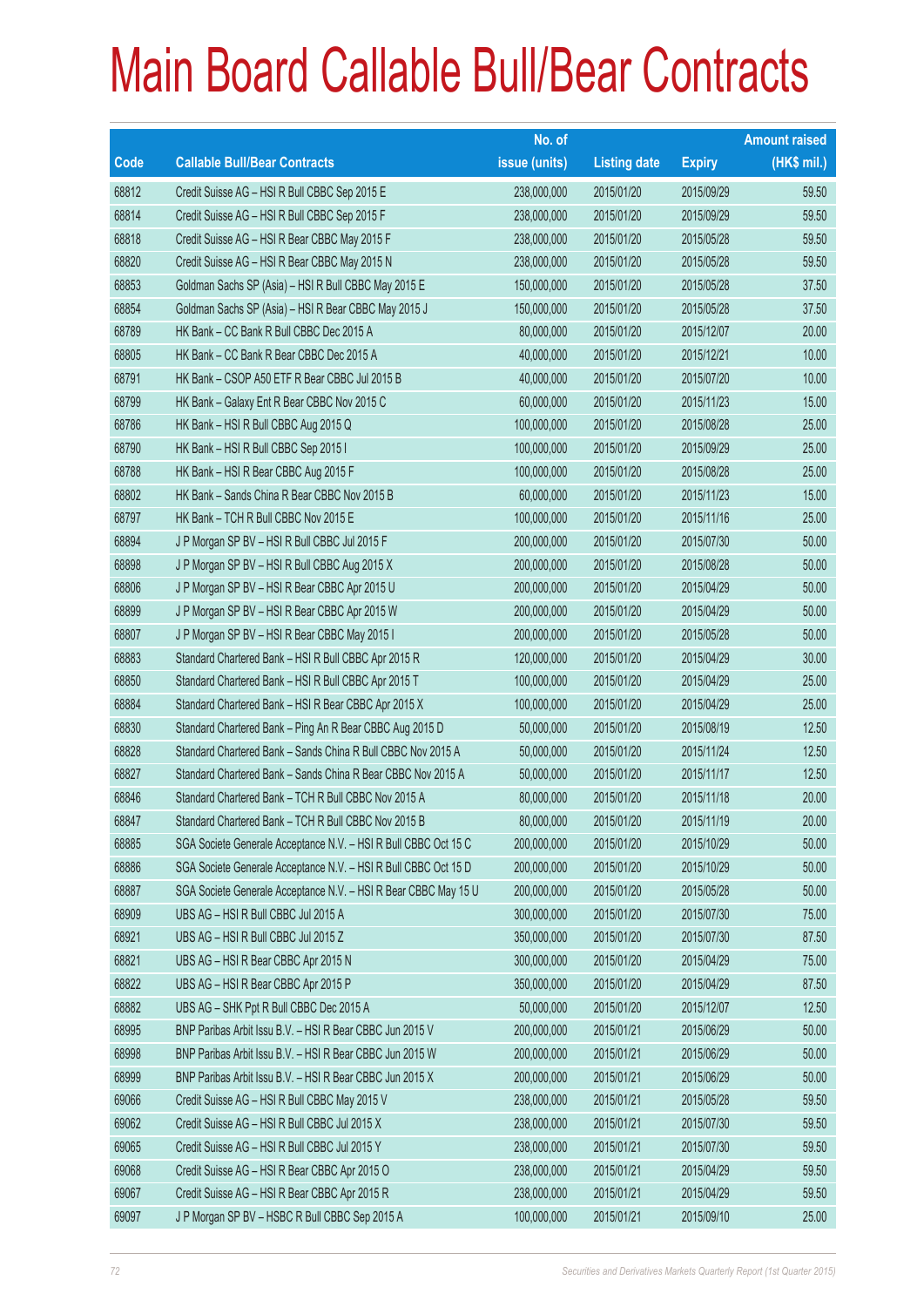# Main Board Callable Bull/Bear Contracts

| Code | Callable Bull/Bear Contracts | No. of issue (units) | Listing date | Expiry | Amount raised (HK$ mil.) |
|---|---|---|---|---|---|
| 68812 | Credit Suisse AG – HSI R Bull CBBC Sep 2015 E | 238,000,000 | 2015/01/20 | 2015/09/29 | 59.50 |
| 68814 | Credit Suisse AG – HSI R Bull CBBC Sep 2015 F | 238,000,000 | 2015/01/20 | 2015/09/29 | 59.50 |
| 68818 | Credit Suisse AG – HSI R Bear CBBC May 2015 F | 238,000,000 | 2015/01/20 | 2015/05/28 | 59.50 |
| 68820 | Credit Suisse AG – HSI R Bear CBBC May 2015 N | 238,000,000 | 2015/01/20 | 2015/05/28 | 59.50 |
| 68853 | Goldman Sachs SP (Asia) – HSI R Bull CBBC May 2015 E | 150,000,000 | 2015/01/20 | 2015/05/28 | 37.50 |
| 68854 | Goldman Sachs SP (Asia) – HSI R Bear CBBC May 2015 J | 150,000,000 | 2015/01/20 | 2015/05/28 | 37.50 |
| 68789 | HK Bank – CC Bank R Bull CBBC Dec 2015 A | 80,000,000 | 2015/01/20 | 2015/12/07 | 20.00 |
| 68805 | HK Bank – CC Bank R Bear CBBC Dec 2015 A | 40,000,000 | 2015/01/20 | 2015/12/21 | 10.00 |
| 68791 | HK Bank – CSOP A50 ETF R Bear CBBC Jul 2015 B | 40,000,000 | 2015/01/20 | 2015/07/20 | 10.00 |
| 68799 | HK Bank – Galaxy Ent R Bear CBBC Nov 2015 C | 60,000,000 | 2015/01/20 | 2015/11/23 | 15.00 |
| 68786 | HK Bank – HSI R Bull CBBC Aug 2015 Q | 100,000,000 | 2015/01/20 | 2015/08/28 | 25.00 |
| 68790 | HK Bank – HSI R Bull CBBC Sep 2015 I | 100,000,000 | 2015/01/20 | 2015/09/29 | 25.00 |
| 68788 | HK Bank – HSI R Bear CBBC Aug 2015 F | 100,000,000 | 2015/01/20 | 2015/08/28 | 25.00 |
| 68802 | HK Bank – Sands China R Bear CBBC Nov 2015 B | 60,000,000 | 2015/01/20 | 2015/11/23 | 15.00 |
| 68797 | HK Bank – TCH R Bull CBBC Nov 2015 E | 100,000,000 | 2015/01/20 | 2015/11/16 | 25.00 |
| 68894 | J P Morgan SP BV – HSI R Bull CBBC Jul 2015 F | 200,000,000 | 2015/01/20 | 2015/07/30 | 50.00 |
| 68898 | J P Morgan SP BV – HSI R Bull CBBC Aug 2015 X | 200,000,000 | 2015/01/20 | 2015/08/28 | 50.00 |
| 68806 | J P Morgan SP BV – HSI R Bear CBBC Apr 2015 U | 200,000,000 | 2015/01/20 | 2015/04/29 | 50.00 |
| 68899 | J P Morgan SP BV – HSI R Bear CBBC Apr 2015 W | 200,000,000 | 2015/01/20 | 2015/04/29 | 50.00 |
| 68807 | J P Morgan SP BV – HSI R Bear CBBC May 2015 I | 200,000,000 | 2015/01/20 | 2015/05/28 | 50.00 |
| 68883 | Standard Chartered Bank – HSI R Bull CBBC Apr 2015 R | 120,000,000 | 2015/01/20 | 2015/04/29 | 30.00 |
| 68850 | Standard Chartered Bank – HSI R Bull CBBC Apr 2015 T | 100,000,000 | 2015/01/20 | 2015/04/29 | 25.00 |
| 68884 | Standard Chartered Bank – HSI R Bear CBBC Apr 2015 X | 100,000,000 | 2015/01/20 | 2015/04/29 | 25.00 |
| 68830 | Standard Chartered Bank – Ping An R Bear CBBC Aug 2015 D | 50,000,000 | 2015/01/20 | 2015/08/19 | 12.50 |
| 68828 | Standard Chartered Bank – Sands China R Bull CBBC Nov 2015 A | 50,000,000 | 2015/01/20 | 2015/11/24 | 12.50 |
| 68827 | Standard Chartered Bank – Sands China R Bear CBBC Nov 2015 A | 50,000,000 | 2015/01/20 | 2015/11/17 | 12.50 |
| 68846 | Standard Chartered Bank – TCH R Bull CBBC Nov 2015 A | 80,000,000 | 2015/01/20 | 2015/11/18 | 20.00 |
| 68847 | Standard Chartered Bank – TCH R Bull CBBC Nov 2015 B | 80,000,000 | 2015/01/20 | 2015/11/19 | 20.00 |
| 68885 | SGA Societe Generale Acceptance N.V. – HSI R Bull CBBC Oct 15 C | 200,000,000 | 2015/01/20 | 2015/10/29 | 50.00 |
| 68886 | SGA Societe Generale Acceptance N.V. – HSI R Bull CBBC Oct 15 D | 200,000,000 | 2015/01/20 | 2015/10/29 | 50.00 |
| 68887 | SGA Societe Generale Acceptance N.V. – HSI R Bear CBBC May 15 U | 200,000,000 | 2015/01/20 | 2015/05/28 | 50.00 |
| 68909 | UBS AG – HSI R Bull CBBC Jul 2015 A | 300,000,000 | 2015/01/20 | 2015/07/30 | 75.00 |
| 68921 | UBS AG – HSI R Bull CBBC Jul 2015 Z | 350,000,000 | 2015/01/20 | 2015/07/30 | 87.50 |
| 68821 | UBS AG – HSI R Bear CBBC Apr 2015 N | 300,000,000 | 2015/01/20 | 2015/04/29 | 75.00 |
| 68822 | UBS AG – HSI R Bear CBBC Apr 2015 P | 350,000,000 | 2015/01/20 | 2015/04/29 | 87.50 |
| 68882 | UBS AG – SHK Ppt R Bull CBBC Dec 2015 A | 50,000,000 | 2015/01/20 | 2015/12/07 | 12.50 |
| 68995 | BNP Paribas Arbit Issu B.V. – HSI R Bear CBBC Jun 2015 V | 200,000,000 | 2015/01/21 | 2015/06/29 | 50.00 |
| 68998 | BNP Paribas Arbit Issu B.V. – HSI R Bear CBBC Jun 2015 W | 200,000,000 | 2015/01/21 | 2015/06/29 | 50.00 |
| 68999 | BNP Paribas Arbit Issu B.V. – HSI R Bear CBBC Jun 2015 X | 200,000,000 | 2015/01/21 | 2015/06/29 | 50.00 |
| 69066 | Credit Suisse AG – HSI R Bull CBBC May 2015 V | 238,000,000 | 2015/01/21 | 2015/05/28 | 59.50 |
| 69062 | Credit Suisse AG – HSI R Bull CBBC Jul 2015 X | 238,000,000 | 2015/01/21 | 2015/07/30 | 59.50 |
| 69065 | Credit Suisse AG – HSI R Bull CBBC Jul 2015 Y | 238,000,000 | 2015/01/21 | 2015/07/30 | 59.50 |
| 69068 | Credit Suisse AG – HSI R Bear CBBC Apr 2015 O | 238,000,000 | 2015/01/21 | 2015/04/29 | 59.50 |
| 69067 | Credit Suisse AG – HSI R Bear CBBC Apr 2015 R | 238,000,000 | 2015/01/21 | 2015/04/29 | 59.50 |
| 69097 | J P Morgan SP BV – HSBC R Bull CBBC Sep 2015 A | 100,000,000 | 2015/01/21 | 2015/09/10 | 25.00 |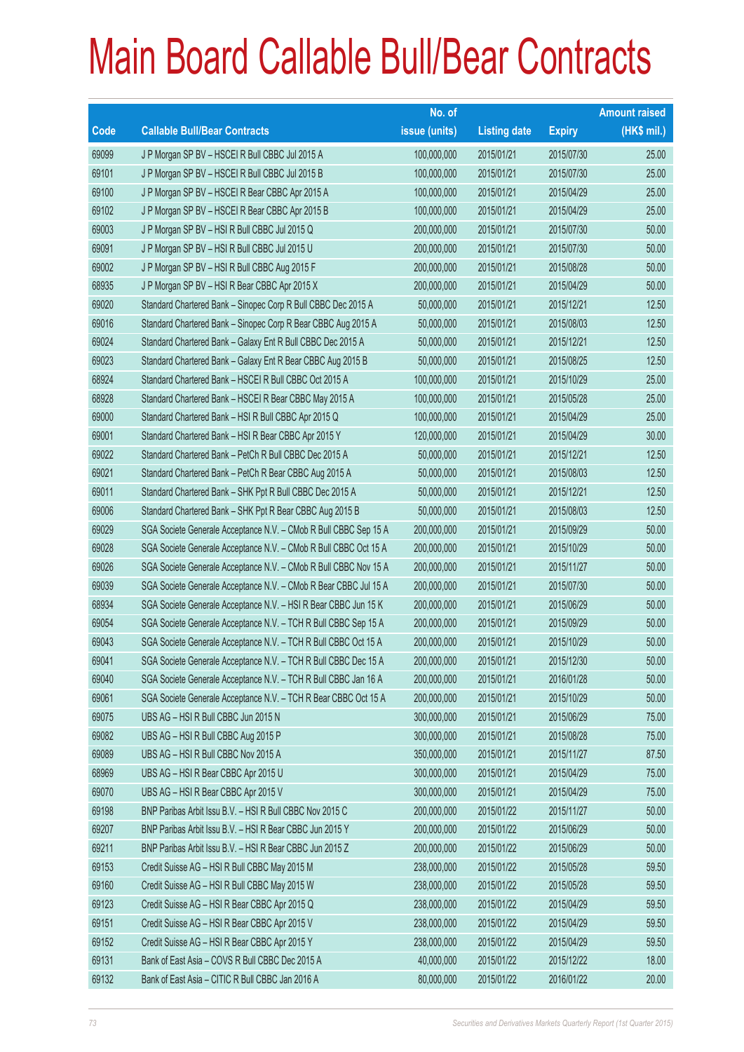# Main Board Callable Bull/Bear Contracts

| Code | Callable Bull/Bear Contracts | No. of issue (units) | Listing date | Expiry | Amount raised (HK$ mil.) |
|---|---|---|---|---|---|
| 69099 | J P Morgan SP BV – HSCEI R Bull CBBC Jul 2015 A | 100,000,000 | 2015/01/21 | 2015/07/30 | 25.00 |
| 69101 | J P Morgan SP BV – HSCEI R Bull CBBC Jul 2015 B | 100,000,000 | 2015/01/21 | 2015/07/30 | 25.00 |
| 69100 | J P Morgan SP BV – HSCEI R Bear CBBC Apr 2015 A | 100,000,000 | 2015/01/21 | 2015/04/29 | 25.00 |
| 69102 | J P Morgan SP BV – HSCEI R Bear CBBC Apr 2015 B | 100,000,000 | 2015/01/21 | 2015/04/29 | 25.00 |
| 69003 | J P Morgan SP BV – HSI R Bull CBBC Jul 2015 Q | 200,000,000 | 2015/01/21 | 2015/07/30 | 50.00 |
| 69091 | J P Morgan SP BV – HSI R Bull CBBC Jul 2015 U | 200,000,000 | 2015/01/21 | 2015/07/30 | 50.00 |
| 69002 | J P Morgan SP BV – HSI R Bull CBBC Aug 2015 F | 200,000,000 | 2015/01/21 | 2015/08/28 | 50.00 |
| 68935 | J P Morgan SP BV – HSI R Bear CBBC Apr 2015 X | 200,000,000 | 2015/01/21 | 2015/04/29 | 50.00 |
| 69020 | Standard Chartered Bank – Sinopec Corp R Bull CBBC Dec 2015 A | 50,000,000 | 2015/01/21 | 2015/12/21 | 12.50 |
| 69016 | Standard Chartered Bank – Sinopec Corp R Bear CBBC Aug 2015 A | 50,000,000 | 2015/01/21 | 2015/08/03 | 12.50 |
| 69024 | Standard Chartered Bank – Galaxy Ent R Bull CBBC Dec 2015 A | 50,000,000 | 2015/01/21 | 2015/12/21 | 12.50 |
| 69023 | Standard Chartered Bank – Galaxy Ent R Bear CBBC Aug 2015 B | 50,000,000 | 2015/01/21 | 2015/08/25 | 12.50 |
| 68924 | Standard Chartered Bank – HSCEI R Bull CBBC Oct 2015 A | 100,000,000 | 2015/01/21 | 2015/10/29 | 25.00 |
| 68928 | Standard Chartered Bank – HSCEI R Bear CBBC May 2015 A | 100,000,000 | 2015/01/21 | 2015/05/28 | 25.00 |
| 69000 | Standard Chartered Bank – HSI R Bull CBBC Apr 2015 Q | 100,000,000 | 2015/01/21 | 2015/04/29 | 25.00 |
| 69001 | Standard Chartered Bank – HSI R Bear CBBC Apr 2015 Y | 120,000,000 | 2015/01/21 | 2015/04/29 | 30.00 |
| 69022 | Standard Chartered Bank – PetCh R Bull CBBC Dec 2015 A | 50,000,000 | 2015/01/21 | 2015/12/21 | 12.50 |
| 69021 | Standard Chartered Bank – PetCh R Bear CBBC Aug 2015 A | 50,000,000 | 2015/01/21 | 2015/08/03 | 12.50 |
| 69011 | Standard Chartered Bank – SHK Ppt R Bull CBBC Dec 2015 A | 50,000,000 | 2015/01/21 | 2015/12/21 | 12.50 |
| 69006 | Standard Chartered Bank – SHK Ppt R Bear CBBC Aug 2015 B | 50,000,000 | 2015/01/21 | 2015/08/03 | 12.50 |
| 69029 | SGA Societe Generale Acceptance N.V. – CMob R Bull CBBC Sep 15 A | 200,000,000 | 2015/01/21 | 2015/09/29 | 50.00 |
| 69028 | SGA Societe Generale Acceptance N.V. – CMob R Bull CBBC Oct 15 A | 200,000,000 | 2015/01/21 | 2015/10/29 | 50.00 |
| 69026 | SGA Societe Generale Acceptance N.V. – CMob R Bull CBBC Nov 15 A | 200,000,000 | 2015/01/21 | 2015/11/27 | 50.00 |
| 69039 | SGA Societe Generale Acceptance N.V. – CMob R Bear CBBC Jul 15 A | 200,000,000 | 2015/01/21 | 2015/07/30 | 50.00 |
| 68934 | SGA Societe Generale Acceptance N.V. – HSI R Bear CBBC Jun 15 K | 200,000,000 | 2015/01/21 | 2015/06/29 | 50.00 |
| 69054 | SGA Societe Generale Acceptance N.V. – TCH R Bull CBBC Sep 15 A | 200,000,000 | 2015/01/21 | 2015/09/29 | 50.00 |
| 69043 | SGA Societe Generale Acceptance N.V. – TCH R Bull CBBC Oct 15 A | 200,000,000 | 2015/01/21 | 2015/10/29 | 50.00 |
| 69041 | SGA Societe Generale Acceptance N.V. – TCH R Bull CBBC Dec 15 A | 200,000,000 | 2015/01/21 | 2015/12/30 | 50.00 |
| 69040 | SGA Societe Generale Acceptance N.V. – TCH R Bull CBBC Jan 16 A | 200,000,000 | 2015/01/21 | 2016/01/28 | 50.00 |
| 69061 | SGA Societe Generale Acceptance N.V. – TCH R Bear CBBC Oct 15 A | 200,000,000 | 2015/01/21 | 2015/10/29 | 50.00 |
| 69075 | UBS AG – HSI R Bull CBBC Jun 2015 N | 300,000,000 | 2015/01/21 | 2015/06/29 | 75.00 |
| 69082 | UBS AG – HSI R Bull CBBC Aug 2015 P | 300,000,000 | 2015/01/21 | 2015/08/28 | 75.00 |
| 69089 | UBS AG – HSI R Bull CBBC Nov 2015 A | 350,000,000 | 2015/01/21 | 2015/11/27 | 87.50 |
| 68969 | UBS AG – HSI R Bear CBBC Apr 2015 U | 300,000,000 | 2015/01/21 | 2015/04/29 | 75.00 |
| 69070 | UBS AG – HSI R Bear CBBC Apr 2015 V | 300,000,000 | 2015/01/21 | 2015/04/29 | 75.00 |
| 69198 | BNP Paribas Arbit Issu B.V. – HSI R Bull CBBC Nov 2015 C | 200,000,000 | 2015/01/22 | 2015/11/27 | 50.00 |
| 69207 | BNP Paribas Arbit Issu B.V. – HSI R Bear CBBC Jun 2015 Y | 200,000,000 | 2015/01/22 | 2015/06/29 | 50.00 |
| 69211 | BNP Paribas Arbit Issu B.V. – HSI R Bear CBBC Jun 2015 Z | 200,000,000 | 2015/01/22 | 2015/06/29 | 50.00 |
| 69153 | Credit Suisse AG – HSI R Bull CBBC May 2015 M | 238,000,000 | 2015/01/22 | 2015/05/28 | 59.50 |
| 69160 | Credit Suisse AG – HSI R Bull CBBC May 2015 W | 238,000,000 | 2015/01/22 | 2015/05/28 | 59.50 |
| 69123 | Credit Suisse AG – HSI R Bear CBBC Apr 2015 Q | 238,000,000 | 2015/01/22 | 2015/04/29 | 59.50 |
| 69151 | Credit Suisse AG – HSI R Bear CBBC Apr 2015 V | 238,000,000 | 2015/01/22 | 2015/04/29 | 59.50 |
| 69152 | Credit Suisse AG – HSI R Bear CBBC Apr 2015 Y | 238,000,000 | 2015/01/22 | 2015/04/29 | 59.50 |
| 69131 | Bank of East Asia – COVS R Bull CBBC Dec 2015 A | 40,000,000 | 2015/01/22 | 2015/12/22 | 18.00 |
| 69132 | Bank of East Asia – CITIC R Bull CBBC Jan 2016 A | 80,000,000 | 2015/01/22 | 2016/01/22 | 20.00 |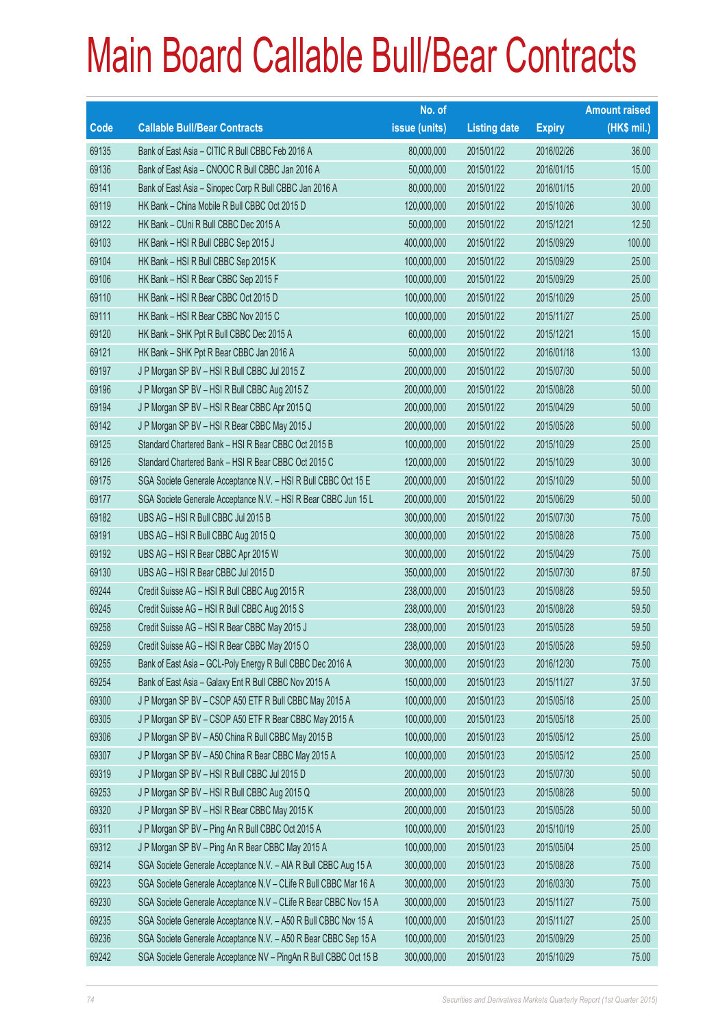# Main Board Callable Bull/Bear Contracts

| Code | Callable Bull/Bear Contracts | No. of issue (units) | Listing date | Expiry | Amount raised (HK$ mil.) |
|---|---|---|---|---|---|
| 69135 | Bank of East Asia – CITIC R Bull CBBC Feb 2016 A | 80,000,000 | 2015/01/22 | 2016/02/26 | 36.00 |
| 69136 | Bank of East Asia – CNOOC R Bull CBBC Jan 2016 A | 50,000,000 | 2015/01/22 | 2016/01/15 | 15.00 |
| 69141 | Bank of East Asia – Sinopec Corp R Bull CBBC Jan 2016 A | 80,000,000 | 2015/01/22 | 2016/01/15 | 20.00 |
| 69119 | HK Bank – China Mobile R Bull CBBC Oct 2015 D | 120,000,000 | 2015/01/22 | 2015/10/26 | 30.00 |
| 69122 | HK Bank – CUni R Bull CBBC Dec 2015 A | 50,000,000 | 2015/01/22 | 2015/12/21 | 12.50 |
| 69103 | HK Bank – HSI R Bull CBBC Sep 2015 J | 400,000,000 | 2015/01/22 | 2015/09/29 | 100.00 |
| 69104 | HK Bank – HSI R Bull CBBC Sep 2015 K | 100,000,000 | 2015/01/22 | 2015/09/29 | 25.00 |
| 69106 | HK Bank – HSI R Bear CBBC Sep 2015 F | 100,000,000 | 2015/01/22 | 2015/09/29 | 25.00 |
| 69110 | HK Bank – HSI R Bear CBBC Oct 2015 D | 100,000,000 | 2015/01/22 | 2015/10/29 | 25.00 |
| 69111 | HK Bank – HSI R Bear CBBC Nov 2015 C | 100,000,000 | 2015/01/22 | 2015/11/27 | 25.00 |
| 69120 | HK Bank – SHK Ppt R Bull CBBC Dec 2015 A | 60,000,000 | 2015/01/22 | 2015/12/21 | 15.00 |
| 69121 | HK Bank – SHK Ppt R Bear CBBC Jan 2016 A | 50,000,000 | 2015/01/22 | 2016/01/18 | 13.00 |
| 69197 | J P Morgan SP BV – HSI R Bull CBBC Jul 2015 Z | 200,000,000 | 2015/01/22 | 2015/07/30 | 50.00 |
| 69196 | J P Morgan SP BV – HSI R Bull CBBC Aug 2015 Z | 200,000,000 | 2015/01/22 | 2015/08/28 | 50.00 |
| 69194 | J P Morgan SP BV – HSI R Bear CBBC Apr 2015 Q | 200,000,000 | 2015/01/22 | 2015/04/29 | 50.00 |
| 69142 | J P Morgan SP BV – HSI R Bear CBBC May 2015 J | 200,000,000 | 2015/01/22 | 2015/05/28 | 50.00 |
| 69125 | Standard Chartered Bank – HSI R Bear CBBC Oct 2015 B | 100,000,000 | 2015/01/22 | 2015/10/29 | 25.00 |
| 69126 | Standard Chartered Bank – HSI R Bear CBBC Oct 2015 C | 120,000,000 | 2015/01/22 | 2015/10/29 | 30.00 |
| 69175 | SGA Societe Generale Acceptance N.V. – HSI R Bull CBBC Oct 15 E | 200,000,000 | 2015/01/22 | 2015/10/29 | 50.00 |
| 69177 | SGA Societe Generale Acceptance N.V. – HSI R Bear CBBC Jun 15 L | 200,000,000 | 2015/01/22 | 2015/06/29 | 50.00 |
| 69182 | UBS AG – HSI R Bull CBBC Jul 2015 B | 300,000,000 | 2015/01/22 | 2015/07/30 | 75.00 |
| 69191 | UBS AG – HSI R Bull CBBC Aug 2015 Q | 300,000,000 | 2015/01/22 | 2015/08/28 | 75.00 |
| 69192 | UBS AG – HSI R Bear CBBC Apr 2015 W | 300,000,000 | 2015/01/22 | 2015/04/29 | 75.00 |
| 69130 | UBS AG – HSI R Bear CBBC Jul 2015 D | 350,000,000 | 2015/01/22 | 2015/07/30 | 87.50 |
| 69244 | Credit Suisse AG – HSI R Bull CBBC Aug 2015 R | 238,000,000 | 2015/01/23 | 2015/08/28 | 59.50 |
| 69245 | Credit Suisse AG – HSI R Bull CBBC Aug 2015 S | 238,000,000 | 2015/01/23 | 2015/08/28 | 59.50 |
| 69258 | Credit Suisse AG – HSI R Bear CBBC May 2015 J | 238,000,000 | 2015/01/23 | 2015/05/28 | 59.50 |
| 69259 | Credit Suisse AG – HSI R Bear CBBC May 2015 O | 238,000,000 | 2015/01/23 | 2015/05/28 | 59.50 |
| 69255 | Bank of East Asia – GCL-Poly Energy R Bull CBBC Dec 2016 A | 300,000,000 | 2015/01/23 | 2016/12/30 | 75.00 |
| 69254 | Bank of East Asia – Galaxy Ent R Bull CBBC Nov 2015 A | 150,000,000 | 2015/01/23 | 2015/11/27 | 37.50 |
| 69300 | J P Morgan SP BV – CSOP A50 ETF R Bull CBBC May 2015 A | 100,000,000 | 2015/01/23 | 2015/05/18 | 25.00 |
| 69305 | J P Morgan SP BV – CSOP A50 ETF R Bear CBBC May 2015 A | 100,000,000 | 2015/01/23 | 2015/05/18 | 25.00 |
| 69306 | J P Morgan SP BV – A50 China R Bull CBBC May 2015 B | 100,000,000 | 2015/01/23 | 2015/05/12 | 25.00 |
| 69307 | J P Morgan SP BV – A50 China R Bear CBBC May 2015 A | 100,000,000 | 2015/01/23 | 2015/05/12 | 25.00 |
| 69319 | J P Morgan SP BV – HSI R Bull CBBC Jul 2015 D | 200,000,000 | 2015/01/23 | 2015/07/30 | 50.00 |
| 69253 | J P Morgan SP BV – HSI R Bull CBBC Aug 2015 Q | 200,000,000 | 2015/01/23 | 2015/08/28 | 50.00 |
| 69320 | J P Morgan SP BV – HSI R Bear CBBC May 2015 K | 200,000,000 | 2015/01/23 | 2015/05/28 | 50.00 |
| 69311 | J P Morgan SP BV – Ping An R Bull CBBC Oct 2015 A | 100,000,000 | 2015/01/23 | 2015/10/19 | 25.00 |
| 69312 | J P Morgan SP BV – Ping An R Bear CBBC May 2015 A | 100,000,000 | 2015/01/23 | 2015/05/04 | 25.00 |
| 69214 | SGA Societe Generale Acceptance N.V. – AIA R Bull CBBC Aug 15 A | 300,000,000 | 2015/01/23 | 2015/08/28 | 75.00 |
| 69223 | SGA Societe Generale Acceptance N.V – CLife R Bull CBBC Mar 16 A | 300,000,000 | 2015/01/23 | 2016/03/30 | 75.00 |
| 69230 | SGA Societe Generale Acceptance N.V – CLife R Bear CBBC Nov 15 A | 300,000,000 | 2015/01/23 | 2015/11/27 | 75.00 |
| 69235 | SGA Societe Generale Acceptance N.V. – A50 R Bull CBBC Nov 15 A | 100,000,000 | 2015/01/23 | 2015/11/27 | 25.00 |
| 69236 | SGA Societe Generale Acceptance N.V. – A50 R Bear CBBC Sep 15 A | 100,000,000 | 2015/01/23 | 2015/09/29 | 25.00 |
| 69242 | SGA Societe Generale Acceptance NV – PingAn R Bull CBBC Oct 15 B | 300,000,000 | 2015/01/23 | 2015/10/29 | 75.00 |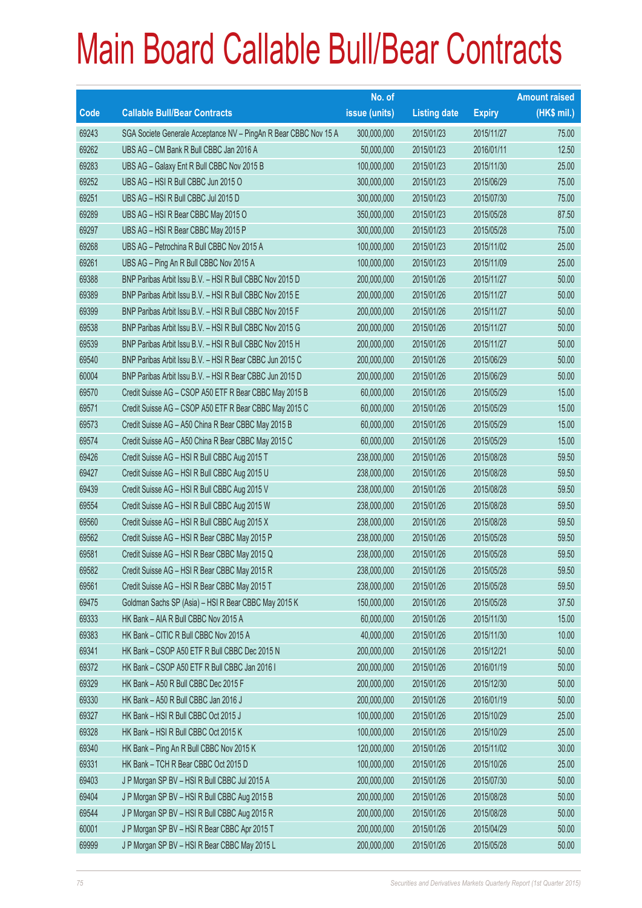# Main Board Callable Bull/Bear Contracts

| Code | Callable Bull/Bear Contracts | No. of issue (units) | Listing date | Expiry | Amount raised (HK$ mil.) |
|---|---|---|---|---|---|
| 69243 | SGA Societe Generale Acceptance NV – PingAn R Bear CBBC Nov 15 A | 300,000,000 | 2015/01/23 | 2015/11/27 | 75.00 |
| 69262 | UBS AG – CM Bank R Bull CBBC Jan 2016 A | 50,000,000 | 2015/01/23 | 2016/01/11 | 12.50 |
| 69283 | UBS AG – Galaxy Ent R Bull CBBC Nov 2015 B | 100,000,000 | 2015/01/23 | 2015/11/30 | 25.00 |
| 69252 | UBS AG – HSI R Bull CBBC Jun 2015 O | 300,000,000 | 2015/01/23 | 2015/06/29 | 75.00 |
| 69251 | UBS AG – HSI R Bull CBBC Jul 2015 D | 300,000,000 | 2015/01/23 | 2015/07/30 | 75.00 |
| 69289 | UBS AG – HSI R Bear CBBC May 2015 O | 350,000,000 | 2015/01/23 | 2015/05/28 | 87.50 |
| 69297 | UBS AG – HSI R Bear CBBC May 2015 P | 300,000,000 | 2015/01/23 | 2015/05/28 | 75.00 |
| 69268 | UBS AG – Petrochina R Bull CBBC Nov 2015 A | 100,000,000 | 2015/01/23 | 2015/11/02 | 25.00 |
| 69261 | UBS AG – Ping An R Bull CBBC Nov 2015 A | 100,000,000 | 2015/01/23 | 2015/11/09 | 25.00 |
| 69388 | BNP Paribas Arbit Issu B.V. – HSI R Bull CBBC Nov 2015 D | 200,000,000 | 2015/01/26 | 2015/11/27 | 50.00 |
| 69389 | BNP Paribas Arbit Issu B.V. – HSI R Bull CBBC Nov 2015 E | 200,000,000 | 2015/01/26 | 2015/11/27 | 50.00 |
| 69399 | BNP Paribas Arbit Issu B.V. – HSI R Bull CBBC Nov 2015 F | 200,000,000 | 2015/01/26 | 2015/11/27 | 50.00 |
| 69538 | BNP Paribas Arbit Issu B.V. – HSI R Bull CBBC Nov 2015 G | 200,000,000 | 2015/01/26 | 2015/11/27 | 50.00 |
| 69539 | BNP Paribas Arbit Issu B.V. – HSI R Bull CBBC Nov 2015 H | 200,000,000 | 2015/01/26 | 2015/11/27 | 50.00 |
| 69540 | BNP Paribas Arbit Issu B.V. – HSI R Bear CBBC Jun 2015 C | 200,000,000 | 2015/01/26 | 2015/06/29 | 50.00 |
| 60004 | BNP Paribas Arbit Issu B.V. – HSI R Bear CBBC Jun 2015 D | 200,000,000 | 2015/01/26 | 2015/06/29 | 50.00 |
| 69570 | Credit Suisse AG – CSOP A50 ETF R Bear CBBC May 2015 B | 60,000,000 | 2015/01/26 | 2015/05/29 | 15.00 |
| 69571 | Credit Suisse AG – CSOP A50 ETF R Bear CBBC May 2015 C | 60,000,000 | 2015/01/26 | 2015/05/29 | 15.00 |
| 69573 | Credit Suisse AG – A50 China R Bear CBBC May 2015 B | 60,000,000 | 2015/01/26 | 2015/05/29 | 15.00 |
| 69574 | Credit Suisse AG – A50 China R Bear CBBC May 2015 C | 60,000,000 | 2015/01/26 | 2015/05/29 | 15.00 |
| 69426 | Credit Suisse AG – HSI R Bull CBBC Aug 2015 T | 238,000,000 | 2015/01/26 | 2015/08/28 | 59.50 |
| 69427 | Credit Suisse AG – HSI R Bull CBBC Aug 2015 U | 238,000,000 | 2015/01/26 | 2015/08/28 | 59.50 |
| 69439 | Credit Suisse AG – HSI R Bull CBBC Aug 2015 V | 238,000,000 | 2015/01/26 | 2015/08/28 | 59.50 |
| 69554 | Credit Suisse AG – HSI R Bull CBBC Aug 2015 W | 238,000,000 | 2015/01/26 | 2015/08/28 | 59.50 |
| 69560 | Credit Suisse AG – HSI R Bull CBBC Aug 2015 X | 238,000,000 | 2015/01/26 | 2015/08/28 | 59.50 |
| 69562 | Credit Suisse AG – HSI R Bear CBBC May 2015 P | 238,000,000 | 2015/01/26 | 2015/05/28 | 59.50 |
| 69581 | Credit Suisse AG – HSI R Bear CBBC May 2015 Q | 238,000,000 | 2015/01/26 | 2015/05/28 | 59.50 |
| 69582 | Credit Suisse AG – HSI R Bear CBBC May 2015 R | 238,000,000 | 2015/01/26 | 2015/05/28 | 59.50 |
| 69561 | Credit Suisse AG – HSI R Bear CBBC May 2015 T | 238,000,000 | 2015/01/26 | 2015/05/28 | 59.50 |
| 69475 | Goldman Sachs SP (Asia) – HSI R Bear CBBC May 2015 K | 150,000,000 | 2015/01/26 | 2015/05/28 | 37.50 |
| 69333 | HK Bank – AIA R Bull CBBC Nov 2015 A | 60,000,000 | 2015/01/26 | 2015/11/30 | 15.00 |
| 69383 | HK Bank – CITIC R Bull CBBC Nov 2015 A | 40,000,000 | 2015/01/26 | 2015/11/30 | 10.00 |
| 69341 | HK Bank – CSOP A50 ETF R Bull CBBC Dec 2015 N | 200,000,000 | 2015/01/26 | 2015/12/21 | 50.00 |
| 69372 | HK Bank – CSOP A50 ETF R Bull CBBC Jan 2016 I | 200,000,000 | 2015/01/26 | 2016/01/19 | 50.00 |
| 69329 | HK Bank – A50 R Bull CBBC Dec 2015 F | 200,000,000 | 2015/01/26 | 2015/12/30 | 50.00 |
| 69330 | HK Bank – A50 R Bull CBBC Jan 2016 J | 200,000,000 | 2015/01/26 | 2016/01/19 | 50.00 |
| 69327 | HK Bank – HSI R Bull CBBC Oct 2015 J | 100,000,000 | 2015/01/26 | 2015/10/29 | 25.00 |
| 69328 | HK Bank – HSI R Bull CBBC Oct 2015 K | 100,000,000 | 2015/01/26 | 2015/10/29 | 25.00 |
| 69340 | HK Bank – Ping An R Bull CBBC Nov 2015 K | 120,000,000 | 2015/01/26 | 2015/11/02 | 30.00 |
| 69331 | HK Bank – TCH R Bear CBBC Oct 2015 D | 100,000,000 | 2015/01/26 | 2015/10/26 | 25.00 |
| 69403 | J P Morgan SP BV – HSI R Bull CBBC Jul 2015 A | 200,000,000 | 2015/01/26 | 2015/07/30 | 50.00 |
| 69404 | J P Morgan SP BV – HSI R Bull CBBC Aug 2015 B | 200,000,000 | 2015/01/26 | 2015/08/28 | 50.00 |
| 69544 | J P Morgan SP BV – HSI R Bull CBBC Aug 2015 R | 200,000,000 | 2015/01/26 | 2015/08/28 | 50.00 |
| 60001 | J P Morgan SP BV – HSI R Bear CBBC Apr 2015 T | 200,000,000 | 2015/01/26 | 2015/04/29 | 50.00 |
| 69999 | J P Morgan SP BV – HSI R Bear CBBC May 2015 L | 200,000,000 | 2015/01/26 | 2015/05/28 | 50.00 |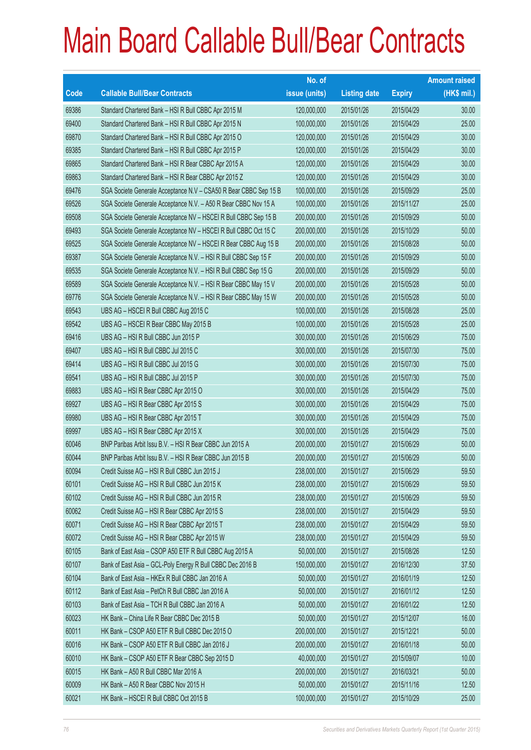# Main Board Callable Bull/Bear Contracts

| Code | Callable Bull/Bear Contracts | No. of issue (units) | Listing date | Expiry | Amount raised (HK$ mil.) |
|---|---|---|---|---|---|
| 69386 | Standard Chartered Bank – HSI R Bull CBBC Apr 2015 M | 120,000,000 | 2015/01/26 | 2015/04/29 | 30.00 |
| 69400 | Standard Chartered Bank – HSI R Bull CBBC Apr 2015 N | 100,000,000 | 2015/01/26 | 2015/04/29 | 25.00 |
| 69870 | Standard Chartered Bank – HSI R Bull CBBC Apr 2015 O | 120,000,000 | 2015/01/26 | 2015/04/29 | 30.00 |
| 69385 | Standard Chartered Bank – HSI R Bull CBBC Apr 2015 P | 120,000,000 | 2015/01/26 | 2015/04/29 | 30.00 |
| 69865 | Standard Chartered Bank – HSI R Bear CBBC Apr 2015 A | 120,000,000 | 2015/01/26 | 2015/04/29 | 30.00 |
| 69863 | Standard Chartered Bank – HSI R Bear CBBC Apr 2015 Z | 120,000,000 | 2015/01/26 | 2015/04/29 | 30.00 |
| 69476 | SGA Societe Generale Acceptance N.V – CSA50 R Bear CBBC Sep 15 B | 100,000,000 | 2015/01/26 | 2015/09/29 | 25.00 |
| 69526 | SGA Societe Generale Acceptance N.V. – A50 R Bear CBBC Nov 15 A | 100,000,000 | 2015/01/26 | 2015/11/27 | 25.00 |
| 69508 | SGA Societe Generale Acceptance NV – HSCEI R Bull CBBC Sep 15 B | 200,000,000 | 2015/01/26 | 2015/09/29 | 50.00 |
| 69493 | SGA Societe Generale Acceptance NV – HSCEI R Bull CBBC Oct 15 C | 200,000,000 | 2015/01/26 | 2015/10/29 | 50.00 |
| 69525 | SGA Societe Generale Acceptance NV – HSCEI R Bear CBBC Aug 15 B | 200,000,000 | 2015/01/26 | 2015/08/28 | 50.00 |
| 69387 | SGA Societe Generale Acceptance N.V. – HSI R Bull CBBC Sep 15 F | 200,000,000 | 2015/01/26 | 2015/09/29 | 50.00 |
| 69535 | SGA Societe Generale Acceptance N.V. – HSI R Bull CBBC Sep 15 G | 200,000,000 | 2015/01/26 | 2015/09/29 | 50.00 |
| 69589 | SGA Societe Generale Acceptance N.V. – HSI R Bear CBBC May 15 V | 200,000,000 | 2015/01/26 | 2015/05/28 | 50.00 |
| 69776 | SGA Societe Generale Acceptance N.V. – HSI R Bear CBBC May 15 W | 200,000,000 | 2015/01/26 | 2015/05/28 | 50.00 |
| 69543 | UBS AG – HSCEI R Bull CBBC Aug 2015 C | 100,000,000 | 2015/01/26 | 2015/08/28 | 25.00 |
| 69542 | UBS AG – HSCEI R Bear CBBC May 2015 B | 100,000,000 | 2015/01/26 | 2015/05/28 | 25.00 |
| 69416 | UBS AG – HSI R Bull CBBC Jun 2015 P | 300,000,000 | 2015/01/26 | 2015/06/29 | 75.00 |
| 69407 | UBS AG – HSI R Bull CBBC Jul 2015 C | 300,000,000 | 2015/01/26 | 2015/07/30 | 75.00 |
| 69414 | UBS AG – HSI R Bull CBBC Jul 2015 G | 300,000,000 | 2015/01/26 | 2015/07/30 | 75.00 |
| 69541 | UBS AG – HSI R Bull CBBC Jul 2015 P | 300,000,000 | 2015/01/26 | 2015/07/30 | 75.00 |
| 69883 | UBS AG – HSI R Bear CBBC Apr 2015 O | 300,000,000 | 2015/01/26 | 2015/04/29 | 75.00 |
| 69927 | UBS AG – HSI R Bear CBBC Apr 2015 S | 300,000,000 | 2015/01/26 | 2015/04/29 | 75.00 |
| 69980 | UBS AG – HSI R Bear CBBC Apr 2015 T | 300,000,000 | 2015/01/26 | 2015/04/29 | 75.00 |
| 69997 | UBS AG – HSI R Bear CBBC Apr 2015 X | 300,000,000 | 2015/01/26 | 2015/04/29 | 75.00 |
| 60046 | BNP Paribas Arbit Issu B.V. – HSI R Bear CBBC Jun 2015 A | 200,000,000 | 2015/01/27 | 2015/06/29 | 50.00 |
| 60044 | BNP Paribas Arbit Issu B.V. – HSI R Bear CBBC Jun 2015 B | 200,000,000 | 2015/01/27 | 2015/06/29 | 50.00 |
| 60094 | Credit Suisse AG – HSI R Bull CBBC Jun 2015 J | 238,000,000 | 2015/01/27 | 2015/06/29 | 59.50 |
| 60101 | Credit Suisse AG – HSI R Bull CBBC Jun 2015 K | 238,000,000 | 2015/01/27 | 2015/06/29 | 59.50 |
| 60102 | Credit Suisse AG – HSI R Bull CBBC Jun 2015 R | 238,000,000 | 2015/01/27 | 2015/06/29 | 59.50 |
| 60062 | Credit Suisse AG – HSI R Bear CBBC Apr 2015 S | 238,000,000 | 2015/01/27 | 2015/04/29 | 59.50 |
| 60071 | Credit Suisse AG – HSI R Bear CBBC Apr 2015 T | 238,000,000 | 2015/01/27 | 2015/04/29 | 59.50 |
| 60072 | Credit Suisse AG – HSI R Bear CBBC Apr 2015 W | 238,000,000 | 2015/01/27 | 2015/04/29 | 59.50 |
| 60105 | Bank of East Asia – CSOP A50 ETF R Bull CBBC Aug 2015 A | 50,000,000 | 2015/01/27 | 2015/08/26 | 12.50 |
| 60107 | Bank of East Asia – GCL-Poly Energy R Bull CBBC Dec 2016 B | 150,000,000 | 2015/01/27 | 2016/12/30 | 37.50 |
| 60104 | Bank of East Asia – HKEx R Bull CBBC Jan 2016 A | 50,000,000 | 2015/01/27 | 2016/01/19 | 12.50 |
| 60112 | Bank of East Asia – PetCh R Bull CBBC Jan 2016 A | 50,000,000 | 2015/01/27 | 2016/01/12 | 12.50 |
| 60103 | Bank of East Asia – TCH R Bull CBBC Jan 2016 A | 50,000,000 | 2015/01/27 | 2016/01/22 | 12.50 |
| 60023 | HK Bank – China Life R Bear CBBC Dec 2015 B | 50,000,000 | 2015/01/27 | 2015/12/07 | 16.00 |
| 60011 | HK Bank – CSOP A50 ETF R Bull CBBC Dec 2015 O | 200,000,000 | 2015/01/27 | 2015/12/21 | 50.00 |
| 60016 | HK Bank – CSOP A50 ETF R Bull CBBC Jan 2016 J | 200,000,000 | 2015/01/27 | 2016/01/18 | 50.00 |
| 60010 | HK Bank – CSOP A50 ETF R Bear CBBC Sep 2015 D | 40,000,000 | 2015/01/27 | 2015/09/07 | 10.00 |
| 60015 | HK Bank – A50 R Bull CBBC Mar 2016 A | 200,000,000 | 2015/01/27 | 2016/03/21 | 50.00 |
| 60009 | HK Bank – A50 R Bear CBBC Nov 2015 H | 50,000,000 | 2015/01/27 | 2015/11/16 | 12.50 |
| 60021 | HK Bank – HSCEI R Bull CBBC Oct 2015 B | 100,000,000 | 2015/01/27 | 2015/10/29 | 25.00 |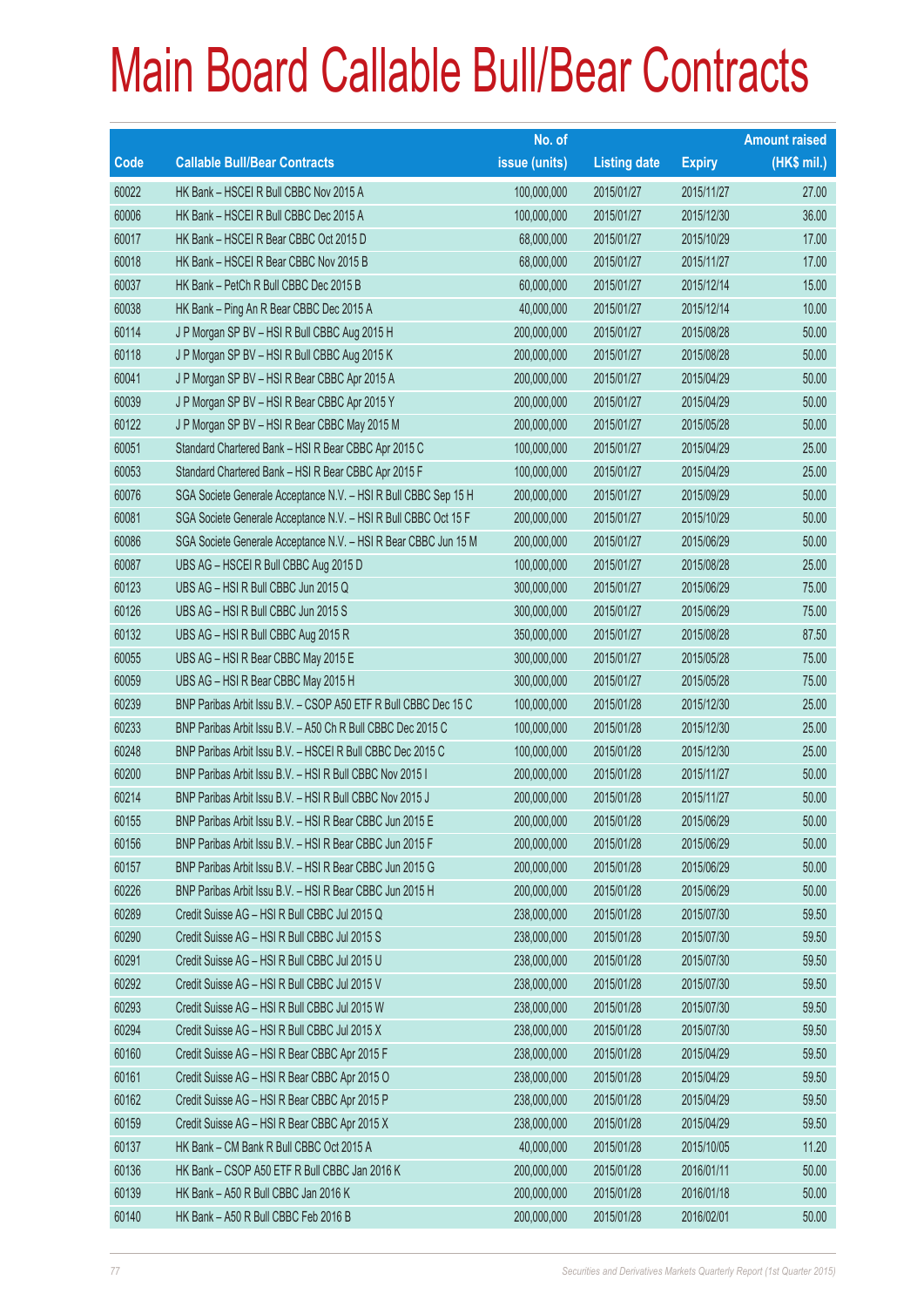# Main Board Callable Bull/Bear Contracts

| Code | Callable Bull/Bear Contracts | No. of issue (units) | Listing date | Expiry | Amount raised (HK$ mil.) |
|---|---|---|---|---|---|
| 60022 | HK Bank – HSCEI R Bull CBBC Nov 2015 A | 100,000,000 | 2015/01/27 | 2015/11/27 | 27.00 |
| 60006 | HK Bank – HSCEI R Bull CBBC Dec 2015 A | 100,000,000 | 2015/01/27 | 2015/12/30 | 36.00 |
| 60017 | HK Bank – HSCEI R Bear CBBC Oct 2015 D | 68,000,000 | 2015/01/27 | 2015/10/29 | 17.00 |
| 60018 | HK Bank – HSCEI R Bear CBBC Nov 2015 B | 68,000,000 | 2015/01/27 | 2015/11/27 | 17.00 |
| 60037 | HK Bank – PetCh R Bull CBBC Dec 2015 B | 60,000,000 | 2015/01/27 | 2015/12/14 | 15.00 |
| 60038 | HK Bank – Ping An R Bear CBBC Dec 2015 A | 40,000,000 | 2015/01/27 | 2015/12/14 | 10.00 |
| 60114 | J P Morgan SP BV – HSI R Bull CBBC Aug 2015 H | 200,000,000 | 2015/01/27 | 2015/08/28 | 50.00 |
| 60118 | J P Morgan SP BV – HSI R Bull CBBC Aug 2015 K | 200,000,000 | 2015/01/27 | 2015/08/28 | 50.00 |
| 60041 | J P Morgan SP BV – HSI R Bear CBBC Apr 2015 A | 200,000,000 | 2015/01/27 | 2015/04/29 | 50.00 |
| 60039 | J P Morgan SP BV – HSI R Bear CBBC Apr 2015 Y | 200,000,000 | 2015/01/27 | 2015/04/29 | 50.00 |
| 60122 | J P Morgan SP BV – HSI R Bear CBBC May 2015 M | 200,000,000 | 2015/01/27 | 2015/05/28 | 50.00 |
| 60051 | Standard Chartered Bank – HSI R Bear CBBC Apr 2015 C | 100,000,000 | 2015/01/27 | 2015/04/29 | 25.00 |
| 60053 | Standard Chartered Bank – HSI R Bear CBBC Apr 2015 F | 100,000,000 | 2015/01/27 | 2015/04/29 | 25.00 |
| 60076 | SGA Societe Generale Acceptance N.V. – HSI R Bull CBBC Sep 15 H | 200,000,000 | 2015/01/27 | 2015/09/29 | 50.00 |
| 60081 | SGA Societe Generale Acceptance N.V. – HSI R Bull CBBC Oct 15 F | 200,000,000 | 2015/01/27 | 2015/10/29 | 50.00 |
| 60086 | SGA Societe Generale Acceptance N.V. – HSI R Bear CBBC Jun 15 M | 200,000,000 | 2015/01/27 | 2015/06/29 | 50.00 |
| 60087 | UBS AG – HSCEI R Bull CBBC Aug 2015 D | 100,000,000 | 2015/01/27 | 2015/08/28 | 25.00 |
| 60123 | UBS AG – HSI R Bull CBBC Jun 2015 Q | 300,000,000 | 2015/01/27 | 2015/06/29 | 75.00 |
| 60126 | UBS AG – HSI R Bull CBBC Jun 2015 S | 300,000,000 | 2015/01/27 | 2015/06/29 | 75.00 |
| 60132 | UBS AG – HSI R Bull CBBC Aug 2015 R | 350,000,000 | 2015/01/27 | 2015/08/28 | 87.50 |
| 60055 | UBS AG – HSI R Bear CBBC May 2015 E | 300,000,000 | 2015/01/27 | 2015/05/28 | 75.00 |
| 60059 | UBS AG – HSI R Bear CBBC May 2015 H | 300,000,000 | 2015/01/27 | 2015/05/28 | 75.00 |
| 60239 | BNP Paribas Arbit Issu B.V. – CSOP A50 ETF R Bull CBBC Dec 15 C | 100,000,000 | 2015/01/28 | 2015/12/30 | 25.00 |
| 60233 | BNP Paribas Arbit Issu B.V. – A50 Ch R Bull CBBC Dec 2015 C | 100,000,000 | 2015/01/28 | 2015/12/30 | 25.00 |
| 60248 | BNP Paribas Arbit Issu B.V. – HSCEI R Bull CBBC Dec 2015 C | 100,000,000 | 2015/01/28 | 2015/12/30 | 25.00 |
| 60200 | BNP Paribas Arbit Issu B.V. – HSI R Bull CBBC Nov 2015 I | 200,000,000 | 2015/01/28 | 2015/11/27 | 50.00 |
| 60214 | BNP Paribas Arbit Issu B.V. – HSI R Bull CBBC Nov 2015 J | 200,000,000 | 2015/01/28 | 2015/11/27 | 50.00 |
| 60155 | BNP Paribas Arbit Issu B.V. – HSI R Bear CBBC Jun 2015 E | 200,000,000 | 2015/01/28 | 2015/06/29 | 50.00 |
| 60156 | BNP Paribas Arbit Issu B.V. – HSI R Bear CBBC Jun 2015 F | 200,000,000 | 2015/01/28 | 2015/06/29 | 50.00 |
| 60157 | BNP Paribas Arbit Issu B.V. – HSI R Bear CBBC Jun 2015 G | 200,000,000 | 2015/01/28 | 2015/06/29 | 50.00 |
| 60226 | BNP Paribas Arbit Issu B.V. – HSI R Bear CBBC Jun 2015 H | 200,000,000 | 2015/01/28 | 2015/06/29 | 50.00 |
| 60289 | Credit Suisse AG – HSI R Bull CBBC Jul 2015 Q | 238,000,000 | 2015/01/28 | 2015/07/30 | 59.50 |
| 60290 | Credit Suisse AG – HSI R Bull CBBC Jul 2015 S | 238,000,000 | 2015/01/28 | 2015/07/30 | 59.50 |
| 60291 | Credit Suisse AG – HSI R Bull CBBC Jul 2015 U | 238,000,000 | 2015/01/28 | 2015/07/30 | 59.50 |
| 60292 | Credit Suisse AG – HSI R Bull CBBC Jul 2015 V | 238,000,000 | 2015/01/28 | 2015/07/30 | 59.50 |
| 60293 | Credit Suisse AG – HSI R Bull CBBC Jul 2015 W | 238,000,000 | 2015/01/28 | 2015/07/30 | 59.50 |
| 60294 | Credit Suisse AG – HSI R Bull CBBC Jul 2015 X | 238,000,000 | 2015/01/28 | 2015/07/30 | 59.50 |
| 60160 | Credit Suisse AG – HSI R Bear CBBC Apr 2015 F | 238,000,000 | 2015/01/28 | 2015/04/29 | 59.50 |
| 60161 | Credit Suisse AG – HSI R Bear CBBC Apr 2015 O | 238,000,000 | 2015/01/28 | 2015/04/29 | 59.50 |
| 60162 | Credit Suisse AG – HSI R Bear CBBC Apr 2015 P | 238,000,000 | 2015/01/28 | 2015/04/29 | 59.50 |
| 60159 | Credit Suisse AG – HSI R Bear CBBC Apr 2015 X | 238,000,000 | 2015/01/28 | 2015/04/29 | 59.50 |
| 60137 | HK Bank – CM Bank R Bull CBBC Oct 2015 A | 40,000,000 | 2015/01/28 | 2015/10/05 | 11.20 |
| 60136 | HK Bank – CSOP A50 ETF R Bull CBBC Jan 2016 K | 200,000,000 | 2015/01/28 | 2016/01/11 | 50.00 |
| 60139 | HK Bank – A50 R Bull CBBC Jan 2016 K | 200,000,000 | 2015/01/28 | 2016/01/18 | 50.00 |
| 60140 | HK Bank – A50 R Bull CBBC Feb 2016 B | 200,000,000 | 2015/01/28 | 2016/02/01 | 50.00 |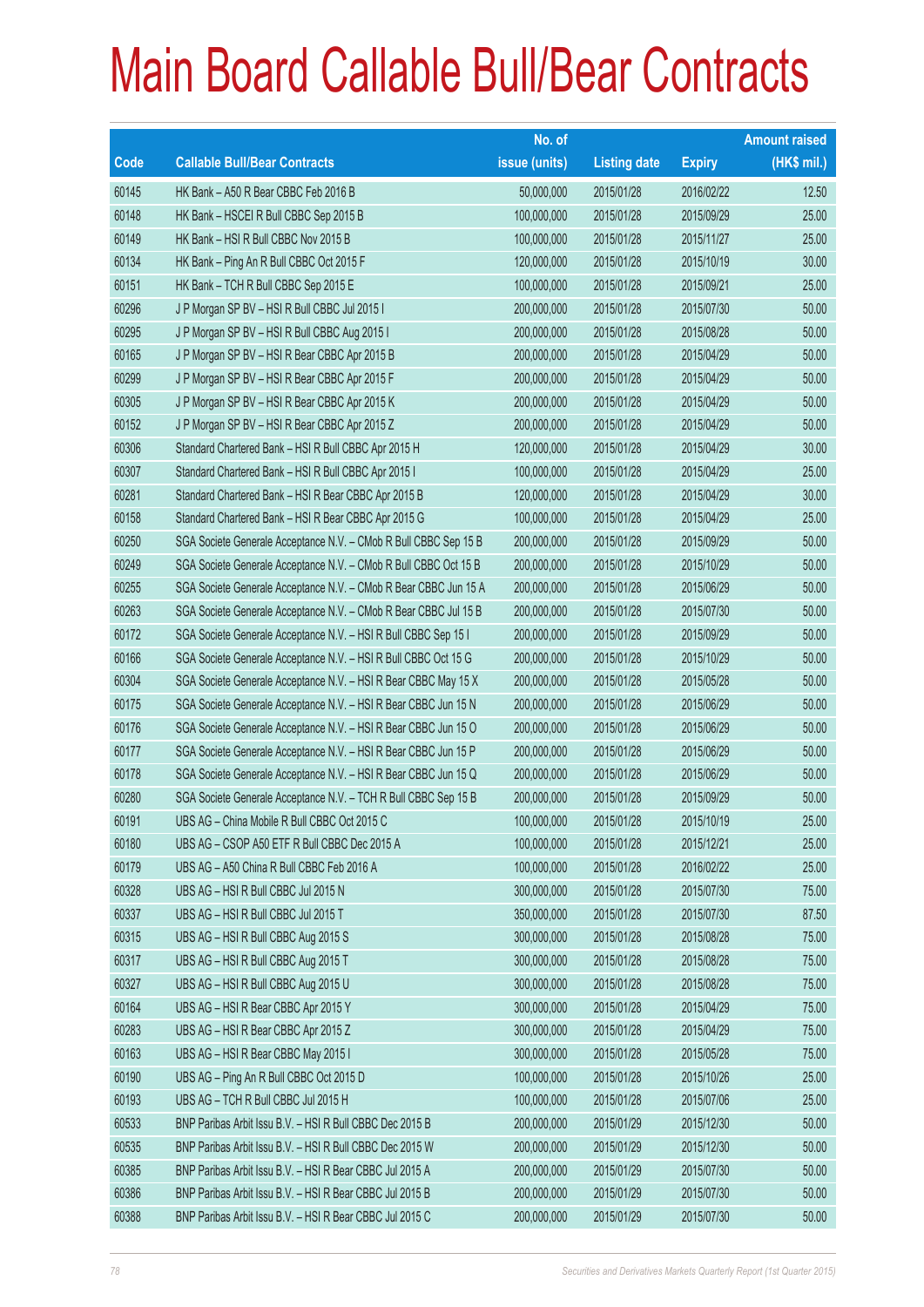# Main Board Callable Bull/Bear Contracts

| Code | Callable Bull/Bear Contracts | No. of issue (units) | Listing date | Expiry | Amount raised (HK$ mil.) |
|---|---|---|---|---|---|
| 60145 | HK Bank – A50 R Bear CBBC Feb 2016 B | 50,000,000 | 2015/01/28 | 2016/02/22 | 12.50 |
| 60148 | HK Bank – HSCEI R Bull CBBC Sep 2015 B | 100,000,000 | 2015/01/28 | 2015/09/29 | 25.00 |
| 60149 | HK Bank – HSI R Bull CBBC Nov 2015 B | 100,000,000 | 2015/01/28 | 2015/11/27 | 25.00 |
| 60134 | HK Bank – Ping An R Bull CBBC Oct 2015 F | 120,000,000 | 2015/01/28 | 2015/10/19 | 30.00 |
| 60151 | HK Bank – TCH R Bull CBBC Sep 2015 E | 100,000,000 | 2015/01/28 | 2015/09/21 | 25.00 |
| 60296 | J P Morgan SP BV – HSI R Bull CBBC Jul 2015 I | 200,000,000 | 2015/01/28 | 2015/07/30 | 50.00 |
| 60295 | J P Morgan SP BV – HSI R Bull CBBC Aug 2015 I | 200,000,000 | 2015/01/28 | 2015/08/28 | 50.00 |
| 60165 | J P Morgan SP BV – HSI R Bear CBBC Apr 2015 B | 200,000,000 | 2015/01/28 | 2015/04/29 | 50.00 |
| 60299 | J P Morgan SP BV – HSI R Bear CBBC Apr 2015 F | 200,000,000 | 2015/01/28 | 2015/04/29 | 50.00 |
| 60305 | J P Morgan SP BV – HSI R Bear CBBC Apr 2015 K | 200,000,000 | 2015/01/28 | 2015/04/29 | 50.00 |
| 60152 | J P Morgan SP BV – HSI R Bear CBBC Apr 2015 Z | 200,000,000 | 2015/01/28 | 2015/04/29 | 50.00 |
| 60306 | Standard Chartered Bank – HSI R Bull CBBC Apr 2015 H | 120,000,000 | 2015/01/28 | 2015/04/29 | 30.00 |
| 60307 | Standard Chartered Bank – HSI R Bull CBBC Apr 2015 I | 100,000,000 | 2015/01/28 | 2015/04/29 | 25.00 |
| 60281 | Standard Chartered Bank – HSI R Bear CBBC Apr 2015 B | 120,000,000 | 2015/01/28 | 2015/04/29 | 30.00 |
| 60158 | Standard Chartered Bank – HSI R Bear CBBC Apr 2015 G | 100,000,000 | 2015/01/28 | 2015/04/29 | 25.00 |
| 60250 | SGA Societe Generale Acceptance N.V. – CMob R Bull CBBC Sep 15 B | 200,000,000 | 2015/01/28 | 2015/09/29 | 50.00 |
| 60249 | SGA Societe Generale Acceptance N.V. – CMob R Bull CBBC Oct 15 B | 200,000,000 | 2015/01/28 | 2015/10/29 | 50.00 |
| 60255 | SGA Societe Generale Acceptance N.V. – CMob R Bear CBBC Jun 15 A | 200,000,000 | 2015/01/28 | 2015/06/29 | 50.00 |
| 60263 | SGA Societe Generale Acceptance N.V. – CMob R Bear CBBC Jul 15 B | 200,000,000 | 2015/01/28 | 2015/07/30 | 50.00 |
| 60172 | SGA Societe Generale Acceptance N.V. – HSI R Bull CBBC Sep 15 I | 200,000,000 | 2015/01/28 | 2015/09/29 | 50.00 |
| 60166 | SGA Societe Generale Acceptance N.V. – HSI R Bull CBBC Oct 15 G | 200,000,000 | 2015/01/28 | 2015/10/29 | 50.00 |
| 60304 | SGA Societe Generale Acceptance N.V. – HSI R Bear CBBC May 15 X | 200,000,000 | 2015/01/28 | 2015/05/28 | 50.00 |
| 60175 | SGA Societe Generale Acceptance N.V. – HSI R Bear CBBC Jun 15 N | 200,000,000 | 2015/01/28 | 2015/06/29 | 50.00 |
| 60176 | SGA Societe Generale Acceptance N.V. – HSI R Bear CBBC Jun 15 O | 200,000,000 | 2015/01/28 | 2015/06/29 | 50.00 |
| 60177 | SGA Societe Generale Acceptance N.V. – HSI R Bear CBBC Jun 15 P | 200,000,000 | 2015/01/28 | 2015/06/29 | 50.00 |
| 60178 | SGA Societe Generale Acceptance N.V. – HSI R Bear CBBC Jun 15 Q | 200,000,000 | 2015/01/28 | 2015/06/29 | 50.00 |
| 60280 | SGA Societe Generale Acceptance N.V. – TCH R Bull CBBC Sep 15 B | 200,000,000 | 2015/01/28 | 2015/09/29 | 50.00 |
| 60191 | UBS AG – China Mobile R Bull CBBC Oct 2015 C | 100,000,000 | 2015/01/28 | 2015/10/19 | 25.00 |
| 60180 | UBS AG – CSOP A50 ETF R Bull CBBC Dec 2015 A | 100,000,000 | 2015/01/28 | 2015/12/21 | 25.00 |
| 60179 | UBS AG – A50 China R Bull CBBC Feb 2016 A | 100,000,000 | 2015/01/28 | 2016/02/22 | 25.00 |
| 60328 | UBS AG – HSI R Bull CBBC Jul 2015 N | 300,000,000 | 2015/01/28 | 2015/07/30 | 75.00 |
| 60337 | UBS AG – HSI R Bull CBBC Jul 2015 T | 350,000,000 | 2015/01/28 | 2015/07/30 | 87.50 |
| 60315 | UBS AG – HSI R Bull CBBC Aug 2015 S | 300,000,000 | 2015/01/28 | 2015/08/28 | 75.00 |
| 60317 | UBS AG – HSI R Bull CBBC Aug 2015 T | 300,000,000 | 2015/01/28 | 2015/08/28 | 75.00 |
| 60327 | UBS AG – HSI R Bull CBBC Aug 2015 U | 300,000,000 | 2015/01/28 | 2015/08/28 | 75.00 |
| 60164 | UBS AG – HSI R Bear CBBC Apr 2015 Y | 300,000,000 | 2015/01/28 | 2015/04/29 | 75.00 |
| 60283 | UBS AG – HSI R Bear CBBC Apr 2015 Z | 300,000,000 | 2015/01/28 | 2015/04/29 | 75.00 |
| 60163 | UBS AG – HSI R Bear CBBC May 2015 I | 300,000,000 | 2015/01/28 | 2015/05/28 | 75.00 |
| 60190 | UBS AG – Ping An R Bull CBBC Oct 2015 D | 100,000,000 | 2015/01/28 | 2015/10/26 | 25.00 |
| 60193 | UBS AG – TCH R Bull CBBC Jul 2015 H | 100,000,000 | 2015/01/28 | 2015/07/06 | 25.00 |
| 60533 | BNP Paribas Arbit Issu B.V. – HSI R Bull CBBC Dec 2015 B | 200,000,000 | 2015/01/29 | 2015/12/30 | 50.00 |
| 60535 | BNP Paribas Arbit Issu B.V. – HSI R Bull CBBC Dec 2015 W | 200,000,000 | 2015/01/29 | 2015/12/30 | 50.00 |
| 60385 | BNP Paribas Arbit Issu B.V. – HSI R Bear CBBC Jul 2015 A | 200,000,000 | 2015/01/29 | 2015/07/30 | 50.00 |
| 60386 | BNP Paribas Arbit Issu B.V. – HSI R Bear CBBC Jul 2015 B | 200,000,000 | 2015/01/29 | 2015/07/30 | 50.00 |
| 60388 | BNP Paribas Arbit Issu B.V. – HSI R Bear CBBC Jul 2015 C | 200,000,000 | 2015/01/29 | 2015/07/30 | 50.00 |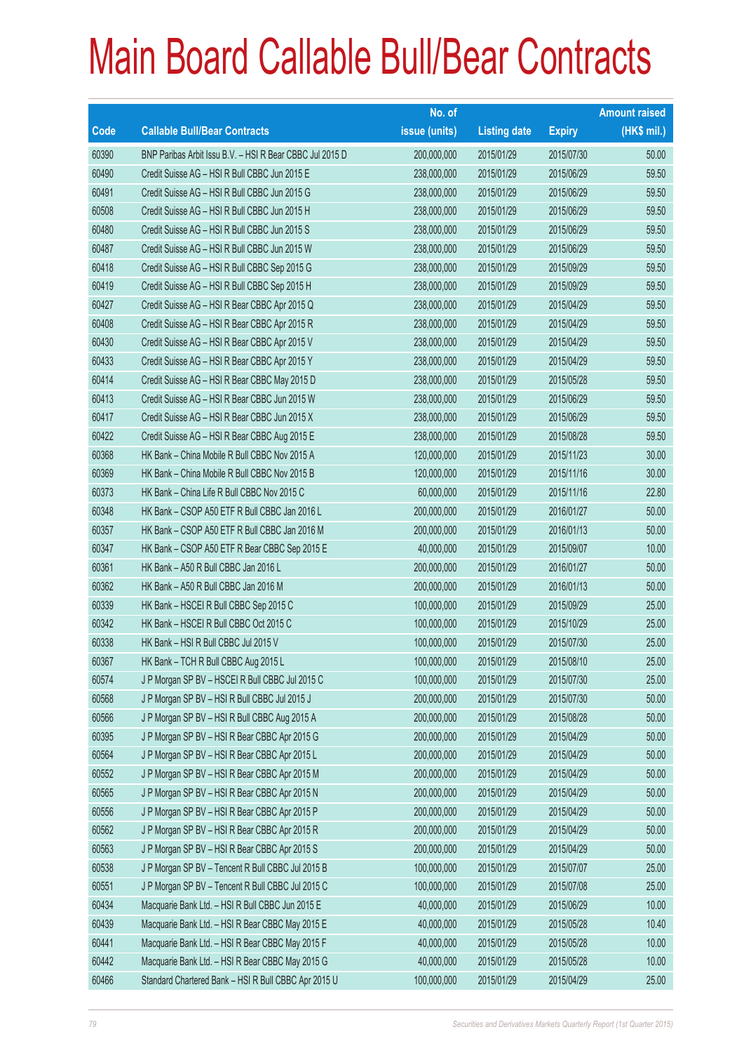# Main Board Callable Bull/Bear Contracts

| Code | Callable Bull/Bear Contracts | No. of issue (units) | Listing date | Expiry | Amount raised (HK$ mil.) |
|---|---|---|---|---|---|
| 60390 | BNP Paribas Arbit Issu B.V. – HSI R Bear CBBC Jul 2015 D | 200,000,000 | 2015/01/29 | 2015/07/30 | 50.00 |
| 60490 | Credit Suisse AG – HSI R Bull CBBC Jun 2015 E | 238,000,000 | 2015/01/29 | 2015/06/29 | 59.50 |
| 60491 | Credit Suisse AG – HSI R Bull CBBC Jun 2015 G | 238,000,000 | 2015/01/29 | 2015/06/29 | 59.50 |
| 60508 | Credit Suisse AG – HSI R Bull CBBC Jun 2015 H | 238,000,000 | 2015/01/29 | 2015/06/29 | 59.50 |
| 60480 | Credit Suisse AG – HSI R Bull CBBC Jun 2015 S | 238,000,000 | 2015/01/29 | 2015/06/29 | 59.50 |
| 60487 | Credit Suisse AG – HSI R Bull CBBC Jun 2015 W | 238,000,000 | 2015/01/29 | 2015/06/29 | 59.50 |
| 60418 | Credit Suisse AG – HSI R Bull CBBC Sep 2015 G | 238,000,000 | 2015/01/29 | 2015/09/29 | 59.50 |
| 60419 | Credit Suisse AG – HSI R Bull CBBC Sep 2015 H | 238,000,000 | 2015/01/29 | 2015/09/29 | 59.50 |
| 60427 | Credit Suisse AG – HSI R Bear CBBC Apr 2015 Q | 238,000,000 | 2015/01/29 | 2015/04/29 | 59.50 |
| 60408 | Credit Suisse AG – HSI R Bear CBBC Apr 2015 R | 238,000,000 | 2015/01/29 | 2015/04/29 | 59.50 |
| 60430 | Credit Suisse AG – HSI R Bear CBBC Apr 2015 V | 238,000,000 | 2015/01/29 | 2015/04/29 | 59.50 |
| 60433 | Credit Suisse AG – HSI R Bear CBBC Apr 2015 Y | 238,000,000 | 2015/01/29 | 2015/04/29 | 59.50 |
| 60414 | Credit Suisse AG – HSI R Bear CBBC May 2015 D | 238,000,000 | 2015/01/29 | 2015/05/28 | 59.50 |
| 60413 | Credit Suisse AG – HSI R Bear CBBC Jun 2015 W | 238,000,000 | 2015/01/29 | 2015/06/29 | 59.50 |
| 60417 | Credit Suisse AG – HSI R Bear CBBC Jun 2015 X | 238,000,000 | 2015/01/29 | 2015/06/29 | 59.50 |
| 60422 | Credit Suisse AG – HSI R Bear CBBC Aug 2015 E | 238,000,000 | 2015/01/29 | 2015/08/28 | 59.50 |
| 60368 | HK Bank – China Mobile R Bull CBBC Nov 2015 A | 120,000,000 | 2015/01/29 | 2015/11/23 | 30.00 |
| 60369 | HK Bank – China Mobile R Bull CBBC Nov 2015 B | 120,000,000 | 2015/01/29 | 2015/11/16 | 30.00 |
| 60373 | HK Bank – China Life R Bull CBBC Nov 2015 C | 60,000,000 | 2015/01/29 | 2015/11/16 | 22.80 |
| 60348 | HK Bank – CSOP A50 ETF R Bull CBBC Jan 2016 L | 200,000,000 | 2015/01/29 | 2016/01/27 | 50.00 |
| 60357 | HK Bank – CSOP A50 ETF R Bull CBBC Jan 2016 M | 200,000,000 | 2015/01/29 | 2016/01/13 | 50.00 |
| 60347 | HK Bank – CSOP A50 ETF R Bear CBBC Sep 2015 E | 40,000,000 | 2015/01/29 | 2015/09/07 | 10.00 |
| 60361 | HK Bank – A50 R Bull CBBC Jan 2016 L | 200,000,000 | 2015/01/29 | 2016/01/27 | 50.00 |
| 60362 | HK Bank – A50 R Bull CBBC Jan 2016 M | 200,000,000 | 2015/01/29 | 2016/01/13 | 50.00 |
| 60339 | HK Bank – HSCEI R Bull CBBC Sep 2015 C | 100,000,000 | 2015/01/29 | 2015/09/29 | 25.00 |
| 60342 | HK Bank – HSCEI R Bull CBBC Oct 2015 C | 100,000,000 | 2015/01/29 | 2015/10/29 | 25.00 |
| 60338 | HK Bank – HSI R Bull CBBC Jul 2015 V | 100,000,000 | 2015/01/29 | 2015/07/30 | 25.00 |
| 60367 | HK Bank – TCH R Bull CBBC Aug 2015 L | 100,000,000 | 2015/01/29 | 2015/08/10 | 25.00 |
| 60574 | J P Morgan SP BV – HSCEI R Bull CBBC Jul 2015 C | 100,000,000 | 2015/01/29 | 2015/07/30 | 25.00 |
| 60568 | J P Morgan SP BV – HSI R Bull CBBC Jul 2015 J | 200,000,000 | 2015/01/29 | 2015/07/30 | 50.00 |
| 60566 | J P Morgan SP BV – HSI R Bull CBBC Aug 2015 A | 200,000,000 | 2015/01/29 | 2015/08/28 | 50.00 |
| 60395 | J P Morgan SP BV – HSI R Bear CBBC Apr 2015 G | 200,000,000 | 2015/01/29 | 2015/04/29 | 50.00 |
| 60564 | J P Morgan SP BV – HSI R Bear CBBC Apr 2015 L | 200,000,000 | 2015/01/29 | 2015/04/29 | 50.00 |
| 60552 | J P Morgan SP BV – HSI R Bear CBBC Apr 2015 M | 200,000,000 | 2015/01/29 | 2015/04/29 | 50.00 |
| 60565 | J P Morgan SP BV – HSI R Bear CBBC Apr 2015 N | 200,000,000 | 2015/01/29 | 2015/04/29 | 50.00 |
| 60556 | J P Morgan SP BV – HSI R Bear CBBC Apr 2015 P | 200,000,000 | 2015/01/29 | 2015/04/29 | 50.00 |
| 60562 | J P Morgan SP BV – HSI R Bear CBBC Apr 2015 R | 200,000,000 | 2015/01/29 | 2015/04/29 | 50.00 |
| 60563 | J P Morgan SP BV – HSI R Bear CBBC Apr 2015 S | 200,000,000 | 2015/01/29 | 2015/04/29 | 50.00 |
| 60538 | J P Morgan SP BV – Tencent R Bull CBBC Jul 2015 B | 100,000,000 | 2015/01/29 | 2015/07/07 | 25.00 |
| 60551 | J P Morgan SP BV – Tencent R Bull CBBC Jul 2015 C | 100,000,000 | 2015/01/29 | 2015/07/08 | 25.00 |
| 60434 | Macquarie Bank Ltd. – HSI R Bull CBBC Jun 2015 E | 40,000,000 | 2015/01/29 | 2015/06/29 | 10.00 |
| 60439 | Macquarie Bank Ltd. – HSI R Bear CBBC May 2015 E | 40,000,000 | 2015/01/29 | 2015/05/28 | 10.40 |
| 60441 | Macquarie Bank Ltd. – HSI R Bear CBBC May 2015 F | 40,000,000 | 2015/01/29 | 2015/05/28 | 10.00 |
| 60442 | Macquarie Bank Ltd. – HSI R Bear CBBC May 2015 G | 40,000,000 | 2015/01/29 | 2015/05/28 | 10.00 |
| 60466 | Standard Chartered Bank – HSI R Bull CBBC Apr 2015 U | 100,000,000 | 2015/01/29 | 2015/04/29 | 25.00 |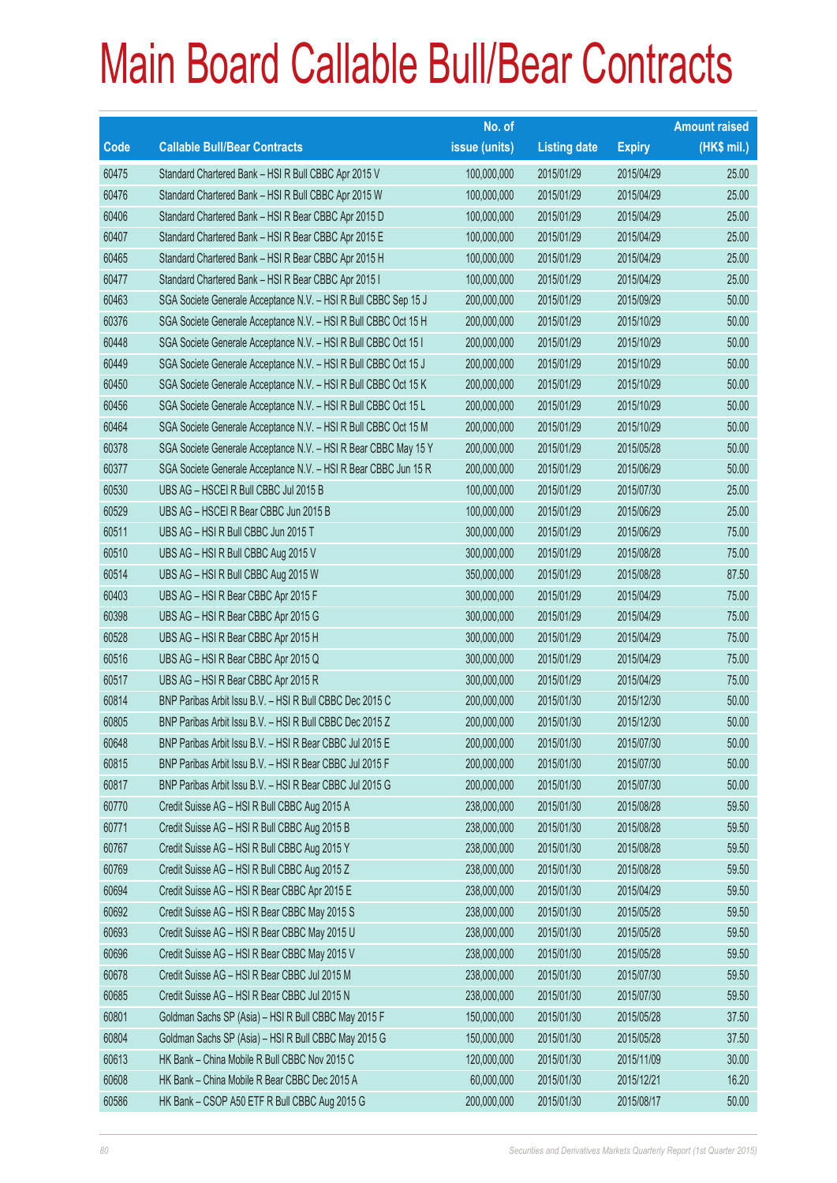# Main Board Callable Bull/Bear Contracts

| Code | Callable Bull/Bear Contracts | No. of issue (units) | Listing date | Expiry | Amount raised (HK$ mil.) |
|---|---|---|---|---|---|
| 60475 | Standard Chartered Bank – HSI R Bull CBBC Apr 2015 V | 100,000,000 | 2015/01/29 | 2015/04/29 | 25.00 |
| 60476 | Standard Chartered Bank – HSI R Bull CBBC Apr 2015 W | 100,000,000 | 2015/01/29 | 2015/04/29 | 25.00 |
| 60406 | Standard Chartered Bank – HSI R Bear CBBC Apr 2015 D | 100,000,000 | 2015/01/29 | 2015/04/29 | 25.00 |
| 60407 | Standard Chartered Bank – HSI R Bear CBBC Apr 2015 E | 100,000,000 | 2015/01/29 | 2015/04/29 | 25.00 |
| 60465 | Standard Chartered Bank – HSI R Bear CBBC Apr 2015 H | 100,000,000 | 2015/01/29 | 2015/04/29 | 25.00 |
| 60477 | Standard Chartered Bank – HSI R Bear CBBC Apr 2015 I | 100,000,000 | 2015/01/29 | 2015/04/29 | 25.00 |
| 60463 | SGA Societe Generale Acceptance N.V. – HSI R Bull CBBC Sep 15 J | 200,000,000 | 2015/01/29 | 2015/09/29 | 50.00 |
| 60376 | SGA Societe Generale Acceptance N.V. – HSI R Bull CBBC Oct 15 H | 200,000,000 | 2015/01/29 | 2015/10/29 | 50.00 |
| 60448 | SGA Societe Generale Acceptance N.V. – HSI R Bull CBBC Oct 15 I | 200,000,000 | 2015/01/29 | 2015/10/29 | 50.00 |
| 60449 | SGA Societe Generale Acceptance N.V. – HSI R Bull CBBC Oct 15 J | 200,000,000 | 2015/01/29 | 2015/10/29 | 50.00 |
| 60450 | SGA Societe Generale Acceptance N.V. – HSI R Bull CBBC Oct 15 K | 200,000,000 | 2015/01/29 | 2015/10/29 | 50.00 |
| 60456 | SGA Societe Generale Acceptance N.V. – HSI R Bull CBBC Oct 15 L | 200,000,000 | 2015/01/29 | 2015/10/29 | 50.00 |
| 60464 | SGA Societe Generale Acceptance N.V. – HSI R Bull CBBC Oct 15 M | 200,000,000 | 2015/01/29 | 2015/10/29 | 50.00 |
| 60378 | SGA Societe Generale Acceptance N.V. – HSI R Bear CBBC May 15 Y | 200,000,000 | 2015/01/29 | 2015/05/28 | 50.00 |
| 60377 | SGA Societe Generale Acceptance N.V. – HSI R Bear CBBC Jun 15 R | 200,000,000 | 2015/01/29 | 2015/06/29 | 50.00 |
| 60530 | UBS AG – HSCEI R Bull CBBC Jul 2015 B | 100,000,000 | 2015/01/29 | 2015/07/30 | 25.00 |
| 60529 | UBS AG – HSCEI R Bear CBBC Jun 2015 B | 100,000,000 | 2015/01/29 | 2015/06/29 | 25.00 |
| 60511 | UBS AG – HSI R Bull CBBC Jun 2015 T | 300,000,000 | 2015/01/29 | 2015/06/29 | 75.00 |
| 60510 | UBS AG – HSI R Bull CBBC Aug 2015 V | 300,000,000 | 2015/01/29 | 2015/08/28 | 75.00 |
| 60514 | UBS AG – HSI R Bull CBBC Aug 2015 W | 350,000,000 | 2015/01/29 | 2015/08/28 | 87.50 |
| 60403 | UBS AG – HSI R Bear CBBC Apr 2015 F | 300,000,000 | 2015/01/29 | 2015/04/29 | 75.00 |
| 60398 | UBS AG – HSI R Bear CBBC Apr 2015 G | 300,000,000 | 2015/01/29 | 2015/04/29 | 75.00 |
| 60528 | UBS AG – HSI R Bear CBBC Apr 2015 H | 300,000,000 | 2015/01/29 | 2015/04/29 | 75.00 |
| 60516 | UBS AG – HSI R Bear CBBC Apr 2015 Q | 300,000,000 | 2015/01/29 | 2015/04/29 | 75.00 |
| 60517 | UBS AG – HSI R Bear CBBC Apr 2015 R | 300,000,000 | 2015/01/29 | 2015/04/29 | 75.00 |
| 60814 | BNP Paribas Arbit Issu B.V. – HSI R Bull CBBC Dec 2015 C | 200,000,000 | 2015/01/30 | 2015/12/30 | 50.00 |
| 60805 | BNP Paribas Arbit Issu B.V. – HSI R Bull CBBC Dec 2015 Z | 200,000,000 | 2015/01/30 | 2015/12/30 | 50.00 |
| 60648 | BNP Paribas Arbit Issu B.V. – HSI R Bear CBBC Jul 2015 E | 200,000,000 | 2015/01/30 | 2015/07/30 | 50.00 |
| 60815 | BNP Paribas Arbit Issu B.V. – HSI R Bear CBBC Jul 2015 F | 200,000,000 | 2015/01/30 | 2015/07/30 | 50.00 |
| 60817 | BNP Paribas Arbit Issu B.V. – HSI R Bear CBBC Jul 2015 G | 200,000,000 | 2015/01/30 | 2015/07/30 | 50.00 |
| 60770 | Credit Suisse AG – HSI R Bull CBBC Aug 2015 A | 238,000,000 | 2015/01/30 | 2015/08/28 | 59.50 |
| 60771 | Credit Suisse AG – HSI R Bull CBBC Aug 2015 B | 238,000,000 | 2015/01/30 | 2015/08/28 | 59.50 |
| 60767 | Credit Suisse AG – HSI R Bull CBBC Aug 2015 Y | 238,000,000 | 2015/01/30 | 2015/08/28 | 59.50 |
| 60769 | Credit Suisse AG – HSI R Bull CBBC Aug 2015 Z | 238,000,000 | 2015/01/30 | 2015/08/28 | 59.50 |
| 60694 | Credit Suisse AG – HSI R Bear CBBC Apr 2015 E | 238,000,000 | 2015/01/30 | 2015/04/29 | 59.50 |
| 60692 | Credit Suisse AG – HSI R Bear CBBC May 2015 S | 238,000,000 | 2015/01/30 | 2015/05/28 | 59.50 |
| 60693 | Credit Suisse AG – HSI R Bear CBBC May 2015 U | 238,000,000 | 2015/01/30 | 2015/05/28 | 59.50 |
| 60696 | Credit Suisse AG – HSI R Bear CBBC May 2015 V | 238,000,000 | 2015/01/30 | 2015/05/28 | 59.50 |
| 60678 | Credit Suisse AG – HSI R Bear CBBC Jul 2015 M | 238,000,000 | 2015/01/30 | 2015/07/30 | 59.50 |
| 60685 | Credit Suisse AG – HSI R Bear CBBC Jul 2015 N | 238,000,000 | 2015/01/30 | 2015/07/30 | 59.50 |
| 60801 | Goldman Sachs SP (Asia) – HSI R Bull CBBC May 2015 F | 150,000,000 | 2015/01/30 | 2015/05/28 | 37.50 |
| 60804 | Goldman Sachs SP (Asia) – HSI R Bull CBBC May 2015 G | 150,000,000 | 2015/01/30 | 2015/05/28 | 37.50 |
| 60613 | HK Bank – China Mobile R Bull CBBC Nov 2015 C | 120,000,000 | 2015/01/30 | 2015/11/09 | 30.00 |
| 60608 | HK Bank – China Mobile R Bear CBBC Dec 2015 A | 60,000,000 | 2015/01/30 | 2015/12/21 | 16.20 |
| 60586 | HK Bank – CSOP A50 ETF R Bull CBBC Aug 2015 G | 200,000,000 | 2015/01/30 | 2015/08/17 | 50.00 |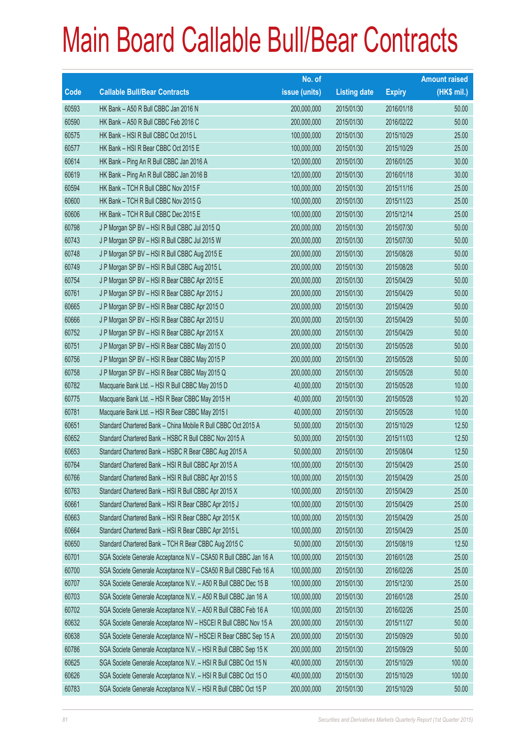# Main Board Callable Bull/Bear Contracts

| Code | Callable Bull/Bear Contracts | No. of issue (units) | Listing date | Expiry | Amount raised (HK$ mil.) |
|---|---|---|---|---|---|
| 60593 | HK Bank – A50 R Bull CBBC Jan 2016 N | 200,000,000 | 2015/01/30 | 2016/01/18 | 50.00 |
| 60590 | HK Bank – A50 R Bull CBBC Feb 2016 C | 200,000,000 | 2015/01/30 | 2016/02/22 | 50.00 |
| 60575 | HK Bank – HSI R Bull CBBC Oct 2015 L | 100,000,000 | 2015/01/30 | 2015/10/29 | 25.00 |
| 60577 | HK Bank – HSI R Bear CBBC Oct 2015 E | 100,000,000 | 2015/01/30 | 2015/10/29 | 25.00 |
| 60614 | HK Bank – Ping An R Bull CBBC Jan 2016 A | 120,000,000 | 2015/01/30 | 2016/01/25 | 30.00 |
| 60619 | HK Bank – Ping An R Bull CBBC Jan 2016 B | 120,000,000 | 2015/01/30 | 2016/01/18 | 30.00 |
| 60594 | HK Bank – TCH R Bull CBBC Nov 2015 F | 100,000,000 | 2015/01/30 | 2015/11/16 | 25.00 |
| 60600 | HK Bank – TCH R Bull CBBC Nov 2015 G | 100,000,000 | 2015/01/30 | 2015/11/23 | 25.00 |
| 60606 | HK Bank – TCH R Bull CBBC Dec 2015 E | 100,000,000 | 2015/01/30 | 2015/12/14 | 25.00 |
| 60798 | J P Morgan SP BV – HSI R Bull CBBC Jul 2015 Q | 200,000,000 | 2015/01/30 | 2015/07/30 | 50.00 |
| 60743 | J P Morgan SP BV – HSI R Bull CBBC Jul 2015 W | 200,000,000 | 2015/01/30 | 2015/07/30 | 50.00 |
| 60748 | J P Morgan SP BV – HSI R Bull CBBC Aug 2015 E | 200,000,000 | 2015/01/30 | 2015/08/28 | 50.00 |
| 60749 | J P Morgan SP BV – HSI R Bull CBBC Aug 2015 L | 200,000,000 | 2015/01/30 | 2015/08/28 | 50.00 |
| 60754 | J P Morgan SP BV – HSI R Bear CBBC Apr 2015 E | 200,000,000 | 2015/01/30 | 2015/04/29 | 50.00 |
| 60761 | J P Morgan SP BV – HSI R Bear CBBC Apr 2015 J | 200,000,000 | 2015/01/30 | 2015/04/29 | 50.00 |
| 60665 | J P Morgan SP BV – HSI R Bear CBBC Apr 2015 O | 200,000,000 | 2015/01/30 | 2015/04/29 | 50.00 |
| 60666 | J P Morgan SP BV – HSI R Bear CBBC Apr 2015 U | 200,000,000 | 2015/01/30 | 2015/04/29 | 50.00 |
| 60752 | J P Morgan SP BV – HSI R Bear CBBC Apr 2015 X | 200,000,000 | 2015/01/30 | 2015/04/29 | 50.00 |
| 60751 | J P Morgan SP BV – HSI R Bear CBBC May 2015 O | 200,000,000 | 2015/01/30 | 2015/05/28 | 50.00 |
| 60756 | J P Morgan SP BV – HSI R Bear CBBC May 2015 P | 200,000,000 | 2015/01/30 | 2015/05/28 | 50.00 |
| 60758 | J P Morgan SP BV – HSI R Bear CBBC May 2015 Q | 200,000,000 | 2015/01/30 | 2015/05/28 | 50.00 |
| 60782 | Macquarie Bank Ltd. – HSI R Bull CBBC May 2015 D | 40,000,000 | 2015/01/30 | 2015/05/28 | 10.00 |
| 60775 | Macquarie Bank Ltd. – HSI R Bear CBBC May 2015 H | 40,000,000 | 2015/01/30 | 2015/05/28 | 10.20 |
| 60781 | Macquarie Bank Ltd. – HSI R Bear CBBC May 2015 I | 40,000,000 | 2015/01/30 | 2015/05/28 | 10.00 |
| 60651 | Standard Chartered Bank – China Mobile R Bull CBBC Oct 2015 A | 50,000,000 | 2015/01/30 | 2015/10/29 | 12.50 |
| 60652 | Standard Chartered Bank – HSBC R Bull CBBC Nov 2015 A | 50,000,000 | 2015/01/30 | 2015/11/03 | 12.50 |
| 60653 | Standard Chartered Bank – HSBC R Bear CBBC Aug 2015 A | 50,000,000 | 2015/01/30 | 2015/08/04 | 12.50 |
| 60764 | Standard Chartered Bank – HSI R Bull CBBC Apr 2015 A | 100,000,000 | 2015/01/30 | 2015/04/29 | 25.00 |
| 60766 | Standard Chartered Bank – HSI R Bull CBBC Apr 2015 S | 100,000,000 | 2015/01/30 | 2015/04/29 | 25.00 |
| 60763 | Standard Chartered Bank – HSI R Bull CBBC Apr 2015 X | 100,000,000 | 2015/01/30 | 2015/04/29 | 25.00 |
| 60661 | Standard Chartered Bank – HSI R Bear CBBC Apr 2015 J | 100,000,000 | 2015/01/30 | 2015/04/29 | 25.00 |
| 60663 | Standard Chartered Bank – HSI R Bear CBBC Apr 2015 K | 100,000,000 | 2015/01/30 | 2015/04/29 | 25.00 |
| 60664 | Standard Chartered Bank – HSI R Bear CBBC Apr 2015 L | 100,000,000 | 2015/01/30 | 2015/04/29 | 25.00 |
| 60650 | Standard Chartered Bank – TCH R Bear CBBC Aug 2015 C | 50,000,000 | 2015/01/30 | 2015/08/19 | 12.50 |
| 60701 | SGA Societe Generale Acceptance N.V – CSA50 R Bull CBBC Jan 16 A | 100,000,000 | 2015/01/30 | 2016/01/28 | 25.00 |
| 60700 | SGA Societe Generale Acceptance N.V – CSA50 R Bull CBBC Feb 16 A | 100,000,000 | 2015/01/30 | 2016/02/26 | 25.00 |
| 60707 | SGA Societe Generale Acceptance N.V. – A50 R Bull CBBC Dec 15 B | 100,000,000 | 2015/01/30 | 2015/12/30 | 25.00 |
| 60703 | SGA Societe Generale Acceptance N.V. – A50 R Bull CBBC Jan 16 A | 100,000,000 | 2015/01/30 | 2016/01/28 | 25.00 |
| 60702 | SGA Societe Generale Acceptance N.V. – A50 R Bull CBBC Feb 16 A | 100,000,000 | 2015/01/30 | 2016/02/26 | 25.00 |
| 60632 | SGA Societe Generale Acceptance NV – HSCEI R Bull CBBC Nov 15 A | 200,000,000 | 2015/01/30 | 2015/11/27 | 50.00 |
| 60638 | SGA Societe Generale Acceptance NV – HSCEI R Bear CBBC Sep 15 A | 200,000,000 | 2015/01/30 | 2015/09/29 | 50.00 |
| 60786 | SGA Societe Generale Acceptance N.V. – HSI R Bull CBBC Sep 15 K | 200,000,000 | 2015/01/30 | 2015/09/29 | 50.00 |
| 60625 | SGA Societe Generale Acceptance N.V. – HSI R Bull CBBC Oct 15 N | 400,000,000 | 2015/01/30 | 2015/10/29 | 100.00 |
| 60626 | SGA Societe Generale Acceptance N.V. – HSI R Bull CBBC Oct 15 O | 400,000,000 | 2015/01/30 | 2015/10/29 | 100.00 |
| 60783 | SGA Societe Generale Acceptance N.V. – HSI R Bull CBBC Oct 15 P | 200,000,000 | 2015/01/30 | 2015/10/29 | 50.00 |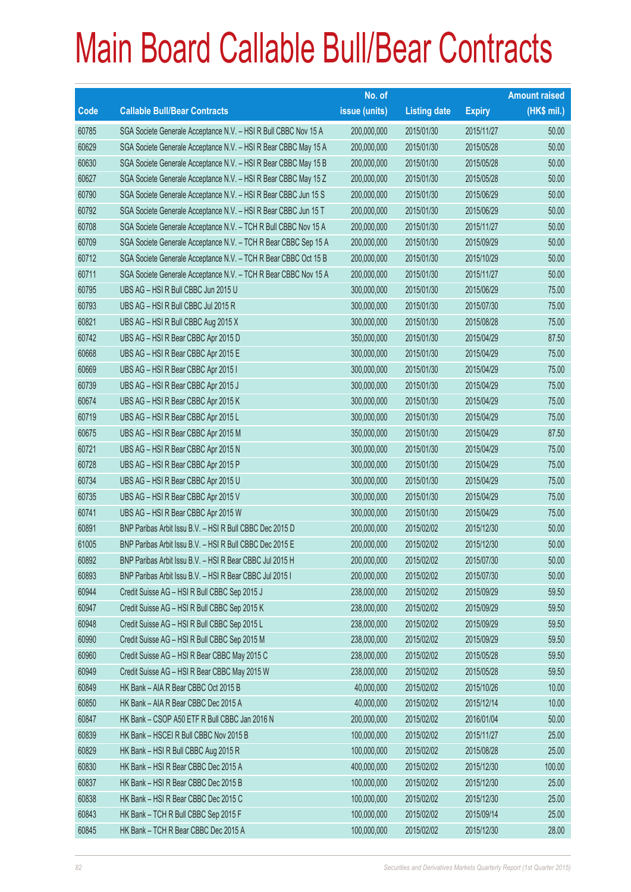# Main Board Callable Bull/Bear Contracts

| Code | Callable Bull/Bear Contracts | No. of issue (units) | Listing date | Expiry | Amount raised (HK$ mil.) |
|---|---|---|---|---|---|
| 60785 | SGA Societe Generale Acceptance N.V. – HSI R Bull CBBC Nov 15 A | 200,000,000 | 2015/01/30 | 2015/11/27 | 50.00 |
| 60629 | SGA Societe Generale Acceptance N.V. – HSI R Bear CBBC May 15 A | 200,000,000 | 2015/01/30 | 2015/05/28 | 50.00 |
| 60630 | SGA Societe Generale Acceptance N.V. – HSI R Bear CBBC May 15 B | 200,000,000 | 2015/01/30 | 2015/05/28 | 50.00 |
| 60627 | SGA Societe Generale Acceptance N.V. – HSI R Bear CBBC May 15 Z | 200,000,000 | 2015/01/30 | 2015/05/28 | 50.00 |
| 60790 | SGA Societe Generale Acceptance N.V. – HSI R Bear CBBC Jun 15 S | 200,000,000 | 2015/01/30 | 2015/06/29 | 50.00 |
| 60792 | SGA Societe Generale Acceptance N.V. – HSI R Bear CBBC Jun 15 T | 200,000,000 | 2015/01/30 | 2015/06/29 | 50.00 |
| 60708 | SGA Societe Generale Acceptance N.V. – TCH R Bull CBBC Nov 15 A | 200,000,000 | 2015/01/30 | 2015/11/27 | 50.00 |
| 60709 | SGA Societe Generale Acceptance N.V. – TCH R Bear CBBC Sep 15 A | 200,000,000 | 2015/01/30 | 2015/09/29 | 50.00 |
| 60712 | SGA Societe Generale Acceptance N.V. – TCH R Bear CBBC Oct 15 B | 200,000,000 | 2015/01/30 | 2015/10/29 | 50.00 |
| 60711 | SGA Societe Generale Acceptance N.V. – TCH R Bear CBBC Nov 15 A | 200,000,000 | 2015/01/30 | 2015/11/27 | 50.00 |
| 60795 | UBS AG – HSI R Bull CBBC Jun 2015 U | 300,000,000 | 2015/01/30 | 2015/06/29 | 75.00 |
| 60793 | UBS AG – HSI R Bull CBBC Jul 2015 R | 300,000,000 | 2015/01/30 | 2015/07/30 | 75.00 |
| 60821 | UBS AG – HSI R Bull CBBC Aug 2015 X | 300,000,000 | 2015/01/30 | 2015/08/28 | 75.00 |
| 60742 | UBS AG – HSI R Bear CBBC Apr 2015 D | 350,000,000 | 2015/01/30 | 2015/04/29 | 87.50 |
| 60668 | UBS AG – HSI R Bear CBBC Apr 2015 E | 300,000,000 | 2015/01/30 | 2015/04/29 | 75.00 |
| 60669 | UBS AG – HSI R Bear CBBC Apr 2015 I | 300,000,000 | 2015/01/30 | 2015/04/29 | 75.00 |
| 60739 | UBS AG – HSI R Bear CBBC Apr 2015 J | 300,000,000 | 2015/01/30 | 2015/04/29 | 75.00 |
| 60674 | UBS AG – HSI R Bear CBBC Apr 2015 K | 300,000,000 | 2015/01/30 | 2015/04/29 | 75.00 |
| 60719 | UBS AG – HSI R Bear CBBC Apr 2015 L | 300,000,000 | 2015/01/30 | 2015/04/29 | 75.00 |
| 60675 | UBS AG – HSI R Bear CBBC Apr 2015 M | 350,000,000 | 2015/01/30 | 2015/04/29 | 87.50 |
| 60721 | UBS AG – HSI R Bear CBBC Apr 2015 N | 300,000,000 | 2015/01/30 | 2015/04/29 | 75.00 |
| 60728 | UBS AG – HSI R Bear CBBC Apr 2015 P | 300,000,000 | 2015/01/30 | 2015/04/29 | 75.00 |
| 60734 | UBS AG – HSI R Bear CBBC Apr 2015 U | 300,000,000 | 2015/01/30 | 2015/04/29 | 75.00 |
| 60735 | UBS AG – HSI R Bear CBBC Apr 2015 V | 300,000,000 | 2015/01/30 | 2015/04/29 | 75.00 |
| 60741 | UBS AG – HSI R Bear CBBC Apr 2015 W | 300,000,000 | 2015/01/30 | 2015/04/29 | 75.00 |
| 60891 | BNP Paribas Arbit Issu B.V. – HSI R Bull CBBC Dec 2015 D | 200,000,000 | 2015/02/02 | 2015/12/30 | 50.00 |
| 61005 | BNP Paribas Arbit Issu B.V. – HSI R Bull CBBC Dec 2015 E | 200,000,000 | 2015/02/02 | 2015/12/30 | 50.00 |
| 60892 | BNP Paribas Arbit Issu B.V. – HSI R Bear CBBC Jul 2015 H | 200,000,000 | 2015/02/02 | 2015/07/30 | 50.00 |
| 60893 | BNP Paribas Arbit Issu B.V. – HSI R Bear CBBC Jul 2015 I | 200,000,000 | 2015/02/02 | 2015/07/30 | 50.00 |
| 60944 | Credit Suisse AG – HSI R Bull CBBC Sep 2015 J | 238,000,000 | 2015/02/02 | 2015/09/29 | 59.50 |
| 60947 | Credit Suisse AG – HSI R Bull CBBC Sep 2015 K | 238,000,000 | 2015/02/02 | 2015/09/29 | 59.50 |
| 60948 | Credit Suisse AG – HSI R Bull CBBC Sep 2015 L | 238,000,000 | 2015/02/02 | 2015/09/29 | 59.50 |
| 60990 | Credit Suisse AG – HSI R Bull CBBC Sep 2015 M | 238,000,000 | 2015/02/02 | 2015/09/29 | 59.50 |
| 60960 | Credit Suisse AG – HSI R Bear CBBC May 2015 C | 238,000,000 | 2015/02/02 | 2015/05/28 | 59.50 |
| 60949 | Credit Suisse AG – HSI R Bear CBBC May 2015 W | 238,000,000 | 2015/02/02 | 2015/05/28 | 59.50 |
| 60849 | HK Bank – AIA R Bear CBBC Oct 2015 B | 40,000,000 | 2015/02/02 | 2015/10/26 | 10.00 |
| 60850 | HK Bank – AIA R Bear CBBC Dec 2015 A | 40,000,000 | 2015/02/02 | 2015/12/14 | 10.00 |
| 60847 | HK Bank – CSOP A50 ETF R Bull CBBC Jan 2016 N | 200,000,000 | 2015/02/02 | 2016/01/04 | 50.00 |
| 60839 | HK Bank – HSCEI R Bull CBBC Nov 2015 B | 100,000,000 | 2015/02/02 | 2015/11/27 | 25.00 |
| 60829 | HK Bank – HSI R Bull CBBC Aug 2015 R | 100,000,000 | 2015/02/02 | 2015/08/28 | 25.00 |
| 60830 | HK Bank – HSI R Bear CBBC Dec 2015 A | 400,000,000 | 2015/02/02 | 2015/12/30 | 100.00 |
| 60837 | HK Bank – HSI R Bear CBBC Dec 2015 B | 100,000,000 | 2015/02/02 | 2015/12/30 | 25.00 |
| 60838 | HK Bank – HSI R Bear CBBC Dec 2015 C | 100,000,000 | 2015/02/02 | 2015/12/30 | 25.00 |
| 60843 | HK Bank – TCH R Bull CBBC Sep 2015 F | 100,000,000 | 2015/02/02 | 2015/09/14 | 25.00 |
| 60845 | HK Bank – TCH R Bear CBBC Dec 2015 A | 100,000,000 | 2015/02/02 | 2015/12/30 | 28.00 |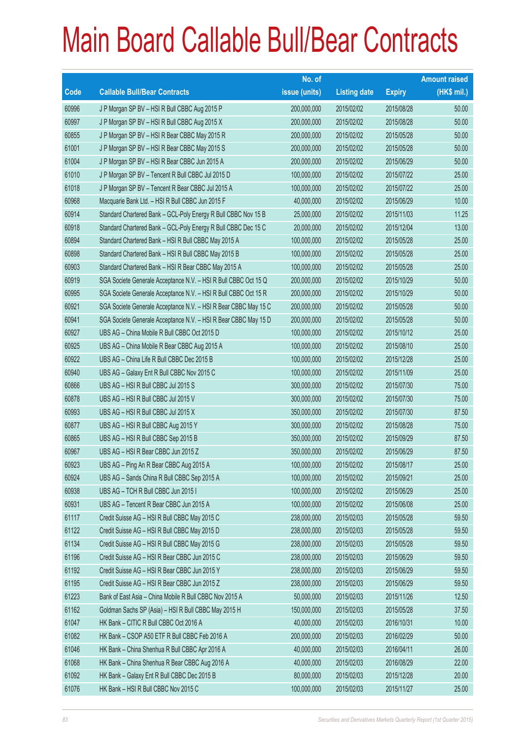# Main Board Callable Bull/Bear Contracts

| Code | Callable Bull/Bear Contracts | No. of issue (units) | Listing date | Expiry | Amount raised (HK$ mil.) |
|---|---|---|---|---|---|
| 60996 | J P Morgan SP BV – HSI R Bull CBBC Aug 2015 P | 200,000,000 | 2015/02/02 | 2015/08/28 | 50.00 |
| 60997 | J P Morgan SP BV – HSI R Bull CBBC Aug 2015 X | 200,000,000 | 2015/02/02 | 2015/08/28 | 50.00 |
| 60855 | J P Morgan SP BV – HSI R Bear CBBC May 2015 R | 200,000,000 | 2015/02/02 | 2015/05/28 | 50.00 |
| 61001 | J P Morgan SP BV – HSI R Bear CBBC May 2015 S | 200,000,000 | 2015/02/02 | 2015/05/28 | 50.00 |
| 61004 | J P Morgan SP BV – HSI R Bear CBBC Jun 2015 A | 200,000,000 | 2015/02/02 | 2015/06/29 | 50.00 |
| 61010 | J P Morgan SP BV – Tencent R Bull CBBC Jul 2015 D | 100,000,000 | 2015/02/02 | 2015/07/22 | 25.00 |
| 61018 | J P Morgan SP BV – Tencent R Bear CBBC Jul 2015 A | 100,000,000 | 2015/02/02 | 2015/07/22 | 25.00 |
| 60968 | Macquarie Bank Ltd. – HSI R Bull CBBC Jun 2015 F | 40,000,000 | 2015/02/02 | 2015/06/29 | 10.00 |
| 60914 | Standard Chartered Bank – GCL-Poly Energy R Bull CBBC Nov 15 B | 25,000,000 | 2015/02/02 | 2015/11/03 | 11.25 |
| 60918 | Standard Chartered Bank – GCL-Poly Energy R Bull CBBC Dec 15 C | 20,000,000 | 2015/02/02 | 2015/12/04 | 13.00 |
| 60894 | Standard Chartered Bank – HSI R Bull CBBC May 2015 A | 100,000,000 | 2015/02/02 | 2015/05/28 | 25.00 |
| 60898 | Standard Chartered Bank – HSI R Bull CBBC May 2015 B | 100,000,000 | 2015/02/02 | 2015/05/28 | 25.00 |
| 60903 | Standard Chartered Bank – HSI R Bear CBBC May 2015 A | 100,000,000 | 2015/02/02 | 2015/05/28 | 25.00 |
| 60919 | SGA Societe Generale Acceptance N.V. – HSI R Bull CBBC Oct 15 Q | 200,000,000 | 2015/02/02 | 2015/10/29 | 50.00 |
| 60995 | SGA Societe Generale Acceptance N.V. – HSI R Bull CBBC Oct 15 R | 200,000,000 | 2015/02/02 | 2015/10/29 | 50.00 |
| 60921 | SGA Societe Generale Acceptance N.V. – HSI R Bear CBBC May 15 C | 200,000,000 | 2015/02/02 | 2015/05/28 | 50.00 |
| 60941 | SGA Societe Generale Acceptance N.V. – HSI R Bear CBBC May 15 D | 200,000,000 | 2015/02/02 | 2015/05/28 | 50.00 |
| 60927 | UBS AG – China Mobile R Bull CBBC Oct 2015 D | 100,000,000 | 2015/02/02 | 2015/10/12 | 25.00 |
| 60925 | UBS AG – China Mobile R Bear CBBC Aug 2015 A | 100,000,000 | 2015/02/02 | 2015/08/10 | 25.00 |
| 60922 | UBS AG – China Life R Bull CBBC Dec 2015 B | 100,000,000 | 2015/02/02 | 2015/12/28 | 25.00 |
| 60940 | UBS AG – Galaxy Ent R Bull CBBC Nov 2015 C | 100,000,000 | 2015/02/02 | 2015/11/09 | 25.00 |
| 60866 | UBS AG – HSI R Bull CBBC Jul 2015 S | 300,000,000 | 2015/02/02 | 2015/07/30 | 75.00 |
| 60878 | UBS AG – HSI R Bull CBBC Jul 2015 V | 300,000,000 | 2015/02/02 | 2015/07/30 | 75.00 |
| 60993 | UBS AG – HSI R Bull CBBC Jul 2015 X | 350,000,000 | 2015/02/02 | 2015/07/30 | 87.50 |
| 60877 | UBS AG – HSI R Bull CBBC Aug 2015 Y | 300,000,000 | 2015/02/02 | 2015/08/28 | 75.00 |
| 60865 | UBS AG – HSI R Bull CBBC Sep 2015 B | 350,000,000 | 2015/02/02 | 2015/09/29 | 87.50 |
| 60967 | UBS AG – HSI R Bear CBBC Jun 2015 Z | 350,000,000 | 2015/02/02 | 2015/06/29 | 87.50 |
| 60923 | UBS AG – Ping An R Bear CBBC Aug 2015 A | 100,000,000 | 2015/02/02 | 2015/08/17 | 25.00 |
| 60924 | UBS AG – Sands China R Bull CBBC Sep 2015 A | 100,000,000 | 2015/02/02 | 2015/09/21 | 25.00 |
| 60938 | UBS AG – TCH R Bull CBBC Jun 2015 I | 100,000,000 | 2015/02/02 | 2015/06/29 | 25.00 |
| 60931 | UBS AG – Tencent R Bear CBBC Jun 2015 A | 100,000,000 | 2015/02/02 | 2015/06/08 | 25.00 |
| 61117 | Credit Suisse AG – HSI R Bull CBBC May 2015 C | 238,000,000 | 2015/02/03 | 2015/05/28 | 59.50 |
| 61122 | Credit Suisse AG – HSI R Bull CBBC May 2015 D | 238,000,000 | 2015/02/03 | 2015/05/28 | 59.50 |
| 61134 | Credit Suisse AG – HSI R Bull CBBC May 2015 G | 238,000,000 | 2015/02/03 | 2015/05/28 | 59.50 |
| 61196 | Credit Suisse AG – HSI R Bear CBBC Jun 2015 C | 238,000,000 | 2015/02/03 | 2015/06/29 | 59.50 |
| 61192 | Credit Suisse AG – HSI R Bear CBBC Jun 2015 Y | 238,000,000 | 2015/02/03 | 2015/06/29 | 59.50 |
| 61195 | Credit Suisse AG – HSI R Bear CBBC Jun 2015 Z | 238,000,000 | 2015/02/03 | 2015/06/29 | 59.50 |
| 61223 | Bank of East Asia – China Mobile R Bull CBBC Nov 2015 A | 50,000,000 | 2015/02/03 | 2015/11/26 | 12.50 |
| 61162 | Goldman Sachs SP (Asia) – HSI R Bull CBBC May 2015 H | 150,000,000 | 2015/02/03 | 2015/05/28 | 37.50 |
| 61047 | HK Bank – CITIC R Bull CBBC Oct 2016 A | 40,000,000 | 2015/02/03 | 2016/10/31 | 10.00 |
| 61082 | HK Bank – CSOP A50 ETF R Bull CBBC Feb 2016 A | 200,000,000 | 2015/02/03 | 2016/02/29 | 50.00 |
| 61046 | HK Bank – China Shenhua R Bull CBBC Apr 2016 A | 40,000,000 | 2015/02/03 | 2016/04/11 | 26.00 |
| 61068 | HK Bank – China Shenhua R Bear CBBC Aug 2016 A | 40,000,000 | 2015/02/03 | 2016/08/29 | 22.00 |
| 61092 | HK Bank – Galaxy Ent R Bull CBBC Dec 2015 B | 80,000,000 | 2015/02/03 | 2015/12/28 | 20.00 |
| 61076 | HK Bank – HSI R Bull CBBC Nov 2015 C | 100,000,000 | 2015/02/03 | 2015/11/27 | 25.00 |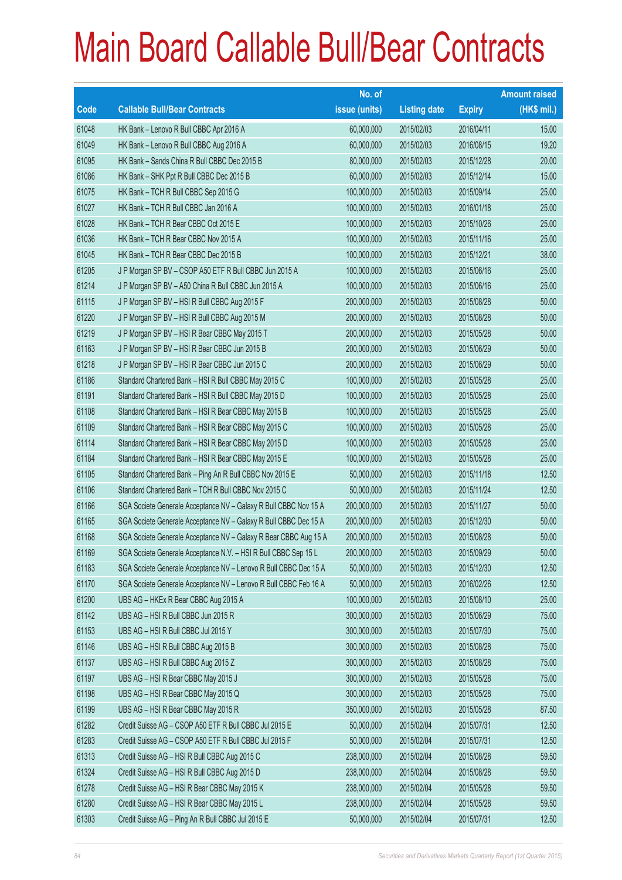# Main Board Callable Bull/Bear Contracts

| Code | Callable Bull/Bear Contracts | No. of issue (units) | Listing date | Expiry | Amount raised (HK$ mil.) |
|---|---|---|---|---|---|
| 61048 | HK Bank – Lenovo R Bull CBBC Apr 2016 A | 60,000,000 | 2015/02/03 | 2016/04/11 | 15.00 |
| 61049 | HK Bank – Lenovo R Bull CBBC Aug 2016 A | 60,000,000 | 2015/02/03 | 2016/08/15 | 19.20 |
| 61095 | HK Bank – Sands China R Bull CBBC Dec 2015 B | 80,000,000 | 2015/02/03 | 2015/12/28 | 20.00 |
| 61086 | HK Bank – SHK Ppt R Bull CBBC Dec 2015 B | 60,000,000 | 2015/02/03 | 2015/12/14 | 15.00 |
| 61075 | HK Bank – TCH R Bull CBBC Sep 2015 G | 100,000,000 | 2015/02/03 | 2015/09/14 | 25.00 |
| 61027 | HK Bank – TCH R Bull CBBC Jan 2016 A | 100,000,000 | 2015/02/03 | 2016/01/18 | 25.00 |
| 61028 | HK Bank – TCH R Bear CBBC Oct 2015 E | 100,000,000 | 2015/02/03 | 2015/10/26 | 25.00 |
| 61036 | HK Bank – TCH R Bear CBBC Nov 2015 A | 100,000,000 | 2015/02/03 | 2015/11/16 | 25.00 |
| 61045 | HK Bank – TCH R Bear CBBC Dec 2015 B | 100,000,000 | 2015/02/03 | 2015/12/21 | 38.00 |
| 61205 | J P Morgan SP BV – CSOP A50 ETF R Bull CBBC Jun 2015 A | 100,000,000 | 2015/02/03 | 2015/06/16 | 25.00 |
| 61214 | J P Morgan SP BV – A50 China R Bull CBBC Jun 2015 A | 100,000,000 | 2015/02/03 | 2015/06/16 | 25.00 |
| 61115 | J P Morgan SP BV – HSI R Bull CBBC Aug 2015 F | 200,000,000 | 2015/02/03 | 2015/08/28 | 50.00 |
| 61220 | J P Morgan SP BV – HSI R Bull CBBC Aug 2015 M | 200,000,000 | 2015/02/03 | 2015/08/28 | 50.00 |
| 61219 | J P Morgan SP BV – HSI R Bear CBBC May 2015 T | 200,000,000 | 2015/02/03 | 2015/05/28 | 50.00 |
| 61163 | J P Morgan SP BV – HSI R Bear CBBC Jun 2015 B | 200,000,000 | 2015/02/03 | 2015/06/29 | 50.00 |
| 61218 | J P Morgan SP BV – HSI R Bear CBBC Jun 2015 C | 200,000,000 | 2015/02/03 | 2015/06/29 | 50.00 |
| 61186 | Standard Chartered Bank – HSI R Bull CBBC May 2015 C | 100,000,000 | 2015/02/03 | 2015/05/28 | 25.00 |
| 61191 | Standard Chartered Bank – HSI R Bull CBBC May 2015 D | 100,000,000 | 2015/02/03 | 2015/05/28 | 25.00 |
| 61108 | Standard Chartered Bank – HSI R Bear CBBC May 2015 B | 100,000,000 | 2015/02/03 | 2015/05/28 | 25.00 |
| 61109 | Standard Chartered Bank – HSI R Bear CBBC May 2015 C | 100,000,000 | 2015/02/03 | 2015/05/28 | 25.00 |
| 61114 | Standard Chartered Bank – HSI R Bear CBBC May 2015 D | 100,000,000 | 2015/02/03 | 2015/05/28 | 25.00 |
| 61184 | Standard Chartered Bank – HSI R Bear CBBC May 2015 E | 100,000,000 | 2015/02/03 | 2015/05/28 | 25.00 |
| 61105 | Standard Chartered Bank – Ping An R Bull CBBC Nov 2015 E | 50,000,000 | 2015/02/03 | 2015/11/18 | 12.50 |
| 61106 | Standard Chartered Bank – TCH R Bull CBBC Nov 2015 C | 50,000,000 | 2015/02/03 | 2015/11/24 | 12.50 |
| 61166 | SGA Societe Generale Acceptance NV – Galaxy R Bull CBBC Nov 15 A | 200,000,000 | 2015/02/03 | 2015/11/27 | 50.00 |
| 61165 | SGA Societe Generale Acceptance NV – Galaxy R Bull CBBC Dec 15 A | 200,000,000 | 2015/02/03 | 2015/12/30 | 50.00 |
| 61168 | SGA Societe Generale Acceptance NV – Galaxy R Bear CBBC Aug 15 A | 200,000,000 | 2015/02/03 | 2015/08/28 | 50.00 |
| 61169 | SGA Societe Generale Acceptance N.V. – HSI R Bull CBBC Sep 15 L | 200,000,000 | 2015/02/03 | 2015/09/29 | 50.00 |
| 61183 | SGA Societe Generale Acceptance NV – Lenovo R Bull CBBC Dec 15 A | 50,000,000 | 2015/02/03 | 2015/12/30 | 12.50 |
| 61170 | SGA Societe Generale Acceptance NV – Lenovo R Bull CBBC Feb 16 A | 50,000,000 | 2015/02/03 | 2016/02/26 | 12.50 |
| 61200 | UBS AG – HKEx R Bear CBBC Aug 2015 A | 100,000,000 | 2015/02/03 | 2015/08/10 | 25.00 |
| 61142 | UBS AG – HSI R Bull CBBC Jun 2015 R | 300,000,000 | 2015/02/03 | 2015/06/29 | 75.00 |
| 61153 | UBS AG – HSI R Bull CBBC Jul 2015 Y | 300,000,000 | 2015/02/03 | 2015/07/30 | 75.00 |
| 61146 | UBS AG – HSI R Bull CBBC Aug 2015 B | 300,000,000 | 2015/02/03 | 2015/08/28 | 75.00 |
| 61137 | UBS AG – HSI R Bull CBBC Aug 2015 Z | 300,000,000 | 2015/02/03 | 2015/08/28 | 75.00 |
| 61197 | UBS AG – HSI R Bear CBBC May 2015 J | 300,000,000 | 2015/02/03 | 2015/05/28 | 75.00 |
| 61198 | UBS AG – HSI R Bear CBBC May 2015 Q | 300,000,000 | 2015/02/03 | 2015/05/28 | 75.00 |
| 61199 | UBS AG – HSI R Bear CBBC May 2015 R | 350,000,000 | 2015/02/03 | 2015/05/28 | 87.50 |
| 61282 | Credit Suisse AG – CSOP A50 ETF R Bull CBBC Jul 2015 E | 50,000,000 | 2015/02/04 | 2015/07/31 | 12.50 |
| 61283 | Credit Suisse AG – CSOP A50 ETF R Bull CBBC Jul 2015 F | 50,000,000 | 2015/02/04 | 2015/07/31 | 12.50 |
| 61313 | Credit Suisse AG – HSI R Bull CBBC Aug 2015 C | 238,000,000 | 2015/02/04 | 2015/08/28 | 59.50 |
| 61324 | Credit Suisse AG – HSI R Bull CBBC Aug 2015 D | 238,000,000 | 2015/02/04 | 2015/08/28 | 59.50 |
| 61278 | Credit Suisse AG – HSI R Bear CBBC May 2015 K | 238,000,000 | 2015/02/04 | 2015/05/28 | 59.50 |
| 61280 | Credit Suisse AG – HSI R Bear CBBC May 2015 L | 238,000,000 | 2015/02/04 | 2015/05/28 | 59.50 |
| 61303 | Credit Suisse AG – Ping An R Bull CBBC Jul 2015 E | 50,000,000 | 2015/02/04 | 2015/07/31 | 12.50 |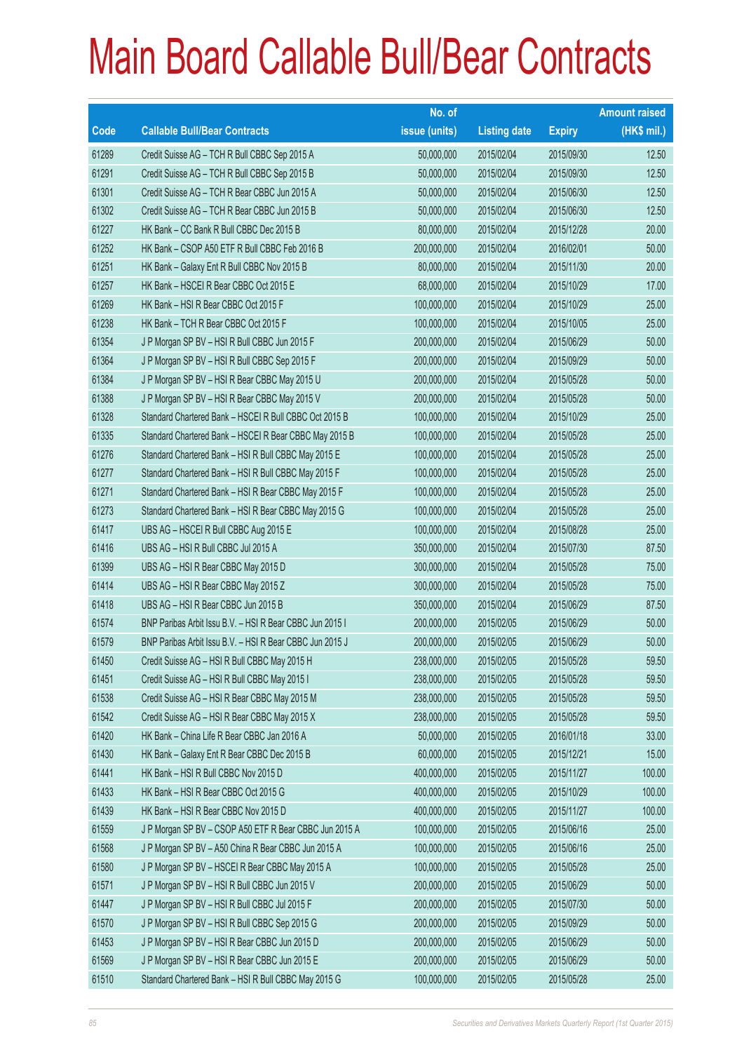# Main Board Callable Bull/Bear Contracts

| Code | Callable Bull/Bear Contracts | No. of issue (units) | Listing date | Expiry | Amount raised (HK$ mil.) |
|---|---|---|---|---|---|
| 61289 | Credit Suisse AG – TCH R Bull CBBC Sep 2015 A | 50,000,000 | 2015/02/04 | 2015/09/30 | 12.50 |
| 61291 | Credit Suisse AG – TCH R Bull CBBC Sep 2015 B | 50,000,000 | 2015/02/04 | 2015/09/30 | 12.50 |
| 61301 | Credit Suisse AG – TCH R Bear CBBC Jun 2015 A | 50,000,000 | 2015/02/04 | 2015/06/30 | 12.50 |
| 61302 | Credit Suisse AG – TCH R Bear CBBC Jun 2015 B | 50,000,000 | 2015/02/04 | 2015/06/30 | 12.50 |
| 61227 | HK Bank – CC Bank R Bull CBBC Dec 2015 B | 80,000,000 | 2015/02/04 | 2015/12/28 | 20.00 |
| 61252 | HK Bank – CSOP A50 ETF R Bull CBBC Feb 2016 B | 200,000,000 | 2015/02/04 | 2016/02/01 | 50.00 |
| 61251 | HK Bank – Galaxy Ent R Bull CBBC Nov 2015 B | 80,000,000 | 2015/02/04 | 2015/11/30 | 20.00 |
| 61257 | HK Bank – HSCEI R Bear CBBC Oct 2015 E | 68,000,000 | 2015/02/04 | 2015/10/29 | 17.00 |
| 61269 | HK Bank – HSI R Bear CBBC Oct 2015 F | 100,000,000 | 2015/02/04 | 2015/10/29 | 25.00 |
| 61238 | HK Bank – TCH R Bear CBBC Oct 2015 F | 100,000,000 | 2015/02/04 | 2015/10/05 | 25.00 |
| 61354 | J P Morgan SP BV – HSI R Bull CBBC Jun 2015 F | 200,000,000 | 2015/02/04 | 2015/06/29 | 50.00 |
| 61364 | J P Morgan SP BV – HSI R Bull CBBC Sep 2015 F | 200,000,000 | 2015/02/04 | 2015/09/29 | 50.00 |
| 61384 | J P Morgan SP BV – HSI R Bear CBBC May 2015 U | 200,000,000 | 2015/02/04 | 2015/05/28 | 50.00 |
| 61388 | J P Morgan SP BV – HSI R Bear CBBC May 2015 V | 200,000,000 | 2015/02/04 | 2015/05/28 | 50.00 |
| 61328 | Standard Chartered Bank – HSCEI R Bull CBBC Oct 2015 B | 100,000,000 | 2015/02/04 | 2015/10/29 | 25.00 |
| 61335 | Standard Chartered Bank – HSCEI R Bear CBBC May 2015 B | 100,000,000 | 2015/02/04 | 2015/05/28 | 25.00 |
| 61276 | Standard Chartered Bank – HSI R Bull CBBC May 2015 E | 100,000,000 | 2015/02/04 | 2015/05/28 | 25.00 |
| 61277 | Standard Chartered Bank – HSI R Bull CBBC May 2015 F | 100,000,000 | 2015/02/04 | 2015/05/28 | 25.00 |
| 61271 | Standard Chartered Bank – HSI R Bear CBBC May 2015 F | 100,000,000 | 2015/02/04 | 2015/05/28 | 25.00 |
| 61273 | Standard Chartered Bank – HSI R Bear CBBC May 2015 G | 100,000,000 | 2015/02/04 | 2015/05/28 | 25.00 |
| 61417 | UBS AG – HSCEI R Bull CBBC Aug 2015 E | 100,000,000 | 2015/02/04 | 2015/08/28 | 25.00 |
| 61416 | UBS AG – HSI R Bull CBBC Jul 2015 A | 350,000,000 | 2015/02/04 | 2015/07/30 | 87.50 |
| 61399 | UBS AG – HSI R Bear CBBC May 2015 D | 300,000,000 | 2015/02/04 | 2015/05/28 | 75.00 |
| 61414 | UBS AG – HSI R Bear CBBC May 2015 Z | 300,000,000 | 2015/02/04 | 2015/05/28 | 75.00 |
| 61418 | UBS AG – HSI R Bear CBBC Jun 2015 B | 350,000,000 | 2015/02/04 | 2015/06/29 | 87.50 |
| 61574 | BNP Paribas Arbit Issu B.V. – HSI R Bear CBBC Jun 2015 I | 200,000,000 | 2015/02/05 | 2015/06/29 | 50.00 |
| 61579 | BNP Paribas Arbit Issu B.V. – HSI R Bear CBBC Jun 2015 J | 200,000,000 | 2015/02/05 | 2015/06/29 | 50.00 |
| 61450 | Credit Suisse AG – HSI R Bull CBBC May 2015 H | 238,000,000 | 2015/02/05 | 2015/05/28 | 59.50 |
| 61451 | Credit Suisse AG – HSI R Bull CBBC May 2015 I | 238,000,000 | 2015/02/05 | 2015/05/28 | 59.50 |
| 61538 | Credit Suisse AG – HSI R Bear CBBC May 2015 M | 238,000,000 | 2015/02/05 | 2015/05/28 | 59.50 |
| 61542 | Credit Suisse AG – HSI R Bear CBBC May 2015 X | 238,000,000 | 2015/02/05 | 2015/05/28 | 59.50 |
| 61420 | HK Bank – China Life R Bear CBBC Jan 2016 A | 50,000,000 | 2015/02/05 | 2016/01/18 | 33.00 |
| 61430 | HK Bank – Galaxy Ent R Bear CBBC Dec 2015 B | 60,000,000 | 2015/02/05 | 2015/12/21 | 15.00 |
| 61441 | HK Bank – HSI R Bull CBBC Nov 2015 D | 400,000,000 | 2015/02/05 | 2015/11/27 | 100.00 |
| 61433 | HK Bank – HSI R Bear CBBC Oct 2015 G | 400,000,000 | 2015/02/05 | 2015/10/29 | 100.00 |
| 61439 | HK Bank – HSI R Bear CBBC Nov 2015 D | 400,000,000 | 2015/02/05 | 2015/11/27 | 100.00 |
| 61559 | J P Morgan SP BV – CSOP A50 ETF R Bear CBBC Jun 2015 A | 100,000,000 | 2015/02/05 | 2015/06/16 | 25.00 |
| 61568 | J P Morgan SP BV – A50 China R Bear CBBC Jun 2015 A | 100,000,000 | 2015/02/05 | 2015/06/16 | 25.00 |
| 61580 | J P Morgan SP BV – HSCEI R Bear CBBC May 2015 A | 100,000,000 | 2015/02/05 | 2015/05/28 | 25.00 |
| 61571 | J P Morgan SP BV – HSI R Bull CBBC Jun 2015 V | 200,000,000 | 2015/02/05 | 2015/06/29 | 50.00 |
| 61447 | J P Morgan SP BV – HSI R Bull CBBC Jul 2015 F | 200,000,000 | 2015/02/05 | 2015/07/30 | 50.00 |
| 61570 | J P Morgan SP BV – HSI R Bull CBBC Sep 2015 G | 200,000,000 | 2015/02/05 | 2015/09/29 | 50.00 |
| 61453 | J P Morgan SP BV – HSI R Bear CBBC Jun 2015 D | 200,000,000 | 2015/02/05 | 2015/06/29 | 50.00 |
| 61569 | J P Morgan SP BV – HSI R Bear CBBC Jun 2015 E | 200,000,000 | 2015/02/05 | 2015/06/29 | 50.00 |
| 61510 | Standard Chartered Bank – HSI R Bull CBBC May 2015 G | 100,000,000 | 2015/02/05 | 2015/05/28 | 25.00 |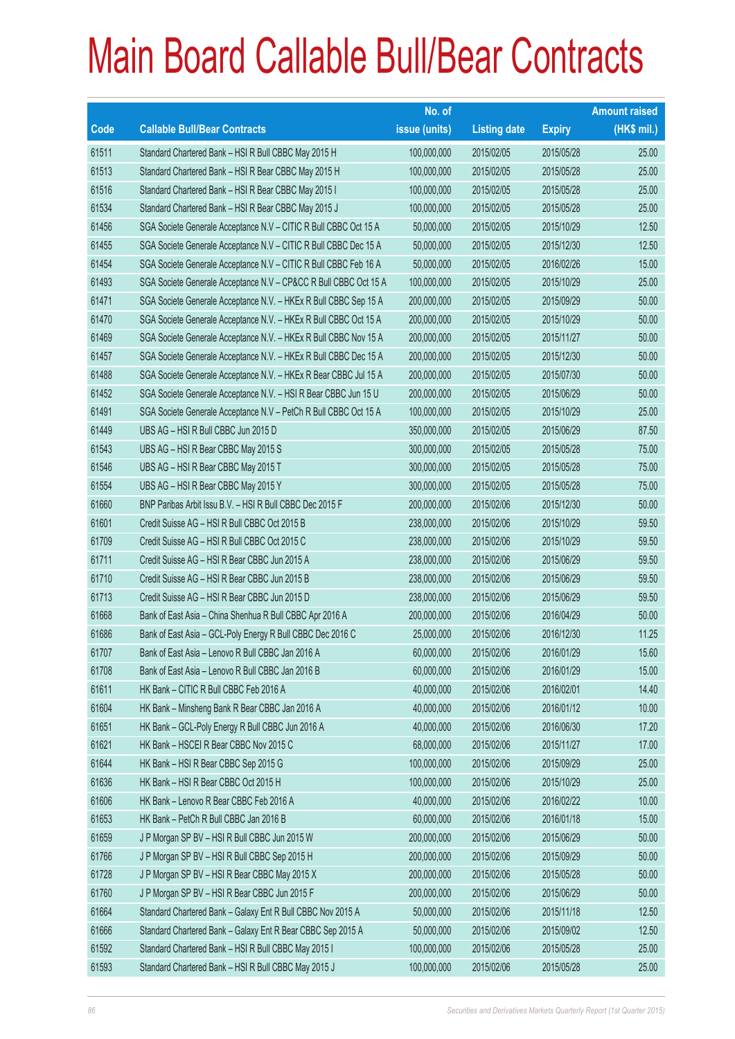# Main Board Callable Bull/Bear Contracts

| Code | Callable Bull/Bear Contracts | No. of issue (units) | Listing date | Expiry | Amount raised (HK$ mil.) |
|---|---|---|---|---|---|
| 61511 | Standard Chartered Bank – HSI R Bull CBBC May 2015 H | 100,000,000 | 2015/02/05 | 2015/05/28 | 25.00 |
| 61513 | Standard Chartered Bank – HSI R Bear CBBC May 2015 H | 100,000,000 | 2015/02/05 | 2015/05/28 | 25.00 |
| 61516 | Standard Chartered Bank – HSI R Bear CBBC May 2015 I | 100,000,000 | 2015/02/05 | 2015/05/28 | 25.00 |
| 61534 | Standard Chartered Bank – HSI R Bear CBBC May 2015 J | 100,000,000 | 2015/02/05 | 2015/05/28 | 25.00 |
| 61456 | SGA Societe Generale Acceptance N.V – CITIC R Bull CBBC Oct 15 A | 50,000,000 | 2015/02/05 | 2015/10/29 | 12.50 |
| 61455 | SGA Societe Generale Acceptance N.V – CITIC R Bull CBBC Dec 15 A | 50,000,000 | 2015/02/05 | 2015/12/30 | 12.50 |
| 61454 | SGA Societe Generale Acceptance N.V – CITIC R Bull CBBC Feb 16 A | 50,000,000 | 2015/02/05 | 2016/02/26 | 15.00 |
| 61493 | SGA Societe Generale Acceptance N.V – CP&CC R Bull CBBC Oct 15 A | 100,000,000 | 2015/02/05 | 2015/10/29 | 25.00 |
| 61471 | SGA Societe Generale Acceptance N.V. – HKEx R Bull CBBC Sep 15 A | 200,000,000 | 2015/02/05 | 2015/09/29 | 50.00 |
| 61470 | SGA Societe Generale Acceptance N.V. – HKEx R Bull CBBC Oct 15 A | 200,000,000 | 2015/02/05 | 2015/10/29 | 50.00 |
| 61469 | SGA Societe Generale Acceptance N.V. – HKEx R Bull CBBC Nov 15 A | 200,000,000 | 2015/02/05 | 2015/11/27 | 50.00 |
| 61457 | SGA Societe Generale Acceptance N.V. – HKEx R Bull CBBC Dec 15 A | 200,000,000 | 2015/02/05 | 2015/12/30 | 50.00 |
| 61488 | SGA Societe Generale Acceptance N.V. – HKEx R Bear CBBC Jul 15 A | 200,000,000 | 2015/02/05 | 2015/07/30 | 50.00 |
| 61452 | SGA Societe Generale Acceptance N.V. – HSI R Bear CBBC Jun 15 U | 200,000,000 | 2015/02/05 | 2015/06/29 | 50.00 |
| 61491 | SGA Societe Generale Acceptance N.V. – PetCh R Bull CBBC Oct 15 A | 100,000,000 | 2015/02/05 | 2015/10/29 | 25.00 |
| 61449 | UBS AG – HSI R Bull CBBC Jun 2015 D | 350,000,000 | 2015/02/05 | 2015/06/29 | 87.50 |
| 61543 | UBS AG – HSI R Bear CBBC May 2015 S | 300,000,000 | 2015/02/05 | 2015/05/28 | 75.00 |
| 61546 | UBS AG – HSI R Bear CBBC May 2015 T | 300,000,000 | 2015/02/05 | 2015/05/28 | 75.00 |
| 61554 | UBS AG – HSI R Bear CBBC May 2015 Y | 300,000,000 | 2015/02/05 | 2015/05/28 | 75.00 |
| 61660 | BNP Paribas Arbit Issu B.V. – HSI R Bull CBBC Dec 2015 F | 200,000,000 | 2015/02/06 | 2015/12/30 | 50.00 |
| 61601 | Credit Suisse AG – HSI R Bull CBBC Oct 2015 B | 238,000,000 | 2015/02/06 | 2015/10/29 | 59.50 |
| 61709 | Credit Suisse AG – HSI R Bull CBBC Oct 2015 C | 238,000,000 | 2015/02/06 | 2015/10/29 | 59.50 |
| 61711 | Credit Suisse AG – HSI R Bear CBBC Jun 2015 A | 238,000,000 | 2015/02/06 | 2015/06/29 | 59.50 |
| 61710 | Credit Suisse AG – HSI R Bear CBBC Jun 2015 B | 238,000,000 | 2015/02/06 | 2015/06/29 | 59.50 |
| 61713 | Credit Suisse AG – HSI R Bear CBBC Jun 2015 D | 238,000,000 | 2015/02/06 | 2015/06/29 | 59.50 |
| 61668 | Bank of East Asia – China Shenhua R Bull CBBC Apr 2016 A | 200,000,000 | 2015/02/06 | 2016/04/29 | 50.00 |
| 61686 | Bank of East Asia – GCL-Poly Energy R Bull CBBC Dec 2016 C | 25,000,000 | 2015/02/06 | 2016/12/30 | 11.25 |
| 61707 | Bank of East Asia – Lenovo R Bull CBBC Jan 2016 A | 60,000,000 | 2015/02/06 | 2016/01/29 | 15.60 |
| 61708 | Bank of East Asia – Lenovo R Bull CBBC Jan 2016 B | 60,000,000 | 2015/02/06 | 2016/01/29 | 15.00 |
| 61611 | HK Bank – CITIC R Bull CBBC Feb 2016 A | 40,000,000 | 2015/02/06 | 2016/02/01 | 14.40 |
| 61604 | HK Bank – Minsheng Bank R Bear CBBC Jan 2016 A | 40,000,000 | 2015/02/06 | 2016/01/12 | 10.00 |
| 61651 | HK Bank – GCL-Poly Energy R Bull CBBC Jun 2016 A | 40,000,000 | 2015/02/06 | 2016/06/30 | 17.20 |
| 61621 | HK Bank – HSCEI R Bear CBBC Nov 2015 C | 68,000,000 | 2015/02/06 | 2015/11/27 | 17.00 |
| 61644 | HK Bank – HSI R Bear CBBC Sep 2015 G | 100,000,000 | 2015/02/06 | 2015/09/29 | 25.00 |
| 61636 | HK Bank – HSI R Bear CBBC Oct 2015 H | 100,000,000 | 2015/02/06 | 2015/10/29 | 25.00 |
| 61606 | HK Bank – Lenovo R Bear CBBC Feb 2016 A | 40,000,000 | 2015/02/06 | 2016/02/22 | 10.00 |
| 61653 | HK Bank – PetCh R Bull CBBC Jan 2016 B | 60,000,000 | 2015/02/06 | 2016/01/18 | 15.00 |
| 61659 | J P Morgan SP BV – HSI R Bull CBBC Jun 2015 W | 200,000,000 | 2015/02/06 | 2015/06/29 | 50.00 |
| 61766 | J P Morgan SP BV – HSI R Bull CBBC Sep 2015 H | 200,000,000 | 2015/02/06 | 2015/09/29 | 50.00 |
| 61728 | J P Morgan SP BV – HSI R Bear CBBC May 2015 X | 200,000,000 | 2015/02/06 | 2015/05/28 | 50.00 |
| 61760 | J P Morgan SP BV – HSI R Bear CBBC Jun 2015 F | 200,000,000 | 2015/02/06 | 2015/06/29 | 50.00 |
| 61664 | Standard Chartered Bank – Galaxy Ent R Bull CBBC Nov 2015 A | 50,000,000 | 2015/02/06 | 2015/11/18 | 12.50 |
| 61666 | Standard Chartered Bank – Galaxy Ent R Bear CBBC Sep 2015 A | 50,000,000 | 2015/02/06 | 2015/09/02 | 12.50 |
| 61592 | Standard Chartered Bank – HSI R Bull CBBC May 2015 I | 100,000,000 | 2015/02/06 | 2015/05/28 | 25.00 |
| 61593 | Standard Chartered Bank – HSI R Bull CBBC May 2015 J | 100,000,000 | 2015/02/06 | 2015/05/28 | 25.00 |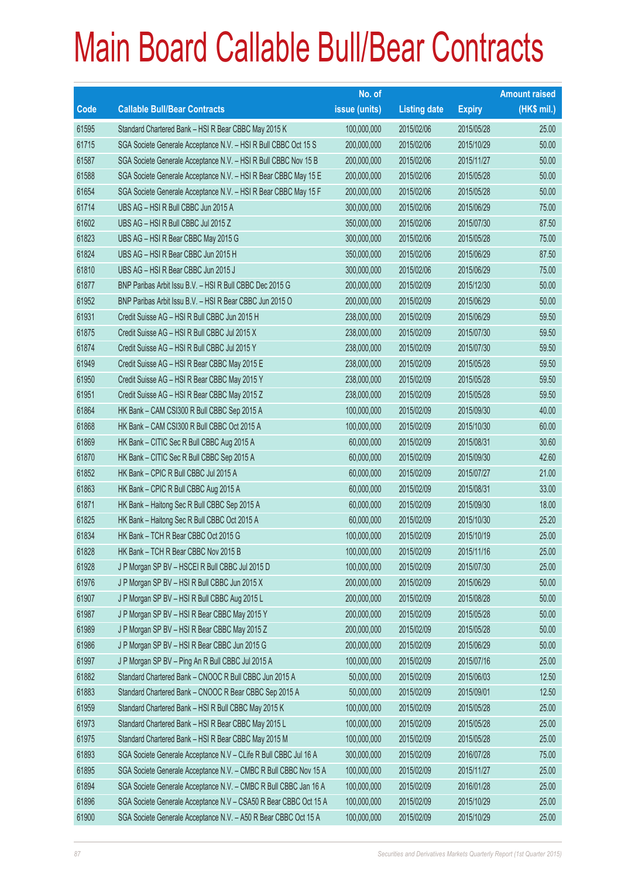# Main Board Callable Bull/Bear Contracts

| Code | Callable Bull/Bear Contracts | No. of issue (units) | Listing date | Expiry | Amount raised (HK$ mil.) |
|---|---|---|---|---|---|
| 61595 | Standard Chartered Bank – HSI R Bear CBBC May 2015 K | 100,000,000 | 2015/02/06 | 2015/05/28 | 25.00 |
| 61715 | SGA Societe Generale Acceptance N.V. – HSI R Bull CBBC Oct 15 S | 200,000,000 | 2015/02/06 | 2015/10/29 | 50.00 |
| 61587 | SGA Societe Generale Acceptance N.V. – HSI R Bull CBBC Nov 15 B | 200,000,000 | 2015/02/06 | 2015/11/27 | 50.00 |
| 61588 | SGA Societe Generale Acceptance N.V. – HSI R Bear CBBC May 15 E | 200,000,000 | 2015/02/06 | 2015/05/28 | 50.00 |
| 61654 | SGA Societe Generale Acceptance N.V. – HSI R Bear CBBC May 15 F | 200,000,000 | 2015/02/06 | 2015/05/28 | 50.00 |
| 61714 | UBS AG – HSI R Bull CBBC Jun 2015 A | 300,000,000 | 2015/02/06 | 2015/06/29 | 75.00 |
| 61602 | UBS AG – HSI R Bull CBBC Jul 2015 Z | 350,000,000 | 2015/02/06 | 2015/07/30 | 87.50 |
| 61823 | UBS AG – HSI R Bear CBBC May 2015 G | 300,000,000 | 2015/02/06 | 2015/05/28 | 75.00 |
| 61824 | UBS AG – HSI R Bear CBBC Jun 2015 H | 350,000,000 | 2015/02/06 | 2015/06/29 | 87.50 |
| 61810 | UBS AG – HSI R Bear CBBC Jun 2015 J | 300,000,000 | 2015/02/06 | 2015/06/29 | 75.00 |
| 61877 | BNP Paribas Arbit Issu B.V. – HSI R Bull CBBC Dec 2015 G | 200,000,000 | 2015/02/09 | 2015/12/30 | 50.00 |
| 61952 | BNP Paribas Arbit Issu B.V. – HSI R Bear CBBC Jun 2015 O | 200,000,000 | 2015/02/09 | 2015/06/29 | 50.00 |
| 61931 | Credit Suisse AG – HSI R Bull CBBC Jun 2015 H | 238,000,000 | 2015/02/09 | 2015/06/29 | 59.50 |
| 61875 | Credit Suisse AG – HSI R Bull CBBC Jul 2015 X | 238,000,000 | 2015/02/09 | 2015/07/30 | 59.50 |
| 61874 | Credit Suisse AG – HSI R Bull CBBC Jul 2015 Y | 238,000,000 | 2015/02/09 | 2015/07/30 | 59.50 |
| 61949 | Credit Suisse AG – HSI R Bear CBBC May 2015 E | 238,000,000 | 2015/02/09 | 2015/05/28 | 59.50 |
| 61950 | Credit Suisse AG – HSI R Bear CBBC May 2015 Y | 238,000,000 | 2015/02/09 | 2015/05/28 | 59.50 |
| 61951 | Credit Suisse AG – HSI R Bear CBBC May 2015 Z | 238,000,000 | 2015/02/09 | 2015/05/28 | 59.50 |
| 61864 | HK Bank – CAM CSI300 R Bull CBBC Sep 2015 A | 100,000,000 | 2015/02/09 | 2015/09/30 | 40.00 |
| 61868 | HK Bank – CAM CSI300 R Bull CBBC Oct 2015 A | 100,000,000 | 2015/02/09 | 2015/10/30 | 60.00 |
| 61869 | HK Bank – CITIC Sec R Bull CBBC Aug 2015 A | 60,000,000 | 2015/02/09 | 2015/08/31 | 30.60 |
| 61870 | HK Bank – CITIC Sec R Bull CBBC Sep 2015 A | 60,000,000 | 2015/02/09 | 2015/09/30 | 42.60 |
| 61852 | HK Bank – CPIC R Bull CBBC Jul 2015 A | 60,000,000 | 2015/02/09 | 2015/07/27 | 21.00 |
| 61863 | HK Bank – CPIC R Bull CBBC Aug 2015 A | 60,000,000 | 2015/02/09 | 2015/08/31 | 33.00 |
| 61871 | HK Bank – Haitong Sec R Bull CBBC Sep 2015 A | 60,000,000 | 2015/02/09 | 2015/09/30 | 18.00 |
| 61825 | HK Bank – Haitong Sec R Bull CBBC Oct 2015 A | 60,000,000 | 2015/02/09 | 2015/10/30 | 25.20 |
| 61834 | HK Bank – TCH R Bear CBBC Oct 2015 G | 100,000,000 | 2015/02/09 | 2015/10/19 | 25.00 |
| 61828 | HK Bank – TCH R Bear CBBC Nov 2015 B | 100,000,000 | 2015/02/09 | 2015/11/16 | 25.00 |
| 61928 | J P Morgan SP BV – HSCEI R Bull CBBC Jul 2015 D | 100,000,000 | 2015/02/09 | 2015/07/30 | 25.00 |
| 61976 | J P Morgan SP BV – HSI R Bull CBBC Jun 2015 X | 200,000,000 | 2015/02/09 | 2015/06/29 | 50.00 |
| 61907 | J P Morgan SP BV – HSI R Bull CBBC Aug 2015 L | 200,000,000 | 2015/02/09 | 2015/08/28 | 50.00 |
| 61987 | J P Morgan SP BV – HSI R Bear CBBC May 2015 Y | 200,000,000 | 2015/02/09 | 2015/05/28 | 50.00 |
| 61989 | J P Morgan SP BV – HSI R Bear CBBC May 2015 Z | 200,000,000 | 2015/02/09 | 2015/05/28 | 50.00 |
| 61986 | J P Morgan SP BV – HSI R Bear CBBC Jun 2015 G | 200,000,000 | 2015/02/09 | 2015/06/29 | 50.00 |
| 61997 | J P Morgan SP BV – Ping An R Bull CBBC Jul 2015 A | 100,000,000 | 2015/02/09 | 2015/07/16 | 25.00 |
| 61882 | Standard Chartered Bank – CNOOC R Bull CBBC Jun 2015 A | 50,000,000 | 2015/02/09 | 2015/06/03 | 12.50 |
| 61883 | Standard Chartered Bank – CNOOC R Bear CBBC Sep 2015 A | 50,000,000 | 2015/02/09 | 2015/09/01 | 12.50 |
| 61959 | Standard Chartered Bank – HSI R Bull CBBC May 2015 K | 100,000,000 | 2015/02/09 | 2015/05/28 | 25.00 |
| 61973 | Standard Chartered Bank – HSI R Bear CBBC May 2015 L | 100,000,000 | 2015/02/09 | 2015/05/28 | 25.00 |
| 61975 | Standard Chartered Bank – HSI R Bear CBBC May 2015 M | 100,000,000 | 2015/02/09 | 2015/05/28 | 25.00 |
| 61893 | SGA Societe Generale Acceptance N.V – CLife R Bull CBBC Jul 16 A | 300,000,000 | 2015/02/09 | 2016/07/28 | 75.00 |
| 61895 | SGA Societe Generale Acceptance N.V. – CMBC R Bull CBBC Nov 15 A | 100,000,000 | 2015/02/09 | 2015/11/27 | 25.00 |
| 61894 | SGA Societe Generale Acceptance N.V. – CMBC R Bull CBBC Jan 16 A | 100,000,000 | 2015/02/09 | 2016/01/28 | 25.00 |
| 61896 | SGA Societe Generale Acceptance N.V – CSA50 R Bear CBBC Oct 15 A | 100,000,000 | 2015/02/09 | 2015/10/29 | 25.00 |
| 61900 | SGA Societe Generale Acceptance N.V. – A50 R Bear CBBC Oct 15 A | 100,000,000 | 2015/02/09 | 2015/10/29 | 25.00 |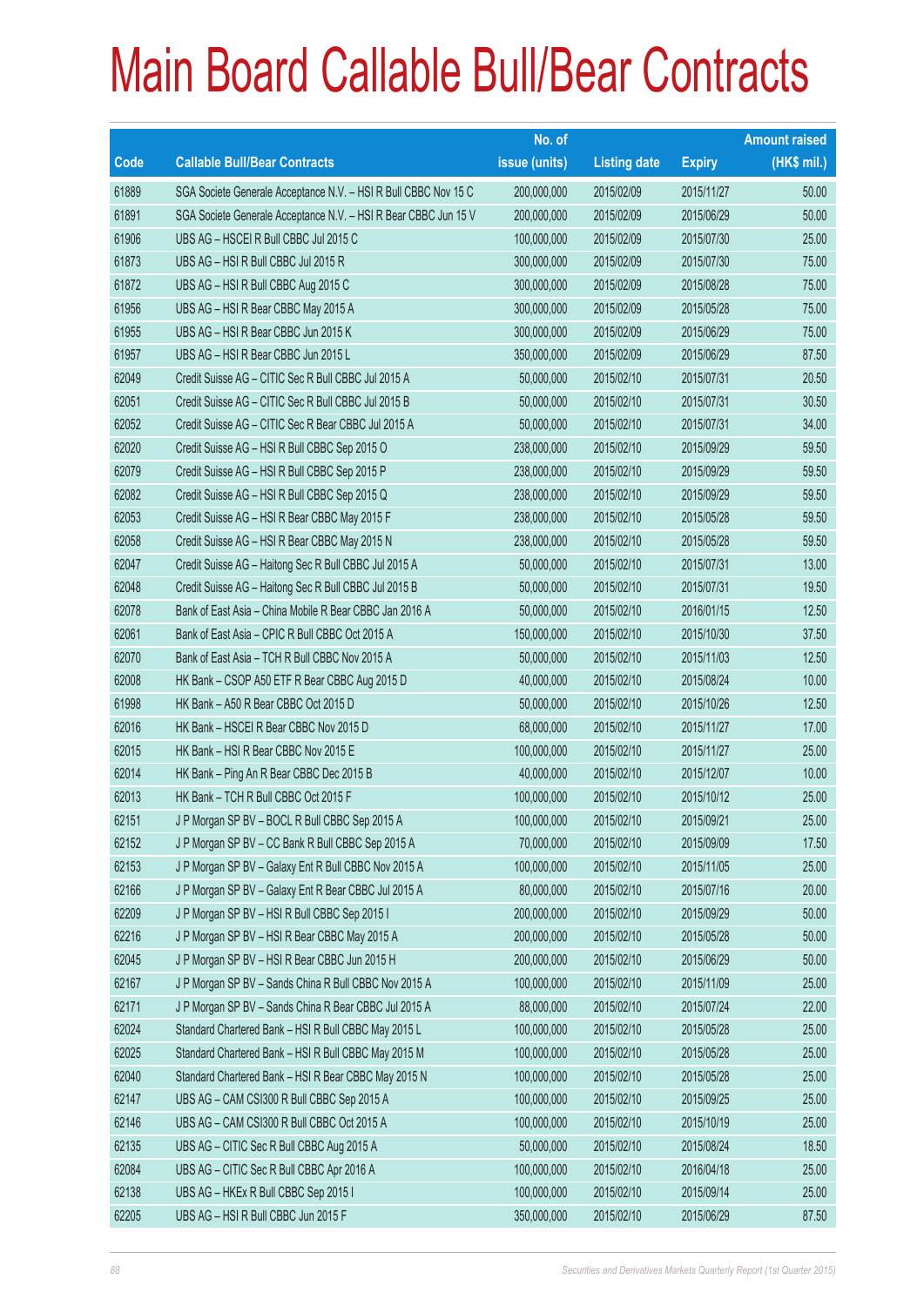# Main Board Callable Bull/Bear Contracts

| Code | Callable Bull/Bear Contracts | No. of issue (units) | Listing date | Expiry | Amount raised (HK$ mil.) |
|---|---|---|---|---|---|
| 61889 | SGA Societe Generale Acceptance N.V. – HSI R Bull CBBC Nov 15 C | 200,000,000 | 2015/02/09 | 2015/11/27 | 50.00 |
| 61891 | SGA Societe Generale Acceptance N.V. – HSI R Bear CBBC Jun 15 V | 200,000,000 | 2015/02/09 | 2015/06/29 | 50.00 |
| 61906 | UBS AG – HSCEI R Bull CBBC Jul 2015 C | 100,000,000 | 2015/02/09 | 2015/07/30 | 25.00 |
| 61873 | UBS AG – HSI R Bull CBBC Jul 2015 R | 300,000,000 | 2015/02/09 | 2015/07/30 | 75.00 |
| 61872 | UBS AG – HSI R Bull CBBC Aug 2015 C | 300,000,000 | 2015/02/09 | 2015/08/28 | 75.00 |
| 61956 | UBS AG – HSI R Bear CBBC May 2015 A | 300,000,000 | 2015/02/09 | 2015/05/28 | 75.00 |
| 61955 | UBS AG – HSI R Bear CBBC Jun 2015 K | 300,000,000 | 2015/02/09 | 2015/06/29 | 75.00 |
| 61957 | UBS AG – HSI R Bear CBBC Jun 2015 L | 350,000,000 | 2015/02/09 | 2015/06/29 | 87.50 |
| 62049 | Credit Suisse AG – CITIC Sec R Bull CBBC Jul 2015 A | 50,000,000 | 2015/02/10 | 2015/07/31 | 20.50 |
| 62051 | Credit Suisse AG – CITIC Sec R Bull CBBC Jul 2015 B | 50,000,000 | 2015/02/10 | 2015/07/31 | 30.50 |
| 62052 | Credit Suisse AG – CITIC Sec R Bear CBBC Jul 2015 A | 50,000,000 | 2015/02/10 | 2015/07/31 | 34.00 |
| 62020 | Credit Suisse AG – HSI R Bull CBBC Sep 2015 O | 238,000,000 | 2015/02/10 | 2015/09/29 | 59.50 |
| 62079 | Credit Suisse AG – HSI R Bull CBBC Sep 2015 P | 238,000,000 | 2015/02/10 | 2015/09/29 | 59.50 |
| 62082 | Credit Suisse AG – HSI R Bull CBBC Sep 2015 Q | 238,000,000 | 2015/02/10 | 2015/09/29 | 59.50 |
| 62053 | Credit Suisse AG – HSI R Bear CBBC May 2015 F | 238,000,000 | 2015/02/10 | 2015/05/28 | 59.50 |
| 62058 | Credit Suisse AG – HSI R Bear CBBC May 2015 N | 238,000,000 | 2015/02/10 | 2015/05/28 | 59.50 |
| 62047 | Credit Suisse AG – Haitong Sec R Bull CBBC Jul 2015 A | 50,000,000 | 2015/02/10 | 2015/07/31 | 13.00 |
| 62048 | Credit Suisse AG – Haitong Sec R Bull CBBC Jul 2015 B | 50,000,000 | 2015/02/10 | 2015/07/31 | 19.50 |
| 62078 | Bank of East Asia – China Mobile R Bear CBBC Jan 2016 A | 50,000,000 | 2015/02/10 | 2016/01/15 | 12.50 |
| 62061 | Bank of East Asia – CPIC R Bull CBBC Oct 2015 A | 150,000,000 | 2015/02/10 | 2015/10/30 | 37.50 |
| 62070 | Bank of East Asia – TCH R Bull CBBC Nov 2015 A | 50,000,000 | 2015/02/10 | 2015/11/03 | 12.50 |
| 62008 | HK Bank – CSOP A50 ETF R Bear CBBC Aug 2015 D | 40,000,000 | 2015/02/10 | 2015/08/24 | 10.00 |
| 61998 | HK Bank – A50 R Bear CBBC Oct 2015 D | 50,000,000 | 2015/02/10 | 2015/10/26 | 12.50 |
| 62016 | HK Bank – HSCEI R Bear CBBC Nov 2015 D | 68,000,000 | 2015/02/10 | 2015/11/27 | 17.00 |
| 62015 | HK Bank – HSI R Bear CBBC Nov 2015 E | 100,000,000 | 2015/02/10 | 2015/11/27 | 25.00 |
| 62014 | HK Bank – Ping An R Bear CBBC Dec 2015 B | 40,000,000 | 2015/02/10 | 2015/12/07 | 10.00 |
| 62013 | HK Bank – TCH R Bull CBBC Oct 2015 F | 100,000,000 | 2015/02/10 | 2015/10/12 | 25.00 |
| 62151 | J P Morgan SP BV – BOCL R Bull CBBC Sep 2015 A | 100,000,000 | 2015/02/10 | 2015/09/21 | 25.00 |
| 62152 | J P Morgan SP BV – CC Bank R Bull CBBC Sep 2015 A | 70,000,000 | 2015/02/10 | 2015/09/09 | 17.50 |
| 62153 | J P Morgan SP BV – Galaxy Ent R Bull CBBC Nov 2015 A | 100,000,000 | 2015/02/10 | 2015/11/05 | 25.00 |
| 62166 | J P Morgan SP BV – Galaxy Ent R Bear CBBC Jul 2015 A | 80,000,000 | 2015/02/10 | 2015/07/16 | 20.00 |
| 62209 | J P Morgan SP BV – HSI R Bull CBBC Sep 2015 I | 200,000,000 | 2015/02/10 | 2015/09/29 | 50.00 |
| 62216 | J P Morgan SP BV – HSI R Bear CBBC May 2015 A | 200,000,000 | 2015/02/10 | 2015/05/28 | 50.00 |
| 62045 | J P Morgan SP BV – HSI R Bear CBBC Jun 2015 H | 200,000,000 | 2015/02/10 | 2015/06/29 | 50.00 |
| 62167 | J P Morgan SP BV – Sands China R Bull CBBC Nov 2015 A | 100,000,000 | 2015/02/10 | 2015/11/09 | 25.00 |
| 62171 | J P Morgan SP BV – Sands China R Bear CBBC Jul 2015 A | 88,000,000 | 2015/02/10 | 2015/07/24 | 22.00 |
| 62024 | Standard Chartered Bank – HSI R Bull CBBC May 2015 L | 100,000,000 | 2015/02/10 | 2015/05/28 | 25.00 |
| 62025 | Standard Chartered Bank – HSI R Bull CBBC May 2015 M | 100,000,000 | 2015/02/10 | 2015/05/28 | 25.00 |
| 62040 | Standard Chartered Bank – HSI R Bear CBBC May 2015 N | 100,000,000 | 2015/02/10 | 2015/05/28 | 25.00 |
| 62147 | UBS AG – CAM CSI300 R Bull CBBC Sep 2015 A | 100,000,000 | 2015/02/10 | 2015/09/25 | 25.00 |
| 62146 | UBS AG – CAM CSI300 R Bull CBBC Oct 2015 A | 100,000,000 | 2015/02/10 | 2015/10/19 | 25.00 |
| 62135 | UBS AG – CITIC Sec R Bull CBBC Aug 2015 A | 50,000,000 | 2015/02/10 | 2015/08/24 | 18.50 |
| 62084 | UBS AG – CITIC Sec R Bull CBBC Apr 2016 A | 100,000,000 | 2015/02/10 | 2016/04/18 | 25.00 |
| 62138 | UBS AG – HKEx R Bull CBBC Sep 2015 I | 100,000,000 | 2015/02/10 | 2015/09/14 | 25.00 |
| 62205 | UBS AG – HSI R Bull CBBC Jun 2015 F | 350,000,000 | 2015/02/10 | 2015/06/29 | 87.50 |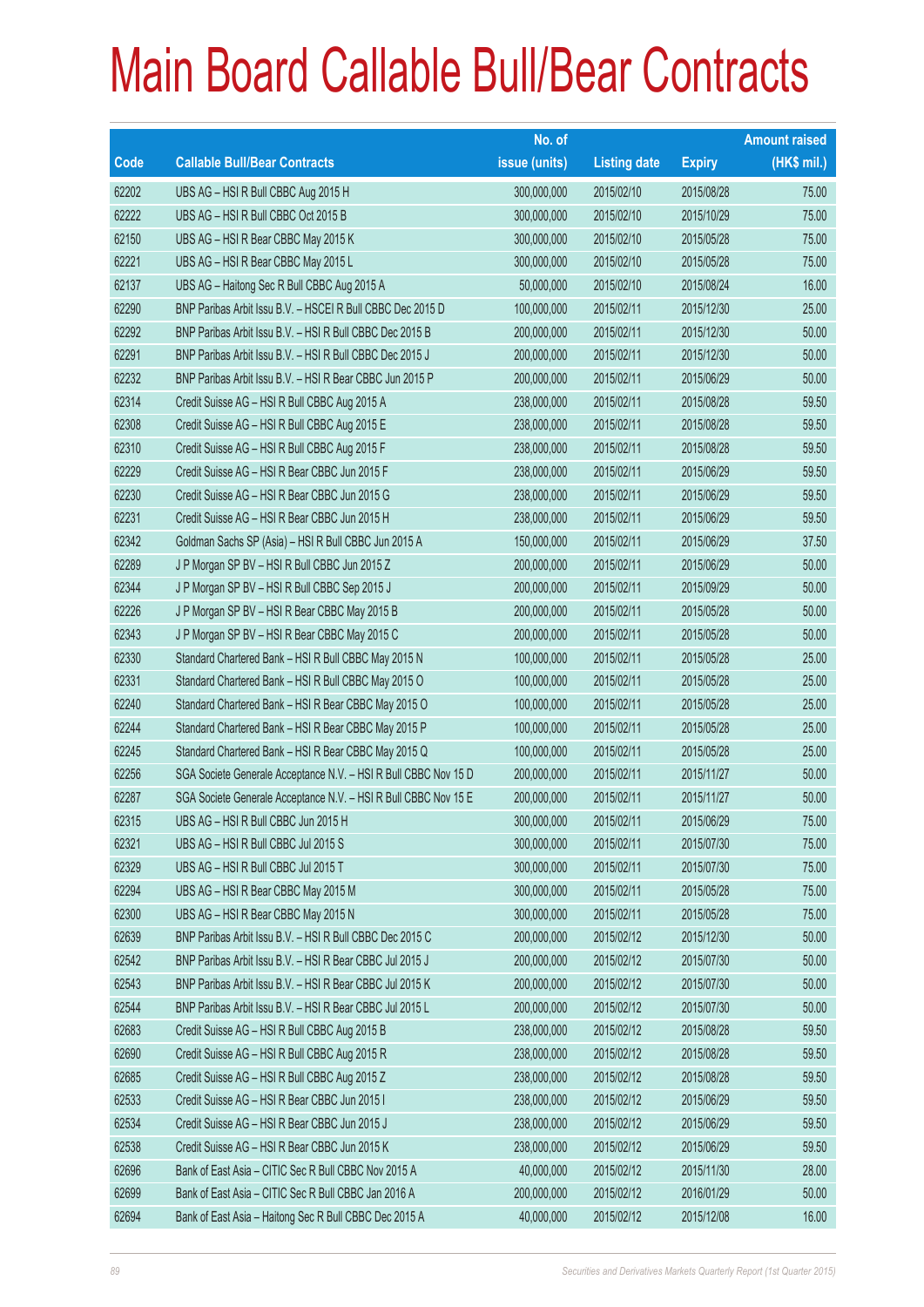# Main Board Callable Bull/Bear Contracts

| Code | Callable Bull/Bear Contracts | No. of issue (units) | Listing date | Expiry | Amount raised (HK$ mil.) |
|---|---|---|---|---|---|
| 62202 | UBS AG – HSI R Bull CBBC Aug 2015 H | 300,000,000 | 2015/02/10 | 2015/08/28 | 75.00 |
| 62222 | UBS AG – HSI R Bull CBBC Oct 2015 B | 300,000,000 | 2015/02/10 | 2015/10/29 | 75.00 |
| 62150 | UBS AG – HSI R Bear CBBC May 2015 K | 300,000,000 | 2015/02/10 | 2015/05/28 | 75.00 |
| 62221 | UBS AG – HSI R Bear CBBC May 2015 L | 300,000,000 | 2015/02/10 | 2015/05/28 | 75.00 |
| 62137 | UBS AG – Haitong Sec R Bull CBBC Aug 2015 A | 50,000,000 | 2015/02/10 | 2015/08/24 | 16.00 |
| 62290 | BNP Paribas Arbit Issu B.V. – HSCEI R Bull CBBC Dec 2015 D | 100,000,000 | 2015/02/11 | 2015/12/30 | 25.00 |
| 62292 | BNP Paribas Arbit Issu B.V. – HSI R Bull CBBC Dec 2015 B | 200,000,000 | 2015/02/11 | 2015/12/30 | 50.00 |
| 62291 | BNP Paribas Arbit Issu B.V. – HSI R Bull CBBC Dec 2015 J | 200,000,000 | 2015/02/11 | 2015/12/30 | 50.00 |
| 62232 | BNP Paribas Arbit Issu B.V. – HSI R Bear CBBC Jun 2015 P | 200,000,000 | 2015/02/11 | 2015/06/29 | 50.00 |
| 62314 | Credit Suisse AG – HSI R Bull CBBC Aug 2015 A | 238,000,000 | 2015/02/11 | 2015/08/28 | 59.50 |
| 62308 | Credit Suisse AG – HSI R Bull CBBC Aug 2015 E | 238,000,000 | 2015/02/11 | 2015/08/28 | 59.50 |
| 62310 | Credit Suisse AG – HSI R Bull CBBC Aug 2015 F | 238,000,000 | 2015/02/11 | 2015/08/28 | 59.50 |
| 62229 | Credit Suisse AG – HSI R Bear CBBC Jun 2015 F | 238,000,000 | 2015/02/11 | 2015/06/29 | 59.50 |
| 62230 | Credit Suisse AG – HSI R Bear CBBC Jun 2015 G | 238,000,000 | 2015/02/11 | 2015/06/29 | 59.50 |
| 62231 | Credit Suisse AG – HSI R Bear CBBC Jun 2015 H | 238,000,000 | 2015/02/11 | 2015/06/29 | 59.50 |
| 62342 | Goldman Sachs SP (Asia) – HSI R Bull CBBC Jun 2015 A | 150,000,000 | 2015/02/11 | 2015/06/29 | 37.50 |
| 62289 | J P Morgan SP BV – HSI R Bull CBBC Jun 2015 Z | 200,000,000 | 2015/02/11 | 2015/06/29 | 50.00 |
| 62344 | J P Morgan SP BV – HSI R Bull CBBC Sep 2015 J | 200,000,000 | 2015/02/11 | 2015/09/29 | 50.00 |
| 62226 | J P Morgan SP BV – HSI R Bear CBBC May 2015 B | 200,000,000 | 2015/02/11 | 2015/05/28 | 50.00 |
| 62343 | J P Morgan SP BV – HSI R Bear CBBC May 2015 C | 200,000,000 | 2015/02/11 | 2015/05/28 | 50.00 |
| 62330 | Standard Chartered Bank – HSI R Bull CBBC May 2015 N | 100,000,000 | 2015/02/11 | 2015/05/28 | 25.00 |
| 62331 | Standard Chartered Bank – HSI R Bull CBBC May 2015 O | 100,000,000 | 2015/02/11 | 2015/05/28 | 25.00 |
| 62240 | Standard Chartered Bank – HSI R Bear CBBC May 2015 O | 100,000,000 | 2015/02/11 | 2015/05/28 | 25.00 |
| 62244 | Standard Chartered Bank – HSI R Bear CBBC May 2015 P | 100,000,000 | 2015/02/11 | 2015/05/28 | 25.00 |
| 62245 | Standard Chartered Bank – HSI R Bear CBBC May 2015 Q | 100,000,000 | 2015/02/11 | 2015/05/28 | 25.00 |
| 62256 | SGA Societe Generale Acceptance N.V. – HSI R Bull CBBC Nov 15 D | 200,000,000 | 2015/02/11 | 2015/11/27 | 50.00 |
| 62287 | SGA Societe Generale Acceptance N.V. – HSI R Bull CBBC Nov 15 E | 200,000,000 | 2015/02/11 | 2015/11/27 | 50.00 |
| 62315 | UBS AG – HSI R Bull CBBC Jun 2015 H | 300,000,000 | 2015/02/11 | 2015/06/29 | 75.00 |
| 62321 | UBS AG – HSI R Bull CBBC Jul 2015 S | 300,000,000 | 2015/02/11 | 2015/07/30 | 75.00 |
| 62329 | UBS AG – HSI R Bull CBBC Jul 2015 T | 300,000,000 | 2015/02/11 | 2015/07/30 | 75.00 |
| 62294 | UBS AG – HSI R Bear CBBC May 2015 M | 300,000,000 | 2015/02/11 | 2015/05/28 | 75.00 |
| 62300 | UBS AG – HSI R Bear CBBC May 2015 N | 300,000,000 | 2015/02/11 | 2015/05/28 | 75.00 |
| 62639 | BNP Paribas Arbit Issu B.V. – HSI R Bull CBBC Dec 2015 C | 200,000,000 | 2015/02/12 | 2015/12/30 | 50.00 |
| 62542 | BNP Paribas Arbit Issu B.V. – HSI R Bear CBBC Jul 2015 J | 200,000,000 | 2015/02/12 | 2015/07/30 | 50.00 |
| 62543 | BNP Paribas Arbit Issu B.V. – HSI R Bear CBBC Jul 2015 K | 200,000,000 | 2015/02/12 | 2015/07/30 | 50.00 |
| 62544 | BNP Paribas Arbit Issu B.V. – HSI R Bear CBBC Jul 2015 L | 200,000,000 | 2015/02/12 | 2015/07/30 | 50.00 |
| 62683 | Credit Suisse AG – HSI R Bull CBBC Aug 2015 B | 238,000,000 | 2015/02/12 | 2015/08/28 | 59.50 |
| 62690 | Credit Suisse AG – HSI R Bull CBBC Aug 2015 R | 238,000,000 | 2015/02/12 | 2015/08/28 | 59.50 |
| 62685 | Credit Suisse AG – HSI R Bull CBBC Aug 2015 Z | 238,000,000 | 2015/02/12 | 2015/08/28 | 59.50 |
| 62533 | Credit Suisse AG – HSI R Bear CBBC Jun 2015 I | 238,000,000 | 2015/02/12 | 2015/06/29 | 59.50 |
| 62534 | Credit Suisse AG – HSI R Bear CBBC Jun 2015 J | 238,000,000 | 2015/02/12 | 2015/06/29 | 59.50 |
| 62538 | Credit Suisse AG – HSI R Bear CBBC Jun 2015 K | 238,000,000 | 2015/02/12 | 2015/06/29 | 59.50 |
| 62696 | Bank of East Asia – CITIC Sec R Bull CBBC Nov 2015 A | 40,000,000 | 2015/02/12 | 2015/11/30 | 28.00 |
| 62699 | Bank of East Asia – CITIC Sec R Bull CBBC Jan 2016 A | 200,000,000 | 2015/02/12 | 2016/01/29 | 50.00 |
| 62694 | Bank of East Asia – Haitong Sec R Bull CBBC Dec 2015 A | 40,000,000 | 2015/02/12 | 2015/12/08 | 16.00 |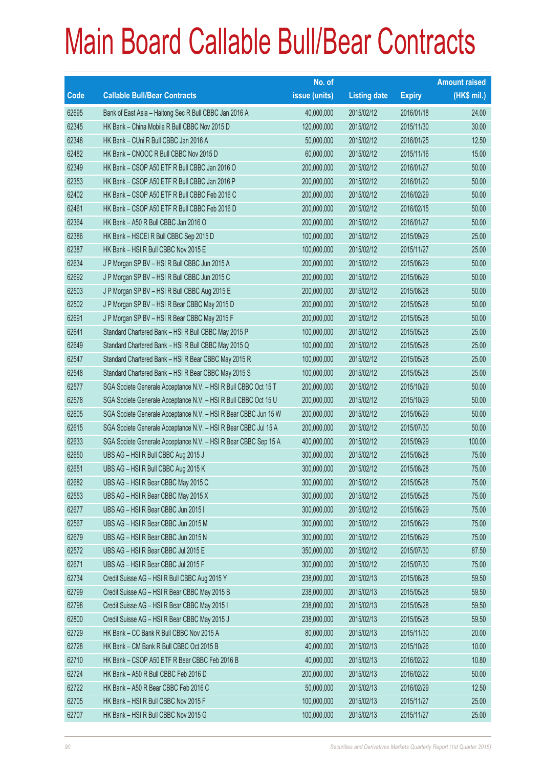# Main Board Callable Bull/Bear Contracts

| Code | Callable Bull/Bear Contracts | No. of issue (units) | Listing date | Expiry | Amount raised (HK$ mil.) |
|---|---|---|---|---|---|
| 62695 | Bank of East Asia – Haitong Sec R Bull CBBC Jan 2016 A | 40,000,000 | 2015/02/12 | 2016/01/18 | 24.00 |
| 62345 | HK Bank – China Mobile R Bull CBBC Nov 2015 D | 120,000,000 | 2015/02/12 | 2015/11/30 | 30.00 |
| 62348 | HK Bank – CUni R Bull CBBC Jan 2016 A | 50,000,000 | 2015/02/12 | 2016/01/25 | 12.50 |
| 62482 | HK Bank – CNOOC R Bull CBBC Nov 2015 D | 60,000,000 | 2015/02/12 | 2015/11/16 | 15.00 |
| 62349 | HK Bank – CSOP A50 ETF R Bull CBBC Jan 2016 O | 200,000,000 | 2015/02/12 | 2016/01/27 | 50.00 |
| 62353 | HK Bank – CSOP A50 ETF R Bull CBBC Jan 2016 P | 200,000,000 | 2015/02/12 | 2016/01/20 | 50.00 |
| 62402 | HK Bank – CSOP A50 ETF R Bull CBBC Feb 2016 C | 200,000,000 | 2015/02/12 | 2016/02/29 | 50.00 |
| 62461 | HK Bank – CSOP A50 ETF R Bull CBBC Feb 2016 D | 200,000,000 | 2015/02/12 | 2016/02/15 | 50.00 |
| 62364 | HK Bank – A50 R Bull CBBC Jan 2016 O | 200,000,000 | 2015/02/12 | 2016/01/27 | 50.00 |
| 62386 | HK Bank – HSCEI R Bull CBBC Sep 2015 D | 100,000,000 | 2015/02/12 | 2015/09/29 | 25.00 |
| 62387 | HK Bank – HSI R Bull CBBC Nov 2015 E | 100,000,000 | 2015/02/12 | 2015/11/27 | 25.00 |
| 62634 | J P Morgan SP BV – HSI R Bull CBBC Jun 2015 A | 200,000,000 | 2015/02/12 | 2015/06/29 | 50.00 |
| 62692 | J P Morgan SP BV – HSI R Bull CBBC Jun 2015 C | 200,000,000 | 2015/02/12 | 2015/06/29 | 50.00 |
| 62503 | J P Morgan SP BV – HSI R Bull CBBC Aug 2015 E | 200,000,000 | 2015/02/12 | 2015/08/28 | 50.00 |
| 62502 | J P Morgan SP BV – HSI R Bear CBBC May 2015 D | 200,000,000 | 2015/02/12 | 2015/05/28 | 50.00 |
| 62691 | J P Morgan SP BV – HSI R Bear CBBC May 2015 F | 200,000,000 | 2015/02/12 | 2015/05/28 | 50.00 |
| 62641 | Standard Chartered Bank – HSI R Bull CBBC May 2015 P | 100,000,000 | 2015/02/12 | 2015/05/28 | 25.00 |
| 62649 | Standard Chartered Bank – HSI R Bull CBBC May 2015 Q | 100,000,000 | 2015/02/12 | 2015/05/28 | 25.00 |
| 62547 | Standard Chartered Bank – HSI R Bear CBBC May 2015 R | 100,000,000 | 2015/02/12 | 2015/05/28 | 25.00 |
| 62548 | Standard Chartered Bank – HSI R Bear CBBC May 2015 S | 100,000,000 | 2015/02/12 | 2015/05/28 | 25.00 |
| 62577 | SGA Societe Generale Acceptance N.V. – HSI R Bull CBBC Oct 15 T | 200,000,000 | 2015/02/12 | 2015/10/29 | 50.00 |
| 62578 | SGA Societe Generale Acceptance N.V. – HSI R Bull CBBC Oct 15 U | 200,000,000 | 2015/02/12 | 2015/10/29 | 50.00 |
| 62605 | SGA Societe Generale Acceptance N.V. – HSI R Bear CBBC Jun 15 W | 200,000,000 | 2015/02/12 | 2015/06/29 | 50.00 |
| 62615 | SGA Societe Generale Acceptance N.V. – HSI R Bear CBBC Jul 15 A | 200,000,000 | 2015/02/12 | 2015/07/30 | 50.00 |
| 62633 | SGA Societe Generale Acceptance N.V. – HSI R Bear CBBC Sep 15 A | 400,000,000 | 2015/02/12 | 2015/09/29 | 100.00 |
| 62650 | UBS AG – HSI R Bull CBBC Aug 2015 J | 300,000,000 | 2015/02/12 | 2015/08/28 | 75.00 |
| 62651 | UBS AG – HSI R Bull CBBC Aug 2015 K | 300,000,000 | 2015/02/12 | 2015/08/28 | 75.00 |
| 62682 | UBS AG – HSI R Bear CBBC May 2015 C | 300,000,000 | 2015/02/12 | 2015/05/28 | 75.00 |
| 62553 | UBS AG – HSI R Bear CBBC May 2015 X | 300,000,000 | 2015/02/12 | 2015/05/28 | 75.00 |
| 62677 | UBS AG – HSI R Bear CBBC Jun 2015 I | 300,000,000 | 2015/02/12 | 2015/06/29 | 75.00 |
| 62567 | UBS AG – HSI R Bear CBBC Jun 2015 M | 300,000,000 | 2015/02/12 | 2015/06/29 | 75.00 |
| 62679 | UBS AG – HSI R Bear CBBC Jun 2015 N | 300,000,000 | 2015/02/12 | 2015/06/29 | 75.00 |
| 62572 | UBS AG – HSI R Bear CBBC Jul 2015 E | 350,000,000 | 2015/02/12 | 2015/07/30 | 87.50 |
| 62671 | UBS AG – HSI R Bear CBBC Jul 2015 F | 300,000,000 | 2015/02/12 | 2015/07/30 | 75.00 |
| 62734 | Credit Suisse AG – HSI R Bull CBBC Aug 2015 Y | 238,000,000 | 2015/02/13 | 2015/08/28 | 59.50 |
| 62799 | Credit Suisse AG – HSI R Bear CBBC May 2015 B | 238,000,000 | 2015/02/13 | 2015/05/28 | 59.50 |
| 62798 | Credit Suisse AG – HSI R Bear CBBC May 2015 I | 238,000,000 | 2015/02/13 | 2015/05/28 | 59.50 |
| 62800 | Credit Suisse AG – HSI R Bear CBBC May 2015 J | 238,000,000 | 2015/02/13 | 2015/05/28 | 59.50 |
| 62729 | HK Bank – CC Bank R Bull CBBC Nov 2015 A | 80,000,000 | 2015/02/13 | 2015/11/30 | 20.00 |
| 62728 | HK Bank – CM Bank R Bull CBBC Oct 2015 B | 40,000,000 | 2015/02/13 | 2015/10/26 | 10.00 |
| 62710 | HK Bank – CSOP A50 ETF R Bear CBBC Feb 2016 B | 40,000,000 | 2015/02/13 | 2016/02/22 | 10.80 |
| 62724 | HK Bank – A50 R Bull CBBC Feb 2016 D | 200,000,000 | 2015/02/13 | 2016/02/22 | 50.00 |
| 62722 | HK Bank – A50 R Bear CBBC Feb 2016 C | 50,000,000 | 2015/02/13 | 2016/02/29 | 12.50 |
| 62705 | HK Bank – HSI R Bull CBBC Nov 2015 F | 100,000,000 | 2015/02/13 | 2015/11/27 | 25.00 |
| 62707 | HK Bank – HSI R Bull CBBC Nov 2015 G | 100,000,000 | 2015/02/13 | 2015/11/27 | 25.00 |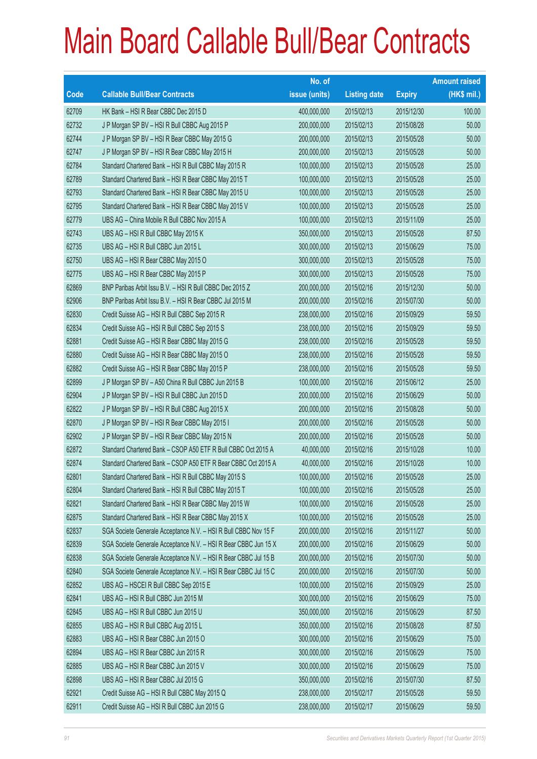# Main Board Callable Bull/Bear Contracts

| Code | Callable Bull/Bear Contracts | No. of issue (units) | Listing date | Expiry | Amount raised (HK$ mil.) |
|---|---|---|---|---|---|
| 62709 | HK Bank – HSI R Bear CBBC Dec 2015 D | 400,000,000 | 2015/02/13 | 2015/12/30 | 100.00 |
| 62732 | J P Morgan SP BV – HSI R Bull CBBC Aug 2015 P | 200,000,000 | 2015/02/13 | 2015/08/28 | 50.00 |
| 62744 | J P Morgan SP BV – HSI R Bear CBBC May 2015 G | 200,000,000 | 2015/02/13 | 2015/05/28 | 50.00 |
| 62747 | J P Morgan SP BV – HSI R Bear CBBC May 2015 H | 200,000,000 | 2015/02/13 | 2015/05/28 | 50.00 |
| 62784 | Standard Chartered Bank – HSI R Bull CBBC May 2015 R | 100,000,000 | 2015/02/13 | 2015/05/28 | 25.00 |
| 62789 | Standard Chartered Bank – HSI R Bear CBBC May 2015 T | 100,000,000 | 2015/02/13 | 2015/05/28 | 25.00 |
| 62793 | Standard Chartered Bank – HSI R Bear CBBC May 2015 U | 100,000,000 | 2015/02/13 | 2015/05/28 | 25.00 |
| 62795 | Standard Chartered Bank – HSI R Bear CBBC May 2015 V | 100,000,000 | 2015/02/13 | 2015/05/28 | 25.00 |
| 62779 | UBS AG – China Mobile R Bull CBBC Nov 2015 A | 100,000,000 | 2015/02/13 | 2015/11/09 | 25.00 |
| 62743 | UBS AG – HSI R Bull CBBC May 2015 K | 350,000,000 | 2015/02/13 | 2015/05/28 | 87.50 |
| 62735 | UBS AG – HSI R Bull CBBC Jun 2015 L | 300,000,000 | 2015/02/13 | 2015/06/29 | 75.00 |
| 62750 | UBS AG – HSI R Bear CBBC May 2015 O | 300,000,000 | 2015/02/13 | 2015/05/28 | 75.00 |
| 62775 | UBS AG – HSI R Bear CBBC May 2015 P | 300,000,000 | 2015/02/13 | 2015/05/28 | 75.00 |
| 62869 | BNP Paribas Arbit Issu B.V. – HSI R Bull CBBC Dec 2015 Z | 200,000,000 | 2015/02/16 | 2015/12/30 | 50.00 |
| 62906 | BNP Paribas Arbit Issu B.V. – HSI R Bear CBBC Jul 2015 M | 200,000,000 | 2015/02/16 | 2015/07/30 | 50.00 |
| 62830 | Credit Suisse AG – HSI R Bull CBBC Sep 2015 R | 238,000,000 | 2015/02/16 | 2015/09/29 | 59.50 |
| 62834 | Credit Suisse AG – HSI R Bull CBBC Sep 2015 S | 238,000,000 | 2015/02/16 | 2015/09/29 | 59.50 |
| 62881 | Credit Suisse AG – HSI R Bear CBBC May 2015 G | 238,000,000 | 2015/02/16 | 2015/05/28 | 59.50 |
| 62880 | Credit Suisse AG – HSI R Bear CBBC May 2015 O | 238,000,000 | 2015/02/16 | 2015/05/28 | 59.50 |
| 62882 | Credit Suisse AG – HSI R Bear CBBC May 2015 P | 238,000,000 | 2015/02/16 | 2015/05/28 | 59.50 |
| 62899 | J P Morgan SP BV – A50 China R Bull CBBC Jun 2015 B | 100,000,000 | 2015/02/16 | 2015/06/12 | 25.00 |
| 62904 | J P Morgan SP BV – HSI R Bull CBBC Jun 2015 D | 200,000,000 | 2015/02/16 | 2015/06/29 | 50.00 |
| 62822 | J P Morgan SP BV – HSI R Bull CBBC Aug 2015 X | 200,000,000 | 2015/02/16 | 2015/08/28 | 50.00 |
| 62870 | J P Morgan SP BV – HSI R Bear CBBC May 2015 I | 200,000,000 | 2015/02/16 | 2015/05/28 | 50.00 |
| 62902 | J P Morgan SP BV – HSI R Bear CBBC May 2015 N | 200,000,000 | 2015/02/16 | 2015/05/28 | 50.00 |
| 62872 | Standard Chartered Bank – CSOP A50 ETF R Bull CBBC Oct 2015 A | 40,000,000 | 2015/02/16 | 2015/10/28 | 10.00 |
| 62874 | Standard Chartered Bank – CSOP A50 ETF R Bear CBBC Oct 2015 A | 40,000,000 | 2015/02/16 | 2015/10/28 | 10.00 |
| 62801 | Standard Chartered Bank – HSI R Bull CBBC May 2015 S | 100,000,000 | 2015/02/16 | 2015/05/28 | 25.00 |
| 62804 | Standard Chartered Bank – HSI R Bull CBBC May 2015 T | 100,000,000 | 2015/02/16 | 2015/05/28 | 25.00 |
| 62821 | Standard Chartered Bank – HSI R Bear CBBC May 2015 W | 100,000,000 | 2015/02/16 | 2015/05/28 | 25.00 |
| 62875 | Standard Chartered Bank – HSI R Bear CBBC May 2015 X | 100,000,000 | 2015/02/16 | 2015/05/28 | 25.00 |
| 62837 | SGA Societe Generale Acceptance N.V. – HSI R Bull CBBC Nov 15 F | 200,000,000 | 2015/02/16 | 2015/11/27 | 50.00 |
| 62839 | SGA Societe Generale Acceptance N.V. – HSI R Bear CBBC Jun 15 X | 200,000,000 | 2015/02/16 | 2015/06/29 | 50.00 |
| 62838 | SGA Societe Generale Acceptance N.V. – HSI R Bear CBBC Jul 15 B | 200,000,000 | 2015/02/16 | 2015/07/30 | 50.00 |
| 62840 | SGA Societe Generale Acceptance N.V. – HSI R Bear CBBC Jul 15 C | 200,000,000 | 2015/02/16 | 2015/07/30 | 50.00 |
| 62852 | UBS AG – HSCEI R Bull CBBC Sep 2015 E | 100,000,000 | 2015/02/16 | 2015/09/29 | 25.00 |
| 62841 | UBS AG – HSI R Bull CBBC Jun 2015 M | 300,000,000 | 2015/02/16 | 2015/06/29 | 75.00 |
| 62845 | UBS AG – HSI R Bull CBBC Jun 2015 U | 350,000,000 | 2015/02/16 | 2015/06/29 | 87.50 |
| 62855 | UBS AG – HSI R Bull CBBC Aug 2015 L | 350,000,000 | 2015/02/16 | 2015/08/28 | 87.50 |
| 62883 | UBS AG – HSI R Bear CBBC Jun 2015 O | 300,000,000 | 2015/02/16 | 2015/06/29 | 75.00 |
| 62894 | UBS AG – HSI R Bear CBBC Jun 2015 R | 300,000,000 | 2015/02/16 | 2015/06/29 | 75.00 |
| 62885 | UBS AG – HSI R Bear CBBC Jun 2015 V | 300,000,000 | 2015/02/16 | 2015/06/29 | 75.00 |
| 62898 | UBS AG – HSI R Bear CBBC Jul 2015 G | 350,000,000 | 2015/02/16 | 2015/07/30 | 87.50 |
| 62921 | Credit Suisse AG – HSI R Bull CBBC May 2015 Q | 238,000,000 | 2015/02/17 | 2015/05/28 | 59.50 |
| 62911 | Credit Suisse AG – HSI R Bull CBBC Jun 2015 G | 238,000,000 | 2015/02/17 | 2015/06/29 | 59.50 |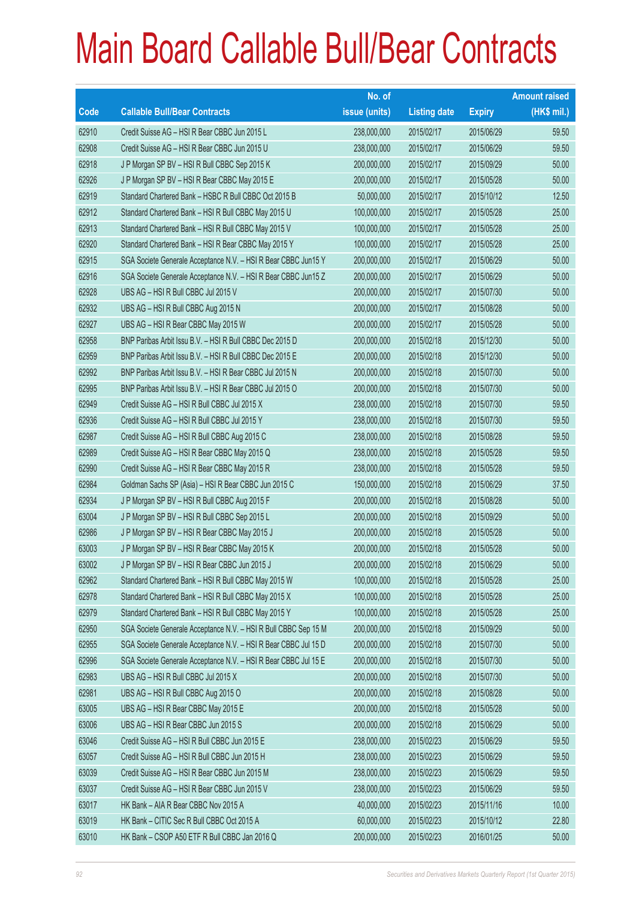# Main Board Callable Bull/Bear Contracts

| Code | Callable Bull/Bear Contracts | No. of issue (units) | Listing date | Expiry | Amount raised (HK$ mil.) |
|---|---|---|---|---|---|
| 62910 | Credit Suisse AG – HSI R Bear CBBC Jun 2015 L | 238,000,000 | 2015/02/17 | 2015/06/29 | 59.50 |
| 62908 | Credit Suisse AG – HSI R Bear CBBC Jun 2015 U | 238,000,000 | 2015/02/17 | 2015/06/29 | 59.50 |
| 62918 | J P Morgan SP BV – HSI R Bull CBBC Sep 2015 K | 200,000,000 | 2015/02/17 | 2015/09/29 | 50.00 |
| 62926 | J P Morgan SP BV – HSI R Bear CBBC May 2015 E | 200,000,000 | 2015/02/17 | 2015/05/28 | 50.00 |
| 62919 | Standard Chartered Bank – HSBC R Bull CBBC Oct 2015 B | 50,000,000 | 2015/02/17 | 2015/10/12 | 12.50 |
| 62912 | Standard Chartered Bank – HSI R Bull CBBC May 2015 U | 100,000,000 | 2015/02/17 | 2015/05/28 | 25.00 |
| 62913 | Standard Chartered Bank – HSI R Bull CBBC May 2015 V | 100,000,000 | 2015/02/17 | 2015/05/28 | 25.00 |
| 62920 | Standard Chartered Bank – HSI R Bear CBBC May 2015 Y | 100,000,000 | 2015/02/17 | 2015/05/28 | 25.00 |
| 62915 | SGA Societe Generale Acceptance N.V. – HSI R Bear CBBC Jun15 Y | 200,000,000 | 2015/02/17 | 2015/06/29 | 50.00 |
| 62916 | SGA Societe Generale Acceptance N.V. – HSI R Bear CBBC Jun15 Z | 200,000,000 | 2015/02/17 | 2015/06/29 | 50.00 |
| 62928 | UBS AG – HSI R Bull CBBC Jul 2015 V | 200,000,000 | 2015/02/17 | 2015/07/30 | 50.00 |
| 62932 | UBS AG – HSI R Bull CBBC Aug 2015 N | 200,000,000 | 2015/02/17 | 2015/08/28 | 50.00 |
| 62927 | UBS AG – HSI R Bear CBBC May 2015 W | 200,000,000 | 2015/02/17 | 2015/05/28 | 50.00 |
| 62958 | BNP Paribas Arbit Issu B.V. – HSI R Bull CBBC Dec 2015 D | 200,000,000 | 2015/02/18 | 2015/12/30 | 50.00 |
| 62959 | BNP Paribas Arbit Issu B.V. – HSI R Bull CBBC Dec 2015 E | 200,000,000 | 2015/02/18 | 2015/12/30 | 50.00 |
| 62992 | BNP Paribas Arbit Issu B.V. – HSI R Bear CBBC Jul 2015 N | 200,000,000 | 2015/02/18 | 2015/07/30 | 50.00 |
| 62995 | BNP Paribas Arbit Issu B.V. – HSI R Bear CBBC Jul 2015 O | 200,000,000 | 2015/02/18 | 2015/07/30 | 50.00 |
| 62949 | Credit Suisse AG – HSI R Bull CBBC Jul 2015 X | 238,000,000 | 2015/02/18 | 2015/07/30 | 59.50 |
| 62936 | Credit Suisse AG – HSI R Bull CBBC Jul 2015 Y | 238,000,000 | 2015/02/18 | 2015/07/30 | 59.50 |
| 62987 | Credit Suisse AG – HSI R Bull CBBC Aug 2015 C | 238,000,000 | 2015/02/18 | 2015/08/28 | 59.50 |
| 62989 | Credit Suisse AG – HSI R Bear CBBC May 2015 Q | 238,000,000 | 2015/02/18 | 2015/05/28 | 59.50 |
| 62990 | Credit Suisse AG – HSI R Bear CBBC May 2015 R | 238,000,000 | 2015/02/18 | 2015/05/28 | 59.50 |
| 62984 | Goldman Sachs SP (Asia) – HSI R Bear CBBC Jun 2015 C | 150,000,000 | 2015/02/18 | 2015/06/29 | 37.50 |
| 62934 | J P Morgan SP BV – HSI R Bull CBBC Aug 2015 F | 200,000,000 | 2015/02/18 | 2015/08/28 | 50.00 |
| 63004 | J P Morgan SP BV – HSI R Bull CBBC Sep 2015 L | 200,000,000 | 2015/02/18 | 2015/09/29 | 50.00 |
| 62986 | J P Morgan SP BV – HSI R Bear CBBC May 2015 J | 200,000,000 | 2015/02/18 | 2015/05/28 | 50.00 |
| 63003 | J P Morgan SP BV – HSI R Bear CBBC May 2015 K | 200,000,000 | 2015/02/18 | 2015/05/28 | 50.00 |
| 63002 | J P Morgan SP BV – HSI R Bear CBBC Jun 2015 J | 200,000,000 | 2015/02/18 | 2015/06/29 | 50.00 |
| 62962 | Standard Chartered Bank – HSI R Bull CBBC May 2015 W | 100,000,000 | 2015/02/18 | 2015/05/28 | 25.00 |
| 62978 | Standard Chartered Bank – HSI R Bull CBBC May 2015 X | 100,000,000 | 2015/02/18 | 2015/05/28 | 25.00 |
| 62979 | Standard Chartered Bank – HSI R Bull CBBC May 2015 Y | 100,000,000 | 2015/02/18 | 2015/05/28 | 25.00 |
| 62950 | SGA Societe Generale Acceptance N.V. – HSI R Bull CBBC Sep 15 M | 200,000,000 | 2015/02/18 | 2015/09/29 | 50.00 |
| 62955 | SGA Societe Generale Acceptance N.V. – HSI R Bear CBBC Jul 15 D | 200,000,000 | 2015/02/18 | 2015/07/30 | 50.00 |
| 62996 | SGA Societe Generale Acceptance N.V. – HSI R Bear CBBC Jul 15 E | 200,000,000 | 2015/02/18 | 2015/07/30 | 50.00 |
| 62983 | UBS AG – HSI R Bull CBBC Jul 2015 X | 200,000,000 | 2015/02/18 | 2015/07/30 | 50.00 |
| 62981 | UBS AG – HSI R Bull CBBC Aug 2015 O | 200,000,000 | 2015/02/18 | 2015/08/28 | 50.00 |
| 63005 | UBS AG – HSI R Bear CBBC May 2015 E | 200,000,000 | 2015/02/18 | 2015/05/28 | 50.00 |
| 63006 | UBS AG – HSI R Bear CBBC Jun 2015 S | 200,000,000 | 2015/02/18 | 2015/06/29 | 50.00 |
| 63046 | Credit Suisse AG – HSI R Bull CBBC Jun 2015 E | 238,000,000 | 2015/02/23 | 2015/06/29 | 59.50 |
| 63057 | Credit Suisse AG – HSI R Bull CBBC Jun 2015 H | 238,000,000 | 2015/02/23 | 2015/06/29 | 59.50 |
| 63039 | Credit Suisse AG – HSI R Bear CBBC Jun 2015 M | 238,000,000 | 2015/02/23 | 2015/06/29 | 59.50 |
| 63037 | Credit Suisse AG – HSI R Bear CBBC Jun 2015 V | 238,000,000 | 2015/02/23 | 2015/06/29 | 59.50 |
| 63017 | HK Bank – AIA R Bear CBBC Nov 2015 A | 40,000,000 | 2015/02/23 | 2015/11/16 | 10.00 |
| 63019 | HK Bank – CITIC Sec R Bull CBBC Oct 2015 A | 60,000,000 | 2015/02/23 | 2015/10/12 | 22.80 |
| 63010 | HK Bank – CSOP A50 ETF R Bull CBBC Jan 2016 Q | 200,000,000 | 2015/02/23 | 2016/01/25 | 50.00 |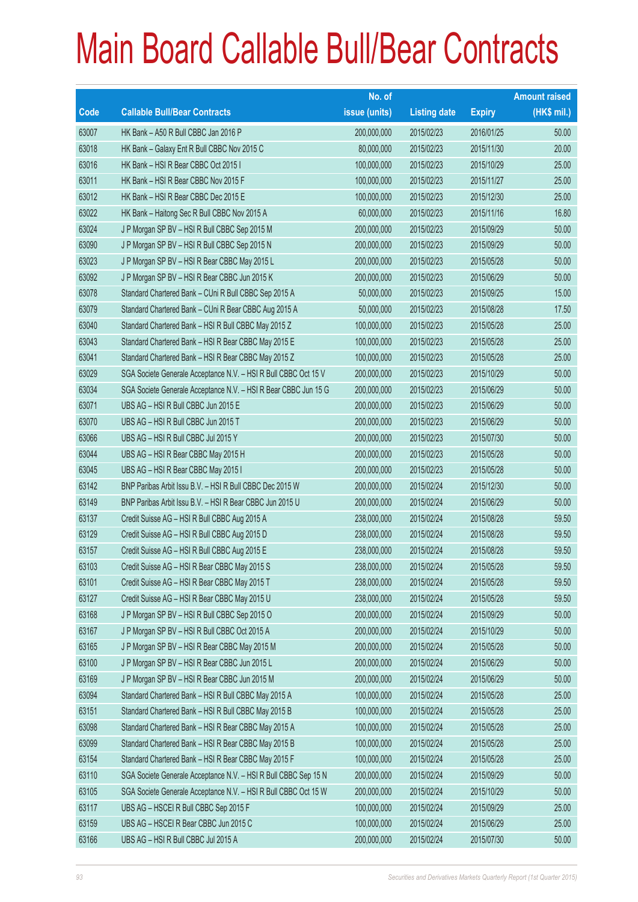# Main Board Callable Bull/Bear Contracts

| Code | Callable Bull/Bear Contracts | No. of issue (units) | Listing date | Expiry | Amount raised (HK$ mil.) |
|---|---|---|---|---|---|
| 63007 | HK Bank – A50 R Bull CBBC Jan 2016 P | 200,000,000 | 2015/02/23 | 2016/01/25 | 50.00 |
| 63018 | HK Bank – Galaxy Ent R Bull CBBC Nov 2015 C | 80,000,000 | 2015/02/23 | 2015/11/30 | 20.00 |
| 63016 | HK Bank – HSI R Bear CBBC Oct 2015 I | 100,000,000 | 2015/02/23 | 2015/10/29 | 25.00 |
| 63011 | HK Bank – HSI R Bear CBBC Nov 2015 F | 100,000,000 | 2015/02/23 | 2015/11/27 | 25.00 |
| 63012 | HK Bank – HSI R Bear CBBC Dec 2015 E | 100,000,000 | 2015/02/23 | 2015/12/30 | 25.00 |
| 63022 | HK Bank – Haitong Sec R Bull CBBC Nov 2015 A | 60,000,000 | 2015/02/23 | 2015/11/16 | 16.80 |
| 63024 | J P Morgan SP BV – HSI R Bull CBBC Sep 2015 M | 200,000,000 | 2015/02/23 | 2015/09/29 | 50.00 |
| 63090 | J P Morgan SP BV – HSI R Bull CBBC Sep 2015 N | 200,000,000 | 2015/02/23 | 2015/09/29 | 50.00 |
| 63023 | J P Morgan SP BV – HSI R Bear CBBC May 2015 L | 200,000,000 | 2015/02/23 | 2015/05/28 | 50.00 |
| 63092 | J P Morgan SP BV – HSI R Bear CBBC Jun 2015 K | 200,000,000 | 2015/02/23 | 2015/06/29 | 50.00 |
| 63078 | Standard Chartered Bank – CUni R Bull CBBC Sep 2015 A | 50,000,000 | 2015/02/23 | 2015/09/25 | 15.00 |
| 63079 | Standard Chartered Bank – CUni R Bear CBBC Aug 2015 A | 50,000,000 | 2015/02/23 | 2015/08/28 | 17.50 |
| 63040 | Standard Chartered Bank – HSI R Bull CBBC May 2015 Z | 100,000,000 | 2015/02/23 | 2015/05/28 | 25.00 |
| 63043 | Standard Chartered Bank – HSI R Bear CBBC May 2015 E | 100,000,000 | 2015/02/23 | 2015/05/28 | 25.00 |
| 63041 | Standard Chartered Bank – HSI R Bear CBBC May 2015 Z | 100,000,000 | 2015/02/23 | 2015/05/28 | 25.00 |
| 63029 | SGA Societe Generale Acceptance N.V. – HSI R Bull CBBC Oct 15 V | 200,000,000 | 2015/02/23 | 2015/10/29 | 50.00 |
| 63034 | SGA Societe Generale Acceptance N.V. – HSI R Bear CBBC Jun 15 G | 200,000,000 | 2015/02/23 | 2015/06/29 | 50.00 |
| 63071 | UBS AG – HSI R Bull CBBC Jun 2015 E | 200,000,000 | 2015/02/23 | 2015/06/29 | 50.00 |
| 63070 | UBS AG – HSI R Bull CBBC Jun 2015 T | 200,000,000 | 2015/02/23 | 2015/06/29 | 50.00 |
| 63066 | UBS AG – HSI R Bull CBBC Jul 2015 Y | 200,000,000 | 2015/02/23 | 2015/07/30 | 50.00 |
| 63044 | UBS AG – HSI R Bear CBBC May 2015 H | 200,000,000 | 2015/02/23 | 2015/05/28 | 50.00 |
| 63045 | UBS AG – HSI R Bear CBBC May 2015 I | 200,000,000 | 2015/02/23 | 2015/05/28 | 50.00 |
| 63142 | BNP Paribas Arbit Issu B.V. – HSI R Bull CBBC Dec 2015 W | 200,000,000 | 2015/02/24 | 2015/12/30 | 50.00 |
| 63149 | BNP Paribas Arbit Issu B.V. – HSI R Bear CBBC Jun 2015 U | 200,000,000 | 2015/02/24 | 2015/06/29 | 50.00 |
| 63137 | Credit Suisse AG – HSI R Bull CBBC Aug 2015 A | 238,000,000 | 2015/02/24 | 2015/08/28 | 59.50 |
| 63129 | Credit Suisse AG – HSI R Bull CBBC Aug 2015 D | 238,000,000 | 2015/02/24 | 2015/08/28 | 59.50 |
| 63157 | Credit Suisse AG – HSI R Bull CBBC Aug 2015 E | 238,000,000 | 2015/02/24 | 2015/08/28 | 59.50 |
| 63103 | Credit Suisse AG – HSI R Bear CBBC May 2015 S | 238,000,000 | 2015/02/24 | 2015/05/28 | 59.50 |
| 63101 | Credit Suisse AG – HSI R Bear CBBC May 2015 T | 238,000,000 | 2015/02/24 | 2015/05/28 | 59.50 |
| 63127 | Credit Suisse AG – HSI R Bear CBBC May 2015 U | 238,000,000 | 2015/02/24 | 2015/05/28 | 59.50 |
| 63168 | J P Morgan SP BV – HSI R Bull CBBC Sep 2015 O | 200,000,000 | 2015/02/24 | 2015/09/29 | 50.00 |
| 63167 | J P Morgan SP BV – HSI R Bull CBBC Oct 2015 A | 200,000,000 | 2015/02/24 | 2015/10/29 | 50.00 |
| 63165 | J P Morgan SP BV – HSI R Bear CBBC May 2015 M | 200,000,000 | 2015/02/24 | 2015/05/28 | 50.00 |
| 63100 | J P Morgan SP BV – HSI R Bear CBBC Jun 2015 L | 200,000,000 | 2015/02/24 | 2015/06/29 | 50.00 |
| 63169 | J P Morgan SP BV – HSI R Bear CBBC Jun 2015 M | 200,000,000 | 2015/02/24 | 2015/06/29 | 50.00 |
| 63094 | Standard Chartered Bank – HSI R Bull CBBC May 2015 A | 100,000,000 | 2015/02/24 | 2015/05/28 | 25.00 |
| 63151 | Standard Chartered Bank – HSI R Bull CBBC May 2015 B | 100,000,000 | 2015/02/24 | 2015/05/28 | 25.00 |
| 63098 | Standard Chartered Bank – HSI R Bear CBBC May 2015 A | 100,000,000 | 2015/02/24 | 2015/05/28 | 25.00 |
| 63099 | Standard Chartered Bank – HSI R Bear CBBC May 2015 B | 100,000,000 | 2015/02/24 | 2015/05/28 | 25.00 |
| 63154 | Standard Chartered Bank – HSI R Bear CBBC May 2015 F | 100,000,000 | 2015/02/24 | 2015/05/28 | 25.00 |
| 63110 | SGA Societe Generale Acceptance N.V. – HSI R Bull CBBC Sep 15 N | 200,000,000 | 2015/02/24 | 2015/09/29 | 50.00 |
| 63105 | SGA Societe Generale Acceptance N.V. – HSI R Bull CBBC Oct 15 W | 200,000,000 | 2015/02/24 | 2015/10/29 | 50.00 |
| 63117 | UBS AG – HSCEI R Bull CBBC Sep 2015 F | 100,000,000 | 2015/02/24 | 2015/09/29 | 25.00 |
| 63159 | UBS AG – HSCEI R Bear CBBC Jun 2015 C | 100,000,000 | 2015/02/24 | 2015/06/29 | 25.00 |
| 63166 | UBS AG – HSI R Bull CBBC Jul 2015 A | 200,000,000 | 2015/02/24 | 2015/07/30 | 50.00 |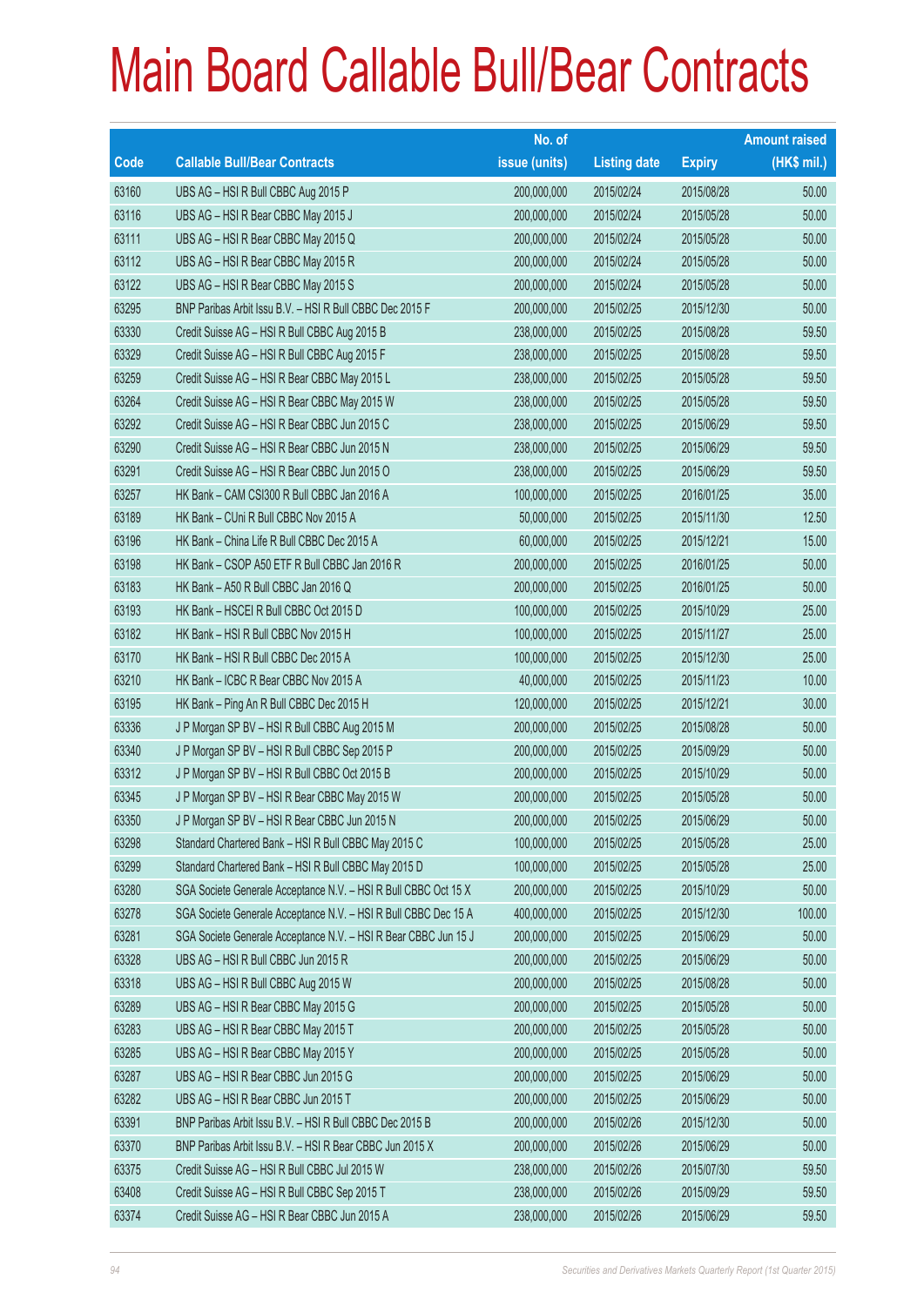# Main Board Callable Bull/Bear Contracts

| Code | Callable Bull/Bear Contracts | No. of issue (units) | Listing date | Expiry | Amount raised (HK$ mil.) |
|---|---|---|---|---|---|
| 63160 | UBS AG – HSI R Bull CBBC Aug 2015 P | 200,000,000 | 2015/02/24 | 2015/08/28 | 50.00 |
| 63116 | UBS AG – HSI R Bear CBBC May 2015 J | 200,000,000 | 2015/02/24 | 2015/05/28 | 50.00 |
| 63111 | UBS AG – HSI R Bear CBBC May 2015 Q | 200,000,000 | 2015/02/24 | 2015/05/28 | 50.00 |
| 63112 | UBS AG – HSI R Bear CBBC May 2015 R | 200,000,000 | 2015/02/24 | 2015/05/28 | 50.00 |
| 63122 | UBS AG – HSI R Bear CBBC May 2015 S | 200,000,000 | 2015/02/24 | 2015/05/28 | 50.00 |
| 63295 | BNP Paribas Arbit Issu B.V. – HSI R Bull CBBC Dec 2015 F | 200,000,000 | 2015/02/25 | 2015/12/30 | 50.00 |
| 63330 | Credit Suisse AG – HSI R Bull CBBC Aug 2015 B | 238,000,000 | 2015/02/25 | 2015/08/28 | 59.50 |
| 63329 | Credit Suisse AG – HSI R Bull CBBC Aug 2015 F | 238,000,000 | 2015/02/25 | 2015/08/28 | 59.50 |
| 63259 | Credit Suisse AG – HSI R Bear CBBC May 2015 L | 238,000,000 | 2015/02/25 | 2015/05/28 | 59.50 |
| 63264 | Credit Suisse AG – HSI R Bear CBBC May 2015 W | 238,000,000 | 2015/02/25 | 2015/05/28 | 59.50 |
| 63292 | Credit Suisse AG – HSI R Bear CBBC Jun 2015 C | 238,000,000 | 2015/02/25 | 2015/06/29 | 59.50 |
| 63290 | Credit Suisse AG – HSI R Bear CBBC Jun 2015 N | 238,000,000 | 2015/02/25 | 2015/06/29 | 59.50 |
| 63291 | Credit Suisse AG – HSI R Bear CBBC Jun 2015 O | 238,000,000 | 2015/02/25 | 2015/06/29 | 59.50 |
| 63257 | HK Bank – CAM CSI300 R Bull CBBC Jan 2016 A | 100,000,000 | 2015/02/25 | 2016/01/25 | 35.00 |
| 63189 | HK Bank – CUni R Bull CBBC Nov 2015 A | 50,000,000 | 2015/02/25 | 2015/11/30 | 12.50 |
| 63196 | HK Bank – China Life R Bull CBBC Dec 2015 A | 60,000,000 | 2015/02/25 | 2015/12/21 | 15.00 |
| 63198 | HK Bank – CSOP A50 ETF R Bull CBBC Jan 2016 R | 200,000,000 | 2015/02/25 | 2016/01/25 | 50.00 |
| 63183 | HK Bank – A50 R Bull CBBC Jan 2016 Q | 200,000,000 | 2015/02/25 | 2016/01/25 | 50.00 |
| 63193 | HK Bank – HSCEI R Bull CBBC Oct 2015 D | 100,000,000 | 2015/02/25 | 2015/10/29 | 25.00 |
| 63182 | HK Bank – HSI R Bull CBBC Nov 2015 H | 100,000,000 | 2015/02/25 | 2015/11/27 | 25.00 |
| 63170 | HK Bank – HSI R Bull CBBC Dec 2015 A | 100,000,000 | 2015/02/25 | 2015/12/30 | 25.00 |
| 63210 | HK Bank – ICBC R Bear CBBC Nov 2015 A | 40,000,000 | 2015/02/25 | 2015/11/23 | 10.00 |
| 63195 | HK Bank – Ping An R Bull CBBC Dec 2015 H | 120,000,000 | 2015/02/25 | 2015/12/21 | 30.00 |
| 63336 | J P Morgan SP BV – HSI R Bull CBBC Aug 2015 M | 200,000,000 | 2015/02/25 | 2015/08/28 | 50.00 |
| 63340 | J P Morgan SP BV – HSI R Bull CBBC Sep 2015 P | 200,000,000 | 2015/02/25 | 2015/09/29 | 50.00 |
| 63312 | J P Morgan SP BV – HSI R Bull CBBC Oct 2015 B | 200,000,000 | 2015/02/25 | 2015/10/29 | 50.00 |
| 63345 | J P Morgan SP BV – HSI R Bear CBBC May 2015 W | 200,000,000 | 2015/02/25 | 2015/05/28 | 50.00 |
| 63350 | J P Morgan SP BV – HSI R Bear CBBC Jun 2015 N | 200,000,000 | 2015/02/25 | 2015/06/29 | 50.00 |
| 63298 | Standard Chartered Bank – HSI R Bull CBBC May 2015 C | 100,000,000 | 2015/02/25 | 2015/05/28 | 25.00 |
| 63299 | Standard Chartered Bank – HSI R Bull CBBC May 2015 D | 100,000,000 | 2015/02/25 | 2015/05/28 | 25.00 |
| 63280 | SGA Societe Generale Acceptance N.V. – HSI R Bull CBBC Oct 15 X | 200,000,000 | 2015/02/25 | 2015/10/29 | 50.00 |
| 63278 | SGA Societe Generale Acceptance N.V. – HSI R Bull CBBC Dec 15 A | 400,000,000 | 2015/02/25 | 2015/12/30 | 100.00 |
| 63281 | SGA Societe Generale Acceptance N.V. – HSI R Bear CBBC Jun 15 J | 200,000,000 | 2015/02/25 | 2015/06/29 | 50.00 |
| 63328 | UBS AG – HSI R Bull CBBC Jun 2015 R | 200,000,000 | 2015/02/25 | 2015/06/29 | 50.00 |
| 63318 | UBS AG – HSI R Bull CBBC Aug 2015 W | 200,000,000 | 2015/02/25 | 2015/08/28 | 50.00 |
| 63289 | UBS AG – HSI R Bear CBBC May 2015 G | 200,000,000 | 2015/02/25 | 2015/05/28 | 50.00 |
| 63283 | UBS AG – HSI R Bear CBBC May 2015 T | 200,000,000 | 2015/02/25 | 2015/05/28 | 50.00 |
| 63285 | UBS AG – HSI R Bear CBBC May 2015 Y | 200,000,000 | 2015/02/25 | 2015/05/28 | 50.00 |
| 63287 | UBS AG – HSI R Bear CBBC Jun 2015 G | 200,000,000 | 2015/02/25 | 2015/06/29 | 50.00 |
| 63282 | UBS AG – HSI R Bear CBBC Jun 2015 T | 200,000,000 | 2015/02/25 | 2015/06/29 | 50.00 |
| 63391 | BNP Paribas Arbit Issu B.V. – HSI R Bull CBBC Dec 2015 B | 200,000,000 | 2015/02/26 | 2015/12/30 | 50.00 |
| 63370 | BNP Paribas Arbit Issu B.V. – HSI R Bear CBBC Jun 2015 X | 200,000,000 | 2015/02/26 | 2015/06/29 | 50.00 |
| 63375 | Credit Suisse AG – HSI R Bull CBBC Jul 2015 W | 238,000,000 | 2015/02/26 | 2015/07/30 | 59.50 |
| 63408 | Credit Suisse AG – HSI R Bull CBBC Sep 2015 T | 238,000,000 | 2015/02/26 | 2015/09/29 | 59.50 |
| 63374 | Credit Suisse AG – HSI R Bear CBBC Jun 2015 A | 238,000,000 | 2015/02/26 | 2015/06/29 | 59.50 |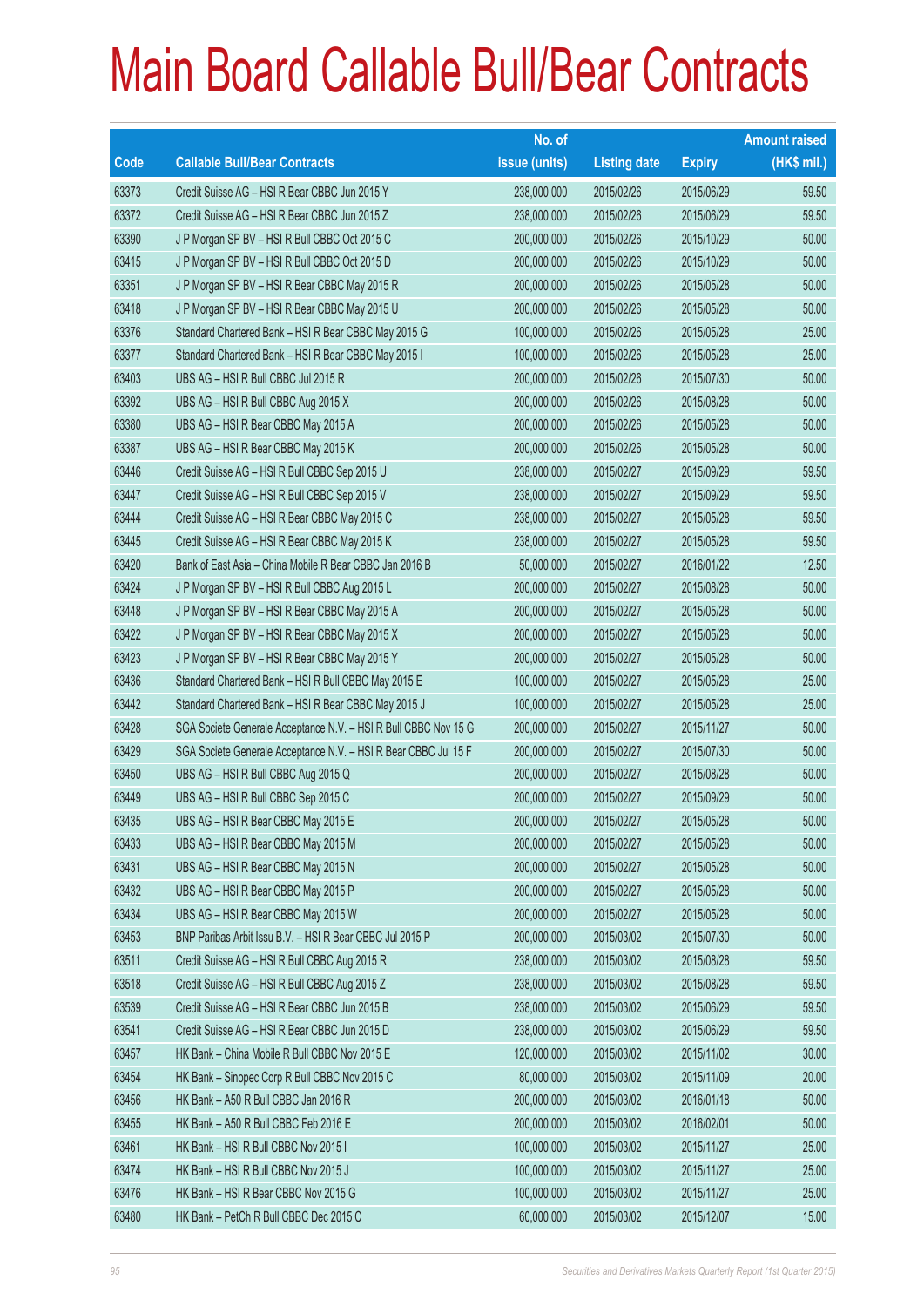# Main Board Callable Bull/Bear Contracts

| Code | Callable Bull/Bear Contracts | No. of issue (units) | Listing date | Expiry | Amount raised (HK$ mil.) |
|---|---|---|---|---|---|
| 63373 | Credit Suisse AG – HSI R Bear CBBC Jun 2015 Y | 238,000,000 | 2015/02/26 | 2015/06/29 | 59.50 |
| 63372 | Credit Suisse AG – HSI R Bear CBBC Jun 2015 Z | 238,000,000 | 2015/02/26 | 2015/06/29 | 59.50 |
| 63390 | J P Morgan SP BV – HSI R Bull CBBC Oct 2015 C | 200,000,000 | 2015/02/26 | 2015/10/29 | 50.00 |
| 63415 | J P Morgan SP BV – HSI R Bull CBBC Oct 2015 D | 200,000,000 | 2015/02/26 | 2015/10/29 | 50.00 |
| 63351 | J P Morgan SP BV – HSI R Bear CBBC May 2015 R | 200,000,000 | 2015/02/26 | 2015/05/28 | 50.00 |
| 63418 | J P Morgan SP BV – HSI R Bear CBBC May 2015 U | 200,000,000 | 2015/02/26 | 2015/05/28 | 50.00 |
| 63376 | Standard Chartered Bank – HSI R Bear CBBC May 2015 G | 100,000,000 | 2015/02/26 | 2015/05/28 | 25.00 |
| 63377 | Standard Chartered Bank – HSI R Bear CBBC May 2015 I | 100,000,000 | 2015/02/26 | 2015/05/28 | 25.00 |
| 63403 | UBS AG – HSI R Bull CBBC Jul 2015 R | 200,000,000 | 2015/02/26 | 2015/07/30 | 50.00 |
| 63392 | UBS AG – HSI R Bull CBBC Aug 2015 X | 200,000,000 | 2015/02/26 | 2015/08/28 | 50.00 |
| 63380 | UBS AG – HSI R Bear CBBC May 2015 A | 200,000,000 | 2015/02/26 | 2015/05/28 | 50.00 |
| 63387 | UBS AG – HSI R Bear CBBC May 2015 K | 200,000,000 | 2015/02/26 | 2015/05/28 | 50.00 |
| 63446 | Credit Suisse AG – HSI R Bull CBBC Sep 2015 U | 238,000,000 | 2015/02/27 | 2015/09/29 | 59.50 |
| 63447 | Credit Suisse AG – HSI R Bull CBBC Sep 2015 V | 238,000,000 | 2015/02/27 | 2015/09/29 | 59.50 |
| 63444 | Credit Suisse AG – HSI R Bear CBBC May 2015 C | 238,000,000 | 2015/02/27 | 2015/05/28 | 59.50 |
| 63445 | Credit Suisse AG – HSI R Bear CBBC May 2015 K | 238,000,000 | 2015/02/27 | 2015/05/28 | 59.50 |
| 63420 | Bank of East Asia – China Mobile R Bear CBBC Jan 2016 B | 50,000,000 | 2015/02/27 | 2016/01/22 | 12.50 |
| 63424 | J P Morgan SP BV – HSI R Bull CBBC Aug 2015 L | 200,000,000 | 2015/02/27 | 2015/08/28 | 50.00 |
| 63448 | J P Morgan SP BV – HSI R Bear CBBC May 2015 A | 200,000,000 | 2015/02/27 | 2015/05/28 | 50.00 |
| 63422 | J P Morgan SP BV – HSI R Bear CBBC May 2015 X | 200,000,000 | 2015/02/27 | 2015/05/28 | 50.00 |
| 63423 | J P Morgan SP BV – HSI R Bear CBBC May 2015 Y | 200,000,000 | 2015/02/27 | 2015/05/28 | 50.00 |
| 63436 | Standard Chartered Bank – HSI R Bull CBBC May 2015 E | 100,000,000 | 2015/02/27 | 2015/05/28 | 25.00 |
| 63442 | Standard Chartered Bank – HSI R Bear CBBC May 2015 J | 100,000,000 | 2015/02/27 | 2015/05/28 | 25.00 |
| 63428 | SGA Societe Generale Acceptance N.V. – HSI R Bull CBBC Nov 15 G | 200,000,000 | 2015/02/27 | 2015/11/27 | 50.00 |
| 63429 | SGA Societe Generale Acceptance N.V. – HSI R Bear CBBC Jul 15 F | 200,000,000 | 2015/02/27 | 2015/07/30 | 50.00 |
| 63450 | UBS AG – HSI R Bull CBBC Aug 2015 Q | 200,000,000 | 2015/02/27 | 2015/08/28 | 50.00 |
| 63449 | UBS AG – HSI R Bull CBBC Sep 2015 C | 200,000,000 | 2015/02/27 | 2015/09/29 | 50.00 |
| 63435 | UBS AG – HSI R Bear CBBC May 2015 E | 200,000,000 | 2015/02/27 | 2015/05/28 | 50.00 |
| 63433 | UBS AG – HSI R Bear CBBC May 2015 M | 200,000,000 | 2015/02/27 | 2015/05/28 | 50.00 |
| 63431 | UBS AG – HSI R Bear CBBC May 2015 N | 200,000,000 | 2015/02/27 | 2015/05/28 | 50.00 |
| 63432 | UBS AG – HSI R Bear CBBC May 2015 P | 200,000,000 | 2015/02/27 | 2015/05/28 | 50.00 |
| 63434 | UBS AG – HSI R Bear CBBC May 2015 W | 200,000,000 | 2015/02/27 | 2015/05/28 | 50.00 |
| 63453 | BNP Paribas Arbit Issu B.V. – HSI R Bear CBBC Jul 2015 P | 200,000,000 | 2015/03/02 | 2015/07/30 | 50.00 |
| 63511 | Credit Suisse AG – HSI R Bull CBBC Aug 2015 R | 238,000,000 | 2015/03/02 | 2015/08/28 | 59.50 |
| 63518 | Credit Suisse AG – HSI R Bull CBBC Aug 2015 Z | 238,000,000 | 2015/03/02 | 2015/08/28 | 59.50 |
| 63539 | Credit Suisse AG – HSI R Bear CBBC Jun 2015 B | 238,000,000 | 2015/03/02 | 2015/06/29 | 59.50 |
| 63541 | Credit Suisse AG – HSI R Bear CBBC Jun 2015 D | 238,000,000 | 2015/03/02 | 2015/06/29 | 59.50 |
| 63457 | HK Bank – China Mobile R Bull CBBC Nov 2015 E | 120,000,000 | 2015/03/02 | 2015/11/02 | 30.00 |
| 63454 | HK Bank – Sinopec Corp R Bull CBBC Nov 2015 C | 80,000,000 | 2015/03/02 | 2015/11/09 | 20.00 |
| 63456 | HK Bank – A50 R Bull CBBC Jan 2016 R | 200,000,000 | 2015/03/02 | 2016/01/18 | 50.00 |
| 63455 | HK Bank – A50 R Bull CBBC Feb 2016 E | 200,000,000 | 2015/03/02 | 2016/02/01 | 50.00 |
| 63461 | HK Bank – HSI R Bull CBBC Nov 2015 I | 100,000,000 | 2015/03/02 | 2015/11/27 | 25.00 |
| 63474 | HK Bank – HSI R Bull CBBC Nov 2015 J | 100,000,000 | 2015/03/02 | 2015/11/27 | 25.00 |
| 63476 | HK Bank – HSI R Bear CBBC Nov 2015 G | 100,000,000 | 2015/03/02 | 2015/11/27 | 25.00 |
| 63480 | HK Bank – PetCh R Bull CBBC Dec 2015 C | 60,000,000 | 2015/03/02 | 2015/12/07 | 15.00 |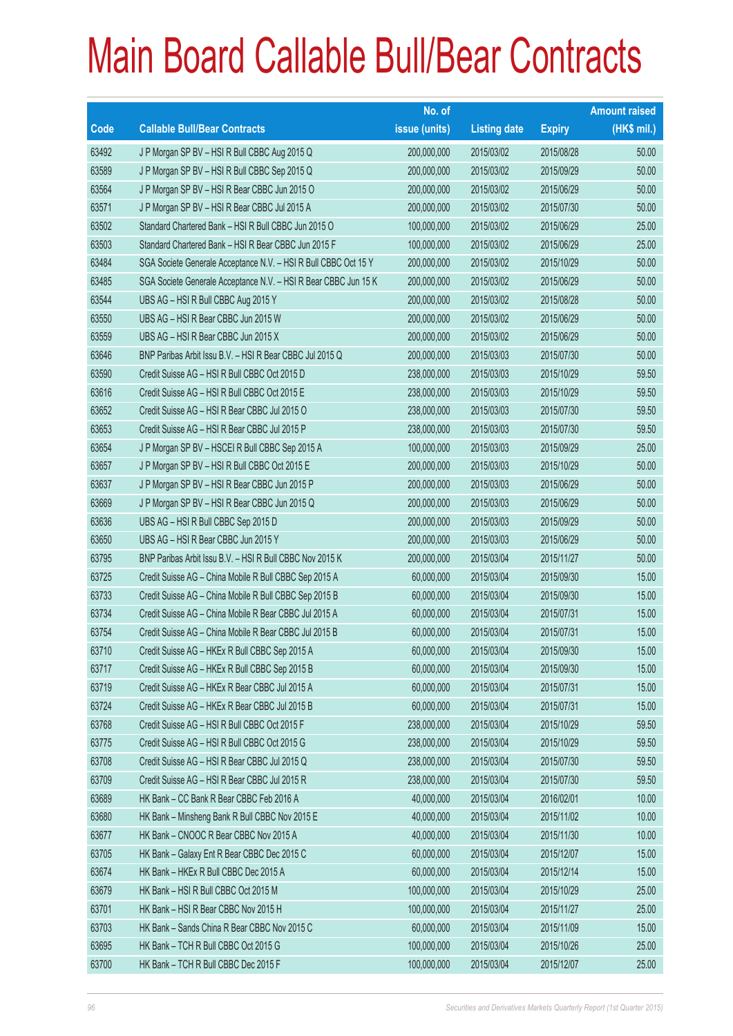# Main Board Callable Bull/Bear Contracts

| Code | Callable Bull/Bear Contracts | No. of issue (units) | Listing date | Expiry | Amount raised (HK$ mil.) |
|---|---|---|---|---|---|
| 63492 | J P Morgan SP BV – HSI R Bull CBBC Aug 2015 Q | 200,000,000 | 2015/03/02 | 2015/08/28 | 50.00 |
| 63589 | J P Morgan SP BV – HSI R Bull CBBC Sep 2015 Q | 200,000,000 | 2015/03/02 | 2015/09/29 | 50.00 |
| 63564 | J P Morgan SP BV – HSI R Bear CBBC Jun 2015 O | 200,000,000 | 2015/03/02 | 2015/06/29 | 50.00 |
| 63571 | J P Morgan SP BV – HSI R Bear CBBC Jul 2015 A | 200,000,000 | 2015/03/02 | 2015/07/30 | 50.00 |
| 63502 | Standard Chartered Bank – HSI R Bull CBBC Jun 2015 O | 100,000,000 | 2015/03/02 | 2015/06/29 | 25.00 |
| 63503 | Standard Chartered Bank – HSI R Bear CBBC Jun 2015 F | 100,000,000 | 2015/03/02 | 2015/06/29 | 25.00 |
| 63484 | SGA Societe Generale Acceptance N.V. – HSI R Bull CBBC Oct 15 Y | 200,000,000 | 2015/03/02 | 2015/10/29 | 50.00 |
| 63485 | SGA Societe Generale Acceptance N.V. – HSI R Bear CBBC Jun 15 K | 200,000,000 | 2015/03/02 | 2015/06/29 | 50.00 |
| 63544 | UBS AG – HSI R Bull CBBC Aug 2015 Y | 200,000,000 | 2015/03/02 | 2015/08/28 | 50.00 |
| 63550 | UBS AG – HSI R Bear CBBC Jun 2015 W | 200,000,000 | 2015/03/02 | 2015/06/29 | 50.00 |
| 63559 | UBS AG – HSI R Bear CBBC Jun 2015 X | 200,000,000 | 2015/03/02 | 2015/06/29 | 50.00 |
| 63646 | BNP Paribas Arbit Issu B.V. – HSI R Bear CBBC Jul 2015 Q | 200,000,000 | 2015/03/03 | 2015/07/30 | 50.00 |
| 63590 | Credit Suisse AG – HSI R Bull CBBC Oct 2015 D | 238,000,000 | 2015/03/03 | 2015/10/29 | 59.50 |
| 63616 | Credit Suisse AG – HSI R Bull CBBC Oct 2015 E | 238,000,000 | 2015/03/03 | 2015/10/29 | 59.50 |
| 63652 | Credit Suisse AG – HSI R Bear CBBC Jul 2015 O | 238,000,000 | 2015/03/03 | 2015/07/30 | 59.50 |
| 63653 | Credit Suisse AG – HSI R Bear CBBC Jul 2015 P | 238,000,000 | 2015/03/03 | 2015/07/30 | 59.50 |
| 63654 | J P Morgan SP BV – HSCEI R Bull CBBC Sep 2015 A | 100,000,000 | 2015/03/03 | 2015/09/29 | 25.00 |
| 63657 | J P Morgan SP BV – HSI R Bull CBBC Oct 2015 E | 200,000,000 | 2015/03/03 | 2015/10/29 | 50.00 |
| 63637 | J P Morgan SP BV – HSI R Bear CBBC Jun 2015 P | 200,000,000 | 2015/03/03 | 2015/06/29 | 50.00 |
| 63669 | J P Morgan SP BV – HSI R Bear CBBC Jun 2015 Q | 200,000,000 | 2015/03/03 | 2015/06/29 | 50.00 |
| 63636 | UBS AG – HSI R Bull CBBC Sep 2015 D | 200,000,000 | 2015/03/03 | 2015/09/29 | 50.00 |
| 63650 | UBS AG – HSI R Bear CBBC Jun 2015 Y | 200,000,000 | 2015/03/03 | 2015/06/29 | 50.00 |
| 63795 | BNP Paribas Arbit Issu B.V. – HSI R Bull CBBC Nov 2015 K | 200,000,000 | 2015/03/04 | 2015/11/27 | 50.00 |
| 63725 | Credit Suisse AG – China Mobile R Bull CBBC Sep 2015 A | 60,000,000 | 2015/03/04 | 2015/09/30 | 15.00 |
| 63733 | Credit Suisse AG – China Mobile R Bull CBBC Sep 2015 B | 60,000,000 | 2015/03/04 | 2015/09/30 | 15.00 |
| 63734 | Credit Suisse AG – China Mobile R Bear CBBC Jul 2015 A | 60,000,000 | 2015/03/04 | 2015/07/31 | 15.00 |
| 63754 | Credit Suisse AG – China Mobile R Bear CBBC Jul 2015 B | 60,000,000 | 2015/03/04 | 2015/07/31 | 15.00 |
| 63710 | Credit Suisse AG – HKEx R Bull CBBC Sep 2015 A | 60,000,000 | 2015/03/04 | 2015/09/30 | 15.00 |
| 63717 | Credit Suisse AG – HKEx R Bull CBBC Sep 2015 B | 60,000,000 | 2015/03/04 | 2015/09/30 | 15.00 |
| 63719 | Credit Suisse AG – HKEx R Bear CBBC Jul 2015 A | 60,000,000 | 2015/03/04 | 2015/07/31 | 15.00 |
| 63724 | Credit Suisse AG – HKEx R Bear CBBC Jul 2015 B | 60,000,000 | 2015/03/04 | 2015/07/31 | 15.00 |
| 63768 | Credit Suisse AG – HSI R Bull CBBC Oct 2015 F | 238,000,000 | 2015/03/04 | 2015/10/29 | 59.50 |
| 63775 | Credit Suisse AG – HSI R Bull CBBC Oct 2015 G | 238,000,000 | 2015/03/04 | 2015/10/29 | 59.50 |
| 63708 | Credit Suisse AG – HSI R Bear CBBC Jul 2015 Q | 238,000,000 | 2015/03/04 | 2015/07/30 | 59.50 |
| 63709 | Credit Suisse AG – HSI R Bear CBBC Jul 2015 R | 238,000,000 | 2015/03/04 | 2015/07/30 | 59.50 |
| 63689 | HK Bank – CC Bank R Bear CBBC Feb 2016 A | 40,000,000 | 2015/03/04 | 2016/02/01 | 10.00 |
| 63680 | HK Bank – Minsheng Bank R Bull CBBC Nov 2015 E | 40,000,000 | 2015/03/04 | 2015/11/02 | 10.00 |
| 63677 | HK Bank – CNOOC R Bear CBBC Nov 2015 A | 40,000,000 | 2015/03/04 | 2015/11/30 | 10.00 |
| 63705 | HK Bank – Galaxy Ent R Bear CBBC Dec 2015 C | 60,000,000 | 2015/03/04 | 2015/12/07 | 15.00 |
| 63674 | HK Bank – HKEx R Bull CBBC Dec 2015 A | 60,000,000 | 2015/03/04 | 2015/12/14 | 15.00 |
| 63679 | HK Bank – HSI R Bull CBBC Oct 2015 M | 100,000,000 | 2015/03/04 | 2015/10/29 | 25.00 |
| 63701 | HK Bank – HSI R Bear CBBC Nov 2015 H | 100,000,000 | 2015/03/04 | 2015/11/27 | 25.00 |
| 63703 | HK Bank – Sands China R Bear CBBC Nov 2015 C | 60,000,000 | 2015/03/04 | 2015/11/09 | 15.00 |
| 63695 | HK Bank – TCH R Bull CBBC Oct 2015 G | 100,000,000 | 2015/03/04 | 2015/10/26 | 25.00 |
| 63700 | HK Bank – TCH R Bull CBBC Dec 2015 F | 100,000,000 | 2015/03/04 | 2015/12/07 | 25.00 |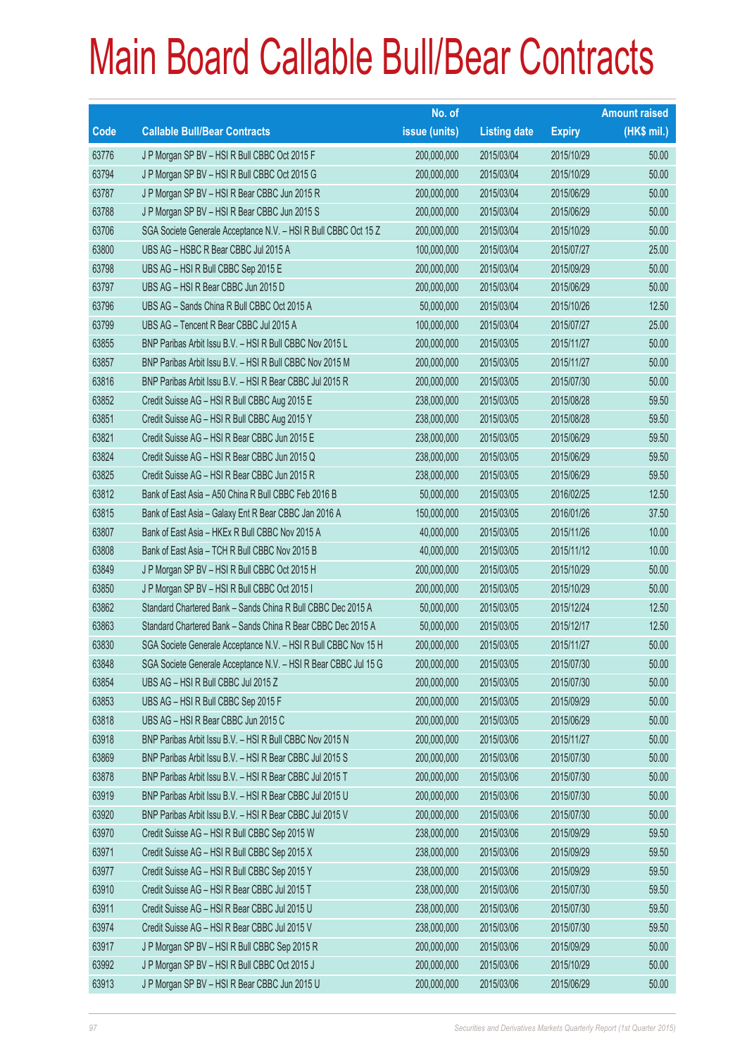# Main Board Callable Bull/Bear Contracts

| Code | Callable Bull/Bear Contracts | No. of issue (units) | Listing date | Expiry | Amount raised (HK$ mil.) |
|---|---|---|---|---|---|
| 63776 | J P Morgan SP BV – HSI R Bull CBBC Oct 2015 F | 200,000,000 | 2015/03/04 | 2015/10/29 | 50.00 |
| 63794 | J P Morgan SP BV – HSI R Bull CBBC Oct 2015 G | 200,000,000 | 2015/03/04 | 2015/10/29 | 50.00 |
| 63787 | J P Morgan SP BV – HSI R Bear CBBC Jun 2015 R | 200,000,000 | 2015/03/04 | 2015/06/29 | 50.00 |
| 63788 | J P Morgan SP BV – HSI R Bear CBBC Jun 2015 S | 200,000,000 | 2015/03/04 | 2015/06/29 | 50.00 |
| 63706 | SGA Societe Generale Acceptance N.V. – HSI R Bull CBBC Oct 15 Z | 200,000,000 | 2015/03/04 | 2015/10/29 | 50.00 |
| 63800 | UBS AG – HSBC R Bear CBBC Jul 2015 A | 100,000,000 | 2015/03/04 | 2015/07/27 | 25.00 |
| 63798 | UBS AG – HSI R Bull CBBC Sep 2015 E | 200,000,000 | 2015/03/04 | 2015/09/29 | 50.00 |
| 63797 | UBS AG – HSI R Bear CBBC Jun 2015 D | 200,000,000 | 2015/03/04 | 2015/06/29 | 50.00 |
| 63796 | UBS AG – Sands China R Bull CBBC Oct 2015 A | 50,000,000 | 2015/03/04 | 2015/10/26 | 12.50 |
| 63799 | UBS AG – Tencent R Bear CBBC Jul 2015 A | 100,000,000 | 2015/03/04 | 2015/07/27 | 25.00 |
| 63855 | BNP Paribas Arbit Issu B.V. – HSI R Bull CBBC Nov 2015 L | 200,000,000 | 2015/03/05 | 2015/11/27 | 50.00 |
| 63857 | BNP Paribas Arbit Issu B.V. – HSI R Bull CBBC Nov 2015 M | 200,000,000 | 2015/03/05 | 2015/11/27 | 50.00 |
| 63816 | BNP Paribas Arbit Issu B.V. – HSI R Bear CBBC Jul 2015 R | 200,000,000 | 2015/03/05 | 2015/07/30 | 50.00 |
| 63852 | Credit Suisse AG – HSI R Bull CBBC Aug 2015 E | 238,000,000 | 2015/03/05 | 2015/08/28 | 59.50 |
| 63851 | Credit Suisse AG – HSI R Bull CBBC Aug 2015 Y | 238,000,000 | 2015/03/05 | 2015/08/28 | 59.50 |
| 63821 | Credit Suisse AG – HSI R Bear CBBC Jun 2015 E | 238,000,000 | 2015/03/05 | 2015/06/29 | 59.50 |
| 63824 | Credit Suisse AG – HSI R Bear CBBC Jun 2015 Q | 238,000,000 | 2015/03/05 | 2015/06/29 | 59.50 |
| 63825 | Credit Suisse AG – HSI R Bear CBBC Jun 2015 R | 238,000,000 | 2015/03/05 | 2015/06/29 | 59.50 |
| 63812 | Bank of East Asia – A50 China R Bull CBBC Feb 2016 B | 50,000,000 | 2015/03/05 | 2016/02/25 | 12.50 |
| 63815 | Bank of East Asia – Galaxy Ent R Bear CBBC Jan 2016 A | 150,000,000 | 2015/03/05 | 2016/01/26 | 37.50 |
| 63807 | Bank of East Asia – HKEx R Bull CBBC Nov 2015 A | 40,000,000 | 2015/03/05 | 2015/11/26 | 10.00 |
| 63808 | Bank of East Asia – TCH R Bull CBBC Nov 2015 B | 40,000,000 | 2015/03/05 | 2015/11/12 | 10.00 |
| 63849 | J P Morgan SP BV – HSI R Bull CBBC Oct 2015 H | 200,000,000 | 2015/03/05 | 2015/10/29 | 50.00 |
| 63850 | J P Morgan SP BV – HSI R Bull CBBC Oct 2015 I | 200,000,000 | 2015/03/05 | 2015/10/29 | 50.00 |
| 63862 | Standard Chartered Bank – Sands China R Bull CBBC Dec 2015 A | 50,000,000 | 2015/03/05 | 2015/12/24 | 12.50 |
| 63863 | Standard Chartered Bank – Sands China R Bear CBBC Dec 2015 A | 50,000,000 | 2015/03/05 | 2015/12/17 | 12.50 |
| 63830 | SGA Societe Generale Acceptance N.V. – HSI R Bull CBBC Nov 15 H | 200,000,000 | 2015/03/05 | 2015/11/27 | 50.00 |
| 63848 | SGA Societe Generale Acceptance N.V. – HSI R Bear CBBC Jul 15 G | 200,000,000 | 2015/03/05 | 2015/07/30 | 50.00 |
| 63854 | UBS AG – HSI R Bull CBBC Jul 2015 Z | 200,000,000 | 2015/03/05 | 2015/07/30 | 50.00 |
| 63853 | UBS AG – HSI R Bull CBBC Sep 2015 F | 200,000,000 | 2015/03/05 | 2015/09/29 | 50.00 |
| 63818 | UBS AG – HSI R Bear CBBC Jun 2015 C | 200,000,000 | 2015/03/05 | 2015/06/29 | 50.00 |
| 63918 | BNP Paribas Arbit Issu B.V. – HSI R Bull CBBC Nov 2015 N | 200,000,000 | 2015/03/06 | 2015/11/27 | 50.00 |
| 63869 | BNP Paribas Arbit Issu B.V. – HSI R Bear CBBC Jul 2015 S | 200,000,000 | 2015/03/06 | 2015/07/30 | 50.00 |
| 63878 | BNP Paribas Arbit Issu B.V. – HSI R Bear CBBC Jul 2015 T | 200,000,000 | 2015/03/06 | 2015/07/30 | 50.00 |
| 63919 | BNP Paribas Arbit Issu B.V. – HSI R Bear CBBC Jul 2015 U | 200,000,000 | 2015/03/06 | 2015/07/30 | 50.00 |
| 63920 | BNP Paribas Arbit Issu B.V. – HSI R Bear CBBC Jul 2015 V | 200,000,000 | 2015/03/06 | 2015/07/30 | 50.00 |
| 63970 | Credit Suisse AG – HSI R Bull CBBC Sep 2015 W | 238,000,000 | 2015/03/06 | 2015/09/29 | 59.50 |
| 63971 | Credit Suisse AG – HSI R Bull CBBC Sep 2015 X | 238,000,000 | 2015/03/06 | 2015/09/29 | 59.50 |
| 63977 | Credit Suisse AG – HSI R Bull CBBC Sep 2015 Y | 238,000,000 | 2015/03/06 | 2015/09/29 | 59.50 |
| 63910 | Credit Suisse AG – HSI R Bear CBBC Jul 2015 T | 238,000,000 | 2015/03/06 | 2015/07/30 | 59.50 |
| 63911 | Credit Suisse AG – HSI R Bear CBBC Jul 2015 U | 238,000,000 | 2015/03/06 | 2015/07/30 | 59.50 |
| 63974 | Credit Suisse AG – HSI R Bear CBBC Jul 2015 V | 238,000,000 | 2015/03/06 | 2015/07/30 | 59.50 |
| 63917 | J P Morgan SP BV – HSI R Bull CBBC Sep 2015 R | 200,000,000 | 2015/03/06 | 2015/09/29 | 50.00 |
| 63992 | J P Morgan SP BV – HSI R Bull CBBC Oct 2015 J | 200,000,000 | 2015/03/06 | 2015/10/29 | 50.00 |
| 63913 | J P Morgan SP BV – HSI R Bear CBBC Jun 2015 U | 200,000,000 | 2015/03/06 | 2015/06/29 | 50.00 |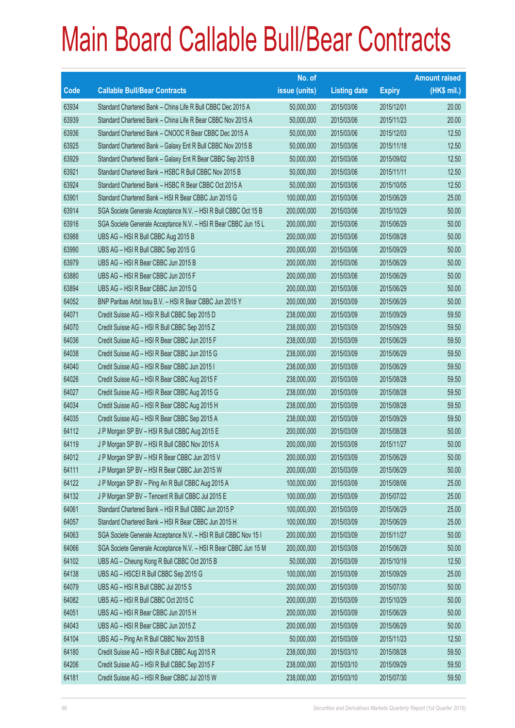# Main Board Callable Bull/Bear Contracts

| Code | Callable Bull/Bear Contracts | No. of issue (units) | Listing date | Expiry | Amount raised (HK$ mil.) |
|---|---|---|---|---|---|
| 63934 | Standard Chartered Bank – China Life R Bull CBBC Dec 2015 A | 50,000,000 | 2015/03/06 | 2015/12/01 | 20.00 |
| 63939 | Standard Chartered Bank – China Life R Bear CBBC Nov 2015 A | 50,000,000 | 2015/03/06 | 2015/11/23 | 20.00 |
| 63936 | Standard Chartered Bank – CNOOC R Bear CBBC Dec 2015 A | 50,000,000 | 2015/03/06 | 2015/12/03 | 12.50 |
| 63925 | Standard Chartered Bank – Galaxy Ent R Bull CBBC Nov 2015 B | 50,000,000 | 2015/03/06 | 2015/11/18 | 12.50 |
| 63929 | Standard Chartered Bank – Galaxy Ent R Bear CBBC Sep 2015 B | 50,000,000 | 2015/03/06 | 2015/09/02 | 12.50 |
| 63921 | Standard Chartered Bank – HSBC R Bull CBBC Nov 2015 B | 50,000,000 | 2015/03/06 | 2015/11/11 | 12.50 |
| 63924 | Standard Chartered Bank – HSBC R Bear CBBC Oct 2015 A | 50,000,000 | 2015/03/06 | 2015/10/05 | 12.50 |
| 63901 | Standard Chartered Bank – HSI R Bear CBBC Jun 2015 G | 100,000,000 | 2015/03/06 | 2015/06/29 | 25.00 |
| 63914 | SGA Societe Generale Acceptance N.V. – HSI R Bull CBBC Oct 15 B | 200,000,000 | 2015/03/06 | 2015/10/29 | 50.00 |
| 63916 | SGA Societe Generale Acceptance N.V. – HSI R Bear CBBC Jun 15 L | 200,000,000 | 2015/03/06 | 2015/06/29 | 50.00 |
| 63988 | UBS AG – HSI R Bull CBBC Aug 2015 B | 200,000,000 | 2015/03/06 | 2015/08/28 | 50.00 |
| 63990 | UBS AG – HSI R Bull CBBC Sep 2015 G | 200,000,000 | 2015/03/06 | 2015/09/29 | 50.00 |
| 63979 | UBS AG – HSI R Bear CBBC Jun 2015 B | 200,000,000 | 2015/03/06 | 2015/06/29 | 50.00 |
| 63880 | UBS AG – HSI R Bear CBBC Jun 2015 F | 200,000,000 | 2015/03/06 | 2015/06/29 | 50.00 |
| 63894 | UBS AG – HSI R Bear CBBC Jun 2015 Q | 200,000,000 | 2015/03/06 | 2015/06/29 | 50.00 |
| 64052 | BNP Paribas Arbit Issu B.V. – HSI R Bear CBBC Jun 2015 Y | 200,000,000 | 2015/03/09 | 2015/06/29 | 50.00 |
| 64071 | Credit Suisse AG – HSI R Bull CBBC Sep 2015 D | 238,000,000 | 2015/03/09 | 2015/09/29 | 59.50 |
| 64070 | Credit Suisse AG – HSI R Bull CBBC Sep 2015 Z | 238,000,000 | 2015/03/09 | 2015/09/29 | 59.50 |
| 64036 | Credit Suisse AG – HSI R Bear CBBC Jun 2015 F | 238,000,000 | 2015/03/09 | 2015/06/29 | 59.50 |
| 64038 | Credit Suisse AG – HSI R Bear CBBC Jun 2015 G | 238,000,000 | 2015/03/09 | 2015/06/29 | 59.50 |
| 64040 | Credit Suisse AG – HSI R Bear CBBC Jun 2015 I | 238,000,000 | 2015/03/09 | 2015/06/29 | 59.50 |
| 64026 | Credit Suisse AG – HSI R Bear CBBC Aug 2015 F | 238,000,000 | 2015/03/09 | 2015/08/28 | 59.50 |
| 64027 | Credit Suisse AG – HSI R Bear CBBC Aug 2015 G | 238,000,000 | 2015/03/09 | 2015/08/28 | 59.50 |
| 64034 | Credit Suisse AG – HSI R Bear CBBC Aug 2015 H | 238,000,000 | 2015/03/09 | 2015/08/28 | 59.50 |
| 64035 | Credit Suisse AG – HSI R Bear CBBC Sep 2015 A | 238,000,000 | 2015/03/09 | 2015/09/29 | 59.50 |
| 64112 | J P Morgan SP BV – HSI R Bull CBBC Aug 2015 E | 200,000,000 | 2015/03/09 | 2015/08/28 | 50.00 |
| 64119 | J P Morgan SP BV – HSI R Bull CBBC Nov 2015 A | 200,000,000 | 2015/03/09 | 2015/11/27 | 50.00 |
| 64012 | J P Morgan SP BV – HSI R Bear CBBC Jun 2015 V | 200,000,000 | 2015/03/09 | 2015/06/29 | 50.00 |
| 64111 | J P Morgan SP BV – HSI R Bear CBBC Jun 2015 W | 200,000,000 | 2015/03/09 | 2015/06/29 | 50.00 |
| 64122 | J P Morgan SP BV – Ping An R Bull CBBC Aug 2015 A | 100,000,000 | 2015/03/09 | 2015/08/06 | 25.00 |
| 64132 | J P Morgan SP BV – Tencent R Bull CBBC Jul 2015 E | 100,000,000 | 2015/03/09 | 2015/07/22 | 25.00 |
| 64061 | Standard Chartered Bank – HSI R Bull CBBC Jun 2015 P | 100,000,000 | 2015/03/09 | 2015/06/29 | 25.00 |
| 64057 | Standard Chartered Bank – HSI R Bear CBBC Jun 2015 H | 100,000,000 | 2015/03/09 | 2015/06/29 | 25.00 |
| 64063 | SGA Societe Generale Acceptance N.V. – HSI R Bull CBBC Nov 15 I | 200,000,000 | 2015/03/09 | 2015/11/27 | 50.00 |
| 64066 | SGA Societe Generale Acceptance N.V. – HSI R Bear CBBC Jun 15 M | 200,000,000 | 2015/03/09 | 2015/06/29 | 50.00 |
| 64102 | UBS AG – Cheung Kong R Bull CBBC Oct 2015 B | 50,000,000 | 2015/03/09 | 2015/10/19 | 12.50 |
| 64138 | UBS AG – HSCEI R Bull CBBC Sep 2015 G | 100,000,000 | 2015/03/09 | 2015/09/29 | 25.00 |
| 64079 | UBS AG – HSI R Bull CBBC Jul 2015 S | 200,000,000 | 2015/03/09 | 2015/07/30 | 50.00 |
| 64082 | UBS AG – HSI R Bull CBBC Oct 2015 C | 200,000,000 | 2015/03/09 | 2015/10/29 | 50.00 |
| 64051 | UBS AG – HSI R Bear CBBC Jun 2015 H | 200,000,000 | 2015/03/09 | 2015/06/29 | 50.00 |
| 64043 | UBS AG – HSI R Bear CBBC Jun 2015 Z | 200,000,000 | 2015/03/09 | 2015/06/29 | 50.00 |
| 64104 | UBS AG – Ping An R Bull CBBC Nov 2015 B | 50,000,000 | 2015/03/09 | 2015/11/23 | 12.50 |
| 64180 | Credit Suisse AG – HSI R Bull CBBC Aug 2015 R | 238,000,000 | 2015/03/10 | 2015/08/28 | 59.50 |
| 64206 | Credit Suisse AG – HSI R Bull CBBC Sep 2015 F | 238,000,000 | 2015/03/10 | 2015/09/29 | 59.50 |
| 64181 | Credit Suisse AG – HSI R Bear CBBC Jul 2015 W | 238,000,000 | 2015/03/10 | 2015/07/30 | 59.50 |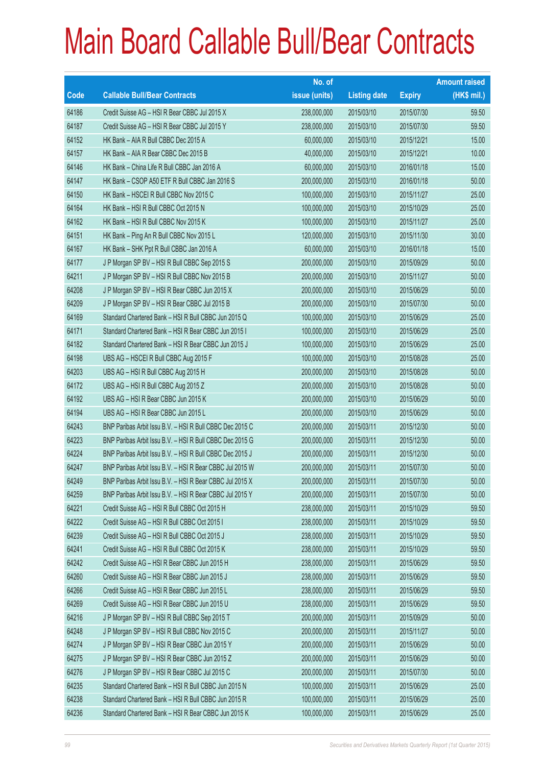# Main Board Callable Bull/Bear Contracts

| Code | Callable Bull/Bear Contracts | No. of issue (units) | Listing date | Expiry | Amount raised (HK$ mil.) |
|---|---|---|---|---|---|
| 64186 | Credit Suisse AG – HSI R Bear CBBC Jul 2015 X | 238,000,000 | 2015/03/10 | 2015/07/30 | 59.50 |
| 64187 | Credit Suisse AG – HSI R Bear CBBC Jul 2015 Y | 238,000,000 | 2015/03/10 | 2015/07/30 | 59.50 |
| 64152 | HK Bank – AIA R Bull CBBC Dec 2015 A | 60,000,000 | 2015/03/10 | 2015/12/21 | 15.00 |
| 64157 | HK Bank – AIA R Bear CBBC Dec 2015 B | 40,000,000 | 2015/03/10 | 2015/12/21 | 10.00 |
| 64146 | HK Bank – China Life R Bull CBBC Jan 2016 A | 60,000,000 | 2015/03/10 | 2016/01/18 | 15.00 |
| 64147 | HK Bank – CSOP A50 ETF R Bull CBBC Jan 2016 S | 200,000,000 | 2015/03/10 | 2016/01/18 | 50.00 |
| 64150 | HK Bank – HSCEI R Bull CBBC Nov 2015 C | 100,000,000 | 2015/03/10 | 2015/11/27 | 25.00 |
| 64164 | HK Bank – HSI R Bull CBBC Oct 2015 N | 100,000,000 | 2015/03/10 | 2015/10/29 | 25.00 |
| 64162 | HK Bank – HSI R Bull CBBC Nov 2015 K | 100,000,000 | 2015/03/10 | 2015/11/27 | 25.00 |
| 64151 | HK Bank – Ping An R Bull CBBC Nov 2015 L | 120,000,000 | 2015/03/10 | 2015/11/30 | 30.00 |
| 64167 | HK Bank – SHK Ppt R Bull CBBC Jan 2016 A | 60,000,000 | 2015/03/10 | 2016/01/18 | 15.00 |
| 64177 | J P Morgan SP BV – HSI R Bull CBBC Sep 2015 S | 200,000,000 | 2015/03/10 | 2015/09/29 | 50.00 |
| 64211 | J P Morgan SP BV – HSI R Bull CBBC Nov 2015 B | 200,000,000 | 2015/03/10 | 2015/11/27 | 50.00 |
| 64208 | J P Morgan SP BV – HSI R Bear CBBC Jun 2015 X | 200,000,000 | 2015/03/10 | 2015/06/29 | 50.00 |
| 64209 | J P Morgan SP BV – HSI R Bear CBBC Jul 2015 B | 200,000,000 | 2015/03/10 | 2015/07/30 | 50.00 |
| 64169 | Standard Chartered Bank – HSI R Bull CBBC Jun 2015 Q | 100,000,000 | 2015/03/10 | 2015/06/29 | 25.00 |
| 64171 | Standard Chartered Bank – HSI R Bear CBBC Jun 2015 I | 100,000,000 | 2015/03/10 | 2015/06/29 | 25.00 |
| 64182 | Standard Chartered Bank – HSI R Bear CBBC Jun 2015 J | 100,000,000 | 2015/03/10 | 2015/06/29 | 25.00 |
| 64198 | UBS AG – HSCEI R Bull CBBC Aug 2015 F | 100,000,000 | 2015/03/10 | 2015/08/28 | 25.00 |
| 64203 | UBS AG – HSI R Bull CBBC Aug 2015 H | 200,000,000 | 2015/03/10 | 2015/08/28 | 50.00 |
| 64172 | UBS AG – HSI R Bull CBBC Aug 2015 Z | 200,000,000 | 2015/03/10 | 2015/08/28 | 50.00 |
| 64192 | UBS AG – HSI R Bear CBBC Jun 2015 K | 200,000,000 | 2015/03/10 | 2015/06/29 | 50.00 |
| 64194 | UBS AG – HSI R Bear CBBC Jun 2015 L | 200,000,000 | 2015/03/10 | 2015/06/29 | 50.00 |
| 64243 | BNP Paribas Arbit Issu B.V. – HSI R Bull CBBC Dec 2015 C | 200,000,000 | 2015/03/11 | 2015/12/30 | 50.00 |
| 64223 | BNP Paribas Arbit Issu B.V. – HSI R Bull CBBC Dec 2015 G | 200,000,000 | 2015/03/11 | 2015/12/30 | 50.00 |
| 64224 | BNP Paribas Arbit Issu B.V. – HSI R Bull CBBC Dec 2015 J | 200,000,000 | 2015/03/11 | 2015/12/30 | 50.00 |
| 64247 | BNP Paribas Arbit Issu B.V. – HSI R Bear CBBC Jul 2015 W | 200,000,000 | 2015/03/11 | 2015/07/30 | 50.00 |
| 64249 | BNP Paribas Arbit Issu B.V. – HSI R Bear CBBC Jul 2015 X | 200,000,000 | 2015/03/11 | 2015/07/30 | 50.00 |
| 64259 | BNP Paribas Arbit Issu B.V. – HSI R Bear CBBC Jul 2015 Y | 200,000,000 | 2015/03/11 | 2015/07/30 | 50.00 |
| 64221 | Credit Suisse AG – HSI R Bull CBBC Oct 2015 H | 238,000,000 | 2015/03/11 | 2015/10/29 | 59.50 |
| 64222 | Credit Suisse AG – HSI R Bull CBBC Oct 2015 I | 238,000,000 | 2015/03/11 | 2015/10/29 | 59.50 |
| 64239 | Credit Suisse AG – HSI R Bull CBBC Oct 2015 J | 238,000,000 | 2015/03/11 | 2015/10/29 | 59.50 |
| 64241 | Credit Suisse AG – HSI R Bull CBBC Oct 2015 K | 238,000,000 | 2015/03/11 | 2015/10/29 | 59.50 |
| 64242 | Credit Suisse AG – HSI R Bear CBBC Jun 2015 H | 238,000,000 | 2015/03/11 | 2015/06/29 | 59.50 |
| 64260 | Credit Suisse AG – HSI R Bear CBBC Jun 2015 J | 238,000,000 | 2015/03/11 | 2015/06/29 | 59.50 |
| 64266 | Credit Suisse AG – HSI R Bear CBBC Jun 2015 L | 238,000,000 | 2015/03/11 | 2015/06/29 | 59.50 |
| 64269 | Credit Suisse AG – HSI R Bear CBBC Jun 2015 U | 238,000,000 | 2015/03/11 | 2015/06/29 | 59.50 |
| 64216 | J P Morgan SP BV – HSI R Bull CBBC Sep 2015 T | 200,000,000 | 2015/03/11 | 2015/09/29 | 50.00 |
| 64248 | J P Morgan SP BV – HSI R Bull CBBC Nov 2015 C | 200,000,000 | 2015/03/11 | 2015/11/27 | 50.00 |
| 64274 | J P Morgan SP BV – HSI R Bear CBBC Jun 2015 Y | 200,000,000 | 2015/03/11 | 2015/06/29 | 50.00 |
| 64275 | J P Morgan SP BV – HSI R Bear CBBC Jun 2015 Z | 200,000,000 | 2015/03/11 | 2015/06/29 | 50.00 |
| 64276 | J P Morgan SP BV – HSI R Bear CBBC Jul 2015 C | 200,000,000 | 2015/03/11 | 2015/07/30 | 50.00 |
| 64235 | Standard Chartered Bank – HSI R Bull CBBC Jun 2015 N | 100,000,000 | 2015/03/11 | 2015/06/29 | 25.00 |
| 64238 | Standard Chartered Bank – HSI R Bull CBBC Jun 2015 R | 100,000,000 | 2015/03/11 | 2015/06/29 | 25.00 |
| 64236 | Standard Chartered Bank – HSI R Bear CBBC Jun 2015 K | 100,000,000 | 2015/03/11 | 2015/06/29 | 25.00 |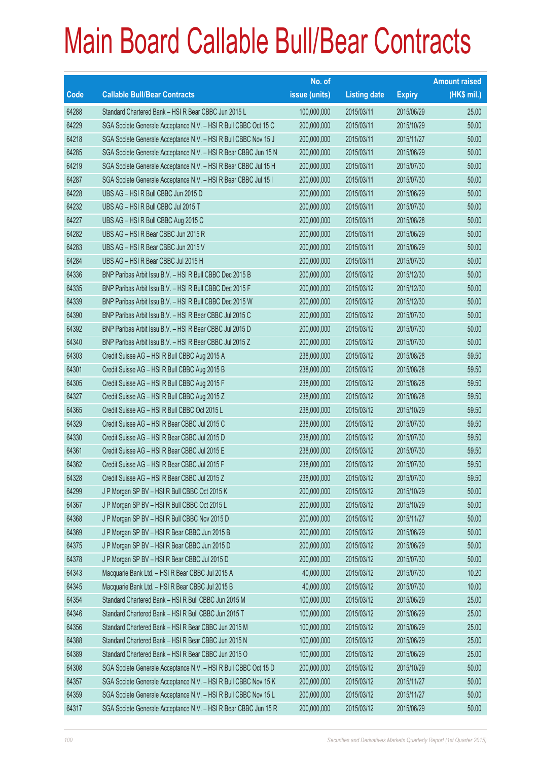# Main Board Callable Bull/Bear Contracts

| Code | Callable Bull/Bear Contracts | No. of issue (units) | Listing date | Expiry | Amount raised (HK$ mil.) |
|---|---|---|---|---|---|
| 64288 | Standard Chartered Bank – HSI R Bear CBBC Jun 2015 L | 100,000,000 | 2015/03/11 | 2015/06/29 | 25.00 |
| 64229 | SGA Societe Generale Acceptance N.V. – HSI R Bull CBBC Oct 15 C | 200,000,000 | 2015/03/11 | 2015/10/29 | 50.00 |
| 64218 | SGA Societe Generale Acceptance N.V. – HSI R Bull CBBC Nov 15 J | 200,000,000 | 2015/03/11 | 2015/11/27 | 50.00 |
| 64285 | SGA Societe Generale Acceptance N.V. – HSI R Bear CBBC Jun 15 N | 200,000,000 | 2015/03/11 | 2015/06/29 | 50.00 |
| 64219 | SGA Societe Generale Acceptance N.V. – HSI R Bear CBBC Jul 15 H | 200,000,000 | 2015/03/11 | 2015/07/30 | 50.00 |
| 64287 | SGA Societe Generale Acceptance N.V. – HSI R Bear CBBC Jul 15 I | 200,000,000 | 2015/03/11 | 2015/07/30 | 50.00 |
| 64228 | UBS AG – HSI R Bull CBBC Jun 2015 D | 200,000,000 | 2015/03/11 | 2015/06/29 | 50.00 |
| 64232 | UBS AG – HSI R Bull CBBC Jul 2015 T | 200,000,000 | 2015/03/11 | 2015/07/30 | 50.00 |
| 64227 | UBS AG – HSI R Bull CBBC Aug 2015 C | 200,000,000 | 2015/03/11 | 2015/08/28 | 50.00 |
| 64282 | UBS AG – HSI R Bear CBBC Jun 2015 R | 200,000,000 | 2015/03/11 | 2015/06/29 | 50.00 |
| 64283 | UBS AG – HSI R Bear CBBC Jun 2015 V | 200,000,000 | 2015/03/11 | 2015/06/29 | 50.00 |
| 64284 | UBS AG – HSI R Bear CBBC Jul 2015 H | 200,000,000 | 2015/03/11 | 2015/07/30 | 50.00 |
| 64336 | BNP Paribas Arbit Issu B.V. – HSI R Bull CBBC Dec 2015 B | 200,000,000 | 2015/03/12 | 2015/12/30 | 50.00 |
| 64335 | BNP Paribas Arbit Issu B.V. – HSI R Bull CBBC Dec 2015 F | 200,000,000 | 2015/03/12 | 2015/12/30 | 50.00 |
| 64339 | BNP Paribas Arbit Issu B.V. – HSI R Bull CBBC Dec 2015 W | 200,000,000 | 2015/03/12 | 2015/12/30 | 50.00 |
| 64390 | BNP Paribas Arbit Issu B.V. – HSI R Bear CBBC Jul 2015 C | 200,000,000 | 2015/03/12 | 2015/07/30 | 50.00 |
| 64392 | BNP Paribas Arbit Issu B.V. – HSI R Bear CBBC Jul 2015 D | 200,000,000 | 2015/03/12 | 2015/07/30 | 50.00 |
| 64340 | BNP Paribas Arbit Issu B.V. – HSI R Bear CBBC Jul 2015 Z | 200,000,000 | 2015/03/12 | 2015/07/30 | 50.00 |
| 64303 | Credit Suisse AG – HSI R Bull CBBC Aug 2015 A | 238,000,000 | 2015/03/12 | 2015/08/28 | 59.50 |
| 64301 | Credit Suisse AG – HSI R Bull CBBC Aug 2015 B | 238,000,000 | 2015/03/12 | 2015/08/28 | 59.50 |
| 64305 | Credit Suisse AG – HSI R Bull CBBC Aug 2015 F | 238,000,000 | 2015/03/12 | 2015/08/28 | 59.50 |
| 64327 | Credit Suisse AG – HSI R Bull CBBC Aug 2015 Z | 238,000,000 | 2015/03/12 | 2015/08/28 | 59.50 |
| 64365 | Credit Suisse AG – HSI R Bull CBBC Oct 2015 L | 238,000,000 | 2015/03/12 | 2015/10/29 | 59.50 |
| 64329 | Credit Suisse AG – HSI R Bear CBBC Jul 2015 C | 238,000,000 | 2015/03/12 | 2015/07/30 | 59.50 |
| 64330 | Credit Suisse AG – HSI R Bear CBBC Jul 2015 D | 238,000,000 | 2015/03/12 | 2015/07/30 | 59.50 |
| 64361 | Credit Suisse AG – HSI R Bear CBBC Jul 2015 E | 238,000,000 | 2015/03/12 | 2015/07/30 | 59.50 |
| 64362 | Credit Suisse AG – HSI R Bear CBBC Jul 2015 F | 238,000,000 | 2015/03/12 | 2015/07/30 | 59.50 |
| 64328 | Credit Suisse AG – HSI R Bear CBBC Jul 2015 Z | 238,000,000 | 2015/03/12 | 2015/07/30 | 59.50 |
| 64299 | J P Morgan SP BV – HSI R Bull CBBC Oct 2015 K | 200,000,000 | 2015/03/12 | 2015/10/29 | 50.00 |
| 64367 | J P Morgan SP BV – HSI R Bull CBBC Oct 2015 L | 200,000,000 | 2015/03/12 | 2015/10/29 | 50.00 |
| 64368 | J P Morgan SP BV – HSI R Bull CBBC Nov 2015 D | 200,000,000 | 2015/03/12 | 2015/11/27 | 50.00 |
| 64369 | J P Morgan SP BV – HSI R Bear CBBC Jun 2015 B | 200,000,000 | 2015/03/12 | 2015/06/29 | 50.00 |
| 64375 | J P Morgan SP BV – HSI R Bear CBBC Jun 2015 D | 200,000,000 | 2015/03/12 | 2015/06/29 | 50.00 |
| 64378 | J P Morgan SP BV – HSI R Bear CBBC Jul 2015 D | 200,000,000 | 2015/03/12 | 2015/07/30 | 50.00 |
| 64343 | Macquarie Bank Ltd. – HSI R Bear CBBC Jul 2015 A | 40,000,000 | 2015/03/12 | 2015/07/30 | 10.20 |
| 64345 | Macquarie Bank Ltd. – HSI R Bear CBBC Jul 2015 B | 40,000,000 | 2015/03/12 | 2015/07/30 | 10.00 |
| 64354 | Standard Chartered Bank – HSI R Bull CBBC Jun 2015 M | 100,000,000 | 2015/03/12 | 2015/06/29 | 25.00 |
| 64346 | Standard Chartered Bank – HSI R Bull CBBC Jun 2015 T | 100,000,000 | 2015/03/12 | 2015/06/29 | 25.00 |
| 64356 | Standard Chartered Bank – HSI R Bear CBBC Jun 2015 M | 100,000,000 | 2015/03/12 | 2015/06/29 | 25.00 |
| 64388 | Standard Chartered Bank – HSI R Bear CBBC Jun 2015 N | 100,000,000 | 2015/03/12 | 2015/06/29 | 25.00 |
| 64389 | Standard Chartered Bank – HSI R Bear CBBC Jun 2015 O | 100,000,000 | 2015/03/12 | 2015/06/29 | 25.00 |
| 64308 | SGA Societe Generale Acceptance N.V. – HSI R Bull CBBC Oct 15 D | 200,000,000 | 2015/03/12 | 2015/10/29 | 50.00 |
| 64357 | SGA Societe Generale Acceptance N.V. – HSI R Bull CBBC Nov 15 K | 200,000,000 | 2015/03/12 | 2015/11/27 | 50.00 |
| 64359 | SGA Societe Generale Acceptance N.V. – HSI R Bull CBBC Nov 15 L | 200,000,000 | 2015/03/12 | 2015/11/27 | 50.00 |
| 64317 | SGA Societe Generale Acceptance N.V. – HSI R Bear CBBC Jun 15 R | 200,000,000 | 2015/03/12 | 2015/06/29 | 50.00 |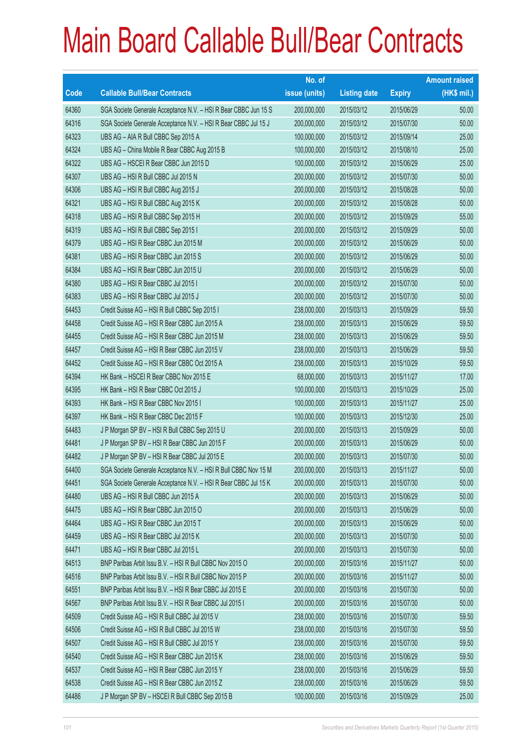# Main Board Callable Bull/Bear Contracts

| Code | Callable Bull/Bear Contracts | No. of issue (units) | Listing date | Expiry | Amount raised (HK$ mil.) |
|---|---|---|---|---|---|
| 64360 | SGA Societe Generale Acceptance N.V. – HSI R Bear CBBC Jun 15 S | 200,000,000 | 2015/03/12 | 2015/06/29 | 50.00 |
| 64316 | SGA Societe Generale Acceptance N.V. – HSI R Bear CBBC Jul 15 J | 200,000,000 | 2015/03/12 | 2015/07/30 | 50.00 |
| 64323 | UBS AG – AIA R Bull CBBC Sep 2015 A | 100,000,000 | 2015/03/12 | 2015/09/14 | 25.00 |
| 64324 | UBS AG – China Mobile R Bear CBBC Aug 2015 B | 100,000,000 | 2015/03/12 | 2015/08/10 | 25.00 |
| 64322 | UBS AG – HSCEI R Bear CBBC Jun 2015 D | 100,000,000 | 2015/03/12 | 2015/06/29 | 25.00 |
| 64307 | UBS AG – HSI R Bull CBBC Jul 2015 N | 200,000,000 | 2015/03/12 | 2015/07/30 | 50.00 |
| 64306 | UBS AG – HSI R Bull CBBC Aug 2015 J | 200,000,000 | 2015/03/12 | 2015/08/28 | 50.00 |
| 64321 | UBS AG – HSI R Bull CBBC Aug 2015 K | 200,000,000 | 2015/03/12 | 2015/08/28 | 50.00 |
| 64318 | UBS AG – HSI R Bull CBBC Sep 2015 H | 200,000,000 | 2015/03/12 | 2015/09/29 | 55.00 |
| 64319 | UBS AG – HSI R Bull CBBC Sep 2015 I | 200,000,000 | 2015/03/12 | 2015/09/29 | 50.00 |
| 64379 | UBS AG – HSI R Bear CBBC Jun 2015 M | 200,000,000 | 2015/03/12 | 2015/06/29 | 50.00 |
| 64381 | UBS AG – HSI R Bear CBBC Jun 2015 S | 200,000,000 | 2015/03/12 | 2015/06/29 | 50.00 |
| 64384 | UBS AG – HSI R Bear CBBC Jun 2015 U | 200,000,000 | 2015/03/12 | 2015/06/29 | 50.00 |
| 64380 | UBS AG – HSI R Bear CBBC Jul 2015 I | 200,000,000 | 2015/03/12 | 2015/07/30 | 50.00 |
| 64383 | UBS AG – HSI R Bear CBBC Jul 2015 J | 200,000,000 | 2015/03/12 | 2015/07/30 | 50.00 |
| 64453 | Credit Suisse AG – HSI R Bull CBBC Sep 2015 I | 238,000,000 | 2015/03/13 | 2015/09/29 | 59.50 |
| 64458 | Credit Suisse AG – HSI R Bear CBBC Jun 2015 A | 238,000,000 | 2015/03/13 | 2015/06/29 | 59.50 |
| 64455 | Credit Suisse AG – HSI R Bear CBBC Jun 2015 M | 238,000,000 | 2015/03/13 | 2015/06/29 | 59.50 |
| 64457 | Credit Suisse AG – HSI R Bear CBBC Jun 2015 V | 238,000,000 | 2015/03/13 | 2015/06/29 | 59.50 |
| 64452 | Credit Suisse AG – HSI R Bear CBBC Oct 2015 A | 238,000,000 | 2015/03/13 | 2015/10/29 | 59.50 |
| 64394 | HK Bank – HSCEI R Bear CBBC Nov 2015 E | 68,000,000 | 2015/03/13 | 2015/11/27 | 17.00 |
| 64395 | HK Bank – HSI R Bear CBBC Oct 2015 J | 100,000,000 | 2015/03/13 | 2015/10/29 | 25.00 |
| 64393 | HK Bank – HSI R Bear CBBC Nov 2015 I | 100,000,000 | 2015/03/13 | 2015/11/27 | 25.00 |
| 64397 | HK Bank – HSI R Bear CBBC Dec 2015 F | 100,000,000 | 2015/03/13 | 2015/12/30 | 25.00 |
| 64483 | J P Morgan SP BV – HSI R Bull CBBC Sep 2015 U | 200,000,000 | 2015/03/13 | 2015/09/29 | 50.00 |
| 64481 | J P Morgan SP BV – HSI R Bear CBBC Jun 2015 F | 200,000,000 | 2015/03/13 | 2015/06/29 | 50.00 |
| 64482 | J P Morgan SP BV – HSI R Bear CBBC Jul 2015 E | 200,000,000 | 2015/03/13 | 2015/07/30 | 50.00 |
| 64400 | SGA Societe Generale Acceptance N.V. – HSI R Bull CBBC Nov 15 M | 200,000,000 | 2015/03/13 | 2015/11/27 | 50.00 |
| 64451 | SGA Societe Generale Acceptance N.V. – HSI R Bear CBBC Jul 15 K | 200,000,000 | 2015/03/13 | 2015/07/30 | 50.00 |
| 64480 | UBS AG – HSI R Bull CBBC Jun 2015 A | 200,000,000 | 2015/03/13 | 2015/06/29 | 50.00 |
| 64475 | UBS AG – HSI R Bear CBBC Jun 2015 O | 200,000,000 | 2015/03/13 | 2015/06/29 | 50.00 |
| 64464 | UBS AG – HSI R Bear CBBC Jun 2015 T | 200,000,000 | 2015/03/13 | 2015/06/29 | 50.00 |
| 64459 | UBS AG – HSI R Bear CBBC Jul 2015 K | 200,000,000 | 2015/03/13 | 2015/07/30 | 50.00 |
| 64471 | UBS AG – HSI R Bear CBBC Jul 2015 L | 200,000,000 | 2015/03/13 | 2015/07/30 | 50.00 |
| 64513 | BNP Paribas Arbit Issu B.V. – HSI R Bull CBBC Nov 2015 O | 200,000,000 | 2015/03/16 | 2015/11/27 | 50.00 |
| 64516 | BNP Paribas Arbit Issu B.V. – HSI R Bull CBBC Nov 2015 P | 200,000,000 | 2015/03/16 | 2015/11/27 | 50.00 |
| 64551 | BNP Paribas Arbit Issu B.V. – HSI R Bear CBBC Jul 2015 E | 200,000,000 | 2015/03/16 | 2015/07/30 | 50.00 |
| 64567 | BNP Paribas Arbit Issu B.V. – HSI R Bear CBBC Jul 2015 I | 200,000,000 | 2015/03/16 | 2015/07/30 | 50.00 |
| 64509 | Credit Suisse AG – HSI R Bull CBBC Jul 2015 V | 238,000,000 | 2015/03/16 | 2015/07/30 | 59.50 |
| 64506 | Credit Suisse AG – HSI R Bull CBBC Jul 2015 W | 238,000,000 | 2015/03/16 | 2015/07/30 | 59.50 |
| 64507 | Credit Suisse AG – HSI R Bull CBBC Jul 2015 Y | 238,000,000 | 2015/03/16 | 2015/07/30 | 59.50 |
| 64540 | Credit Suisse AG – HSI R Bear CBBC Jun 2015 K | 238,000,000 | 2015/03/16 | 2015/06/29 | 59.50 |
| 64537 | Credit Suisse AG – HSI R Bear CBBC Jun 2015 Y | 238,000,000 | 2015/03/16 | 2015/06/29 | 59.50 |
| 64538 | Credit Suisse AG – HSI R Bear CBBC Jun 2015 Z | 238,000,000 | 2015/03/16 | 2015/06/29 | 59.50 |
| 64486 | J P Morgan SP BV – HSCEI R Bull CBBC Sep 2015 B | 100,000,000 | 2015/03/16 | 2015/09/29 | 25.00 |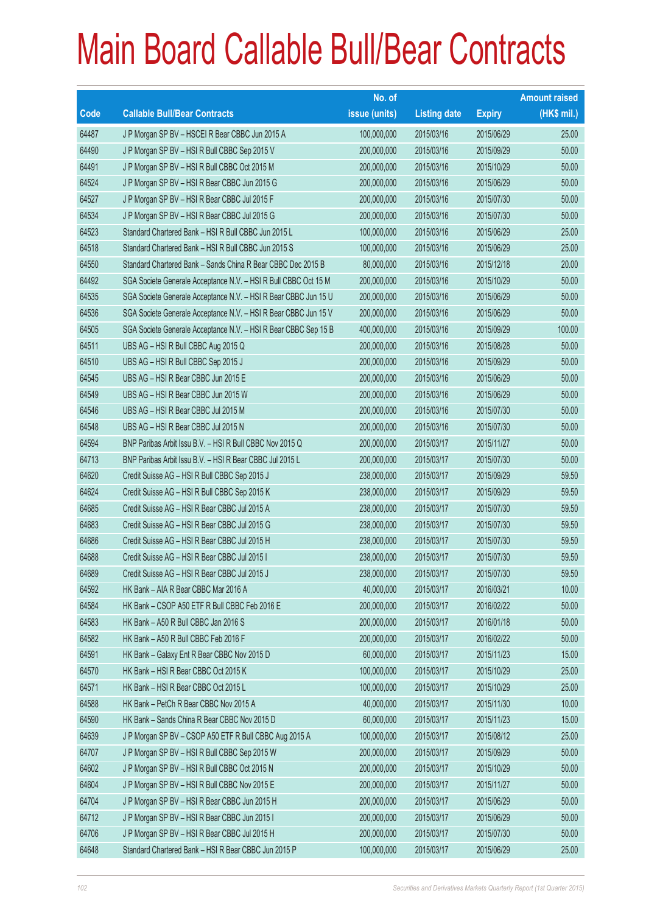# Main Board Callable Bull/Bear Contracts

| Code | Callable Bull/Bear Contracts | No. of issue (units) | Listing date | Expiry | Amount raised (HK$ mil.) |
|---|---|---|---|---|---|
| 64487 | J P Morgan SP BV – HSCEI R Bear CBBC Jun 2015 A | 100,000,000 | 2015/03/16 | 2015/06/29 | 25.00 |
| 64490 | J P Morgan SP BV – HSI R Bull CBBC Sep 2015 V | 200,000,000 | 2015/03/16 | 2015/09/29 | 50.00 |
| 64491 | J P Morgan SP BV – HSI R Bull CBBC Oct 2015 M | 200,000,000 | 2015/03/16 | 2015/10/29 | 50.00 |
| 64524 | J P Morgan SP BV – HSI R Bear CBBC Jun 2015 G | 200,000,000 | 2015/03/16 | 2015/06/29 | 50.00 |
| 64527 | J P Morgan SP BV – HSI R Bear CBBC Jul 2015 F | 200,000,000 | 2015/03/16 | 2015/07/30 | 50.00 |
| 64534 | J P Morgan SP BV – HSI R Bear CBBC Jul 2015 G | 200,000,000 | 2015/03/16 | 2015/07/30 | 50.00 |
| 64523 | Standard Chartered Bank – HSI R Bull CBBC Jun 2015 L | 100,000,000 | 2015/03/16 | 2015/06/29 | 25.00 |
| 64518 | Standard Chartered Bank – HSI R Bull CBBC Jun 2015 S | 100,000,000 | 2015/03/16 | 2015/06/29 | 25.00 |
| 64550 | Standard Chartered Bank – Sands China R Bear CBBC Dec 2015 B | 80,000,000 | 2015/03/16 | 2015/12/18 | 20.00 |
| 64492 | SGA Societe Generale Acceptance N.V. – HSI R Bull CBBC Oct 15 M | 200,000,000 | 2015/03/16 | 2015/10/29 | 50.00 |
| 64535 | SGA Societe Generale Acceptance N.V. – HSI R Bear CBBC Jun 15 U | 200,000,000 | 2015/03/16 | 2015/06/29 | 50.00 |
| 64536 | SGA Societe Generale Acceptance N.V. – HSI R Bear CBBC Jun 15 V | 200,000,000 | 2015/03/16 | 2015/06/29 | 50.00 |
| 64505 | SGA Societe Generale Acceptance N.V. – HSI R Bear CBBC Sep 15 B | 400,000,000 | 2015/03/16 | 2015/09/29 | 100.00 |
| 64511 | UBS AG – HSI R Bull CBBC Aug 2015 Q | 200,000,000 | 2015/03/16 | 2015/08/28 | 50.00 |
| 64510 | UBS AG – HSI R Bull CBBC Sep 2015 J | 200,000,000 | 2015/03/16 | 2015/09/29 | 50.00 |
| 64545 | UBS AG – HSI R Bear CBBC Jun 2015 E | 200,000,000 | 2015/03/16 | 2015/06/29 | 50.00 |
| 64549 | UBS AG – HSI R Bear CBBC Jun 2015 W | 200,000,000 | 2015/03/16 | 2015/06/29 | 50.00 |
| 64546 | UBS AG – HSI R Bear CBBC Jul 2015 M | 200,000,000 | 2015/03/16 | 2015/07/30 | 50.00 |
| 64548 | UBS AG – HSI R Bear CBBC Jul 2015 N | 200,000,000 | 2015/03/16 | 2015/07/30 | 50.00 |
| 64594 | BNP Paribas Arbit Issu B.V. – HSI R Bull CBBC Nov 2015 Q | 200,000,000 | 2015/03/17 | 2015/11/27 | 50.00 |
| 64713 | BNP Paribas Arbit Issu B.V. – HSI R Bear CBBC Jul 2015 L | 200,000,000 | 2015/03/17 | 2015/07/30 | 50.00 |
| 64620 | Credit Suisse AG – HSI R Bull CBBC Sep 2015 J | 238,000,000 | 2015/03/17 | 2015/09/29 | 59.50 |
| 64624 | Credit Suisse AG – HSI R Bull CBBC Sep 2015 K | 238,000,000 | 2015/03/17 | 2015/09/29 | 59.50 |
| 64685 | Credit Suisse AG – HSI R Bear CBBC Jul 2015 A | 238,000,000 | 2015/03/17 | 2015/07/30 | 59.50 |
| 64683 | Credit Suisse AG – HSI R Bear CBBC Jul 2015 G | 238,000,000 | 2015/03/17 | 2015/07/30 | 59.50 |
| 64686 | Credit Suisse AG – HSI R Bear CBBC Jul 2015 H | 238,000,000 | 2015/03/17 | 2015/07/30 | 59.50 |
| 64688 | Credit Suisse AG – HSI R Bear CBBC Jul 2015 I | 238,000,000 | 2015/03/17 | 2015/07/30 | 59.50 |
| 64689 | Credit Suisse AG – HSI R Bear CBBC Jul 2015 J | 238,000,000 | 2015/03/17 | 2015/07/30 | 59.50 |
| 64592 | HK Bank – AIA R Bear CBBC Mar 2016 A | 40,000,000 | 2015/03/17 | 2016/03/21 | 10.00 |
| 64584 | HK Bank – CSOP A50 ETF R Bull CBBC Feb 2016 E | 200,000,000 | 2015/03/17 | 2016/02/22 | 50.00 |
| 64583 | HK Bank – A50 R Bull CBBC Jan 2016 S | 200,000,000 | 2015/03/17 | 2016/01/18 | 50.00 |
| 64582 | HK Bank – A50 R Bull CBBC Feb 2016 F | 200,000,000 | 2015/03/17 | 2016/02/22 | 50.00 |
| 64591 | HK Bank – Galaxy Ent R Bear CBBC Nov 2015 D | 60,000,000 | 2015/03/17 | 2015/11/23 | 15.00 |
| 64570 | HK Bank – HSI R Bear CBBC Oct 2015 K | 100,000,000 | 2015/03/17 | 2015/10/29 | 25.00 |
| 64571 | HK Bank – HSI R Bear CBBC Oct 2015 L | 100,000,000 | 2015/03/17 | 2015/10/29 | 25.00 |
| 64588 | HK Bank – PetCh R Bear CBBC Nov 2015 A | 40,000,000 | 2015/03/17 | 2015/11/30 | 10.00 |
| 64590 | HK Bank – Sands China R Bear CBBC Nov 2015 D | 60,000,000 | 2015/03/17 | 2015/11/23 | 15.00 |
| 64639 | J P Morgan SP BV – CSOP A50 ETF R Bull CBBC Aug 2015 A | 100,000,000 | 2015/03/17 | 2015/08/12 | 25.00 |
| 64707 | J P Morgan SP BV – HSI R Bull CBBC Sep 2015 W | 200,000,000 | 2015/03/17 | 2015/09/29 | 50.00 |
| 64602 | J P Morgan SP BV – HSI R Bull CBBC Oct 2015 N | 200,000,000 | 2015/03/17 | 2015/10/29 | 50.00 |
| 64604 | J P Morgan SP BV – HSI R Bull CBBC Nov 2015 E | 200,000,000 | 2015/03/17 | 2015/11/27 | 50.00 |
| 64704 | J P Morgan SP BV – HSI R Bear CBBC Jun 2015 H | 200,000,000 | 2015/03/17 | 2015/06/29 | 50.00 |
| 64712 | J P Morgan SP BV – HSI R Bear CBBC Jun 2015 I | 200,000,000 | 2015/03/17 | 2015/06/29 | 50.00 |
| 64706 | J P Morgan SP BV – HSI R Bear CBBC Jul 2015 H | 200,000,000 | 2015/03/17 | 2015/07/30 | 50.00 |
| 64648 | Standard Chartered Bank – HSI R Bear CBBC Jun 2015 P | 100,000,000 | 2015/03/17 | 2015/06/29 | 25.00 |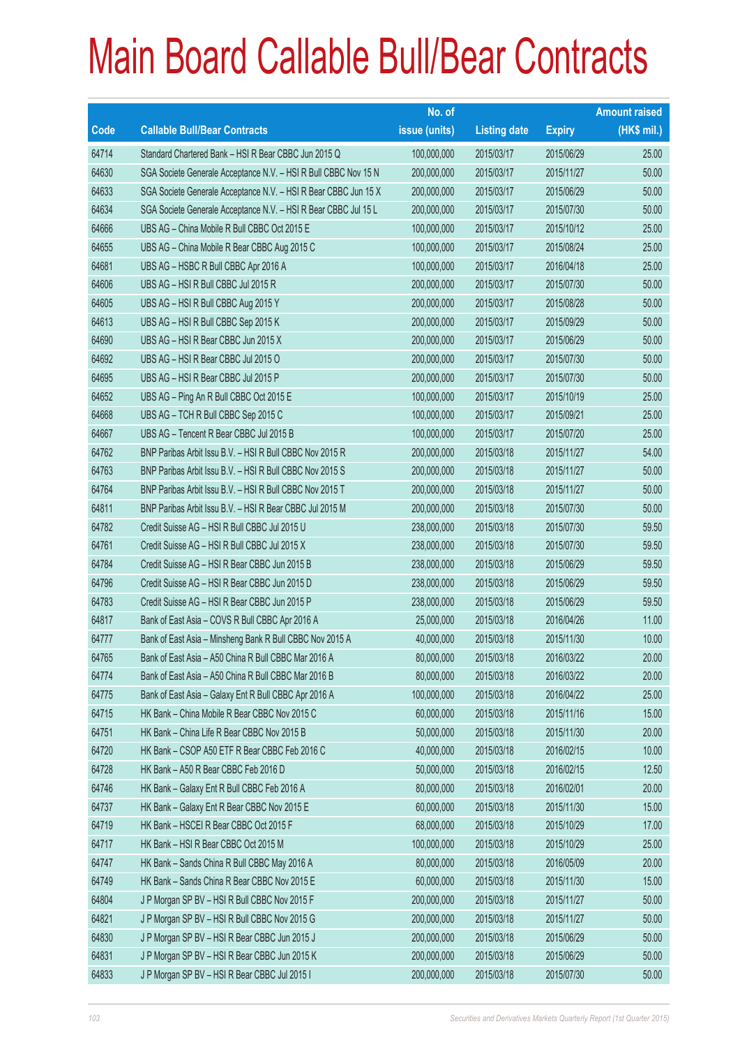# Main Board Callable Bull/Bear Contracts

| Code | Callable Bull/Bear Contracts | No. of issue (units) | Listing date | Expiry | Amount raised (HK$ mil.) |
|---|---|---|---|---|---|
| 64714 | Standard Chartered Bank – HSI R Bear CBBC Jun 2015 Q | 100,000,000 | 2015/03/17 | 2015/06/29 | 25.00 |
| 64630 | SGA Societe Generale Acceptance N.V. – HSI R Bull CBBC Nov 15 N | 200,000,000 | 2015/03/17 | 2015/11/27 | 50.00 |
| 64633 | SGA Societe Generale Acceptance N.V. – HSI R Bear CBBC Jun 15 X | 200,000,000 | 2015/03/17 | 2015/06/29 | 50.00 |
| 64634 | SGA Societe Generale Acceptance N.V. – HSI R Bear CBBC Jul 15 L | 200,000,000 | 2015/03/17 | 2015/07/30 | 50.00 |
| 64666 | UBS AG – China Mobile R Bull CBBC Oct 2015 E | 100,000,000 | 2015/03/17 | 2015/10/12 | 25.00 |
| 64655 | UBS AG – China Mobile R Bear CBBC Aug 2015 C | 100,000,000 | 2015/03/17 | 2015/08/24 | 25.00 |
| 64681 | UBS AG – HSBC R Bull CBBC Apr 2016 A | 100,000,000 | 2015/03/17 | 2016/04/18 | 25.00 |
| 64606 | UBS AG – HSI R Bull CBBC Jul 2015 R | 200,000,000 | 2015/03/17 | 2015/07/30 | 50.00 |
| 64605 | UBS AG – HSI R Bull CBBC Aug 2015 Y | 200,000,000 | 2015/03/17 | 2015/08/28 | 50.00 |
| 64613 | UBS AG – HSI R Bull CBBC Sep 2015 K | 200,000,000 | 2015/03/17 | 2015/09/29 | 50.00 |
| 64690 | UBS AG – HSI R Bear CBBC Jun 2015 X | 200,000,000 | 2015/03/17 | 2015/06/29 | 50.00 |
| 64692 | UBS AG – HSI R Bear CBBC Jul 2015 O | 200,000,000 | 2015/03/17 | 2015/07/30 | 50.00 |
| 64695 | UBS AG – HSI R Bear CBBC Jul 2015 P | 200,000,000 | 2015/03/17 | 2015/07/30 | 50.00 |
| 64652 | UBS AG – Ping An R Bull CBBC Oct 2015 E | 100,000,000 | 2015/03/17 | 2015/10/19 | 25.00 |
| 64668 | UBS AG – TCH R Bull CBBC Sep 2015 C | 100,000,000 | 2015/03/17 | 2015/09/21 | 25.00 |
| 64667 | UBS AG – Tencent R Bear CBBC Jul 2015 B | 100,000,000 | 2015/03/17 | 2015/07/20 | 25.00 |
| 64762 | BNP Paribas Arbit Issu B.V. – HSI R Bull CBBC Nov 2015 R | 200,000,000 | 2015/03/18 | 2015/11/27 | 54.00 |
| 64763 | BNP Paribas Arbit Issu B.V. – HSI R Bull CBBC Nov 2015 S | 200,000,000 | 2015/03/18 | 2015/11/27 | 50.00 |
| 64764 | BNP Paribas Arbit Issu B.V. – HSI R Bull CBBC Nov 2015 T | 200,000,000 | 2015/03/18 | 2015/11/27 | 50.00 |
| 64811 | BNP Paribas Arbit Issu B.V. – HSI R Bear CBBC Jul 2015 M | 200,000,000 | 2015/03/18 | 2015/07/30 | 50.00 |
| 64782 | Credit Suisse AG – HSI R Bull CBBC Jul 2015 U | 238,000,000 | 2015/03/18 | 2015/07/30 | 59.50 |
| 64761 | Credit Suisse AG – HSI R Bull CBBC Jul 2015 X | 238,000,000 | 2015/03/18 | 2015/07/30 | 59.50 |
| 64784 | Credit Suisse AG – HSI R Bear CBBC Jun 2015 B | 238,000,000 | 2015/03/18 | 2015/06/29 | 59.50 |
| 64796 | Credit Suisse AG – HSI R Bear CBBC Jun 2015 D | 238,000,000 | 2015/03/18 | 2015/06/29 | 59.50 |
| 64783 | Credit Suisse AG – HSI R Bear CBBC Jun 2015 P | 238,000,000 | 2015/03/18 | 2015/06/29 | 59.50 |
| 64817 | Bank of East Asia – COVS R Bull CBBC Apr 2016 A | 25,000,000 | 2015/03/18 | 2016/04/26 | 11.00 |
| 64777 | Bank of East Asia – Minsheng Bank R Bull CBBC Nov 2015 A | 40,000,000 | 2015/03/18 | 2015/11/30 | 10.00 |
| 64765 | Bank of East Asia – A50 China R Bull CBBC Mar 2016 A | 80,000,000 | 2015/03/18 | 2016/03/22 | 20.00 |
| 64774 | Bank of East Asia – A50 China R Bull CBBC Mar 2016 B | 80,000,000 | 2015/03/18 | 2016/03/22 | 20.00 |
| 64775 | Bank of East Asia – Galaxy Ent R Bull CBBC Apr 2016 A | 100,000,000 | 2015/03/18 | 2016/04/22 | 25.00 |
| 64715 | HK Bank – China Mobile R Bear CBBC Nov 2015 C | 60,000,000 | 2015/03/18 | 2015/11/16 | 15.00 |
| 64751 | HK Bank – China Life R Bear CBBC Nov 2015 B | 50,000,000 | 2015/03/18 | 2015/11/30 | 20.00 |
| 64720 | HK Bank – CSOP A50 ETF R Bear CBBC Feb 2016 C | 40,000,000 | 2015/03/18 | 2016/02/15 | 10.00 |
| 64728 | HK Bank – A50 R Bear CBBC Feb 2016 D | 50,000,000 | 2015/03/18 | 2016/02/15 | 12.50 |
| 64746 | HK Bank – Galaxy Ent R Bull CBBC Feb 2016 A | 80,000,000 | 2015/03/18 | 2016/02/01 | 20.00 |
| 64737 | HK Bank – Galaxy Ent R Bear CBBC Nov 2015 E | 60,000,000 | 2015/03/18 | 2015/11/30 | 15.00 |
| 64719 | HK Bank – HSCEI R Bear CBBC Oct 2015 F | 68,000,000 | 2015/03/18 | 2015/10/29 | 17.00 |
| 64717 | HK Bank – HSI R Bear CBBC Oct 2015 M | 100,000,000 | 2015/03/18 | 2015/10/29 | 25.00 |
| 64747 | HK Bank – Sands China R Bull CBBC May 2016 A | 80,000,000 | 2015/03/18 | 2016/05/09 | 20.00 |
| 64749 | HK Bank – Sands China R Bear CBBC Nov 2015 E | 60,000,000 | 2015/03/18 | 2015/11/30 | 15.00 |
| 64804 | J P Morgan SP BV – HSI R Bull CBBC Nov 2015 F | 200,000,000 | 2015/03/18 | 2015/11/27 | 50.00 |
| 64821 | J P Morgan SP BV – HSI R Bull CBBC Nov 2015 G | 200,000,000 | 2015/03/18 | 2015/11/27 | 50.00 |
| 64830 | J P Morgan SP BV – HSI R Bear CBBC Jun 2015 J | 200,000,000 | 2015/03/18 | 2015/06/29 | 50.00 |
| 64831 | J P Morgan SP BV – HSI R Bear CBBC Jun 2015 K | 200,000,000 | 2015/03/18 | 2015/06/29 | 50.00 |
| 64833 | J P Morgan SP BV – HSI R Bear CBBC Jul 2015 I | 200,000,000 | 2015/03/18 | 2015/07/30 | 50.00 |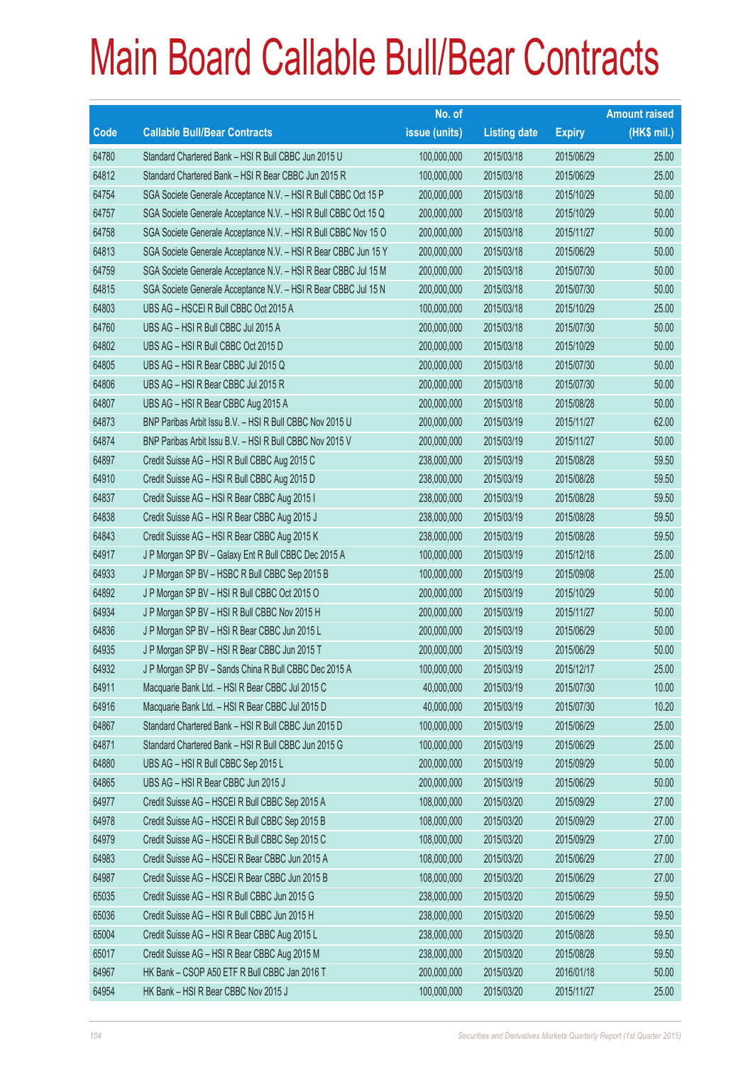# Main Board Callable Bull/Bear Contracts

| Code | Callable Bull/Bear Contracts | No. of issue (units) | Listing date | Expiry | Amount raised (HK$ mil.) |
|---|---|---|---|---|---|
| 64780 | Standard Chartered Bank – HSI R Bull CBBC Jun 2015 U | 100,000,000 | 2015/03/18 | 2015/06/29 | 25.00 |
| 64812 | Standard Chartered Bank – HSI R Bear CBBC Jun 2015 R | 100,000,000 | 2015/03/18 | 2015/06/29 | 25.00 |
| 64754 | SGA Societe Generale Acceptance N.V. – HSI R Bull CBBC Oct 15 P | 200,000,000 | 2015/03/18 | 2015/10/29 | 50.00 |
| 64757 | SGA Societe Generale Acceptance N.V. – HSI R Bull CBBC Oct 15 Q | 200,000,000 | 2015/03/18 | 2015/10/29 | 50.00 |
| 64758 | SGA Societe Generale Acceptance N.V. – HSI R Bull CBBC Nov 15 O | 200,000,000 | 2015/03/18 | 2015/11/27 | 50.00 |
| 64813 | SGA Societe Generale Acceptance N.V. – HSI R Bear CBBC Jun 15 Y | 200,000,000 | 2015/03/18 | 2015/06/29 | 50.00 |
| 64759 | SGA Societe Generale Acceptance N.V. – HSI R Bear CBBC Jul 15 M | 200,000,000 | 2015/03/18 | 2015/07/30 | 50.00 |
| 64815 | SGA Societe Generale Acceptance N.V. – HSI R Bear CBBC Jul 15 N | 200,000,000 | 2015/03/18 | 2015/07/30 | 50.00 |
| 64803 | UBS AG – HSCEI R Bull CBBC Oct 2015 A | 100,000,000 | 2015/03/18 | 2015/10/29 | 25.00 |
| 64760 | UBS AG – HSI R Bull CBBC Jul 2015 A | 200,000,000 | 2015/03/18 | 2015/07/30 | 50.00 |
| 64802 | UBS AG – HSI R Bull CBBC Oct 2015 D | 200,000,000 | 2015/03/18 | 2015/10/29 | 50.00 |
| 64805 | UBS AG – HSI R Bear CBBC Jul 2015 Q | 200,000,000 | 2015/03/18 | 2015/07/30 | 50.00 |
| 64806 | UBS AG – HSI R Bear CBBC Jul 2015 R | 200,000,000 | 2015/03/18 | 2015/07/30 | 50.00 |
| 64807 | UBS AG – HSI R Bear CBBC Aug 2015 A | 200,000,000 | 2015/03/18 | 2015/08/28 | 50.00 |
| 64873 | BNP Paribas Arbit Issu B.V. – HSI R Bull CBBC Nov 2015 U | 200,000,000 | 2015/03/19 | 2015/11/27 | 62.00 |
| 64874 | BNP Paribas Arbit Issu B.V. – HSI R Bull CBBC Nov 2015 V | 200,000,000 | 2015/03/19 | 2015/11/27 | 50.00 |
| 64897 | Credit Suisse AG – HSI R Bull CBBC Aug 2015 C | 238,000,000 | 2015/03/19 | 2015/08/28 | 59.50 |
| 64910 | Credit Suisse AG – HSI R Bull CBBC Aug 2015 D | 238,000,000 | 2015/03/19 | 2015/08/28 | 59.50 |
| 64837 | Credit Suisse AG – HSI R Bear CBBC Aug 2015 I | 238,000,000 | 2015/03/19 | 2015/08/28 | 59.50 |
| 64838 | Credit Suisse AG – HSI R Bear CBBC Aug 2015 J | 238,000,000 | 2015/03/19 | 2015/08/28 | 59.50 |
| 64843 | Credit Suisse AG – HSI R Bear CBBC Aug 2015 K | 238,000,000 | 2015/03/19 | 2015/08/28 | 59.50 |
| 64917 | J P Morgan SP BV – Galaxy Ent R Bull CBBC Dec 2015 A | 100,000,000 | 2015/03/19 | 2015/12/18 | 25.00 |
| 64933 | J P Morgan SP BV – HSBC R Bull CBBC Sep 2015 B | 100,000,000 | 2015/03/19 | 2015/09/08 | 25.00 |
| 64892 | J P Morgan SP BV – HSI R Bull CBBC Oct 2015 O | 200,000,000 | 2015/03/19 | 2015/10/29 | 50.00 |
| 64934 | J P Morgan SP BV – HSI R Bull CBBC Nov 2015 H | 200,000,000 | 2015/03/19 | 2015/11/27 | 50.00 |
| 64836 | J P Morgan SP BV – HSI R Bear CBBC Jun 2015 L | 200,000,000 | 2015/03/19 | 2015/06/29 | 50.00 |
| 64935 | J P Morgan SP BV – HSI R Bear CBBC Jun 2015 T | 200,000,000 | 2015/03/19 | 2015/06/29 | 50.00 |
| 64932 | J P Morgan SP BV – Sands China R Bull CBBC Dec 2015 A | 100,000,000 | 2015/03/19 | 2015/12/17 | 25.00 |
| 64911 | Macquarie Bank Ltd. – HSI R Bear CBBC Jul 2015 C | 40,000,000 | 2015/03/19 | 2015/07/30 | 10.00 |
| 64916 | Macquarie Bank Ltd. – HSI R Bear CBBC Jul 2015 D | 40,000,000 | 2015/03/19 | 2015/07/30 | 10.20 |
| 64867 | Standard Chartered Bank – HSI R Bull CBBC Jun 2015 D | 100,000,000 | 2015/03/19 | 2015/06/29 | 25.00 |
| 64871 | Standard Chartered Bank – HSI R Bull CBBC Jun 2015 G | 100,000,000 | 2015/03/19 | 2015/06/29 | 25.00 |
| 64880 | UBS AG – HSI R Bull CBBC Sep 2015 L | 200,000,000 | 2015/03/19 | 2015/09/29 | 50.00 |
| 64865 | UBS AG – HSI R Bear CBBC Jun 2015 J | 200,000,000 | 2015/03/19 | 2015/06/29 | 50.00 |
| 64977 | Credit Suisse AG – HSCEI R Bull CBBC Sep 2015 A | 108,000,000 | 2015/03/20 | 2015/09/29 | 27.00 |
| 64978 | Credit Suisse AG – HSCEI R Bull CBBC Sep 2015 B | 108,000,000 | 2015/03/20 | 2015/09/29 | 27.00 |
| 64979 | Credit Suisse AG – HSCEI R Bull CBBC Sep 2015 C | 108,000,000 | 2015/03/20 | 2015/09/29 | 27.00 |
| 64983 | Credit Suisse AG – HSCEI R Bear CBBC Jun 2015 A | 108,000,000 | 2015/03/20 | 2015/06/29 | 27.00 |
| 64987 | Credit Suisse AG – HSCEI R Bear CBBC Jun 2015 B | 108,000,000 | 2015/03/20 | 2015/06/29 | 27.00 |
| 65035 | Credit Suisse AG – HSI R Bull CBBC Jun 2015 G | 238,000,000 | 2015/03/20 | 2015/06/29 | 59.50 |
| 65036 | Credit Suisse AG – HSI R Bull CBBC Jun 2015 H | 238,000,000 | 2015/03/20 | 2015/06/29 | 59.50 |
| 65004 | Credit Suisse AG – HSI R Bear CBBC Aug 2015 L | 238,000,000 | 2015/03/20 | 2015/08/28 | 59.50 |
| 65017 | Credit Suisse AG – HSI R Bear CBBC Aug 2015 M | 238,000,000 | 2015/03/20 | 2015/08/28 | 59.50 |
| 64967 | HK Bank – CSOP A50 ETF R Bull CBBC Jan 2016 T | 200,000,000 | 2015/03/20 | 2016/01/18 | 50.00 |
| 64954 | HK Bank – HSI R Bear CBBC Nov 2015 J | 100,000,000 | 2015/03/20 | 2015/11/27 | 25.00 |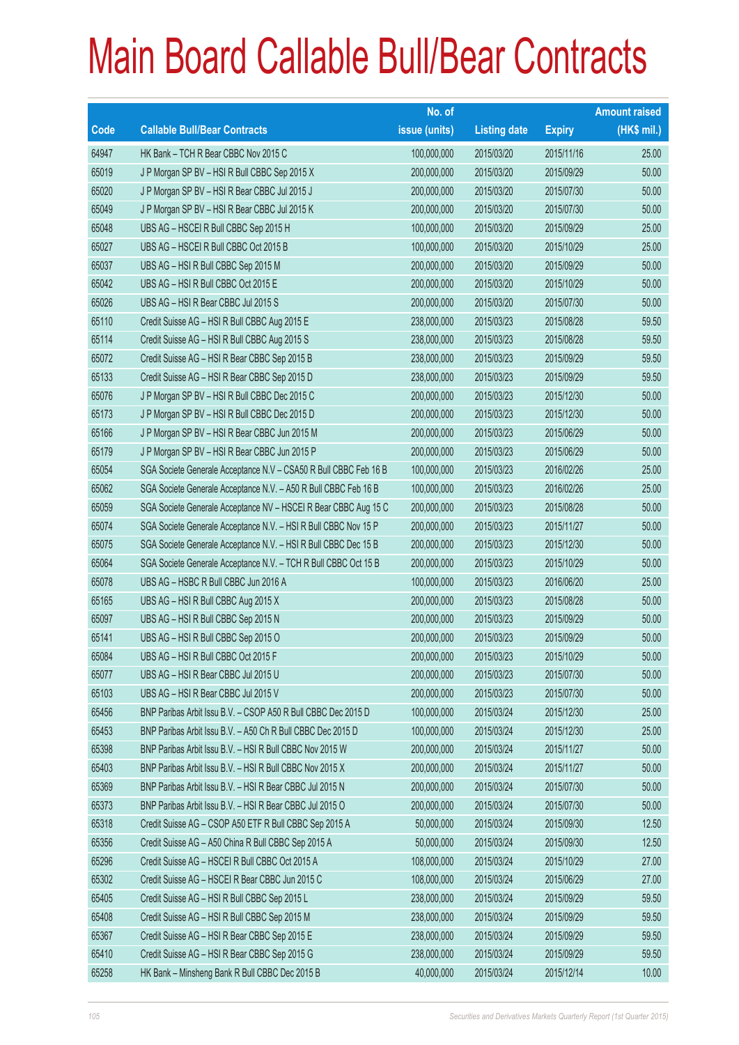# Main Board Callable Bull/Bear Contracts

| Code | Callable Bull/Bear Contracts | No. of issue (units) | Listing date | Expiry | Amount raised (HK$ mil.) |
|---|---|---|---|---|---|
| 64947 | HK Bank – TCH R Bear CBBC Nov 2015 C | 100,000,000 | 2015/03/20 | 2015/11/16 | 25.00 |
| 65019 | J P Morgan SP BV – HSI R Bull CBBC Sep 2015 X | 200,000,000 | 2015/03/20 | 2015/09/29 | 50.00 |
| 65020 | J P Morgan SP BV – HSI R Bear CBBC Jul 2015 J | 200,000,000 | 2015/03/20 | 2015/07/30 | 50.00 |
| 65049 | J P Morgan SP BV – HSI R Bear CBBC Jul 2015 K | 200,000,000 | 2015/03/20 | 2015/07/30 | 50.00 |
| 65048 | UBS AG – HSCEI R Bull CBBC Sep 2015 H | 100,000,000 | 2015/03/20 | 2015/09/29 | 25.00 |
| 65027 | UBS AG – HSCEI R Bull CBBC Oct 2015 B | 100,000,000 | 2015/03/20 | 2015/10/29 | 25.00 |
| 65037 | UBS AG – HSI R Bull CBBC Sep 2015 M | 200,000,000 | 2015/03/20 | 2015/09/29 | 50.00 |
| 65042 | UBS AG – HSI R Bull CBBC Oct 2015 E | 200,000,000 | 2015/03/20 | 2015/10/29 | 50.00 |
| 65026 | UBS AG – HSI R Bear CBBC Jul 2015 S | 200,000,000 | 2015/03/20 | 2015/07/30 | 50.00 |
| 65110 | Credit Suisse AG – HSI R Bull CBBC Aug 2015 E | 238,000,000 | 2015/03/23 | 2015/08/28 | 59.50 |
| 65114 | Credit Suisse AG – HSI R Bull CBBC Aug 2015 S | 238,000,000 | 2015/03/23 | 2015/08/28 | 59.50 |
| 65072 | Credit Suisse AG – HSI R Bear CBBC Sep 2015 B | 238,000,000 | 2015/03/23 | 2015/09/29 | 59.50 |
| 65133 | Credit Suisse AG – HSI R Bear CBBC Sep 2015 D | 238,000,000 | 2015/03/23 | 2015/09/29 | 59.50 |
| 65076 | J P Morgan SP BV – HSI R Bull CBBC Dec 2015 C | 200,000,000 | 2015/03/23 | 2015/12/30 | 50.00 |
| 65173 | J P Morgan SP BV – HSI R Bull CBBC Dec 2015 D | 200,000,000 | 2015/03/23 | 2015/12/30 | 50.00 |
| 65166 | J P Morgan SP BV – HSI R Bear CBBC Jun 2015 M | 200,000,000 | 2015/03/23 | 2015/06/29 | 50.00 |
| 65179 | J P Morgan SP BV – HSI R Bear CBBC Jun 2015 P | 200,000,000 | 2015/03/23 | 2015/06/29 | 50.00 |
| 65054 | SGA Societe Generale Acceptance N.V – CSA50 R Bull CBBC Feb 16 B | 100,000,000 | 2015/03/23 | 2016/02/26 | 25.00 |
| 65062 | SGA Societe Generale Acceptance N.V. – A50 R Bull CBBC Feb 16 B | 100,000,000 | 2015/03/23 | 2016/02/26 | 25.00 |
| 65059 | SGA Societe Generale Acceptance NV – HSCEI R Bear CBBC Aug 15 C | 200,000,000 | 2015/03/23 | 2015/08/28 | 50.00 |
| 65074 | SGA Societe Generale Acceptance N.V. – HSI R Bull CBBC Nov 15 P | 200,000,000 | 2015/03/23 | 2015/11/27 | 50.00 |
| 65075 | SGA Societe Generale Acceptance N.V. – HSI R Bull CBBC Dec 15 B | 200,000,000 | 2015/03/23 | 2015/12/30 | 50.00 |
| 65064 | SGA Societe Generale Acceptance N.V. – TCH R Bull CBBC Oct 15 B | 200,000,000 | 2015/03/23 | 2015/10/29 | 50.00 |
| 65078 | UBS AG – HSBC R Bull CBBC Jun 2016 A | 100,000,000 | 2015/03/23 | 2016/06/20 | 25.00 |
| 65165 | UBS AG – HSI R Bull CBBC Aug 2015 X | 200,000,000 | 2015/03/23 | 2015/08/28 | 50.00 |
| 65097 | UBS AG – HSI R Bull CBBC Sep 2015 N | 200,000,000 | 2015/03/23 | 2015/09/29 | 50.00 |
| 65141 | UBS AG – HSI R Bull CBBC Sep 2015 O | 200,000,000 | 2015/03/23 | 2015/09/29 | 50.00 |
| 65084 | UBS AG – HSI R Bull CBBC Oct 2015 F | 200,000,000 | 2015/03/23 | 2015/10/29 | 50.00 |
| 65077 | UBS AG – HSI R Bear CBBC Jul 2015 U | 200,000,000 | 2015/03/23 | 2015/07/30 | 50.00 |
| 65103 | UBS AG – HSI R Bear CBBC Jul 2015 V | 200,000,000 | 2015/03/23 | 2015/07/30 | 50.00 |
| 65456 | BNP Paribas Arbit Issu B.V. – CSOP A50 R Bull CBBC Dec 2015 D | 100,000,000 | 2015/03/24 | 2015/12/30 | 25.00 |
| 65453 | BNP Paribas Arbit Issu B.V. – A50 Ch R Bull CBBC Dec 2015 D | 100,000,000 | 2015/03/24 | 2015/12/30 | 25.00 |
| 65398 | BNP Paribas Arbit Issu B.V. – HSI R Bull CBBC Nov 2015 W | 200,000,000 | 2015/03/24 | 2015/11/27 | 50.00 |
| 65403 | BNP Paribas Arbit Issu B.V. – HSI R Bull CBBC Nov 2015 X | 200,000,000 | 2015/03/24 | 2015/11/27 | 50.00 |
| 65369 | BNP Paribas Arbit Issu B.V. – HSI R Bear CBBC Jul 2015 N | 200,000,000 | 2015/03/24 | 2015/07/30 | 50.00 |
| 65373 | BNP Paribas Arbit Issu B.V. – HSI R Bear CBBC Jul 2015 O | 200,000,000 | 2015/03/24 | 2015/07/30 | 50.00 |
| 65318 | Credit Suisse AG – CSOP A50 ETF R Bull CBBC Sep 2015 A | 50,000,000 | 2015/03/24 | 2015/09/30 | 12.50 |
| 65356 | Credit Suisse AG – A50 China R Bull CBBC Sep 2015 A | 50,000,000 | 2015/03/24 | 2015/09/30 | 12.50 |
| 65296 | Credit Suisse AG – HSCEI R Bull CBBC Oct 2015 A | 108,000,000 | 2015/03/24 | 2015/10/29 | 27.00 |
| 65302 | Credit Suisse AG – HSCEI R Bear CBBC Jun 2015 C | 108,000,000 | 2015/03/24 | 2015/06/29 | 27.00 |
| 65405 | Credit Suisse AG – HSI R Bull CBBC Sep 2015 L | 238,000,000 | 2015/03/24 | 2015/09/29 | 59.50 |
| 65408 | Credit Suisse AG – HSI R Bull CBBC Sep 2015 M | 238,000,000 | 2015/03/24 | 2015/09/29 | 59.50 |
| 65367 | Credit Suisse AG – HSI R Bear CBBC Sep 2015 E | 238,000,000 | 2015/03/24 | 2015/09/29 | 59.50 |
| 65410 | Credit Suisse AG – HSI R Bear CBBC Sep 2015 G | 238,000,000 | 2015/03/24 | 2015/09/29 | 59.50 |
| 65258 | HK Bank – Minsheng Bank R Bull CBBC Dec 2015 B | 40,000,000 | 2015/03/24 | 2015/12/14 | 10.00 |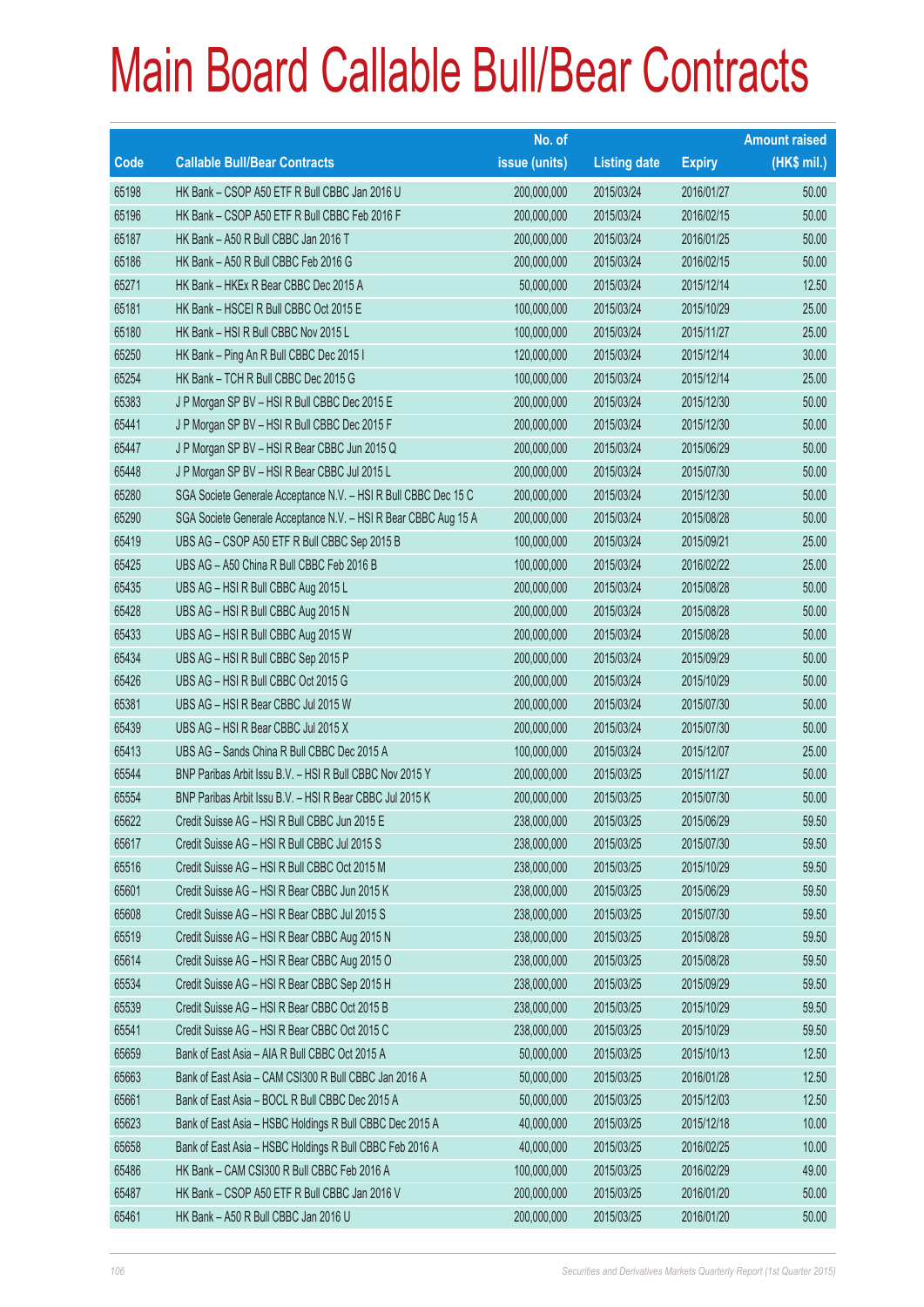# Main Board Callable Bull/Bear Contracts

| Code | Callable Bull/Bear Contracts | No. of issue (units) | Listing date | Expiry | Amount raised (HK$ mil.) |
|---|---|---|---|---|---|
| 65198 | HK Bank – CSOP A50 ETF R Bull CBBC Jan 2016 U | 200,000,000 | 2015/03/24 | 2016/01/27 | 50.00 |
| 65196 | HK Bank – CSOP A50 ETF R Bull CBBC Feb 2016 F | 200,000,000 | 2015/03/24 | 2016/02/15 | 50.00 |
| 65187 | HK Bank – A50 R Bull CBBC Jan 2016 T | 200,000,000 | 2015/03/24 | 2016/01/25 | 50.00 |
| 65186 | HK Bank – A50 R Bull CBBC Feb 2016 G | 200,000,000 | 2015/03/24 | 2016/02/15 | 50.00 |
| 65271 | HK Bank – HKEx R Bear CBBC Dec 2015 A | 50,000,000 | 2015/03/24 | 2015/12/14 | 12.50 |
| 65181 | HK Bank – HSCEI R Bull CBBC Oct 2015 E | 100,000,000 | 2015/03/24 | 2015/10/29 | 25.00 |
| 65180 | HK Bank – HSI R Bull CBBC Nov 2015 L | 100,000,000 | 2015/03/24 | 2015/11/27 | 25.00 |
| 65250 | HK Bank – Ping An R Bull CBBC Dec 2015 I | 120,000,000 | 2015/03/24 | 2015/12/14 | 30.00 |
| 65254 | HK Bank – TCH R Bull CBBC Dec 2015 G | 100,000,000 | 2015/03/24 | 2015/12/14 | 25.00 |
| 65383 | J P Morgan SP BV – HSI R Bull CBBC Dec 2015 E | 200,000,000 | 2015/03/24 | 2015/12/30 | 50.00 |
| 65441 | J P Morgan SP BV – HSI R Bull CBBC Dec 2015 F | 200,000,000 | 2015/03/24 | 2015/12/30 | 50.00 |
| 65447 | J P Morgan SP BV – HSI R Bear CBBC Jun 2015 Q | 200,000,000 | 2015/03/24 | 2015/06/29 | 50.00 |
| 65448 | J P Morgan SP BV – HSI R Bear CBBC Jul 2015 L | 200,000,000 | 2015/03/24 | 2015/07/30 | 50.00 |
| 65280 | SGA Societe Generale Acceptance N.V. – HSI R Bull CBBC Dec 15 C | 200,000,000 | 2015/03/24 | 2015/12/30 | 50.00 |
| 65290 | SGA Societe Generale Acceptance N.V. – HSI R Bear CBBC Aug 15 A | 200,000,000 | 2015/03/24 | 2015/08/28 | 50.00 |
| 65419 | UBS AG – CSOP A50 ETF R Bull CBBC Sep 2015 B | 100,000,000 | 2015/03/24 | 2015/09/21 | 25.00 |
| 65425 | UBS AG – A50 China R Bull CBBC Feb 2016 B | 100,000,000 | 2015/03/24 | 2016/02/22 | 25.00 |
| 65435 | UBS AG – HSI R Bull CBBC Aug 2015 L | 200,000,000 | 2015/03/24 | 2015/08/28 | 50.00 |
| 65428 | UBS AG – HSI R Bull CBBC Aug 2015 N | 200,000,000 | 2015/03/24 | 2015/08/28 | 50.00 |
| 65433 | UBS AG – HSI R Bull CBBC Aug 2015 W | 200,000,000 | 2015/03/24 | 2015/08/28 | 50.00 |
| 65434 | UBS AG – HSI R Bull CBBC Sep 2015 P | 200,000,000 | 2015/03/24 | 2015/09/29 | 50.00 |
| 65426 | UBS AG – HSI R Bull CBBC Oct 2015 G | 200,000,000 | 2015/03/24 | 2015/10/29 | 50.00 |
| 65381 | UBS AG – HSI R Bear CBBC Jul 2015 W | 200,000,000 | 2015/03/24 | 2015/07/30 | 50.00 |
| 65439 | UBS AG – HSI R Bear CBBC Jul 2015 X | 200,000,000 | 2015/03/24 | 2015/07/30 | 50.00 |
| 65413 | UBS AG – Sands China R Bull CBBC Dec 2015 A | 100,000,000 | 2015/03/24 | 2015/12/07 | 25.00 |
| 65544 | BNP Paribas Arbit Issu B.V. – HSI R Bull CBBC Nov 2015 Y | 200,000,000 | 2015/03/25 | 2015/11/27 | 50.00 |
| 65554 | BNP Paribas Arbit Issu B.V. – HSI R Bear CBBC Jul 2015 K | 200,000,000 | 2015/03/25 | 2015/07/30 | 50.00 |
| 65622 | Credit Suisse AG – HSI R Bull CBBC Jun 2015 E | 238,000,000 | 2015/03/25 | 2015/06/29 | 59.50 |
| 65617 | Credit Suisse AG – HSI R Bull CBBC Jul 2015 S | 238,000,000 | 2015/03/25 | 2015/07/30 | 59.50 |
| 65516 | Credit Suisse AG – HSI R Bull CBBC Oct 2015 M | 238,000,000 | 2015/03/25 | 2015/10/29 | 59.50 |
| 65601 | Credit Suisse AG – HSI R Bear CBBC Jun 2015 K | 238,000,000 | 2015/03/25 | 2015/06/29 | 59.50 |
| 65608 | Credit Suisse AG – HSI R Bear CBBC Jul 2015 S | 238,000,000 | 2015/03/25 | 2015/07/30 | 59.50 |
| 65519 | Credit Suisse AG – HSI R Bear CBBC Aug 2015 N | 238,000,000 | 2015/03/25 | 2015/08/28 | 59.50 |
| 65614 | Credit Suisse AG – HSI R Bear CBBC Aug 2015 O | 238,000,000 | 2015/03/25 | 2015/08/28 | 59.50 |
| 65534 | Credit Suisse AG – HSI R Bear CBBC Sep 2015 H | 238,000,000 | 2015/03/25 | 2015/09/29 | 59.50 |
| 65539 | Credit Suisse AG – HSI R Bear CBBC Oct 2015 B | 238,000,000 | 2015/03/25 | 2015/10/29 | 59.50 |
| 65541 | Credit Suisse AG – HSI R Bear CBBC Oct 2015 C | 238,000,000 | 2015/03/25 | 2015/10/29 | 59.50 |
| 65659 | Bank of East Asia – AIA R Bull CBBC Oct 2015 A | 50,000,000 | 2015/03/25 | 2015/10/13 | 12.50 |
| 65663 | Bank of East Asia – CAM CSI300 R Bull CBBC Jan 2016 A | 50,000,000 | 2015/03/25 | 2016/01/28 | 12.50 |
| 65661 | Bank of East Asia – BOCL R Bull CBBC Dec 2015 A | 50,000,000 | 2015/03/25 | 2015/12/03 | 12.50 |
| 65623 | Bank of East Asia – HSBC Holdings R Bull CBBC Dec 2015 A | 40,000,000 | 2015/03/25 | 2015/12/18 | 10.00 |
| 65658 | Bank of East Asia – HSBC Holdings R Bull CBBC Feb 2016 A | 40,000,000 | 2015/03/25 | 2016/02/25 | 10.00 |
| 65486 | HK Bank – CAM CSI300 R Bull CBBC Feb 2016 A | 100,000,000 | 2015/03/25 | 2016/02/29 | 49.00 |
| 65487 | HK Bank – CSOP A50 ETF R Bull CBBC Jan 2016 V | 200,000,000 | 2015/03/25 | 2016/01/20 | 50.00 |
| 65461 | HK Bank – A50 R Bull CBBC Jan 2016 U | 200,000,000 | 2015/03/25 | 2016/01/20 | 50.00 |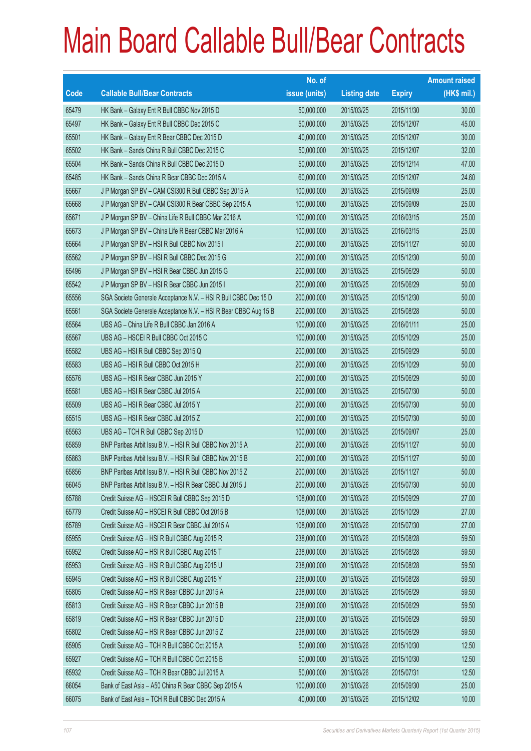# Main Board Callable Bull/Bear Contracts

| Code | Callable Bull/Bear Contracts | No. of issue (units) | Listing date | Expiry | Amount raised (HK$ mil.) |
|---|---|---|---|---|---|
| 65479 | HK Bank – Galaxy Ent R Bull CBBC Nov 2015 D | 50,000,000 | 2015/03/25 | 2015/11/30 | 30.00 |
| 65497 | HK Bank – Galaxy Ent R Bull CBBC Dec 2015 C | 50,000,000 | 2015/03/25 | 2015/12/07 | 45.00 |
| 65501 | HK Bank – Galaxy Ent R Bear CBBC Dec 2015 D | 40,000,000 | 2015/03/25 | 2015/12/07 | 30.00 |
| 65502 | HK Bank – Sands China R Bull CBBC Dec 2015 C | 50,000,000 | 2015/03/25 | 2015/12/07 | 32.00 |
| 65504 | HK Bank – Sands China R Bull CBBC Dec 2015 D | 50,000,000 | 2015/03/25 | 2015/12/14 | 47.00 |
| 65485 | HK Bank – Sands China R Bear CBBC Dec 2015 A | 60,000,000 | 2015/03/25 | 2015/12/07 | 24.60 |
| 65667 | J P Morgan SP BV – CAM CSI300 R Bull CBBC Sep 2015 A | 100,000,000 | 2015/03/25 | 2015/09/09 | 25.00 |
| 65668 | J P Morgan SP BV – CAM CSI300 R Bear CBBC Sep 2015 A | 100,000,000 | 2015/03/25 | 2015/09/09 | 25.00 |
| 65671 | J P Morgan SP BV – China Life R Bull CBBC Mar 2016 A | 100,000,000 | 2015/03/25 | 2016/03/15 | 25.00 |
| 65673 | J P Morgan SP BV – China Life R Bear CBBC Mar 2016 A | 100,000,000 | 2015/03/25 | 2016/03/15 | 25.00 |
| 65664 | J P Morgan SP BV – HSI R Bull CBBC Nov 2015 I | 200,000,000 | 2015/03/25 | 2015/11/27 | 50.00 |
| 65562 | J P Morgan SP BV – HSI R Bull CBBC Dec 2015 G | 200,000,000 | 2015/03/25 | 2015/12/30 | 50.00 |
| 65496 | J P Morgan SP BV – HSI R Bear CBBC Jun 2015 G | 200,000,000 | 2015/03/25 | 2015/06/29 | 50.00 |
| 65542 | J P Morgan SP BV – HSI R Bear CBBC Jun 2015 I | 200,000,000 | 2015/03/25 | 2015/06/29 | 50.00 |
| 65556 | SGA Societe Generale Acceptance N.V. – HSI R Bull CBBC Dec 15 D | 200,000,000 | 2015/03/25 | 2015/12/30 | 50.00 |
| 65561 | SGA Societe Generale Acceptance N.V. – HSI R Bear CBBC Aug 15 B | 200,000,000 | 2015/03/25 | 2015/08/28 | 50.00 |
| 65564 | UBS AG – China Life R Bull CBBC Jan 2016 A | 100,000,000 | 2015/03/25 | 2016/01/11 | 25.00 |
| 65567 | UBS AG – HSCEI R Bull CBBC Oct 2015 C | 100,000,000 | 2015/03/25 | 2015/10/29 | 25.00 |
| 65582 | UBS AG – HSI R Bull CBBC Sep 2015 Q | 200,000,000 | 2015/03/25 | 2015/09/29 | 50.00 |
| 65583 | UBS AG – HSI R Bull CBBC Oct 2015 H | 200,000,000 | 2015/03/25 | 2015/10/29 | 50.00 |
| 65576 | UBS AG – HSI R Bear CBBC Jun 2015 Y | 200,000,000 | 2015/03/25 | 2015/06/29 | 50.00 |
| 65581 | UBS AG – HSI R Bear CBBC Jul 2015 A | 200,000,000 | 2015/03/25 | 2015/07/30 | 50.00 |
| 65509 | UBS AG – HSI R Bear CBBC Jul 2015 Y | 200,000,000 | 2015/03/25 | 2015/07/30 | 50.00 |
| 65515 | UBS AG – HSI R Bear CBBC Jul 2015 Z | 200,000,000 | 2015/03/25 | 2015/07/30 | 50.00 |
| 65563 | UBS AG – TCH R Bull CBBC Sep 2015 D | 100,000,000 | 2015/03/25 | 2015/09/07 | 25.00 |
| 65859 | BNP Paribas Arbit Issu B.V. – HSI R Bull CBBC Nov 2015 A | 200,000,000 | 2015/03/26 | 2015/11/27 | 50.00 |
| 65863 | BNP Paribas Arbit Issu B.V. – HSI R Bull CBBC Nov 2015 B | 200,000,000 | 2015/03/26 | 2015/11/27 | 50.00 |
| 65856 | BNP Paribas Arbit Issu B.V. – HSI R Bull CBBC Nov 2015 Z | 200,000,000 | 2015/03/26 | 2015/11/27 | 50.00 |
| 66045 | BNP Paribas Arbit Issu B.V. – HSI R Bear CBBC Jul 2015 J | 200,000,000 | 2015/03/26 | 2015/07/30 | 50.00 |
| 65788 | Credit Suisse AG – HSCEI R Bull CBBC Sep 2015 D | 108,000,000 | 2015/03/26 | 2015/09/29 | 27.00 |
| 65779 | Credit Suisse AG – HSCEI R Bull CBBC Oct 2015 B | 108,000,000 | 2015/03/26 | 2015/10/29 | 27.00 |
| 65789 | Credit Suisse AG – HSCEI R Bear CBBC Jul 2015 A | 108,000,000 | 2015/03/26 | 2015/07/30 | 27.00 |
| 65955 | Credit Suisse AG – HSI R Bull CBBC Aug 2015 R | 238,000,000 | 2015/03/26 | 2015/08/28 | 59.50 |
| 65952 | Credit Suisse AG – HSI R Bull CBBC Aug 2015 T | 238,000,000 | 2015/03/26 | 2015/08/28 | 59.50 |
| 65953 | Credit Suisse AG – HSI R Bull CBBC Aug 2015 U | 238,000,000 | 2015/03/26 | 2015/08/28 | 59.50 |
| 65945 | Credit Suisse AG – HSI R Bull CBBC Aug 2015 Y | 238,000,000 | 2015/03/26 | 2015/08/28 | 59.50 |
| 65805 | Credit Suisse AG – HSI R Bear CBBC Jun 2015 A | 238,000,000 | 2015/03/26 | 2015/06/29 | 59.50 |
| 65813 | Credit Suisse AG – HSI R Bear CBBC Jun 2015 B | 238,000,000 | 2015/03/26 | 2015/06/29 | 59.50 |
| 65819 | Credit Suisse AG – HSI R Bear CBBC Jun 2015 D | 238,000,000 | 2015/03/26 | 2015/06/29 | 59.50 |
| 65802 | Credit Suisse AG – HSI R Bear CBBC Jun 2015 Z | 238,000,000 | 2015/03/26 | 2015/06/29 | 59.50 |
| 65905 | Credit Suisse AG – TCH R Bull CBBC Oct 2015 A | 50,000,000 | 2015/03/26 | 2015/10/30 | 12.50 |
| 65927 | Credit Suisse AG – TCH R Bull CBBC Oct 2015 B | 50,000,000 | 2015/03/26 | 2015/10/30 | 12.50 |
| 65932 | Credit Suisse AG – TCH R Bear CBBC Jul 2015 A | 50,000,000 | 2015/03/26 | 2015/07/31 | 12.50 |
| 66054 | Bank of East Asia – A50 China R Bear CBBC Sep 2015 A | 100,000,000 | 2015/03/26 | 2015/09/30 | 25.00 |
| 66075 | Bank of East Asia – TCH R Bull CBBC Dec 2015 A | 40,000,000 | 2015/03/26 | 2015/12/02 | 10.00 |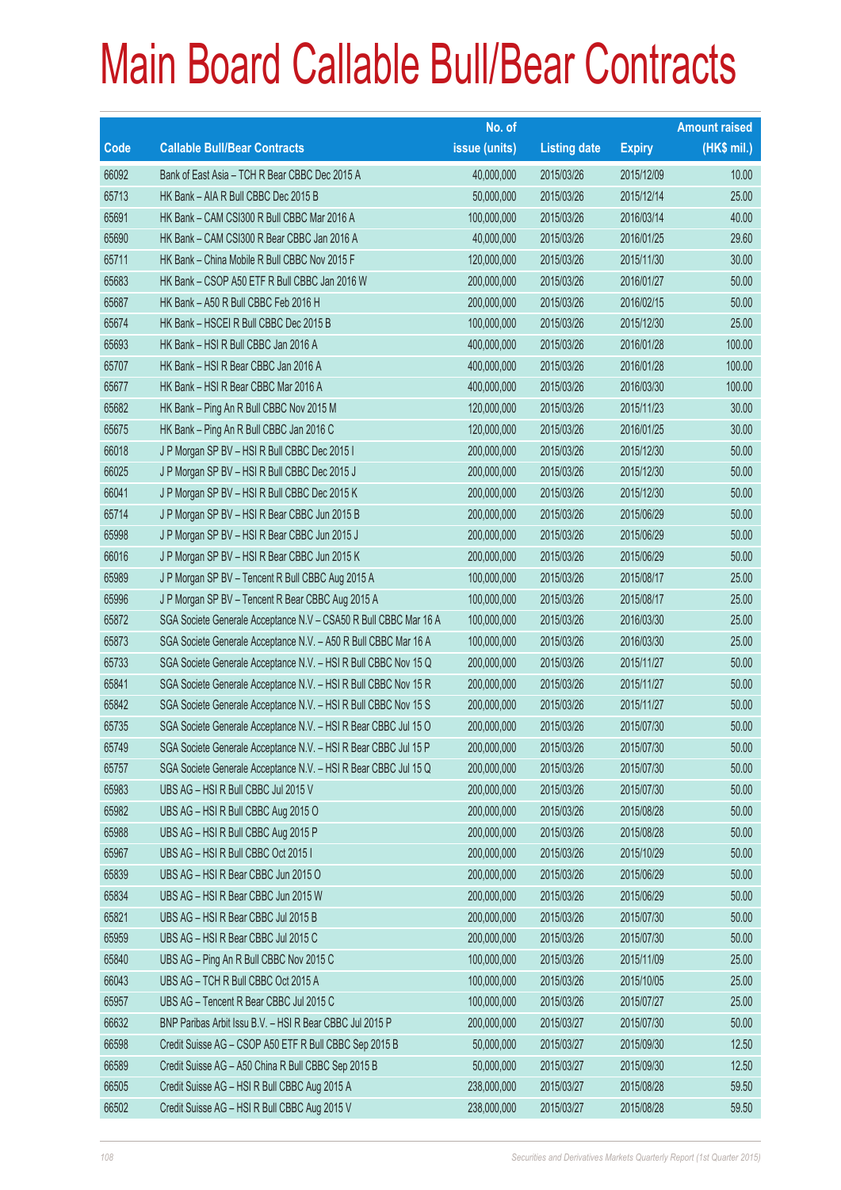# Main Board Callable Bull/Bear Contracts

| Code | Callable Bull/Bear Contracts | No. of issue (units) | Listing date | Expiry | Amount raised (HK$ mil.) |
|---|---|---|---|---|---|
| 66092 | Bank of East Asia – TCH R Bear CBBC Dec 2015 A | 40,000,000 | 2015/03/26 | 2015/12/09 | 10.00 |
| 65713 | HK Bank – AIA R Bull CBBC Dec 2015 B | 50,000,000 | 2015/03/26 | 2015/12/14 | 25.00 |
| 65691 | HK Bank – CAM CSI300 R Bull CBBC Mar 2016 A | 100,000,000 | 2015/03/26 | 2016/03/14 | 40.00 |
| 65690 | HK Bank – CAM CSI300 R Bear CBBC Jan 2016 A | 40,000,000 | 2015/03/26 | 2016/01/25 | 29.60 |
| 65711 | HK Bank – China Mobile R Bull CBBC Nov 2015 F | 120,000,000 | 2015/03/26 | 2015/11/30 | 30.00 |
| 65683 | HK Bank – CSOP A50 ETF R Bull CBBC Jan 2016 W | 200,000,000 | 2015/03/26 | 2016/01/27 | 50.00 |
| 65687 | HK Bank – A50 R Bull CBBC Feb 2016 H | 200,000,000 | 2015/03/26 | 2016/02/15 | 50.00 |
| 65674 | HK Bank – HSCEI R Bull CBBC Dec 2015 B | 100,000,000 | 2015/03/26 | 2015/12/30 | 25.00 |
| 65693 | HK Bank – HSI R Bull CBBC Jan 2016 A | 400,000,000 | 2015/03/26 | 2016/01/28 | 100.00 |
| 65707 | HK Bank – HSI R Bear CBBC Jan 2016 A | 400,000,000 | 2015/03/26 | 2016/01/28 | 100.00 |
| 65677 | HK Bank – HSI R Bear CBBC Mar 2016 A | 400,000,000 | 2015/03/26 | 2016/03/30 | 100.00 |
| 65682 | HK Bank – Ping An R Bull CBBC Nov 2015 M | 120,000,000 | 2015/03/26 | 2015/11/23 | 30.00 |
| 65675 | HK Bank – Ping An R Bull CBBC Jan 2016 C | 120,000,000 | 2015/03/26 | 2016/01/25 | 30.00 |
| 66018 | J P Morgan SP BV – HSI R Bull CBBC Dec 2015 I | 200,000,000 | 2015/03/26 | 2015/12/30 | 50.00 |
| 66025 | J P Morgan SP BV – HSI R Bull CBBC Dec 2015 J | 200,000,000 | 2015/03/26 | 2015/12/30 | 50.00 |
| 66041 | J P Morgan SP BV – HSI R Bull CBBC Dec 2015 K | 200,000,000 | 2015/03/26 | 2015/12/30 | 50.00 |
| 65714 | J P Morgan SP BV – HSI R Bear CBBC Jun 2015 B | 200,000,000 | 2015/03/26 | 2015/06/29 | 50.00 |
| 65998 | J P Morgan SP BV – HSI R Bear CBBC Jun 2015 J | 200,000,000 | 2015/03/26 | 2015/06/29 | 50.00 |
| 66016 | J P Morgan SP BV – HSI R Bear CBBC Jun 2015 K | 200,000,000 | 2015/03/26 | 2015/06/29 | 50.00 |
| 65989 | J P Morgan SP BV – Tencent R Bull CBBC Aug 2015 A | 100,000,000 | 2015/03/26 | 2015/08/17 | 25.00 |
| 65996 | J P Morgan SP BV – Tencent R Bear CBBC Aug 2015 A | 100,000,000 | 2015/03/26 | 2015/08/17 | 25.00 |
| 65872 | SGA Societe Generale Acceptance N.V – CSA50 R Bull CBBC Mar 16 A | 100,000,000 | 2015/03/26 | 2016/03/30 | 25.00 |
| 65873 | SGA Societe Generale Acceptance N.V. – A50 R Bull CBBC Mar 16 A | 100,000,000 | 2015/03/26 | 2016/03/30 | 25.00 |
| 65733 | SGA Societe Generale Acceptance N.V. – HSI R Bull CBBC Nov 15 Q | 200,000,000 | 2015/03/26 | 2015/11/27 | 50.00 |
| 65841 | SGA Societe Generale Acceptance N.V. – HSI R Bull CBBC Nov 15 R | 200,000,000 | 2015/03/26 | 2015/11/27 | 50.00 |
| 65842 | SGA Societe Generale Acceptance N.V. – HSI R Bull CBBC Nov 15 S | 200,000,000 | 2015/03/26 | 2015/11/27 | 50.00 |
| 65735 | SGA Societe Generale Acceptance N.V. – HSI R Bear CBBC Jul 15 O | 200,000,000 | 2015/03/26 | 2015/07/30 | 50.00 |
| 65749 | SGA Societe Generale Acceptance N.V. – HSI R Bear CBBC Jul 15 P | 200,000,000 | 2015/03/26 | 2015/07/30 | 50.00 |
| 65757 | SGA Societe Generale Acceptance N.V. – HSI R Bear CBBC Jul 15 Q | 200,000,000 | 2015/03/26 | 2015/07/30 | 50.00 |
| 65983 | UBS AG – HSI R Bull CBBC Jul 2015 V | 200,000,000 | 2015/03/26 | 2015/07/30 | 50.00 |
| 65982 | UBS AG – HSI R Bull CBBC Aug 2015 O | 200,000,000 | 2015/03/26 | 2015/08/28 | 50.00 |
| 65988 | UBS AG – HSI R Bull CBBC Aug 2015 P | 200,000,000 | 2015/03/26 | 2015/08/28 | 50.00 |
| 65967 | UBS AG – HSI R Bull CBBC Oct 2015 I | 200,000,000 | 2015/03/26 | 2015/10/29 | 50.00 |
| 65839 | UBS AG – HSI R Bear CBBC Jun 2015 O | 200,000,000 | 2015/03/26 | 2015/06/29 | 50.00 |
| 65834 | UBS AG – HSI R Bear CBBC Jun 2015 W | 200,000,000 | 2015/03/26 | 2015/06/29 | 50.00 |
| 65821 | UBS AG – HSI R Bear CBBC Jul 2015 B | 200,000,000 | 2015/03/26 | 2015/07/30 | 50.00 |
| 65959 | UBS AG – HSI R Bear CBBC Jul 2015 C | 200,000,000 | 2015/03/26 | 2015/07/30 | 50.00 |
| 65840 | UBS AG – Ping An R Bull CBBC Nov 2015 C | 100,000,000 | 2015/03/26 | 2015/11/09 | 25.00 |
| 66043 | UBS AG – TCH R Bull CBBC Oct 2015 A | 100,000,000 | 2015/03/26 | 2015/10/05 | 25.00 |
| 65957 | UBS AG – Tencent R Bear CBBC Jul 2015 C | 100,000,000 | 2015/03/26 | 2015/07/27 | 25.00 |
| 66632 | BNP Paribas Arbit Issu B.V. – HSI R Bear CBBC Jul 2015 P | 200,000,000 | 2015/03/27 | 2015/07/30 | 50.00 |
| 66598 | Credit Suisse AG – CSOP A50 ETF R Bull CBBC Sep 2015 B | 50,000,000 | 2015/03/27 | 2015/09/30 | 12.50 |
| 66589 | Credit Suisse AG – A50 China R Bull CBBC Sep 2015 B | 50,000,000 | 2015/03/27 | 2015/09/30 | 12.50 |
| 66505 | Credit Suisse AG – HSI R Bull CBBC Aug 2015 A | 238,000,000 | 2015/03/27 | 2015/08/28 | 59.50 |
| 66502 | Credit Suisse AG – HSI R Bull CBBC Aug 2015 V | 238,000,000 | 2015/03/27 | 2015/08/28 | 59.50 |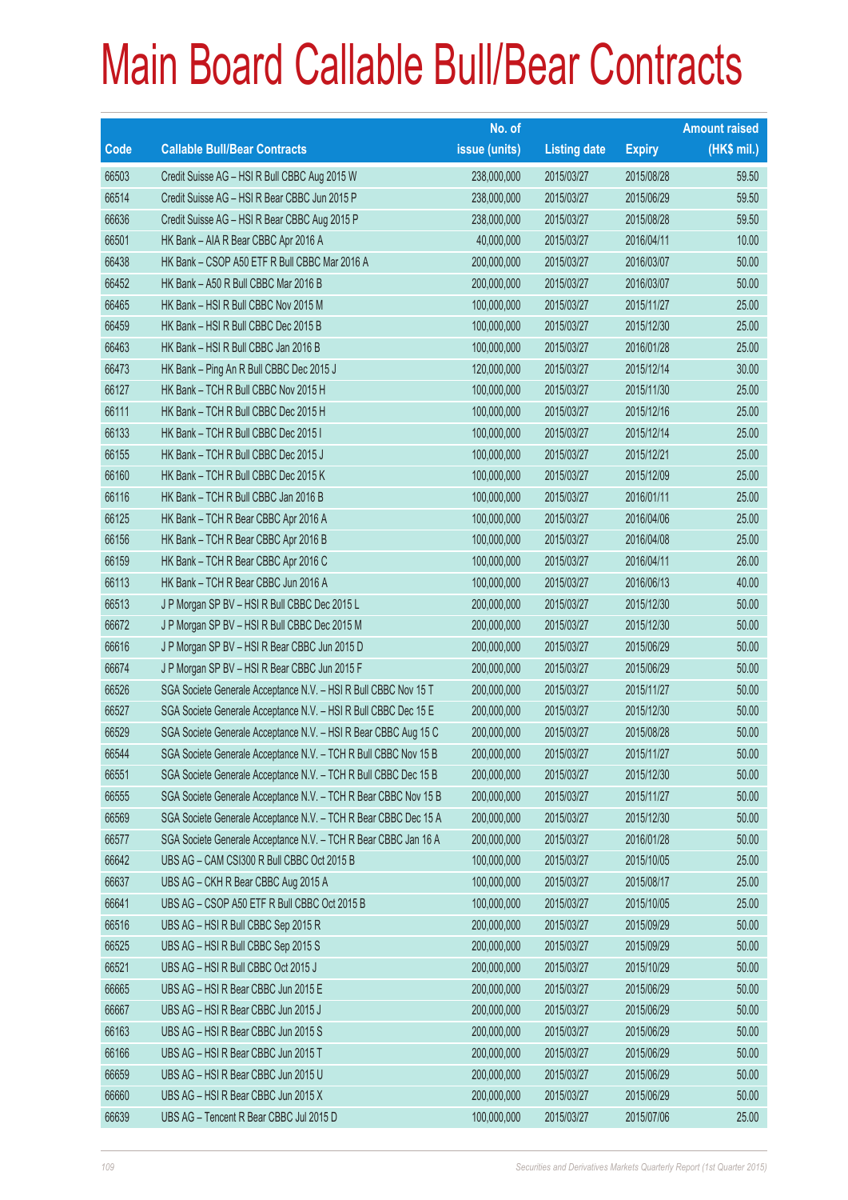# Main Board Callable Bull/Bear Contracts

| Code | Callable Bull/Bear Contracts | No. of issue (units) | Listing date | Expiry | Amount raised (HK$ mil.) |
|---|---|---|---|---|---|
| 66503 | Credit Suisse AG – HSI R Bull CBBC Aug 2015 W | 238,000,000 | 2015/03/27 | 2015/08/28 | 59.50 |
| 66514 | Credit Suisse AG – HSI R Bear CBBC Jun 2015 P | 238,000,000 | 2015/03/27 | 2015/06/29 | 59.50 |
| 66636 | Credit Suisse AG – HSI R Bear CBBC Aug 2015 P | 238,000,000 | 2015/03/27 | 2015/08/28 | 59.50 |
| 66501 | HK Bank – AIA R Bear CBBC Apr 2016 A | 40,000,000 | 2015/03/27 | 2016/04/11 | 10.00 |
| 66438 | HK Bank – CSOP A50 ETF R Bull CBBC Mar 2016 A | 200,000,000 | 2015/03/27 | 2016/03/07 | 50.00 |
| 66452 | HK Bank – A50 R Bull CBBC Mar 2016 B | 200,000,000 | 2015/03/27 | 2016/03/07 | 50.00 |
| 66465 | HK Bank – HSI R Bull CBBC Nov 2015 M | 100,000,000 | 2015/03/27 | 2015/11/27 | 25.00 |
| 66459 | HK Bank – HSI R Bull CBBC Dec 2015 B | 100,000,000 | 2015/03/27 | 2015/12/30 | 25.00 |
| 66463 | HK Bank – HSI R Bull CBBC Jan 2016 B | 100,000,000 | 2015/03/27 | 2016/01/28 | 25.00 |
| 66473 | HK Bank – Ping An R Bull CBBC Dec 2015 J | 120,000,000 | 2015/03/27 | 2015/12/14 | 30.00 |
| 66127 | HK Bank – TCH R Bull CBBC Nov 2015 H | 100,000,000 | 2015/03/27 | 2015/11/30 | 25.00 |
| 66111 | HK Bank – TCH R Bull CBBC Dec 2015 H | 100,000,000 | 2015/03/27 | 2015/12/16 | 25.00 |
| 66133 | HK Bank – TCH R Bull CBBC Dec 2015 I | 100,000,000 | 2015/03/27 | 2015/12/14 | 25.00 |
| 66155 | HK Bank – TCH R Bull CBBC Dec 2015 J | 100,000,000 | 2015/03/27 | 2015/12/21 | 25.00 |
| 66160 | HK Bank – TCH R Bull CBBC Dec 2015 K | 100,000,000 | 2015/03/27 | 2015/12/09 | 25.00 |
| 66116 | HK Bank – TCH R Bull CBBC Jan 2016 B | 100,000,000 | 2015/03/27 | 2016/01/11 | 25.00 |
| 66125 | HK Bank – TCH R Bear CBBC Apr 2016 A | 100,000,000 | 2015/03/27 | 2016/04/06 | 25.00 |
| 66156 | HK Bank – TCH R Bear CBBC Apr 2016 B | 100,000,000 | 2015/03/27 | 2016/04/08 | 25.00 |
| 66159 | HK Bank – TCH R Bear CBBC Apr 2016 C | 100,000,000 | 2015/03/27 | 2016/04/11 | 26.00 |
| 66113 | HK Bank – TCH R Bear CBBC Jun 2016 A | 100,000,000 | 2015/03/27 | 2016/06/13 | 40.00 |
| 66513 | J P Morgan SP BV – HSI R Bull CBBC Dec 2015 L | 200,000,000 | 2015/03/27 | 2015/12/30 | 50.00 |
| 66672 | J P Morgan SP BV – HSI R Bull CBBC Dec 2015 M | 200,000,000 | 2015/03/27 | 2015/12/30 | 50.00 |
| 66616 | J P Morgan SP BV – HSI R Bear CBBC Jun 2015 D | 200,000,000 | 2015/03/27 | 2015/06/29 | 50.00 |
| 66674 | J P Morgan SP BV – HSI R Bear CBBC Jun 2015 F | 200,000,000 | 2015/03/27 | 2015/06/29 | 50.00 |
| 66526 | SGA Societe Generale Acceptance N.V. – HSI R Bull CBBC Nov 15 T | 200,000,000 | 2015/03/27 | 2015/11/27 | 50.00 |
| 66527 | SGA Societe Generale Acceptance N.V. – HSI R Bull CBBC Dec 15 E | 200,000,000 | 2015/03/27 | 2015/12/30 | 50.00 |
| 66529 | SGA Societe Generale Acceptance N.V. – HSI R Bear CBBC Aug 15 C | 200,000,000 | 2015/03/27 | 2015/08/28 | 50.00 |
| 66544 | SGA Societe Generale Acceptance N.V. – TCH R Bull CBBC Nov 15 B | 200,000,000 | 2015/03/27 | 2015/11/27 | 50.00 |
| 66551 | SGA Societe Generale Acceptance N.V. – TCH R Bull CBBC Dec 15 B | 200,000,000 | 2015/03/27 | 2015/12/30 | 50.00 |
| 66555 | SGA Societe Generale Acceptance N.V. – TCH R Bear CBBC Nov 15 B | 200,000,000 | 2015/03/27 | 2015/11/27 | 50.00 |
| 66569 | SGA Societe Generale Acceptance N.V. – TCH R Bear CBBC Dec 15 A | 200,000,000 | 2015/03/27 | 2015/12/30 | 50.00 |
| 66577 | SGA Societe Generale Acceptance N.V. – TCH R Bear CBBC Jan 16 A | 200,000,000 | 2015/03/27 | 2016/01/28 | 50.00 |
| 66642 | UBS AG – CAM CSI300 R Bull CBBC Oct 2015 B | 100,000,000 | 2015/03/27 | 2015/10/05 | 25.00 |
| 66637 | UBS AG – CKH R Bear CBBC Aug 2015 A | 100,000,000 | 2015/03/27 | 2015/08/17 | 25.00 |
| 66641 | UBS AG – CSOP A50 ETF R Bull CBBC Oct 2015 B | 100,000,000 | 2015/03/27 | 2015/10/05 | 25.00 |
| 66516 | UBS AG – HSI R Bull CBBC Sep 2015 R | 200,000,000 | 2015/03/27 | 2015/09/29 | 50.00 |
| 66525 | UBS AG – HSI R Bull CBBC Sep 2015 S | 200,000,000 | 2015/03/27 | 2015/09/29 | 50.00 |
| 66521 | UBS AG – HSI R Bull CBBC Oct 2015 J | 200,000,000 | 2015/03/27 | 2015/10/29 | 50.00 |
| 66665 | UBS AG – HSI R Bear CBBC Jun 2015 E | 200,000,000 | 2015/03/27 | 2015/06/29 | 50.00 |
| 66667 | UBS AG – HSI R Bear CBBC Jun 2015 J | 200,000,000 | 2015/03/27 | 2015/06/29 | 50.00 |
| 66163 | UBS AG – HSI R Bear CBBC Jun 2015 S | 200,000,000 | 2015/03/27 | 2015/06/29 | 50.00 |
| 66166 | UBS AG – HSI R Bear CBBC Jun 2015 T | 200,000,000 | 2015/03/27 | 2015/06/29 | 50.00 |
| 66659 | UBS AG – HSI R Bear CBBC Jun 2015 U | 200,000,000 | 2015/03/27 | 2015/06/29 | 50.00 |
| 66660 | UBS AG – HSI R Bear CBBC Jun 2015 X | 200,000,000 | 2015/03/27 | 2015/06/29 | 50.00 |
| 66639 | UBS AG – Tencent R Bear CBBC Jul 2015 D | 100,000,000 | 2015/03/27 | 2015/07/06 | 25.00 |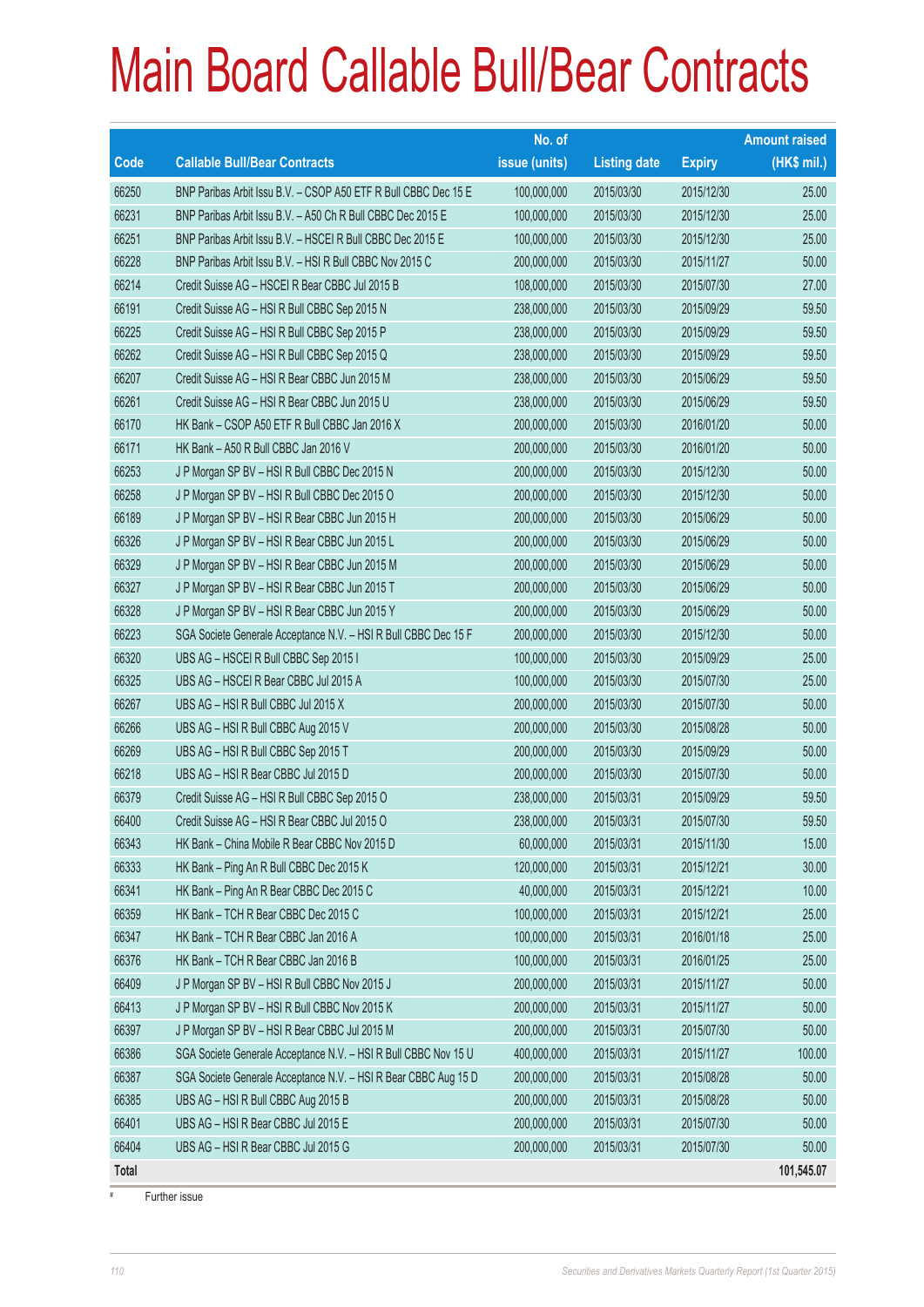# Main Board Callable Bull/Bear Contracts

| Code | Callable Bull/Bear Contracts | No. of issue (units) | Listing date | Expiry | Amount raised (HK$ mil.) |
|---|---|---|---|---|---|
| 66250 | BNP Paribas Arbit Issu B.V. – CSOP A50 ETF R Bull CBBC Dec 15 E | 100,000,000 | 2015/03/30 | 2015/12/30 | 25.00 |
| 66231 | BNP Paribas Arbit Issu B.V. – A50 Ch R Bull CBBC Dec 2015 E | 100,000,000 | 2015/03/30 | 2015/12/30 | 25.00 |
| 66251 | BNP Paribas Arbit Issu B.V. – HSCEI R Bull CBBC Dec 2015 E | 100,000,000 | 2015/03/30 | 2015/12/30 | 25.00 |
| 66228 | BNP Paribas Arbit Issu B.V. – HSI R Bull CBBC Nov 2015 C | 200,000,000 | 2015/03/30 | 2015/11/27 | 50.00 |
| 66214 | Credit Suisse AG – HSCEI R Bear CBBC Jul 2015 B | 108,000,000 | 2015/03/30 | 2015/07/30 | 27.00 |
| 66191 | Credit Suisse AG – HSI R Bull CBBC Sep 2015 N | 238,000,000 | 2015/03/30 | 2015/09/29 | 59.50 |
| 66225 | Credit Suisse AG – HSI R Bull CBBC Sep 2015 P | 238,000,000 | 2015/03/30 | 2015/09/29 | 59.50 |
| 66262 | Credit Suisse AG – HSI R Bull CBBC Sep 2015 Q | 238,000,000 | 2015/03/30 | 2015/09/29 | 59.50 |
| 66207 | Credit Suisse AG – HSI R Bear CBBC Jun 2015 M | 238,000,000 | 2015/03/30 | 2015/06/29 | 59.50 |
| 66261 | Credit Suisse AG – HSI R Bear CBBC Jun 2015 U | 238,000,000 | 2015/03/30 | 2015/06/29 | 59.50 |
| 66170 | HK Bank – CSOP A50 ETF R Bull CBBC Jan 2016 X | 200,000,000 | 2015/03/30 | 2016/01/20 | 50.00 |
| 66171 | HK Bank – A50 R Bull CBBC Jan 2016 V | 200,000,000 | 2015/03/30 | 2016/01/20 | 50.00 |
| 66253 | J P Morgan SP BV – HSI R Bull CBBC Dec 2015 N | 200,000,000 | 2015/03/30 | 2015/12/30 | 50.00 |
| 66258 | J P Morgan SP BV – HSI R Bull CBBC Dec 2015 O | 200,000,000 | 2015/03/30 | 2015/12/30 | 50.00 |
| 66189 | J P Morgan SP BV – HSI R Bear CBBC Jun 2015 H | 200,000,000 | 2015/03/30 | 2015/06/29 | 50.00 |
| 66326 | J P Morgan SP BV – HSI R Bear CBBC Jun 2015 L | 200,000,000 | 2015/03/30 | 2015/06/29 | 50.00 |
| 66329 | J P Morgan SP BV – HSI R Bear CBBC Jun 2015 M | 200,000,000 | 2015/03/30 | 2015/06/29 | 50.00 |
| 66327 | J P Morgan SP BV – HSI R Bear CBBC Jun 2015 T | 200,000,000 | 2015/03/30 | 2015/06/29 | 50.00 |
| 66328 | J P Morgan SP BV – HSI R Bear CBBC Jun 2015 Y | 200,000,000 | 2015/03/30 | 2015/06/29 | 50.00 |
| 66223 | SGA Societe Generale Acceptance N.V. – HSI R Bull CBBC Dec 15 F | 200,000,000 | 2015/03/30 | 2015/12/30 | 50.00 |
| 66320 | UBS AG – HSCEI R Bull CBBC Sep 2015 I | 100,000,000 | 2015/03/30 | 2015/09/29 | 25.00 |
| 66325 | UBS AG – HSCEI R Bear CBBC Jul 2015 A | 100,000,000 | 2015/03/30 | 2015/07/30 | 25.00 |
| 66267 | UBS AG – HSI R Bull CBBC Jul 2015 X | 200,000,000 | 2015/03/30 | 2015/07/30 | 50.00 |
| 66266 | UBS AG – HSI R Bull CBBC Aug 2015 V | 200,000,000 | 2015/03/30 | 2015/08/28 | 50.00 |
| 66269 | UBS AG – HSI R Bull CBBC Sep 2015 T | 200,000,000 | 2015/03/30 | 2015/09/29 | 50.00 |
| 66218 | UBS AG – HSI R Bear CBBC Jul 2015 D | 200,000,000 | 2015/03/30 | 2015/07/30 | 50.00 |
| 66379 | Credit Suisse AG – HSI R Bull CBBC Sep 2015 O | 238,000,000 | 2015/03/31 | 2015/09/29 | 59.50 |
| 66400 | Credit Suisse AG – HSI R Bear CBBC Jul 2015 O | 238,000,000 | 2015/03/31 | 2015/07/30 | 59.50 |
| 66343 | HK Bank – China Mobile R Bear CBBC Nov 2015 D | 60,000,000 | 2015/03/31 | 2015/11/30 | 15.00 |
| 66333 | HK Bank – Ping An R Bull CBBC Dec 2015 K | 120,000,000 | 2015/03/31 | 2015/12/21 | 30.00 |
| 66341 | HK Bank – Ping An R Bear CBBC Dec 2015 C | 40,000,000 | 2015/03/31 | 2015/12/21 | 10.00 |
| 66359 | HK Bank – TCH R Bear CBBC Dec 2015 C | 100,000,000 | 2015/03/31 | 2015/12/21 | 25.00 |
| 66347 | HK Bank – TCH R Bear CBBC Jan 2016 A | 100,000,000 | 2015/03/31 | 2016/01/18 | 25.00 |
| 66376 | HK Bank – TCH R Bear CBBC Jan 2016 B | 100,000,000 | 2015/03/31 | 2016/01/25 | 25.00 |
| 66409 | J P Morgan SP BV – HSI R Bull CBBC Nov 2015 J | 200,000,000 | 2015/03/31 | 2015/11/27 | 50.00 |
| 66413 | J P Morgan SP BV – HSI R Bull CBBC Nov 2015 K | 200,000,000 | 2015/03/31 | 2015/11/27 | 50.00 |
| 66397 | J P Morgan SP BV – HSI R Bear CBBC Jul 2015 M | 200,000,000 | 2015/03/31 | 2015/07/30 | 50.00 |
| 66386 | SGA Societe Generale Acceptance N.V. – HSI R Bull CBBC Nov 15 U | 400,000,000 | 2015/03/31 | 2015/11/27 | 100.00 |
| 66387 | SGA Societe Generale Acceptance N.V. – HSI R Bear CBBC Aug 15 D | 200,000,000 | 2015/03/31 | 2015/08/28 | 50.00 |
| 66385 | UBS AG – HSI R Bull CBBC Aug 2015 B | 200,000,000 | 2015/03/31 | 2015/08/28 | 50.00 |
| 66401 | UBS AG – HSI R Bear CBBC Jul 2015 E | 200,000,000 | 2015/03/31 | 2015/07/30 | 50.00 |
| 66404 | UBS AG – HSI R Bear CBBC Jul 2015 G | 200,000,000 | 2015/03/31 | 2015/07/30 | 50.00 |
| **Total** | | | | | **101,545.07** |

# Further issue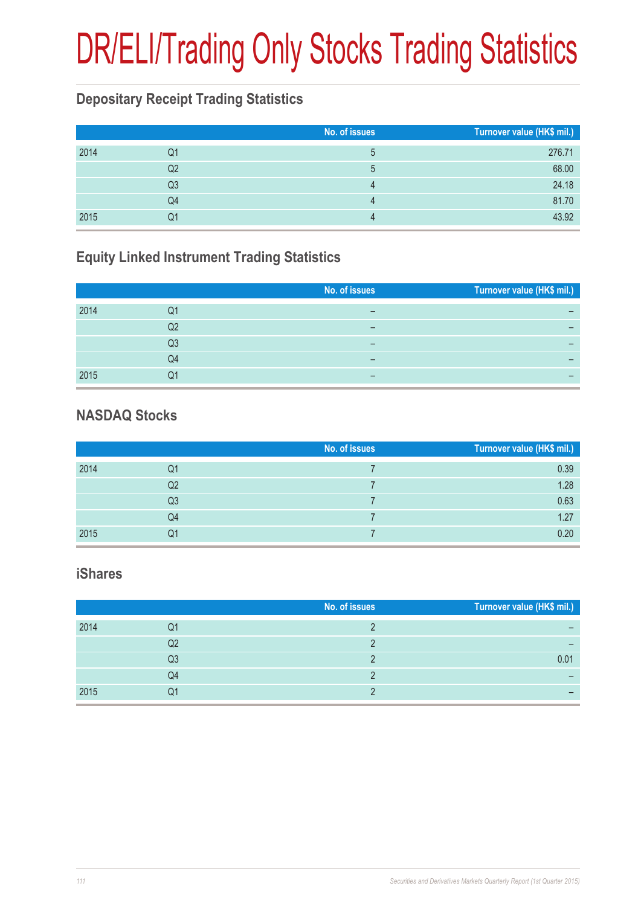# DR/ELI/Trading Only Stocks Trading Statistics

## Depositary Receipt Trading Statistics

| | | No. of issues | Turnover value (HK$ mil.) |
|---|---|---|---|
| 2014 | Q1 | 5 | 276.71 |
| | Q2 | 5 | 68.00 |
| | Q3 | 4 | 24.18 |
| | Q4 | 4 | 81.70 |
| 2015 | Q1 | 4 | 43.92 |

## Equity Linked Instrument Trading Statistics

| | | No. of issues | Turnover value (HK$ mil.) |
|---|---|---|---|
| 2014 | Q1 | – | – |
| | Q2 | – | – |
| | Q3 | – | – |
| | Q4 | – | – |
| 2015 | Q1 | – | – |

## NASDAQ Stocks

| | | No. of issues | Turnover value (HK$ mil.) |
|---|---|---|---|
| 2014 | Q1 | 7 | 0.39 |
| | Q2 | 7 | 1.28 |
| | Q3 | 7 | 0.63 |
| | Q4 | 7 | 1.27 |
| 2015 | Q1 | 7 | 0.20 |

## iShares

| | | No. of issues | Turnover value (HK$ mil.) |
|---|---|---|---|
| 2014 | Q1 | 2 | – |
| | Q2 | 2 | – |
| | Q3 | 2 | 0.01 |
| | Q4 | 2 | – |
| 2015 | Q1 | 2 | – |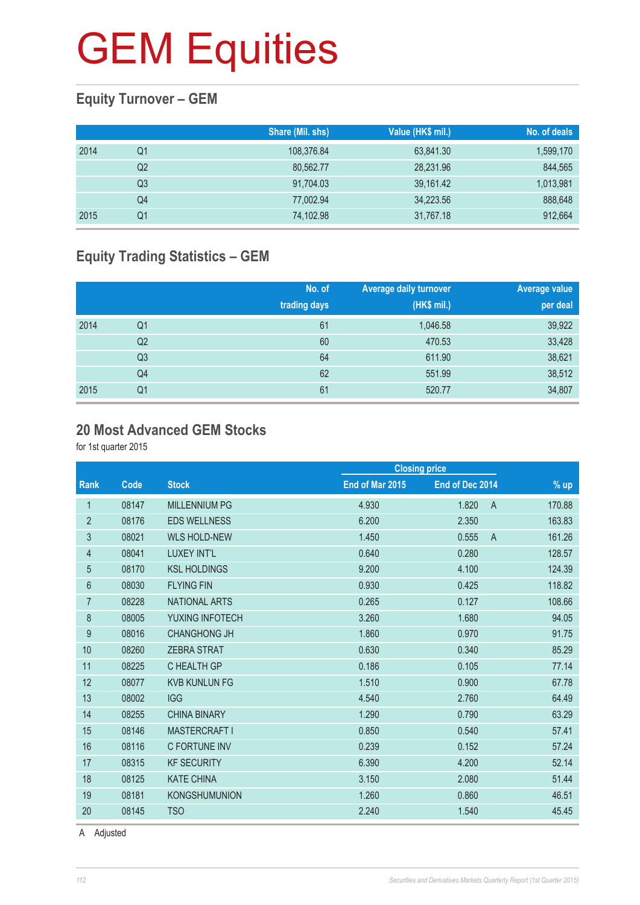# GEM Equities

## Equity Turnover – GEM

| | | Share (Mil. shs) | Value (HK$ mil.) | No. of deals |
|---|---|---|---|---|
| 2014 | Q1 | 108,376.84 | 63,841.30 | 1,599,170 |
| | Q2 | 80,562.77 | 28,231.96 | 844,565 |
| | Q3 | 91,704.03 | 39,161.42 | 1,013,981 |
| | Q4 | 77,002.94 | 34,223.56 | 888,648 |
| 2015 | Q1 | 74,102.98 | 31,767.18 | 912,664 |

## Equity Trading Statistics – GEM

| | | No. of trading days | Average daily turnover (HK$ mil.) | Average value per deal |
|---|---|---|---|---|
| 2014 | Q1 | 61 | 1,046.58 | 39,922 |
| | Q2 | 60 | 470.53 | 33,428 |
| | Q3 | 64 | 611.90 | 38,621 |
| | Q4 | 62 | 551.99 | 38,512 |
| 2015 | Q1 | 61 | 520.77 | 34,807 |

## 20 Most Advanced GEM Stocks

for 1st quarter 2015

| | | | Closing price | | | |
|---|---|---|---|---|---|---|
| Rank | Code | Stock | End of Mar 2015 | End of Dec 2014 | | % up |
| 1 | 08147 | MILLENNIUM PG | 4.930 | 1.820 | A | 170.88 |
| 2 | 08176 | EDS WELLNESS | 6.200 | 2.350 | | 163.83 |
| 3 | 08021 | WLS HOLD-NEW | 1.450 | 0.555 | A | 161.26 |
| 4 | 08041 | LUXEY INT'L | 0.640 | 0.280 | | 128.57 |
| 5 | 08170 | KSL HOLDINGS | 9.200 | 4.100 | | 124.39 |
| 6 | 08030 | FLYING FIN | 0.930 | 0.425 | | 118.82 |
| 7 | 08228 | NATIONAL ARTS | 0.265 | 0.127 | | 108.66 |
| 8 | 08005 | YUXING INFOTECH | 3.260 | 1.680 | | 94.05 |
| 9 | 08016 | CHANGHONG JH | 1.860 | 0.970 | | 91.75 |
| 10 | 08260 | ZEBRA STRAT | 0.630 | 0.340 | | 85.29 |
| 11 | 08225 | C HEALTH GP | 0.186 | 0.105 | | 77.14 |
| 12 | 08077 | KVB KUNLUN FG | 1.510 | 0.900 | | 67.78 |
| 13 | 08002 | IGG | 4.540 | 2.760 | | 64.49 |
| 14 | 08255 | CHINA BINARY | 1.290 | 0.790 | | 63.29 |
| 15 | 08146 | MASTERCRAFT I | 0.850 | 0.540 | | 57.41 |
| 16 | 08116 | C FORTUNE INV | 0.239 | 0.152 | | 57.24 |
| 17 | 08315 | KF SECURITY | 6.390 | 4.200 | | 52.14 |
| 18 | 08125 | KATE CHINA | 3.150 | 2.080 | | 51.44 |
| 19 | 08181 | KONGSHUMUNION | 1.260 | 0.860 | | 46.51 |
| 20 | 08145 | TSO | 2.240 | 1.540 | | 45.45 |

A Adjusted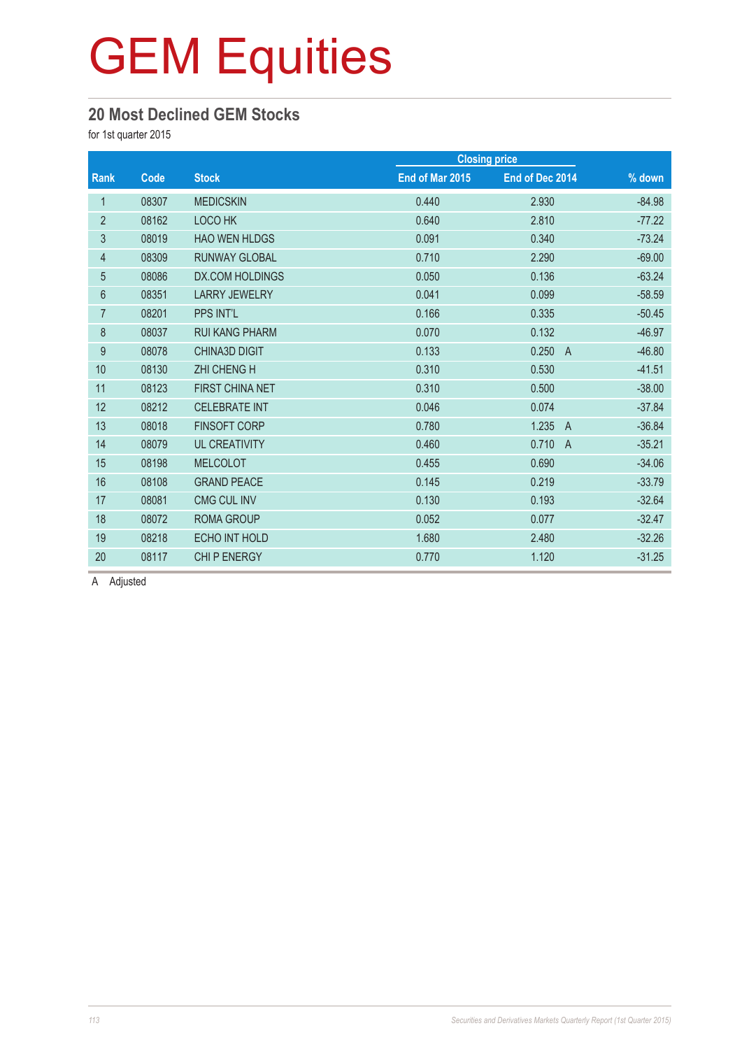# GEM Equities

## 20 Most Declined GEM Stocks

for 1st quarter 2015

| Rank | Code | Stock | Closing price | | % down |
|---|---|---|---|---|---|
| | | | End of Mar 2015 | End of Dec 2014 | |
| 1 | 08307 | MEDICSKIN | 0.440 | 2.930 | -84.98 |
| 2 | 08162 | LOCO HK | 0.640 | 2.810 | -77.22 |
| 3 | 08019 | HAO WEN HLDGS | 0.091 | 0.340 | -73.24 |
| 4 | 08309 | RUNWAY GLOBAL | 0.710 | 2.290 | -69.00 |
| 5 | 08086 | DX.COM HOLDINGS | 0.050 | 0.136 | -63.24 |
| 6 | 08351 | LARRY JEWELRY | 0.041 | 0.099 | -58.59 |
| 7 | 08201 | PPS INT'L | 0.166 | 0.335 | -50.45 |
| 8 | 08037 | RUI KANG PHARM | 0.070 | 0.132 | -46.97 |
| 9 | 08078 | CHINA3D DIGIT | 0.133 | 0.250 A | -46.80 |
| 10 | 08130 | ZHI CHENG H | 0.310 | 0.530 | -41.51 |
| 11 | 08123 | FIRST CHINA NET | 0.310 | 0.500 | -38.00 |
| 12 | 08212 | CELEBRATE INT | 0.046 | 0.074 | -37.84 |
| 13 | 08018 | FINSOFT CORP | 0.780 | 1.235 A | -36.84 |
| 14 | 08079 | UL CREATIVITY | 0.460 | 0.710 A | -35.21 |
| 15 | 08198 | MELCOLOT | 0.455 | 0.690 | -34.06 |
| 16 | 08108 | GRAND PEACE | 0.145 | 0.219 | -33.79 |
| 17 | 08081 | CMG CUL INV | 0.130 | 0.193 | -32.64 |
| 18 | 08072 | ROMA GROUP | 0.052 | 0.077 | -32.47 |
| 19 | 08218 | ECHO INT HOLD | 1.680 | 2.480 | -32.26 |
| 20 | 08117 | CHI P ENERGY | 0.770 | 1.120 | -31.25 |

A Adjusted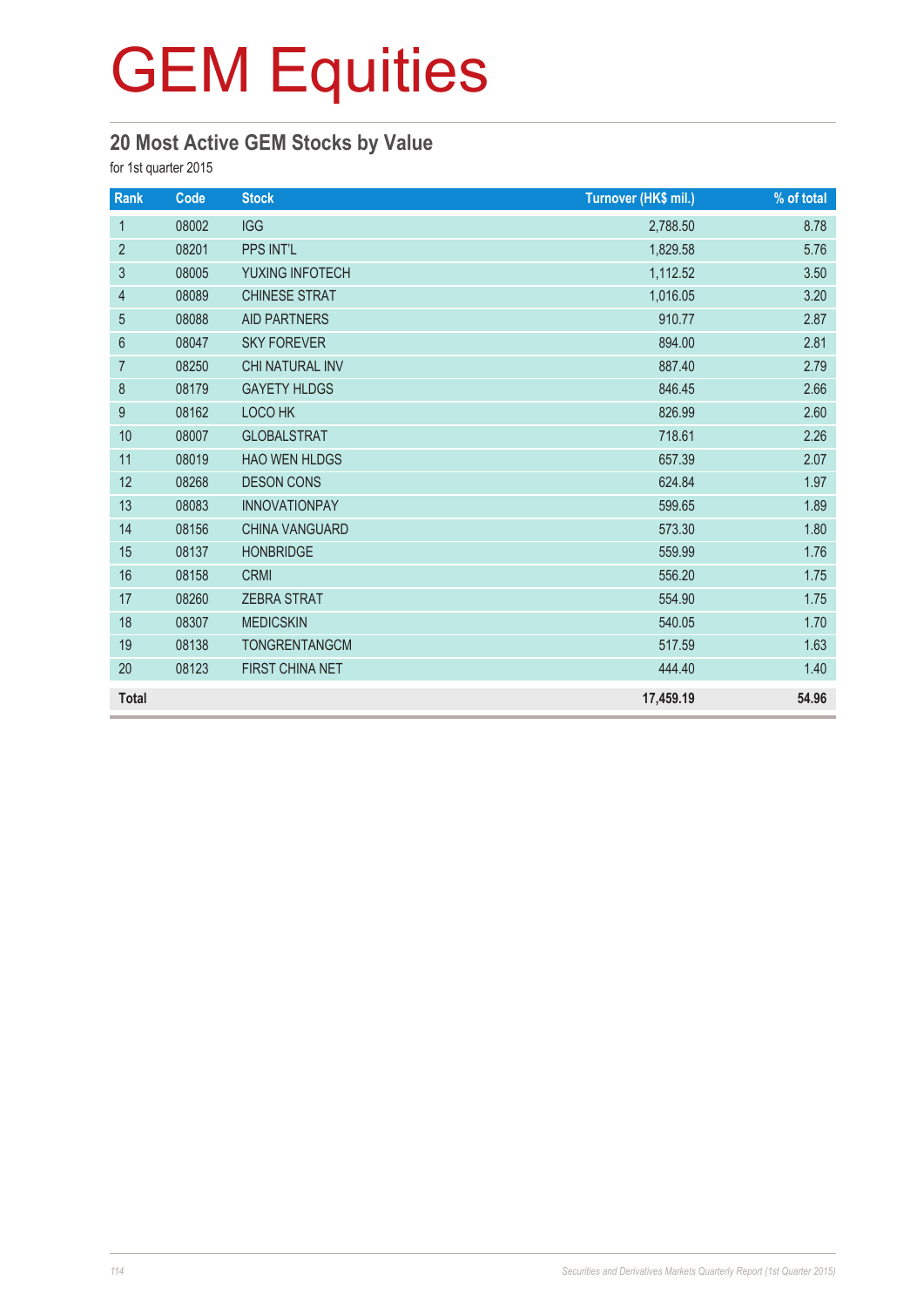# GEM Equities

## 20 Most Active GEM Stocks by Value

for 1st quarter 2015

| Rank | Code | Stock | Turnover (HK$ mil.) | % of total |
|---|---|---|---|---|
| 1 | 08002 | IGG | 2,788.50 | 8.78 |
| 2 | 08201 | PPS INT'L | 1,829.58 | 5.76 |
| 3 | 08005 | YUXING INFOTECH | 1,112.52 | 3.50 |
| 4 | 08089 | CHINESE STRAT | 1,016.05 | 3.20 |
| 5 | 08088 | AID PARTNERS | 910.77 | 2.87 |
| 6 | 08047 | SKY FOREVER | 894.00 | 2.81 |
| 7 | 08250 | CHI NATURAL INV | 887.40 | 2.79 |
| 8 | 08179 | GAYETY HLDGS | 846.45 | 2.66 |
| 9 | 08162 | LOCO HK | 826.99 | 2.60 |
| 10 | 08007 | GLOBALSTRAT | 718.61 | 2.26 |
| 11 | 08019 | HAO WEN HLDGS | 657.39 | 2.07 |
| 12 | 08268 | DESON CONS | 624.84 | 1.97 |
| 13 | 08083 | INNOVATIONPAY | 599.65 | 1.89 |
| 14 | 08156 | CHINA VANGUARD | 573.30 | 1.80 |
| 15 | 08137 | HONBRIDGE | 559.99 | 1.76 |
| 16 | 08158 | CRMI | 556.20 | 1.75 |
| 17 | 08260 | ZEBRA STRAT | 554.90 | 1.75 |
| 18 | 08307 | MEDICSKIN | 540.05 | 1.70 |
| 19 | 08138 | TONGRENTANGCM | 517.59 | 1.63 |
| 20 | 08123 | FIRST CHINA NET | 444.40 | 1.40 |
| **Total** | | | **17,459.19** | **54.96** |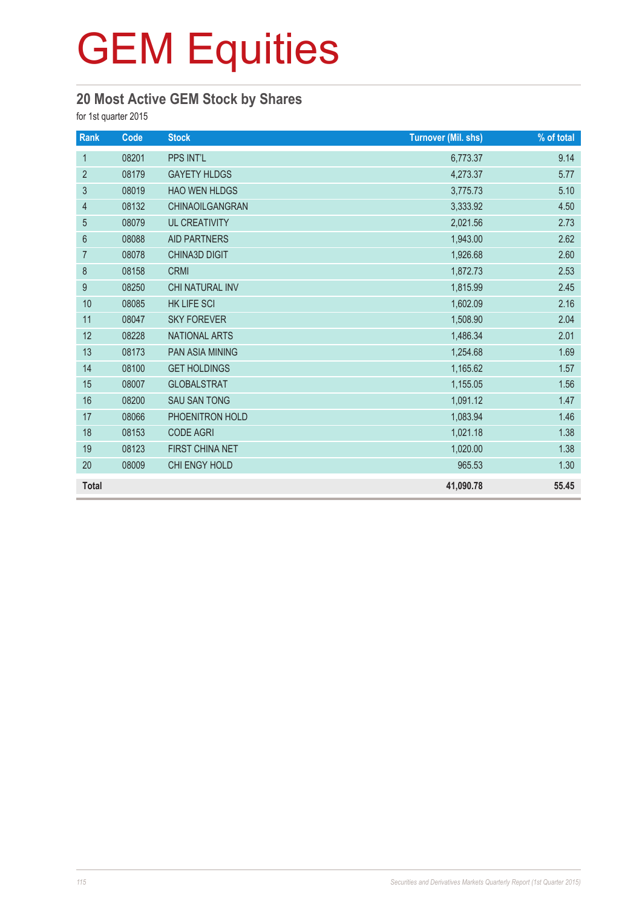# GEM Equities

## 20 Most Active GEM Stock by Shares

for 1st quarter 2015

| Rank | Code | Stock | Turnover (Mil. shs) | % of total |
|---|---|---|---|---|
| 1 | 08201 | PPS INT'L | 6,773.37 | 9.14 |
| 2 | 08179 | GAYETY HLDGS | 4,273.37 | 5.77 |
| 3 | 08019 | HAO WEN HLDGS | 3,775.73 | 5.10 |
| 4 | 08132 | CHINAOILGANGRAN | 3,333.92 | 4.50 |
| 5 | 08079 | UL CREATIVITY | 2,021.56 | 2.73 |
| 6 | 08088 | AID PARTNERS | 1,943.00 | 2.62 |
| 7 | 08078 | CHINA3D DIGIT | 1,926.68 | 2.60 |
| 8 | 08158 | CRMI | 1,872.73 | 2.53 |
| 9 | 08250 | CHI NATURAL INV | 1,815.99 | 2.45 |
| 10 | 08085 | HK LIFE SCI | 1,602.09 | 2.16 |
| 11 | 08047 | SKY FOREVER | 1,508.90 | 2.04 |
| 12 | 08228 | NATIONAL ARTS | 1,486.34 | 2.01 |
| 13 | 08173 | PAN ASIA MINING | 1,254.68 | 1.69 |
| 14 | 08100 | GET HOLDINGS | 1,165.62 | 1.57 |
| 15 | 08007 | GLOBALSTRAT | 1,155.05 | 1.56 |
| 16 | 08200 | SAU SAN TONG | 1,091.12 | 1.47 |
| 17 | 08066 | PHOENITRON HOLD | 1,083.94 | 1.46 |
| 18 | 08153 | CODE AGRI | 1,021.18 | 1.38 |
| 19 | 08123 | FIRST CHINA NET | 1,020.00 | 1.38 |
| 20 | 08009 | CHI ENGY HOLD | 965.53 | 1.30 |
| **Total** | | | **41,090.78** | **55.45** |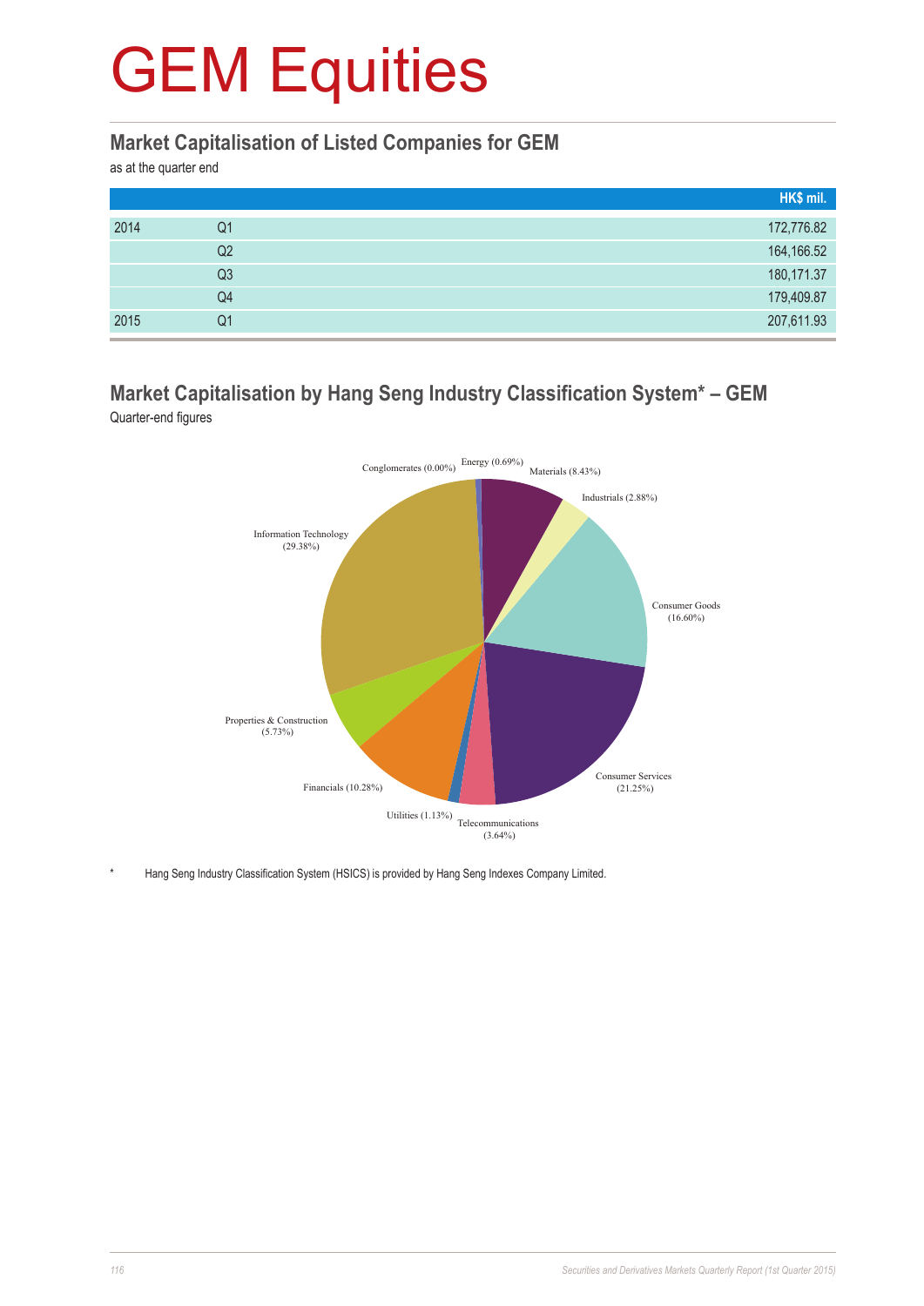# GEM Equities

## Market Capitalisation of Listed Companies for GEM

as at the quarter end

| | | HK$ mil. |
|---|---|---|
| 2014 | Q1 | 172,776.82 |
| | Q2 | 164,166.52 |
| | Q3 | 180,171.37 |
| | Q4 | 179,409.87 |
| 2015 | Q1 | 207,611.93 |

## Market Capitalisation by Hang Seng Industry Classification System* – GEM

Quarter-end figures

Conglomerates (0.00%)
Energy (0.69%)
Materials (8.43%)
Industrials (2.88%)
Consumer Goods (16.60%)
Consumer Services (21.25%)
Telecommunications (3.64%)
Utilities (1.13%)
Financials (10.28%)
Properties & Construction (5.73%)
Information Technology (29.38%)

\* Hang Seng Industry Classification System (HSICS) is provided by Hang Seng Indexes Company Limited.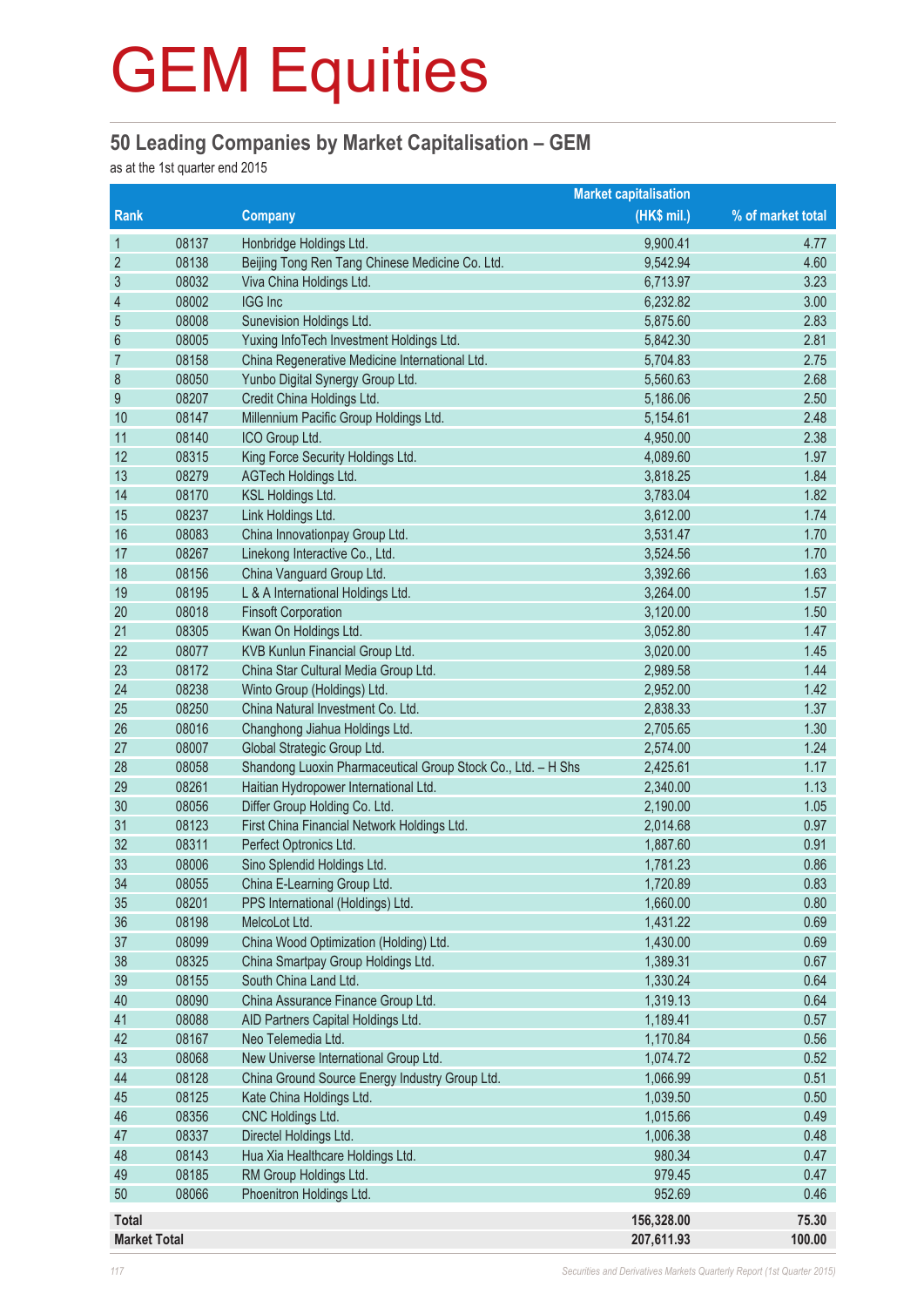# GEM Equities

## 50 Leading Companies by Market Capitalisation – GEM

as at the 1st quarter end 2015

| Rank | | Company | Market capitalisation (HK$ mil.) | % of market total |
|---|---|---|---|---|
| 1 | 08137 | Honbridge Holdings Ltd. | 9,900.41 | 4.77 |
| 2 | 08138 | Beijing Tong Ren Tang Chinese Medicine Co. Ltd. | 9,542.94 | 4.60 |
| 3 | 08032 | Viva China Holdings Ltd. | 6,713.97 | 3.23 |
| 4 | 08002 | IGG Inc | 6,232.82 | 3.00 |
| 5 | 08008 | Sunevision Holdings Ltd. | 5,875.60 | 2.83 |
| 6 | 08005 | Yuxing InfoTech Investment Holdings Ltd. | 5,842.30 | 2.81 |
| 7 | 08158 | China Regenerative Medicine International Ltd. | 5,704.83 | 2.75 |
| 8 | 08050 | Yunbo Digital Synergy Group Ltd. | 5,560.63 | 2.68 |
| 9 | 08207 | Credit China Holdings Ltd. | 5,186.06 | 2.50 |
| 10 | 08147 | Millennium Pacific Group Holdings Ltd. | 5,154.61 | 2.48 |
| 11 | 08140 | ICO Group Ltd. | 4,950.00 | 2.38 |
| 12 | 08315 | King Force Security Holdings Ltd. | 4,089.60 | 1.97 |
| 13 | 08279 | AGTech Holdings Ltd. | 3,818.25 | 1.84 |
| 14 | 08170 | KSL Holdings Ltd. | 3,783.04 | 1.82 |
| 15 | 08237 | Link Holdings Ltd. | 3,612.00 | 1.74 |
| 16 | 08083 | China Innovationpay Group Ltd. | 3,531.47 | 1.70 |
| 17 | 08267 | Linekong Interactive Co., Ltd. | 3,524.56 | 1.70 |
| 18 | 08156 | China Vanguard Group Ltd. | 3,392.66 | 1.63 |
| 19 | 08195 | L & A International Holdings Ltd. | 3,264.00 | 1.57 |
| 20 | 08018 | Finsoft Corporation | 3,120.00 | 1.50 |
| 21 | 08305 | Kwan On Holdings Ltd. | 3,052.80 | 1.47 |
| 22 | 08077 | KVB Kunlun Financial Group Ltd. | 3,020.00 | 1.45 |
| 23 | 08172 | China Star Cultural Media Group Ltd. | 2,989.58 | 1.44 |
| 24 | 08238 | Winto Group (Holdings) Ltd. | 2,952.00 | 1.42 |
| 25 | 08250 | China Natural Investment Co. Ltd. | 2,838.33 | 1.37 |
| 26 | 08016 | Changhong Jiahua Holdings Ltd. | 2,705.65 | 1.30 |
| 27 | 08007 | Global Strategic Group Ltd. | 2,574.00 | 1.24 |
| 28 | 08058 | Shandong Luoxin Pharmaceutical Group Stock Co., Ltd. – H Shs | 2,425.61 | 1.17 |
| 29 | 08261 | Haitian Hydropower International Ltd. | 2,340.00 | 1.13 |
| 30 | 08056 | Differ Group Holding Co. Ltd. | 2,190.00 | 1.05 |
| 31 | 08123 | First China Financial Network Holdings Ltd. | 2,014.68 | 0.97 |
| 32 | 08311 | Perfect Optronics Ltd. | 1,887.60 | 0.91 |
| 33 | 08006 | Sino Splendid Holdings Ltd. | 1,781.23 | 0.86 |
| 34 | 08055 | China E-Learning Group Ltd. | 1,720.89 | 0.83 |
| 35 | 08201 | PPS International (Holdings) Ltd. | 1,660.00 | 0.80 |
| 36 | 08198 | MelcoLot Ltd. | 1,431.22 | 0.69 |
| 37 | 08099 | China Wood Optimization (Holding) Ltd. | 1,430.00 | 0.69 |
| 38 | 08325 | China Smartpay Group Holdings Ltd. | 1,389.31 | 0.67 |
| 39 | 08155 | South China Land Ltd. | 1,330.24 | 0.64 |
| 40 | 08090 | China Assurance Finance Group Ltd. | 1,319.13 | 0.64 |
| 41 | 08088 | AID Partners Capital Holdings Ltd. | 1,189.41 | 0.57 |
| 42 | 08167 | Neo Telemedia Ltd. | 1,170.84 | 0.56 |
| 43 | 08068 | New Universe International Group Ltd. | 1,074.72 | 0.52 |
| 44 | 08128 | China Ground Source Energy Industry Group Ltd. | 1,066.99 | 0.51 |
| 45 | 08125 | Kate China Holdings Ltd. | 1,039.50 | 0.50 |
| 46 | 08356 | CNC Holdings Ltd. | 1,015.66 | 0.49 |
| 47 | 08337 | Directel Holdings Ltd. | 1,006.38 | 0.48 |
| 48 | 08143 | Hua Xia Healthcare Holdings Ltd. | 980.34 | 0.47 |
| 49 | 08185 | RM Group Holdings Ltd. | 979.45 | 0.47 |
| 50 | 08066 | Phoenitron Holdings Ltd. | 952.69 | 0.46 |
| **Total** | | | **156,328.00** | **75.30** |
| **Market Total** | | | **207,611.93** | **100.00** |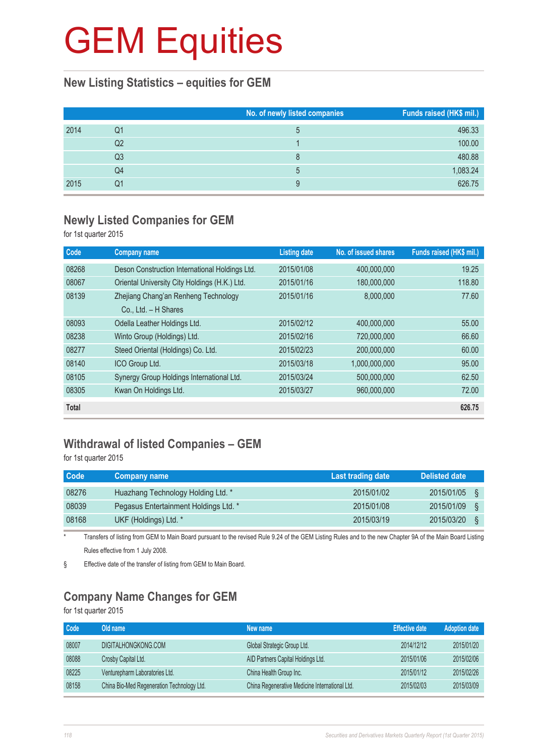# GEM Equities

## New Listing Statistics – equities for GEM

| | | No. of newly listed companies | Funds raised (HK$ mil.) |
|---|---|---|---|
| 2014 | Q1 | 5 | 496.33 |
| | Q2 | 1 | 100.00 |
| | Q3 | 8 | 480.88 |
| | Q4 | 5 | 1,083.24 |
| 2015 | Q1 | 9 | 626.75 |

## Newly Listed Companies for GEM

for 1st quarter 2015

| Code | Company name | Listing date | No. of issued shares | Funds raised (HK$ mil.) |
|---|---|---|---|---|
| 08268 | Deson Construction International Holdings Ltd. | 2015/01/08 | 400,000,000 | 19.25 |
| 08067 | Oriental University City Holdings (H.K.) Ltd. | 2015/01/16 | 180,000,000 | 118.80 |
| 08139 | Zhejiang Chang'an Renheng Technology Co., Ltd. – H Shares | 2015/01/16 | 8,000,000 | 77.60 |
| 08093 | Odella Leather Holdings Ltd. | 2015/02/12 | 400,000,000 | 55.00 |
| 08238 | Winto Group (Holdings) Ltd. | 2015/02/16 | 720,000,000 | 66.60 |
| 08277 | Steed Oriental (Holdings) Co. Ltd. | 2015/02/23 | 200,000,000 | 60.00 |
| 08140 | ICO Group Ltd. | 2015/03/18 | 1,000,000,000 | 95.00 |
| 08105 | Synergy Group Holdings International Ltd. | 2015/03/24 | 500,000,000 | 62.50 |
| 08305 | Kwan On Holdings Ltd. | 2015/03/27 | 960,000,000 | 72.00 |
| **Total** | | | | **626.75** |

## Withdrawal of listed Companies – GEM

for 1st quarter 2015

| Code | Company name | Last trading date | Delisted date |
|---|---|---|---|
| 08276 | Huazhang Technology Holding Ltd. * | 2015/01/02 | 2015/01/05 § |
| 08039 | Pegasus Entertainment Holdings Ltd. * | 2015/01/08 | 2015/01/09 § |
| 08168 | UKF (Holdings) Ltd. * | 2015/03/19 | 2015/03/20 § |

\* Transfers of listing from GEM to Main Board pursuant to the revised Rule 9.24 of the GEM Listing Rules and to the new Chapter 9A of the Main Board Listing Rules effective from 1 July 2008.

§ Effective date of the transfer of listing from GEM to Main Board.

## Company Name Changes for GEM

for 1st quarter 2015

| Code | Old name | New name | Effective date | Adoption date |
|---|---|---|---|---|
| 08007 | DIGITALHONGKONG.COM | Global Strategic Group Ltd. | 2014/12/12 | 2015/01/20 |
| 08088 | Crosby Capital Ltd. | AID Partners Capital Holdings Ltd. | 2015/01/06 | 2015/02/06 |
| 08225 | Venturepharm Laboratories Ltd. | China Health Group Inc. | 2015/01/12 | 2015/02/26 |
| 08158 | China Bio-Med Regeneration Technology Ltd. | China Regenerative Medicine International Ltd. | 2015/02/03 | 2015/03/09 |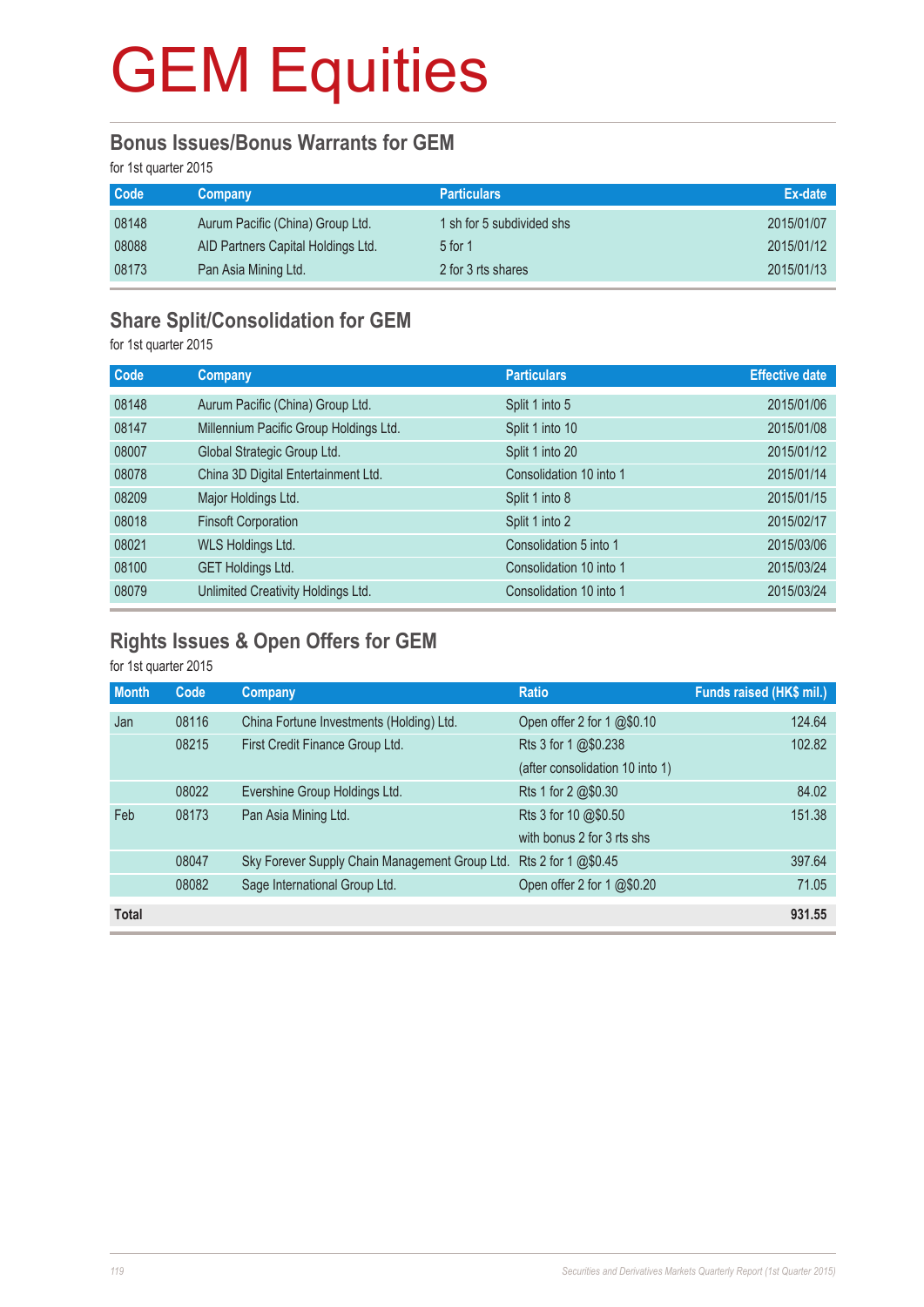# GEM Equities

## Bonus Issues/Bonus Warrants for GEM

for 1st quarter 2015

| Code | Company | Particulars | Ex-date |
|---|---|---|---|
| 08148 | Aurum Pacific (China) Group Ltd. | 1 sh for 5 subdivided shs | 2015/01/07 |
| 08088 | AID Partners Capital Holdings Ltd. | 5 for 1 | 2015/01/12 |
| 08173 | Pan Asia Mining Ltd. | 2 for 3 rts shares | 2015/01/13 |

## Share Split/Consolidation for GEM

for 1st quarter 2015

| Code | Company | Particulars | Effective date |
|---|---|---|---|
| 08148 | Aurum Pacific (China) Group Ltd. | Split 1 into 5 | 2015/01/06 |
| 08147 | Millennium Pacific Group Holdings Ltd. | Split 1 into 10 | 2015/01/08 |
| 08007 | Global Strategic Group Ltd. | Split 1 into 20 | 2015/01/12 |
| 08078 | China 3D Digital Entertainment Ltd. | Consolidation 10 into 1 | 2015/01/14 |
| 08209 | Major Holdings Ltd. | Split 1 into 8 | 2015/01/15 |
| 08018 | Finsoft Corporation | Split 1 into 2 | 2015/02/17 |
| 08021 | WLS Holdings Ltd. | Consolidation 5 into 1 | 2015/03/06 |
| 08100 | GET Holdings Ltd. | Consolidation 10 into 1 | 2015/03/24 |
| 08079 | Unlimited Creativity Holdings Ltd. | Consolidation 10 into 1 | 2015/03/24 |

## Rights Issues & Open Offers for GEM

for 1st quarter 2015

| Month | Code | Company | Ratio | Funds raised (HK$ mil.) |
|---|---|---|---|---|
| Jan | 08116 | China Fortune Investments (Holding) Ltd. | Open offer 2 for 1 @$0.10 | 124.64 |
| | 08215 | First Credit Finance Group Ltd. | Rts 3 for 1 @$0.238 (after consolidation 10 into 1) | 102.82 |
| | 08022 | Evershine Group Holdings Ltd. | Rts 1 for 2 @$0.30 | 84.02 |
| Feb | 08173 | Pan Asia Mining Ltd. | Rts 3 for 10 @$0.50 with bonus 2 for 3 rts shs | 151.38 |
| | 08047 | Sky Forever Supply Chain Management Group Ltd. | Rts 2 for 1 @$0.45 | 397.64 |
| | 08082 | Sage International Group Ltd. | Open offer 2 for 1 @$0.20 | 71.05 |
| **Total** | | | | **931.55** |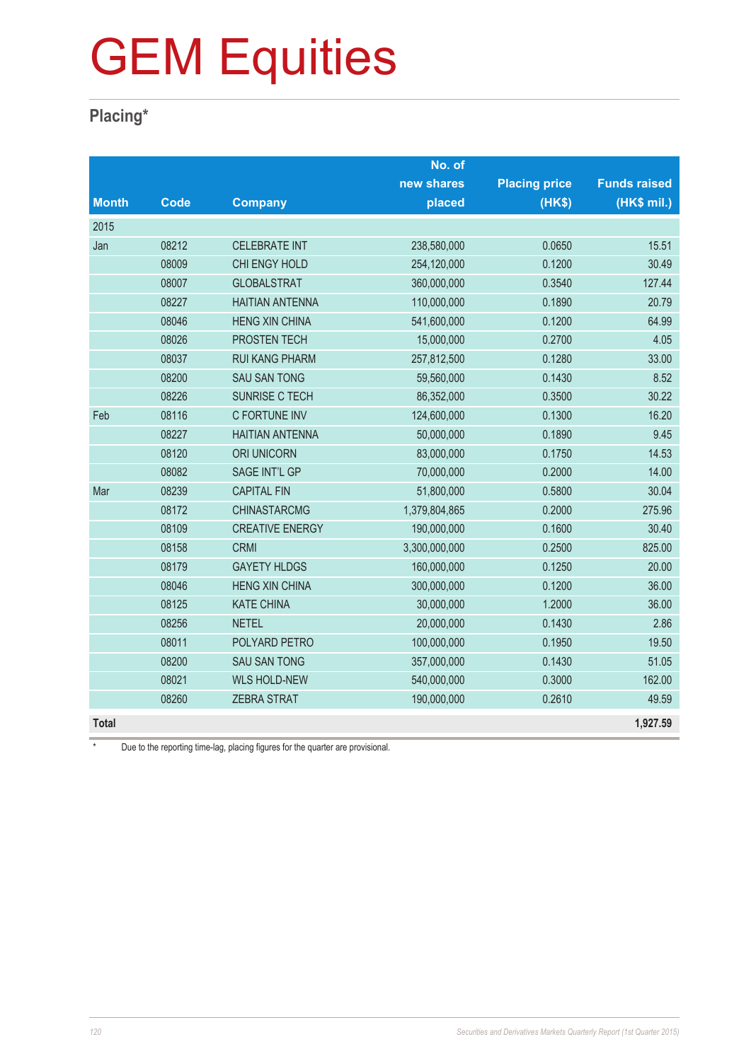# GEM Equities

## Placing*

| Month | Code | Company | No. of new shares placed | Placing price (HK$) | Funds raised (HK$ mil.) |
|---|---|---|---|---|---|
| 2015 | | | | | |
| Jan | 08212 | CELEBRATE INT | 238,580,000 | 0.0650 | 15.51 |
| | 08009 | CHI ENGY HOLD | 254,120,000 | 0.1200 | 30.49 |
| | 08007 | GLOBALSTRAT | 360,000,000 | 0.3540 | 127.44 |
| | 08227 | HAITIAN ANTENNA | 110,000,000 | 0.1890 | 20.79 |
| | 08046 | HENG XIN CHINA | 541,600,000 | 0.1200 | 64.99 |
| | 08026 | PROSTEN TECH | 15,000,000 | 0.2700 | 4.05 |
| | 08037 | RUI KANG PHARM | 257,812,500 | 0.1280 | 33.00 |
| | 08200 | SAU SAN TONG | 59,560,000 | 0.1430 | 8.52 |
| | 08226 | SUNRISE C TECH | 86,352,000 | 0.3500 | 30.22 |
| Feb | 08116 | C FORTUNE INV | 124,600,000 | 0.1300 | 16.20 |
| | 08227 | HAITIAN ANTENNA | 50,000,000 | 0.1890 | 9.45 |
| | 08120 | ORI UNICORN | 83,000,000 | 0.1750 | 14.53 |
| | 08082 | SAGE INT'L GP | 70,000,000 | 0.2000 | 14.00 |
| Mar | 08239 | CAPITAL FIN | 51,800,000 | 0.5800 | 30.04 |
| | 08172 | CHINASTARCMG | 1,379,804,865 | 0.2000 | 275.96 |
| | 08109 | CREATIVE ENERGY | 190,000,000 | 0.1600 | 30.40 |
| | 08158 | CRMI | 3,300,000,000 | 0.2500 | 825.00 |
| | 08179 | GAYETY HLDGS | 160,000,000 | 0.1250 | 20.00 |
| | 08046 | HENG XIN CHINA | 300,000,000 | 0.1200 | 36.00 |
| | 08125 | KATE CHINA | 30,000,000 | 1.2000 | 36.00 |
| | 08256 | NETEL | 20,000,000 | 0.1430 | 2.86 |
| | 08011 | POLYARD PETRO | 100,000,000 | 0.1950 | 19.50 |
| | 08200 | SAU SAN TONG | 357,000,000 | 0.1430 | 51.05 |
| | 08021 | WLS HOLD-NEW | 540,000,000 | 0.3000 | 162.00 |
| | 08260 | ZEBRA STRAT | 190,000,000 | 0.2610 | 49.59 |
| **Total** | | | | | **1,927.59** |

\* Due to the reporting time-lag, placing figures for the quarter are provisional.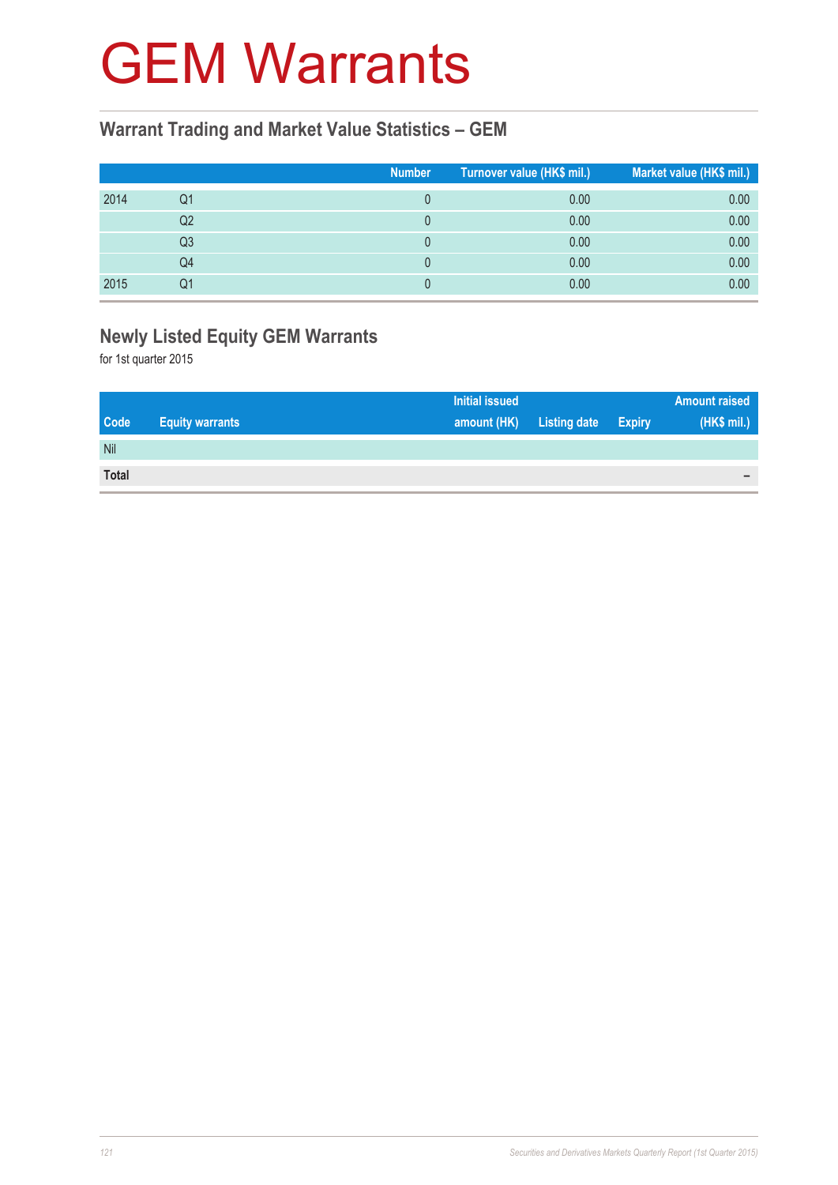# GEM Warrants

## Warrant Trading and Market Value Statistics – GEM

| | | Number | Turnover value (HK$ mil.) | Market value (HK$ mil.) |
|---|---|---|---|---|
| 2014 | Q1 | 0 | 0.00 | 0.00 |
| | Q2 | 0 | 0.00 | 0.00 |
| | Q3 | 0 | 0.00 | 0.00 |
| | Q4 | 0 | 0.00 | 0.00 |
| 2015 | Q1 | 0 | 0.00 | 0.00 |

## Newly Listed Equity GEM Warrants

for 1st quarter 2015

| Code | Equity warrants | Initial issued amount (HK) | Listing date | Expiry | Amount raised (HK$ mil.) |
|---|---|---|---|---|---|
| Nil | | | | | |
| **Total** | | | | | – |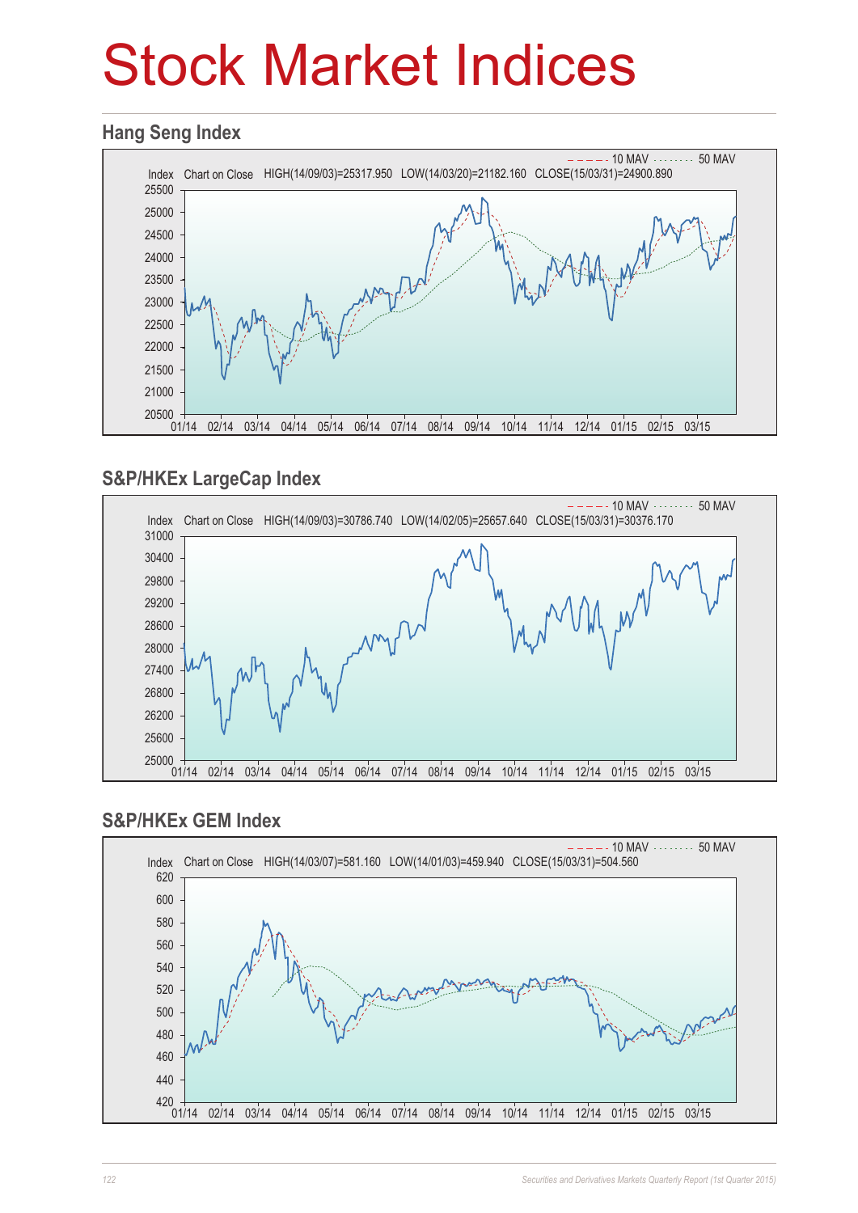# Stock Market Indices

## Hang Seng Index

10 MAV ········ 50 MAV

Index Chart on Close HIGH(14/09/03)=25317.950 LOW(14/03/20)=21182.160 CLOSE(15/03/31)=24900.890

## S&P/HKEx LargeCap Index

10 MAV ········ 50 MAV

Index Chart on Close HIGH(14/09/03)=30786.740 LOW(14/02/05)=25657.640 CLOSE(15/03/31)=30376.170

## S&P/HKEx GEM Index

10 MAV ········ 50 MAV

Index Chart on Close HIGH(14/03/07)=581.160 LOW(14/01/03)=459.940 CLOSE(15/03/31)=504.560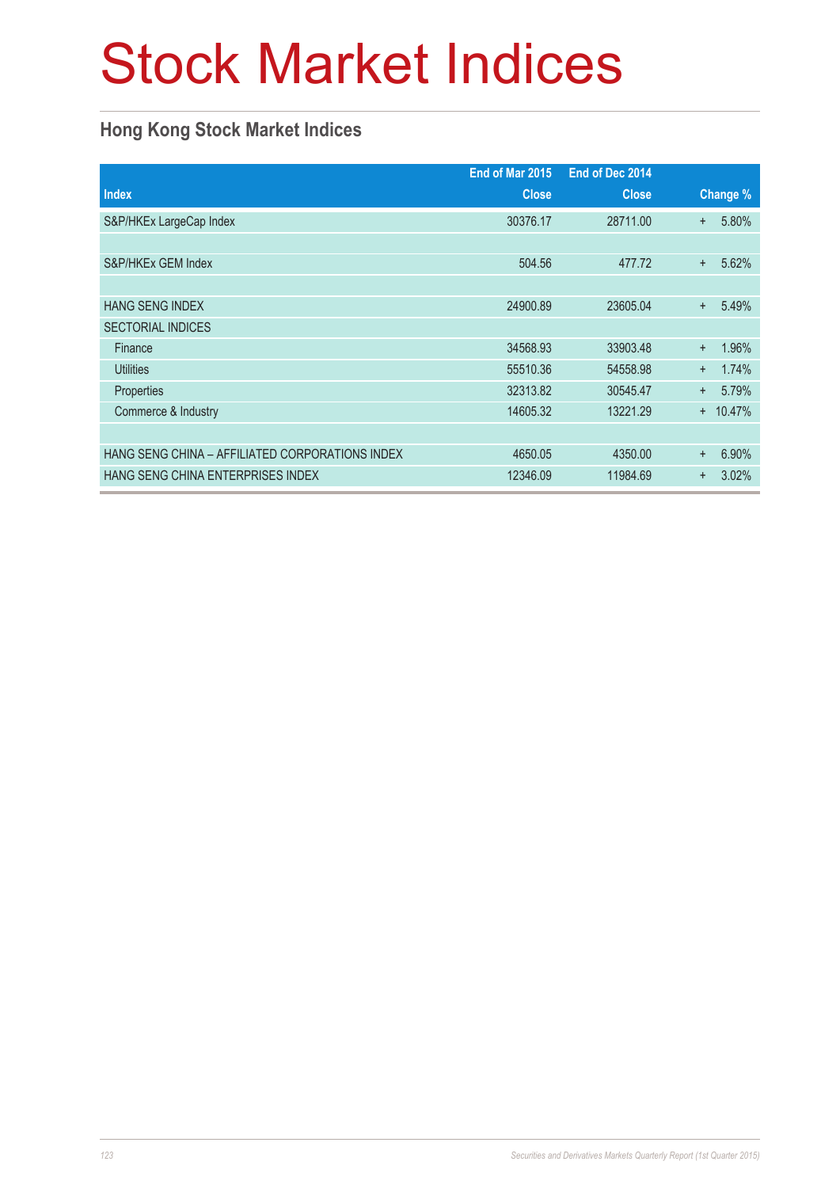# Stock Market Indices

## Hong Kong Stock Market Indices

| Index | End of Mar 2015 Close | End of Dec 2014 Close | Change % |
|---|---|---|---|
| S&P/HKEx LargeCap Index | 30376.17 | 28711.00 | + 5.80% |
| | | | |
| S&P/HKEx GEM Index | 504.56 | 477.72 | + 5.62% |
| | | | |
| HANG SENG INDEX | 24900.89 | 23605.04 | + 5.49% |
| SECTORIAL INDICES | | | |
| Finance | 34568.93 | 33903.48 | + 1.96% |
| Utilities | 55510.36 | 54558.98 | + 1.74% |
| Properties | 32313.82 | 30545.47 | + 5.79% |
| Commerce & Industry | 14605.32 | 13221.29 | + 10.47% |
| | | | |
| HANG SENG CHINA – AFFILIATED CORPORATIONS INDEX | 4650.05 | 4350.00 | + 6.90% |
| HANG SENG CHINA ENTERPRISES INDEX | 12346.09 | 11984.69 | + 3.02% |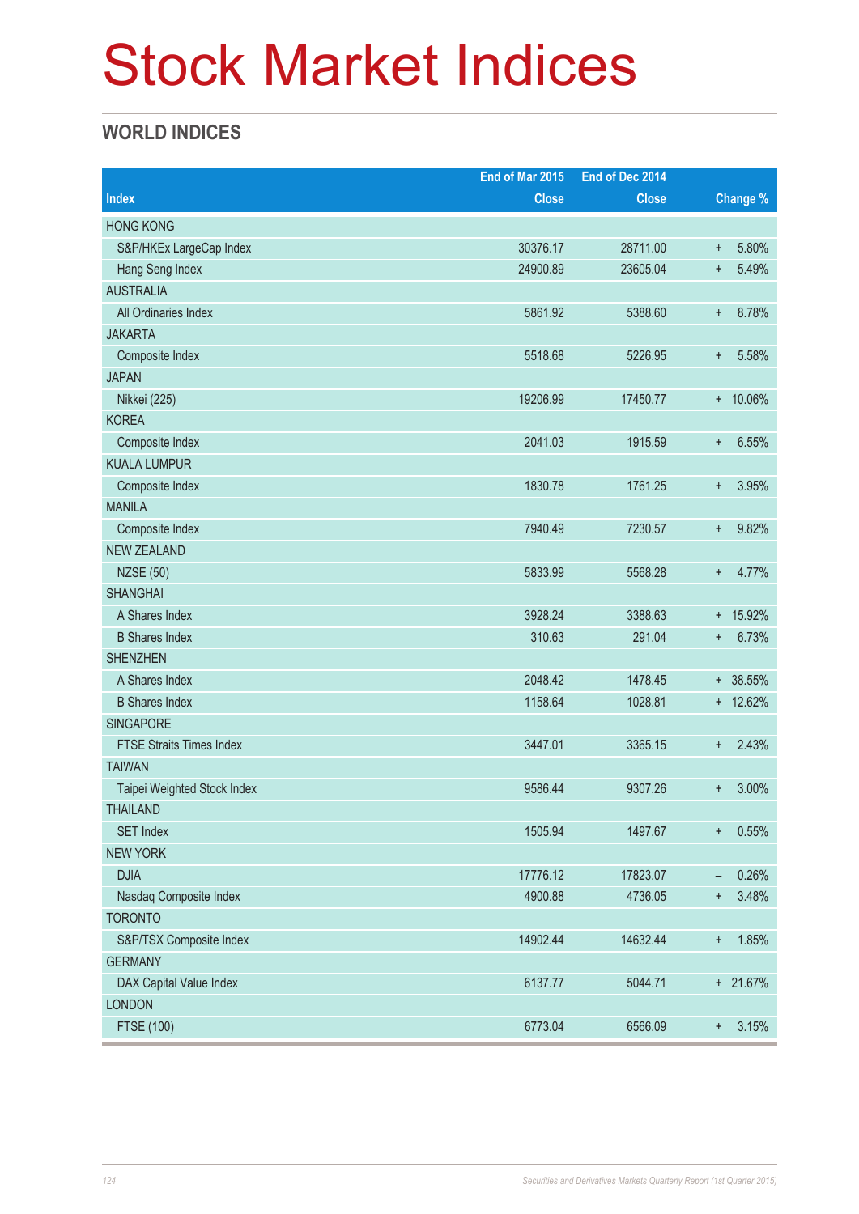# Stock Market Indices

## WORLD INDICES

| Index | End of Mar 2015 Close | End of Dec 2014 Close | Change % |
|---|---|---|---|
| HONG KONG | | | |
| S&P/HKEx LargeCap Index | 30376.17 | 28711.00 | + 5.80% |
| Hang Seng Index | 24900.89 | 23605.04 | + 5.49% |
| AUSTRALIA | | | |
| All Ordinaries Index | 5861.92 | 5388.60 | + 8.78% |
| JAKARTA | | | |
| Composite Index | 5518.68 | 5226.95 | + 5.58% |
| JAPAN | | | |
| Nikkei (225) | 19206.99 | 17450.77 | + 10.06% |
| KOREA | | | |
| Composite Index | 2041.03 | 1915.59 | + 6.55% |
| KUALA LUMPUR | | | |
| Composite Index | 1830.78 | 1761.25 | + 3.95% |
| MANILA | | | |
| Composite Index | 7940.49 | 7230.57 | + 9.82% |
| NEW ZEALAND | | | |
| NZSE (50) | 5833.99 | 5568.28 | + 4.77% |
| SHANGHAI | | | |
| A Shares Index | 3928.24 | 3388.63 | + 15.92% |
| B Shares Index | 310.63 | 291.04 | + 6.73% |
| SHENZHEN | | | |
| A Shares Index | 2048.42 | 1478.45 | + 38.55% |
| B Shares Index | 1158.64 | 1028.81 | + 12.62% |
| SINGAPORE | | | |
| FTSE Straits Times Index | 3447.01 | 3365.15 | + 2.43% |
| TAIWAN | | | |
| Taipei Weighted Stock Index | 9586.44 | 9307.26 | + 3.00% |
| THAILAND | | | |
| SET Index | 1505.94 | 1497.67 | + 0.55% |
| NEW YORK | | | |
| DJIA | 17776.12 | 17823.07 | – 0.26% |
| Nasdaq Composite Index | 4900.88 | 4736.05 | + 3.48% |
| TORONTO | | | |
| S&P/TSX Composite Index | 14902.44 | 14632.44 | + 1.85% |
| GERMANY | | | |
| DAX Capital Value Index | 6137.77 | 5044.71 | + 21.67% |
| LONDON | | | |
| FTSE (100) | 6773.04 | 6566.09 | + 3.15% |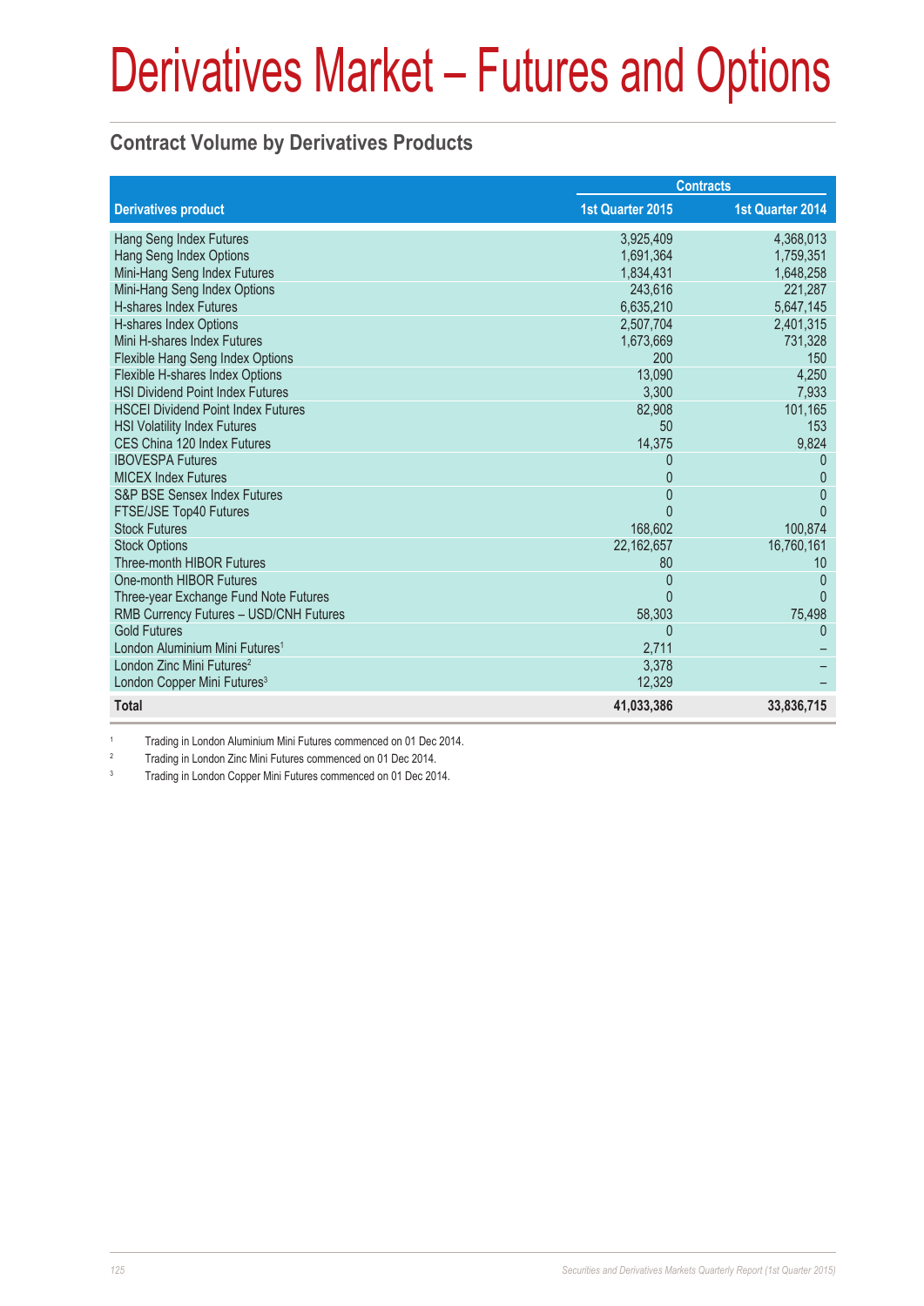# Derivatives Market – Futures and Options

## Contract Volume by Derivatives Products

| Derivatives product | Contracts | |
|---|---|---|
| | 1st Quarter 2015 | 1st Quarter 2014 |
| Hang Seng Index Futures | 3,925,409 | 4,368,013 |
| Hang Seng Index Options | 1,691,364 | 1,759,351 |
| Mini-Hang Seng Index Futures | 1,834,431 | 1,648,258 |
| Mini-Hang Seng Index Options | 243,616 | 221,287 |
| H-shares Index Futures | 6,635,210 | 5,647,145 |
| H-shares Index Options | 2,507,704 | 2,401,315 |
| Mini H-shares Index Futures | 1,673,669 | 731,328 |
| Flexible Hang Seng Index Options | 200 | 150 |
| Flexible H-shares Index Options | 13,090 | 4,250 |
| HSI Dividend Point Index Futures | 3,300 | 7,933 |
| HSCEI Dividend Point Index Futures | 82,908 | 101,165 |
| HSI Volatility Index Futures | 50 | 153 |
| CES China 120 Index Futures | 14,375 | 9,824 |
| IBOVESPA Futures | 0 | 0 |
| MICEX Index Futures | 0 | 0 |
| S&P BSE Sensex Index Futures | 0 | 0 |
| FTSE/JSE Top40 Futures | 0 | 0 |
| Stock Futures | 168,602 | 100,874 |
| Stock Options | 22,162,657 | 16,760,161 |
| Three-month HIBOR Futures | 80 | 10 |
| One-month HIBOR Futures | 0 | 0 |
| Three-year Exchange Fund Note Futures | 0 | 0 |
| RMB Currency Futures – USD/CNH Futures | 58,303 | 75,498 |
| Gold Futures | 0 | 0 |
| London Aluminium Mini Futures[1] | 2,711 | – |
| London Zinc Mini Futures[2] | 3,378 | – |
| London Copper Mini Futures[3] | 12,329 | – |
| **Total** | **41,033,386** | **33,836,715** |

[1] Trading in London Aluminium Mini Futures commenced on 01 Dec 2014.

[2] Trading in London Zinc Mini Futures commenced on 01 Dec 2014.

[3] Trading in London Copper Mini Futures commenced on 01 Dec 2014.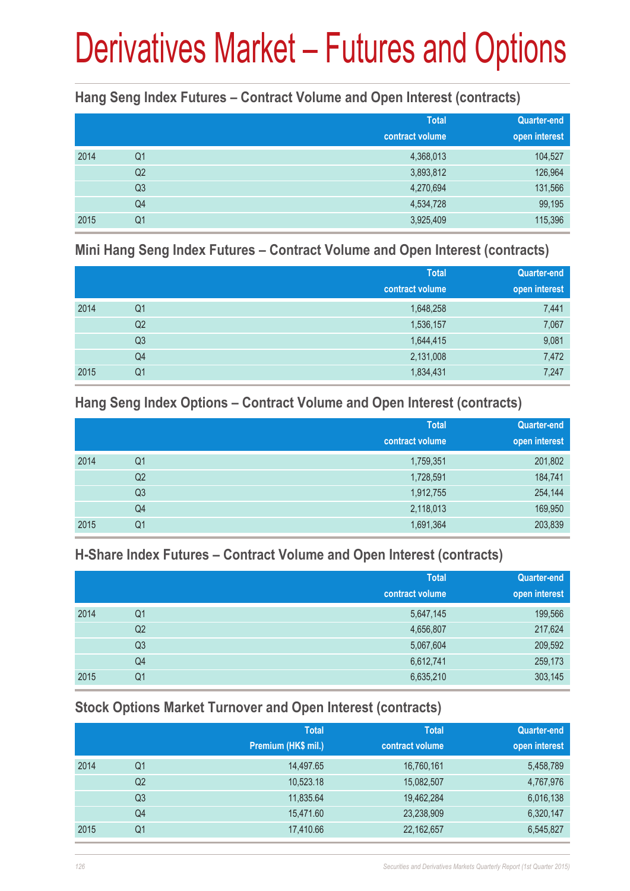# Derivatives Market – Futures and Options

### Hang Seng Index Futures – Contract Volume and Open Interest (contracts)

| | | Total contract volume | Quarter-end open interest |
|---|---|---|---|
| 2014 | Q1 | 4,368,013 | 104,527 |
| | Q2 | 3,893,812 | 126,964 |
| | Q3 | 4,270,694 | 131,566 |
| | Q4 | 4,534,728 | 99,195 |
| 2015 | Q1 | 3,925,409 | 115,396 |

### Mini Hang Seng Index Futures – Contract Volume and Open Interest (contracts)

| | | Total contract volume | Quarter-end open interest |
|---|---|---|---|
| 2014 | Q1 | 1,648,258 | 7,441 |
| | Q2 | 1,536,157 | 7,067 |
| | Q3 | 1,644,415 | 9,081 |
| | Q4 | 2,131,008 | 7,472 |
| 2015 | Q1 | 1,834,431 | 7,247 |

### Hang Seng Index Options – Contract Volume and Open Interest (contracts)

| | | Total contract volume | Quarter-end open interest |
|---|---|---|---|
| 2014 | Q1 | 1,759,351 | 201,802 |
| | Q2 | 1,728,591 | 184,741 |
| | Q3 | 1,912,755 | 254,144 |
| | Q4 | 2,118,013 | 169,950 |
| 2015 | Q1 | 1,691,364 | 203,839 |

### H-Share Index Futures – Contract Volume and Open Interest (contracts)

| | | Total contract volume | Quarter-end open interest |
|---|---|---|---|
| 2014 | Q1 | 5,647,145 | 199,566 |
| | Q2 | 4,656,807 | 217,624 |
| | Q3 | 5,067,604 | 209,592 |
| | Q4 | 6,612,741 | 259,173 |
| 2015 | Q1 | 6,635,210 | 303,145 |

### Stock Options Market Turnover and Open Interest (contracts)

| | | Total Premium (HK$ mil.) | Total contract volume | Quarter-end open interest |
|---|---|---|---|---|
| 2014 | Q1 | 14,497.65 | 16,760,161 | 5,458,789 |
| | Q2 | 10,523.18 | 15,082,507 | 4,767,976 |
| | Q3 | 11,835.64 | 19,462,284 | 6,016,138 |
| | Q4 | 15,471.60 | 23,238,909 | 6,320,147 |
| 2015 | Q1 | 17,410.66 | 22,162,657 | 6,545,827 |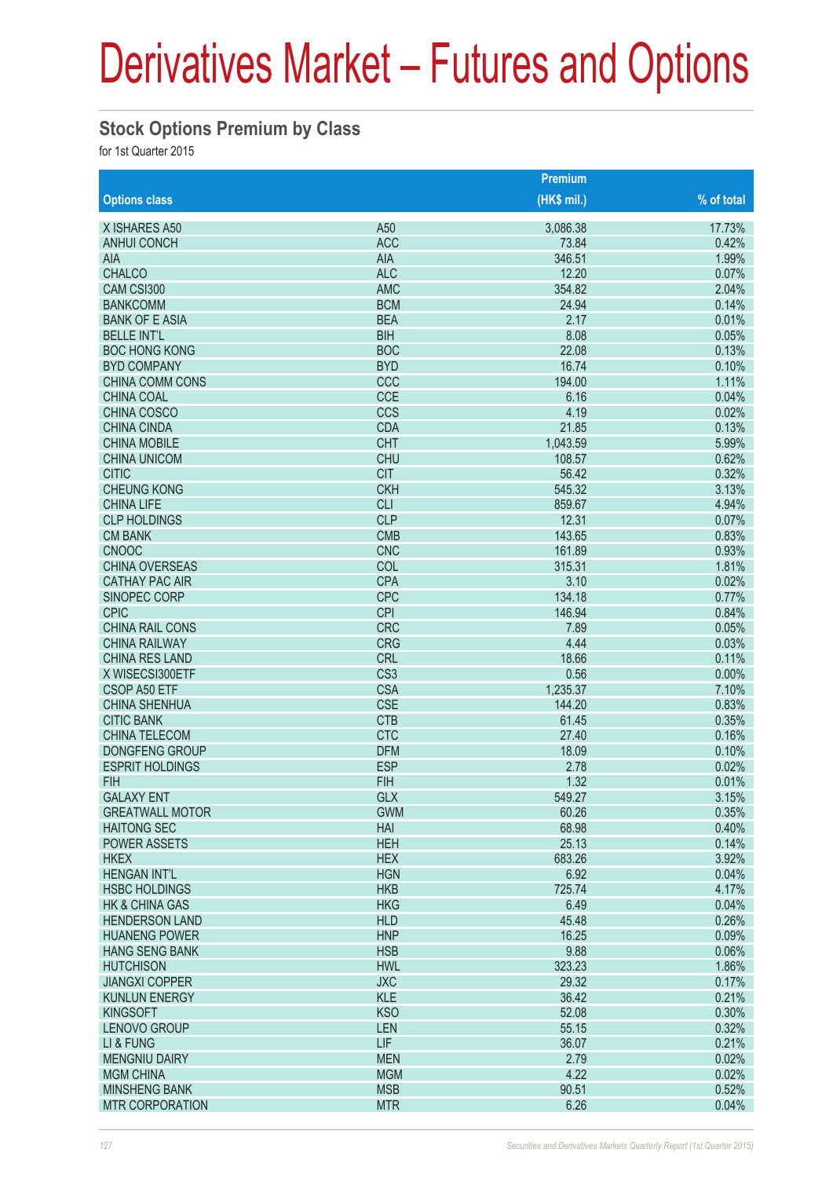# Derivatives Market – Futures and Options

## Stock Options Premium by Class

for 1st Quarter 2015

| Options class | | Premium (HK$ mil.) | % of total |
|---|---|---|---|
| X ISHARES A50 | A50 | 3,086.38 | 17.73% |
| ANHUI CONCH | ACC | 73.84 | 0.42% |
| AIA | AIA | 346.51 | 1.99% |
| CHALCO | ALC | 12.20 | 0.07% |
| CAM CSI300 | AMC | 354.82 | 2.04% |
| BANKCOMM | BCM | 24.94 | 0.14% |
| BANK OF E ASIA | BEA | 2.17 | 0.01% |
| BELLE INT'L | BIH | 8.08 | 0.05% |
| BOC HONG KONG | BOC | 22.08 | 0.13% |
| BYD COMPANY | BYD | 16.74 | 0.10% |
| CHINA COMM CONS | CCC | 194.00 | 1.11% |
| CHINA COAL | CCE | 6.16 | 0.04% |
| CHINA COSCO | CCS | 4.19 | 0.02% |
| CHINA CINDA | CDA | 21.85 | 0.13% |
| CHINA MOBILE | CHT | 1,043.59 | 5.99% |
| CHINA UNICOM | CHU | 108.57 | 0.62% |
| CITIC | CIT | 56.42 | 0.32% |
| CHEUNG KONG | CKH | 545.32 | 3.13% |
| CHINA LIFE | CLI | 859.67 | 4.94% |
| CLP HOLDINGS | CLP | 12.31 | 0.07% |
| CM BANK | CMB | 143.65 | 0.83% |
| CNOOC | CNC | 161.89 | 0.93% |
| CHINA OVERSEAS | COL | 315.31 | 1.81% |
| CATHAY PAC AIR | CPA | 3.10 | 0.02% |
| SINOPEC CORP | CPC | 134.18 | 0.77% |
| CPIC | CPI | 146.94 | 0.84% |
| CHINA RAIL CONS | CRC | 7.89 | 0.05% |
| CHINA RAILWAY | CRG | 4.44 | 0.03% |
| CHINA RES LAND | CRL | 18.66 | 0.11% |
| X WISECSI300ETF | CS3 | 0.56 | 0.00% |
| CSOP A50 ETF | CSA | 1,235.37 | 7.10% |
| CHINA SHENHUA | CSE | 144.20 | 0.83% |
| CITIC BANK | CTB | 61.45 | 0.35% |
| CHINA TELECOM | CTC | 27.40 | 0.16% |
| DONGFENG GROUP | DFM | 18.09 | 0.10% |
| ESPRIT HOLDINGS | ESP | 2.78 | 0.02% |
| FIH | FIH | 1.32 | 0.01% |
| GALAXY ENT | GLX | 549.27 | 3.15% |
| GREATWALL MOTOR | GWM | 60.26 | 0.35% |
| HAITONG SEC | HAI | 68.98 | 0.40% |
| POWER ASSETS | HEH | 25.13 | 0.14% |
| HKEX | HEX | 683.26 | 3.92% |
| HENGAN INT'L | HGN | 6.92 | 0.04% |
| HSBC HOLDINGS | HKB | 725.74 | 4.17% |
| HK & CHINA GAS | HKG | 6.49 | 0.04% |
| HENDERSON LAND | HLD | 45.48 | 0.26% |
| HUANENG POWER | HNP | 16.25 | 0.09% |
| HANG SENG BANK | HSB | 9.88 | 0.06% |
| HUTCHISON | HWL | 323.23 | 1.86% |
| JIANGXI COPPER | JXC | 29.32 | 0.17% |
| KUNLUN ENERGY | KLE | 36.42 | 0.21% |
| KINGSOFT | KSO | 52.08 | 0.30% |
| LENOVO GROUP | LEN | 55.15 | 0.32% |
| LI & FUNG | LIF | 36.07 | 0.21% |
| MENGNIU DAIRY | MEN | 2.79 | 0.02% |
| MGM CHINA | MGM | 4.22 | 0.02% |
| MINSHENG BANK | MSB | 90.51 | 0.52% |
| MTR CORPORATION | MTR | 6.26 | 0.04% |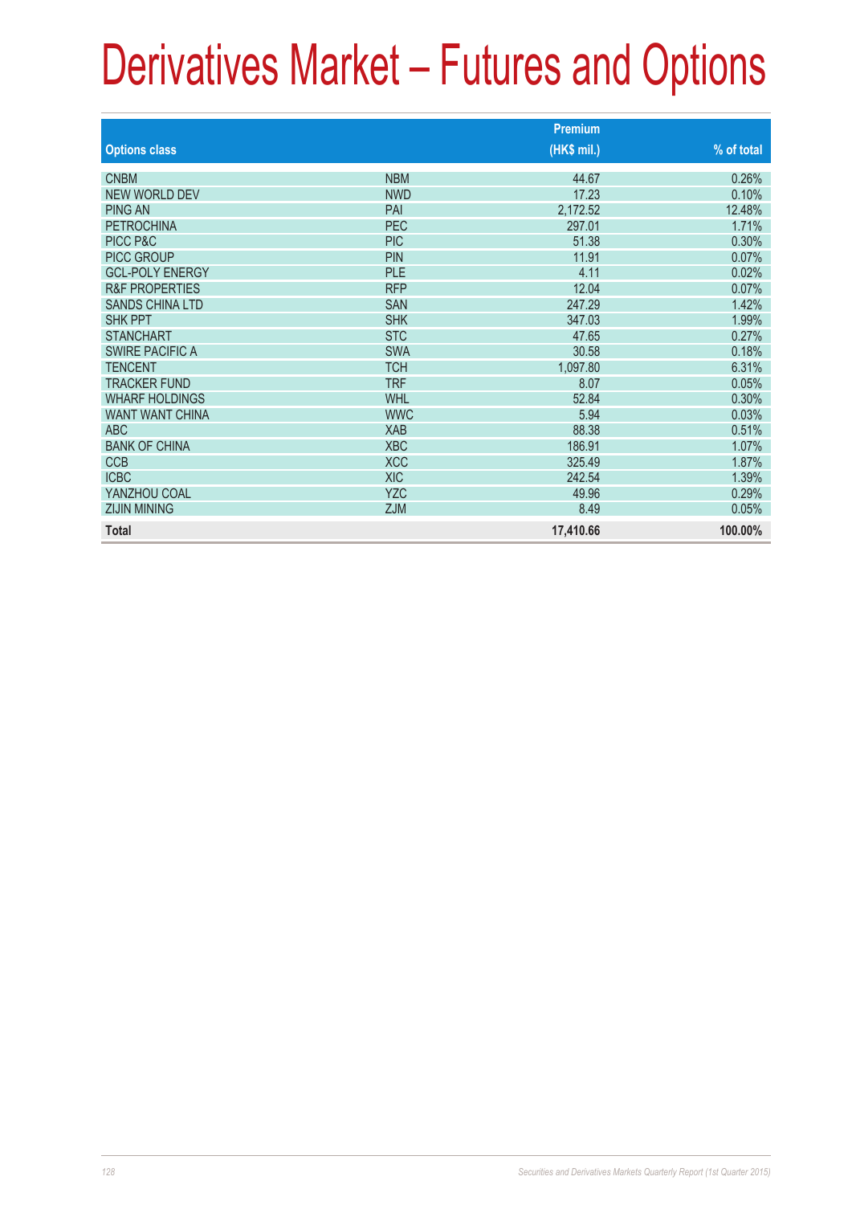# Derivatives Market – Futures and Options

| Options class | | Premium (HK$ mil.) | % of total |
|---|---|---|---|
| CNBM | NBM | 44.67 | 0.26% |
| NEW WORLD DEV | NWD | 17.23 | 0.10% |
| PING AN | PAI | 2,172.52 | 12.48% |
| PETROCHINA | PEC | 297.01 | 1.71% |
| PICC P&C | PIC | 51.38 | 0.30% |
| PICC GROUP | PIN | 11.91 | 0.07% |
| GCL-POLY ENERGY | PLE | 4.11 | 0.02% |
| R&F PROPERTIES | RFP | 12.04 | 0.07% |
| SANDS CHINA LTD | SAN | 247.29 | 1.42% |
| SHK PPT | SHK | 347.03 | 1.99% |
| STANCHART | STC | 47.65 | 0.27% |
| SWIRE PACIFIC A | SWA | 30.58 | 0.18% |
| TENCENT | TCH | 1,097.80 | 6.31% |
| TRACKER FUND | TRF | 8.07 | 0.05% |
| WHARF HOLDINGS | WHL | 52.84 | 0.30% |
| WANT WANT CHINA | WWC | 5.94 | 0.03% |
| ABC | XAB | 88.38 | 0.51% |
| BANK OF CHINA | XBC | 186.91 | 1.07% |
| CCB | XCC | 325.49 | 1.87% |
| ICBC | XIC | 242.54 | 1.39% |
| YANZHOU COAL | YZC | 49.96 | 0.29% |
| ZIJIN MINING | ZJM | 8.49 | 0.05% |
| **Total** | | **17,410.66** | **100.00%** |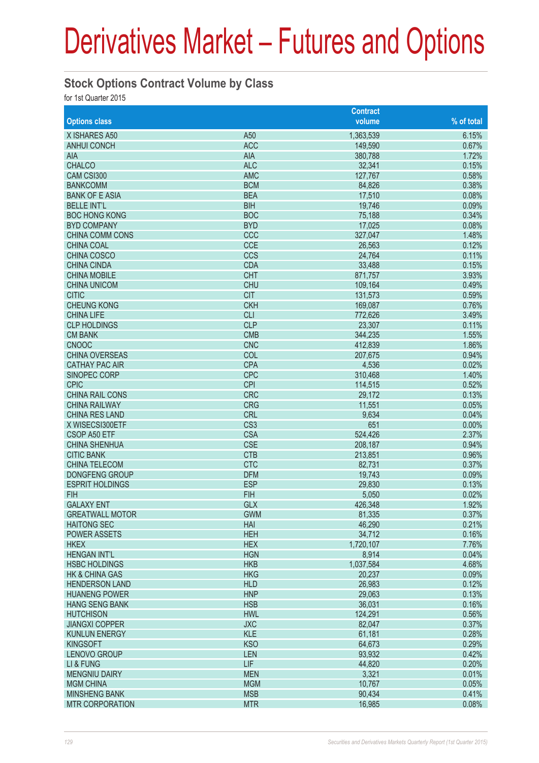# Derivatives Market – Futures and Options

## Stock Options Contract Volume by Class

for 1st Quarter 2015

| Options class | | Contract volume | % of total |
|---|---|---|---|
| X ISHARES A50 | A50 | 1,363,539 | 6.15% |
| ANHUI CONCH | ACC | 149,590 | 0.67% |
| AIA | AIA | 380,788 | 1.72% |
| CHALCO | ALC | 32,341 | 0.15% |
| CAM CSI300 | AMC | 127,767 | 0.58% |
| BANKCOMM | BCM | 84,826 | 0.38% |
| BANK OF E ASIA | BEA | 17,510 | 0.08% |
| BELLE INT'L | BIH | 19,746 | 0.09% |
| BOC HONG KONG | BOC | 75,188 | 0.34% |
| BYD COMPANY | BYD | 17,025 | 0.08% |
| CHINA COMM CONS | CCC | 327,047 | 1.48% |
| CHINA COAL | CCE | 26,563 | 0.12% |
| CHINA COSCO | CCS | 24,764 | 0.11% |
| CHINA CINDA | CDA | 33,488 | 0.15% |
| CHINA MOBILE | CHT | 871,757 | 3.93% |
| CHINA UNICOM | CHU | 109,164 | 0.49% |
| CITIC | CIT | 131,573 | 0.59% |
| CHEUNG KONG | CKH | 169,087 | 0.76% |
| CHINA LIFE | CLI | 772,626 | 3.49% |
| CLP HOLDINGS | CLP | 23,307 | 0.11% |
| CM BANK | CMB | 344,235 | 1.55% |
| CNOOC | CNC | 412,839 | 1.86% |
| CHINA OVERSEAS | COL | 207,675 | 0.94% |
| CATHAY PAC AIR | CPA | 4,536 | 0.02% |
| SINOPEC CORP | CPC | 310,468 | 1.40% |
| CPIC | CPI | 114,515 | 0.52% |
| CHINA RAIL CONS | CRC | 29,172 | 0.13% |
| CHINA RAILWAY | CRG | 11,551 | 0.05% |
| CHINA RES LAND | CRL | 9,634 | 0.04% |
| X WISECSI300ETF | CS3 | 651 | 0.00% |
| CSOP A50 ETF | CSA | 524,426 | 2.37% |
| CHINA SHENHUA | CSE | 208,187 | 0.94% |
| CITIC BANK | CTB | 213,851 | 0.96% |
| CHINA TELECOM | CTC | 82,731 | 0.37% |
| DONGFENG GROUP | DFM | 19,743 | 0.09% |
| ESPRIT HOLDINGS | ESP | 29,830 | 0.13% |
| FIH | FIH | 5,050 | 0.02% |
| GALAXY ENT | GLX | 426,348 | 1.92% |
| GREATWALL MOTOR | GWM | 81,335 | 0.37% |
| HAITONG SEC | HAI | 46,290 | 0.21% |
| POWER ASSETS | HEH | 34,712 | 0.16% |
| HKEX | HEX | 1,720,107 | 7.76% |
| HENGAN INT'L | HGN | 8,914 | 0.04% |
| HSBC HOLDINGS | HKB | 1,037,584 | 4.68% |
| HK & CHINA GAS | HKG | 20,237 | 0.09% |
| HENDERSON LAND | HLD | 26,983 | 0.12% |
| HUANENG POWER | HNP | 29,063 | 0.13% |
| HANG SENG BANK | HSB | 36,031 | 0.16% |
| HUTCHISON | HWL | 124,291 | 0.56% |
| JIANGXI COPPER | JXC | 82,047 | 0.37% |
| KUNLUN ENERGY | KLE | 61,181 | 0.28% |
| KINGSOFT | KSO | 64,673 | 0.29% |
| LENOVO GROUP | LEN | 93,932 | 0.42% |
| LI & FUNG | LIF | 44,820 | 0.20% |
| MENGNIU DAIRY | MEN | 3,321 | 0.01% |
| MGM CHINA | MGM | 10,767 | 0.05% |
| MINSHENG BANK | MSB | 90,434 | 0.41% |
| MTR CORPORATION | MTR | 16,985 | 0.08% |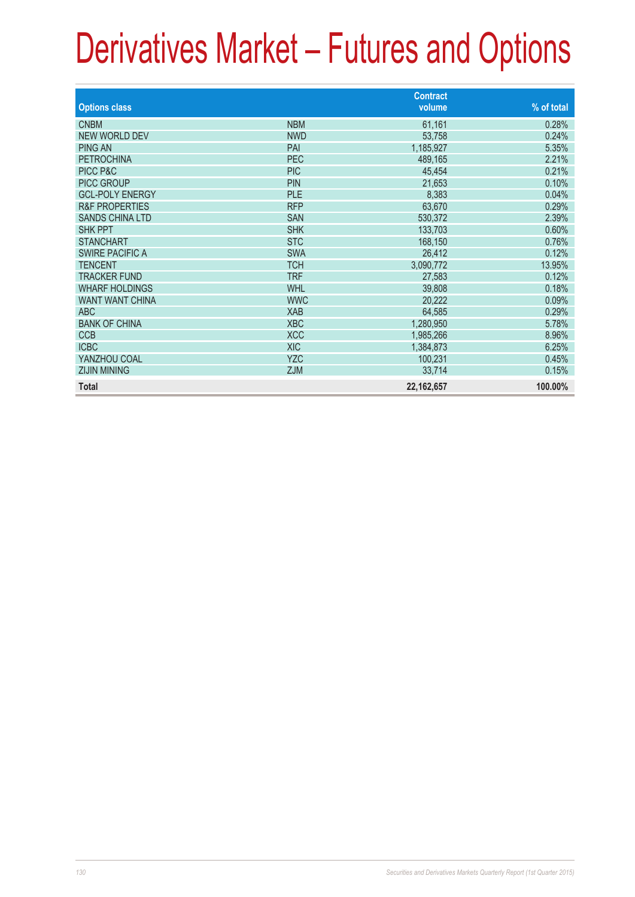# Derivatives Market – Futures and Options

| Options class | | Contract volume | % of total |
|---|---|---|---|
| CNBM | NBM | 61,161 | 0.28% |
| NEW WORLD DEV | NWD | 53,758 | 0.24% |
| PING AN | PAI | 1,185,927 | 5.35% |
| PETROCHINA | PEC | 489,165 | 2.21% |
| PICC P&C | PIC | 45,454 | 0.21% |
| PICC GROUP | PIN | 21,653 | 0.10% |
| GCL-POLY ENERGY | PLE | 8,383 | 0.04% |
| R&F PROPERTIES | RFP | 63,670 | 0.29% |
| SANDS CHINA LTD | SAN | 530,372 | 2.39% |
| SHK PPT | SHK | 133,703 | 0.60% |
| STANCHART | STC | 168,150 | 0.76% |
| SWIRE PACIFIC A | SWA | 26,412 | 0.12% |
| TENCENT | TCH | 3,090,772 | 13.95% |
| TRACKER FUND | TRF | 27,583 | 0.12% |
| WHARF HOLDINGS | WHL | 39,808 | 0.18% |
| WANT WANT CHINA | WWC | 20,222 | 0.09% |
| ABC | XAB | 64,585 | 0.29% |
| BANK OF CHINA | XBC | 1,280,950 | 5.78% |
| CCB | XCC | 1,985,266 | 8.96% |
| ICBC | XIC | 1,384,873 | 6.25% |
| YANZHOU COAL | YZC | 100,231 | 0.45% |
| ZIJIN MINING | ZJM | 33,714 | 0.15% |
| **Total** | | **22,162,657** | **100.00%** |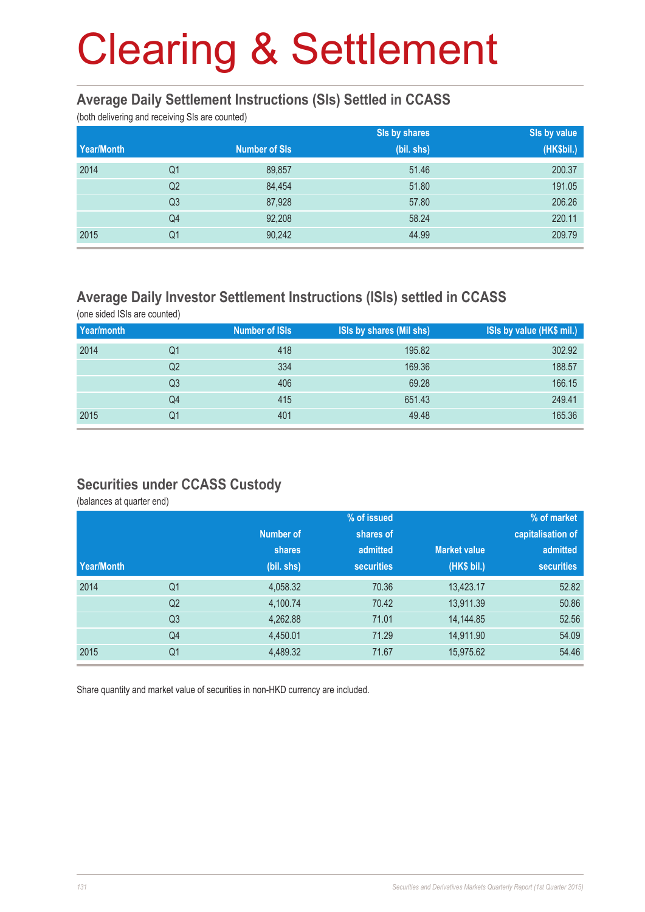# Clearing & Settlement

## Average Daily Settlement Instructions (SIs) Settled in CCASS

(both delivering and receiving SIs are counted)

| Year/Month | | Number of SIs | SIs by shares (bil. shs) | SIs by value (HK$bil.) |
|---|---|---|---|---|
| 2014 | Q1 | 89,857 | 51.46 | 200.37 |
| | Q2 | 84,454 | 51.80 | 191.05 |
| | Q3 | 87,928 | 57.80 | 206.26 |
| | Q4 | 92,208 | 58.24 | 220.11 |
| 2015 | Q1 | 90,242 | 44.99 | 209.79 |

## Average Daily Investor Settlement Instructions (ISIs) settled in CCASS

(one sided ISIs are counted)

| Year/month | | Number of ISIs | ISIs by shares (Mil shs) | ISIs by value (HK$ mil.) |
|---|---|---|---|---|
| 2014 | Q1 | 418 | 195.82 | 302.92 |
| | Q2 | 334 | 169.36 | 188.57 |
| | Q3 | 406 | 69.28 | 166.15 |
| | Q4 | 415 | 651.43 | 249.41 |
| 2015 | Q1 | 401 | 49.48 | 165.36 |

## Securities under CCASS Custody

(balances at quarter end)

| Year/Month | | Number of shares (bil. shs) | % of issued shares of admitted securities | Market value (HK$ bil.) | % of market capitalisation of admitted securities |
|---|---|---|---|---|---|
| 2014 | Q1 | 4,058.32 | 70.36 | 13,423.17 | 52.82 |
| | Q2 | 4,100.74 | 70.42 | 13,911.39 | 50.86 |
| | Q3 | 4,262.88 | 71.01 | 14,144.85 | 52.56 |
| | Q4 | 4,450.01 | 71.29 | 14,911.90 | 54.09 |
| 2015 | Q1 | 4,489.32 | 71.67 | 15,975.62 | 54.46 |

Share quantity and market value of securities in non-HKD currency are included.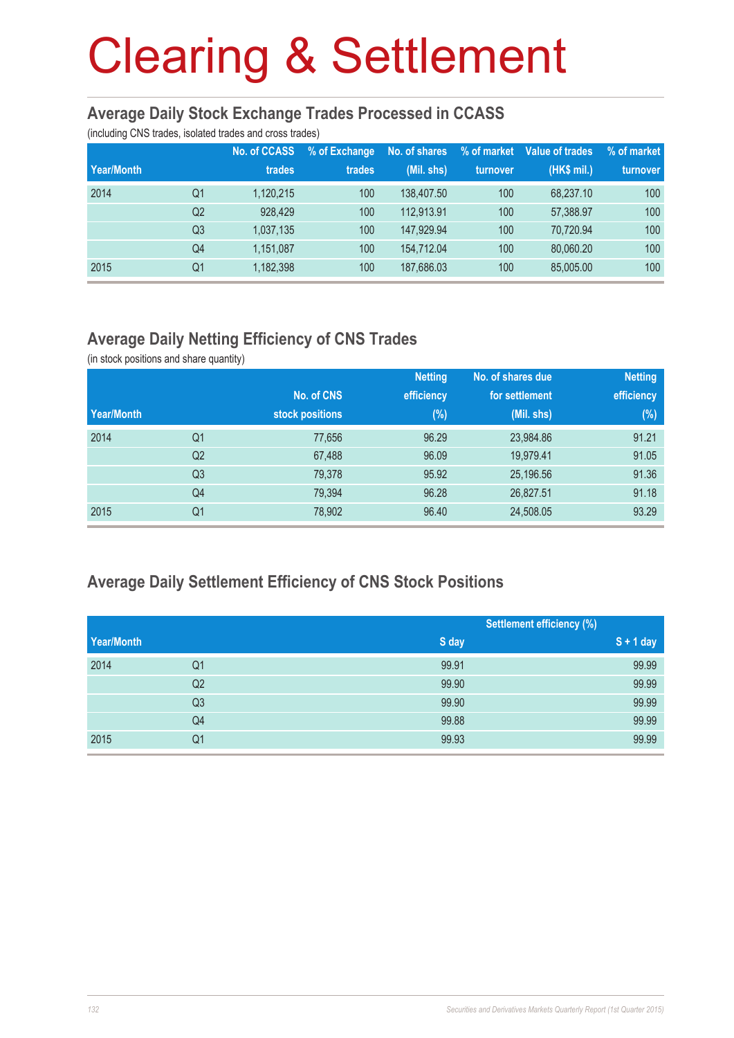# Clearing & Settlement

## Average Daily Stock Exchange Trades Processed in CCASS

(including CNS trades, isolated trades and cross trades)

| Year/Month | | No. of CCASS trades | % of Exchange trades | No. of shares (Mil. shs) | % of market turnover | Value of trades (HK$ mil.) | % of market turnover |
|---|---|---|---|---|---|---|---|
| 2014 | Q1 | 1,120,215 | 100 | 138,407.50 | 100 | 68,237.10 | 100 |
| | Q2 | 928,429 | 100 | 112,913.91 | 100 | 57,388.97 | 100 |
| | Q3 | 1,037,135 | 100 | 147,929.94 | 100 | 70,720.94 | 100 |
| | Q4 | 1,151,087 | 100 | 154,712.04 | 100 | 80,060.20 | 100 |
| 2015 | Q1 | 1,182,398 | 100 | 187,686.03 | 100 | 85,005.00 | 100 |

## Average Daily Netting Efficiency of CNS Trades

(in stock positions and share quantity)

| Year/Month | | No. of CNS stock positions | Netting efficiency (%) | No. of shares due for settlement (Mil. shs) | Netting efficiency (%) |
|---|---|---|---|---|---|
| 2014 | Q1 | 77,656 | 96.29 | 23,984.86 | 91.21 |
| | Q2 | 67,488 | 96.09 | 19,979.41 | 91.05 |
| | Q3 | 79,378 | 95.92 | 25,196.56 | 91.36 |
| | Q4 | 79,394 | 96.28 | 26,827.51 | 91.18 |
| 2015 | Q1 | 78,902 | 96.40 | 24,508.05 | 93.29 |

## Average Daily Settlement Efficiency of CNS Stock Positions

| | | Settlement efficiency (%) | |
|---|---|---|---|
| Year/Month | | S day | S + 1 day |
| 2014 | Q1 | 99.91 | 99.99 |
| | Q2 | 99.90 | 99.99 |
| | Q3 | 99.90 | 99.99 |
| | Q4 | 99.88 | 99.99 |
| 2015 | Q1 | 99.93 | 99.99 |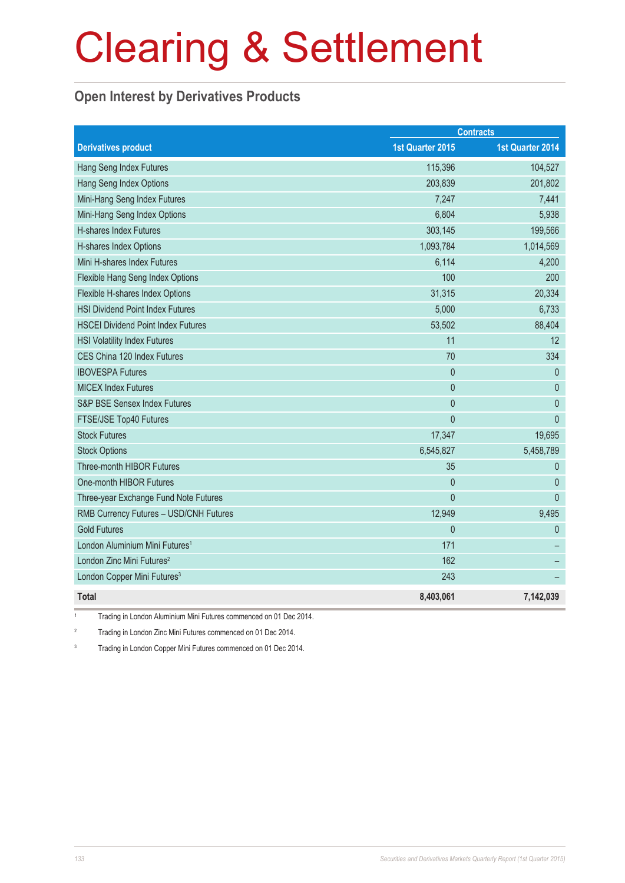# Clearing & Settlement

## Open Interest by Derivatives Products

| Derivatives product | Contracts | |
|---|---|---|
| | 1st Quarter 2015 | 1st Quarter 2014 |
| Hang Seng Index Futures | 115,396 | 104,527 |
| Hang Seng Index Options | 203,839 | 201,802 |
| Mini-Hang Seng Index Futures | 7,247 | 7,441 |
| Mini-Hang Seng Index Options | 6,804 | 5,938 |
| H-shares Index Futures | 303,145 | 199,566 |
| H-shares Index Options | 1,093,784 | 1,014,569 |
| Mini H-shares Index Futures | 6,114 | 4,200 |
| Flexible Hang Seng Index Options | 100 | 200 |
| Flexible H-shares Index Options | 31,315 | 20,334 |
| HSI Dividend Point Index Futures | 5,000 | 6,733 |
| HSCEI Dividend Point Index Futures | 53,502 | 88,404 |
| HSI Volatility Index Futures | 11 | 12 |
| CES China 120 Index Futures | 70 | 334 |
| IBOVESPA Futures | 0 | 0 |
| MICEX Index Futures | 0 | 0 |
| S&P BSE Sensex Index Futures | 0 | 0 |
| FTSE/JSE Top40 Futures | 0 | 0 |
| Stock Futures | 17,347 | 19,695 |
| Stock Options | 6,545,827 | 5,458,789 |
| Three-month HIBOR Futures | 35 | 0 |
| One-month HIBOR Futures | 0 | 0 |
| Three-year Exchange Fund Note Futures | 0 | 0 |
| RMB Currency Futures – USD/CNH Futures | 12,949 | 9,495 |
| Gold Futures | 0 | 0 |
| London Aluminium Mini Futures[1] | 171 | – |
| London Zinc Mini Futures[2] | 162 | – |
| London Copper Mini Futures[3] | 243 | – |
| **Total** | **8,403,061** | **7,142,039** |

[1] Trading in London Aluminium Mini Futures commenced on 01 Dec 2014.

[2] Trading in London Zinc Mini Futures commenced on 01 Dec 2014.

[3] Trading in London Copper Mini Futures commenced on 01 Dec 2014.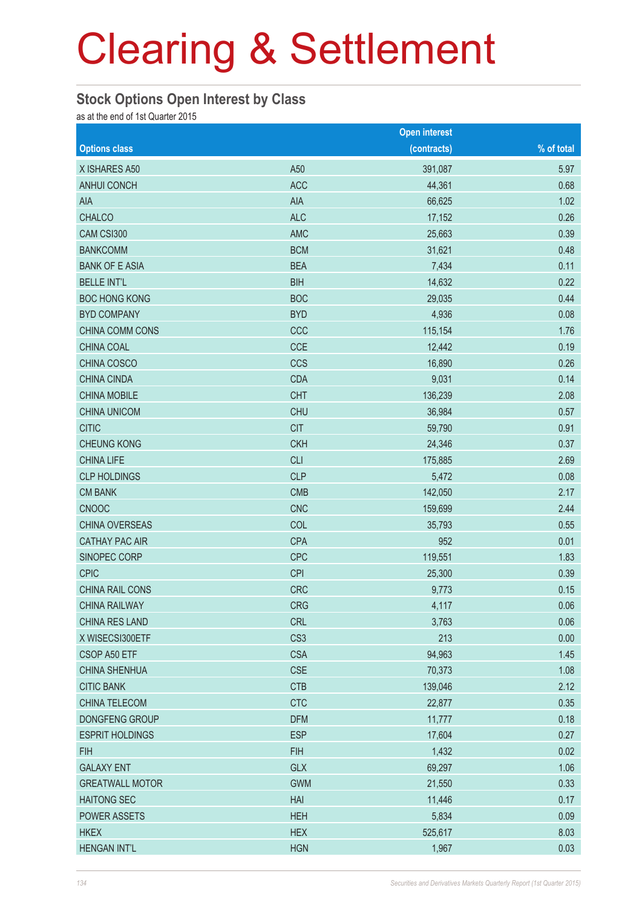# Clearing & Settlement

## Stock Options Open Interest by Class

as at the end of 1st Quarter 2015

| Options class | | Open interest (contracts) | % of total |
|---|---|---|---|
| X ISHARES A50 | A50 | 391,087 | 5.97 |
| ANHUI CONCH | ACC | 44,361 | 0.68 |
| AIA | AIA | 66,625 | 1.02 |
| CHALCO | ALC | 17,152 | 0.26 |
| CAM CSI300 | AMC | 25,663 | 0.39 |
| BANKCOMM | BCM | 31,621 | 0.48 |
| BANK OF E ASIA | BEA | 7,434 | 0.11 |
| BELLE INT'L | BIH | 14,632 | 0.22 |
| BOC HONG KONG | BOC | 29,035 | 0.44 |
| BYD COMPANY | BYD | 4,936 | 0.08 |
| CHINA COMM CONS | CCC | 115,154 | 1.76 |
| CHINA COAL | CCE | 12,442 | 0.19 |
| CHINA COSCO | CCS | 16,890 | 0.26 |
| CHINA CINDA | CDA | 9,031 | 0.14 |
| CHINA MOBILE | CHT | 136,239 | 2.08 |
| CHINA UNICOM | CHU | 36,984 | 0.57 |
| CITIC | CIT | 59,790 | 0.91 |
| CHEUNG KONG | CKH | 24,346 | 0.37 |
| CHINA LIFE | CLI | 175,885 | 2.69 |
| CLP HOLDINGS | CLP | 5,472 | 0.08 |
| CM BANK | CMB | 142,050 | 2.17 |
| CNOOC | CNC | 159,699 | 2.44 |
| CHINA OVERSEAS | COL | 35,793 | 0.55 |
| CATHAY PAC AIR | CPA | 952 | 0.01 |
| SINOPEC CORP | CPC | 119,551 | 1.83 |
| CPIC | CPI | 25,300 | 0.39 |
| CHINA RAIL CONS | CRC | 9,773 | 0.15 |
| CHINA RAILWAY | CRG | 4,117 | 0.06 |
| CHINA RES LAND | CRL | 3,763 | 0.06 |
| X WISECSI300ETF | CS3 | 213 | 0.00 |
| CSOP A50 ETF | CSA | 94,963 | 1.45 |
| CHINA SHENHUA | CSE | 70,373 | 1.08 |
| CITIC BANK | CTB | 139,046 | 2.12 |
| CHINA TELECOM | CTC | 22,877 | 0.35 |
| DONGFENG GROUP | DFM | 11,777 | 0.18 |
| ESPRIT HOLDINGS | ESP | 17,604 | 0.27 |
| FIH | FIH | 1,432 | 0.02 |
| GALAXY ENT | GLX | 69,297 | 1.06 |
| GREATWALL MOTOR | GWM | 21,550 | 0.33 |
| HAITONG SEC | HAI | 11,446 | 0.17 |
| POWER ASSETS | HEH | 5,834 | 0.09 |
| HKEX | HEX | 525,617 | 8.03 |
| HENGAN INT'L | HGN | 1,967 | 0.03 |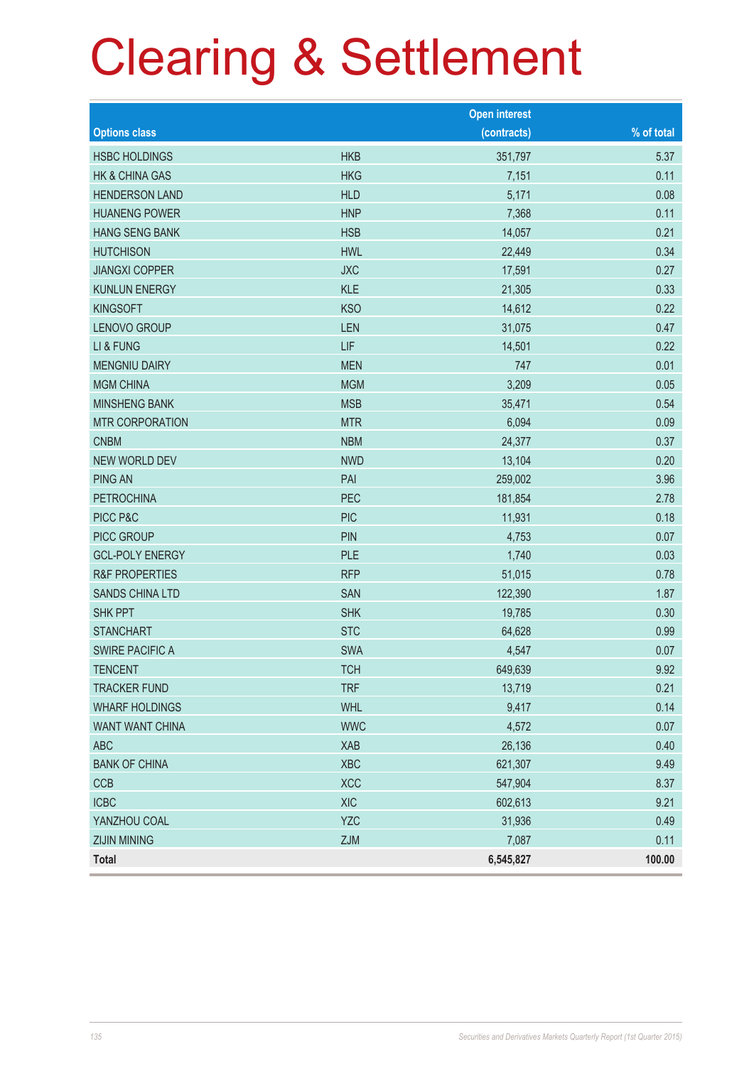# Clearing & Settlement

| Options class | | Open interest (contracts) | % of total |
|---|---|---|---|
| HSBC HOLDINGS | HKB | 351,797 | 5.37 |
| HK & CHINA GAS | HKG | 7,151 | 0.11 |
| HENDERSON LAND | HLD | 5,171 | 0.08 |
| HUANENG POWER | HNP | 7,368 | 0.11 |
| HANG SENG BANK | HSB | 14,057 | 0.21 |
| HUTCHISON | HWL | 22,449 | 0.34 |
| JIANGXI COPPER | JXC | 17,591 | 0.27 |
| KUNLUN ENERGY | KLE | 21,305 | 0.33 |
| KINGSOFT | KSO | 14,612 | 0.22 |
| LENOVO GROUP | LEN | 31,075 | 0.47 |
| LI & FUNG | LIF | 14,501 | 0.22 |
| MENGNIU DAIRY | MEN | 747 | 0.01 |
| MGM CHINA | MGM | 3,209 | 0.05 |
| MINSHENG BANK | MSB | 35,471 | 0.54 |
| MTR CORPORATION | MTR | 6,094 | 0.09 |
| CNBM | NBM | 24,377 | 0.37 |
| NEW WORLD DEV | NWD | 13,104 | 0.20 |
| PING AN | PAI | 259,002 | 3.96 |
| PETROCHINA | PEC | 181,854 | 2.78 |
| PICC P&C | PIC | 11,931 | 0.18 |
| PICC GROUP | PIN | 4,753 | 0.07 |
| GCL-POLY ENERGY | PLE | 1,740 | 0.03 |
| R&F PROPERTIES | RFP | 51,015 | 0.78 |
| SANDS CHINA LTD | SAN | 122,390 | 1.87 |
| SHK PPT | SHK | 19,785 | 0.30 |
| STANCHART | STC | 64,628 | 0.99 |
| SWIRE PACIFIC A | SWA | 4,547 | 0.07 |
| TENCENT | TCH | 649,639 | 9.92 |
| TRACKER FUND | TRF | 13,719 | 0.21 |
| WHARF HOLDINGS | WHL | 9,417 | 0.14 |
| WANT WANT CHINA | WWC | 4,572 | 0.07 |
| ABC | XAB | 26,136 | 0.40 |
| BANK OF CHINA | XBC | 621,307 | 9.49 |
| CCB | XCC | 547,904 | 8.37 |
| ICBC | XIC | 602,613 | 9.21 |
| YANZHOU COAL | YZC | 31,936 | 0.49 |
| ZIJIN MINING | ZJM | 7,087 | 0.11 |
| **Total** | | **6,545,827** | **100.00** |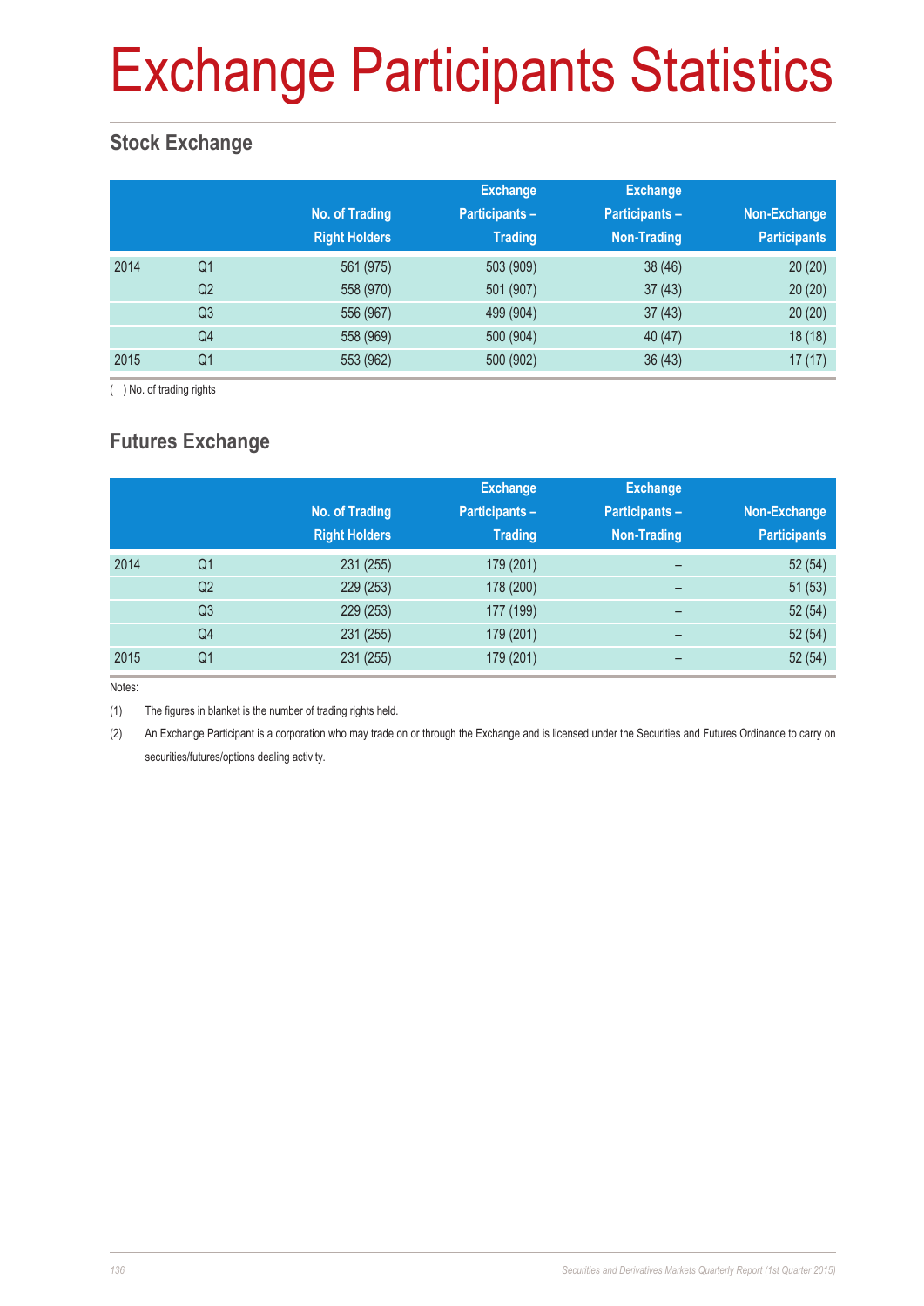# Exchange Participants Statistics

## Stock Exchange

| | | No. of Trading Right Holders | Exchange Participants – Trading | Exchange Participants – Non-Trading | Non-Exchange Participants |
|---|---|---|---|---|---|
| 2014 | Q1 | 561 (975) | 503 (909) | 38 (46) | 20 (20) |
| | Q2 | 558 (970) | 501 (907) | 37 (43) | 20 (20) |
| | Q3 | 556 (967) | 499 (904) | 37 (43) | 20 (20) |
| | Q4 | 558 (969) | 500 (904) | 40 (47) | 18 (18) |
| 2015 | Q1 | 553 (962) | 500 (902) | 36 (43) | 17 (17) |

( ) No. of trading rights

## Futures Exchange

| | | No. of Trading Right Holders | Exchange Participants – Trading | Exchange Participants – Non-Trading | Non-Exchange Participants |
|---|---|---|---|---|---|
| 2014 | Q1 | 231 (255) | 179 (201) | – | 52 (54) |
| | Q2 | 229 (253) | 178 (200) | – | 51 (53) |
| | Q3 | 229 (253) | 177 (199) | – | 52 (54) |
| | Q4 | 231 (255) | 179 (201) | – | 52 (54) |
| 2015 | Q1 | 231 (255) | 179 (201) | – | 52 (54) |

Notes:

(1) The figures in blanket is the number of trading rights held.

(2) An Exchange Participant is a corporation who may trade on or through the Exchange and is licensed under the Securities and Futures Ordinance to carry on securities/futures/options dealing activity.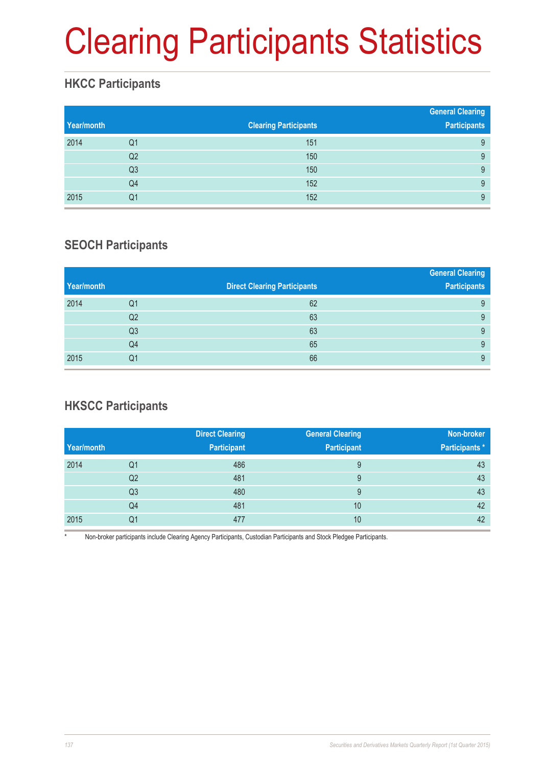# Clearing Participants Statistics

## HKCC Participants

| Year/month | | Clearing Participants | General Clearing Participants |
|---|---|---|---|
| 2014 | Q1 | 151 | 9 |
| | Q2 | 150 | 9 |
| | Q3 | 150 | 9 |
| | Q4 | 152 | 9 |
| 2015 | Q1 | 152 | 9 |

## SEOCH Participants

| Year/month | | Direct Clearing Participants | General Clearing Participants |
|---|---|---|---|
| 2014 | Q1 | 62 | 9 |
| | Q2 | 63 | 9 |
| | Q3 | 63 | 9 |
| | Q4 | 65 | 9 |
| 2015 | Q1 | 66 | 9 |

## HKSCC Participants

| Year/month | | Direct Clearing Participant | General Clearing Participant | Non-broker Participants * |
|---|---|---|---|---|
| 2014 | Q1 | 486 | 9 | 43 |
| | Q2 | 481 | 9 | 43 |
| | Q3 | 480 | 9 | 43 |
| | Q4 | 481 | 10 | 42 |
| 2015 | Q1 | 477 | 10 | 42 |

\* Non-broker participants include Clearing Agency Participants, Custodian Participants and Stock Pledgee Participants.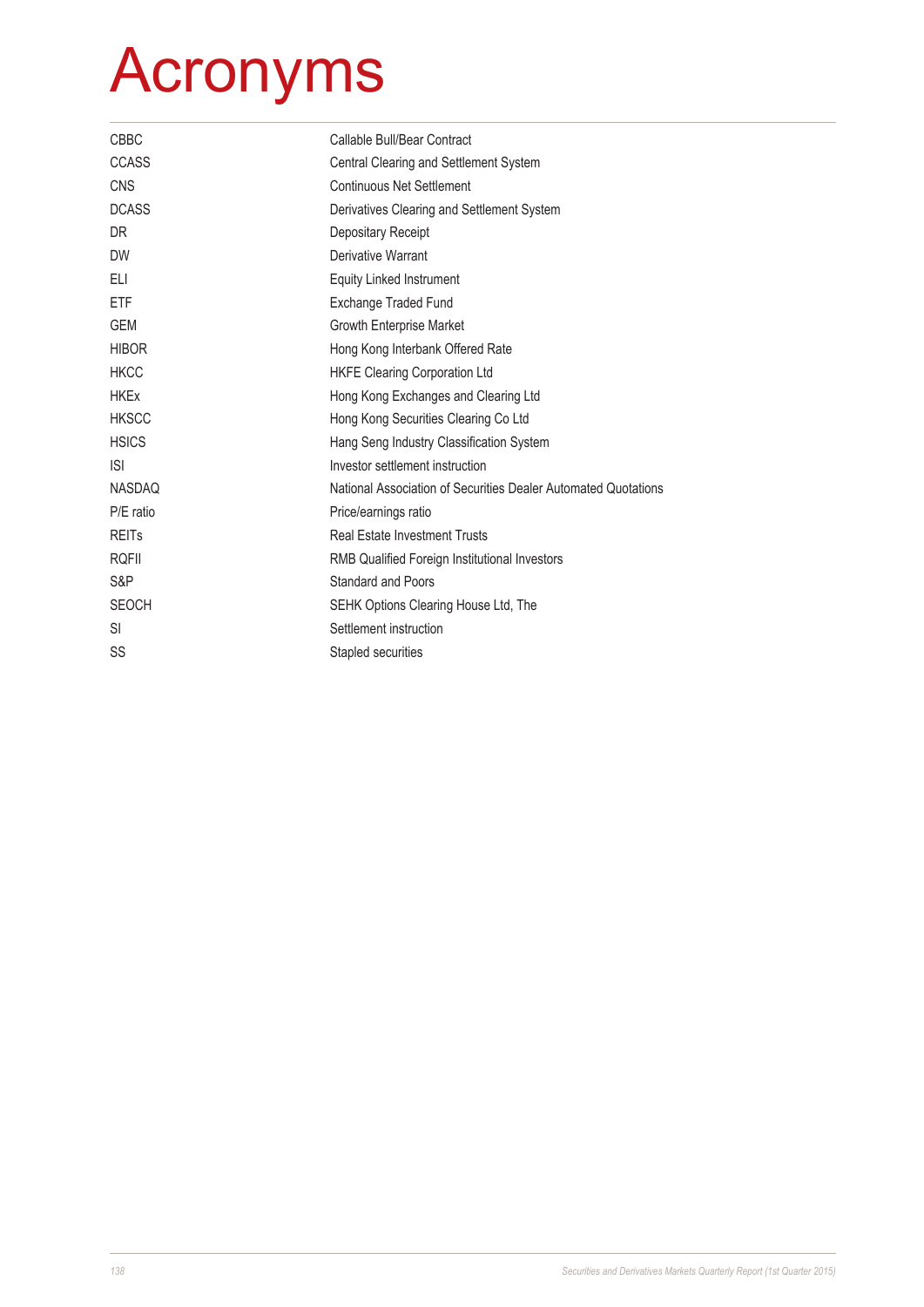# Acronyms

| | |
|---|---|
| CBBC | Callable Bull/Bear Contract |
| CCASS | Central Clearing and Settlement System |
| CNS | Continuous Net Settlement |
| DCASS | Derivatives Clearing and Settlement System |
| DR | Depositary Receipt |
| DW | Derivative Warrant |
| ELI | Equity Linked Instrument |
| ETF | Exchange Traded Fund |
| GEM | Growth Enterprise Market |
| HIBOR | Hong Kong Interbank Offered Rate |
| HKCC | HKFE Clearing Corporation Ltd |
| HKEx | Hong Kong Exchanges and Clearing Ltd |
| HKSCC | Hong Kong Securities Clearing Co Ltd |
| HSICS | Hang Seng Industry Classification System |
| ISI | Investor settlement instruction |
| NASDAQ | National Association of Securities Dealer Automated Quotations |
| P/E ratio | Price/earnings ratio |
| REITs | Real Estate Investment Trusts |
| RQFII | RMB Qualified Foreign Institutional Investors |
| S&P | Standard and Poors |
| SEOCH | SEHK Options Clearing House Ltd, The |
| SI | Settlement instruction |
| SS | Stapled securities |